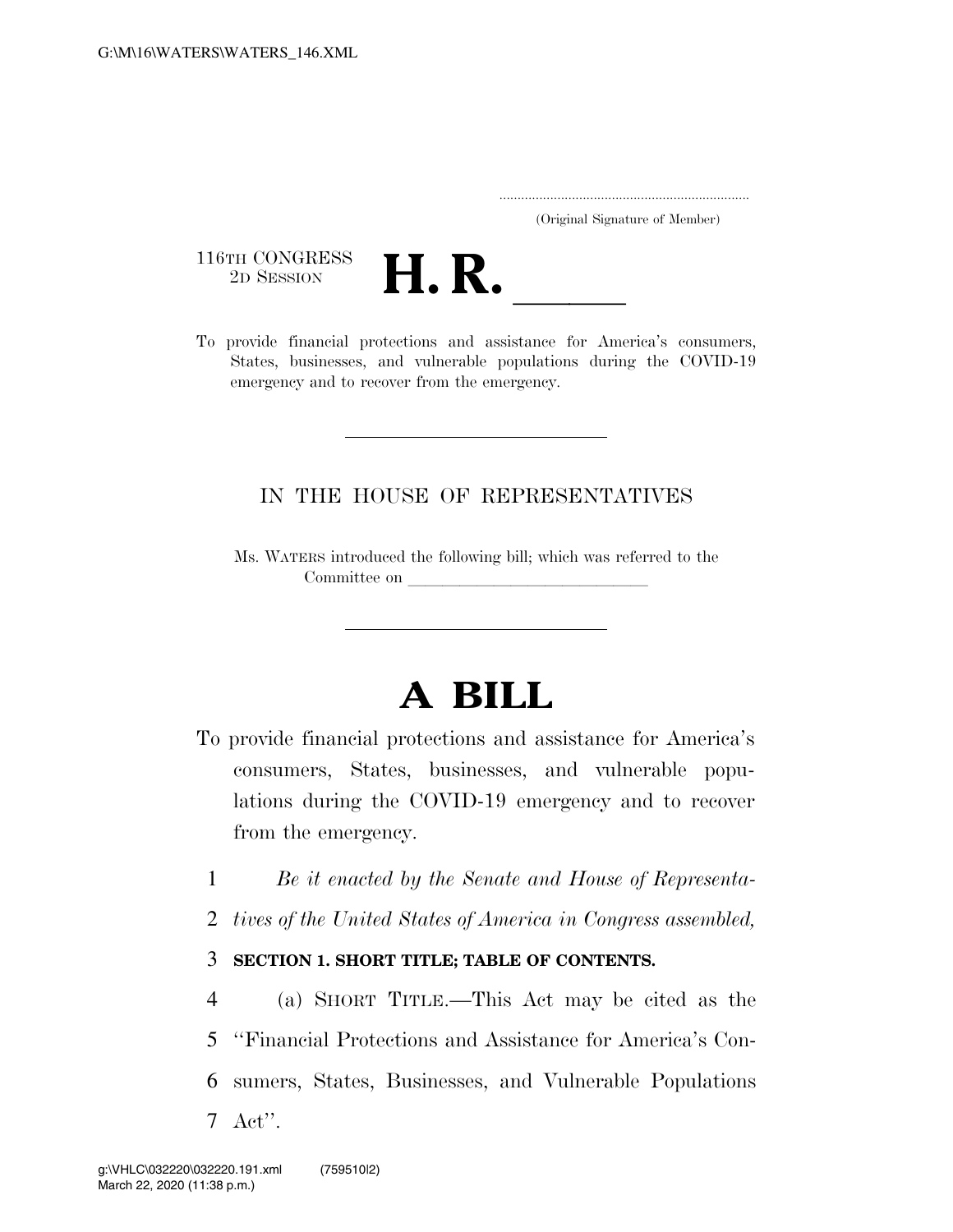(Original Signature of Member)

116TH CONGRESS
2D SESSION

# H. R. ____

To provide financial protections and assistance for America's consumers, States, businesses, and vulnerable populations during the COVID-19 emergency and to recover from the emergency.

---

IN THE HOUSE OF REPRESENTATIVES

Ms. WATERS introduced the following bill; which was referred to the Committee on ______________________________

---

# A BILL

To provide financial protections and assistance for America's consumers, States, businesses, and vulnerable populations during the COVID-19 emergency and to recover from the emergency.

1 *Be it enacted by the Senate and House of Representa-*
2 *tives of the United States of America in Congress assembled,*

3 **SECTION 1. SHORT TITLE; TABLE OF CONTENTS.**

4 (a) SHORT TITLE.—This Act may be cited as the
5 ''Financial Protections and Assistance for America's Con-
6 sumers, States, Businesses, and Vulnerable Populations
7 Act''.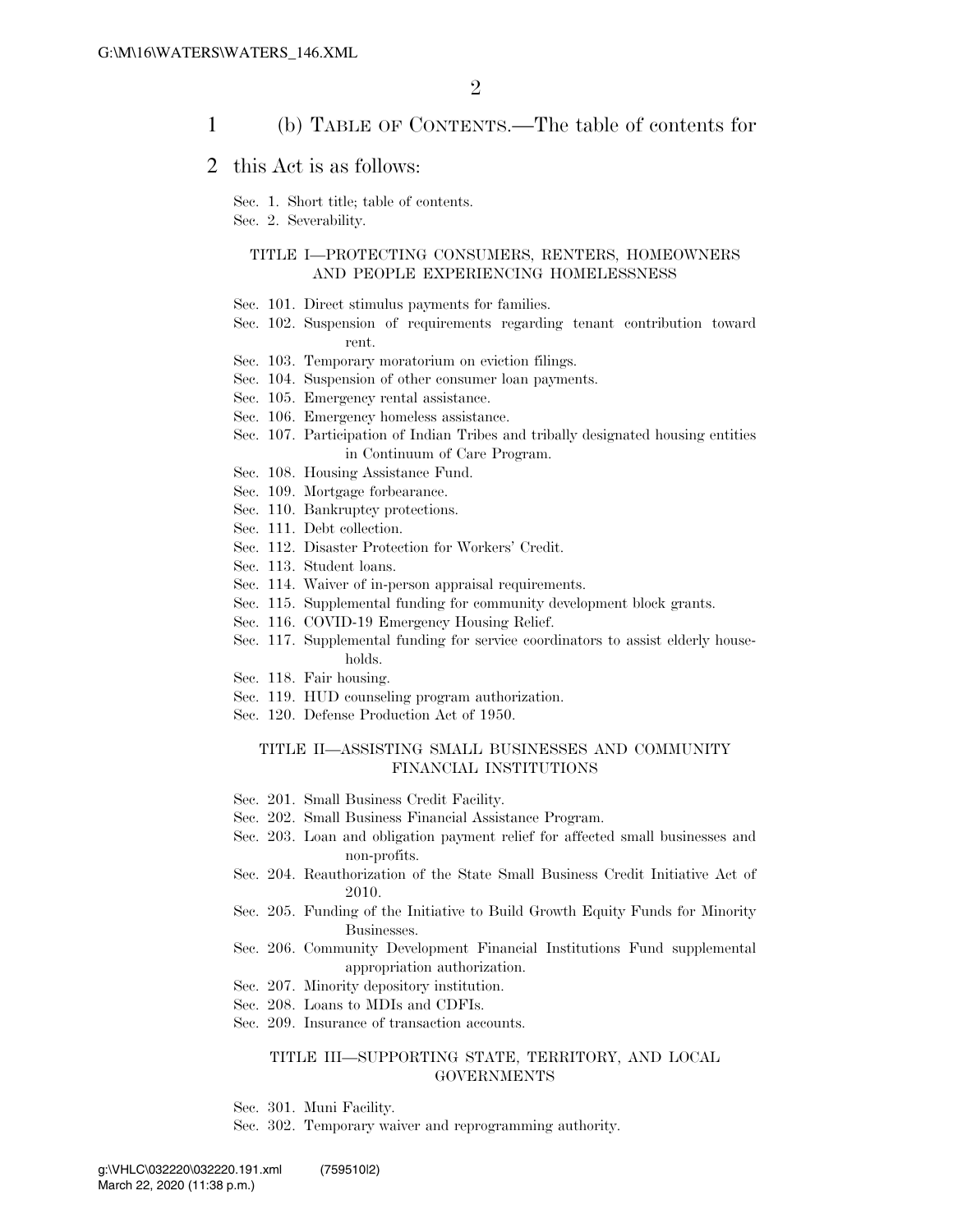(b) TABLE OF CONTENTS.—The table of contents for this Act is as follows:

Sec. 1. Short title; table of contents.
Sec. 2. Severability.

TITLE I—PROTECTING CONSUMERS, RENTERS, HOMEOWNERS AND PEOPLE EXPERIENCING HOMELESSNESS

Sec. 101. Direct stimulus payments for families.
Sec. 102. Suspension of requirements regarding tenant contribution toward rent.
Sec. 103. Temporary moratorium on eviction filings.
Sec. 104. Suspension of other consumer loan payments.
Sec. 105. Emergency rental assistance.
Sec. 106. Emergency homeless assistance.
Sec. 107. Participation of Indian Tribes and tribally designated housing entities in Continuum of Care Program.
Sec. 108. Housing Assistance Fund.
Sec. 109. Mortgage forbearance.
Sec. 110. Bankruptcy protections.
Sec. 111. Debt collection.
Sec. 112. Disaster Protection for Workers' Credit.
Sec. 113. Student loans.
Sec. 114. Waiver of in-person appraisal requirements.
Sec. 115. Supplemental funding for community development block grants.
Sec. 116. COVID-19 Emergency Housing Relief.
Sec. 117. Supplemental funding for service coordinators to assist elderly households.
Sec. 118. Fair housing.
Sec. 119. HUD counseling program authorization.
Sec. 120. Defense Production Act of 1950.

TITLE II—ASSISTING SMALL BUSINESSES AND COMMUNITY FINANCIAL INSTITUTIONS

Sec. 201. Small Business Credit Facility.
Sec. 202. Small Business Financial Assistance Program.
Sec. 203. Loan and obligation payment relief for affected small businesses and non-profits.
Sec. 204. Reauthorization of the State Small Business Credit Initiative Act of 2010.
Sec. 205. Funding of the Initiative to Build Growth Equity Funds for Minority Businesses.
Sec. 206. Community Development Financial Institutions Fund supplemental appropriation authorization.
Sec. 207. Minority depository institution.
Sec. 208. Loans to MDIs and CDFIs.
Sec. 209. Insurance of transaction accounts.

TITLE III—SUPPORTING STATE, TERRITORY, AND LOCAL GOVERNMENTS

Sec. 301. Muni Facility.
Sec. 302. Temporary waiver and reprogramming authority.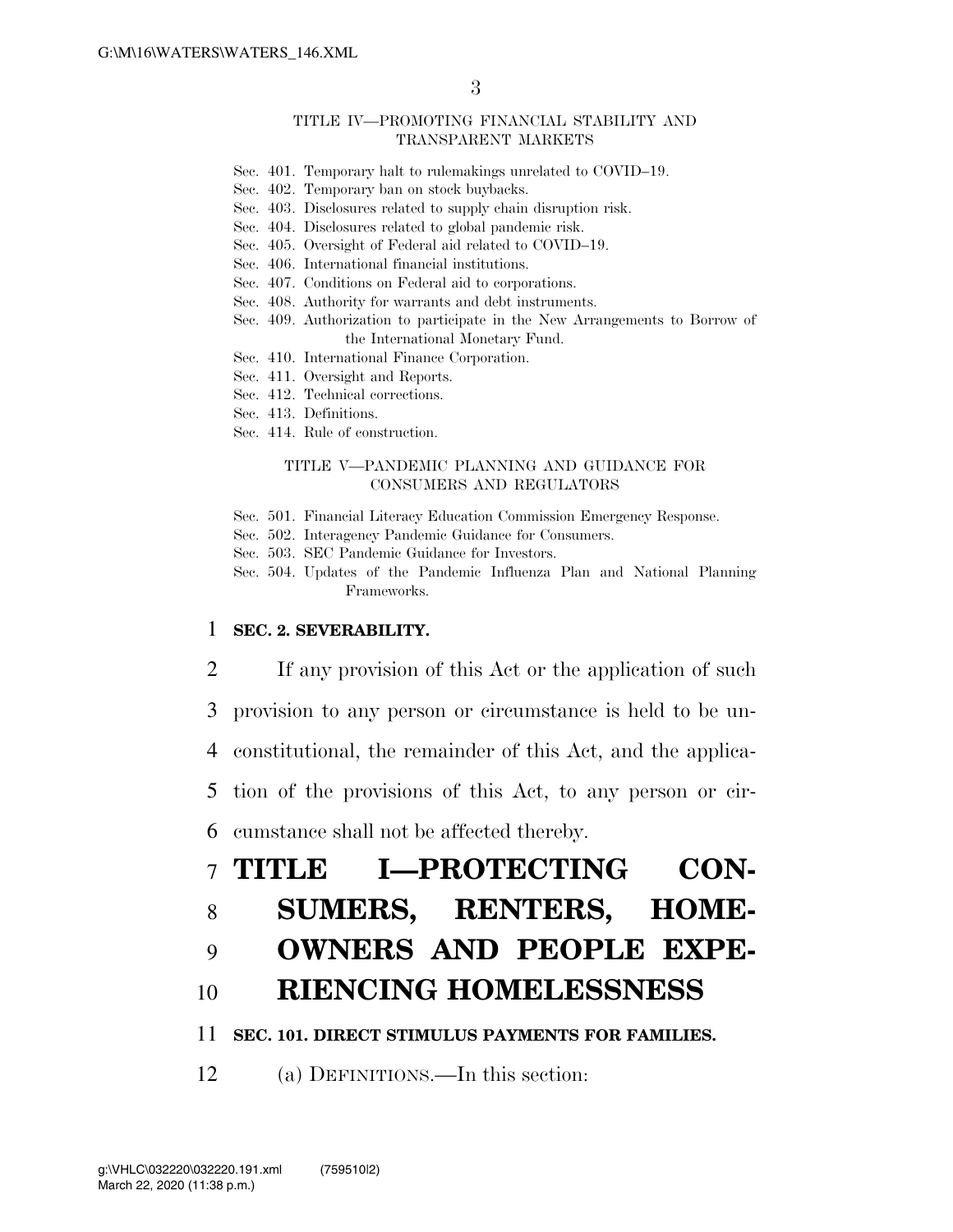TITLE IV—PROMOTING FINANCIAL STABILITY AND TRANSPARENT MARKETS

Sec. 401. Temporary halt to rulemakings unrelated to COVID–19.
Sec. 402. Temporary ban on stock buybacks.
Sec. 403. Disclosures related to supply chain disruption risk.
Sec. 404. Disclosures related to global pandemic risk.
Sec. 405. Oversight of Federal aid related to COVID–19.
Sec. 406. International financial institutions.
Sec. 407. Conditions on Federal aid to corporations.
Sec. 408. Authority for warrants and debt instruments.
Sec. 409. Authorization to participate in the New Arrangements to Borrow of the International Monetary Fund.
Sec. 410. International Finance Corporation.
Sec. 411. Oversight and Reports.
Sec. 412. Technical corrections.
Sec. 413. Definitions.
Sec. 414. Rule of construction.

TITLE V—PANDEMIC PLANNING AND GUIDANCE FOR CONSUMERS AND REGULATORS

Sec. 501. Financial Literacy Education Commission Emergency Response.
Sec. 502. Interagency Pandemic Guidance for Consumers.
Sec. 503. SEC Pandemic Guidance for Investors.
Sec. 504. Updates of the Pandemic Influenza Plan and National Planning Frameworks.

**SEC. 2. SEVERABILITY.**

If any provision of this Act or the application of such provision to any person or circumstance is held to be unconstitutional, the remainder of this Act, and the application of the provisions of this Act, to any person or circumstance shall not be affected thereby.

# TITLE I—PROTECTING CONSUMERS, RENTERS, HOMEOWNERS AND PEOPLE EXPERIENCING HOMELESSNESS

**SEC. 101. DIRECT STIMULUS PAYMENTS FOR FAMILIES.**

(a) DEFINITIONS.—In this section: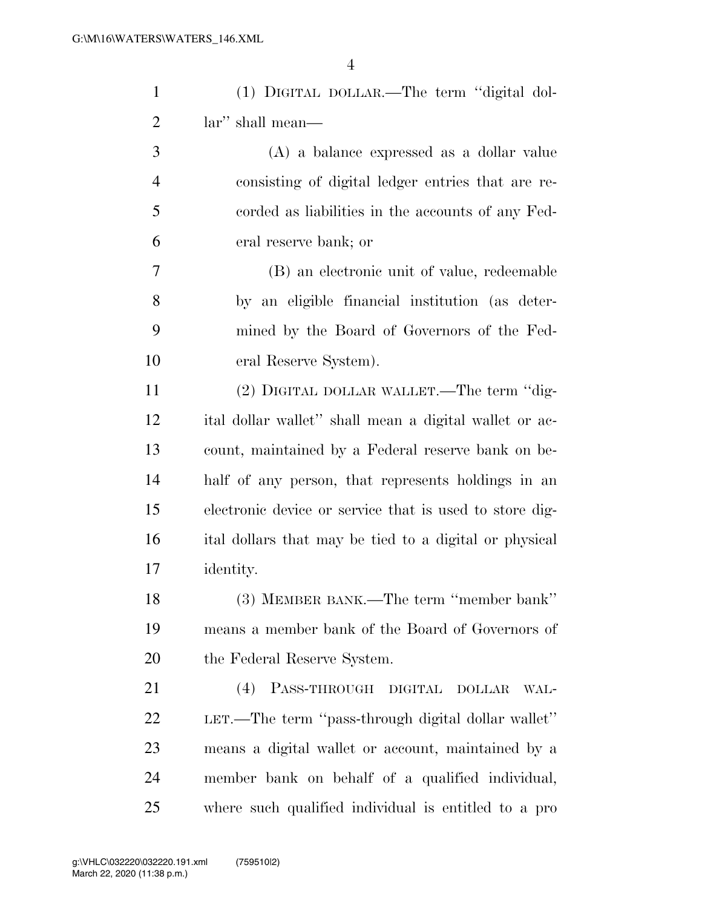(1) DIGITAL DOLLAR.—The term ''digital dollar'' shall mean—

(A) a balance expressed as a dollar value consisting of digital ledger entries that are recorded as liabilities in the accounts of any Federal reserve bank; or

(B) an electronic unit of value, redeemable by an eligible financial institution (as determined by the Board of Governors of the Federal Reserve System).

(2) DIGITAL DOLLAR WALLET.—The term ''digital dollar wallet'' shall mean a digital wallet or account, maintained by a Federal reserve bank on behalf of any person, that represents holdings in an electronic device or service that is used to store digital dollars that may be tied to a digital or physical identity.

(3) MEMBER BANK.—The term ''member bank'' means a member bank of the Board of Governors of the Federal Reserve System.

(4) PASS-THROUGH DIGITAL DOLLAR WALLET.—The term ''pass-through digital dollar wallet'' means a digital wallet or account, maintained by a member bank on behalf of a qualified individual, where such qualified individual is entitled to a pro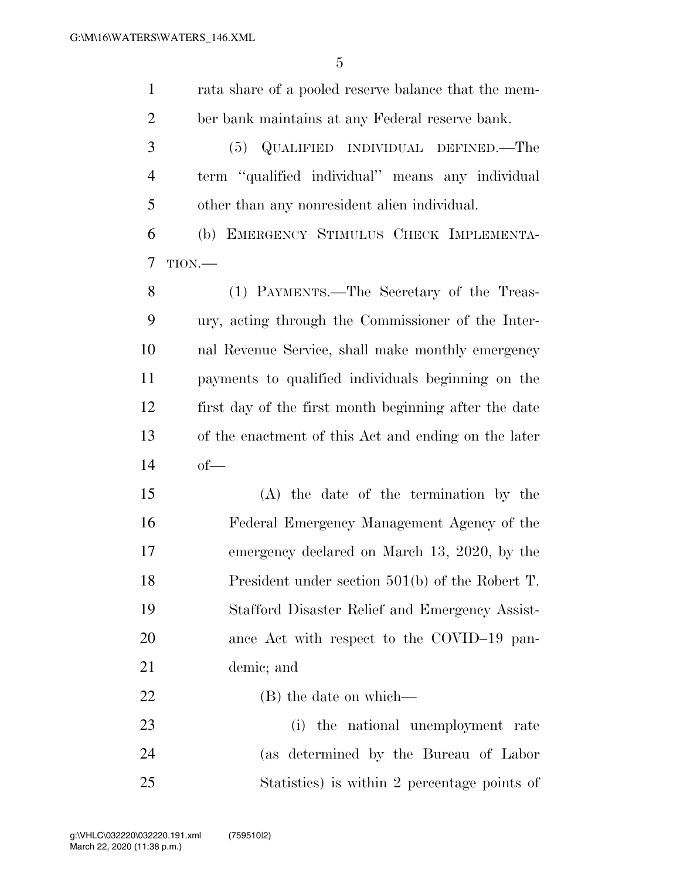rata share of a pooled reserve balance that the member bank maintains at any Federal reserve bank.

(5) QUALIFIED INDIVIDUAL DEFINED.—The term ''qualified individual'' means any individual other than any nonresident alien individual.

(b) EMERGENCY STIMULUS CHECK IMPLEMENTATION.—

(1) PAYMENTS.—The Secretary of the Treasury, acting through the Commissioner of the Internal Revenue Service, shall make monthly emergency payments to qualified individuals beginning on the first day of the first month beginning after the date of the enactment of this Act and ending on the later of—

(A) the date of the termination by the Federal Emergency Management Agency of the emergency declared on March 13, 2020, by the President under section 501(b) of the Robert T. Stafford Disaster Relief and Emergency Assistance Act with respect to the COVID–19 pandemic; and

(B) the date on which—

(i) the national unemployment rate (as determined by the Bureau of Labor Statistics) is within 2 percentage points of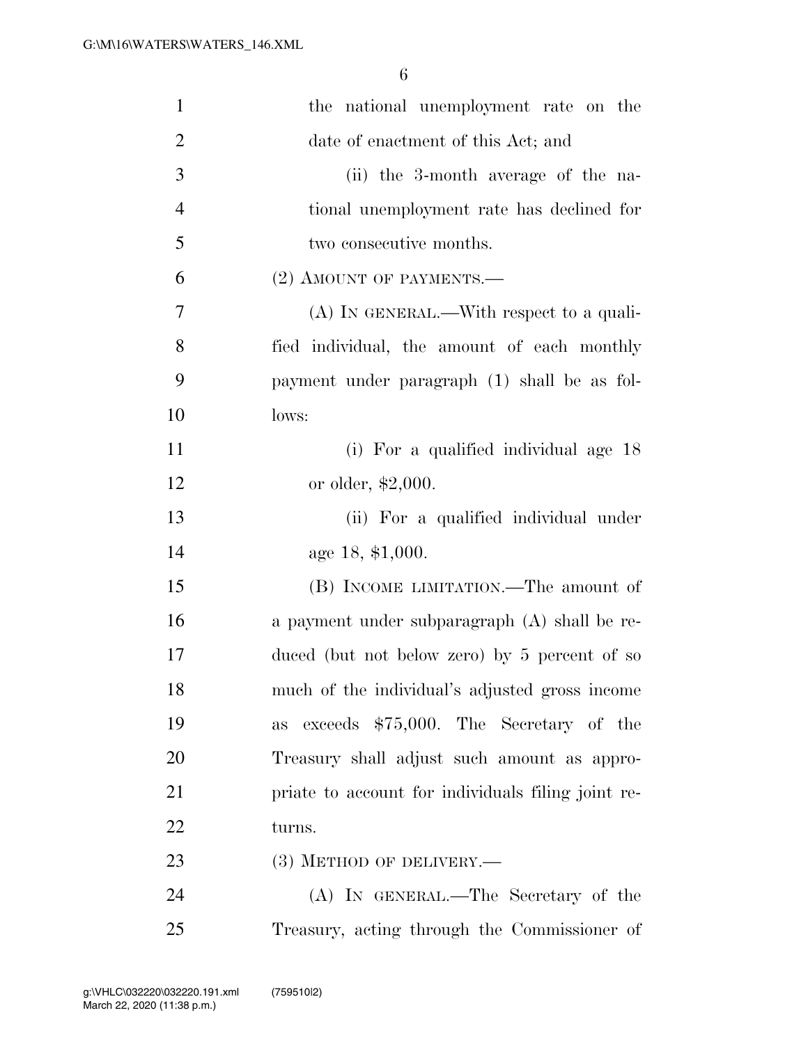the national unemployment rate on the date of enactment of this Act; and

(ii) the 3-month average of the national unemployment rate has declined for two consecutive months.

(2) AMOUNT OF PAYMENTS.—

(A) IN GENERAL.—With respect to a qualified individual, the amount of each monthly payment under paragraph (1) shall be as follows:

(i) For a qualified individual age 18 or older, $2,000.

(ii) For a qualified individual under age 18, $1,000.

(B) INCOME LIMITATION.—The amount of a payment under subparagraph (A) shall be reduced (but not below zero) by 5 percent of so much of the individual's adjusted gross income as exceeds $75,000. The Secretary of the Treasury shall adjust such amount as appropriate to account for individuals filing joint returns.

(3) METHOD OF DELIVERY.—

(A) IN GENERAL.—The Secretary of the Treasury, acting through the Commissioner of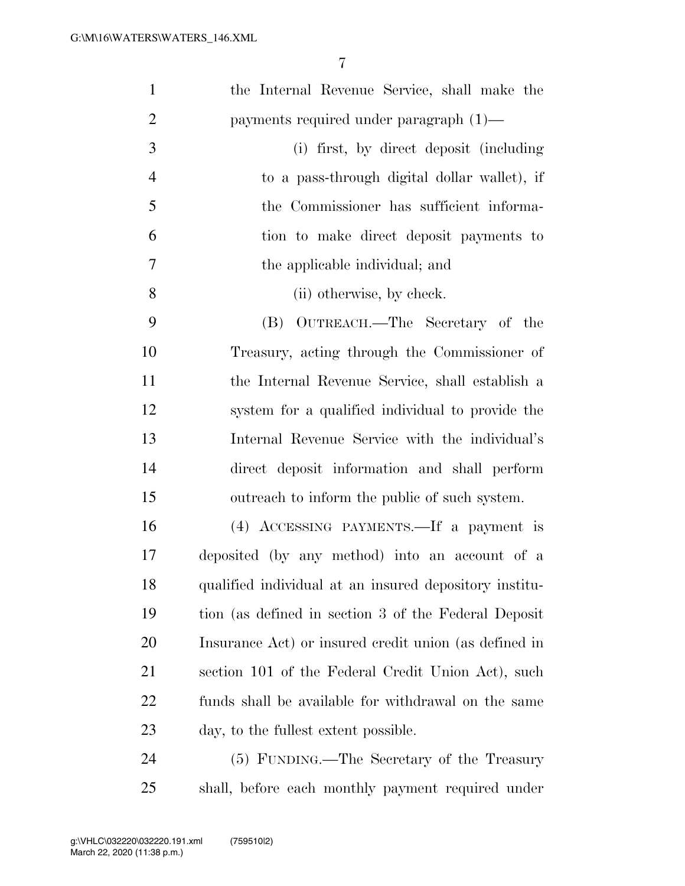the Internal Revenue Service, shall make the payments required under paragraph (1)—

(i) first, by direct deposit (including to a pass-through digital dollar wallet), if the Commissioner has sufficient information to make direct deposit payments to the applicable individual; and

(ii) otherwise, by check.

(B) OUTREACH.—The Secretary of the Treasury, acting through the Commissioner of the Internal Revenue Service, shall establish a system for a qualified individual to provide the Internal Revenue Service with the individual's direct deposit information and shall perform outreach to inform the public of such system.

(4) ACCESSING PAYMENTS.—If a payment is deposited (by any method) into an account of a qualified individual at an insured depository institution (as defined in section 3 of the Federal Deposit Insurance Act) or insured credit union (as defined in section 101 of the Federal Credit Union Act), such funds shall be available for withdrawal on the same day, to the fullest extent possible.

(5) FUNDING.—The Secretary of the Treasury shall, before each monthly payment required under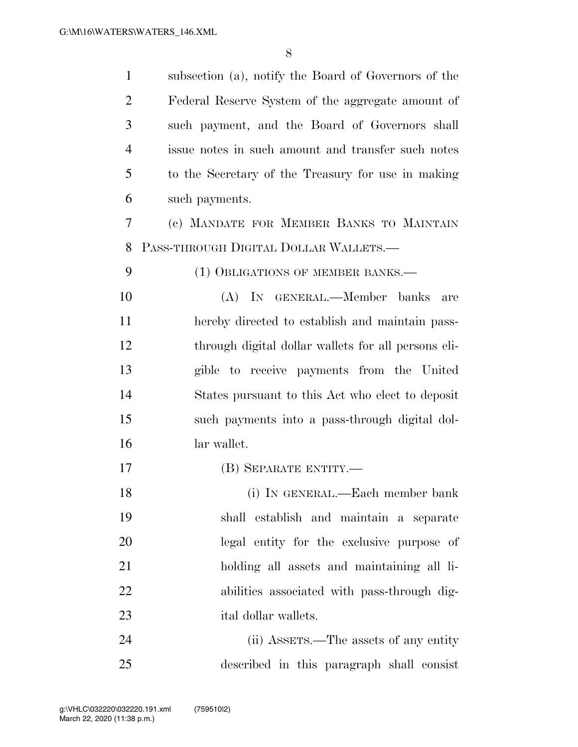subsection (a), notify the Board of Governors of the Federal Reserve System of the aggregate amount of such payment, and the Board of Governors shall issue notes in such amount and transfer such notes to the Secretary of the Treasury for use in making such payments.

(c) MANDATE FOR MEMBER BANKS TO MAINTAIN PASS-THROUGH DIGITAL DOLLAR WALLETS.—

(1) OBLIGATIONS OF MEMBER BANKS.—

(A) IN GENERAL.—Member banks are hereby directed to establish and maintain pass-through digital dollar wallets for all persons eligible to receive payments from the United States pursuant to this Act who elect to deposit such payments into a pass-through digital dollar wallet.

(B) SEPARATE ENTITY.—

(i) IN GENERAL.—Each member bank shall establish and maintain a separate legal entity for the exclusive purpose of holding all assets and maintaining all liabilities associated with pass-through digital dollar wallets.

(ii) ASSETS.—The assets of any entity described in this paragraph shall consist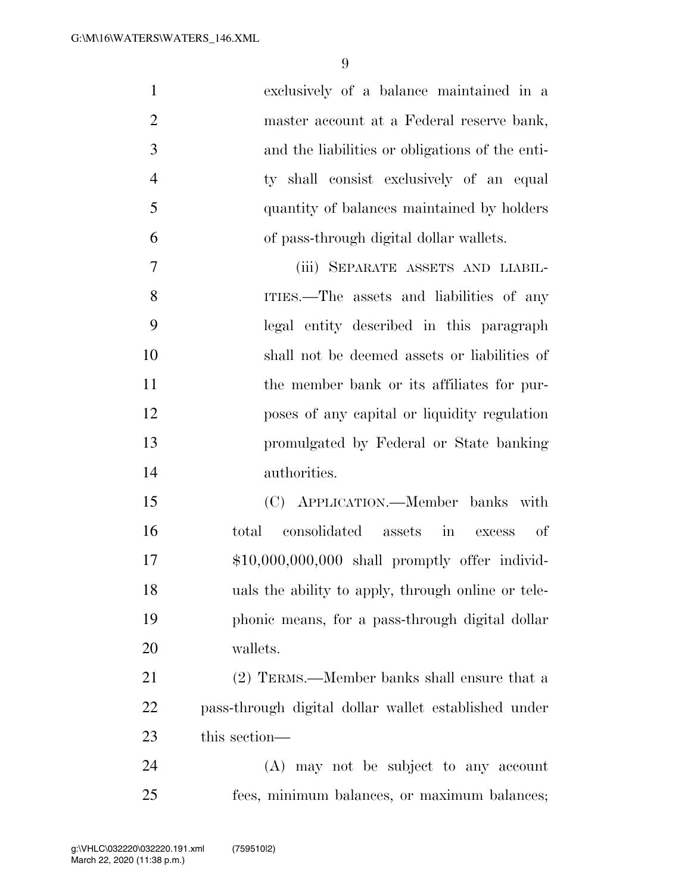exclusively of a balance maintained in a master account at a Federal reserve bank, and the liabilities or obligations of the entity shall consist exclusively of an equal quantity of balances maintained by holders of pass-through digital dollar wallets.

(iii) SEPARATE ASSETS AND LIABILITIES.—The assets and liabilities of any legal entity described in this paragraph shall not be deemed assets or liabilities of the member bank or its affiliates for purposes of any capital or liquidity regulation promulgated by Federal or State banking authorities.

(C) APPLICATION.—Member banks with total consolidated assets in excess of $10,000,000,000 shall promptly offer individuals the ability to apply, through online or telephonic means, for a pass-through digital dollar wallets.

(2) TERMS.—Member banks shall ensure that a pass-through digital dollar wallet established under this section—

(A) may not be subject to any account fees, minimum balances, or maximum balances;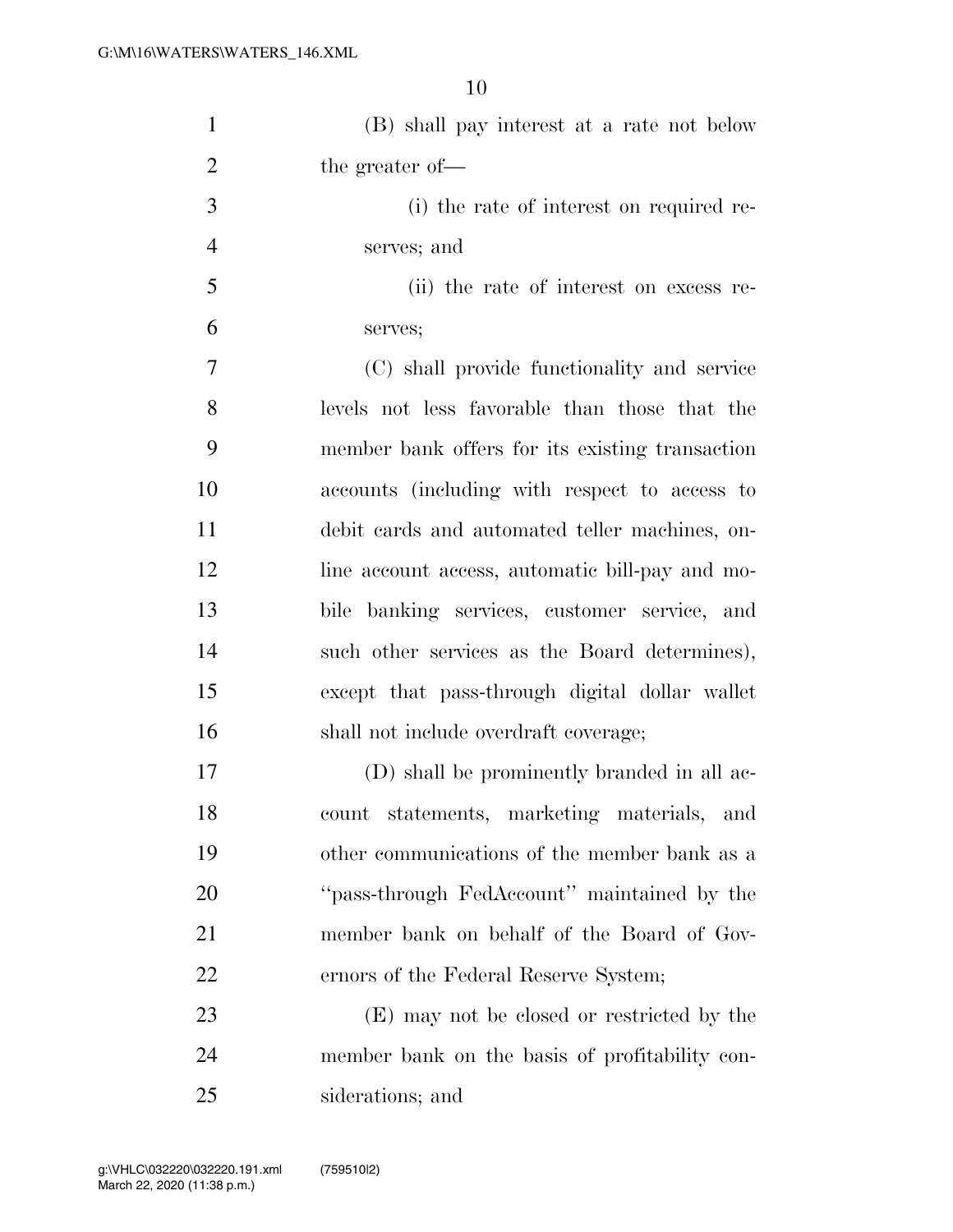(B) shall pay interest at a rate not below the greater of—

(i) the rate of interest on required reserves; and

(ii) the rate of interest on excess reserves;

(C) shall provide functionality and service levels not less favorable than those that the member bank offers for its existing transaction accounts (including with respect to access to debit cards and automated teller machines, online account access, automatic bill-pay and mobile banking services, customer service, and such other services as the Board determines), except that pass-through digital dollar wallet shall not include overdraft coverage;

(D) shall be prominently branded in all account statements, marketing materials, and other communications of the member bank as a "pass-through FedAccount" maintained by the member bank on behalf of the Board of Governors of the Federal Reserve System;

(E) may not be closed or restricted by the member bank on the basis of profitability considerations; and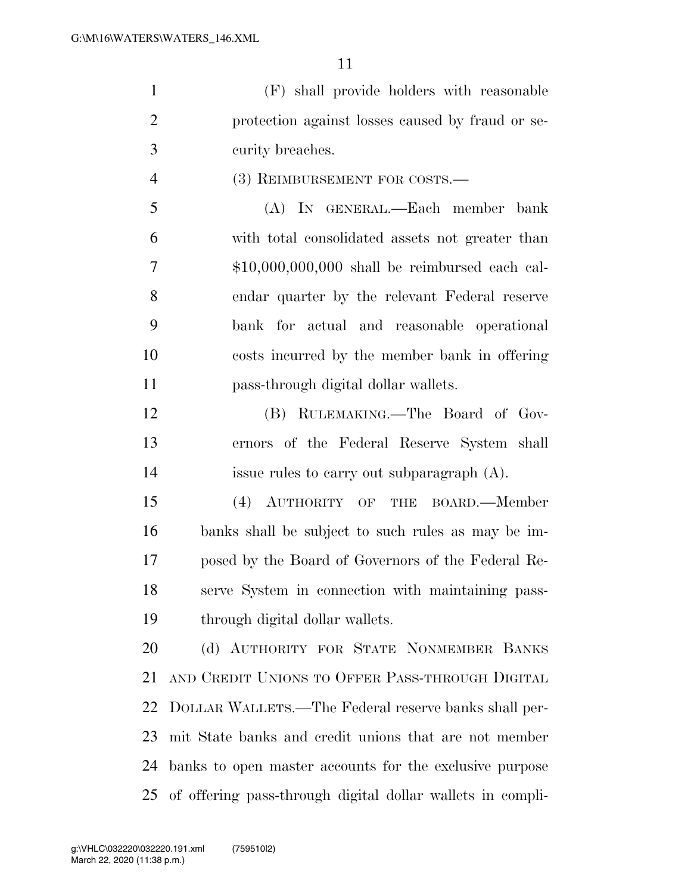(F) shall provide holders with reasonable protection against losses caused by fraud or security breaches.

(3) REIMBURSEMENT FOR COSTS.—

(A) IN GENERAL.—Each member bank with total consolidated assets not greater than $10,000,000,000 shall be reimbursed each calendar quarter by the relevant Federal reserve bank for actual and reasonable operational costs incurred by the member bank in offering pass-through digital dollar wallets.

(B) RULEMAKING.—The Board of Governors of the Federal Reserve System shall issue rules to carry out subparagraph (A).

(4) AUTHORITY OF THE BOARD.—Member banks shall be subject to such rules as may be imposed by the Board of Governors of the Federal Reserve System in connection with maintaining pass-through digital dollar wallets.

(d) AUTHORITY FOR STATE NONMEMBER BANKS AND CREDIT UNIONS TO OFFER PASS-THROUGH DIGITAL DOLLAR WALLETS.—The Federal reserve banks shall permit State banks and credit unions that are not member banks to open master accounts for the exclusive purpose of offering pass-through digital dollar wallets in compli-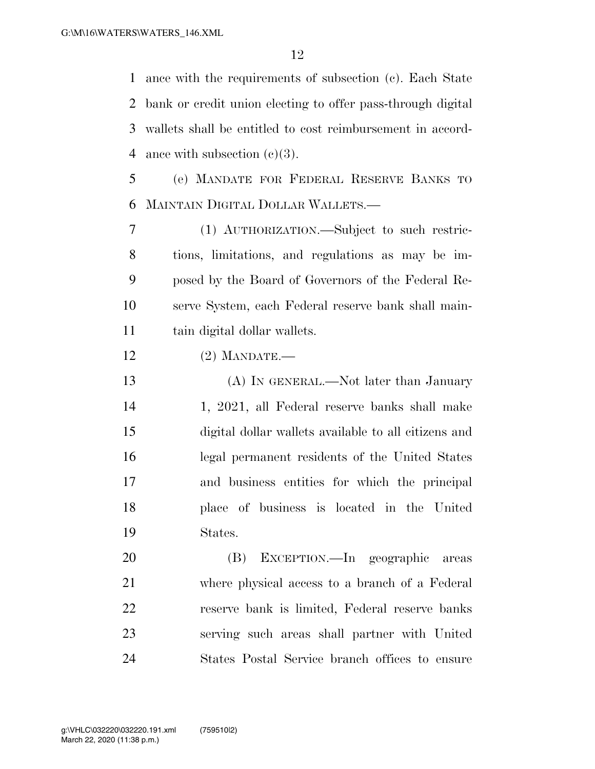ance with the requirements of subsection (c). Each State bank or credit union electing to offer pass-through digital wallets shall be entitled to cost reimbursement in accordance with subsection (c)(3).

(e) MANDATE FOR FEDERAL RESERVE BANKS TO MAINTAIN DIGITAL DOLLAR WALLETS.—

(1) AUTHORIZATION.—Subject to such restrictions, limitations, and regulations as may be imposed by the Board of Governors of the Federal Reserve System, each Federal reserve bank shall maintain digital dollar wallets.

(2) MANDATE.—

(A) IN GENERAL.—Not later than January 1, 2021, all Federal reserve banks shall make digital dollar wallets available to all citizens and legal permanent residents of the United States and business entities for which the principal place of business is located in the United States.

(B) EXCEPTION.—In geographic areas where physical access to a branch of a Federal reserve bank is limited, Federal reserve banks serving such areas shall partner with United States Postal Service branch offices to ensure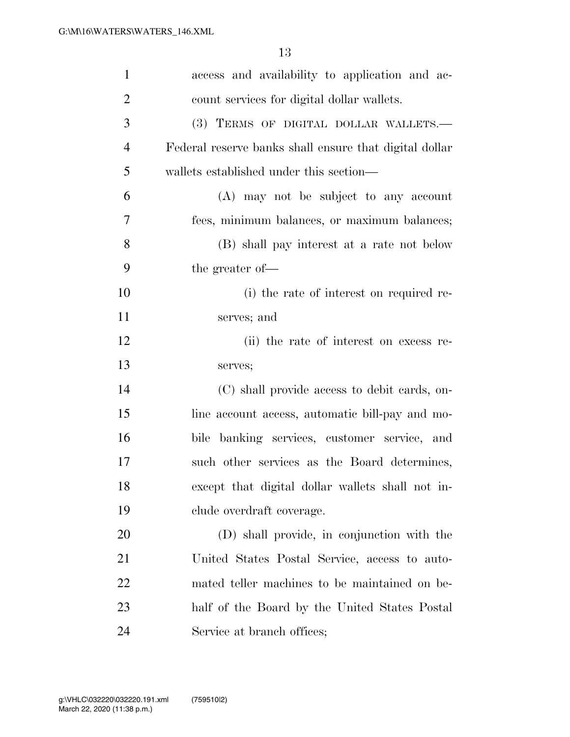access and availability to application and account services for digital dollar wallets.

(3) TERMS OF DIGITAL DOLLAR WALLETS.—Federal reserve banks shall ensure that digital dollar wallets established under this section—

(A) may not be subject to any account fees, minimum balances, or maximum balances;

(B) shall pay interest at a rate not below the greater of—

(i) the rate of interest on required reserves; and

(ii) the rate of interest on excess reserves;

(C) shall provide access to debit cards, online account access, automatic bill-pay and mobile banking services, customer service, and such other services as the Board determines, except that digital dollar wallets shall not include overdraft coverage.

(D) shall provide, in conjunction with the United States Postal Service, access to automated teller machines to be maintained on behalf of the Board by the United States Postal Service at branch offices;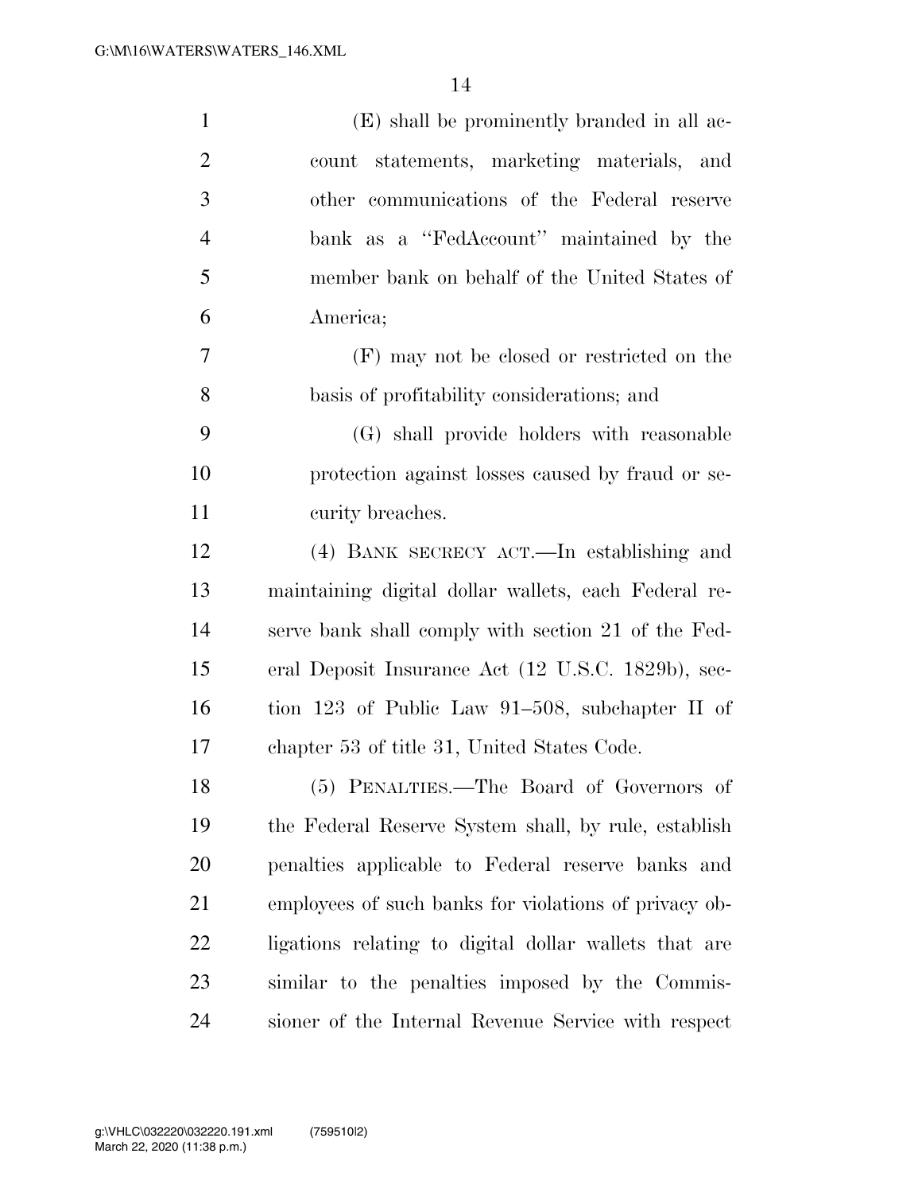(E) shall be prominently branded in all account statements, marketing materials, and other communications of the Federal reserve bank as a ''FedAccount'' maintained by the member bank on behalf of the United States of America;

(F) may not be closed or restricted on the basis of profitability considerations; and

(G) shall provide holders with reasonable protection against losses caused by fraud or security breaches.

(4) BANK SECRECY ACT.—In establishing and maintaining digital dollar wallets, each Federal reserve bank shall comply with section 21 of the Federal Deposit Insurance Act (12 U.S.C. 1829b), section 123 of Public Law 91–508, subchapter II of chapter 53 of title 31, United States Code.

(5) PENALTIES.—The Board of Governors of the Federal Reserve System shall, by rule, establish penalties applicable to Federal reserve banks and employees of such banks for violations of privacy obligations relating to digital dollar wallets that are similar to the penalties imposed by the Commissioner of the Internal Revenue Service with respect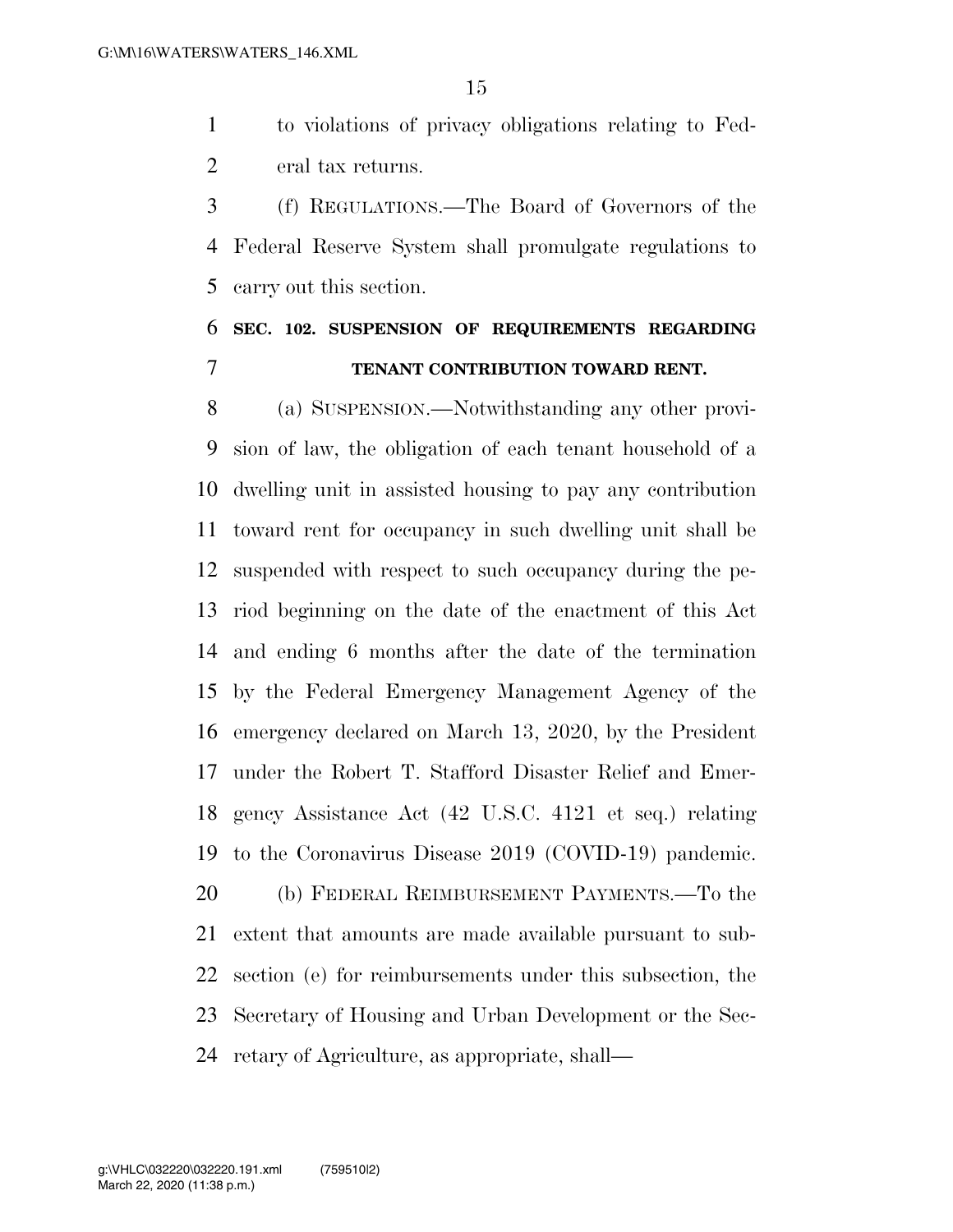to violations of privacy obligations relating to Federal tax returns.

(f) REGULATIONS.—The Board of Governors of the Federal Reserve System shall promulgate regulations to carry out this section.

**SEC. 102. SUSPENSION OF REQUIREMENTS REGARDING TENANT CONTRIBUTION TOWARD RENT.**

(a) SUSPENSION.—Notwithstanding any other provision of law, the obligation of each tenant household of a dwelling unit in assisted housing to pay any contribution toward rent for occupancy in such dwelling unit shall be suspended with respect to such occupancy during the period beginning on the date of the enactment of this Act and ending 6 months after the date of the termination by the Federal Emergency Management Agency of the emergency declared on March 13, 2020, by the President under the Robert T. Stafford Disaster Relief and Emergency Assistance Act (42 U.S.C. 4121 et seq.) relating to the Coronavirus Disease 2019 (COVID-19) pandemic.

(b) FEDERAL REIMBURSEMENT PAYMENTS.—To the extent that amounts are made available pursuant to subsection (e) for reimbursements under this subsection, the Secretary of Housing and Urban Development or the Secretary of Agriculture, as appropriate, shall—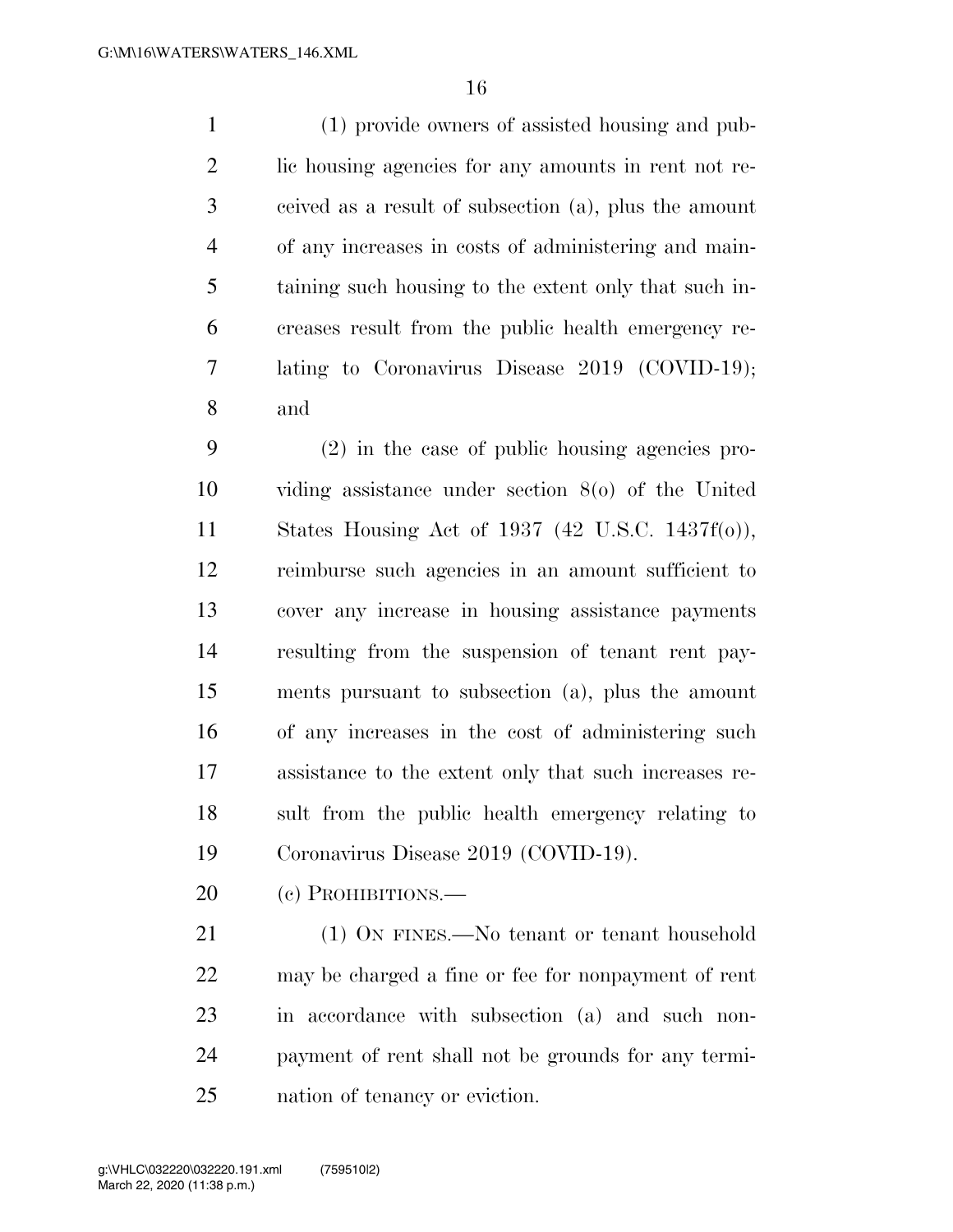(1) provide owners of assisted housing and public housing agencies for any amounts in rent not received as a result of subsection (a), plus the amount of any increases in costs of administering and maintaining such housing to the extent only that such increases result from the public health emergency relating to Coronavirus Disease 2019 (COVID-19); and

(2) in the case of public housing agencies providing assistance under section 8(o) of the United States Housing Act of 1937 (42 U.S.C. 1437f(o)), reimburse such agencies in an amount sufficient to cover any increase in housing assistance payments resulting from the suspension of tenant rent payments pursuant to subsection (a), plus the amount of any increases in the cost of administering such assistance to the extent only that such increases result from the public health emergency relating to Coronavirus Disease 2019 (COVID-19).

(c) PROHIBITIONS.—

(1) ON FINES.—No tenant or tenant household may be charged a fine or fee for nonpayment of rent in accordance with subsection (a) and such nonpayment of rent shall not be grounds for any termination of tenancy or eviction.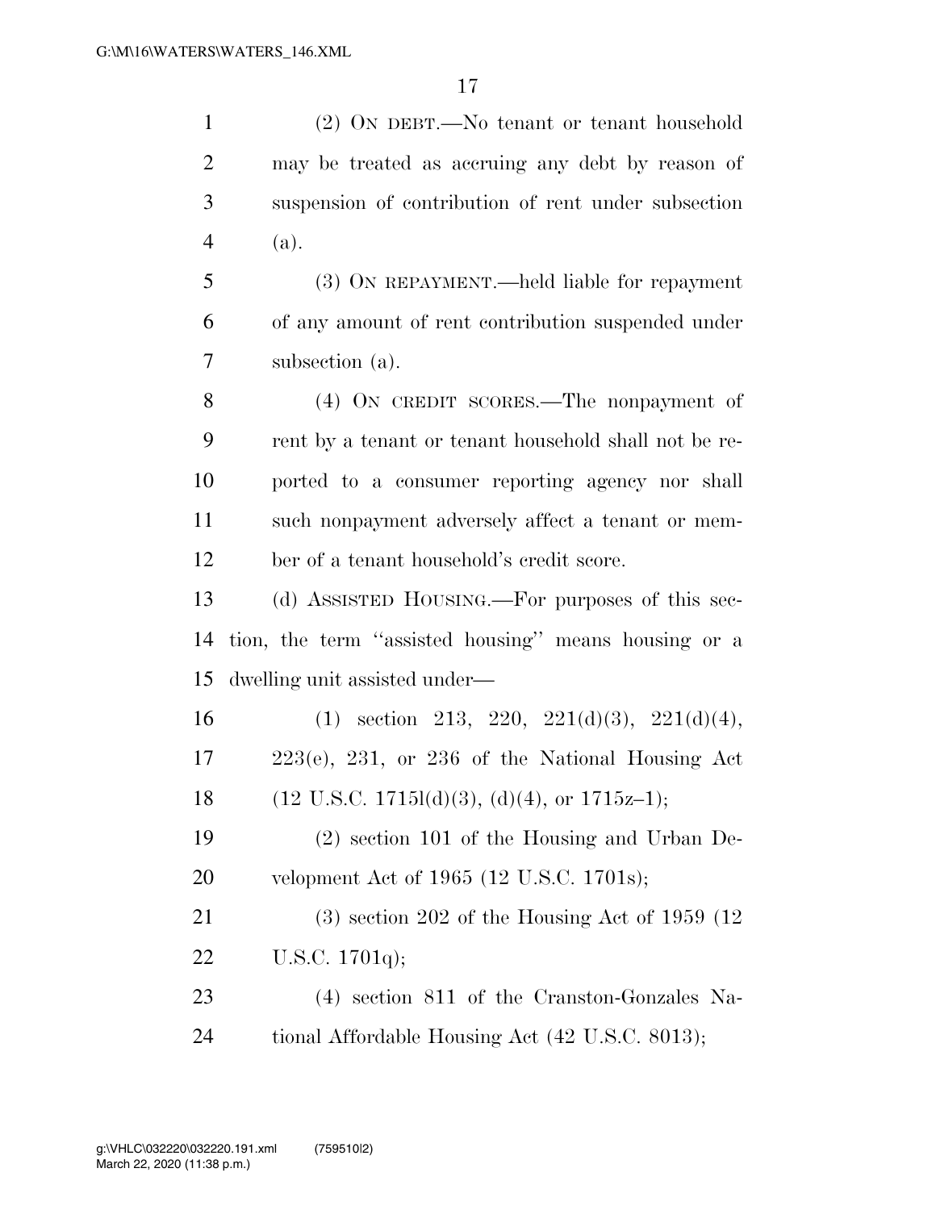(2) ON DEBT.—No tenant or tenant household may be treated as accruing any debt by reason of suspension of contribution of rent under subsection (a).

(3) ON REPAYMENT.—held liable for repayment of any amount of rent contribution suspended under subsection (a).

(4) ON CREDIT SCORES.—The nonpayment of rent by a tenant or tenant household shall not be reported to a consumer reporting agency nor shall such nonpayment adversely affect a tenant or member of a tenant household's credit score.

(d) ASSISTED HOUSING.—For purposes of this section, the term ''assisted housing'' means housing or a dwelling unit assisted under—

(1) section 213, 220, 221(d)(3), 221(d)(4), 223(e), 231, or 236 of the National Housing Act (12 U.S.C. 1715l(d)(3), (d)(4), or 1715z–1);

(2) section 101 of the Housing and Urban Development Act of 1965 (12 U.S.C. 1701s);

(3) section 202 of the Housing Act of 1959 (12 U.S.C. 1701q);

(4) section 811 of the Cranston-Gonzales National Affordable Housing Act (42 U.S.C. 8013);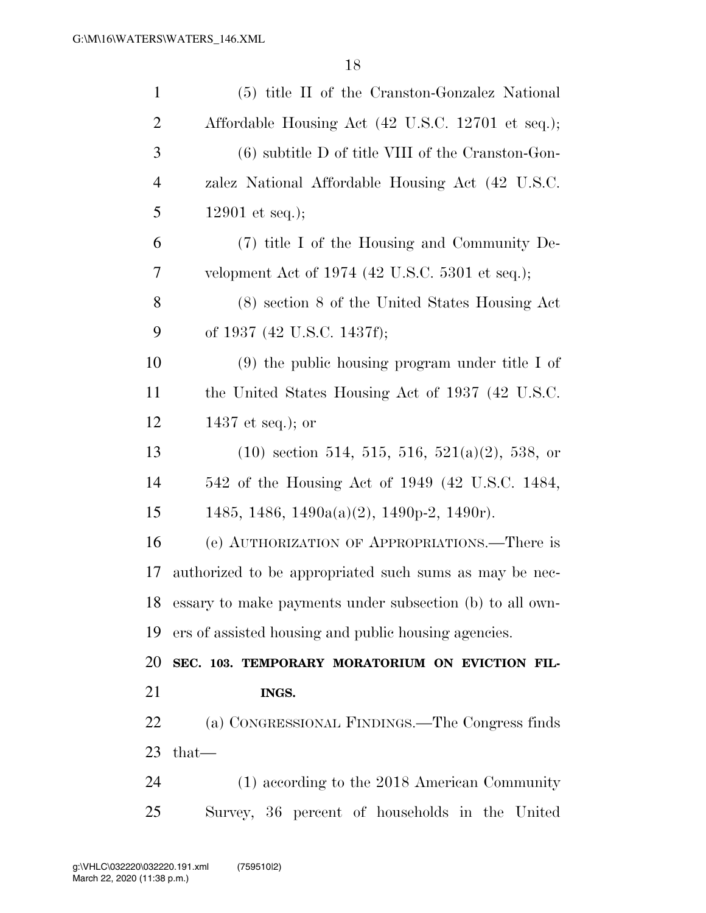(5) title II of the Cranston-Gonzalez National Affordable Housing Act (42 U.S.C. 12701 et seq.);

(6) subtitle D of title VIII of the Cranston-Gonzalez National Affordable Housing Act (42 U.S.C. 12901 et seq.);

(7) title I of the Housing and Community Development Act of 1974 (42 U.S.C. 5301 et seq.);

(8) section 8 of the United States Housing Act of 1937 (42 U.S.C. 1437f);

(9) the public housing program under title I of the United States Housing Act of 1937 (42 U.S.C. 1437 et seq.); or

(10) section 514, 515, 516, 521(a)(2), 538, or 542 of the Housing Act of 1949 (42 U.S.C. 1484, 1485, 1486, 1490a(a)(2), 1490p-2, 1490r).

(e) AUTHORIZATION OF APPROPRIATIONS.—There is authorized to be appropriated such sums as may be necessary to make payments under subsection (b) to all owners of assisted housing and public housing agencies.

**SEC. 103. TEMPORARY MORATORIUM ON EVICTION FILINGS.**

(a) CONGRESSIONAL FINDINGS.—The Congress finds that—

(1) according to the 2018 American Community Survey, 36 percent of households in the United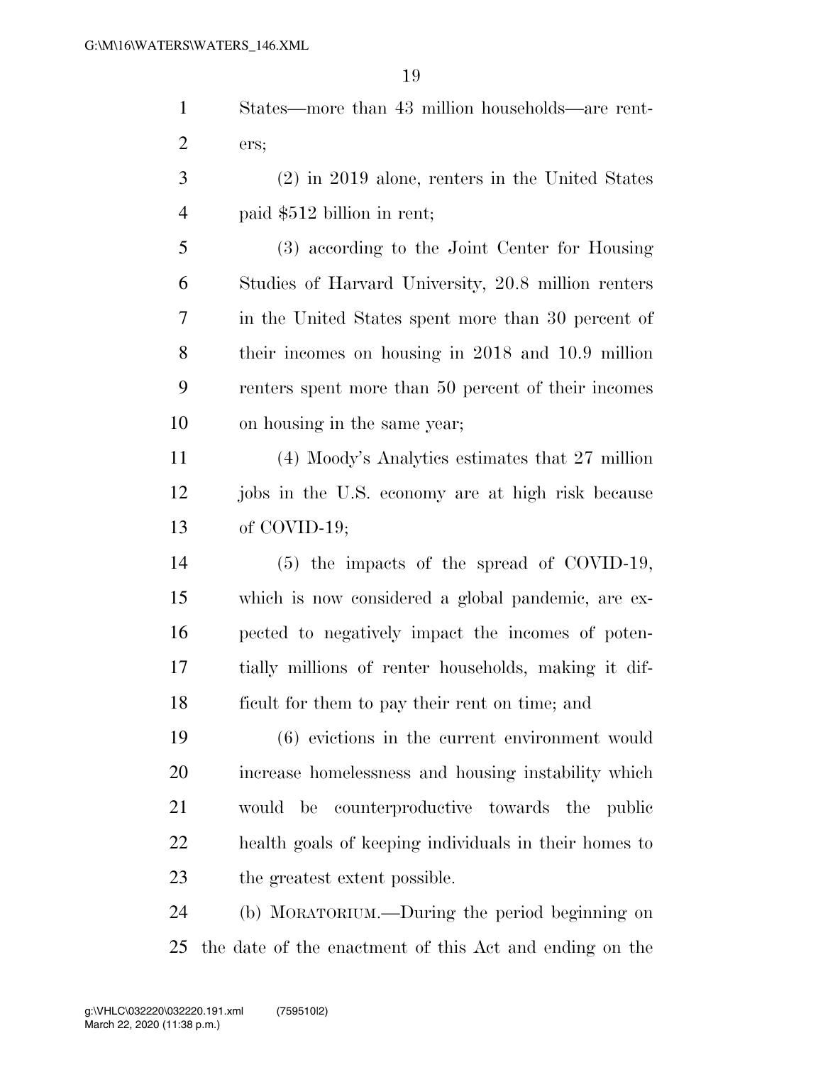States—more than 43 million households—are renters;

(2) in 2019 alone, renters in the United States paid $512 billion in rent;

(3) according to the Joint Center for Housing Studies of Harvard University, 20.8 million renters in the United States spent more than 30 percent of their incomes on housing in 2018 and 10.9 million renters spent more than 50 percent of their incomes on housing in the same year;

(4) Moody's Analytics estimates that 27 million jobs in the U.S. economy are at high risk because of COVID-19;

(5) the impacts of the spread of COVID-19, which is now considered a global pandemic, are expected to negatively impact the incomes of potentially millions of renter households, making it difficult for them to pay their rent on time; and

(6) evictions in the current environment would increase homelessness and housing instability which would be counterproductive towards the public health goals of keeping individuals in their homes to the greatest extent possible.

(b) MORATORIUM.—During the period beginning on the date of the enactment of this Act and ending on the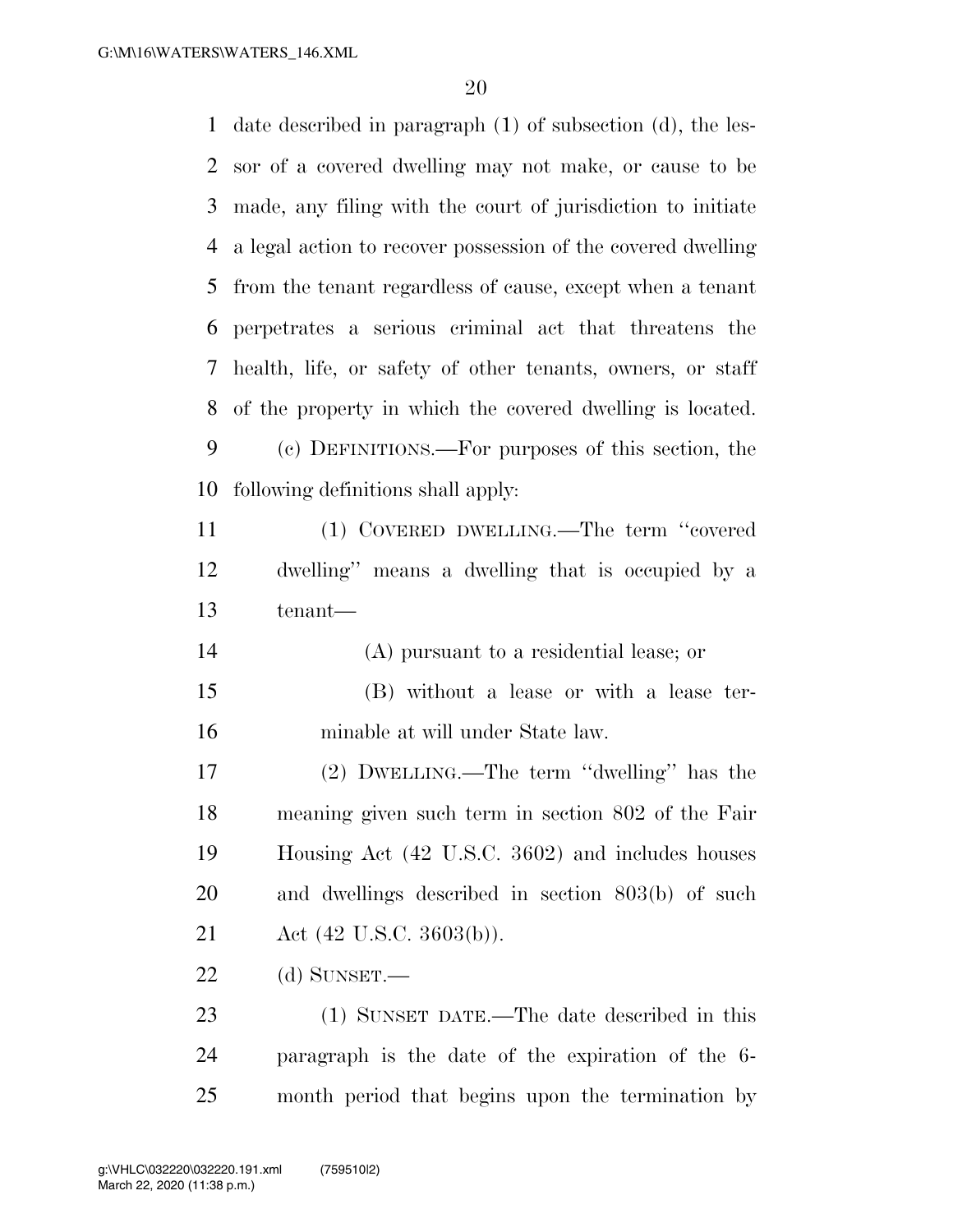date described in paragraph (1) of subsection (d), the lessor of a covered dwelling may not make, or cause to be made, any filing with the court of jurisdiction to initiate a legal action to recover possession of the covered dwelling from the tenant regardless of cause, except when a tenant perpetrates a serious criminal act that threatens the health, life, or safety of other tenants, owners, or staff of the property in which the covered dwelling is located.

(c) DEFINITIONS.—For purposes of this section, the following definitions shall apply:

(1) COVERED DWELLING.—The term ''covered dwelling'' means a dwelling that is occupied by a tenant—

(A) pursuant to a residential lease; or

(B) without a lease or with a lease terminable at will under State law.

(2) DWELLING.—The term ''dwelling'' has the meaning given such term in section 802 of the Fair Housing Act (42 U.S.C. 3602) and includes houses and dwellings described in section 803(b) of such Act (42 U.S.C. 3603(b)).

(d) SUNSET.—

(1) SUNSET DATE.—The date described in this paragraph is the date of the expiration of the 6-month period that begins upon the termination by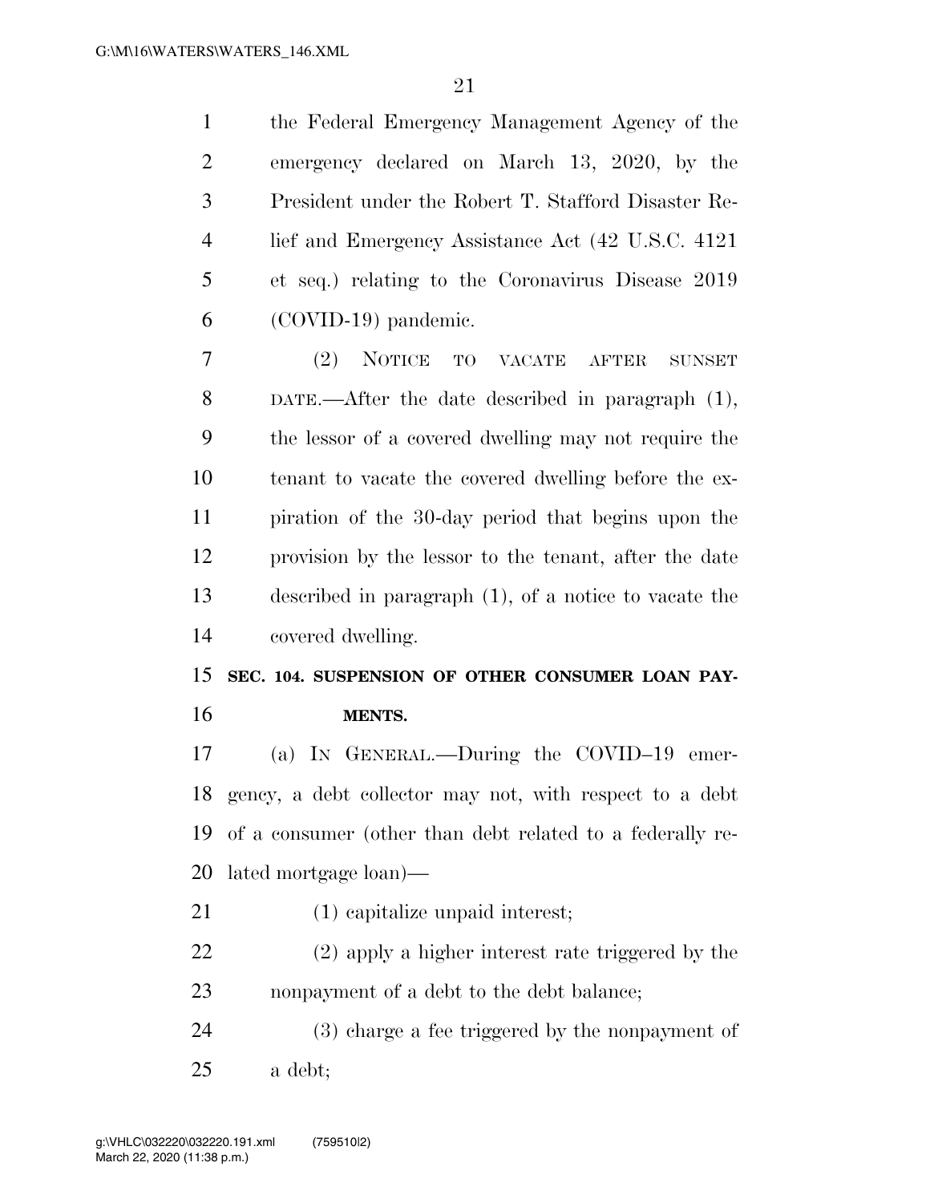the Federal Emergency Management Agency of the emergency declared on March 13, 2020, by the President under the Robert T. Stafford Disaster Relief and Emergency Assistance Act (42 U.S.C. 4121 et seq.) relating to the Coronavirus Disease 2019 (COVID-19) pandemic.

(2) NOTICE TO VACATE AFTER SUNSET DATE.—After the date described in paragraph (1), the lessor of a covered dwelling may not require the tenant to vacate the covered dwelling before the expiration of the 30-day period that begins upon the provision by the lessor to the tenant, after the date described in paragraph (1), of a notice to vacate the covered dwelling.

**SEC. 104. SUSPENSION OF OTHER CONSUMER LOAN PAYMENTS.**

(a) IN GENERAL.—During the COVID–19 emergency, a debt collector may not, with respect to a debt of a consumer (other than debt related to a federally related mortgage loan)—

(1) capitalize unpaid interest;

(2) apply a higher interest rate triggered by the nonpayment of a debt to the debt balance;

(3) charge a fee triggered by the nonpayment of a debt;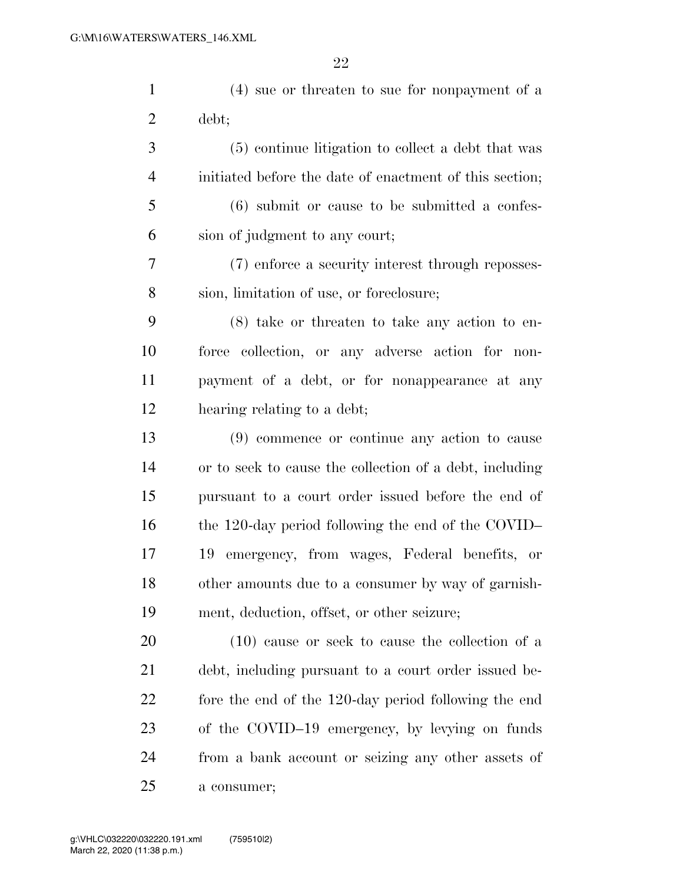(4) sue or threaten to sue for nonpayment of a debt;

(5) continue litigation to collect a debt that was initiated before the date of enactment of this section;

(6) submit or cause to be submitted a confession of judgment to any court;

(7) enforce a security interest through repossession, limitation of use, or foreclosure;

(8) take or threaten to take any action to enforce collection, or any adverse action for nonpayment of a debt, or for nonappearance at any hearing relating to a debt;

(9) commence or continue any action to cause or to seek to cause the collection of a debt, including pursuant to a court order issued before the end of the 120-day period following the end of the COVID–19 emergency, from wages, Federal benefits, or other amounts due to a consumer by way of garnishment, deduction, offset, or other seizure;

(10) cause or seek to cause the collection of a debt, including pursuant to a court order issued before the end of the 120-day period following the end of the COVID–19 emergency, by levying on funds from a bank account or seizing any other assets of a consumer;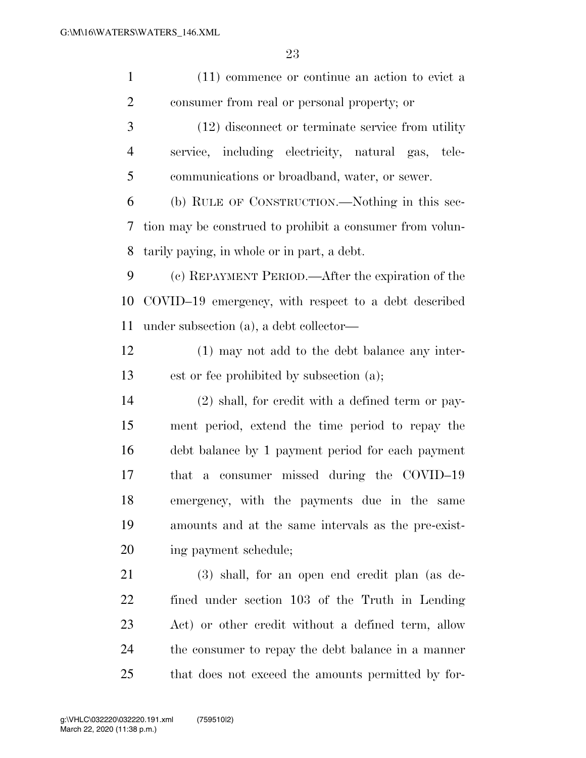(11) commence or continue an action to evict a consumer from real or personal property; or

(12) disconnect or terminate service from utility service, including electricity, natural gas, telecommunications or broadband, water, or sewer.

(b) RULE OF CONSTRUCTION.—Nothing in this section may be construed to prohibit a consumer from voluntarily paying, in whole or in part, a debt.

(c) REPAYMENT PERIOD.—After the expiration of the COVID–19 emergency, with respect to a debt described under subsection (a), a debt collector—

(1) may not add to the debt balance any interest or fee prohibited by subsection (a);

(2) shall, for credit with a defined term or payment period, extend the time period to repay the debt balance by 1 payment period for each payment that a consumer missed during the COVID–19 emergency, with the payments due in the same amounts and at the same intervals as the pre-existing payment schedule;

(3) shall, for an open end credit plan (as defined under section 103 of the Truth in Lending Act) or other credit without a defined term, allow the consumer to repay the debt balance in a manner that does not exceed the amounts permitted by for-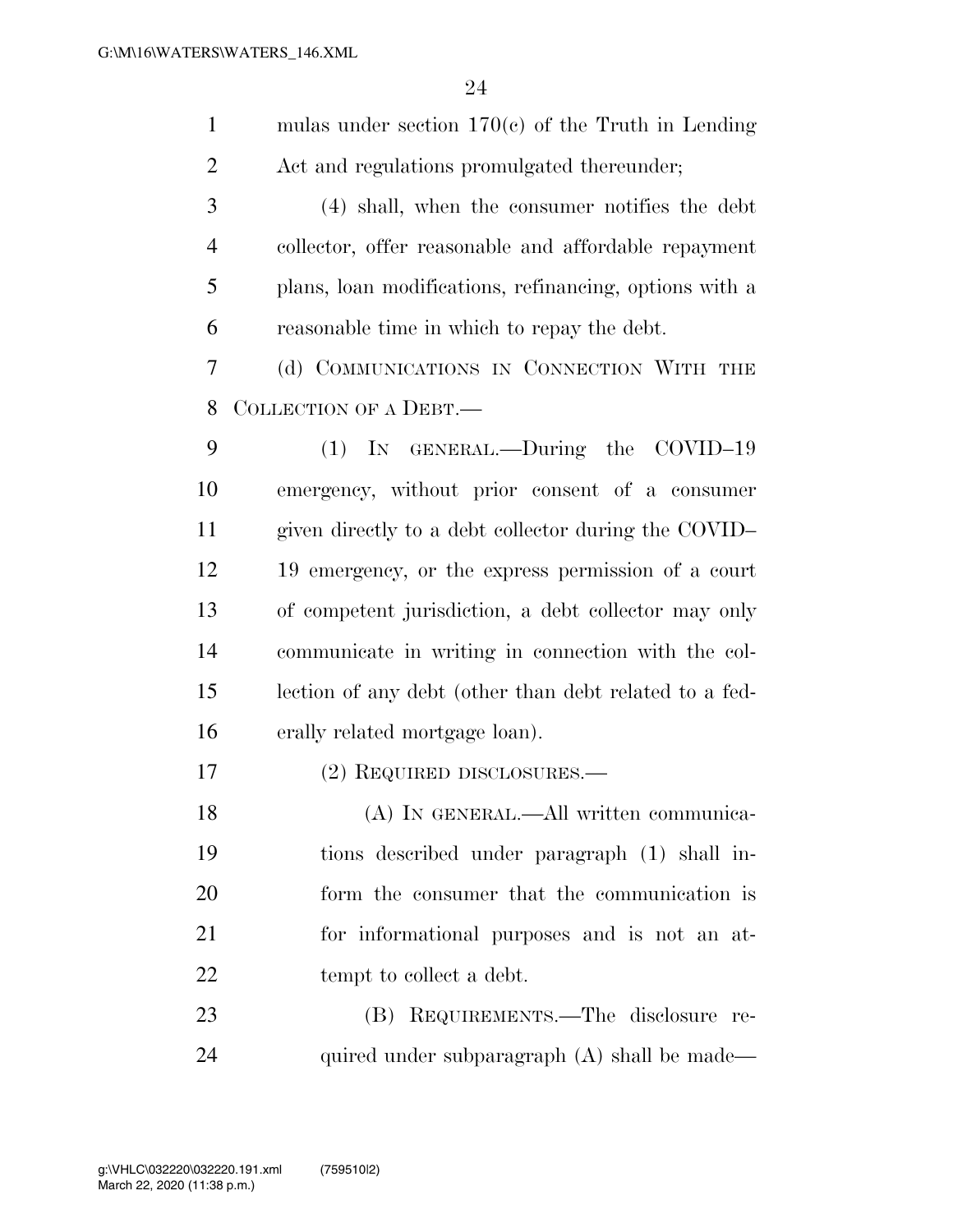mulas under section 170(c) of the Truth in Lending Act and regulations promulgated thereunder;

(4) shall, when the consumer notifies the debt collector, offer reasonable and affordable repayment plans, loan modifications, refinancing, options with a reasonable time in which to repay the debt.

(d) COMMUNICATIONS IN CONNECTION WITH THE COLLECTION OF A DEBT.—

(1) IN GENERAL.—During the COVID–19 emergency, without prior consent of a consumer given directly to a debt collector during the COVID–19 emergency, or the express permission of a court of competent jurisdiction, a debt collector may only communicate in writing in connection with the collection of any debt (other than debt related to a federally related mortgage loan).

(2) REQUIRED DISCLOSURES.—

(A) IN GENERAL.—All written communications described under paragraph (1) shall inform the consumer that the communication is for informational purposes and is not an attempt to collect a debt.

(B) REQUIREMENTS.—The disclosure required under subparagraph (A) shall be made—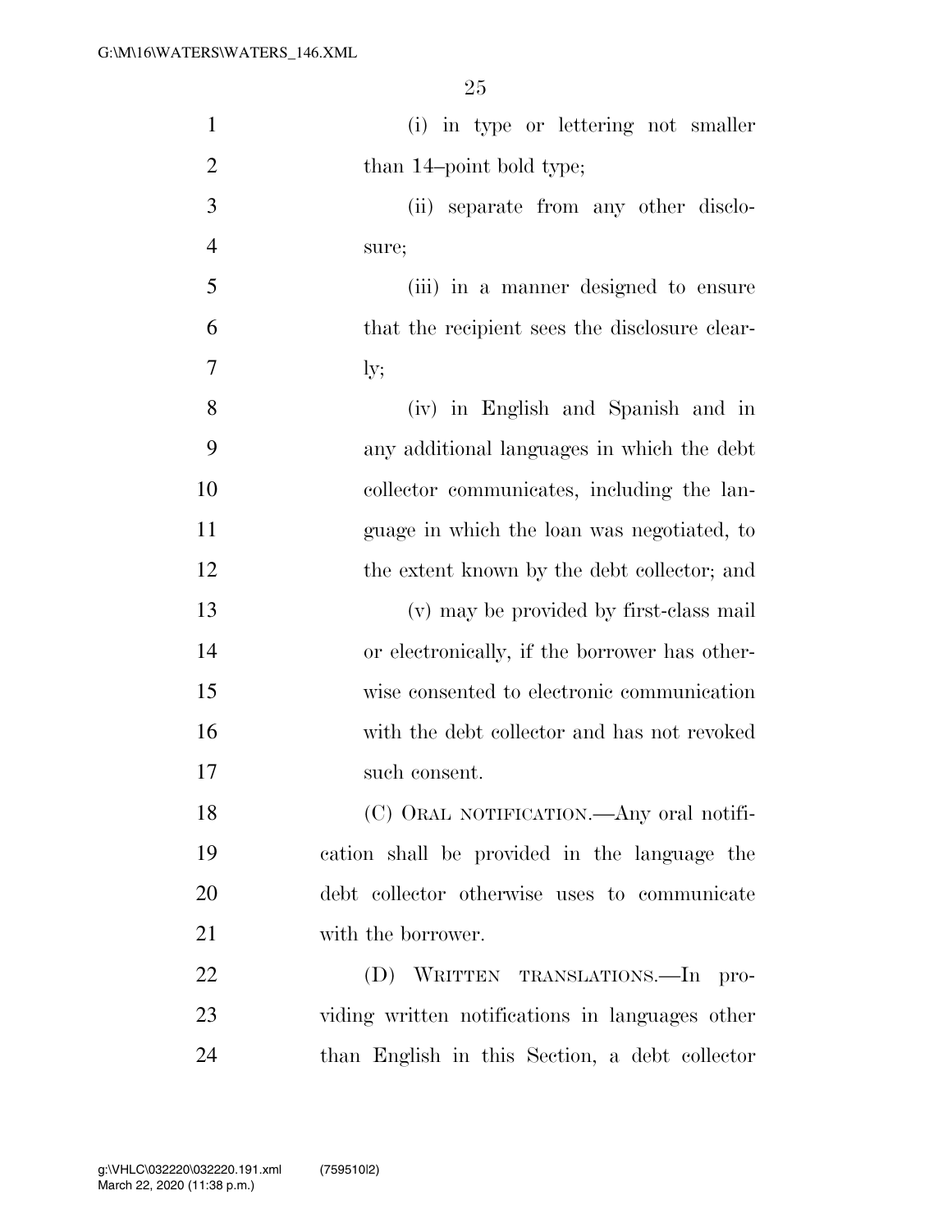(i) in type or lettering not smaller than 14–point bold type;

(ii) separate from any other disclosure;

(iii) in a manner designed to ensure that the recipient sees the disclosure clearly;

(iv) in English and Spanish and in any additional languages in which the debt collector communicates, including the language in which the loan was negotiated, to the extent known by the debt collector; and

(v) may be provided by first-class mail or electronically, if the borrower has otherwise consented to electronic communication with the debt collector and has not revoked such consent.

(C) ORAL NOTIFICATION.—Any oral notification shall be provided in the language the debt collector otherwise uses to communicate with the borrower.

(D) WRITTEN TRANSLATIONS.—In providing written notifications in languages other than English in this Section, a debt collector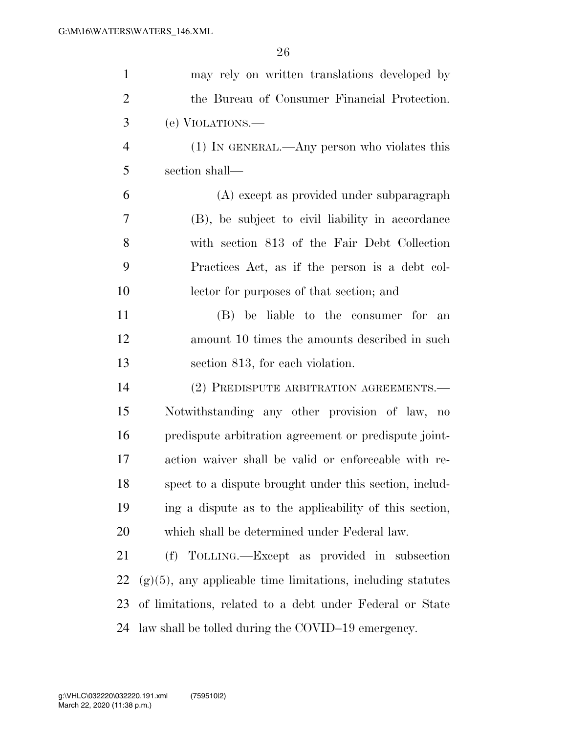may rely on written translations developed by the Bureau of Consumer Financial Protection.

(e) VIOLATIONS.—

(1) IN GENERAL.—Any person who violates this section shall—

(A) except as provided under subparagraph (B), be subject to civil liability in accordance with section 813 of the Fair Debt Collection Practices Act, as if the person is a debt collector for purposes of that section; and

(B) be liable to the consumer for an amount 10 times the amounts described in such section 813, for each violation.

(2) PREDISPUTE ARBITRATION AGREEMENTS.—Notwithstanding any other provision of law, no predispute arbitration agreement or predispute joint-action waiver shall be valid or enforceable with respect to a dispute brought under this section, including a dispute as to the applicability of this section, which shall be determined under Federal law.

(f) TOLLING.—Except as provided in subsection (g)(5), any applicable time limitations, including statutes of limitations, related to a debt under Federal or State law shall be tolled during the COVID–19 emergency.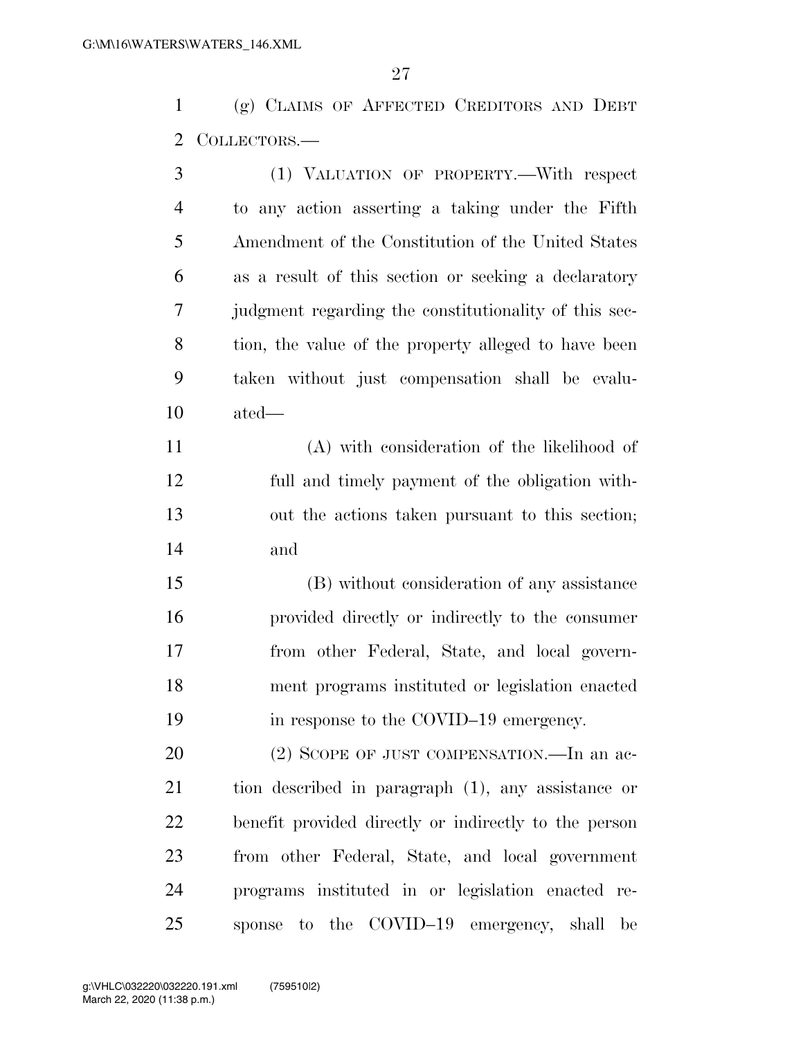(g) CLAIMS OF AFFECTED CREDITORS AND DEBT COLLECTORS.—

(1) VALUATION OF PROPERTY.—With respect to any action asserting a taking under the Fifth Amendment of the Constitution of the United States as a result of this section or seeking a declaratory judgment regarding the constitutionality of this section, the value of the property alleged to have been taken without just compensation shall be evaluated—

(A) with consideration of the likelihood of full and timely payment of the obligation without the actions taken pursuant to this section; and

(B) without consideration of any assistance provided directly or indirectly to the consumer from other Federal, State, and local government programs instituted or legislation enacted in response to the COVID–19 emergency.

(2) SCOPE OF JUST COMPENSATION.—In an action described in paragraph (1), any assistance or benefit provided directly or indirectly to the person from other Federal, State, and local government programs instituted in or legislation enacted response to the COVID–19 emergency, shall be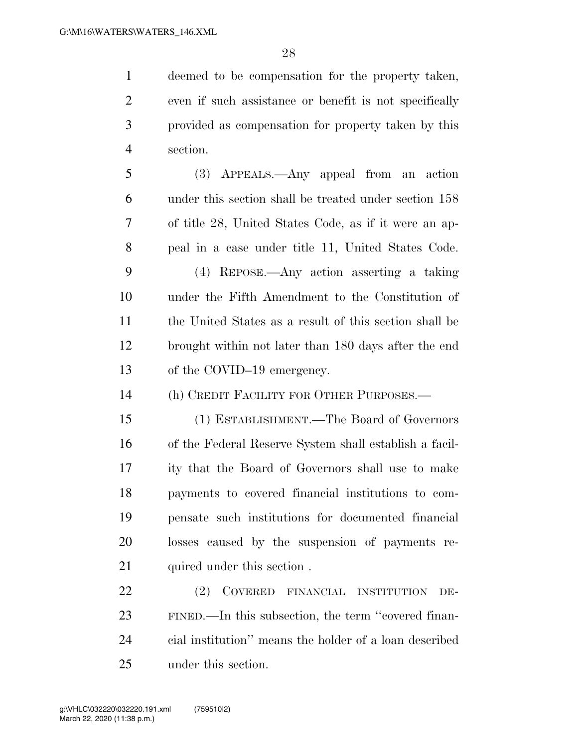deemed to be compensation for the property taken, even if such assistance or benefit is not specifically provided as compensation for property taken by this section.

(3) APPEALS.—Any appeal from an action under this section shall be treated under section 158 of title 28, United States Code, as if it were an appeal in a case under title 11, United States Code.

(4) REPOSE.—Any action asserting a taking under the Fifth Amendment to the Constitution of the United States as a result of this section shall be brought within not later than 180 days after the end of the COVID–19 emergency.

(h) CREDIT FACILITY FOR OTHER PURPOSES.—

(1) ESTABLISHMENT.—The Board of Governors of the Federal Reserve System shall establish a facility that the Board of Governors shall use to make payments to covered financial institutions to compensate such institutions for documented financial losses caused by the suspension of payments required under this section .

(2) COVERED FINANCIAL INSTITUTION DEFINED.—In this subsection, the term "covered financial institution" means the holder of a loan described under this section.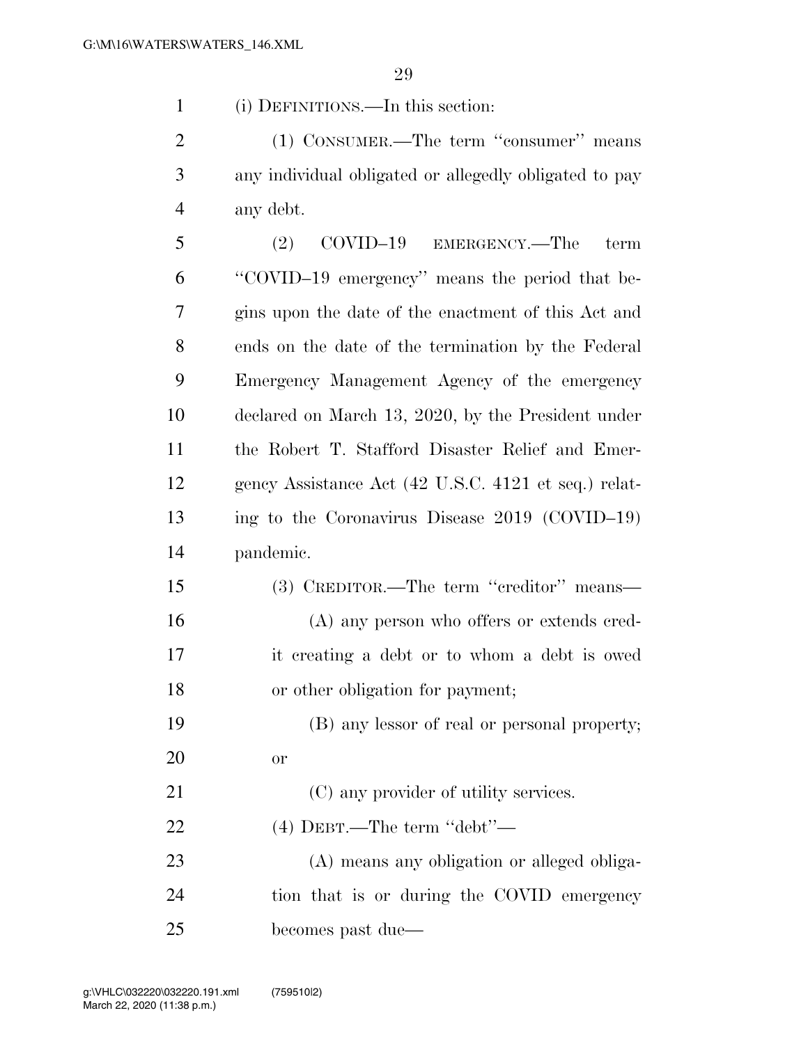(i) DEFINITIONS.—In this section:

(1) CONSUMER.—The term ''consumer'' means any individual obligated or allegedly obligated to pay any debt.

(2) COVID–19 EMERGENCY.—The term ''COVID–19 emergency'' means the period that begins upon the date of the enactment of this Act and ends on the date of the termination by the Federal Emergency Management Agency of the emergency declared on March 13, 2020, by the President under the Robert T. Stafford Disaster Relief and Emergency Assistance Act (42 U.S.C. 4121 et seq.) relating to the Coronavirus Disease 2019 (COVID–19) pandemic.

(3) CREDITOR.—The term ''creditor'' means—

(A) any person who offers or extends credit creating a debt or to whom a debt is owed or other obligation for payment;

(B) any lessor of real or personal property; or

(C) any provider of utility services.

(4) DEBT.—The term ''debt''—

(A) means any obligation or alleged obligation that is or during the COVID emergency becomes past due—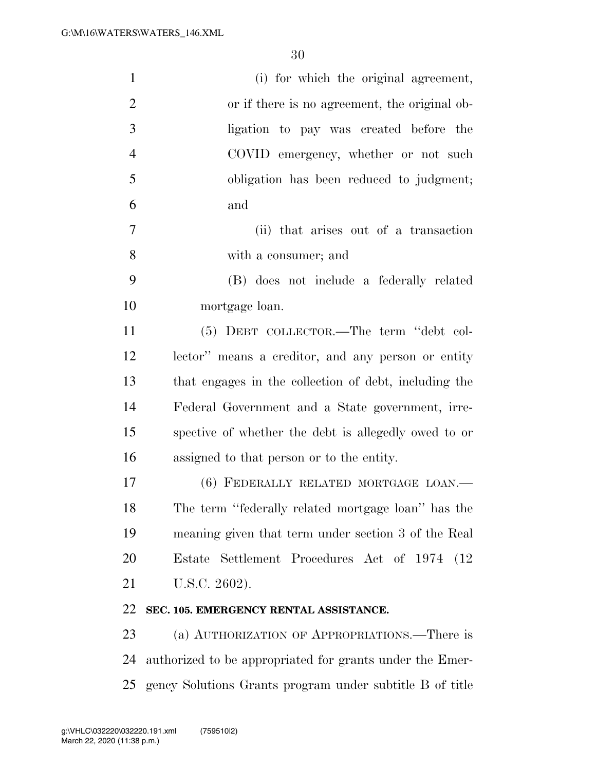(i) for which the original agreement, or if there is no agreement, the original obligation to pay was created before the COVID emergency, whether or not such obligation has been reduced to judgment; and

(ii) that arises out of a transaction with a consumer; and

(B) does not include a federally related mortgage loan.

(5) DEBT COLLECTOR.—The term "debt collector" means a creditor, and any person or entity that engages in the collection of debt, including the Federal Government and a State government, irrespective of whether the debt is allegedly owed to or assigned to that person or to the entity.

(6) FEDERALLY RELATED MORTGAGE LOAN.—The term "federally related mortgage loan" has the meaning given that term under section 3 of the Real Estate Settlement Procedures Act of 1974 (12 U.S.C. 2602).

**SEC. 105. EMERGENCY RENTAL ASSISTANCE.**

(a) AUTHORIZATION OF APPROPRIATIONS.—There is authorized to be appropriated for grants under the Emergency Solutions Grants program under subtitle B of title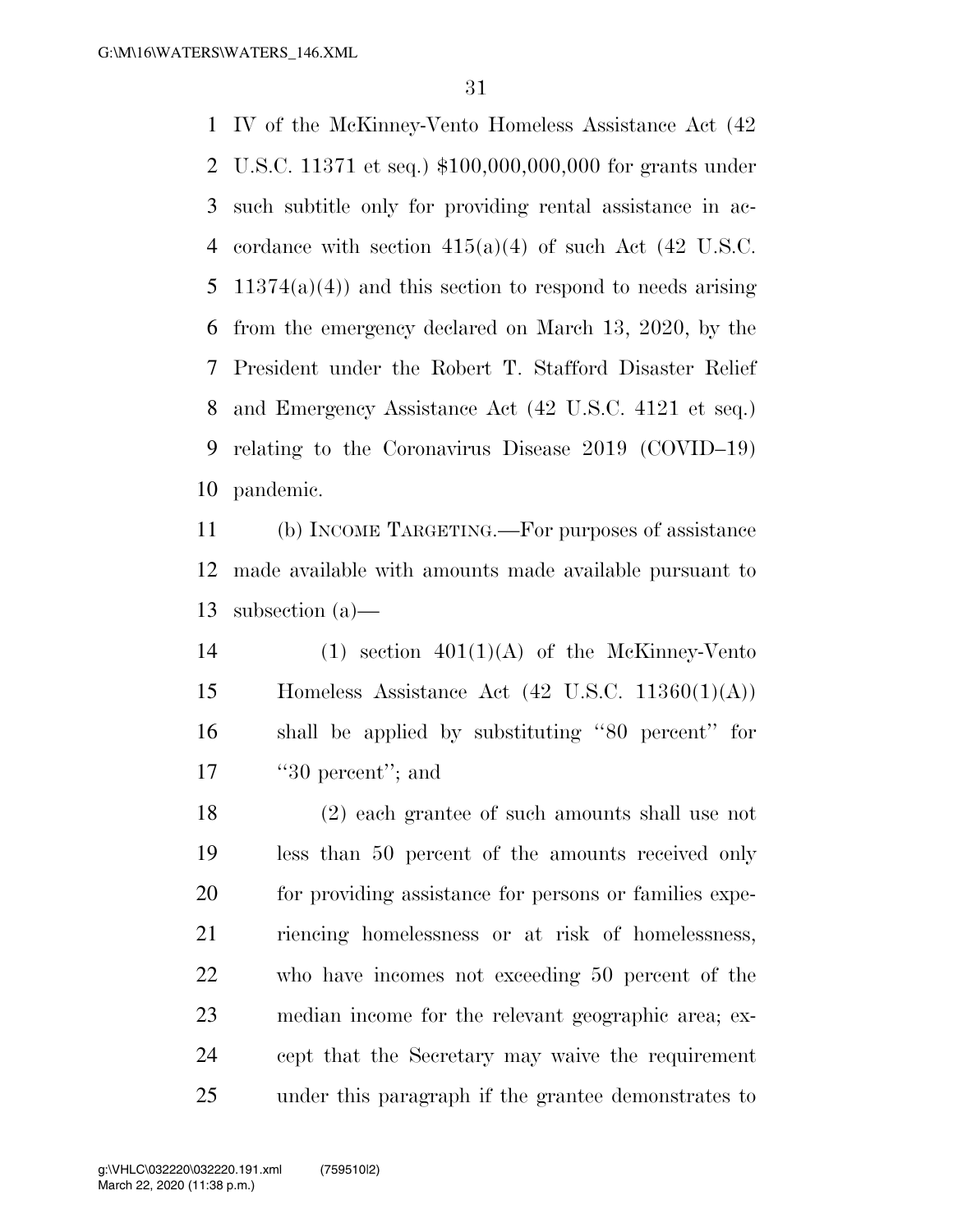IV of the McKinney-Vento Homeless Assistance Act (42 U.S.C. 11371 et seq.) $100,000,000,000 for grants under such subtitle only for providing rental assistance in accordance with section 415(a)(4) of such Act (42 U.S.C. 11374(a)(4)) and this section to respond to needs arising from the emergency declared on March 13, 2020, by the President under the Robert T. Stafford Disaster Relief and Emergency Assistance Act (42 U.S.C. 4121 et seq.) relating to the Coronavirus Disease 2019 (COVID–19) pandemic.

(b) INCOME TARGETING.—For purposes of assistance made available with amounts made available pursuant to subsection (a)—

(1) section 401(1)(A) of the McKinney-Vento Homeless Assistance Act (42 U.S.C. 11360(1)(A)) shall be applied by substituting ''80 percent'' for ''30 percent''; and

(2) each grantee of such amounts shall use not less than 50 percent of the amounts received only for providing assistance for persons or families experiencing homelessness or at risk of homelessness, who have incomes not exceeding 50 percent of the median income for the relevant geographic area; except that the Secretary may waive the requirement under this paragraph if the grantee demonstrates to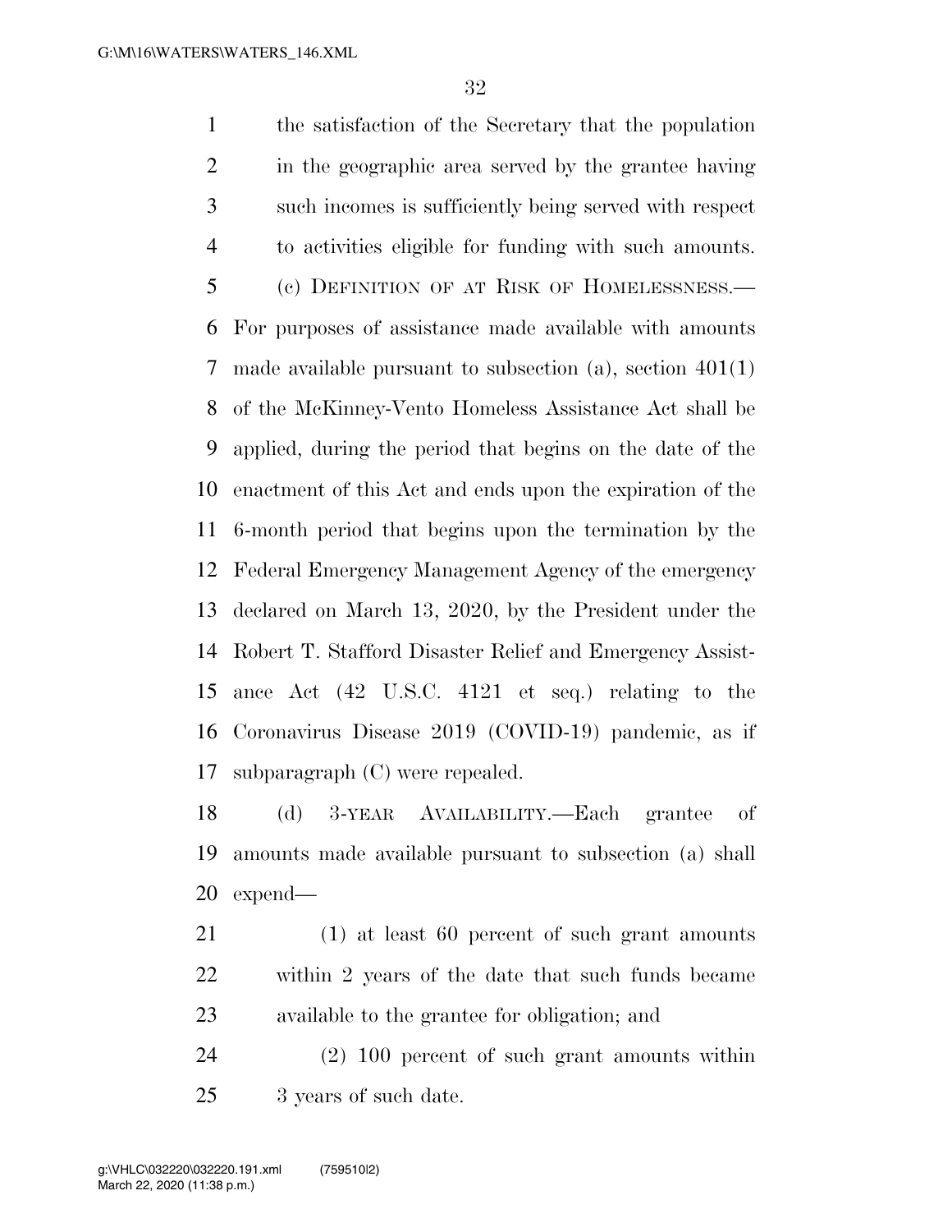the satisfaction of the Secretary that the population in the geographic area served by the grantee having such incomes is sufficiently being served with respect to activities eligible for funding with such amounts.

(c) DEFINITION OF AT RISK OF HOMELESSNESS.—For purposes of assistance made available with amounts made available pursuant to subsection (a), section 401(1) of the McKinney-Vento Homeless Assistance Act shall be applied, during the period that begins on the date of the enactment of this Act and ends upon the expiration of the 6-month period that begins upon the termination by the Federal Emergency Management Agency of the emergency declared on March 13, 2020, by the President under the Robert T. Stafford Disaster Relief and Emergency Assistance Act (42 U.S.C. 4121 et seq.) relating to the Coronavirus Disease 2019 (COVID-19) pandemic, as if subparagraph (C) were repealed.

(d) 3-YEAR AVAILABILITY.—Each grantee of amounts made available pursuant to subsection (a) shall expend—

(1) at least 60 percent of such grant amounts within 2 years of the date that such funds became available to the grantee for obligation; and

(2) 100 percent of such grant amounts within 3 years of such date.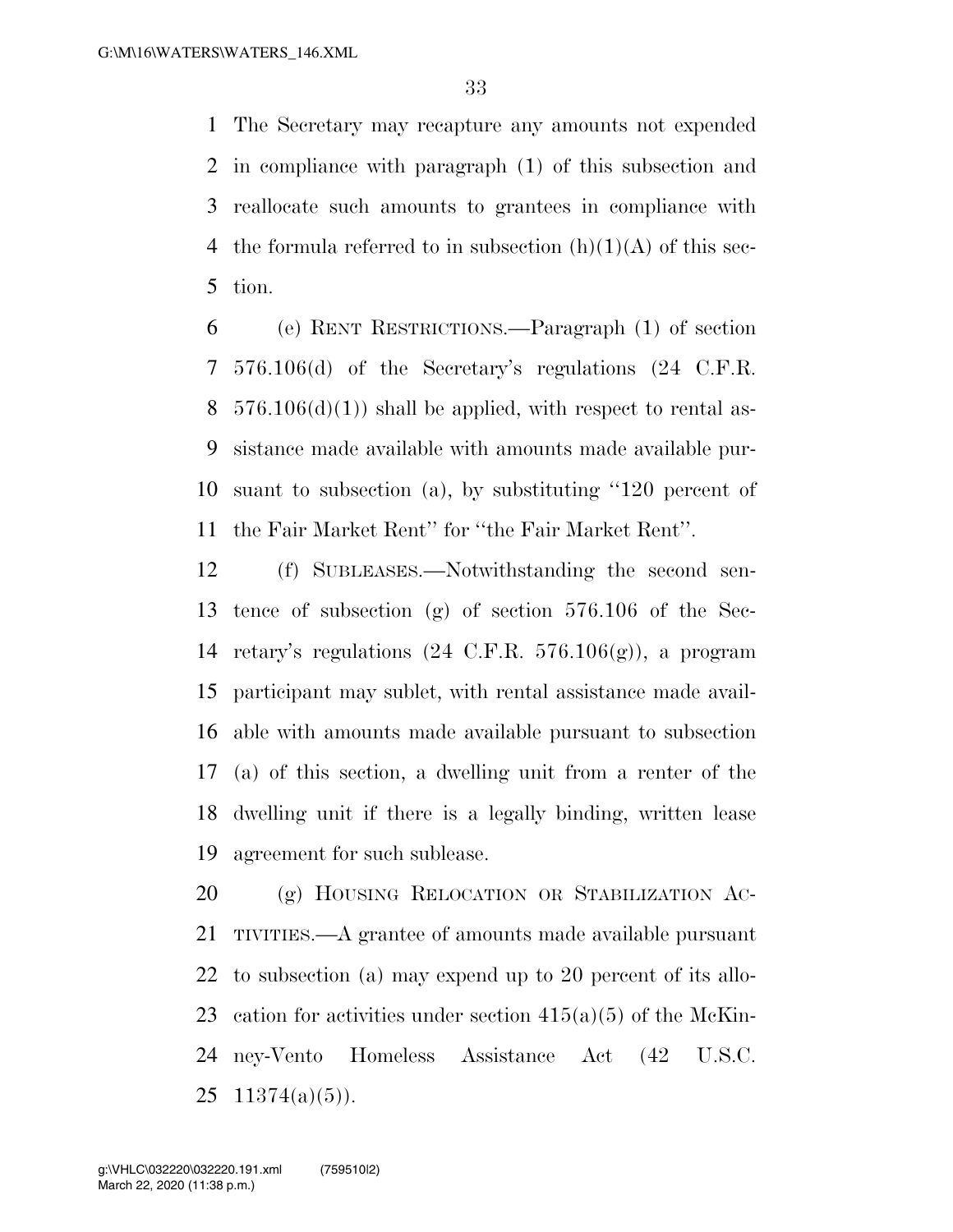The Secretary may recapture any amounts not expended in compliance with paragraph (1) of this subsection and reallocate such amounts to grantees in compliance with the formula referred to in subsection (h)(1)(A) of this section.

(e) RENT RESTRICTIONS.—Paragraph (1) of section 576.106(d) of the Secretary's regulations (24 C.F.R. 576.106(d)(1)) shall be applied, with respect to rental assistance made available with amounts made available pursuant to subsection (a), by substituting ''120 percent of the Fair Market Rent'' for ''the Fair Market Rent''.

(f) SUBLEASES.—Notwithstanding the second sentence of subsection (g) of section 576.106 of the Secretary's regulations (24 C.F.R. 576.106(g)), a program participant may sublet, with rental assistance made available with amounts made available pursuant to subsection (a) of this section, a dwelling unit from a renter of the dwelling unit if there is a legally binding, written lease agreement for such sublease.

(g) HOUSING RELOCATION OR STABILIZATION ACTIVITIES.—A grantee of amounts made available pursuant to subsection (a) may expend up to 20 percent of its allocation for activities under section 415(a)(5) of the McKinney-Vento Homeless Assistance Act (42 U.S.C. 11374(a)(5)).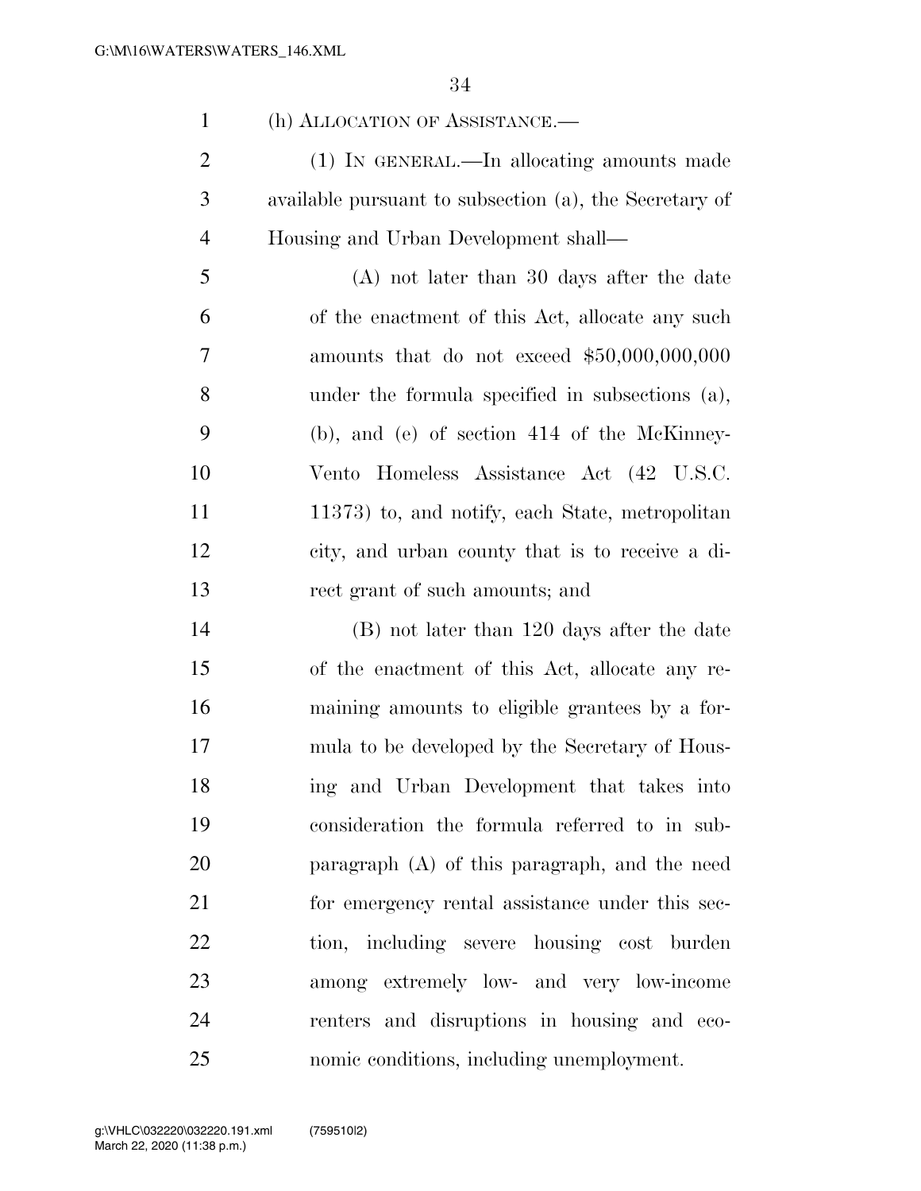(h) ALLOCATION OF ASSISTANCE.—

(1) IN GENERAL.—In allocating amounts made available pursuant to subsection (a), the Secretary of Housing and Urban Development shall—

(A) not later than 30 days after the date of the enactment of this Act, allocate any such amounts that do not exceed $50,000,000,000 under the formula specified in subsections (a), (b), and (e) of section 414 of the McKinney-Vento Homeless Assistance Act (42 U.S.C. 11373) to, and notify, each State, metropolitan city, and urban county that is to receive a direct grant of such amounts; and

(B) not later than 120 days after the date of the enactment of this Act, allocate any remaining amounts to eligible grantees by a formula to be developed by the Secretary of Housing and Urban Development that takes into consideration the formula referred to in subparagraph (A) of this paragraph, and the need for emergency rental assistance under this section, including severe housing cost burden among extremely low- and very low-income renters and disruptions in housing and economic conditions, including unemployment.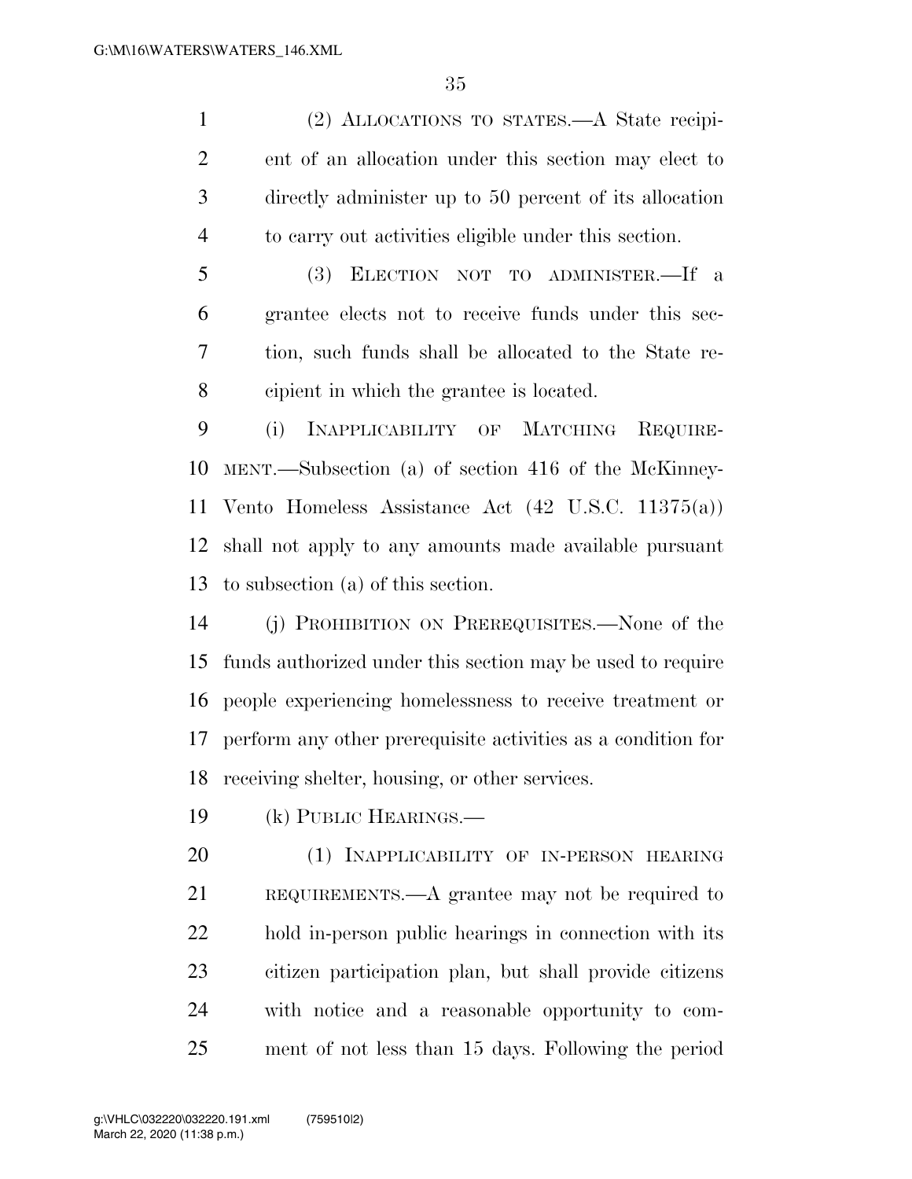(2) ALLOCATIONS TO STATES.—A State recipient of an allocation under this section may elect to directly administer up to 50 percent of its allocation to carry out activities eligible under this section.

(3) ELECTION NOT TO ADMINISTER.—If a grantee elects not to receive funds under this section, such funds shall be allocated to the State recipient in which the grantee is located.

(i) INAPPLICABILITY OF MATCHING REQUIREMENT.—Subsection (a) of section 416 of the McKinney-Vento Homeless Assistance Act (42 U.S.C. 11375(a)) shall not apply to any amounts made available pursuant to subsection (a) of this section.

(j) PROHIBITION ON PREREQUISITES.—None of the funds authorized under this section may be used to require people experiencing homelessness to receive treatment or perform any other prerequisite activities as a condition for receiving shelter, housing, or other services.

(k) PUBLIC HEARINGS.—

(1) INAPPLICABILITY OF IN-PERSON HEARING REQUIREMENTS.—A grantee may not be required to hold in-person public hearings in connection with its citizen participation plan, but shall provide citizens with notice and a reasonable opportunity to comment of not less than 15 days. Following the period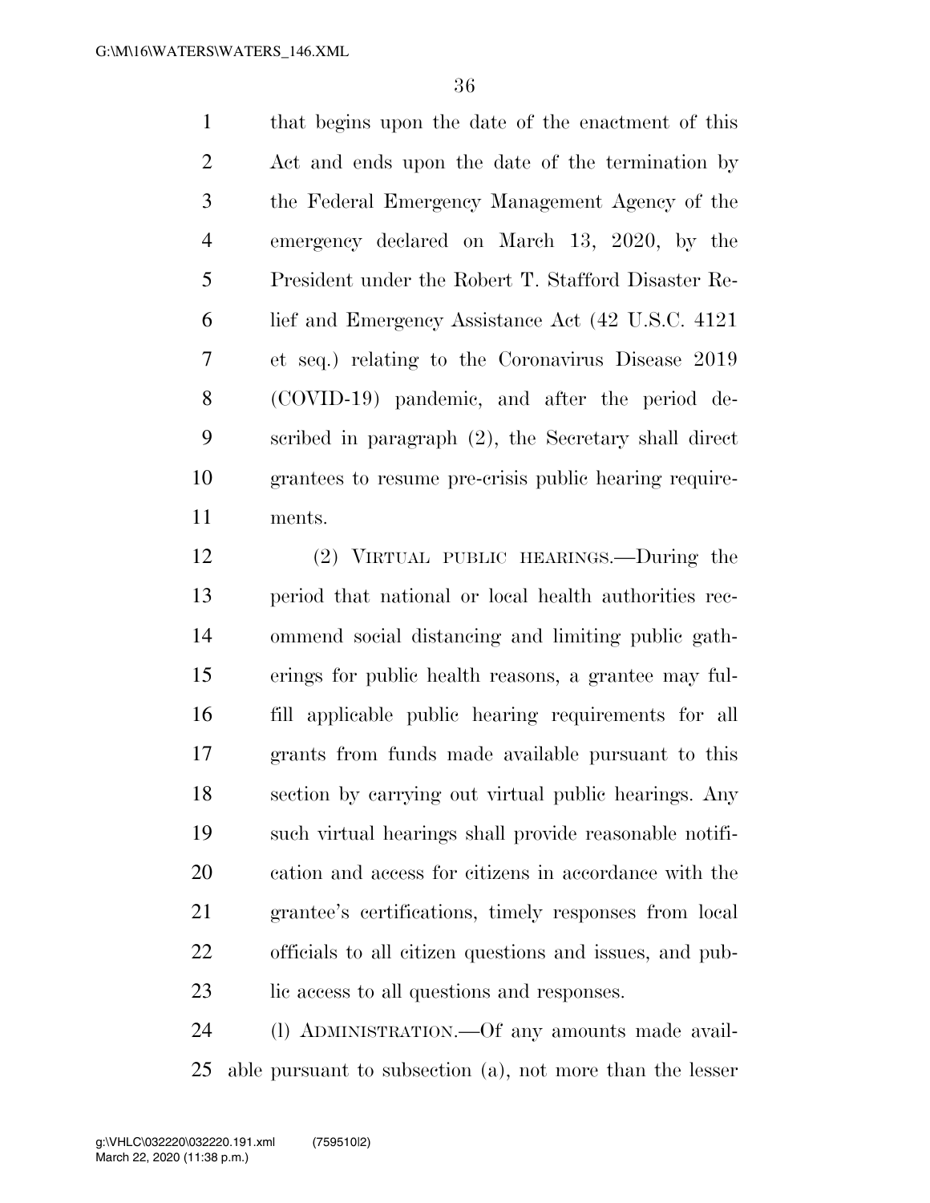that begins upon the date of the enactment of this Act and ends upon the date of the termination by the Federal Emergency Management Agency of the emergency declared on March 13, 2020, by the President under the Robert T. Stafford Disaster Relief and Emergency Assistance Act (42 U.S.C. 4121 et seq.) relating to the Coronavirus Disease 2019 (COVID-19) pandemic, and after the period described in paragraph (2), the Secretary shall direct grantees to resume pre-crisis public hearing requirements.

(2) VIRTUAL PUBLIC HEARINGS.—During the period that national or local health authorities recommend social distancing and limiting public gatherings for public health reasons, a grantee may fulfill applicable public hearing requirements for all grants from funds made available pursuant to this section by carrying out virtual public hearings. Any such virtual hearings shall provide reasonable notification and access for citizens in accordance with the grantee's certifications, timely responses from local officials to all citizen questions and issues, and public access to all questions and responses.

(l) ADMINISTRATION.—Of any amounts made available pursuant to subsection (a), not more than the lesser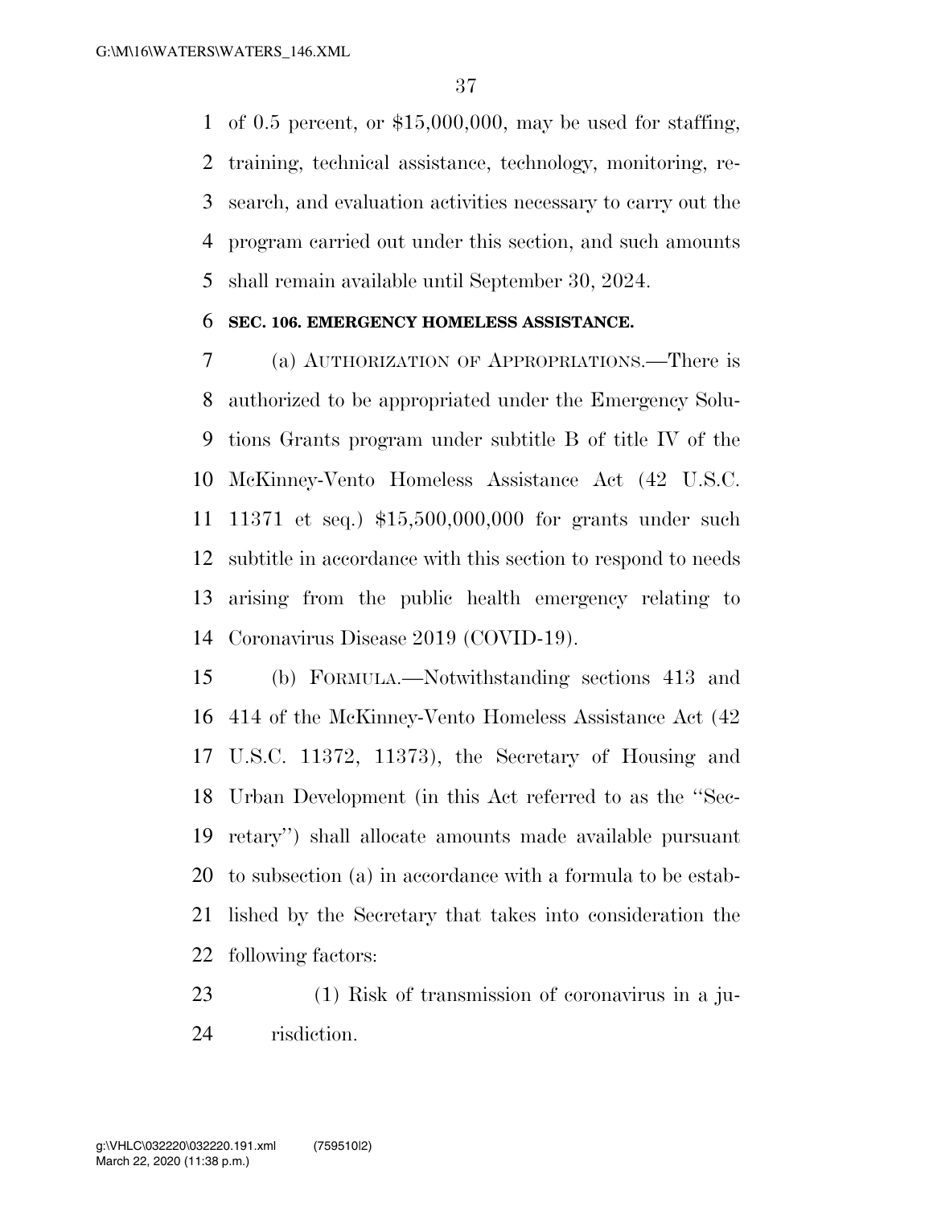of 0.5 percent, or $15,000,000, may be used for staffing, training, technical assistance, technology, monitoring, research, and evaluation activities necessary to carry out the program carried out under this section, and such amounts shall remain available until September 30, 2024.

**SEC. 106. EMERGENCY HOMELESS ASSISTANCE.**

(a) AUTHORIZATION OF APPROPRIATIONS.—There is authorized to be appropriated under the Emergency Solutions Grants program under subtitle B of title IV of the McKinney-Vento Homeless Assistance Act (42 U.S.C. 11371 et seq.) $15,500,000,000 for grants under such subtitle in accordance with this section to respond to needs arising from the public health emergency relating to Coronavirus Disease 2019 (COVID-19).

(b) FORMULA.—Notwithstanding sections 413 and 414 of the McKinney-Vento Homeless Assistance Act (42 U.S.C. 11372, 11373), the Secretary of Housing and Urban Development (in this Act referred to as the "Secretary") shall allocate amounts made available pursuant to subsection (a) in accordance with a formula to be established by the Secretary that takes into consideration the following factors:

(1) Risk of transmission of coronavirus in a jurisdiction.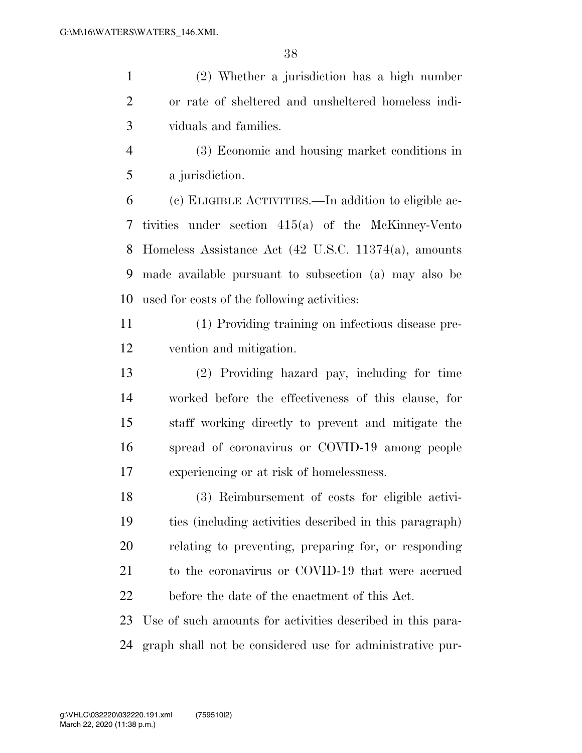(2) Whether a jurisdiction has a high number or rate of sheltered and unsheltered homeless individuals and families.

(3) Economic and housing market conditions in a jurisdiction.

(c) ELIGIBLE ACTIVITIES.—In addition to eligible activities under section 415(a) of the McKinney-Vento Homeless Assistance Act (42 U.S.C. 11374(a), amounts made available pursuant to subsection (a) may also be used for costs of the following activities:

(1) Providing training on infectious disease prevention and mitigation.

(2) Providing hazard pay, including for time worked before the effectiveness of this clause, for staff working directly to prevent and mitigate the spread of coronavirus or COVID-19 among people experiencing or at risk of homelessness.

(3) Reimbursement of costs for eligible activities (including activities described in this paragraph) relating to preventing, preparing for, or responding to the coronavirus or COVID-19 that were accrued before the date of the enactment of this Act.

Use of such amounts for activities described in this paragraph shall not be considered use for administrative pur-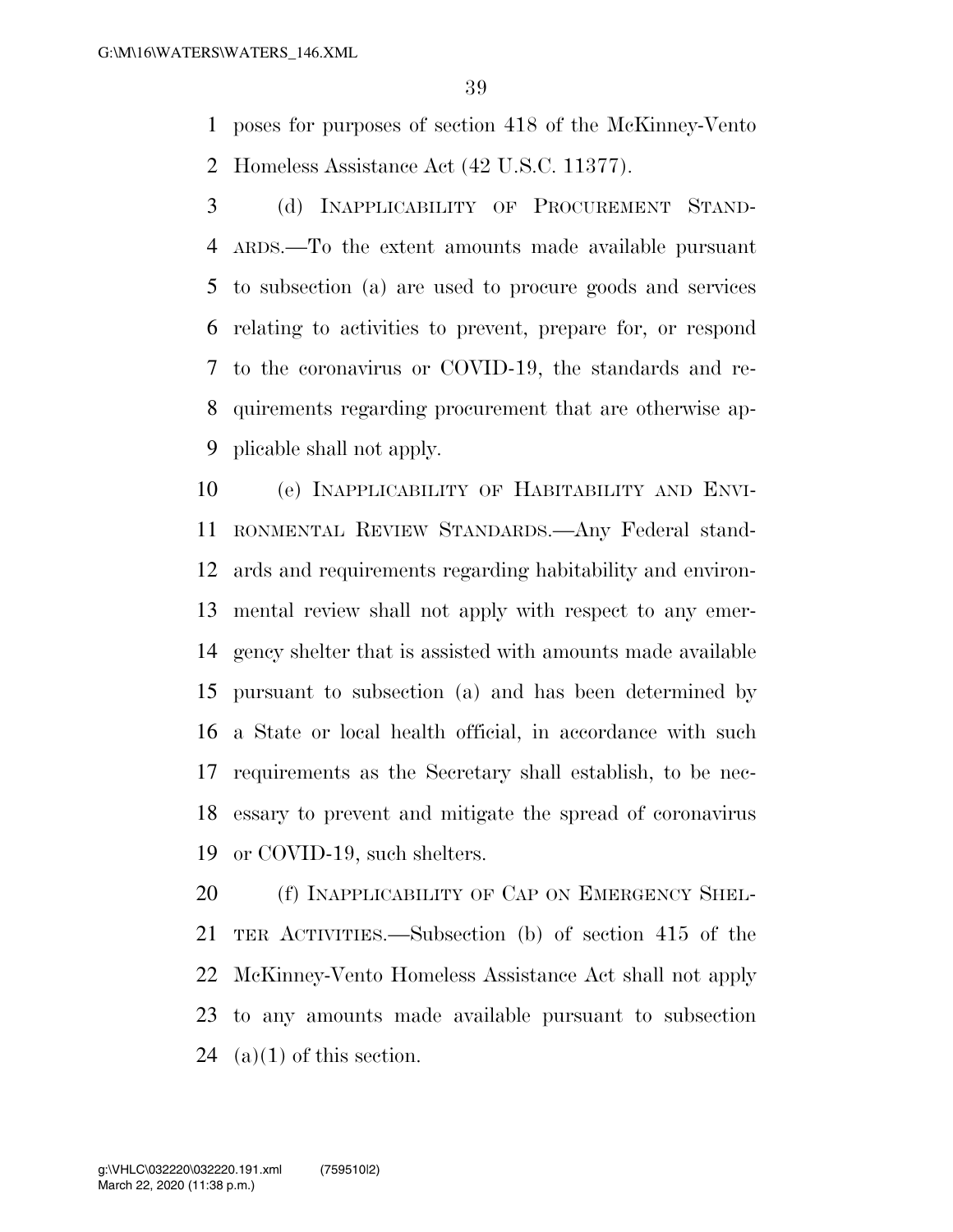poses for purposes of section 418 of the McKinney-Vento Homeless Assistance Act (42 U.S.C. 11377).

(d) INAPPLICABILITY OF PROCUREMENT STANDARDS.—To the extent amounts made available pursuant to subsection (a) are used to procure goods and services relating to activities to prevent, prepare for, or respond to the coronavirus or COVID-19, the standards and requirements regarding procurement that are otherwise applicable shall not apply.

(e) INAPPLICABILITY OF HABITABILITY AND ENVIRONMENTAL REVIEW STANDARDS.—Any Federal standards and requirements regarding habitability and environmental review shall not apply with respect to any emergency shelter that is assisted with amounts made available pursuant to subsection (a) and has been determined by a State or local health official, in accordance with such requirements as the Secretary shall establish, to be necessary to prevent and mitigate the spread of coronavirus or COVID-19, such shelters.

(f) INAPPLICABILITY OF CAP ON EMERGENCY SHELTER ACTIVITIES.—Subsection (b) of section 415 of the McKinney-Vento Homeless Assistance Act shall not apply to any amounts made available pursuant to subsection (a)(1) of this section.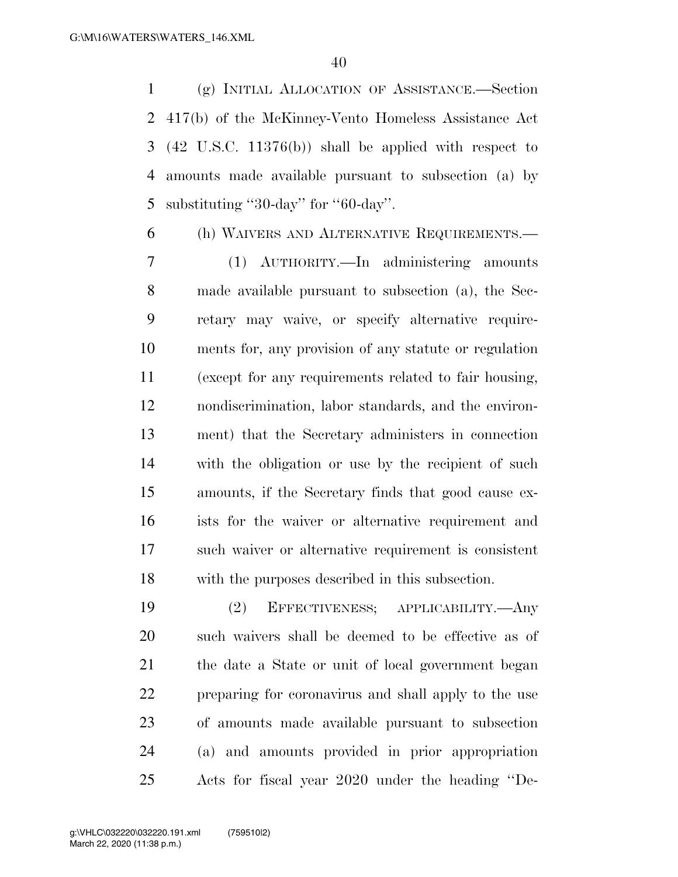(g) INITIAL ALLOCATION OF ASSISTANCE.—Section 417(b) of the McKinney-Vento Homeless Assistance Act (42 U.S.C. 11376(b)) shall be applied with respect to amounts made available pursuant to subsection (a) by substituting "30-day" for "60-day".

(h) WAIVERS AND ALTERNATIVE REQUIREMENTS.—

(1) AUTHORITY.—In administering amounts made available pursuant to subsection (a), the Secretary may waive, or specify alternative requirements for, any provision of any statute or regulation (except for any requirements related to fair housing, nondiscrimination, labor standards, and the environment) that the Secretary administers in connection with the obligation or use by the recipient of such amounts, if the Secretary finds that good cause exists for the waiver or alternative requirement and such waiver or alternative requirement is consistent with the purposes described in this subsection.

(2) EFFECTIVENESS; APPLICABILITY.—Any such waivers shall be deemed to be effective as of the date a State or unit of local government began preparing for coronavirus and shall apply to the use of amounts made available pursuant to subsection (a) and amounts provided in prior appropriation Acts for fiscal year 2020 under the heading "De-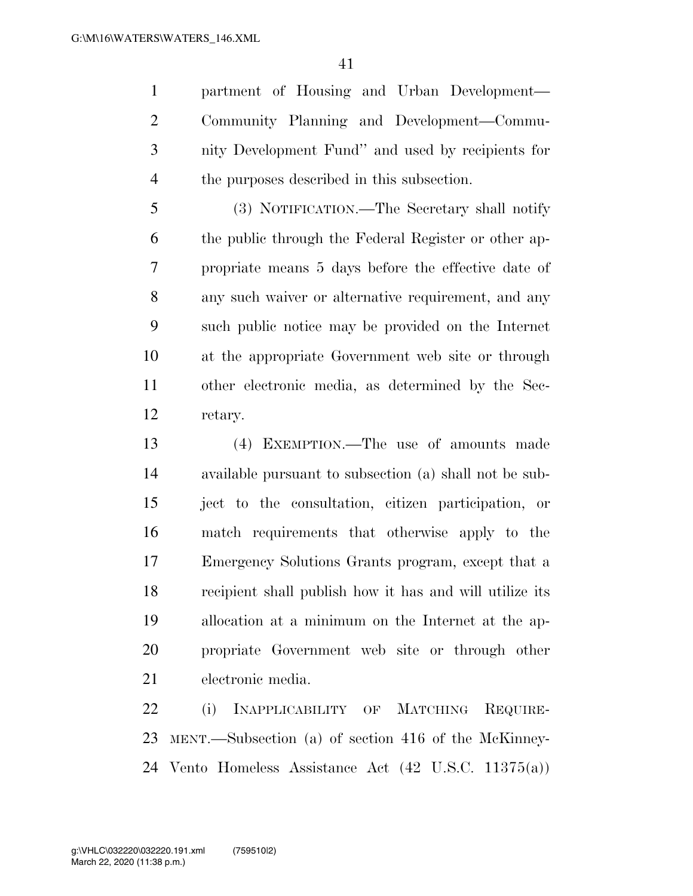partment of Housing and Urban Development—Community Planning and Development—Community Development Fund'' and used by recipients for the purposes described in this subsection.

(3) NOTIFICATION.—The Secretary shall notify the public through the Federal Register or other appropriate means 5 days before the effective date of any such waiver or alternative requirement, and any such public notice may be provided on the Internet at the appropriate Government web site or through other electronic media, as determined by the Secretary.

(4) EXEMPTION.—The use of amounts made available pursuant to subsection (a) shall not be subject to the consultation, citizen participation, or match requirements that otherwise apply to the Emergency Solutions Grants program, except that a recipient shall publish how it has and will utilize its allocation at a minimum on the Internet at the appropriate Government web site or through other electronic media.

(i) INAPPLICABILITY OF MATCHING REQUIREMENT.—Subsection (a) of section 416 of the McKinney-Vento Homeless Assistance Act (42 U.S.C. 11375(a))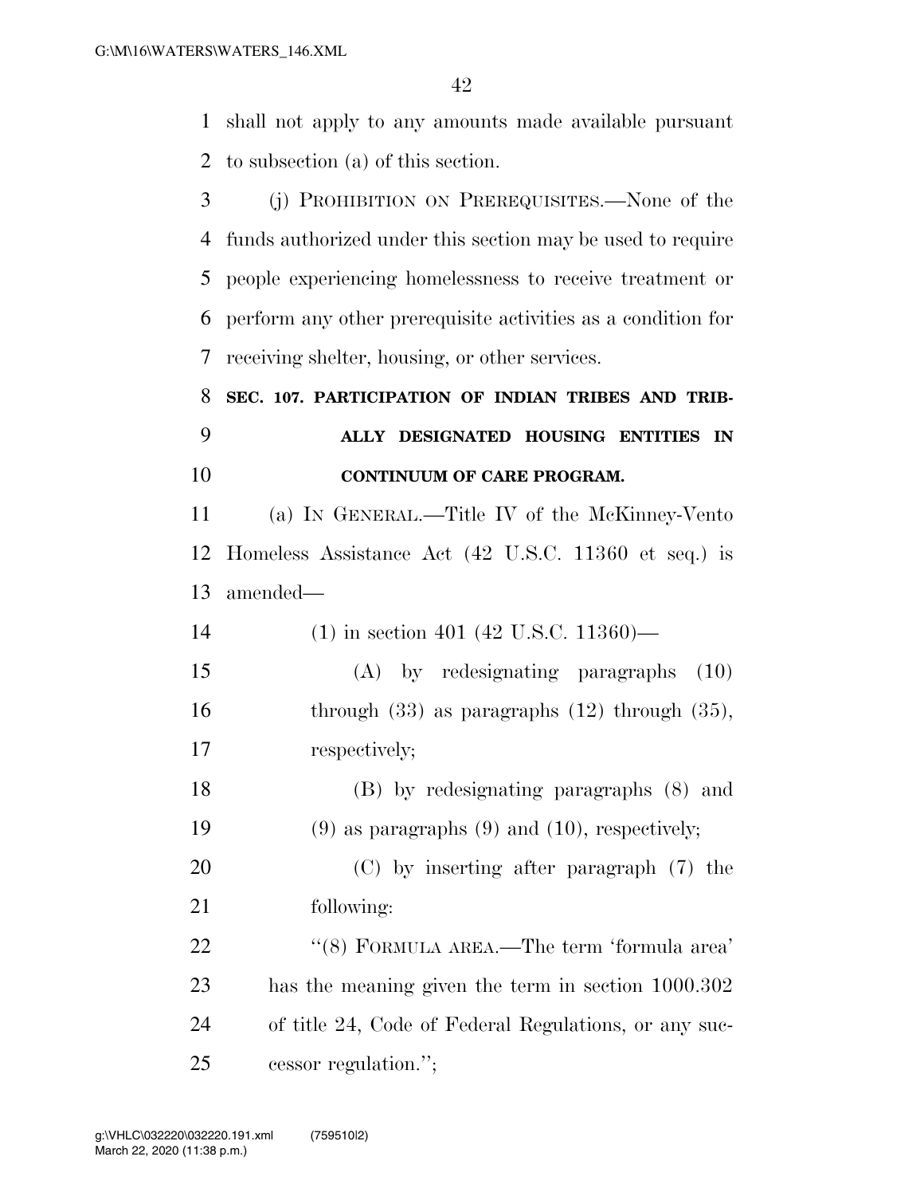shall not apply to any amounts made available pursuant to subsection (a) of this section.

(j) PROHIBITION ON PREREQUISITES.—None of the funds authorized under this section may be used to require people experiencing homelessness to receive treatment or perform any other prerequisite activities as a condition for receiving shelter, housing, or other services.

**SEC. 107. PARTICIPATION OF INDIAN TRIBES AND TRIBALLY DESIGNATED HOUSING ENTITIES IN CONTINUUM OF CARE PROGRAM.**

(a) IN GENERAL.—Title IV of the McKinney-Vento Homeless Assistance Act (42 U.S.C. 11360 et seq.) is amended—

(1) in section 401 (42 U.S.C. 11360)—

(A) by redesignating paragraphs (10) through (33) as paragraphs (12) through (35), respectively;

(B) by redesignating paragraphs (8) and (9) as paragraphs (9) and (10), respectively;

(C) by inserting after paragraph (7) the following:

''(8) FORMULA AREA.—The term 'formula area' has the meaning given the term in section 1000.302 of title 24, Code of Federal Regulations, or any successor regulation.'';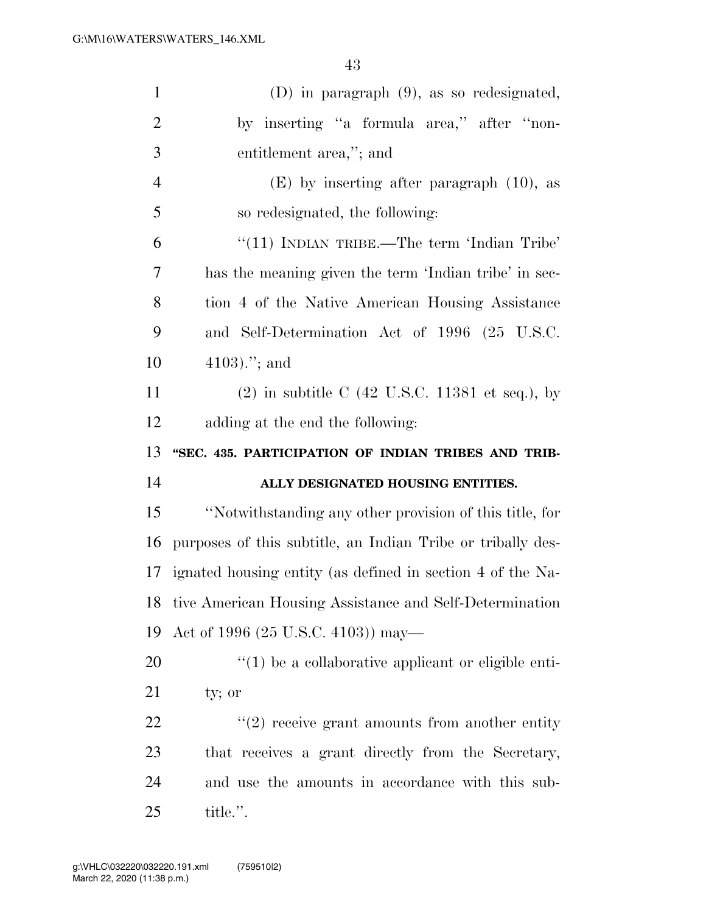(D) in paragraph (9), as so redesignated, by inserting "a formula area," after "non-entitlement area,"; and

(E) by inserting after paragraph (10), as so redesignated, the following:

"(11) INDIAN TRIBE.—The term 'Indian Tribe' has the meaning given the term 'Indian tribe' in section 4 of the Native American Housing Assistance and Self-Determination Act of 1996 (25 U.S.C. 4103)."; and

(2) in subtitle C (42 U.S.C. 11381 et seq.), by adding at the end the following:

**"SEC. 435. PARTICIPATION OF INDIAN TRIBES AND TRIBALLY DESIGNATED HOUSING ENTITIES.**

"Notwithstanding any other provision of this title, for purposes of this subtitle, an Indian Tribe or tribally designated housing entity (as defined in section 4 of the Native American Housing Assistance and Self-Determination Act of 1996 (25 U.S.C. 4103)) may—

"(1) be a collaborative applicant or eligible entity; or

"(2) receive grant amounts from another entity that receives a grant directly from the Secretary, and use the amounts in accordance with this subtitle.".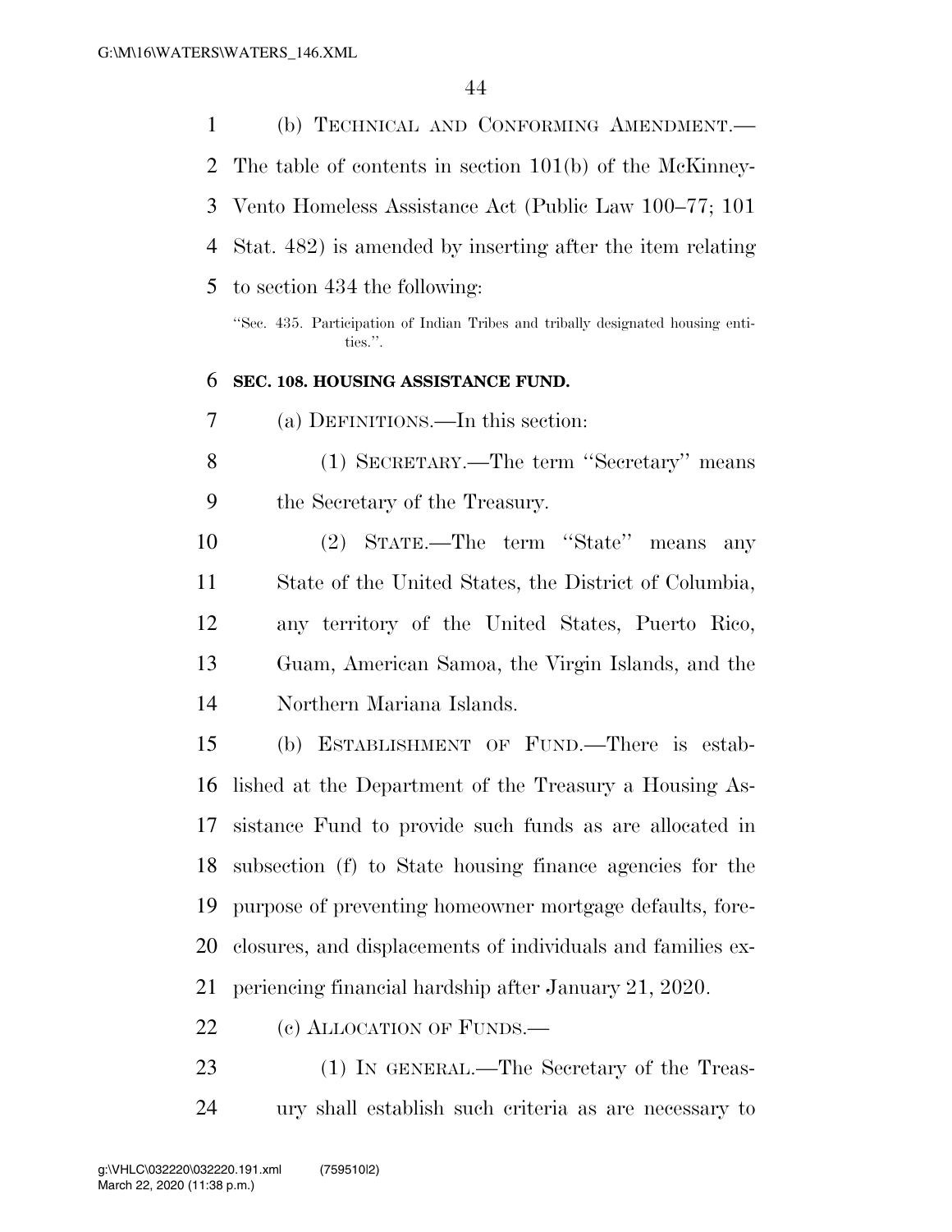(b) TECHNICAL AND CONFORMING AMENDMENT.—The table of contents in section 101(b) of the McKinney-Vento Homeless Assistance Act (Public Law 100–77; 101 Stat. 482) is amended by inserting after the item relating to section 434 the following:

"Sec. 435. Participation of Indian Tribes and tribally designated housing entities.".

**SEC. 108. HOUSING ASSISTANCE FUND.**

(a) DEFINITIONS.—In this section:

(1) SECRETARY.—The term "Secretary" means the Secretary of the Treasury.

(2) STATE.—The term "State" means any State of the United States, the District of Columbia, any territory of the United States, Puerto Rico, Guam, American Samoa, the Virgin Islands, and the Northern Mariana Islands.

(b) ESTABLISHMENT OF FUND.—There is established at the Department of the Treasury a Housing Assistance Fund to provide such funds as are allocated in subsection (f) to State housing finance agencies for the purpose of preventing homeowner mortgage defaults, foreclosures, and displacements of individuals and families experiencing financial hardship after January 21, 2020.

(c) ALLOCATION OF FUNDS.—

(1) IN GENERAL.—The Secretary of the Treasury shall establish such criteria as are necessary to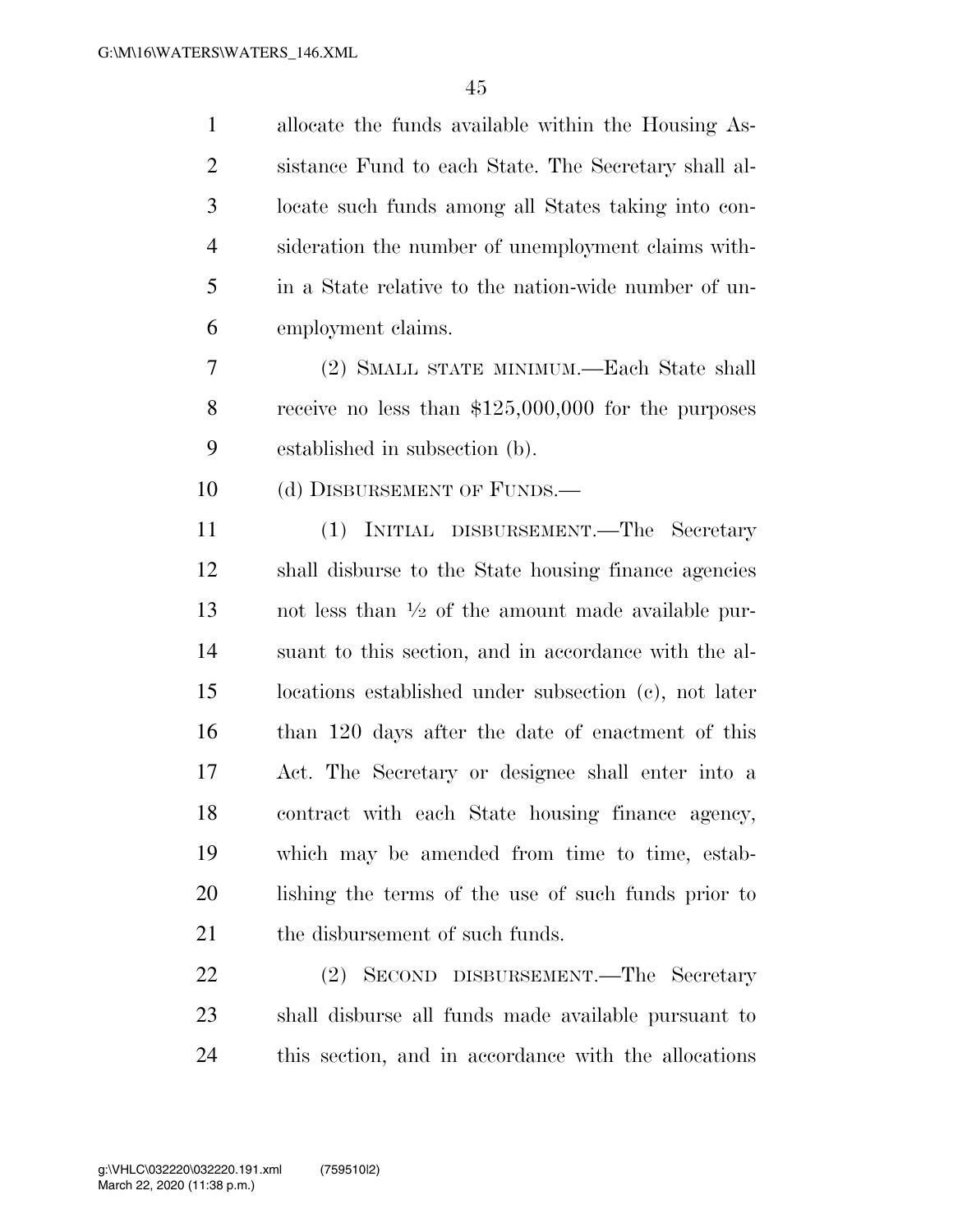allocate the funds available within the Housing Assistance Fund to each State. The Secretary shall allocate such funds among all States taking into consideration the number of unemployment claims within a State relative to the nation-wide number of unemployment claims.

(2) SMALL STATE MINIMUM.—Each State shall receive no less than $125,000,000 for the purposes established in subsection (b).

(d) DISBURSEMENT OF FUNDS.—

(1) INITIAL DISBURSEMENT.—The Secretary shall disburse to the State housing finance agencies not less than ½ of the amount made available pursuant to this section, and in accordance with the allocations established under subsection (c), not later than 120 days after the date of enactment of this Act. The Secretary or designee shall enter into a contract with each State housing finance agency, which may be amended from time to time, establishing the terms of the use of such funds prior to the disbursement of such funds.

(2) SECOND DISBURSEMENT.—The Secretary shall disburse all funds made available pursuant to this section, and in accordance with the allocations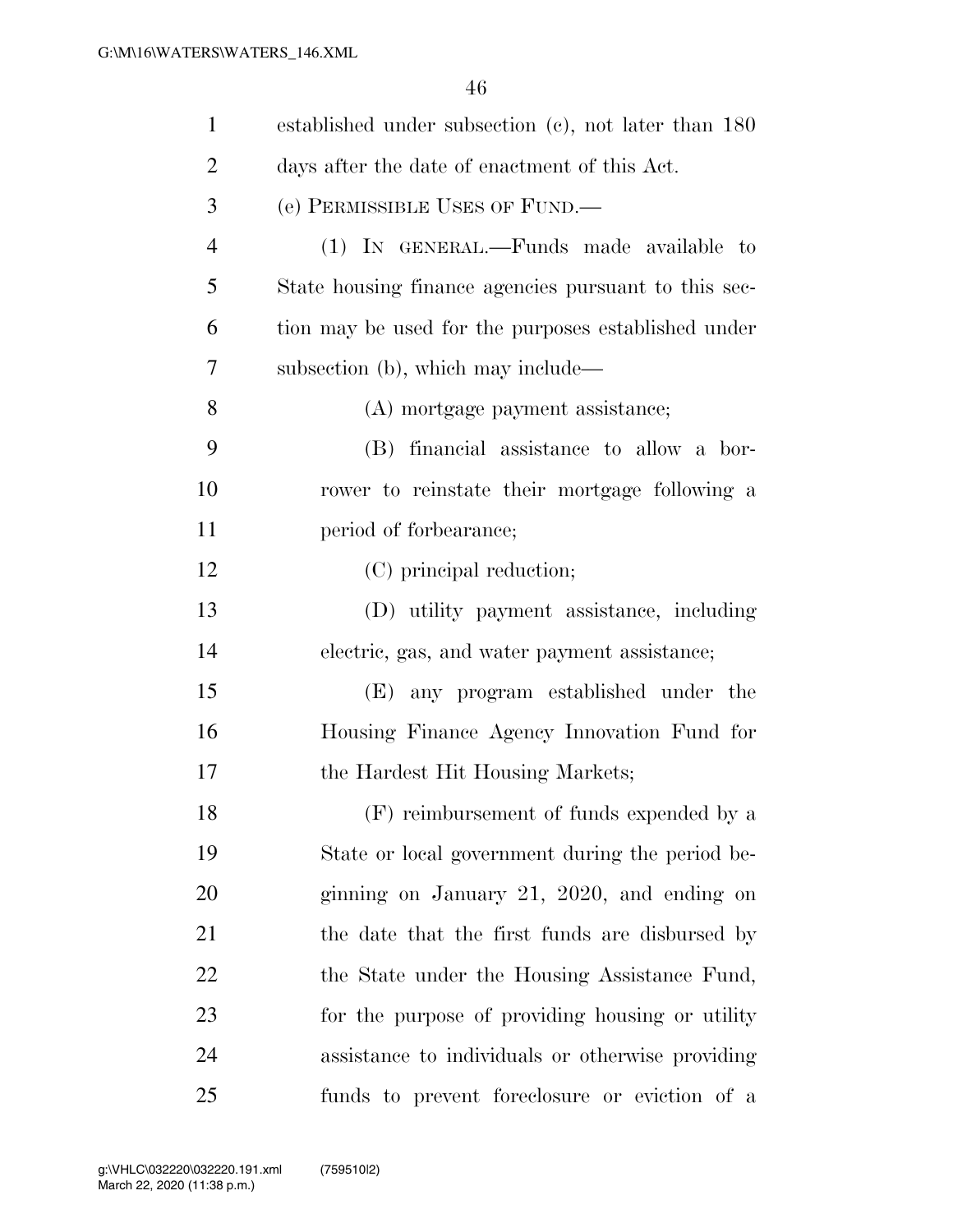established under subsection (c), not later than 180 days after the date of enactment of this Act.

(e) PERMISSIBLE USES OF FUND.—

(1) IN GENERAL.—Funds made available to State housing finance agencies pursuant to this section may be used for the purposes established under subsection (b), which may include—

(A) mortgage payment assistance;

(B) financial assistance to allow a borrower to reinstate their mortgage following a period of forbearance;

(C) principal reduction;

(D) utility payment assistance, including electric, gas, and water payment assistance;

(E) any program established under the Housing Finance Agency Innovation Fund for the Hardest Hit Housing Markets;

(F) reimbursement of funds expended by a State or local government during the period beginning on January 21, 2020, and ending on the date that the first funds are disbursed by the State under the Housing Assistance Fund, for the purpose of providing housing or utility assistance to individuals or otherwise providing funds to prevent foreclosure or eviction of a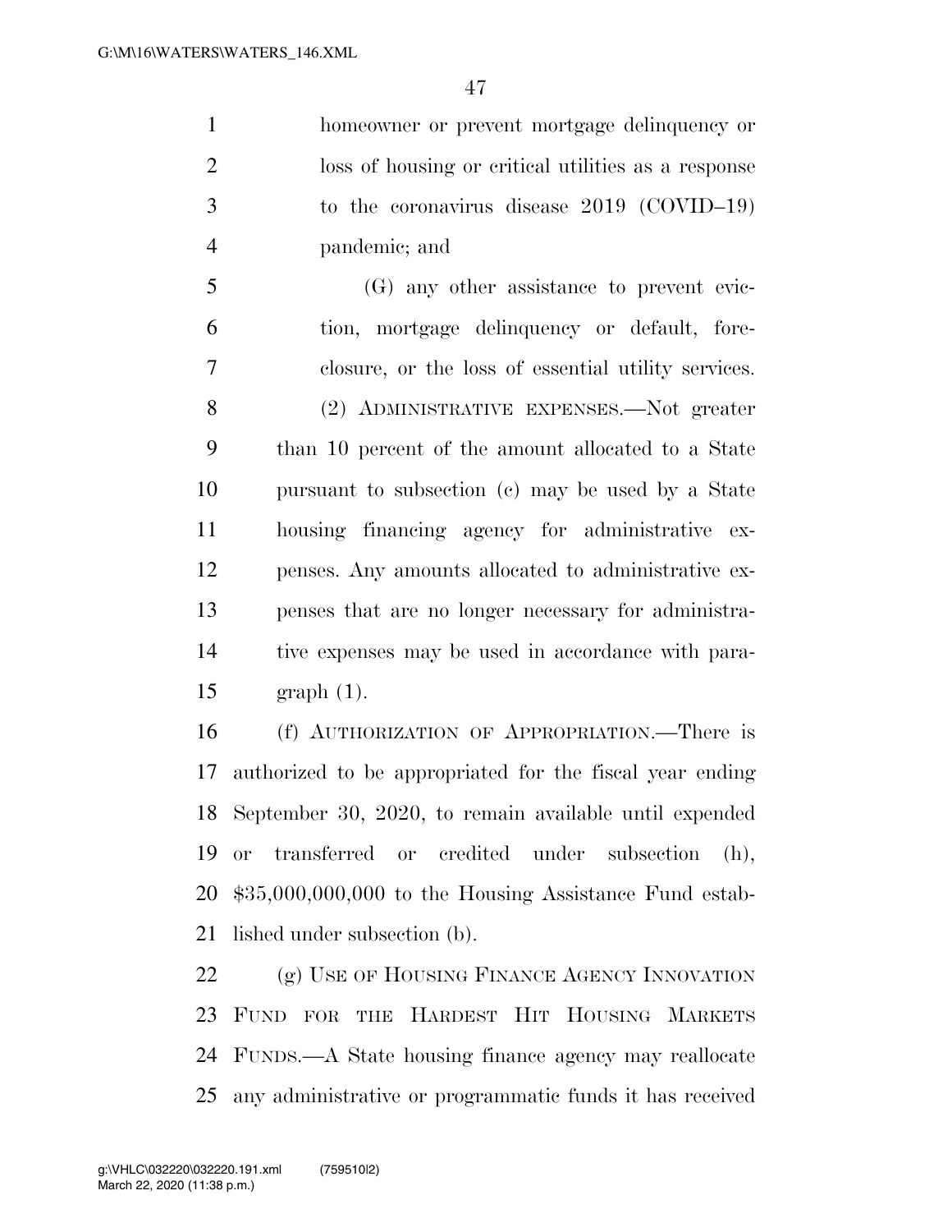homeowner or prevent mortgage delinquency or loss of housing or critical utilities as a response to the coronavirus disease 2019 (COVID–19) pandemic; and

(G) any other assistance to prevent eviction, mortgage delinquency or default, foreclosure, or the loss of essential utility services.

(2) ADMINISTRATIVE EXPENSES.—Not greater than 10 percent of the amount allocated to a State pursuant to subsection (c) may be used by a State housing financing agency for administrative expenses. Any amounts allocated to administrative expenses that are no longer necessary for administrative expenses may be used in accordance with paragraph (1).

(f) AUTHORIZATION OF APPROPRIATION.—There is authorized to be appropriated for the fiscal year ending September 30, 2020, to remain available until expended or transferred or credited under subsection (h), $35,000,000,000 to the Housing Assistance Fund established under subsection (b).

(g) USE OF HOUSING FINANCE AGENCY INNOVATION FUND FOR THE HARDEST HIT HOUSING MARKETS FUNDS.—A State housing finance agency may reallocate any administrative or programmatic funds it has received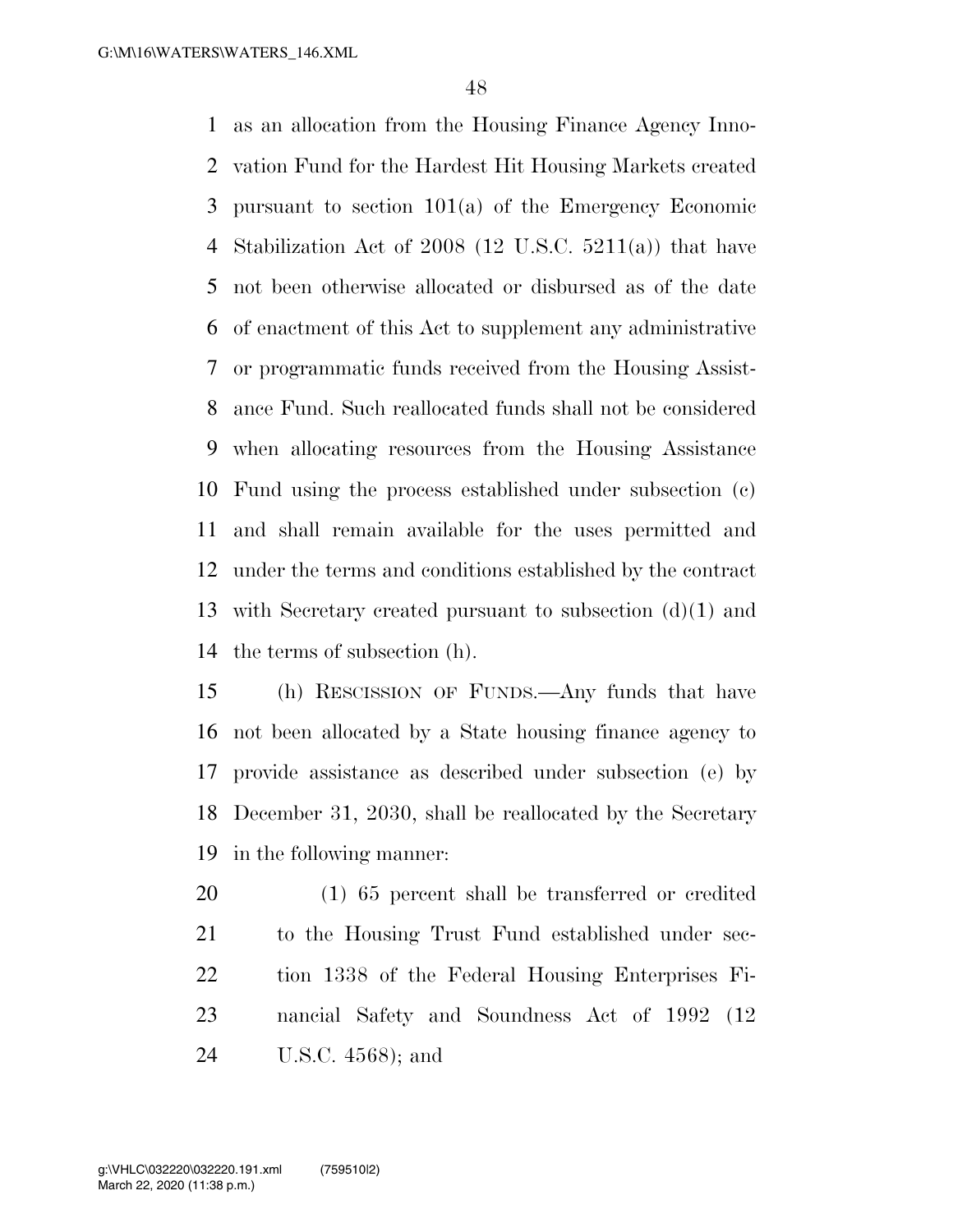as an allocation from the Housing Finance Agency Innovation Fund for the Hardest Hit Housing Markets created pursuant to section 101(a) of the Emergency Economic Stabilization Act of 2008 (12 U.S.C. 5211(a)) that have not been otherwise allocated or disbursed as of the date of enactment of this Act to supplement any administrative or programmatic funds received from the Housing Assistance Fund. Such reallocated funds shall not be considered when allocating resources from the Housing Assistance Fund using the process established under subsection (c) and shall remain available for the uses permitted and under the terms and conditions established by the contract with Secretary created pursuant to subsection (d)(1) and the terms of subsection (h).

(h) RESCISSION OF FUNDS.—Any funds that have not been allocated by a State housing finance agency to provide assistance as described under subsection (e) by December 31, 2030, shall be reallocated by the Secretary in the following manner:

(1) 65 percent shall be transferred or credited to the Housing Trust Fund established under section 1338 of the Federal Housing Enterprises Financial Safety and Soundness Act of 1992 (12 U.S.C. 4568); and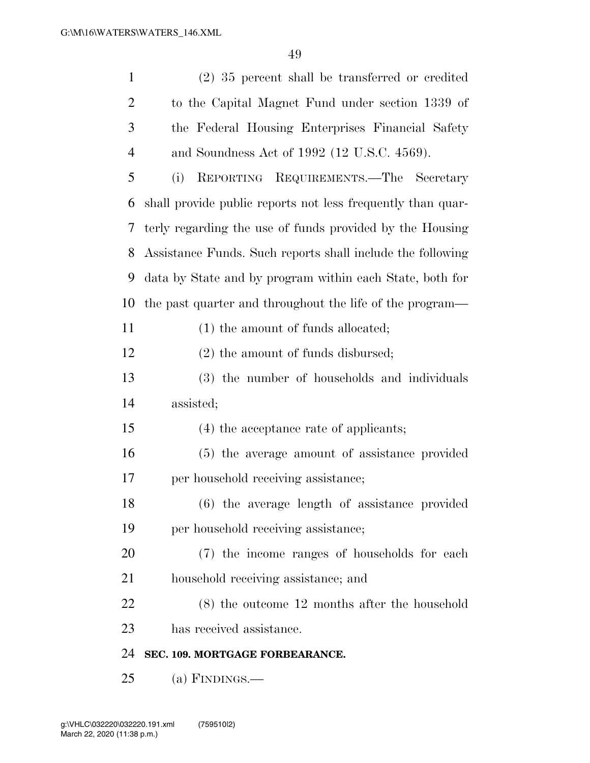(2) 35 percent shall be transferred or credited to the Capital Magnet Fund under section 1339 of the Federal Housing Enterprises Financial Safety and Soundness Act of 1992 (12 U.S.C. 4569).

(i) REPORTING REQUIREMENTS.—The Secretary shall provide public reports not less frequently than quarterly regarding the use of funds provided by the Housing Assistance Funds. Such reports shall include the following data by State and by program within each State, both for the past quarter and throughout the life of the program—

(1) the amount of funds allocated;

(2) the amount of funds disbursed;

(3) the number of households and individuals assisted;

(4) the acceptance rate of applicants;

(5) the average amount of assistance provided per household receiving assistance;

(6) the average length of assistance provided per household receiving assistance;

(7) the income ranges of households for each household receiving assistance; and

(8) the outcome 12 months after the household has received assistance.

**SEC. 109. MORTGAGE FORBEARANCE.**

(a) FINDINGS.—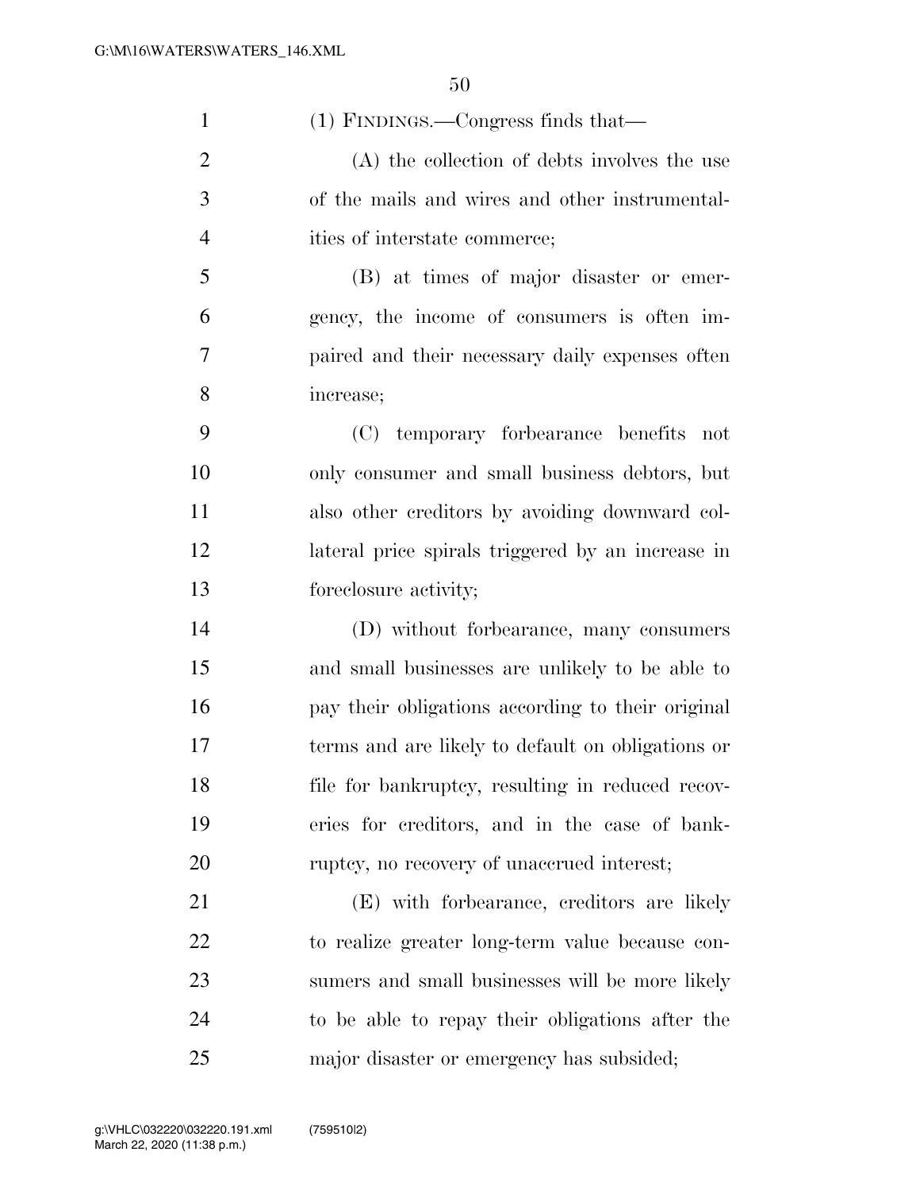(1) FINDINGS.—Congress finds that—

(A) the collection of debts involves the use of the mails and wires and other instrumentalities of interstate commerce;

(B) at times of major disaster or emergency, the income of consumers is often impaired and their necessary daily expenses often increase;

(C) temporary forbearance benefits not only consumer and small business debtors, but also other creditors by avoiding downward collateral price spirals triggered by an increase in foreclosure activity;

(D) without forbearance, many consumers and small businesses are unlikely to be able to pay their obligations according to their original terms and are likely to default on obligations or file for bankruptcy, resulting in reduced recoveries for creditors, and in the case of bankruptcy, no recovery of unaccrued interest;

(E) with forbearance, creditors are likely to realize greater long-term value because consumers and small businesses will be more likely to be able to repay their obligations after the major disaster or emergency has subsided;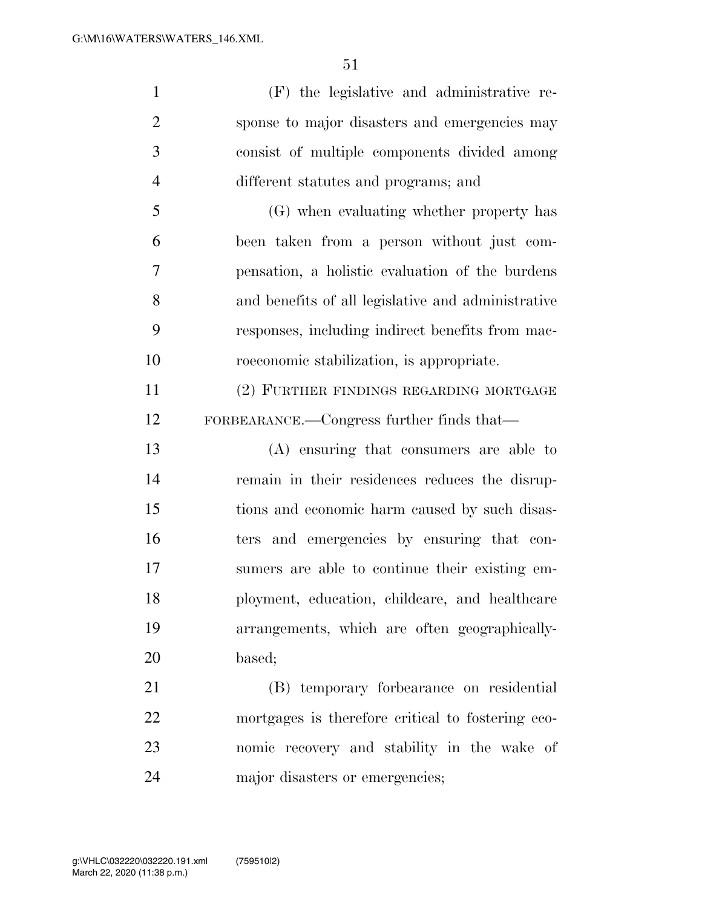(F) the legislative and administrative response to major disasters and emergencies may consist of multiple components divided among different statutes and programs; and

(G) when evaluating whether property has been taken from a person without just compensation, a holistic evaluation of the burdens and benefits of all legislative and administrative responses, including indirect benefits from macroeconomic stabilization, is appropriate.

(2) FURTHER FINDINGS REGARDING MORTGAGE FORBEARANCE.—Congress further finds that—

(A) ensuring that consumers are able to remain in their residences reduces the disruptions and economic harm caused by such disasters and emergencies by ensuring that consumers are able to continue their existing employment, education, childcare, and healthcare arrangements, which are often geographically-based;

(B) temporary forbearance on residential mortgages is therefore critical to fostering economic recovery and stability in the wake of major disasters or emergencies;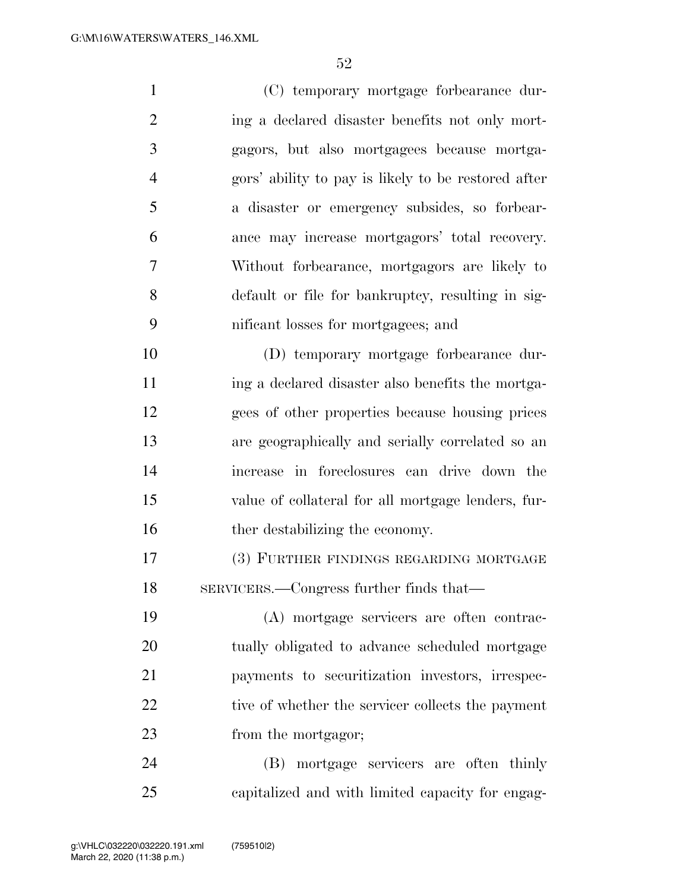(C) temporary mortgage forbearance during a declared disaster benefits not only mortgagors, but also mortgagees because mortgagors' ability to pay is likely to be restored after a disaster or emergency subsides, so forbearance may increase mortgagors' total recovery. Without forbearance, mortgagors are likely to default or file for bankruptcy, resulting in significant losses for mortgagees; and

(D) temporary mortgage forbearance during a declared disaster also benefits the mortgagees of other properties because housing prices are geographically and serially correlated so an increase in foreclosures can drive down the value of collateral for all mortgage lenders, further destabilizing the economy.

(3) FURTHER FINDINGS REGARDING MORTGAGE SERVICERS.—Congress further finds that—

(A) mortgage servicers are often contractually obligated to advance scheduled mortgage payments to securitization investors, irrespective of whether the servicer collects the payment from the mortgagor;

(B) mortgage servicers are often thinly capitalized and with limited capacity for engag-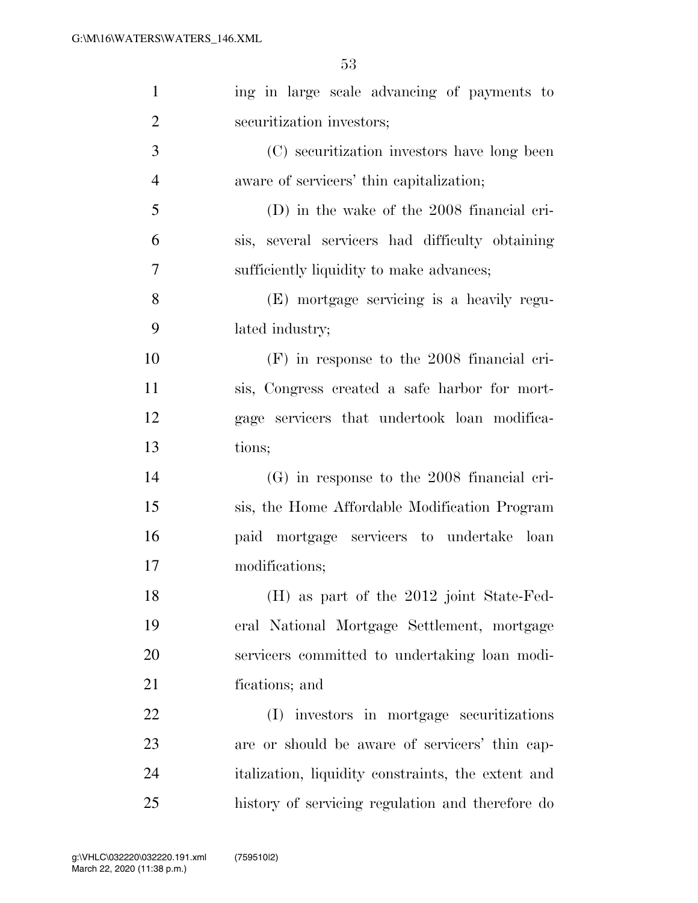ing in large scale advancing of payments to securitization investors;

(C) securitization investors have long been aware of servicers' thin capitalization;

(D) in the wake of the 2008 financial crisis, several servicers had difficulty obtaining sufficiently liquidity to make advances;

(E) mortgage servicing is a heavily regulated industry;

(F) in response to the 2008 financial crisis, Congress created a safe harbor for mortgage servicers that undertook loan modifications;

(G) in response to the 2008 financial crisis, the Home Affordable Modification Program paid mortgage servicers to undertake loan modifications;

(H) as part of the 2012 joint State-Federal National Mortgage Settlement, mortgage servicers committed to undertaking loan modifications; and

(I) investors in mortgage securitizations are or should be aware of servicers' thin capitalization, liquidity constraints, the extent and history of servicing regulation and therefore do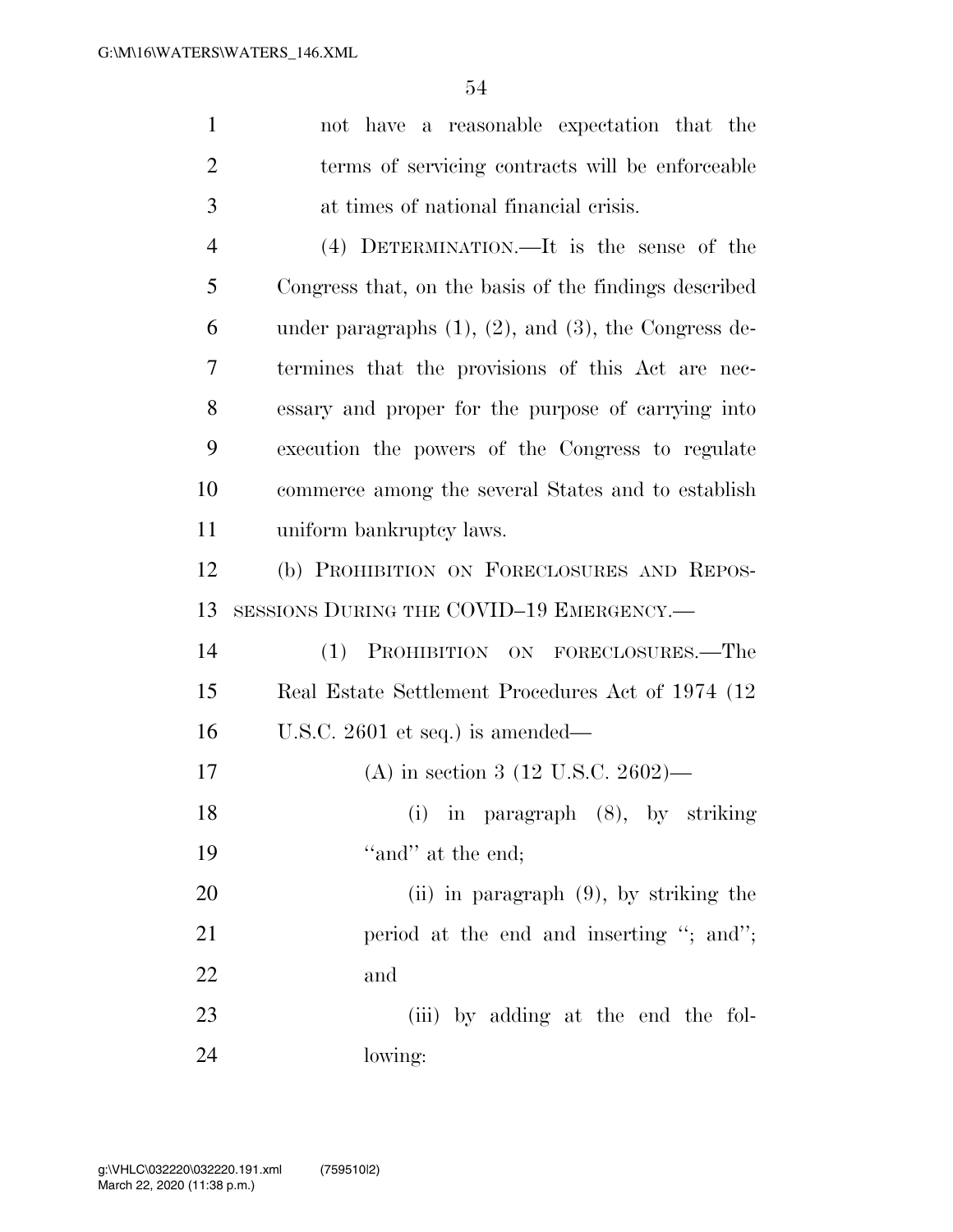not have a reasonable expectation that the terms of servicing contracts will be enforceable at times of national financial crisis.

(4) DETERMINATION.—It is the sense of the Congress that, on the basis of the findings described under paragraphs (1), (2), and (3), the Congress determines that the provisions of this Act are necessary and proper for the purpose of carrying into execution the powers of the Congress to regulate commerce among the several States and to establish uniform bankruptcy laws.

(b) PROHIBITION ON FORECLOSURES AND REPOSSESSIONS DURING THE COVID–19 EMERGENCY.—

(1) PROHIBITION ON FORECLOSURES.—The Real Estate Settlement Procedures Act of 1974 (12 U.S.C. 2601 et seq.) is amended—

(A) in section 3 (12 U.S.C. 2602)—

(i) in paragraph (8), by striking ''and'' at the end;

(ii) in paragraph (9), by striking the period at the end and inserting ''; and''; and

(iii) by adding at the end the following: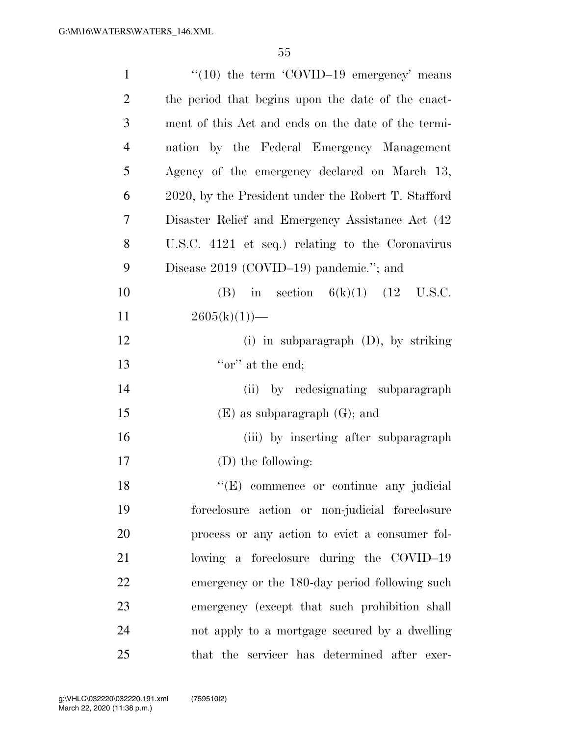"(10) the term 'COVID–19 emergency' means the period that begins upon the date of the enactment of this Act and ends on the date of the termination by the Federal Emergency Management Agency of the emergency declared on March 13, 2020, by the President under the Robert T. Stafford Disaster Relief and Emergency Assistance Act (42 U.S.C. 4121 et seq.) relating to the Coronavirus Disease 2019 (COVID–19) pandemic."; and

(B) in section 6(k)(1) (12 U.S.C. 2605(k)(1))—

(i) in subparagraph (D), by striking "or" at the end;

(ii) by redesignating subparagraph (E) as subparagraph (G); and

(iii) by inserting after subparagraph (D) the following:

"(E) commence or continue any judicial foreclosure action or non-judicial foreclosure process or any action to evict a consumer following a foreclosure during the COVID–19 emergency or the 180-day period following such emergency (except that such prohibition shall not apply to a mortgage secured by a dwelling that the servicer has determined after exer-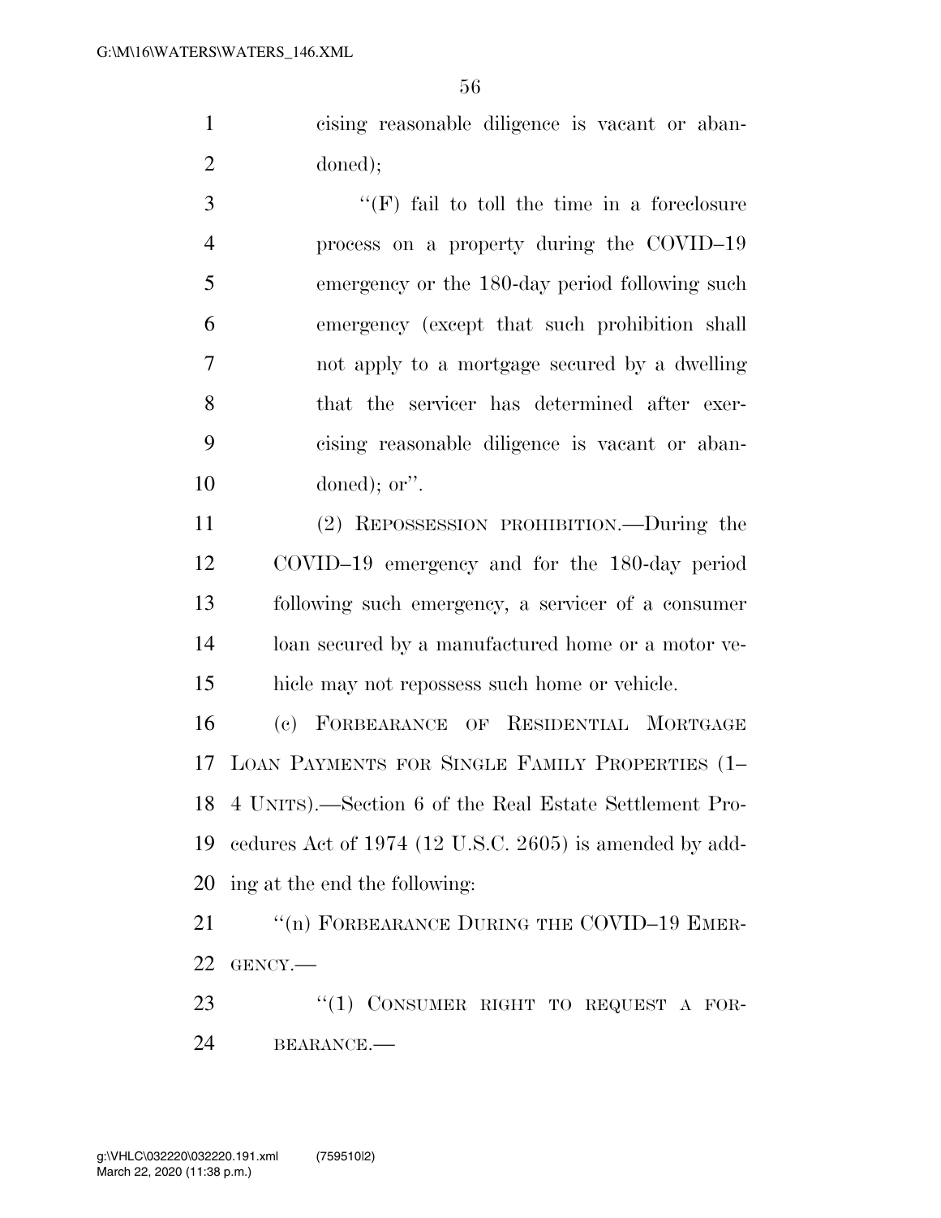cising reasonable diligence is vacant or abandoned);

"(F) fail to toll the time in a foreclosure process on a property during the COVID–19 emergency or the 180-day period following such emergency (except that such prohibition shall not apply to a mortgage secured by a dwelling that the servicer has determined after exercising reasonable diligence is vacant or abandoned); or".

(2) REPOSSESSION PROHIBITION.—During the COVID–19 emergency and for the 180-day period following such emergency, a servicer of a consumer loan secured by a manufactured home or a motor vehicle may not repossess such home or vehicle.

(c) FORBEARANCE OF RESIDENTIAL MORTGAGE LOAN PAYMENTS FOR SINGLE FAMILY PROPERTIES (1–4 UNITS).—Section 6 of the Real Estate Settlement Procedures Act of 1974 (12 U.S.C. 2605) is amended by adding at the end the following:

"(n) FORBEARANCE DURING THE COVID–19 EMERGENCY.—

"(1) CONSUMER RIGHT TO REQUEST A FORBEARANCE.—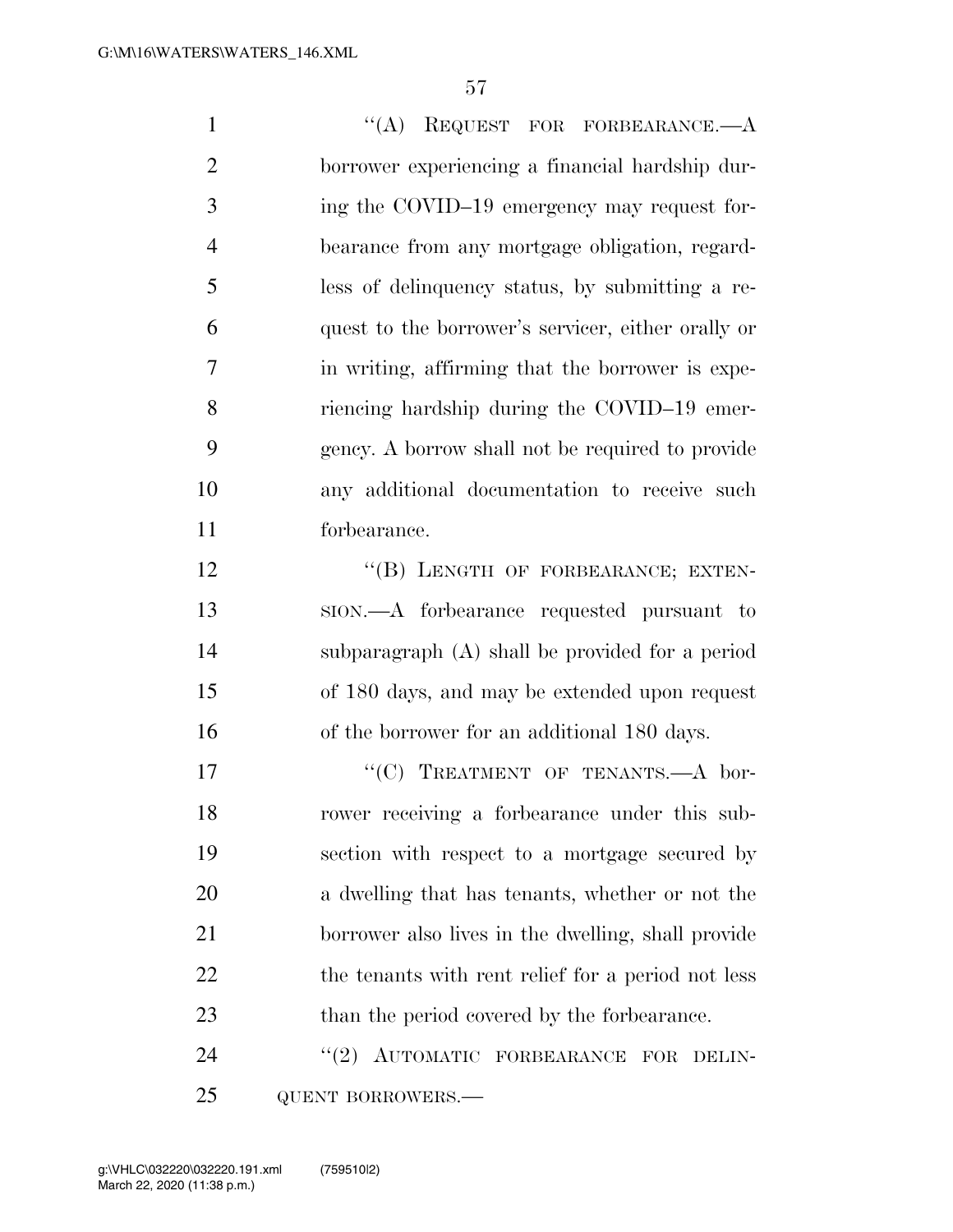“(A) REQUEST FOR FORBEARANCE.—A borrower experiencing a financial hardship during the COVID–19 emergency may request forbearance from any mortgage obligation, regardless of delinquency status, by submitting a request to the borrower's servicer, either orally or in writing, affirming that the borrower is experiencing hardship during the COVID–19 emergency. A borrow shall not be required to provide any additional documentation to receive such forbearance.

“(B) LENGTH OF FORBEARANCE; EXTENSION.—A forbearance requested pursuant to subparagraph (A) shall be provided for a period of 180 days, and may be extended upon request of the borrower for an additional 180 days.

“(C) TREATMENT OF TENANTS.—A borrower receiving a forbearance under this subsection with respect to a mortgage secured by a dwelling that has tenants, whether or not the borrower also lives in the dwelling, shall provide the tenants with rent relief for a period not less than the period covered by the forbearance.

“(2) AUTOMATIC FORBEARANCE FOR DELINQUENT BORROWERS.—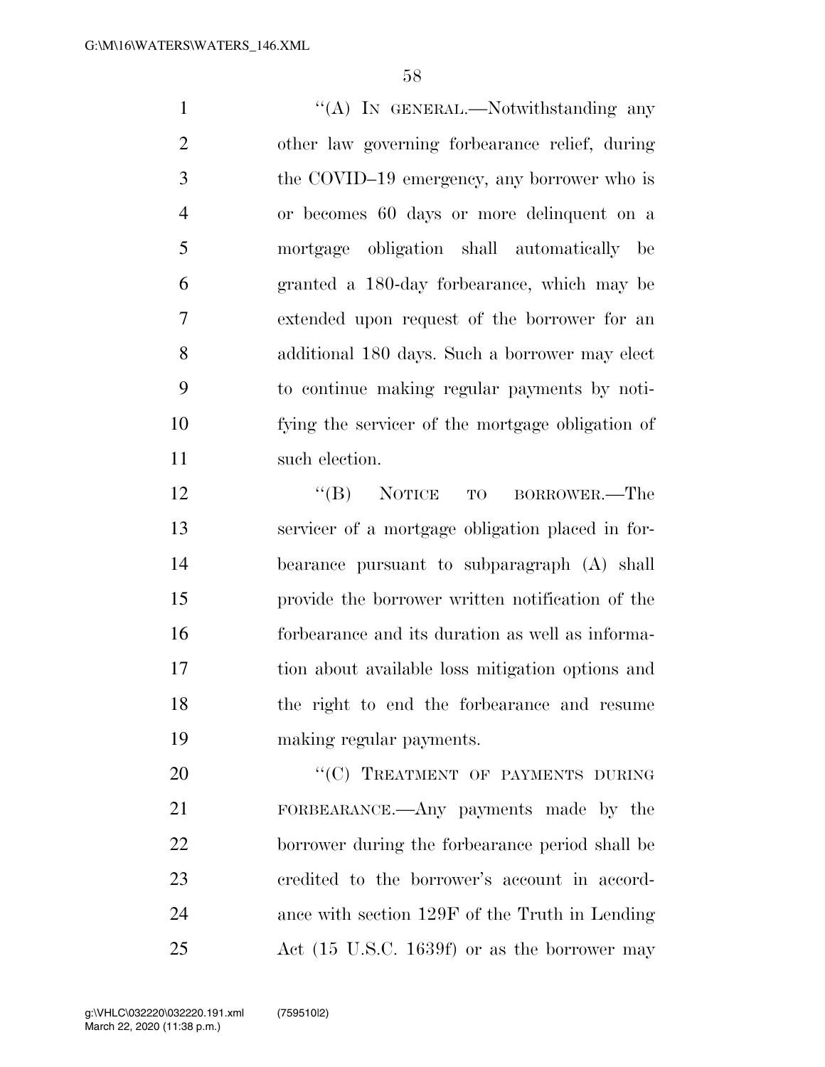"(A) IN GENERAL.—Notwithstanding any other law governing forbearance relief, during the COVID–19 emergency, any borrower who is or becomes 60 days or more delinquent on a mortgage obligation shall automatically be granted a 180-day forbearance, which may be extended upon request of the borrower for an additional 180 days. Such a borrower may elect to continue making regular payments by notifying the servicer of the mortgage obligation of such election.

"(B) NOTICE TO BORROWER.—The servicer of a mortgage obligation placed in forbearance pursuant to subparagraph (A) shall provide the borrower written notification of the forbearance and its duration as well as information about available loss mitigation options and the right to end the forbearance and resume making regular payments.

"(C) TREATMENT OF PAYMENTS DURING FORBEARANCE.—Any payments made by the borrower during the forbearance period shall be credited to the borrower's account in accordance with section 129F of the Truth in Lending Act (15 U.S.C. 1639f) or as the borrower may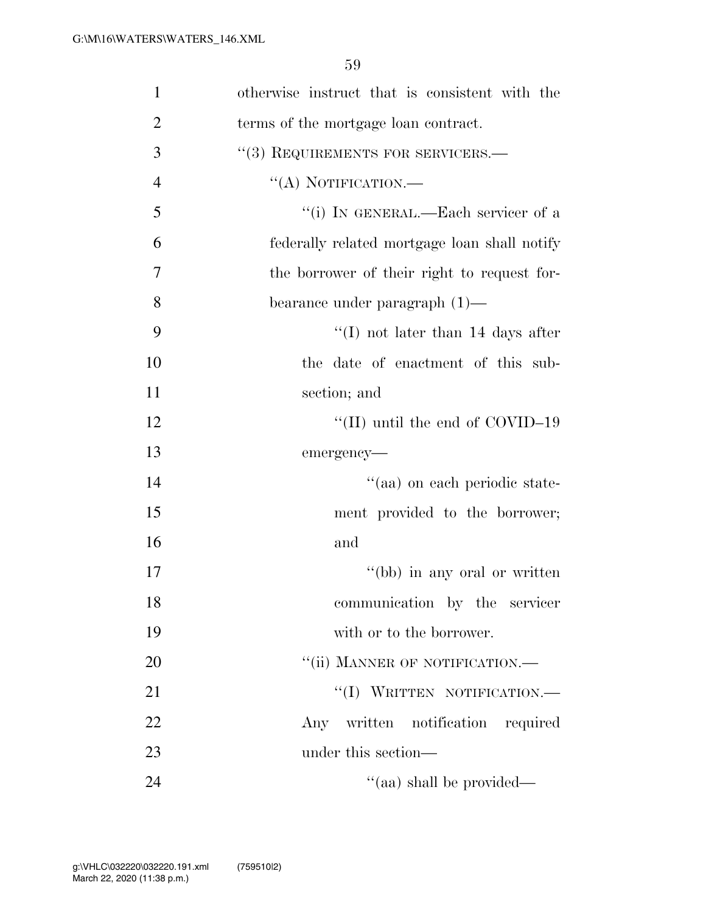otherwise instruct that is consistent with the terms of the mortgage loan contract.

''(3) REQUIREMENTS FOR SERVICERS.—

''(A) NOTIFICATION.—

''(i) IN GENERAL.—Each servicer of a federally related mortgage loan shall notify the borrower of their right to request forbearance under paragraph (1)—

''(I) not later than 14 days after the date of enactment of this subsection; and

''(II) until the end of COVID–19 emergency—

''(aa) on each periodic statement provided to the borrower; and

''(bb) in any oral or written communication by the servicer with or to the borrower.

''(ii) MANNER OF NOTIFICATION.—

''(I) WRITTEN NOTIFICATION.— Any written notification required under this section—

''(aa) shall be provided—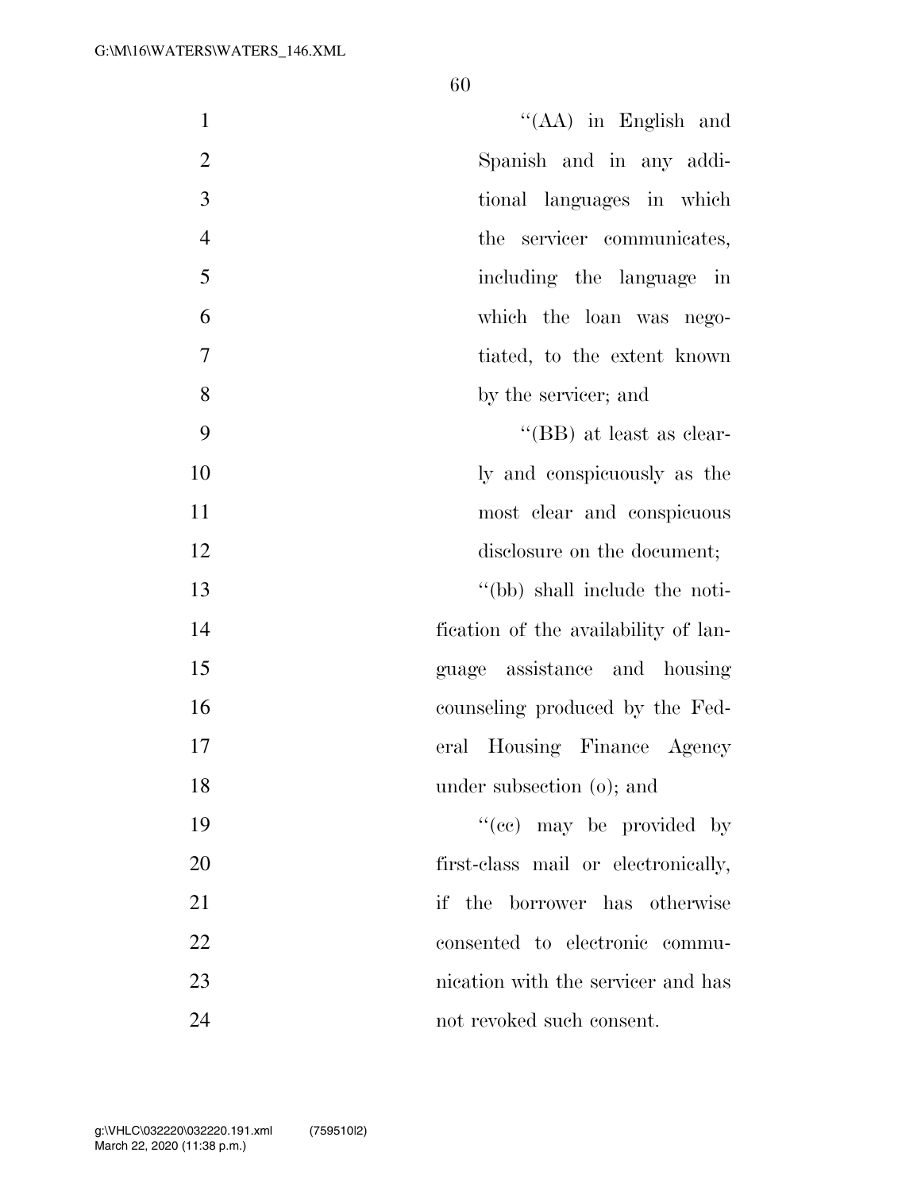''(AA) in English and Spanish and in any additional languages in which the servicer communicates, including the language in which the loan was negotiated, to the extent known by the servicer; and

''(BB) at least as clearly and conspicuously as the most clear and conspicuous disclosure on the document;

''(bb) shall include the notification of the availability of language assistance and housing counseling produced by the Federal Housing Finance Agency under subsection (o); and

''(cc) may be provided by first-class mail or electronically, if the borrower has otherwise consented to electronic communication with the servicer and has not revoked such consent.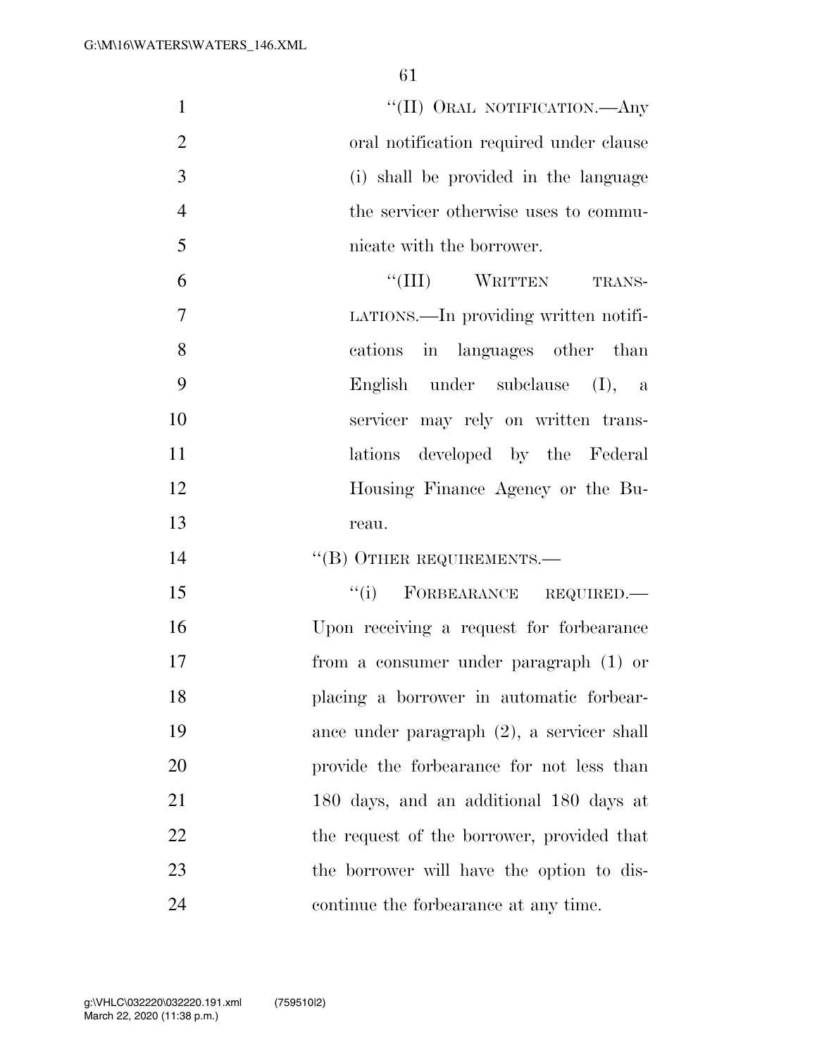"(II) ORAL NOTIFICATION.—Any oral notification required under clause (i) shall be provided in the language the servicer otherwise uses to communicate with the borrower.

"(III) WRITTEN TRANSLATIONS.—In providing written notifications in languages other than English under subclause (I), a servicer may rely on written translations developed by the Federal Housing Finance Agency or the Bureau.

"(B) OTHER REQUIREMENTS.—

"(i) FORBEARANCE REQUIRED.—Upon receiving a request for forbearance from a consumer under paragraph (1) or placing a borrower in automatic forbearance under paragraph (2), a servicer shall provide the forbearance for not less than 180 days, and an additional 180 days at the request of the borrower, provided that the borrower will have the option to discontinue the forbearance at any time.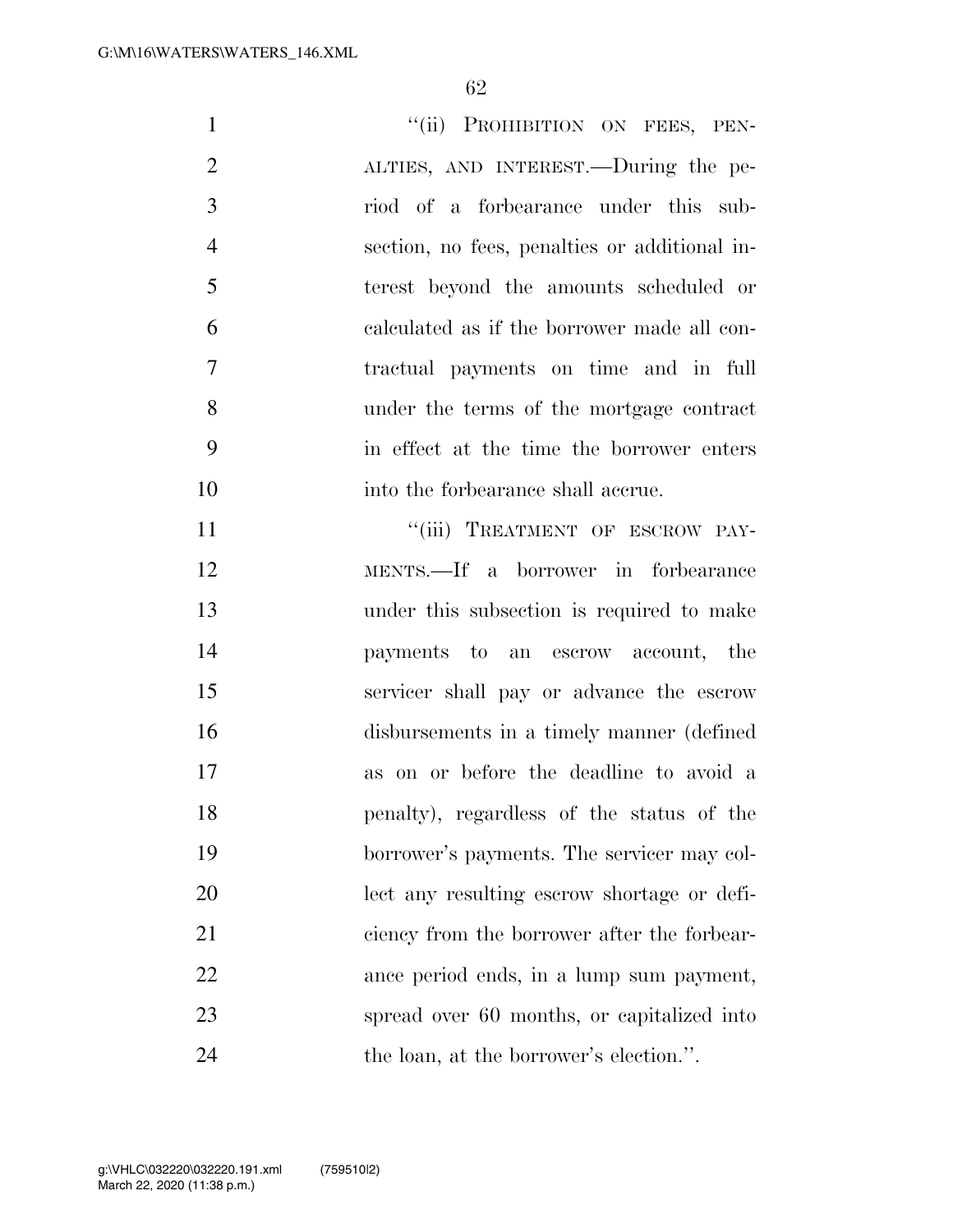"(ii) PROHIBITION ON FEES, PENALTIES, AND INTEREST.—During the period of a forbearance under this subsection, no fees, penalties or additional interest beyond the amounts scheduled or calculated as if the borrower made all contractual payments on time and in full under the terms of the mortgage contract in effect at the time the borrower enters into the forbearance shall accrue.

"(iii) TREATMENT OF ESCROW PAYMENTS.—If a borrower in forbearance under this subsection is required to make payments to an escrow account, the servicer shall pay or advance the escrow disbursements in a timely manner (defined as on or before the deadline to avoid a penalty), regardless of the status of the borrower's payments. The servicer may collect any resulting escrow shortage or deficiency from the borrower after the forbearance period ends, in a lump sum payment, spread over 60 months, or capitalized into the loan, at the borrower's election.".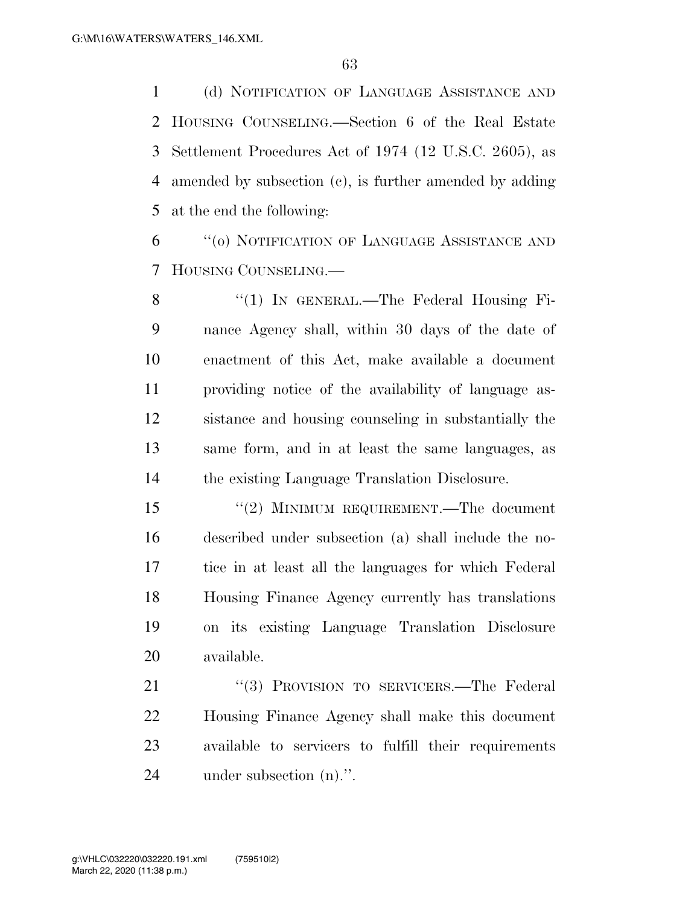(d) NOTIFICATION OF LANGUAGE ASSISTANCE AND HOUSING COUNSELING.—Section 6 of the Real Estate Settlement Procedures Act of 1974 (12 U.S.C. 2605), as amended by subsection (c), is further amended by adding at the end the following:

"(o) NOTIFICATION OF LANGUAGE ASSISTANCE AND HOUSING COUNSELING.—

"(1) IN GENERAL.—The Federal Housing Finance Agency shall, within 30 days of the date of enactment of this Act, make available a document providing notice of the availability of language assistance and housing counseling in substantially the same form, and in at least the same languages, as the existing Language Translation Disclosure.

"(2) MINIMUM REQUIREMENT.—The document described under subsection (a) shall include the notice in at least all the languages for which Federal Housing Finance Agency currently has translations on its existing Language Translation Disclosure available.

"(3) PROVISION TO SERVICERS.—The Federal Housing Finance Agency shall make this document available to servicers to fulfill their requirements under subsection (n).".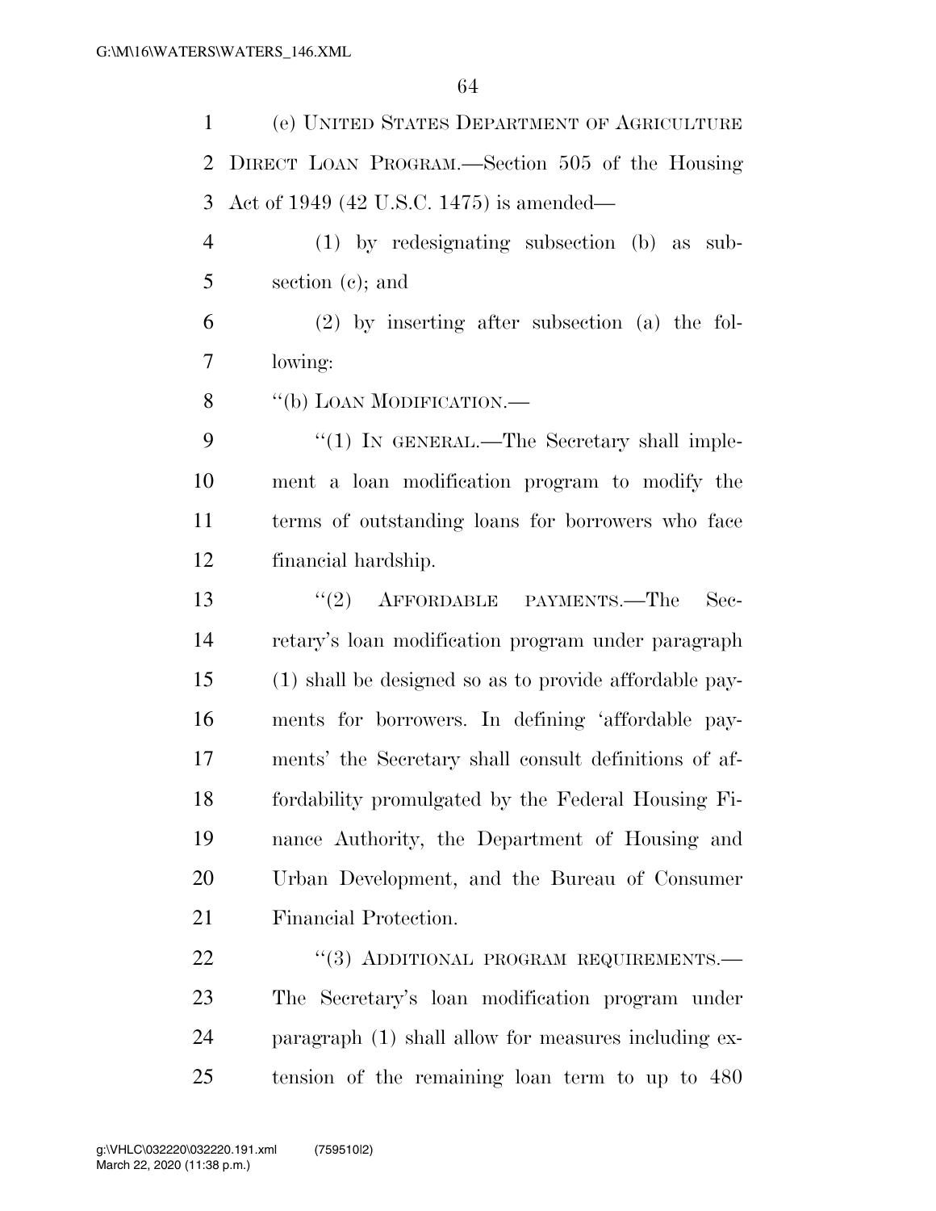(e) UNITED STATES DEPARTMENT OF AGRICULTURE DIRECT LOAN PROGRAM.—Section 505 of the Housing Act of 1949 (42 U.S.C. 1475) is amended—

(1) by redesignating subsection (b) as subsection (c); and

(2) by inserting after subsection (a) the following:

''(b) LOAN MODIFICATION.—

''(1) IN GENERAL.—The Secretary shall implement a loan modification program to modify the terms of outstanding loans for borrowers who face financial hardship.

''(2) AFFORDABLE PAYMENTS.—The Secretary's loan modification program under paragraph (1) shall be designed so as to provide affordable payments for borrowers. In defining 'affordable payments' the Secretary shall consult definitions of affordability promulgated by the Federal Housing Finance Authority, the Department of Housing and Urban Development, and the Bureau of Consumer Financial Protection.

''(3) ADDITIONAL PROGRAM REQUIREMENTS.—The Secretary's loan modification program under paragraph (1) shall allow for measures including extension of the remaining loan term to up to 480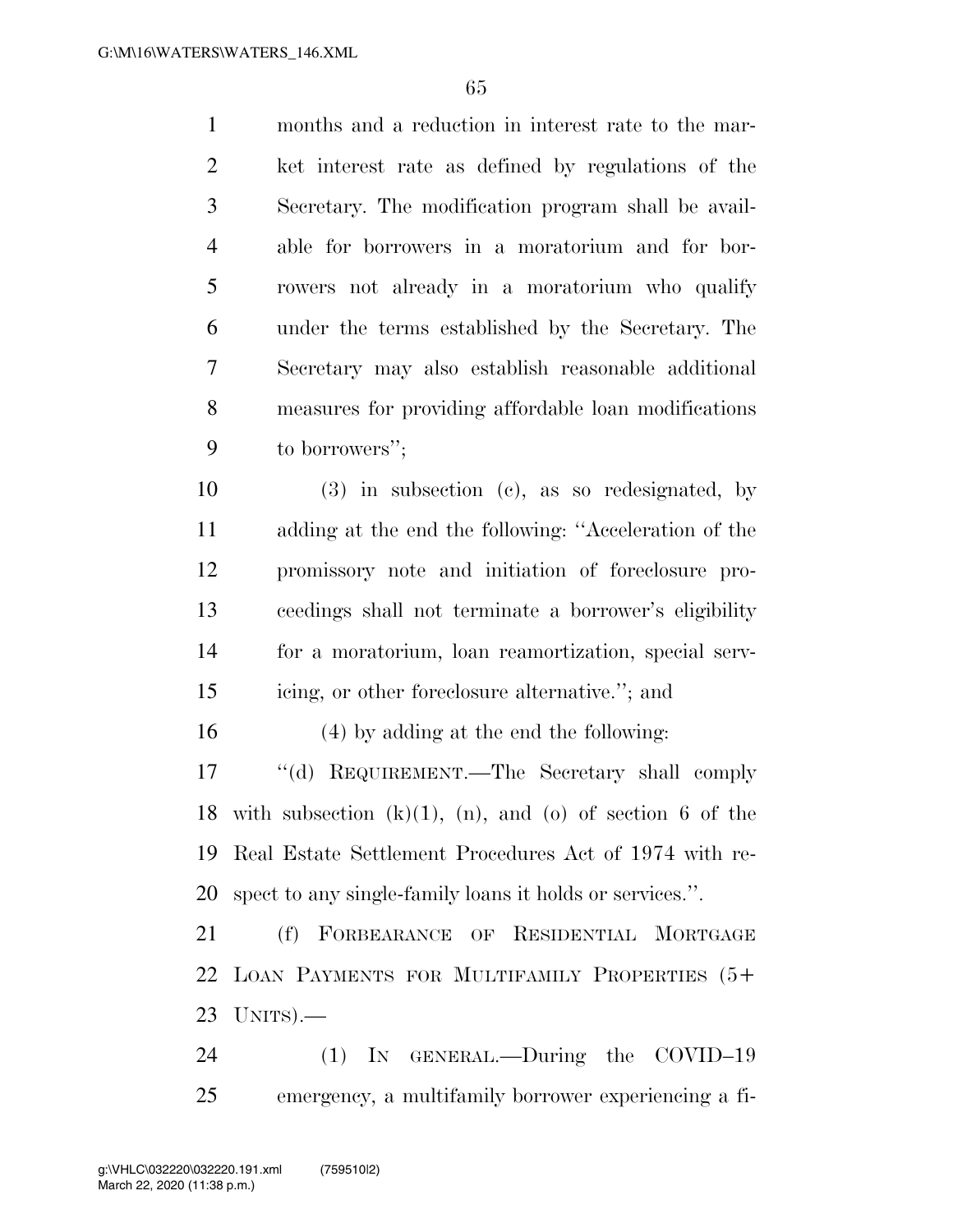months and a reduction in interest rate to the market interest rate as defined by regulations of the Secretary. The modification program shall be available for borrowers in a moratorium and for borrowers not already in a moratorium who qualify under the terms established by the Secretary. The Secretary may also establish reasonable additional measures for providing affordable loan modifications to borrowers'';

(3) in subsection (c), as so redesignated, by adding at the end the following: ''Acceleration of the promissory note and initiation of foreclosure proceedings shall not terminate a borrower's eligibility for a moratorium, loan reamortization, special servicing, or other foreclosure alternative.''; and

(4) by adding at the end the following:

''(d) REQUIREMENT.—The Secretary shall comply with subsection (k)(1), (n), and (o) of section 6 of the Real Estate Settlement Procedures Act of 1974 with respect to any single-family loans it holds or services.''.

(f) FORBEARANCE OF RESIDENTIAL MORTGAGE LOAN PAYMENTS FOR MULTIFAMILY PROPERTIES (5+ UNITS).—

(1) IN GENERAL.—During the COVID–19 emergency, a multifamily borrower experiencing a fi-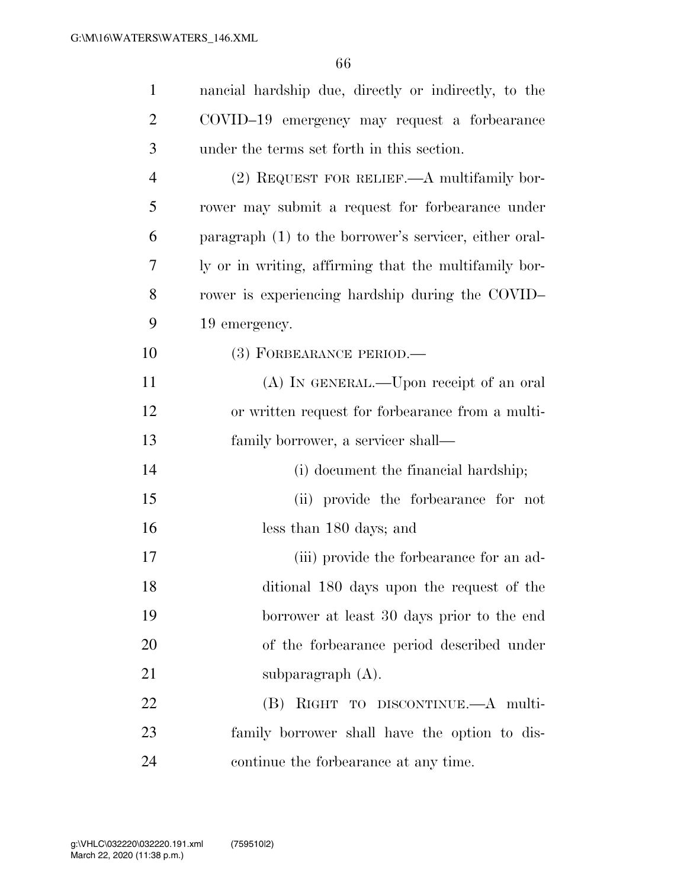nancial hardship due, directly or indirectly, to the COVID–19 emergency may request a forbearance under the terms set forth in this section.

(2) REQUEST FOR RELIEF.—A multifamily borrower may submit a request for forbearance under paragraph (1) to the borrower's servicer, either orally or in writing, affirming that the multifamily borrower is experiencing hardship during the COVID–19 emergency.

(3) FORBEARANCE PERIOD.—

(A) IN GENERAL.—Upon receipt of an oral or written request for forbearance from a multifamily borrower, a servicer shall—

(i) document the financial hardship;

(ii) provide the forbearance for not less than 180 days; and

(iii) provide the forbearance for an additional 180 days upon the request of the borrower at least 30 days prior to the end of the forbearance period described under subparagraph (A).

(B) RIGHT TO DISCONTINUE.—A multifamily borrower shall have the option to discontinue the forbearance at any time.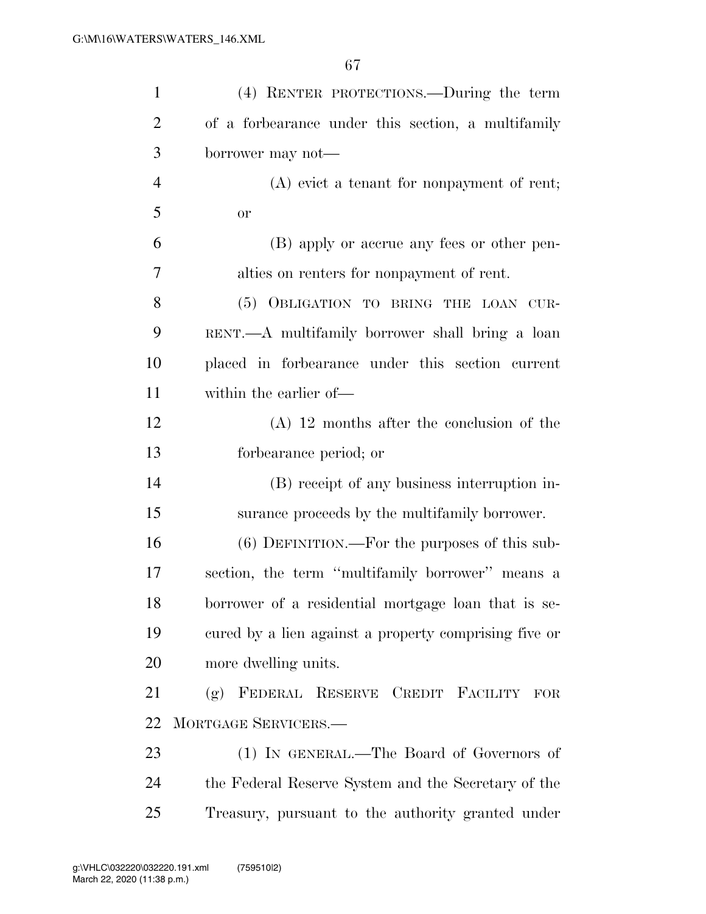(4) RENTER PROTECTIONS.—During the term of a forbearance under this section, a multifamily borrower may not—

(A) evict a tenant for nonpayment of rent; or

(B) apply or accrue any fees or other penalties on renters for nonpayment of rent.

(5) OBLIGATION TO BRING THE LOAN CURRENT.—A multifamily borrower shall bring a loan placed in forbearance under this section current within the earlier of—

(A) 12 months after the conclusion of the forbearance period; or

(B) receipt of any business interruption insurance proceeds by the multifamily borrower.

(6) DEFINITION.—For the purposes of this subsection, the term "multifamily borrower" means a borrower of a residential mortgage loan that is secured by a lien against a property comprising five or more dwelling units.

(g) FEDERAL RESERVE CREDIT FACILITY FOR MORTGAGE SERVICERS.—

(1) IN GENERAL.—The Board of Governors of the Federal Reserve System and the Secretary of the Treasury, pursuant to the authority granted under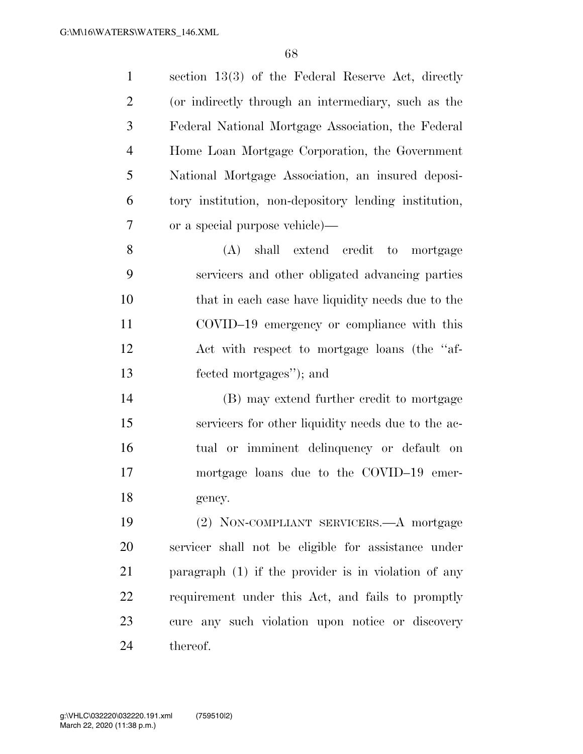section 13(3) of the Federal Reserve Act, directly (or indirectly through an intermediary, such as the Federal National Mortgage Association, the Federal Home Loan Mortgage Corporation, the Government National Mortgage Association, an insured depository institution, non-depository lending institution, or a special purpose vehicle)—

(A) shall extend credit to mortgage servicers and other obligated advancing parties that in each case have liquidity needs due to the COVID–19 emergency or compliance with this Act with respect to mortgage loans (the "affected mortgages"); and

(B) may extend further credit to mortgage servicers for other liquidity needs due to the actual or imminent delinquency or default on mortgage loans due to the COVID–19 emergency.

(2) NON-COMPLIANT SERVICERS.—A mortgage servicer shall not be eligible for assistance under paragraph (1) if the provider is in violation of any requirement under this Act, and fails to promptly cure any such violation upon notice or discovery thereof.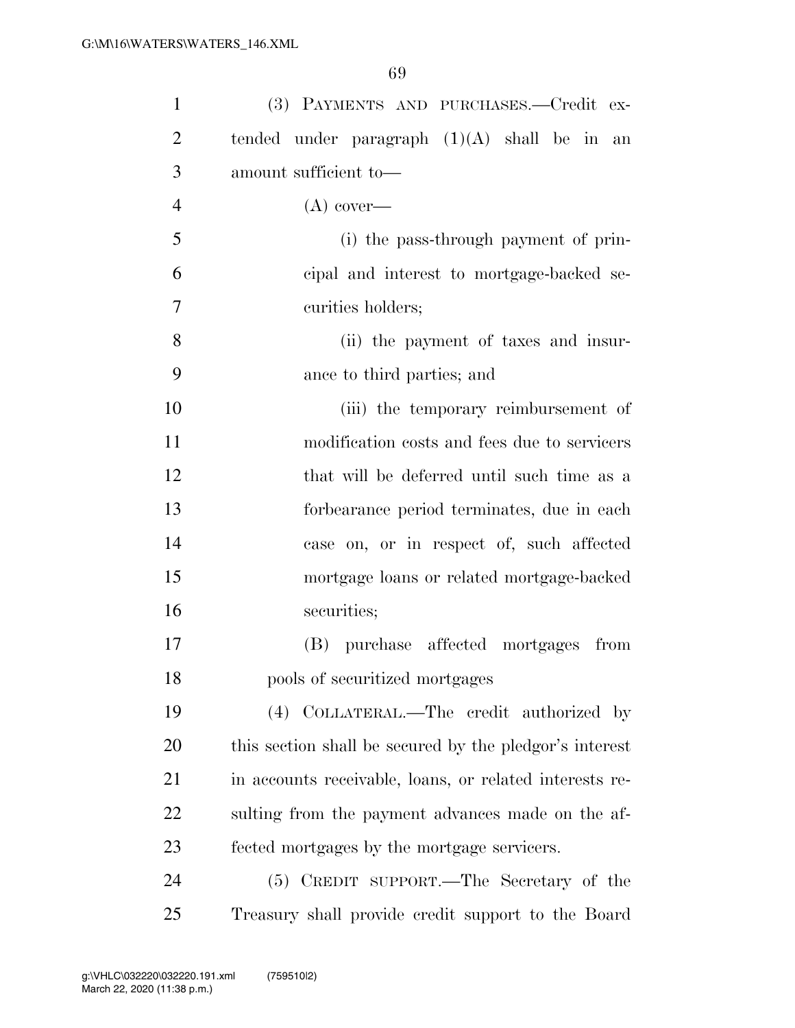(3) PAYMENTS AND PURCHASES.—Credit extended under paragraph (1)(A) shall be in an amount sufficient to—

(A) cover—

(i) the pass-through payment of principal and interest to mortgage-backed securities holders;

(ii) the payment of taxes and insurance to third parties; and

(iii) the temporary reimbursement of modification costs and fees due to servicers that will be deferred until such time as a forbearance period terminates, due in each case on, or in respect of, such affected mortgage loans or related mortgage-backed securities;

(B) purchase affected mortgages from pools of securitized mortgages

(4) COLLATERAL.—The credit authorized by this section shall be secured by the pledgor's interest in accounts receivable, loans, or related interests resulting from the payment advances made on the affected mortgages by the mortgage servicers.

(5) CREDIT SUPPORT.—The Secretary of the Treasury shall provide credit support to the Board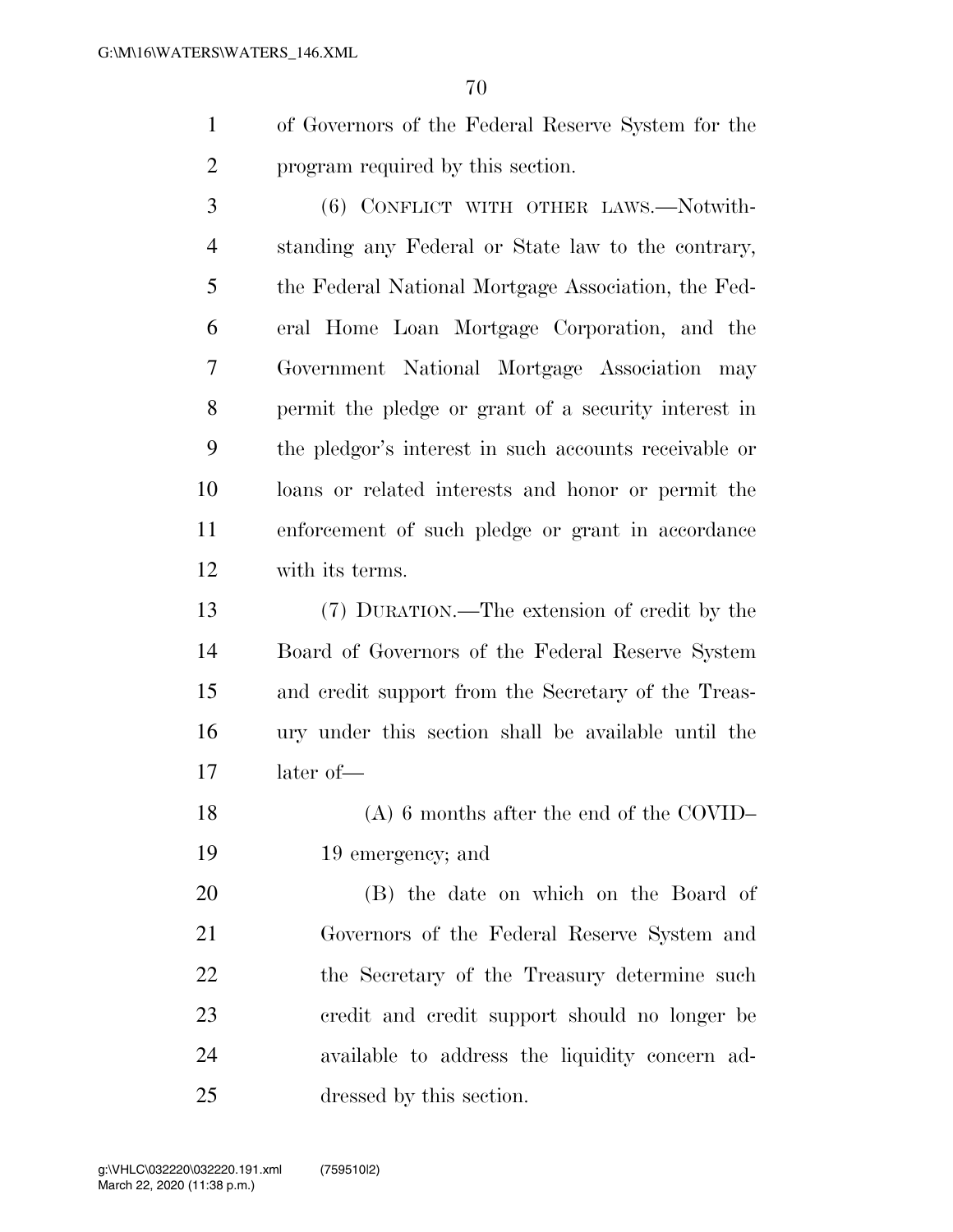of Governors of the Federal Reserve System for the program required by this section.

(6) CONFLICT WITH OTHER LAWS.—Notwithstanding any Federal or State law to the contrary, the Federal National Mortgage Association, the Federal Home Loan Mortgage Corporation, and the Government National Mortgage Association may permit the pledge or grant of a security interest in the pledgor's interest in such accounts receivable or loans or related interests and honor or permit the enforcement of such pledge or grant in accordance with its terms.

(7) DURATION.—The extension of credit by the Board of Governors of the Federal Reserve System and credit support from the Secretary of the Treasury under this section shall be available until the later of—

(A) 6 months after the end of the COVID–19 emergency; and

(B) the date on which on the Board of Governors of the Federal Reserve System and the Secretary of the Treasury determine such credit and credit support should no longer be available to address the liquidity concern addressed by this section.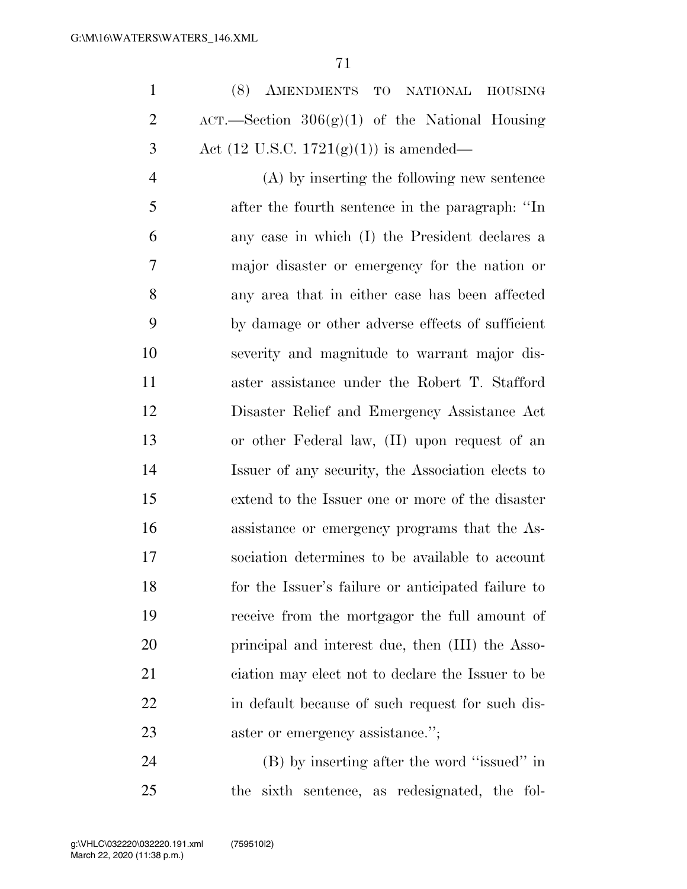(8) AMENDMENTS TO NATIONAL HOUSING ACT.—Section 306(g)(1) of the National Housing Act (12 U.S.C. 1721(g)(1)) is amended—

(A) by inserting the following new sentence after the fourth sentence in the paragraph: "In any case in which (I) the President declares a major disaster or emergency for the nation or any area that in either case has been affected by damage or other adverse effects of sufficient severity and magnitude to warrant major disaster assistance under the Robert T. Stafford Disaster Relief and Emergency Assistance Act or other Federal law, (II) upon request of an Issuer of any security, the Association elects to extend to the Issuer one or more of the disaster assistance or emergency programs that the Association determines to be available to account for the Issuer's failure or anticipated failure to receive from the mortgagor the full amount of principal and interest due, then (III) the Association may elect not to declare the Issuer to be in default because of such request for such disaster or emergency assistance.";

(B) by inserting after the word "issued" in the sixth sentence, as redesignated, the fol-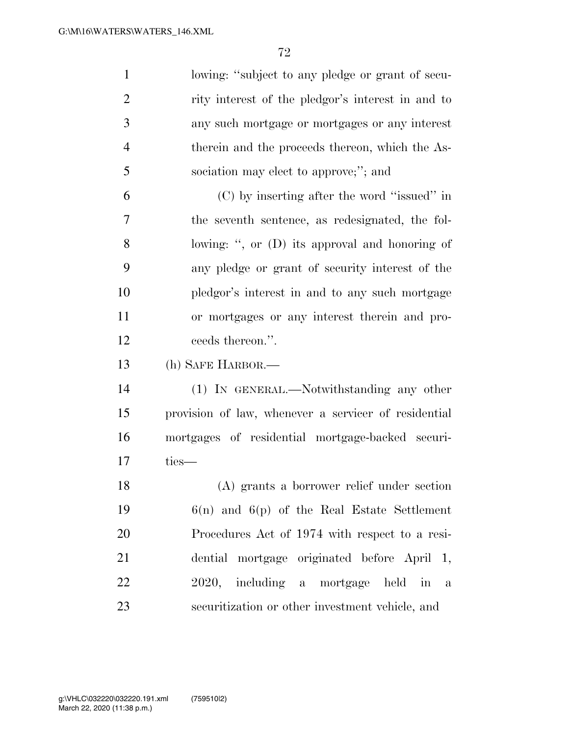lowing: "subject to any pledge or grant of security interest of the pledgor's interest in and to any such mortgage or mortgages or any interest therein and the proceeds thereon, which the Association may elect to approve;"; and

(C) by inserting after the word "issued" in the seventh sentence, as redesignated, the following: ", or (D) its approval and honoring of any pledge or grant of security interest of the pledgor's interest in and to any such mortgage or mortgages or any interest therein and proceeds thereon.".

(h) SAFE HARBOR.—

(1) IN GENERAL.—Notwithstanding any other provision of law, whenever a servicer of residential mortgages of residential mortgage-backed securities—

(A) grants a borrower relief under section 6(n) and 6(p) of the Real Estate Settlement Procedures Act of 1974 with respect to a residential mortgage originated before April 1, 2020, including a mortgage held in a securitization or other investment vehicle, and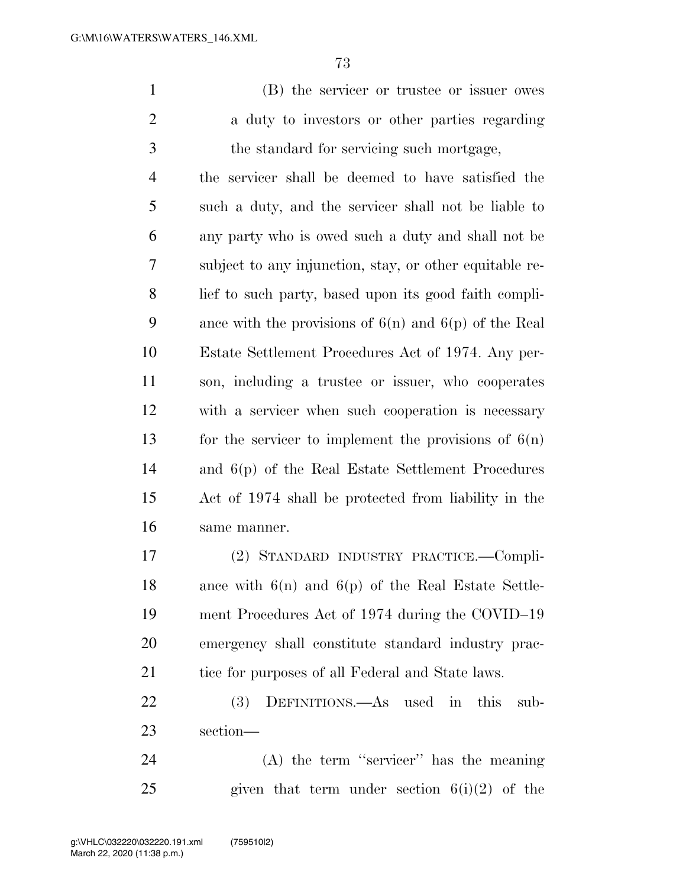(B) the servicer or trustee or issuer owes a duty to investors or other parties regarding the standard for servicing such mortgage,

the servicer shall be deemed to have satisfied the such a duty, and the servicer shall not be liable to any party who is owed such a duty and shall not be subject to any injunction, stay, or other equitable relief to such party, based upon its good faith compliance with the provisions of 6(n) and 6(p) of the Real Estate Settlement Procedures Act of 1974. Any person, including a trustee or issuer, who cooperates with a servicer when such cooperation is necessary for the servicer to implement the provisions of 6(n) and 6(p) of the Real Estate Settlement Procedures Act of 1974 shall be protected from liability in the same manner.

(2) STANDARD INDUSTRY PRACTICE.—Compliance with 6(n) and 6(p) of the Real Estate Settlement Procedures Act of 1974 during the COVID–19 emergency shall constitute standard industry practice for purposes of all Federal and State laws.

(3) DEFINITIONS.—As used in this subsection—

(A) the term ''servicer'' has the meaning given that term under section 6(i)(2) of the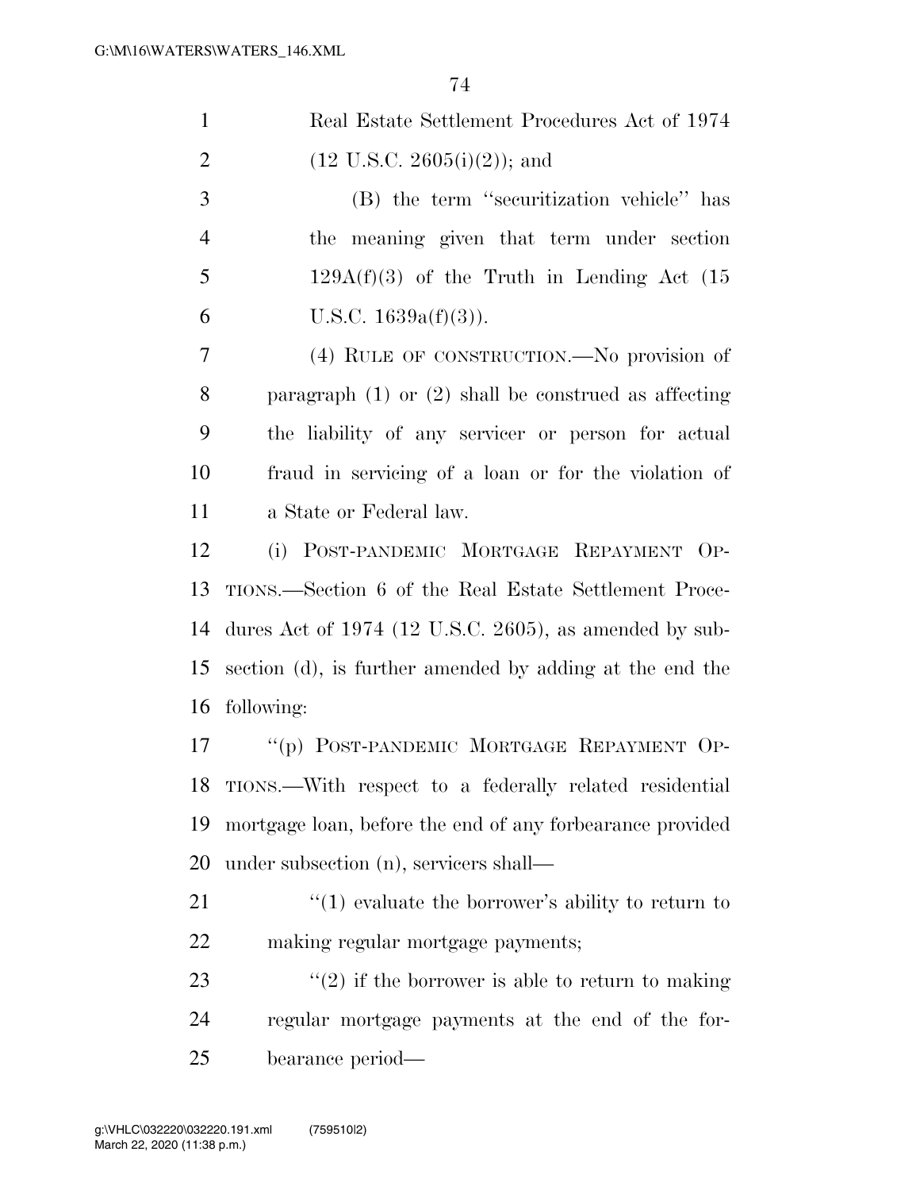Real Estate Settlement Procedures Act of 1974 (12 U.S.C. 2605(i)(2)); and

(B) the term ''securitization vehicle'' has the meaning given that term under section 129A(f)(3) of the Truth in Lending Act (15 U.S.C. 1639a(f)(3)).

(4) RULE OF CONSTRUCTION.—No provision of paragraph (1) or (2) shall be construed as affecting the liability of any servicer or person for actual fraud in servicing of a loan or for the violation of a State or Federal law.

(i) POST-PANDEMIC MORTGAGE REPAYMENT OPTIONS.—Section 6 of the Real Estate Settlement Procedures Act of 1974 (12 U.S.C. 2605), as amended by subsection (d), is further amended by adding at the end the following:

''(p) POST-PANDEMIC MORTGAGE REPAYMENT OPTIONS.—With respect to a federally related residential mortgage loan, before the end of any forbearance provided under subsection (n), servicers shall—

''(1) evaluate the borrower's ability to return to making regular mortgage payments;

''(2) if the borrower is able to return to making regular mortgage payments at the end of the forbearance period—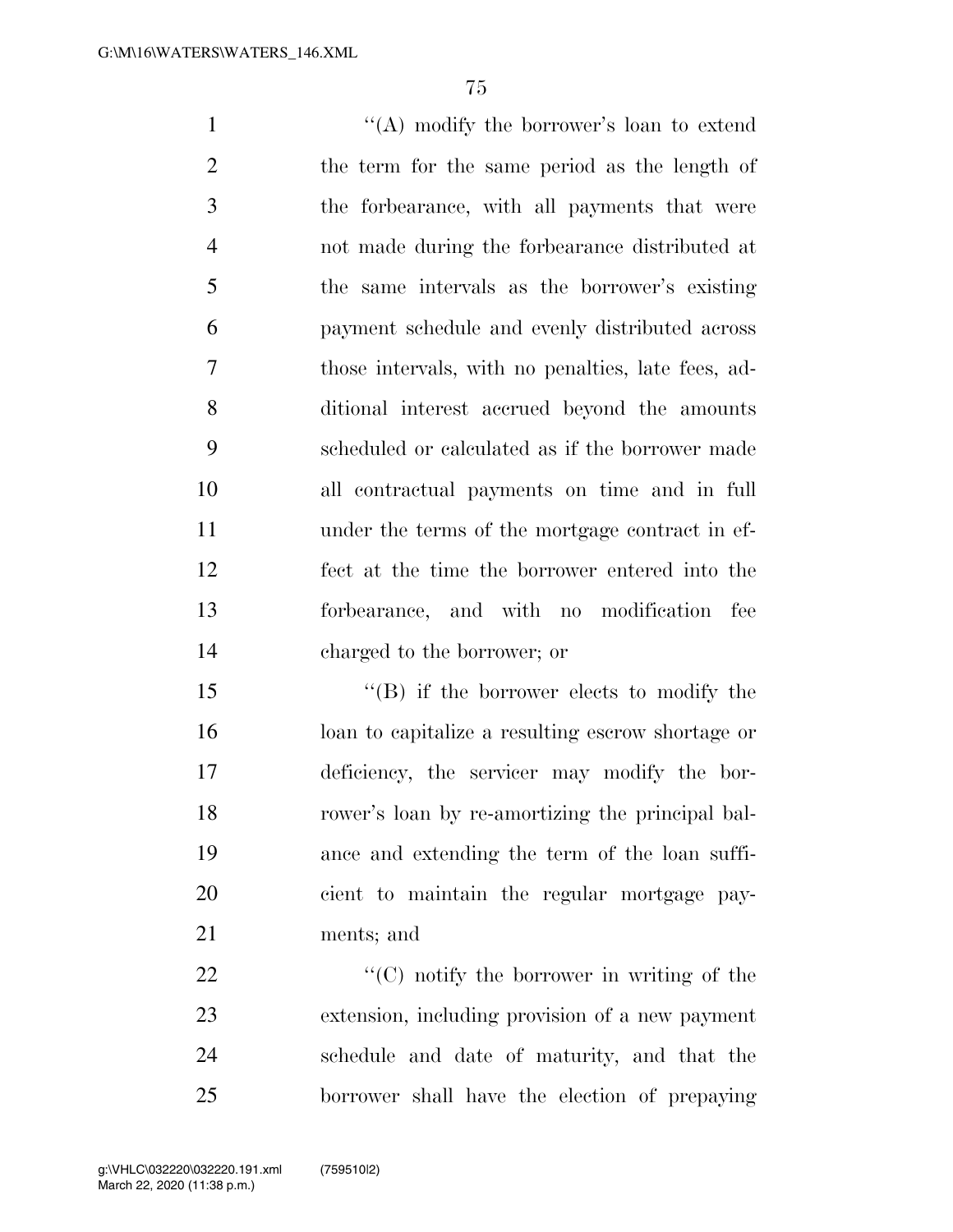''(A) modify the borrower's loan to extend the term for the same period as the length of the forbearance, with all payments that were not made during the forbearance distributed at the same intervals as the borrower's existing payment schedule and evenly distributed across those intervals, with no penalties, late fees, additional interest accrued beyond the amounts scheduled or calculated as if the borrower made all contractual payments on time and in full under the terms of the mortgage contract in effect at the time the borrower entered into the forbearance, and with no modification fee charged to the borrower; or

''(B) if the borrower elects to modify the loan to capitalize a resulting escrow shortage or deficiency, the servicer may modify the borrower's loan by re-amortizing the principal balance and extending the term of the loan sufficient to maintain the regular mortgage payments; and

''(C) notify the borrower in writing of the extension, including provision of a new payment schedule and date of maturity, and that the borrower shall have the election of prepaying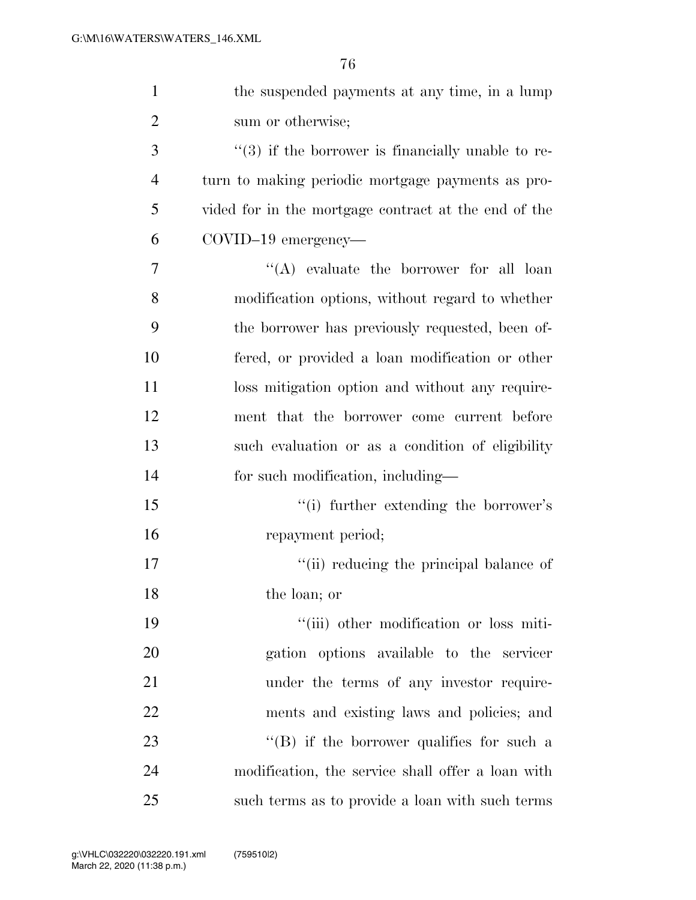the suspended payments at any time, in a lump sum or otherwise;

"(3) if the borrower is financially unable to return to making periodic mortgage payments as provided for in the mortgage contract at the end of the COVID–19 emergency—

"(A) evaluate the borrower for all loan modification options, without regard to whether the borrower has previously requested, been offered, or provided a loan modification or other loss mitigation option and without any requirement that the borrower come current before such evaluation or as a condition of eligibility for such modification, including—

"(i) further extending the borrower's repayment period;

"(ii) reducing the principal balance of the loan; or

"(iii) other modification or loss mitigation options available to the servicer under the terms of any investor requirements and existing laws and policies; and

"(B) if the borrower qualifies for such a modification, the service shall offer a loan with such terms as to provide a loan with such terms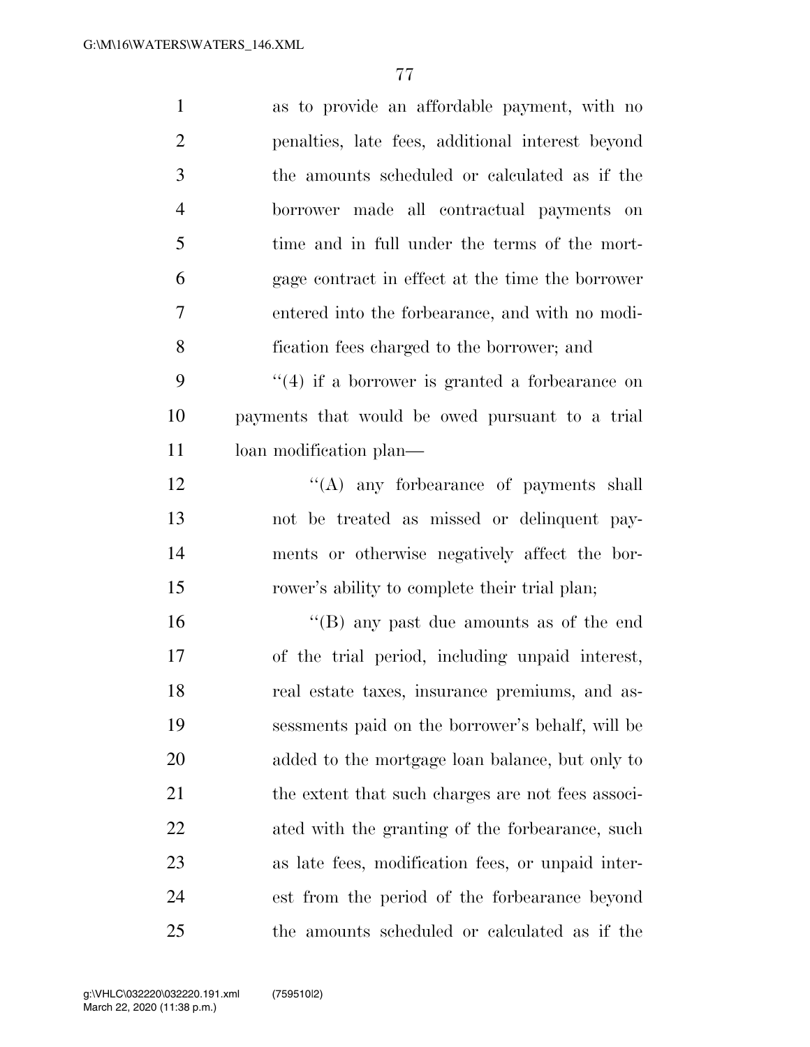as to provide an affordable payment, with no penalties, late fees, additional interest beyond the amounts scheduled or calculated as if the borrower made all contractual payments on time and in full under the terms of the mortgage contract in effect at the time the borrower entered into the forbearance, and with no modification fees charged to the borrower; and

''(4) if a borrower is granted a forbearance on payments that would be owed pursuant to a trial loan modification plan—

''(A) any forbearance of payments shall not be treated as missed or delinquent payments or otherwise negatively affect the borrower's ability to complete their trial plan;

''(B) any past due amounts as of the end of the trial period, including unpaid interest, real estate taxes, insurance premiums, and assessments paid on the borrower's behalf, will be added to the mortgage loan balance, but only to the extent that such charges are not fees associated with the granting of the forbearance, such as late fees, modification fees, or unpaid interest from the period of the forbearance beyond the amounts scheduled or calculated as if the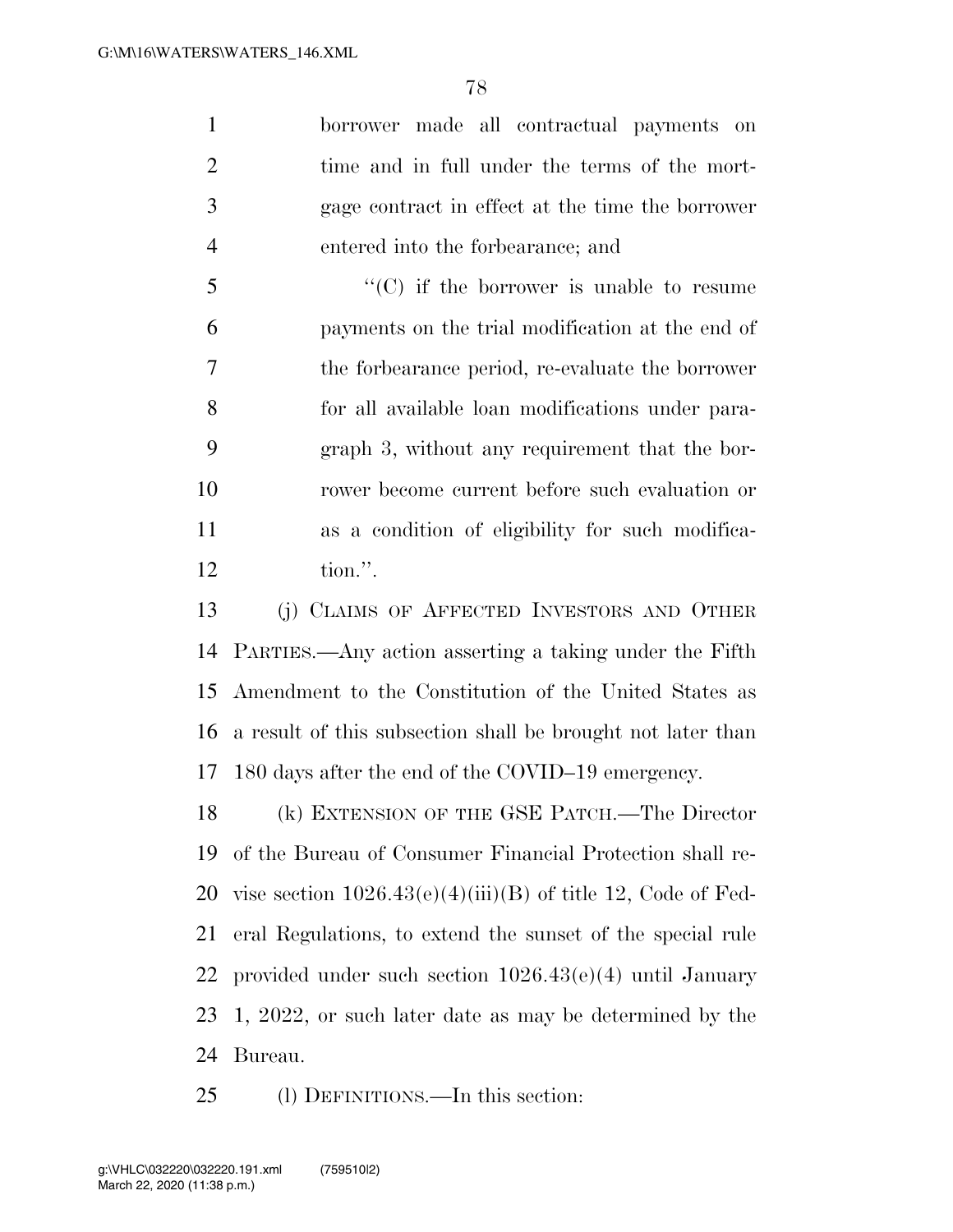borrower made all contractual payments on time and in full under the terms of the mortgage contract in effect at the time the borrower entered into the forbearance; and

"(C) if the borrower is unable to resume payments on the trial modification at the end of the forbearance period, re-evaluate the borrower for all available loan modifications under paragraph 3, without any requirement that the borrower become current before such evaluation or as a condition of eligibility for such modification.".

(j) CLAIMS OF AFFECTED INVESTORS AND OTHER PARTIES.—Any action asserting a taking under the Fifth Amendment to the Constitution of the United States as a result of this subsection shall be brought not later than 180 days after the end of the COVID–19 emergency.

(k) EXTENSION OF THE GSE PATCH.—The Director of the Bureau of Consumer Financial Protection shall revise section 1026.43(e)(4)(iii)(B) of title 12, Code of Federal Regulations, to extend the sunset of the special rule provided under such section 1026.43(e)(4) until January 1, 2022, or such later date as may be determined by the Bureau.

(l) DEFINITIONS.—In this section: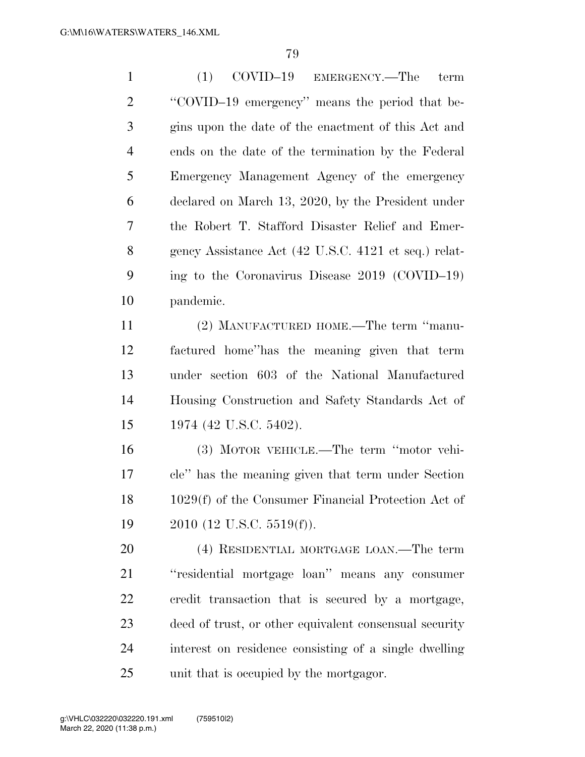(1) COVID–19 EMERGENCY.—The term ''COVID–19 emergency'' means the period that begins upon the date of the enactment of this Act and ends on the date of the termination by the Federal Emergency Management Agency of the emergency declared on March 13, 2020, by the President under the Robert T. Stafford Disaster Relief and Emergency Assistance Act (42 U.S.C. 4121 et seq.) relating to the Coronavirus Disease 2019 (COVID–19) pandemic.

(2) MANUFACTURED HOME.—The term ''manufactured home''has the meaning given that term under section 603 of the National Manufactured Housing Construction and Safety Standards Act of 1974 (42 U.S.C. 5402).

(3) MOTOR VEHICLE.—The term ''motor vehicle'' has the meaning given that term under Section 1029(f) of the Consumer Financial Protection Act of 2010 (12 U.S.C. 5519(f)).

(4) RESIDENTIAL MORTGAGE LOAN.—The term ''residential mortgage loan'' means any consumer credit transaction that is secured by a mortgage, deed of trust, or other equivalent consensual security interest on residence consisting of a single dwelling unit that is occupied by the mortgagor.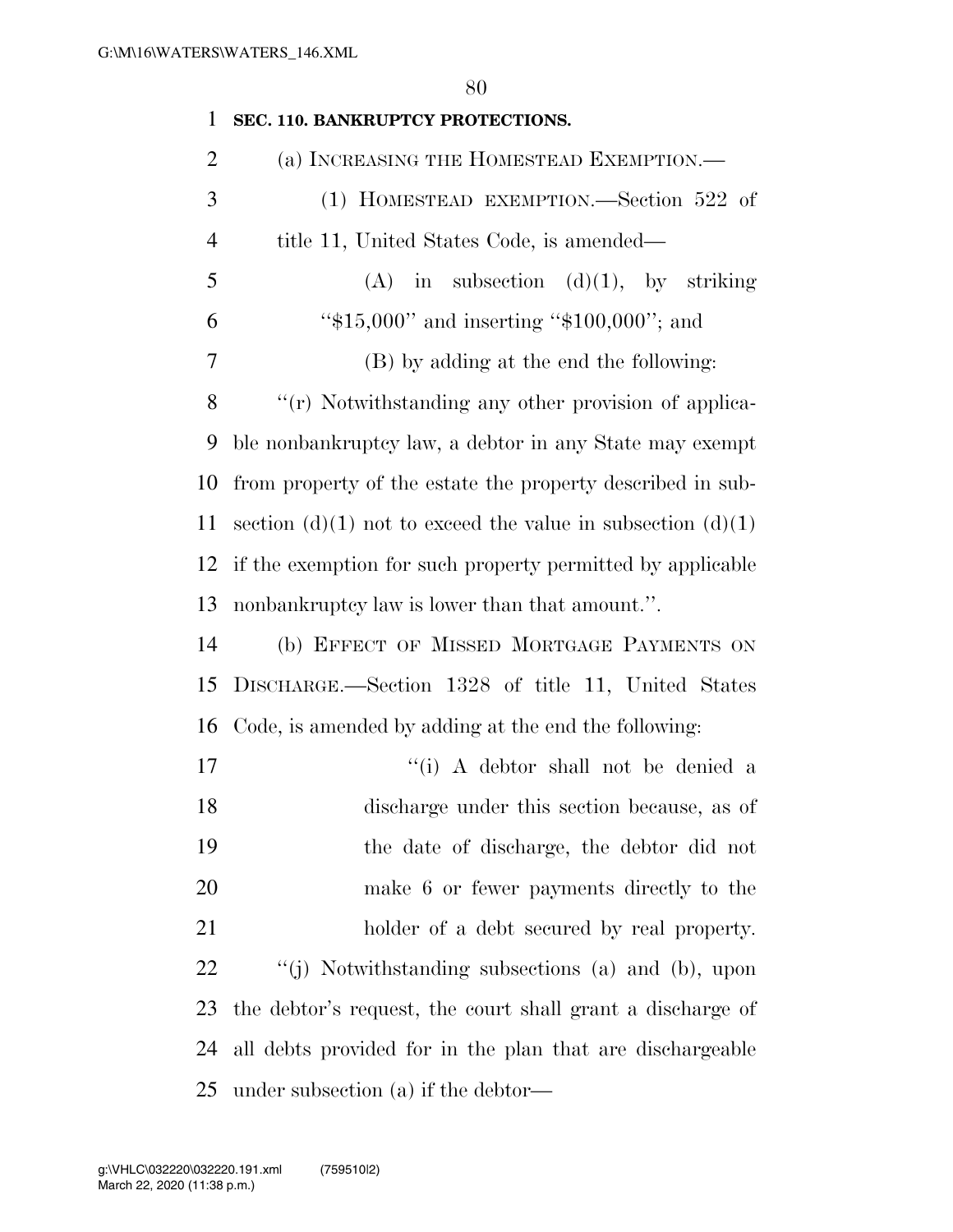**SEC. 110. BANKRUPTCY PROTECTIONS.**

(a) INCREASING THE HOMESTEAD EXEMPTION.—

(1) HOMESTEAD EXEMPTION.—Section 522 of title 11, United States Code, is amended—

(A) in subsection (d)(1), by striking "$15,000" and inserting "$100,000"; and

(B) by adding at the end the following:

"(r) Notwithstanding any other provision of applicable nonbankruptcy law, a debtor in any State may exempt from property of the estate the property described in subsection (d)(1) not to exceed the value in subsection (d)(1) if the exemption for such property permitted by applicable nonbankruptcy law is lower than that amount.".

(b) EFFECT OF MISSED MORTGAGE PAYMENTS ON DISCHARGE.—Section 1328 of title 11, United States Code, is amended by adding at the end the following:

"(i) A debtor shall not be denied a discharge under this section because, as of the date of discharge, the debtor did not make 6 or fewer payments directly to the holder of a debt secured by real property.

"(j) Notwithstanding subsections (a) and (b), upon the debtor's request, the court shall grant a discharge of all debts provided for in the plan that are dischargeable under subsection (a) if the debtor—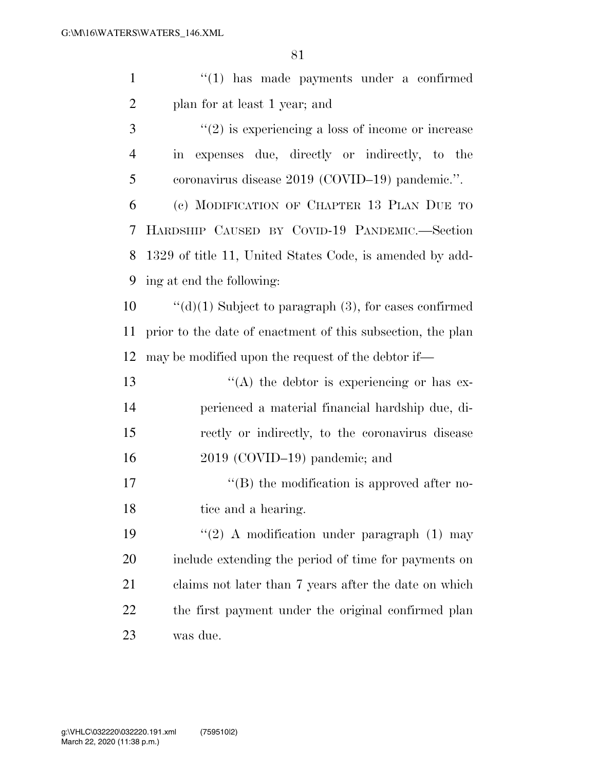''(1) has made payments under a confirmed plan for at least 1 year; and

''(2) is experiencing a loss of income or increase in expenses due, directly or indirectly, to the coronavirus disease 2019 (COVID–19) pandemic.''.

(c) MODIFICATION OF CHAPTER 13 PLAN DUE TO HARDSHIP CAUSED BY COVID-19 PANDEMIC.—Section 1329 of title 11, United States Code, is amended by adding at end the following:

''(d)(1) Subject to paragraph (3), for cases confirmed prior to the date of enactment of this subsection, the plan may be modified upon the request of the debtor if—

''(A) the debtor is experiencing or has experienced a material financial hardship due, directly or indirectly, to the coronavirus disease 2019 (COVID–19) pandemic; and

''(B) the modification is approved after notice and a hearing.

''(2) A modification under paragraph (1) may include extending the period of time for payments on claims not later than 7 years after the date on which the first payment under the original confirmed plan was due.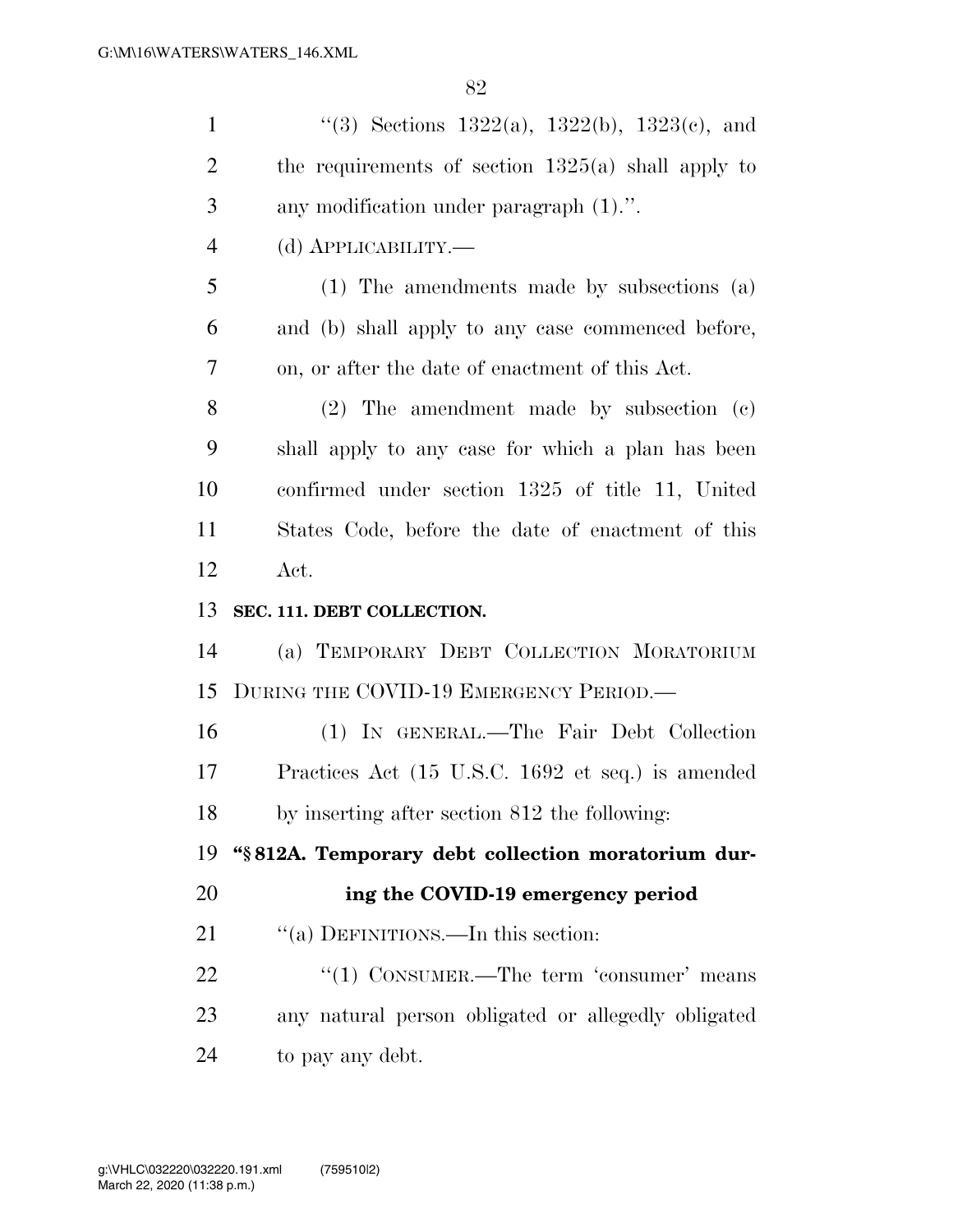''(3) Sections 1322(a), 1322(b), 1323(c), and the requirements of section 1325(a) shall apply to any modification under paragraph (1).''.

(d) APPLICABILITY.—

(1) The amendments made by subsections (a) and (b) shall apply to any case commenced before, on, or after the date of enactment of this Act.

(2) The amendment made by subsection (c) shall apply to any case for which a plan has been confirmed under section 1325 of title 11, United States Code, before the date of enactment of this Act.

**SEC. 111. DEBT COLLECTION.**

(a) TEMPORARY DEBT COLLECTION MORATORIUM DURING THE COVID-19 EMERGENCY PERIOD.—

(1) IN GENERAL.—The Fair Debt Collection Practices Act (15 U.S.C. 1692 et seq.) is amended by inserting after section 812 the following:

**''§ 812A. Temporary debt collection moratorium during the COVID-19 emergency period**

''(a) DEFINITIONS.—In this section:

''(1) CONSUMER.—The term 'consumer' means any natural person obligated or allegedly obligated to pay any debt.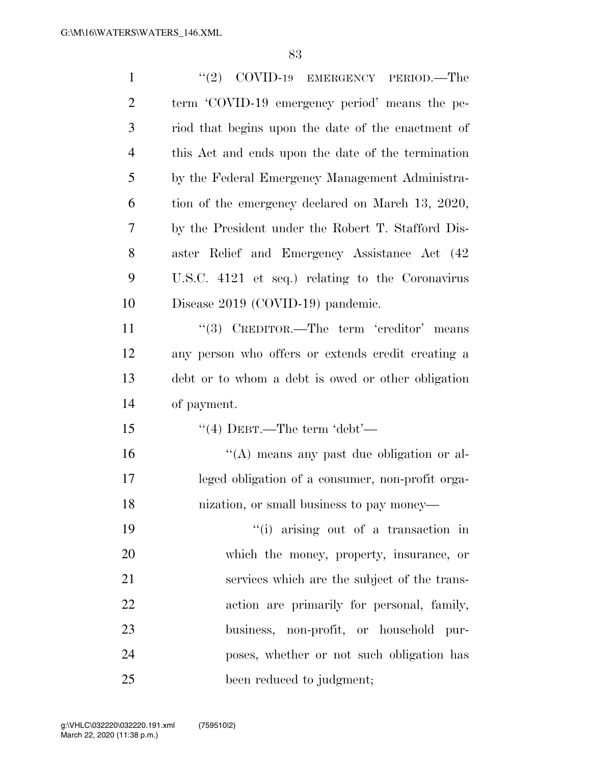"(2) COVID-19 EMERGENCY PERIOD.—The term 'COVID-19 emergency period' means the period that begins upon the date of the enactment of this Act and ends upon the date of the termination by the Federal Emergency Management Administration of the emergency declared on March 13, 2020, by the President under the Robert T. Stafford Disaster Relief and Emergency Assistance Act (42 U.S.C. 4121 et seq.) relating to the Coronavirus Disease 2019 (COVID-19) pandemic.

"(3) CREDITOR.—The term 'creditor' means any person who offers or extends credit creating a debt or to whom a debt is owed or other obligation of payment.

"(4) DEBT.—The term 'debt'—

"(A) means any past due obligation or alleged obligation of a consumer, non-profit organization, or small business to pay money—

"(i) arising out of a transaction in which the money, property, insurance, or services which are the subject of the transaction are primarily for personal, family, business, non-profit, or household purposes, whether or not such obligation has been reduced to judgment;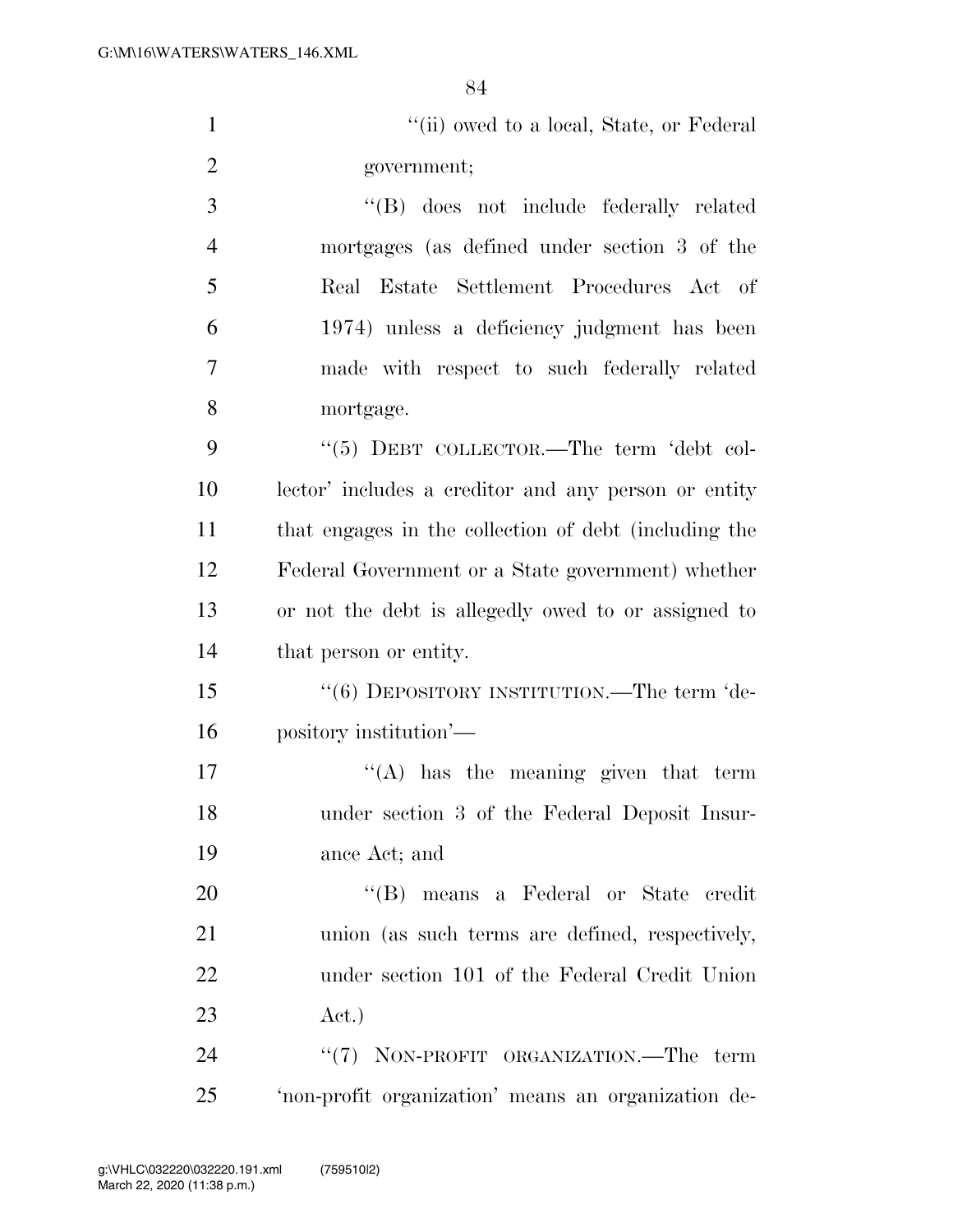"(ii) owed to a local, State, or Federal government;

"(B) does not include federally related mortgages (as defined under section 3 of the Real Estate Settlement Procedures Act of 1974) unless a deficiency judgment has been made with respect to such federally related mortgage.

"(5) DEBT COLLECTOR.—The term 'debt collector' includes a creditor and any person or entity that engages in the collection of debt (including the Federal Government or a State government) whether or not the debt is allegedly owed to or assigned to that person or entity.

"(6) DEPOSITORY INSTITUTION.—The term 'depository institution'—

"(A) has the meaning given that term under section 3 of the Federal Deposit Insurance Act; and

"(B) means a Federal or State credit union (as such terms are defined, respectively, under section 101 of the Federal Credit Union Act.)

"(7) NON-PROFIT ORGANIZATION.—The term 'non-profit organization' means an organization de-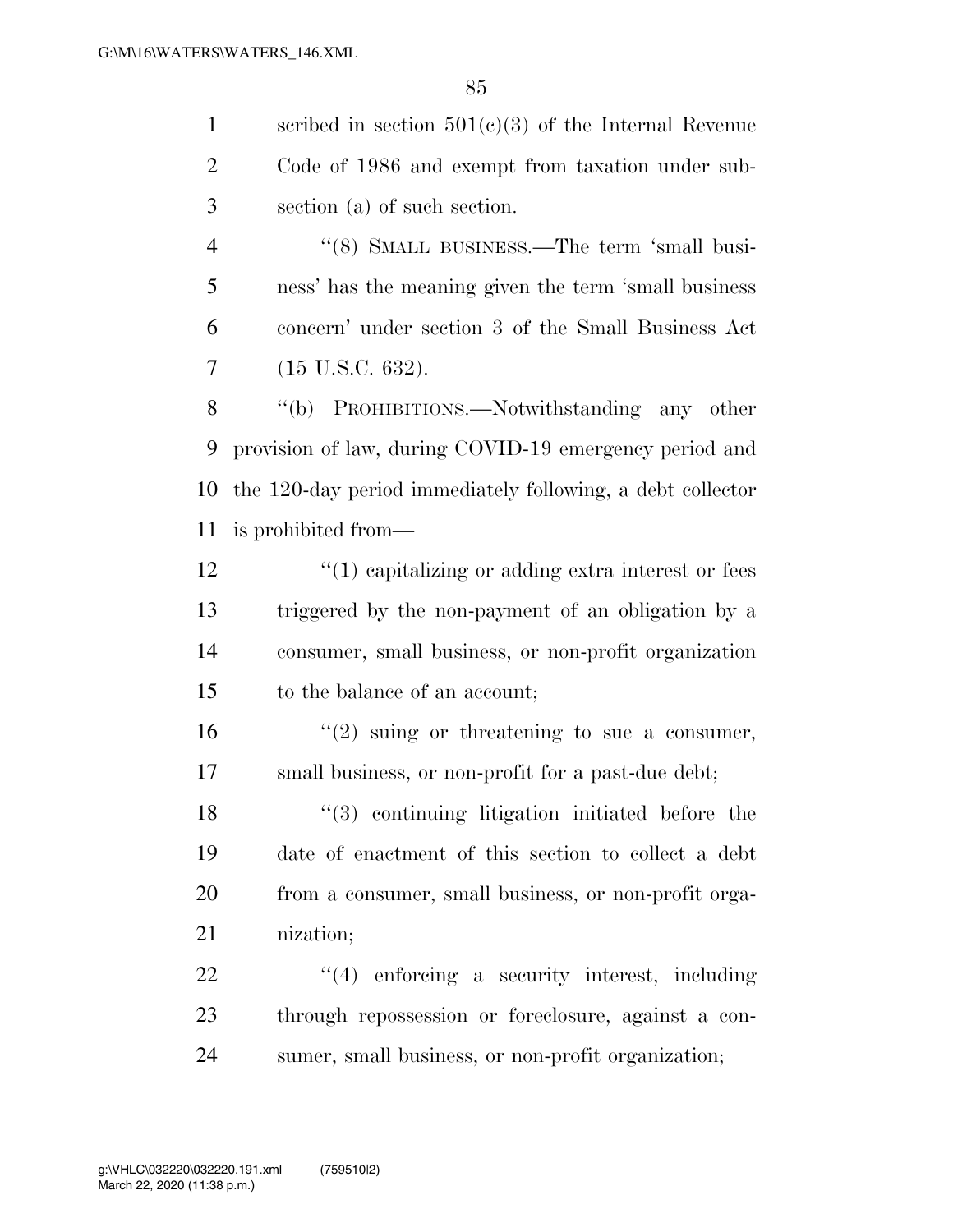scribed in section 501(c)(3) of the Internal Revenue Code of 1986 and exempt from taxation under subsection (a) of such section.

''(8) SMALL BUSINESS.—The term 'small business' has the meaning given the term 'small business concern' under section 3 of the Small Business Act (15 U.S.C. 632).

''(b) PROHIBITIONS.—Notwithstanding any other provision of law, during COVID-19 emergency period and the 120-day period immediately following, a debt collector is prohibited from—

''(1) capitalizing or adding extra interest or fees triggered by the non-payment of an obligation by a consumer, small business, or non-profit organization to the balance of an account;

''(2) suing or threatening to sue a consumer, small business, or non-profit for a past-due debt;

''(3) continuing litigation initiated before the date of enactment of this section to collect a debt from a consumer, small business, or non-profit organization;

''(4) enforcing a security interest, including through repossession or foreclosure, against a consumer, small business, or non-profit organization;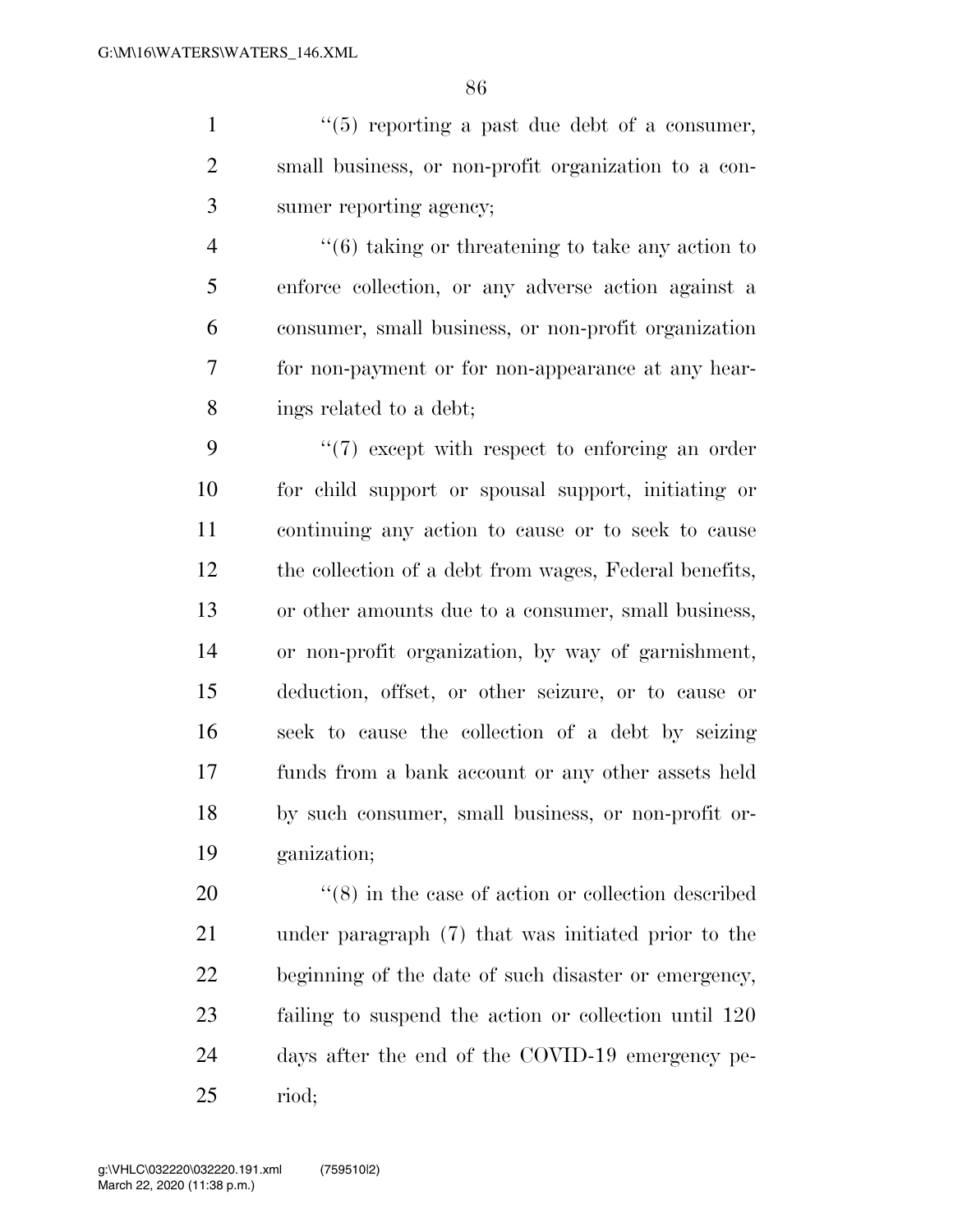"(5) reporting a past due debt of a consumer, small business, or non-profit organization to a consumer reporting agency;

"(6) taking or threatening to take any action to enforce collection, or any adverse action against a consumer, small business, or non-profit organization for non-payment or for non-appearance at any hearings related to a debt;

"(7) except with respect to enforcing an order for child support or spousal support, initiating or continuing any action to cause or to seek to cause the collection of a debt from wages, Federal benefits, or other amounts due to a consumer, small business, or non-profit organization, by way of garnishment, deduction, offset, or other seizure, or to cause or seek to cause the collection of a debt by seizing funds from a bank account or any other assets held by such consumer, small business, or non-profit organization;

"(8) in the case of action or collection described under paragraph (7) that was initiated prior to the beginning of the date of such disaster or emergency, failing to suspend the action or collection until 120 days after the end of the COVID-19 emergency period;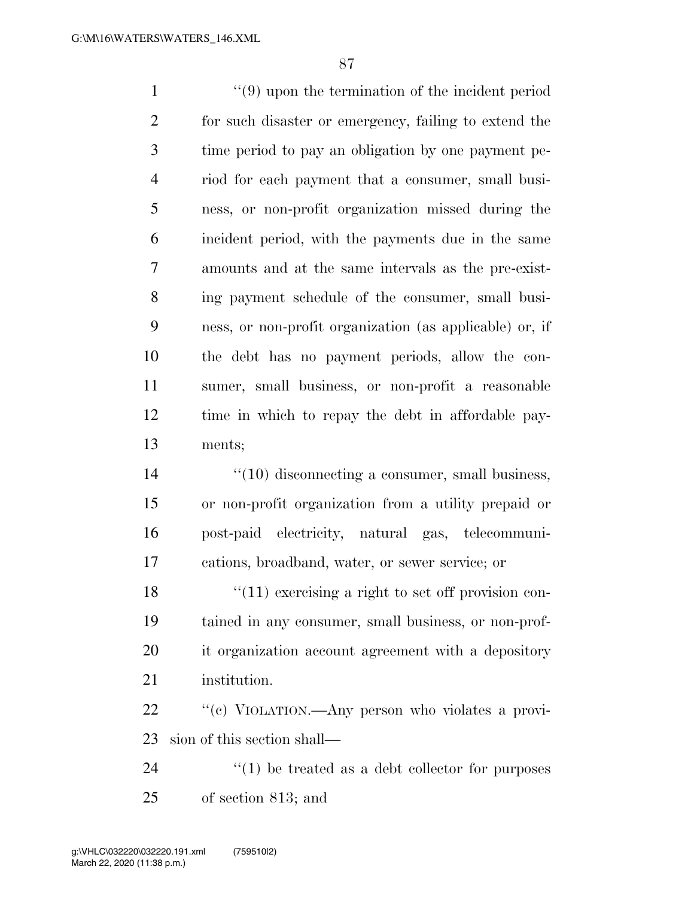''(9) upon the termination of the incident period for such disaster or emergency, failing to extend the time period to pay an obligation by one payment period for each payment that a consumer, small business, or non-profit organization missed during the incident period, with the payments due in the same amounts and at the same intervals as the pre-existing payment schedule of the consumer, small business, or non-profit organization (as applicable) or, if the debt has no payment periods, allow the consumer, small business, or non-profit a reasonable time in which to repay the debt in affordable payments;

''(10) disconnecting a consumer, small business, or non-profit organization from a utility prepaid or post-paid electricity, natural gas, telecommunications, broadband, water, or sewer service; or

''(11) exercising a right to set off provision contained in any consumer, small business, or non-profit organization account agreement with a depository institution.

''(c) VIOLATION.—Any person who violates a provision of this section shall—

''(1) be treated as a debt collector for purposes of section 813; and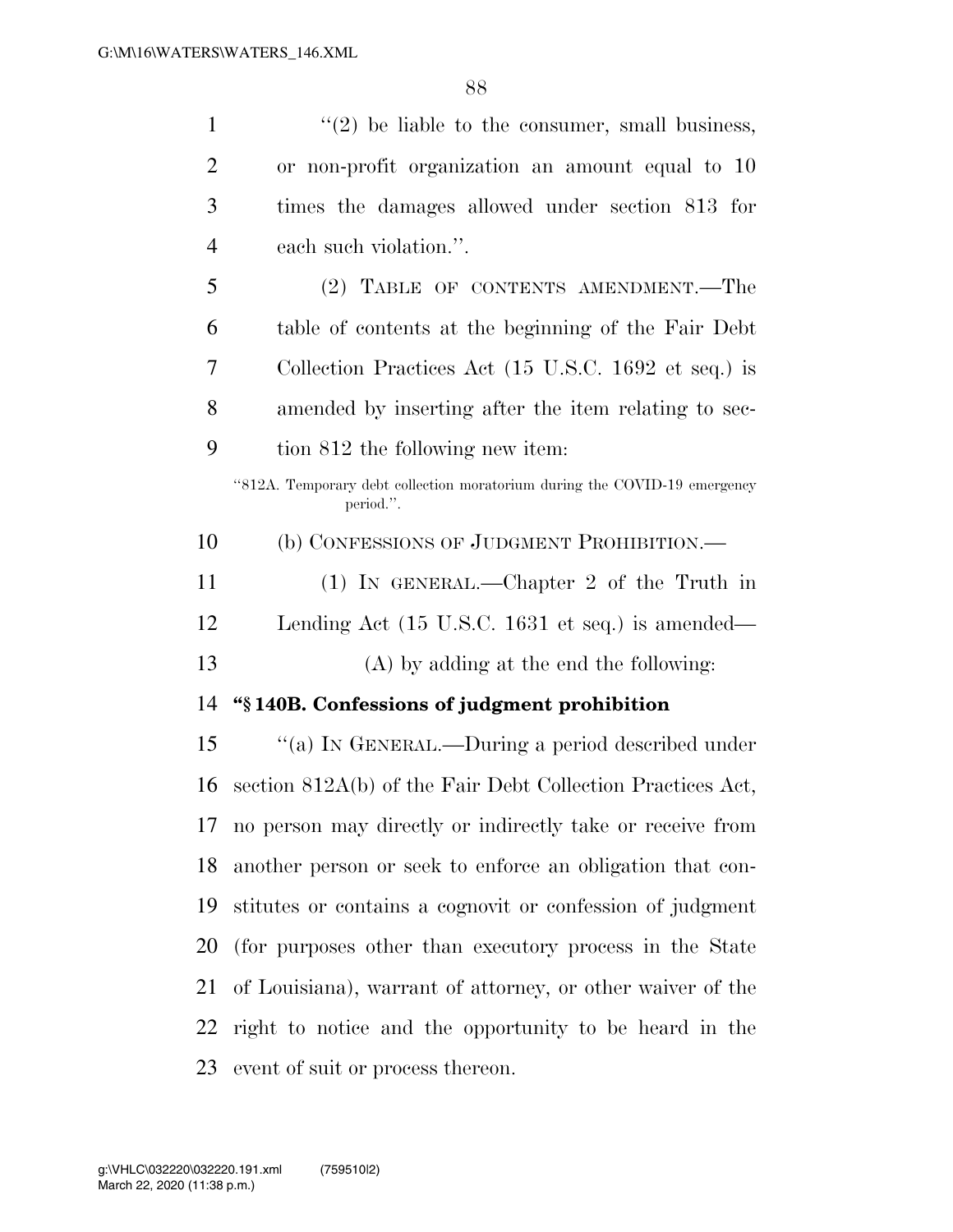''(2) be liable to the consumer, small business, or non-profit organization an amount equal to 10 times the damages allowed under section 813 for each such violation.''.

(2) TABLE OF CONTENTS AMENDMENT.—The table of contents at the beginning of the Fair Debt Collection Practices Act (15 U.S.C. 1692 et seq.) is amended by inserting after the item relating to section 812 the following new item:

''812A. Temporary debt collection moratorium during the COVID-19 emergency period.''.

(b) CONFESSIONS OF JUDGMENT PROHIBITION.—

(1) IN GENERAL.—Chapter 2 of the Truth in Lending Act (15 U.S.C. 1631 et seq.) is amended—

(A) by adding at the end the following:

**''§ 140B. Confessions of judgment prohibition**

''(a) IN GENERAL.—During a period described under section 812A(b) of the Fair Debt Collection Practices Act, no person may directly or indirectly take or receive from another person or seek to enforce an obligation that constitutes or contains a cognovit or confession of judgment (for purposes other than executory process in the State of Louisiana), warrant of attorney, or other waiver of the right to notice and the opportunity to be heard in the event of suit or process thereon.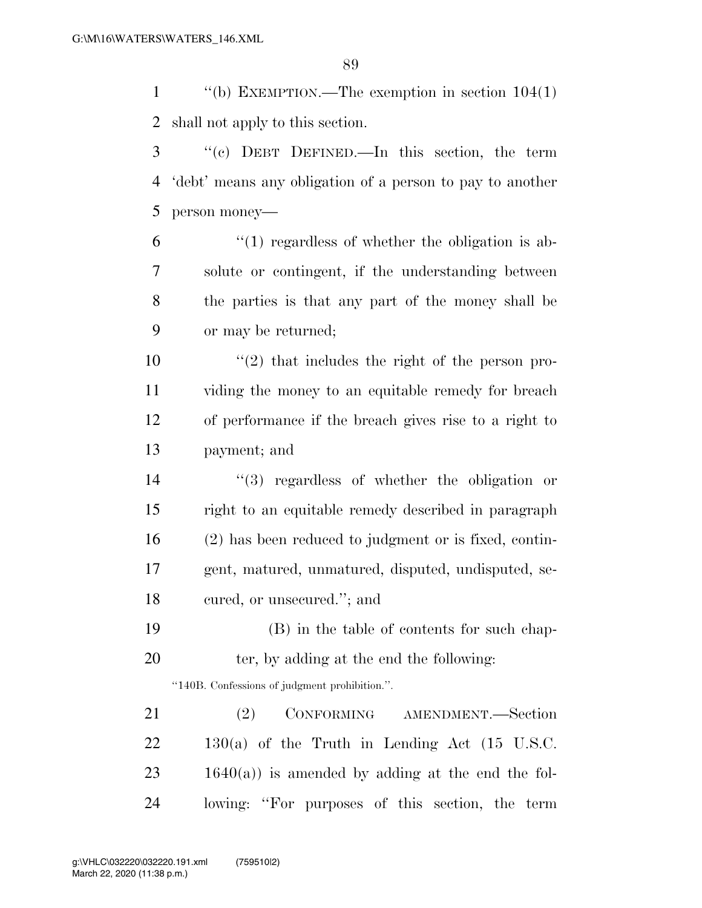"(b) EXEMPTION.—The exemption in section 104(1) shall not apply to this section.

"(c) DEBT DEFINED.—In this section, the term 'debt' means any obligation of a person to pay to another person money—

"(1) regardless of whether the obligation is absolute or contingent, if the understanding between the parties is that any part of the money shall be or may be returned;

"(2) that includes the right of the person providing the money to an equitable remedy for breach of performance if the breach gives rise to a right to payment; and

"(3) regardless of whether the obligation or right to an equitable remedy described in paragraph (2) has been reduced to judgment or is fixed, contingent, matured, unmatured, disputed, undisputed, secured, or unsecured."; and

(B) in the table of contents for such chapter, by adding at the end the following:

"140B. Confessions of judgment prohibition.".

(2) CONFORMING AMENDMENT.—Section 130(a) of the Truth in Lending Act (15 U.S.C. 1640(a)) is amended by adding at the end the following: "For purposes of this section, the term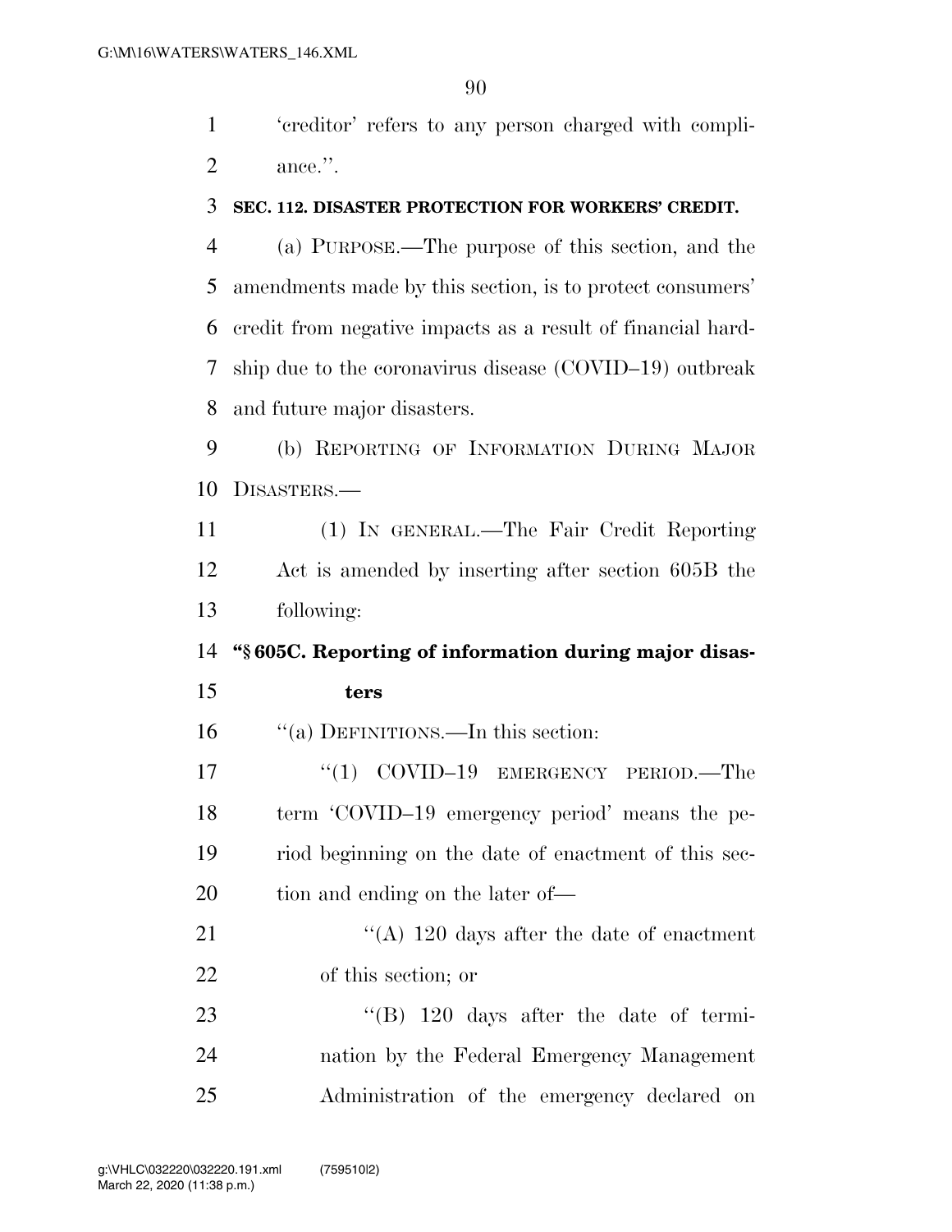'creditor' refers to any person charged with compliance.''.

**SEC. 112. DISASTER PROTECTION FOR WORKERS' CREDIT.**

(a) PURPOSE.—The purpose of this section, and the amendments made by this section, is to protect consumers' credit from negative impacts as a result of financial hardship due to the coronavirus disease (COVID–19) outbreak and future major disasters.

(b) REPORTING OF INFORMATION DURING MAJOR DISASTERS.—

(1) IN GENERAL.—The Fair Credit Reporting Act is amended by inserting after section 605B the following:

**''§ 605C. Reporting of information during major disasters**

''(a) DEFINITIONS.—In this section:

''(1) COVID–19 EMERGENCY PERIOD.—The term 'COVID–19 emergency period' means the period beginning on the date of enactment of this section and ending on the later of—

''(A) 120 days after the date of enactment of this section; or

''(B) 120 days after the date of termination by the Federal Emergency Management Administration of the emergency declared on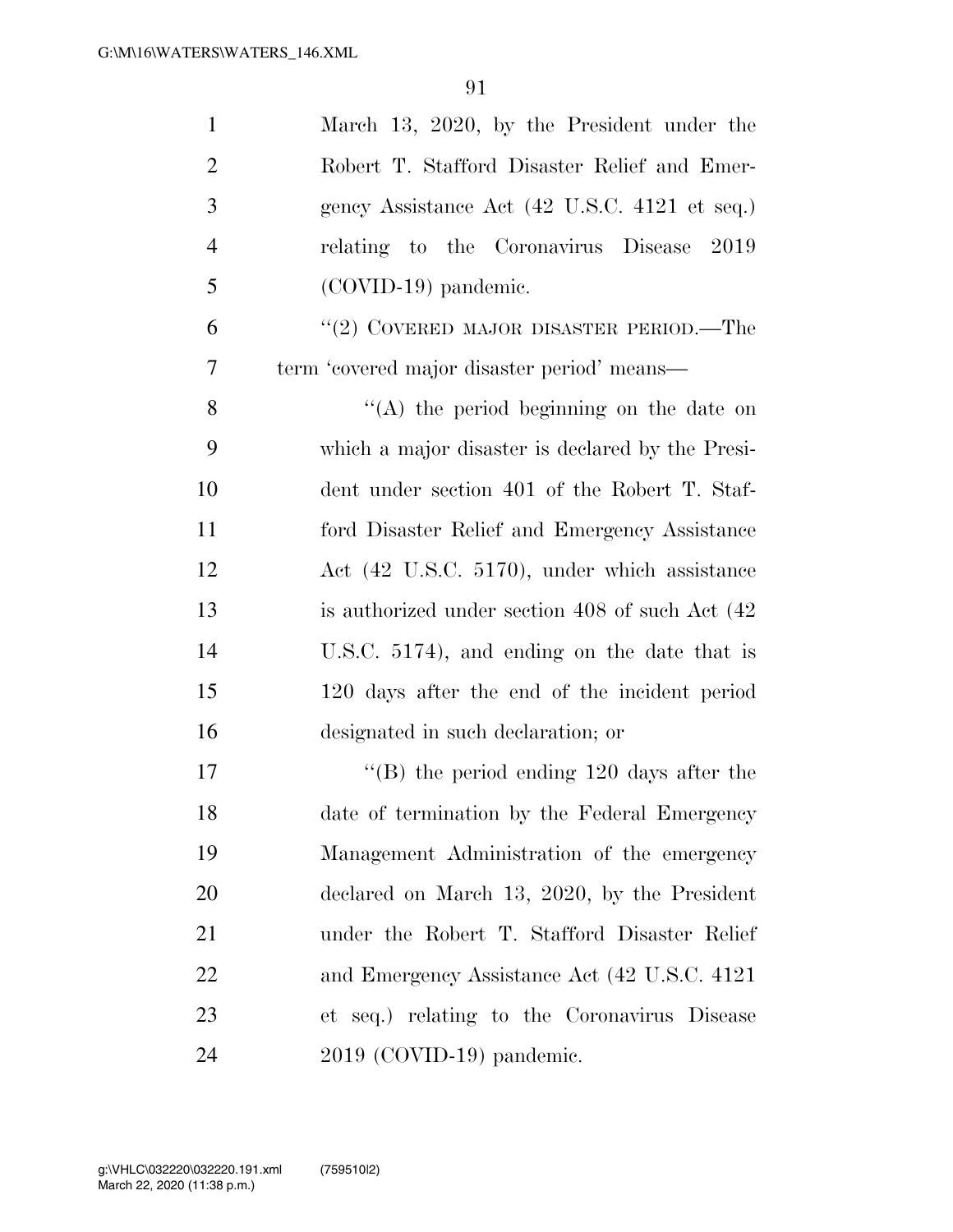March 13, 2020, by the President under the Robert T. Stafford Disaster Relief and Emergency Assistance Act (42 U.S.C. 4121 et seq.) relating to the Coronavirus Disease 2019 (COVID-19) pandemic.

"(2) COVERED MAJOR DISASTER PERIOD.—The term 'covered major disaster period' means—

"(A) the period beginning on the date on which a major disaster is declared by the President under section 401 of the Robert T. Stafford Disaster Relief and Emergency Assistance Act (42 U.S.C. 5170), under which assistance is authorized under section 408 of such Act (42 U.S.C. 5174), and ending on the date that is 120 days after the end of the incident period designated in such declaration; or

"(B) the period ending 120 days after the date of termination by the Federal Emergency Management Administration of the emergency declared on March 13, 2020, by the President under the Robert T. Stafford Disaster Relief and Emergency Assistance Act (42 U.S.C. 4121 et seq.) relating to the Coronavirus Disease 2019 (COVID-19) pandemic.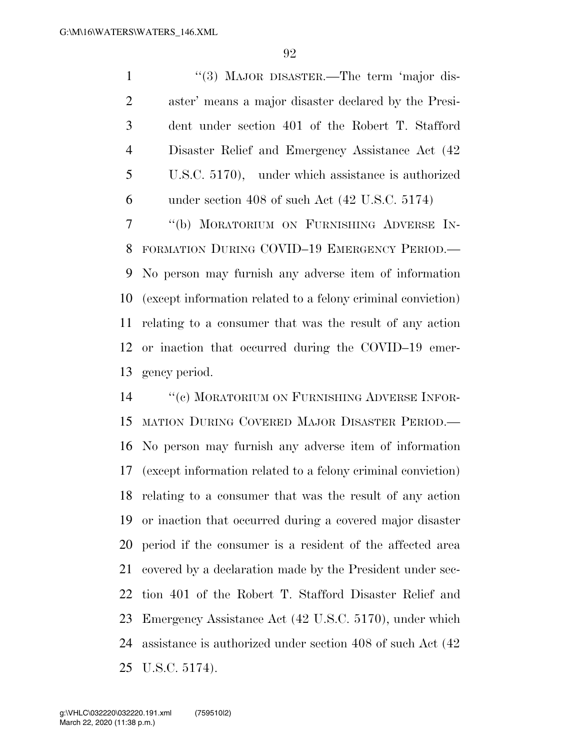"(3) MAJOR DISASTER.—The term 'major disaster' means a major disaster declared by the President under section 401 of the Robert T. Stafford Disaster Relief and Emergency Assistance Act (42 U.S.C. 5170), under which assistance is authorized under section 408 of such Act (42 U.S.C. 5174)

"(b) MORATORIUM ON FURNISHING ADVERSE INFORMATION DURING COVID–19 EMERGENCY PERIOD.—No person may furnish any adverse item of information (except information related to a felony criminal conviction) relating to a consumer that was the result of any action or inaction that occurred during the COVID–19 emergency period.

"(c) MORATORIUM ON FURNISHING ADVERSE INFORMATION DURING COVERED MAJOR DISASTER PERIOD.—No person may furnish any adverse item of information (except information related to a felony criminal conviction) relating to a consumer that was the result of any action or inaction that occurred during a covered major disaster period if the consumer is a resident of the affected area covered by a declaration made by the President under section 401 of the Robert T. Stafford Disaster Relief and Emergency Assistance Act (42 U.S.C. 5170), under which assistance is authorized under section 408 of such Act (42 U.S.C. 5174).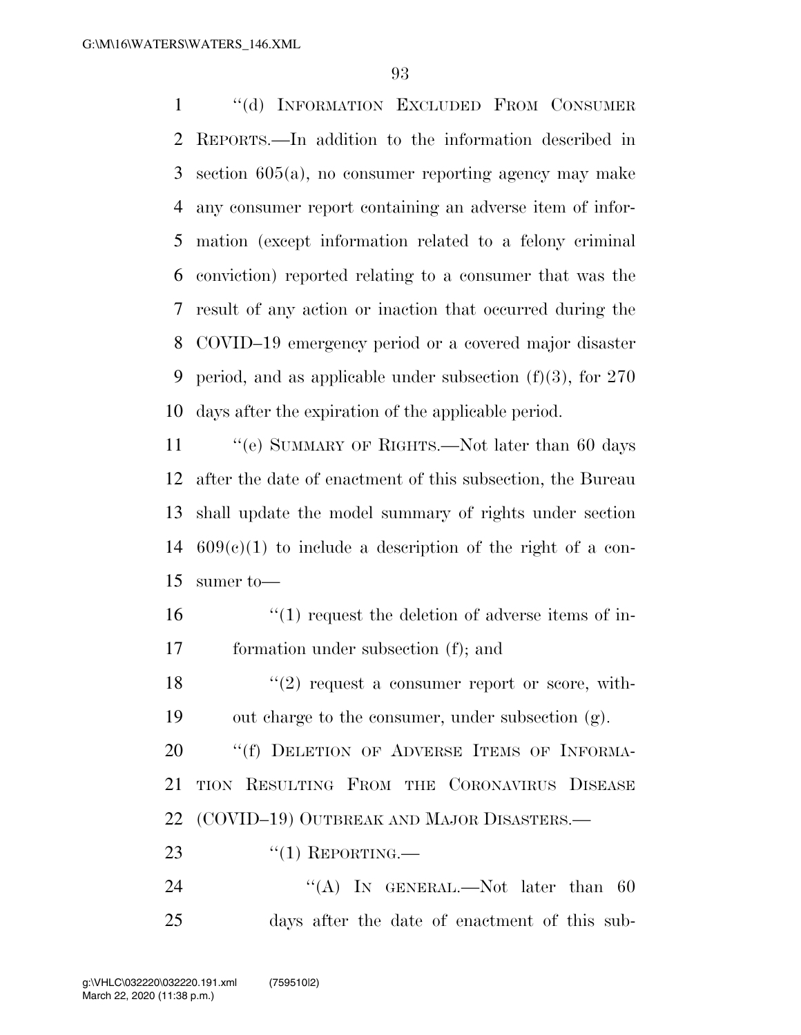"(d) INFORMATION EXCLUDED FROM CONSUMER REPORTS.—In addition to the information described in section 605(a), no consumer reporting agency may make any consumer report containing an adverse item of information (except information related to a felony criminal conviction) reported relating to a consumer that was the result of any action or inaction that occurred during the COVID–19 emergency period or a covered major disaster period, and as applicable under subsection (f)(3), for 270 days after the expiration of the applicable period.

"(e) SUMMARY OF RIGHTS.—Not later than 60 days after the date of enactment of this subsection, the Bureau shall update the model summary of rights under section 609(c)(1) to include a description of the right of a consumer to—

"(1) request the deletion of adverse items of information under subsection (f); and

"(2) request a consumer report or score, without charge to the consumer, under subsection (g).

"(f) DELETION OF ADVERSE ITEMS OF INFORMATION RESULTING FROM THE CORONAVIRUS DISEASE (COVID–19) OUTBREAK AND MAJOR DISASTERS.—

"(1) REPORTING.—

"(A) IN GENERAL.—Not later than 60 days after the date of enactment of this sub-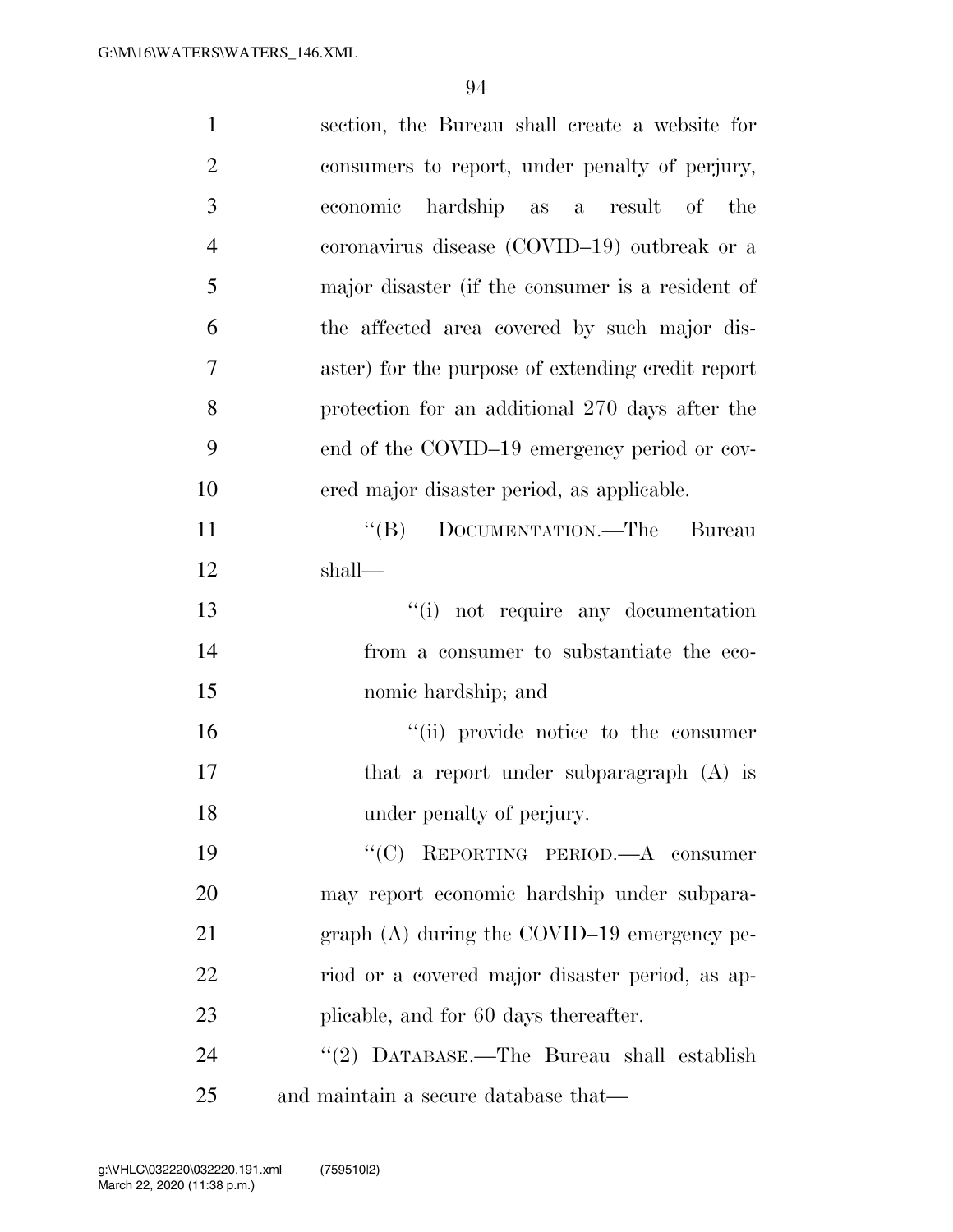section, the Bureau shall create a website for consumers to report, under penalty of perjury, economic hardship as a result of the coronavirus disease (COVID–19) outbreak or a major disaster (if the consumer is a resident of the affected area covered by such major disaster) for the purpose of extending credit report protection for an additional 270 days after the end of the COVID–19 emergency period or covered major disaster period, as applicable.

"(B) DOCUMENTATION.—The Bureau shall—

"(i) not require any documentation from a consumer to substantiate the economic hardship; and

"(ii) provide notice to the consumer that a report under subparagraph (A) is under penalty of perjury.

"(C) REPORTING PERIOD.—A consumer may report economic hardship under subparagraph (A) during the COVID–19 emergency period or a covered major disaster period, as applicable, and for 60 days thereafter.

"(2) DATABASE.—The Bureau shall establish and maintain a secure database that—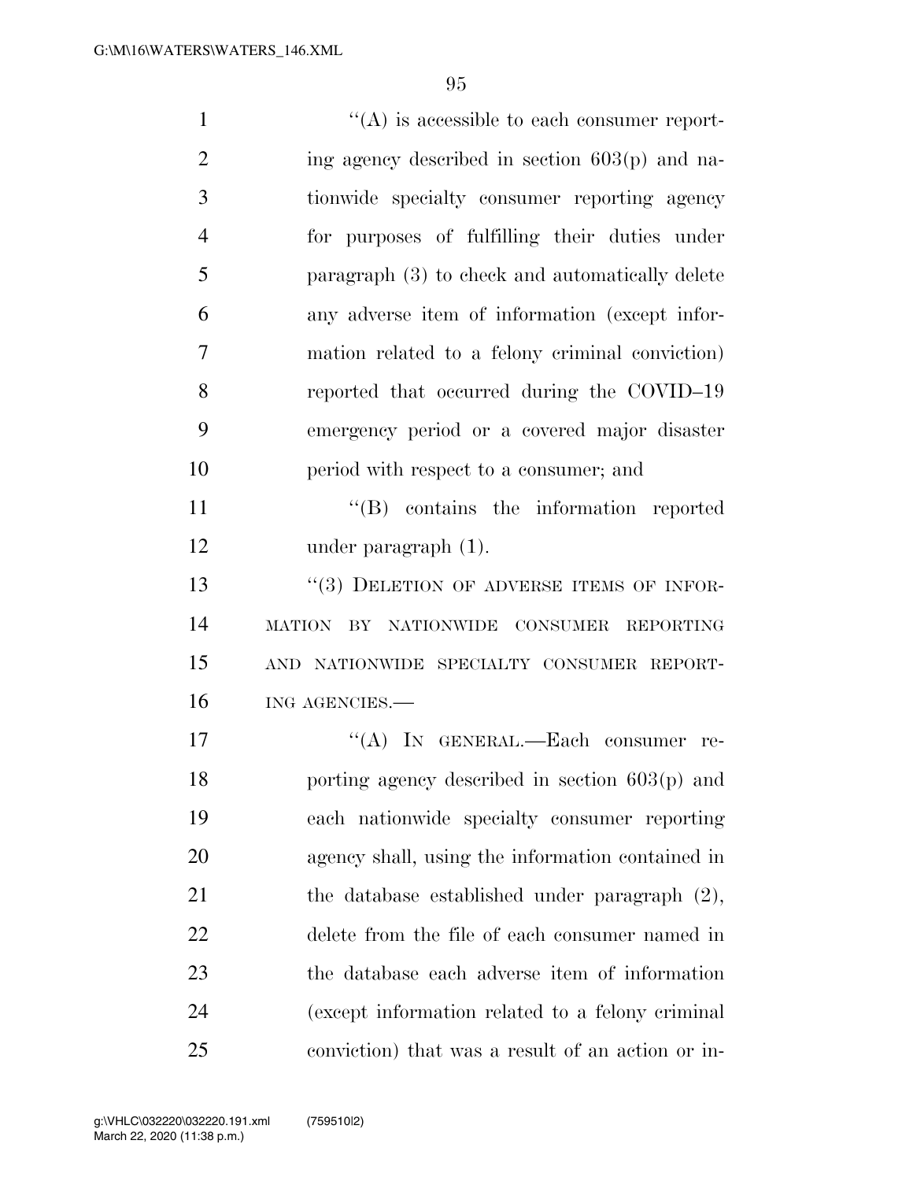"(A) is accessible to each consumer reporting agency described in section 603(p) and nationwide specialty consumer reporting agency for purposes of fulfilling their duties under paragraph (3) to check and automatically delete any adverse item of information (except information related to a felony criminal conviction) reported that occurred during the COVID–19 emergency period or a covered major disaster period with respect to a consumer; and

"(B) contains the information reported under paragraph (1).

"(3) DELETION OF ADVERSE ITEMS OF INFORMATION BY NATIONWIDE CONSUMER REPORTING AND NATIONWIDE SPECIALTY CONSUMER REPORTING AGENCIES.—

"(A) IN GENERAL.—Each consumer reporting agency described in section 603(p) and each nationwide specialty consumer reporting agency shall, using the information contained in the database established under paragraph (2), delete from the file of each consumer named in the database each adverse item of information (except information related to a felony criminal conviction) that was a result of an action or in-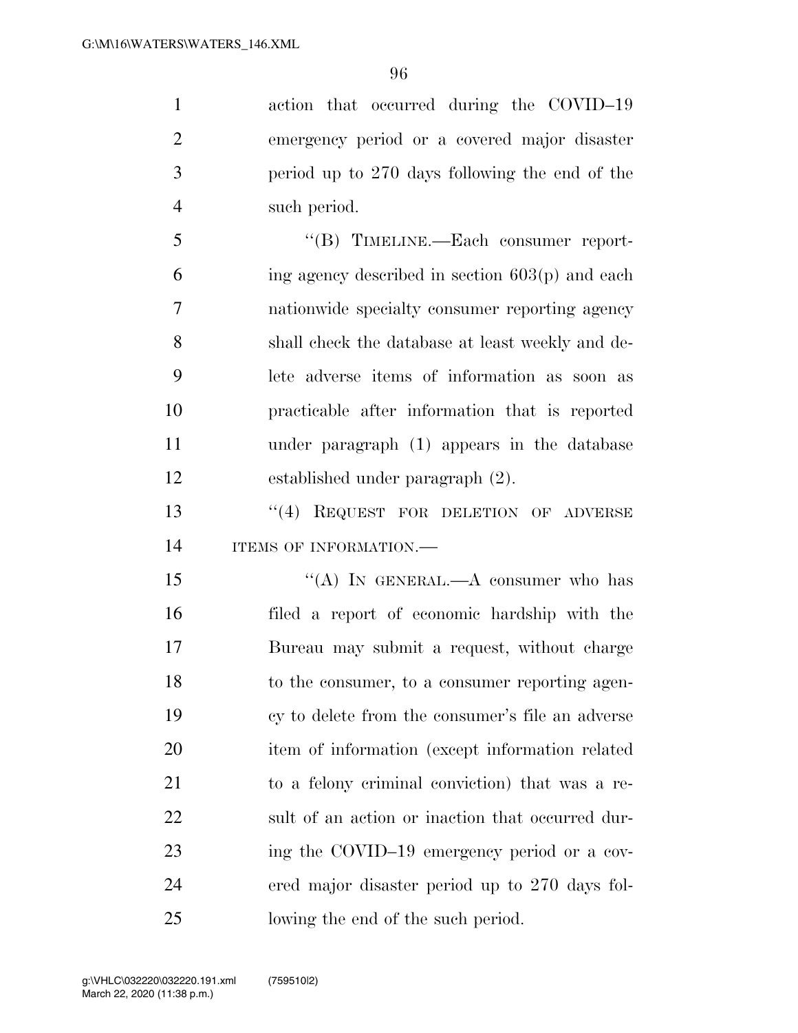action that occurred during the COVID–19 emergency period or a covered major disaster period up to 270 days following the end of the such period.

"(B) TIMELINE.—Each consumer reporting agency described in section 603(p) and each nationwide specialty consumer reporting agency shall check the database at least weekly and delete adverse items of information as soon as practicable after information that is reported under paragraph (1) appears in the database established under paragraph (2).

"(4) REQUEST FOR DELETION OF ADVERSE ITEMS OF INFORMATION.—

"(A) IN GENERAL.—A consumer who has filed a report of economic hardship with the Bureau may submit a request, without charge to the consumer, to a consumer reporting agency to delete from the consumer's file an adverse item of information (except information related to a felony criminal conviction) that was a result of an action or inaction that occurred during the COVID–19 emergency period or a covered major disaster period up to 270 days following the end of the such period.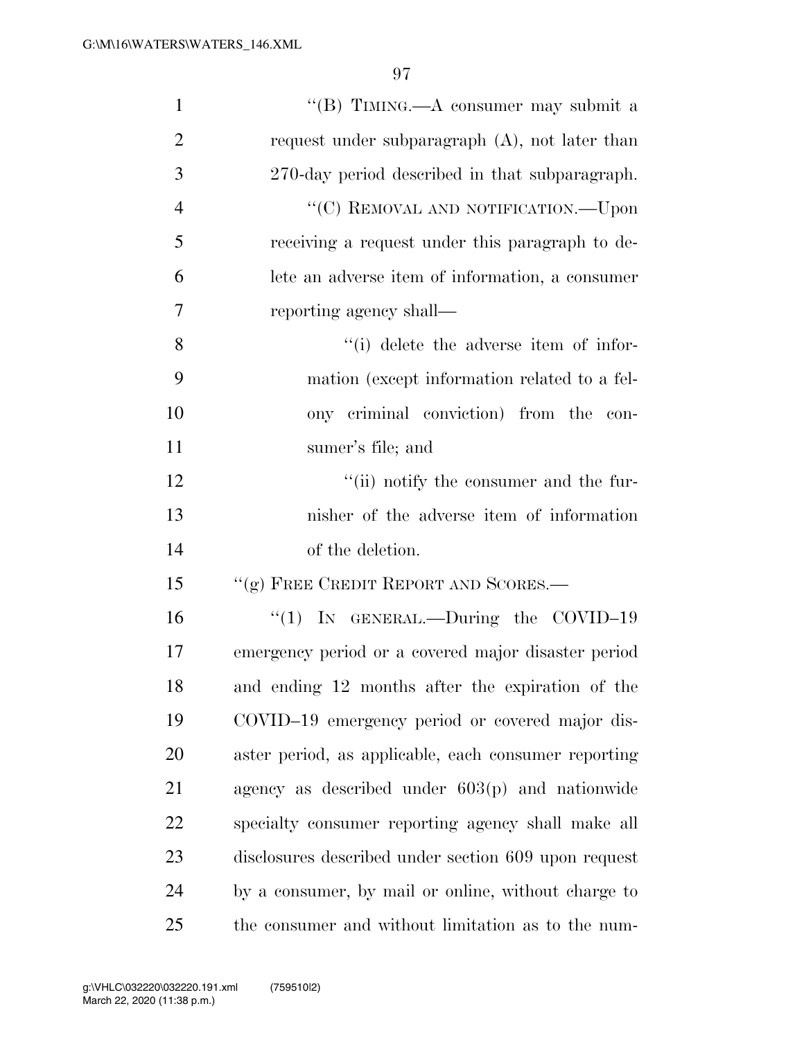"(B) TIMING.—A consumer may submit a request under subparagraph (A), not later than 270-day period described in that subparagraph.

"(C) REMOVAL AND NOTIFICATION.—Upon receiving a request under this paragraph to delete an adverse item of information, a consumer reporting agency shall—

"(i) delete the adverse item of information (except information related to a felony criminal conviction) from the consumer's file; and

"(ii) notify the consumer and the furnisher of the adverse item of information of the deletion.

"(g) FREE CREDIT REPORT AND SCORES.—

"(1) IN GENERAL.—During the COVID–19 emergency period or a covered major disaster period and ending 12 months after the expiration of the COVID–19 emergency period or covered major disaster period, as applicable, each consumer reporting agency as described under 603(p) and nationwide specialty consumer reporting agency shall make all disclosures described under section 609 upon request by a consumer, by mail or online, without charge to the consumer and without limitation as to the num-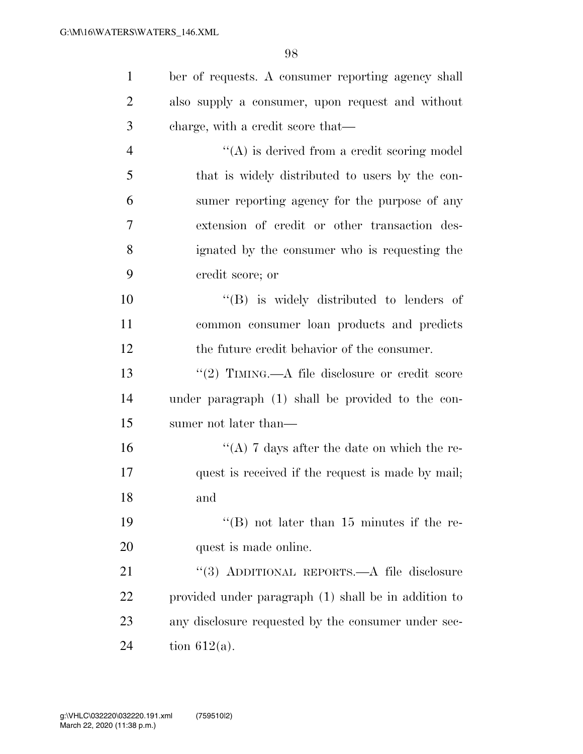ber of requests. A consumer reporting agency shall also supply a consumer, upon request and without charge, with a credit score that—

''(A) is derived from a credit scoring model that is widely distributed to users by the consumer reporting agency for the purpose of any extension of credit or other transaction designated by the consumer who is requesting the credit score; or

''(B) is widely distributed to lenders of common consumer loan products and predicts the future credit behavior of the consumer.

''(2) TIMING.—A file disclosure or credit score under paragraph (1) shall be provided to the consumer not later than—

''(A) 7 days after the date on which the request is received if the request is made by mail; and

''(B) not later than 15 minutes if the request is made online.

''(3) ADDITIONAL REPORTS.—A file disclosure provided under paragraph (1) shall be in addition to any disclosure requested by the consumer under section 612(a).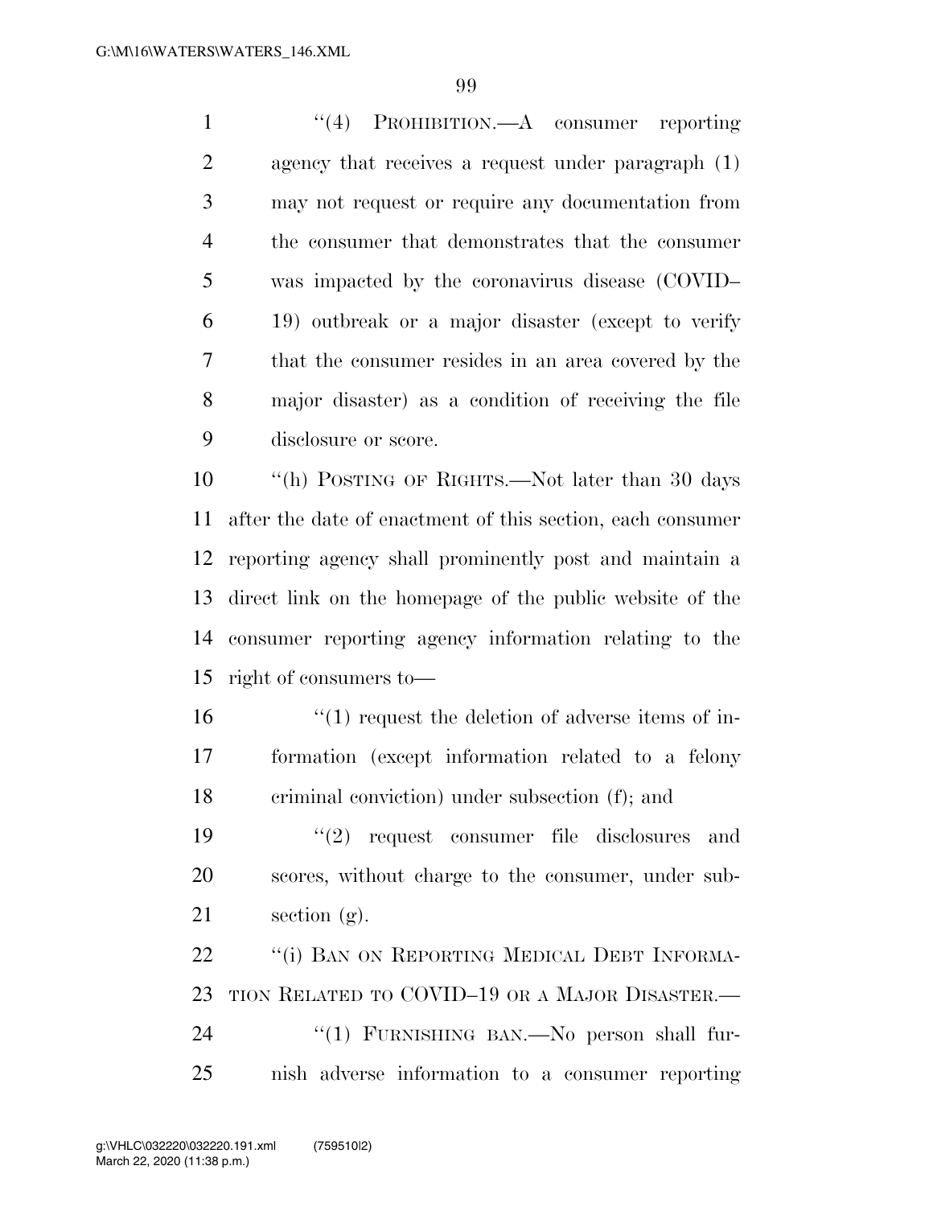"(4) PROHIBITION.—A consumer reporting agency that receives a request under paragraph (1) may not request or require any documentation from the consumer that demonstrates that the consumer was impacted by the coronavirus disease (COVID–19) outbreak or a major disaster (except to verify that the consumer resides in an area covered by the major disaster) as a condition of receiving the file disclosure or score.

"(h) POSTING OF RIGHTS.—Not later than 30 days after the date of enactment of this section, each consumer reporting agency shall prominently post and maintain a direct link on the homepage of the public website of the consumer reporting agency information relating to the right of consumers to—

"(1) request the deletion of adverse items of information (except information related to a felony criminal conviction) under subsection (f); and

"(2) request consumer file disclosures and scores, without charge to the consumer, under subsection (g).

"(i) BAN ON REPORTING MEDICAL DEBT INFORMATION RELATED TO COVID–19 OR A MAJOR DISASTER.—

"(1) FURNISHING BAN.—No person shall furnish adverse information to a consumer reporting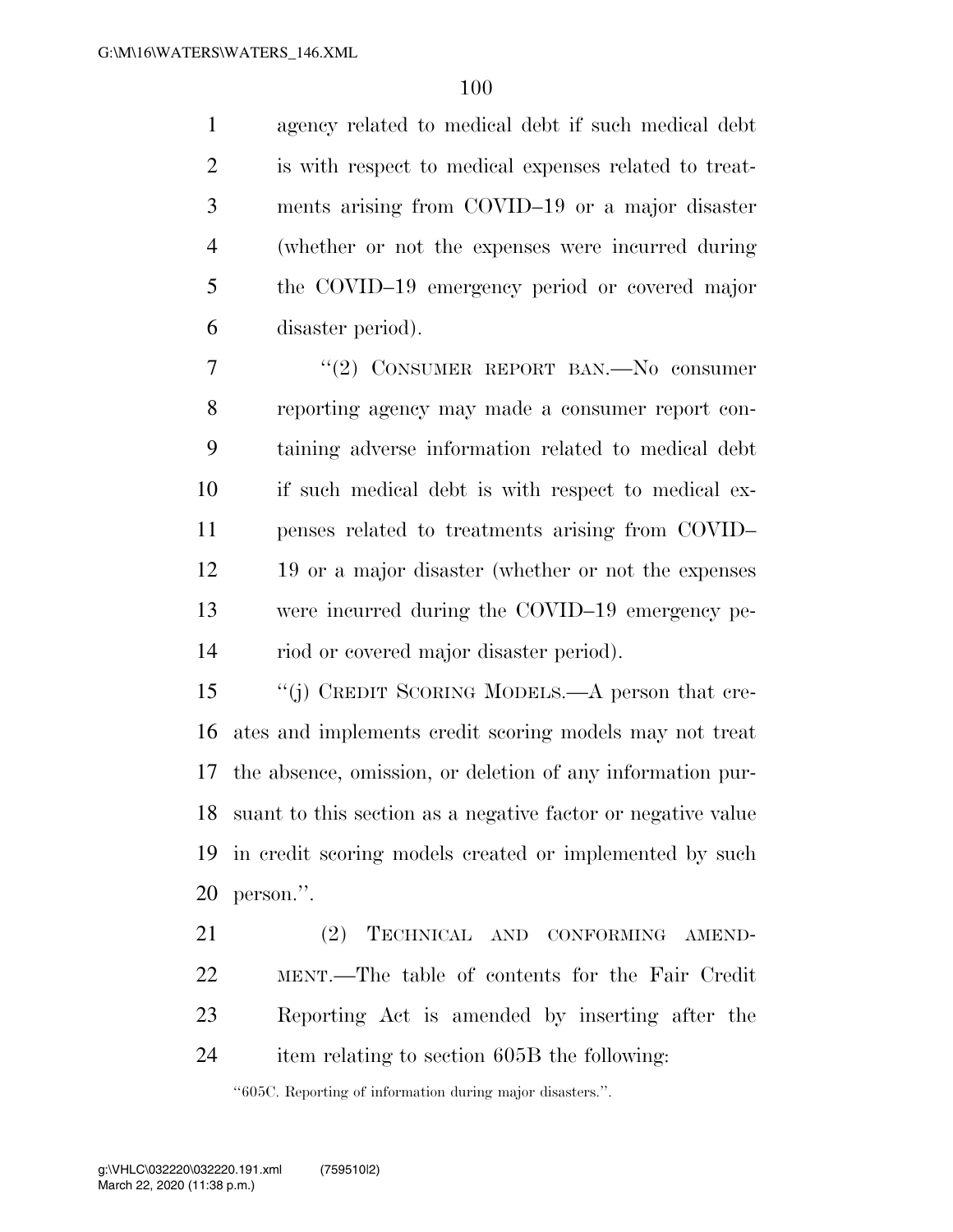agency related to medical debt if such medical debt is with respect to medical expenses related to treatments arising from COVID–19 or a major disaster (whether or not the expenses were incurred during the COVID–19 emergency period or covered major disaster period).

"(2) CONSUMER REPORT BAN.—No consumer reporting agency may made a consumer report containing adverse information related to medical debt if such medical debt is with respect to medical expenses related to treatments arising from COVID–19 or a major disaster (whether or not the expenses were incurred during the COVID–19 emergency period or covered major disaster period).

"(j) CREDIT SCORING MODELS.—A person that creates and implements credit scoring models may not treat the absence, omission, or deletion of any information pursuant to this section as a negative factor or negative value in credit scoring models created or implemented by such person.".

(2) TECHNICAL AND CONFORMING AMENDMENT.—The table of contents for the Fair Credit Reporting Act is amended by inserting after the item relating to section 605B the following:

"605C. Reporting of information during major disasters.".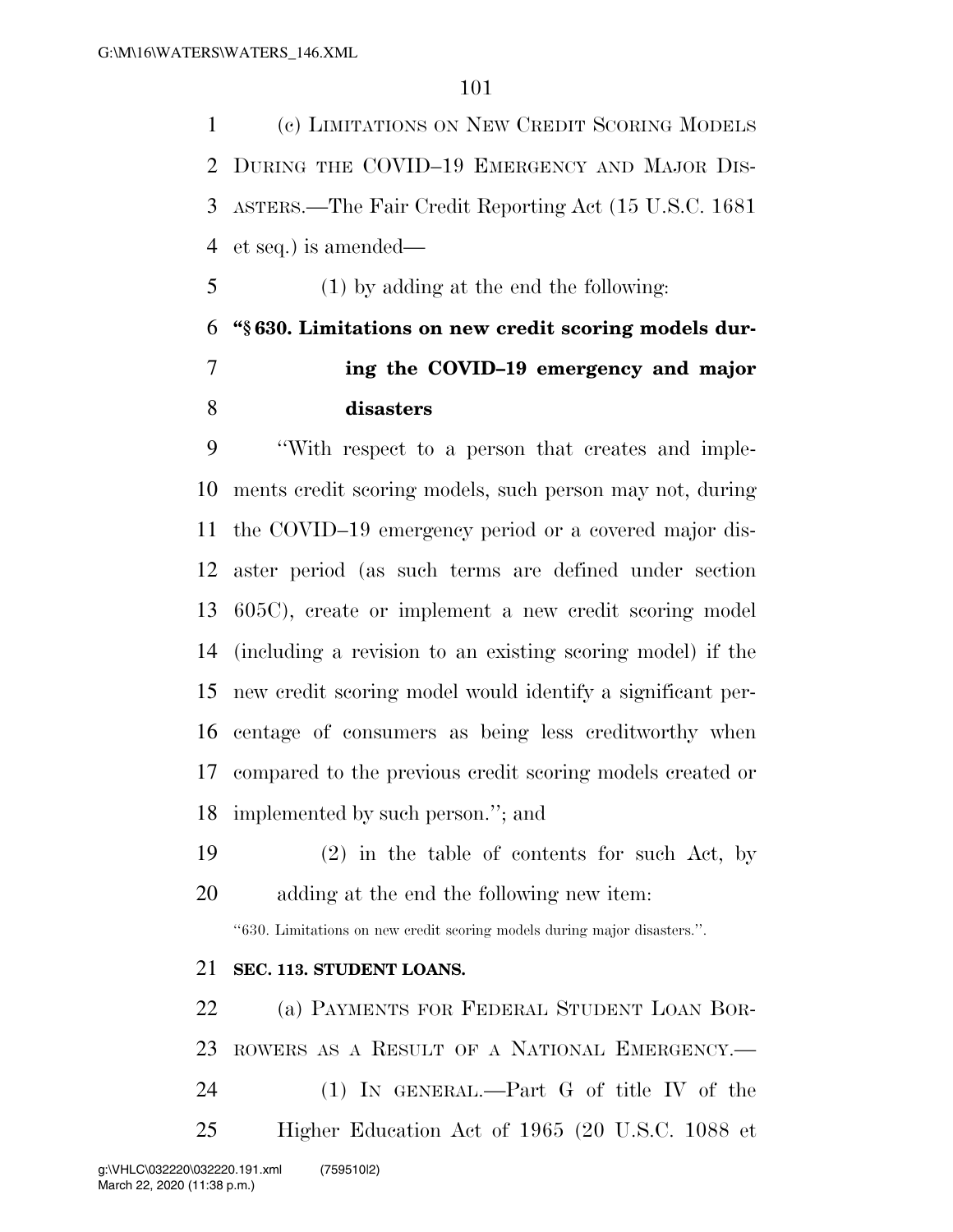(c) LIMITATIONS ON NEW CREDIT SCORING MODELS DURING THE COVID–19 EMERGENCY AND MAJOR DISASTERS.—The Fair Credit Reporting Act (15 U.S.C. 1681 et seq.) is amended—

(1) by adding at the end the following:

**"§ 630. Limitations on new credit scoring models during the COVID–19 emergency and major disasters**

"With respect to a person that creates and implements credit scoring models, such person may not, during the COVID–19 emergency period or a covered major disaster period (as such terms are defined under section 605C), create or implement a new credit scoring model (including a revision to an existing scoring model) if the new credit scoring model would identify a significant percentage of consumers as being less creditworthy when compared to the previous credit scoring models created or implemented by such person."; and

(2) in the table of contents for such Act, by adding at the end the following new item:

"630. Limitations on new credit scoring models during major disasters.".

**SEC. 113. STUDENT LOANS.**

(a) PAYMENTS FOR FEDERAL STUDENT LOAN BORROWERS AS A RESULT OF A NATIONAL EMERGENCY.—

(1) IN GENERAL.—Part G of title IV of the Higher Education Act of 1965 (20 U.S.C. 1088 et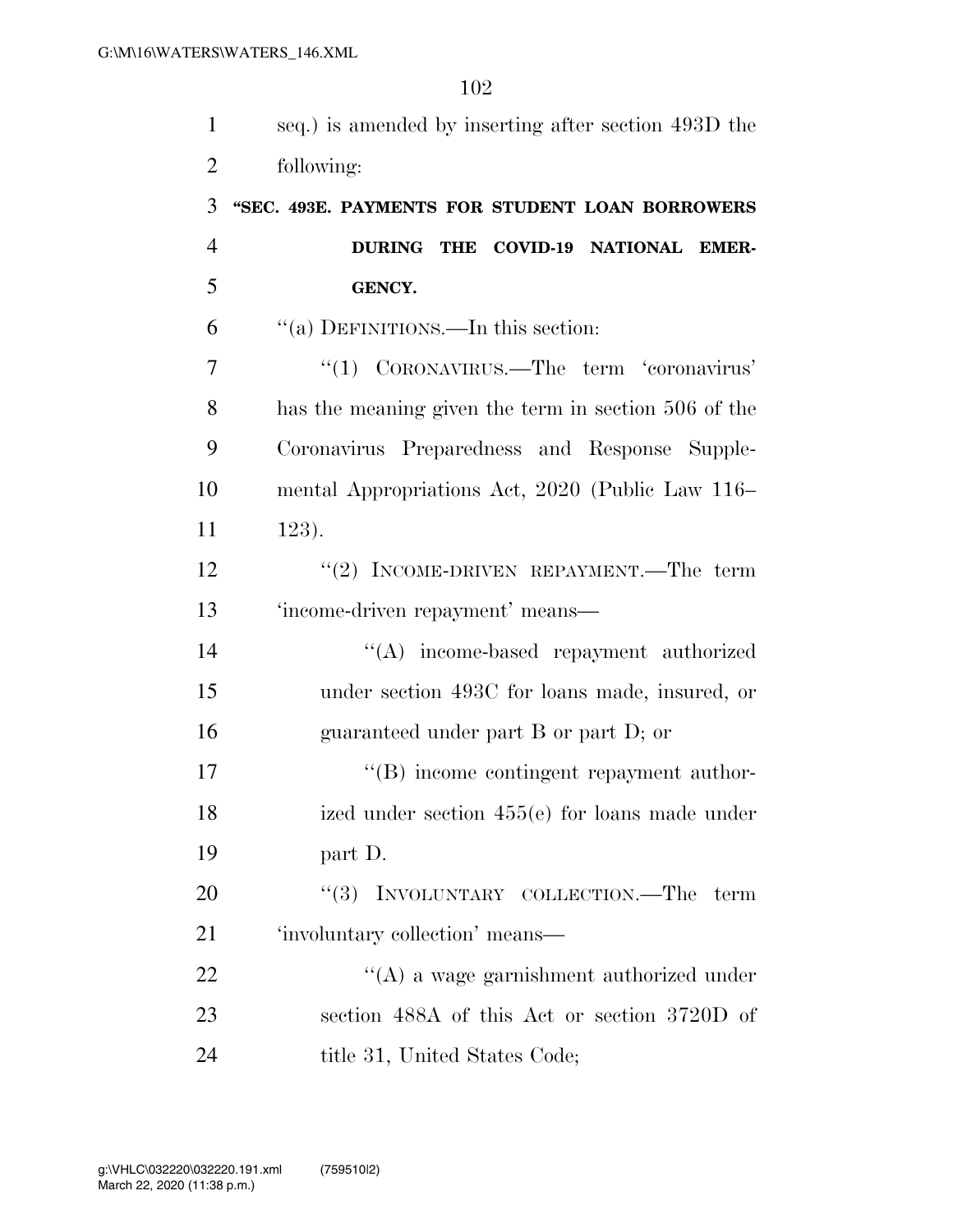seq.) is amended by inserting after section 493D the following:

**"SEC. 493E. PAYMENTS FOR STUDENT LOAN BORROWERS DURING THE COVID-19 NATIONAL EMERGENCY.**

"(a) DEFINITIONS.—In this section:

"(1) CORONAVIRUS.—The term 'coronavirus' has the meaning given the term in section 506 of the Coronavirus Preparedness and Response Supplemental Appropriations Act, 2020 (Public Law 116–123).

"(2) INCOME-DRIVEN REPAYMENT.—The term 'income-driven repayment' means—

"(A) income-based repayment authorized under section 493C for loans made, insured, or guaranteed under part B or part D; or

"(B) income contingent repayment authorized under section 455(e) for loans made under part D.

"(3) INVOLUNTARY COLLECTION.—The term 'involuntary collection' means—

"(A) a wage garnishment authorized under section 488A of this Act or section 3720D of title 31, United States Code;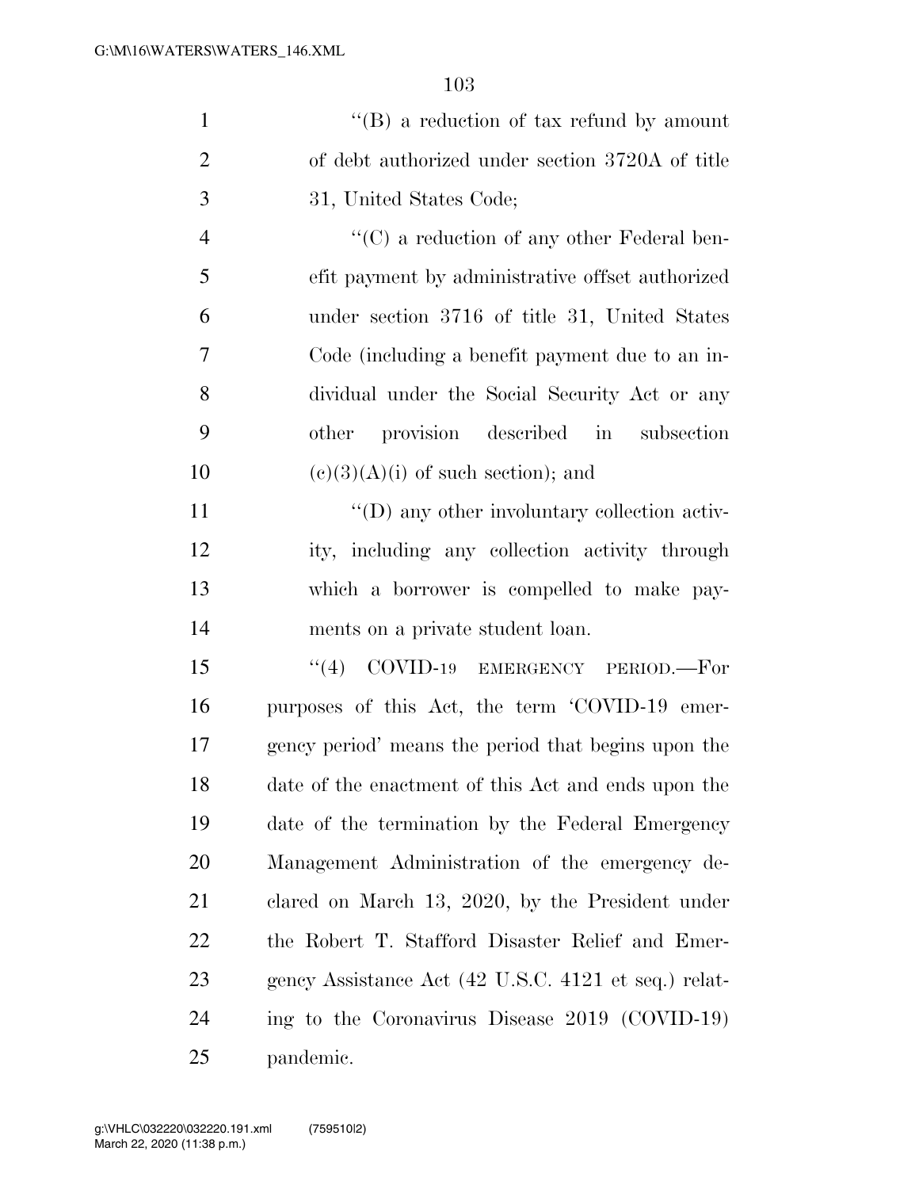''(B) a reduction of tax refund by amount of debt authorized under section 3720A of title 31, United States Code;

''(C) a reduction of any other Federal benefit payment by administrative offset authorized under section 3716 of title 31, United States Code (including a benefit payment due to an individual under the Social Security Act or any other provision described in subsection (c)(3)(A)(i) of such section); and

''(D) any other involuntary collection activity, including any collection activity through which a borrower is compelled to make payments on a private student loan.

''(4) COVID-19 EMERGENCY PERIOD.—For purposes of this Act, the term 'COVID-19 emergency period' means the period that begins upon the date of the enactment of this Act and ends upon the date of the termination by the Federal Emergency Management Administration of the emergency declared on March 13, 2020, by the President under the Robert T. Stafford Disaster Relief and Emergency Assistance Act (42 U.S.C. 4121 et seq.) relating to the Coronavirus Disease 2019 (COVID-19) pandemic.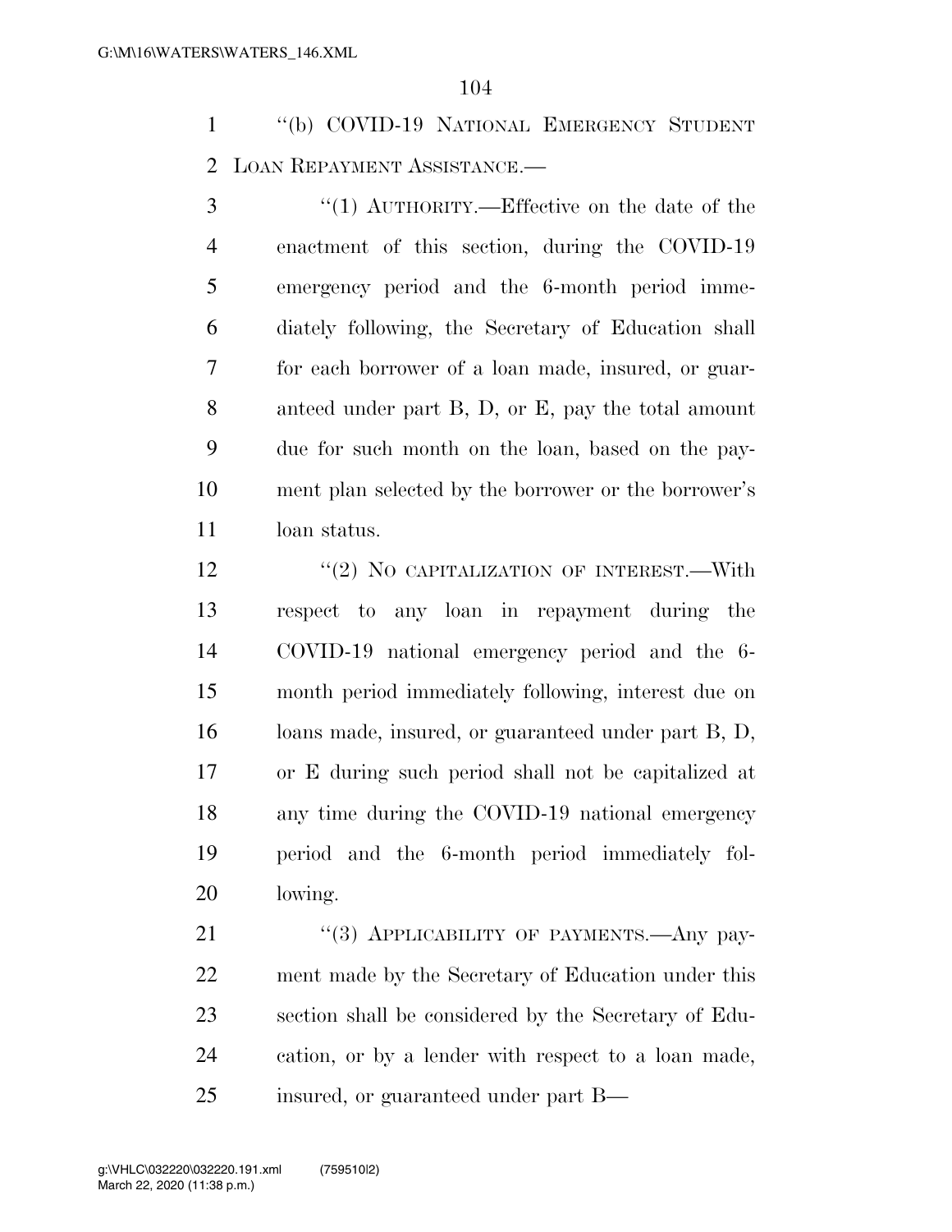"(b) COVID-19 NATIONAL EMERGENCY STUDENT LOAN REPAYMENT ASSISTANCE.—

"(1) AUTHORITY.—Effective on the date of the enactment of this section, during the COVID-19 emergency period and the 6-month period immediately following, the Secretary of Education shall for each borrower of a loan made, insured, or guaranteed under part B, D, or E, pay the total amount due for such month on the loan, based on the payment plan selected by the borrower or the borrower's loan status.

"(2) NO CAPITALIZATION OF INTEREST.—With respect to any loan in repayment during the COVID-19 national emergency period and the 6-month period immediately following, interest due on loans made, insured, or guaranteed under part B, D, or E during such period shall not be capitalized at any time during the COVID-19 national emergency period and the 6-month period immediately following.

"(3) APPLICABILITY OF PAYMENTS.—Any payment made by the Secretary of Education under this section shall be considered by the Secretary of Education, or by a lender with respect to a loan made, insured, or guaranteed under part B—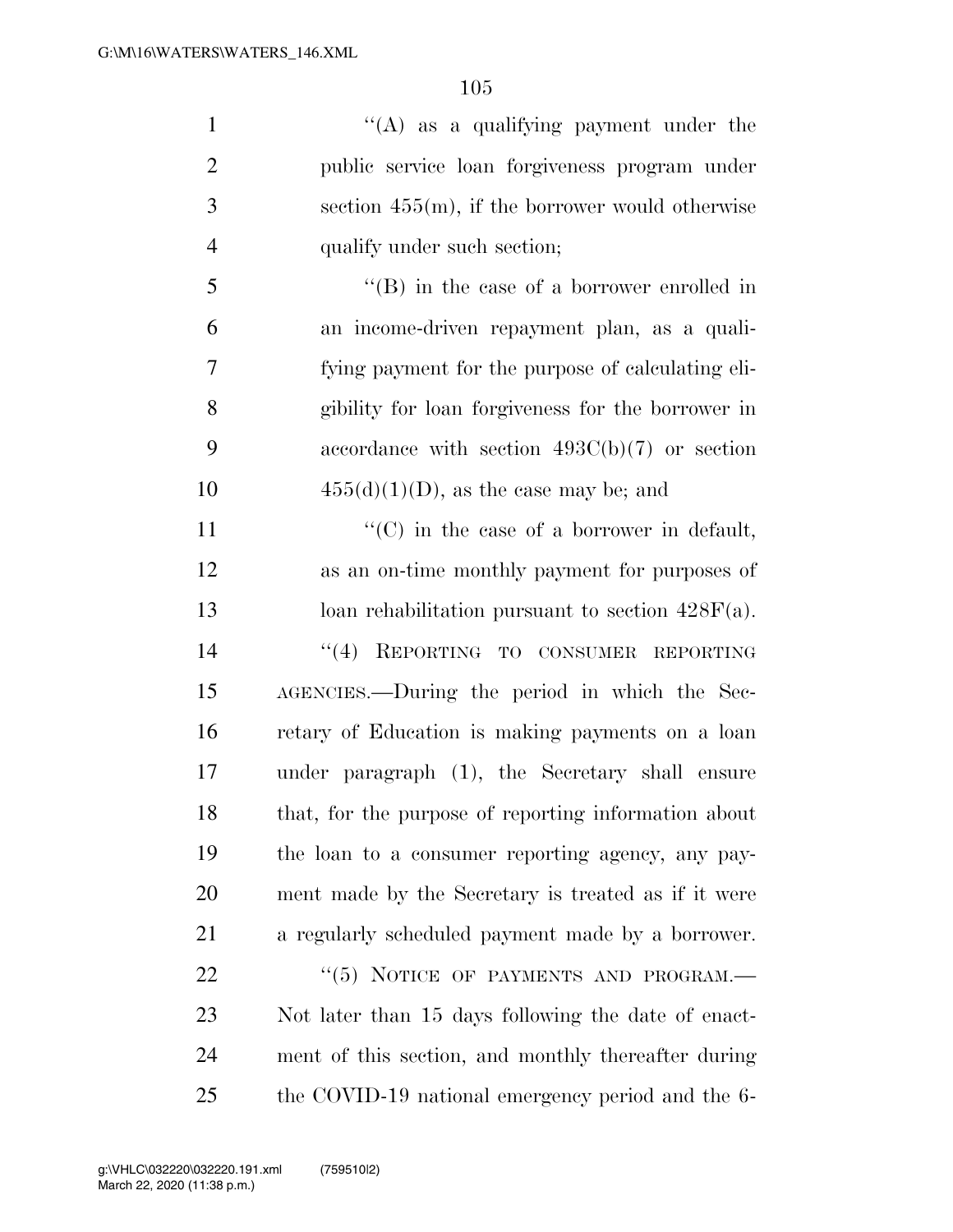''(A) as a qualifying payment under the public service loan forgiveness program under section 455(m), if the borrower would otherwise qualify under such section;

''(B) in the case of a borrower enrolled in an income-driven repayment plan, as a qualifying payment for the purpose of calculating eligibility for loan forgiveness for the borrower in accordance with section 493C(b)(7) or section 455(d)(1)(D), as the case may be; and

''(C) in the case of a borrower in default, as an on-time monthly payment for purposes of loan rehabilitation pursuant to section 428F(a).

''(4) REPORTING TO CONSUMER REPORTING AGENCIES.—During the period in which the Secretary of Education is making payments on a loan under paragraph (1), the Secretary shall ensure that, for the purpose of reporting information about the loan to a consumer reporting agency, any payment made by the Secretary is treated as if it were a regularly scheduled payment made by a borrower.

''(5) NOTICE OF PAYMENTS AND PROGRAM.—Not later than 15 days following the date of enactment of this section, and monthly thereafter during the COVID-19 national emergency period and the 6-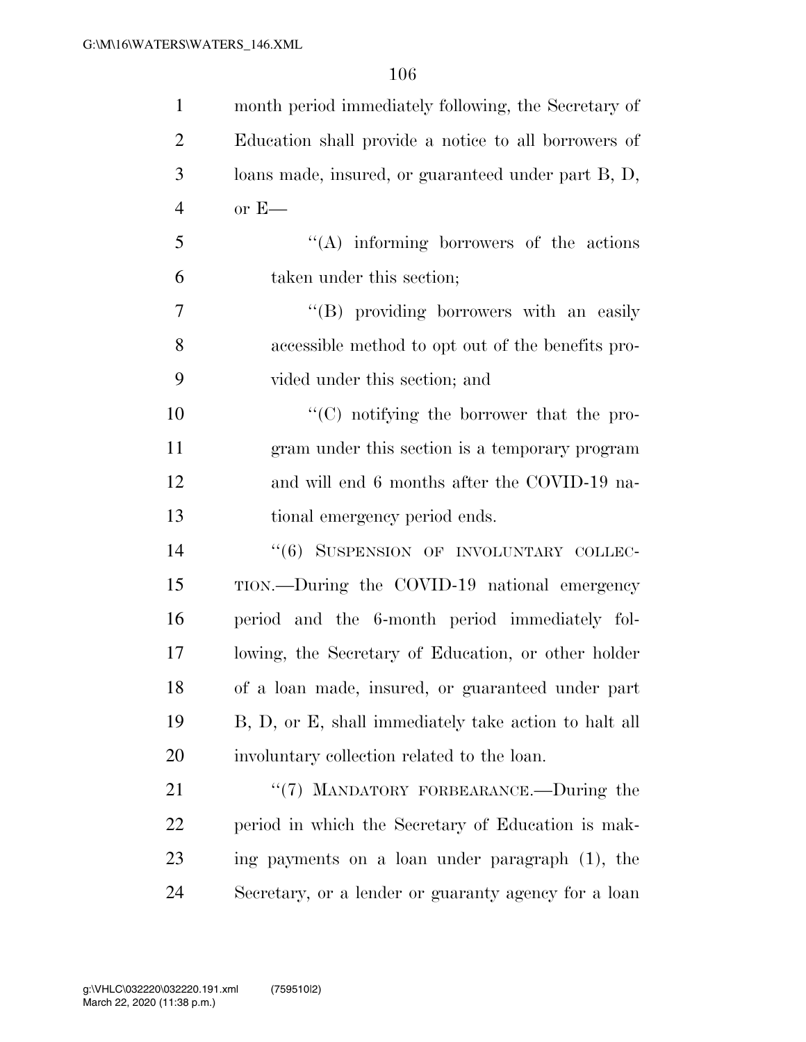month period immediately following, the Secretary of Education shall provide a notice to all borrowers of loans made, insured, or guaranteed under part B, D, or E—

''(A) informing borrowers of the actions taken under this section;

''(B) providing borrowers with an easily accessible method to opt out of the benefits provided under this section; and

''(C) notifying the borrower that the program under this section is a temporary program and will end 6 months after the COVID-19 national emergency period ends.

''(6) SUSPENSION OF INVOLUNTARY COLLECTION.—During the COVID-19 national emergency period and the 6-month period immediately following, the Secretary of Education, or other holder of a loan made, insured, or guaranteed under part B, D, or E, shall immediately take action to halt all involuntary collection related to the loan.

''(7) MANDATORY FORBEARANCE.—During the period in which the Secretary of Education is making payments on a loan under paragraph (1), the Secretary, or a lender or guaranty agency for a loan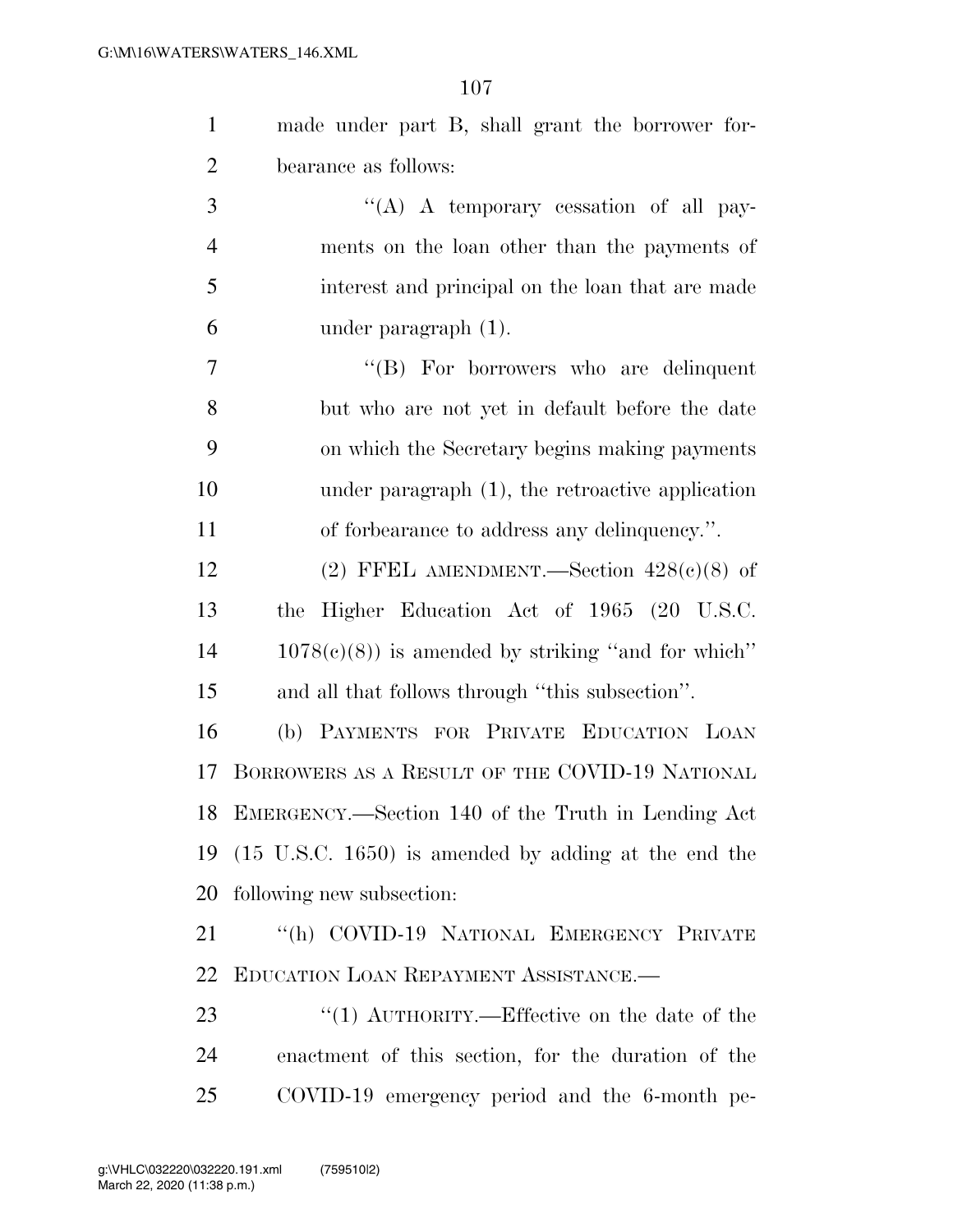made under part B, shall grant the borrower forbearance as follows:

''(A) A temporary cessation of all payments on the loan other than the payments of interest and principal on the loan that are made under paragraph (1).

''(B) For borrowers who are delinquent but who are not yet in default before the date on which the Secretary begins making payments under paragraph (1), the retroactive application of forbearance to address any delinquency.''.

(2) FFEL AMENDMENT.—Section 428(c)(8) of the Higher Education Act of 1965 (20 U.S.C. 1078(c)(8)) is amended by striking ''and for which'' and all that follows through ''this subsection''.

(b) PAYMENTS FOR PRIVATE EDUCATION LOAN BORROWERS AS A RESULT OF THE COVID-19 NATIONAL EMERGENCY.—Section 140 of the Truth in Lending Act (15 U.S.C. 1650) is amended by adding at the end the following new subsection:

''(h) COVID-19 NATIONAL EMERGENCY PRIVATE EDUCATION LOAN REPAYMENT ASSISTANCE.—

''(1) AUTHORITY.—Effective on the date of the enactment of this section, for the duration of the COVID-19 emergency period and the 6-month pe-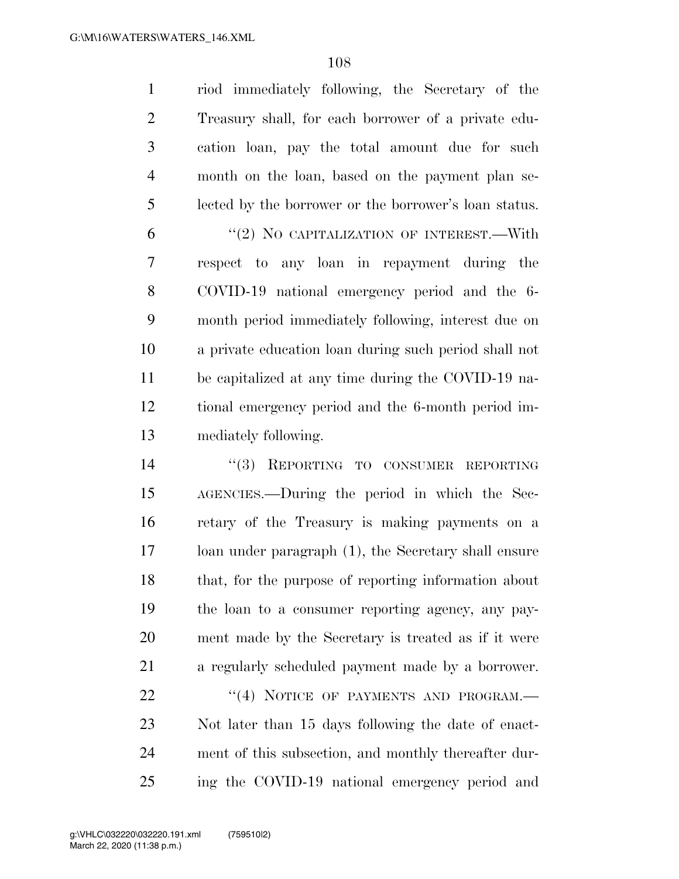riod immediately following, the Secretary of the Treasury shall, for each borrower of a private education loan, pay the total amount due for such month on the loan, based on the payment plan selected by the borrower or the borrower's loan status.

"(2) NO CAPITALIZATION OF INTEREST.—With respect to any loan in repayment during the COVID-19 national emergency period and the 6-month period immediately following, interest due on a private education loan during such period shall not be capitalized at any time during the COVID-19 national emergency period and the 6-month period immediately following.

"(3) REPORTING TO CONSUMER REPORTING AGENCIES.—During the period in which the Secretary of the Treasury is making payments on a loan under paragraph (1), the Secretary shall ensure that, for the purpose of reporting information about the loan to a consumer reporting agency, any payment made by the Secretary is treated as if it were a regularly scheduled payment made by a borrower.

"(4) NOTICE OF PAYMENTS AND PROGRAM.—Not later than 15 days following the date of enactment of this subsection, and monthly thereafter during the COVID-19 national emergency period and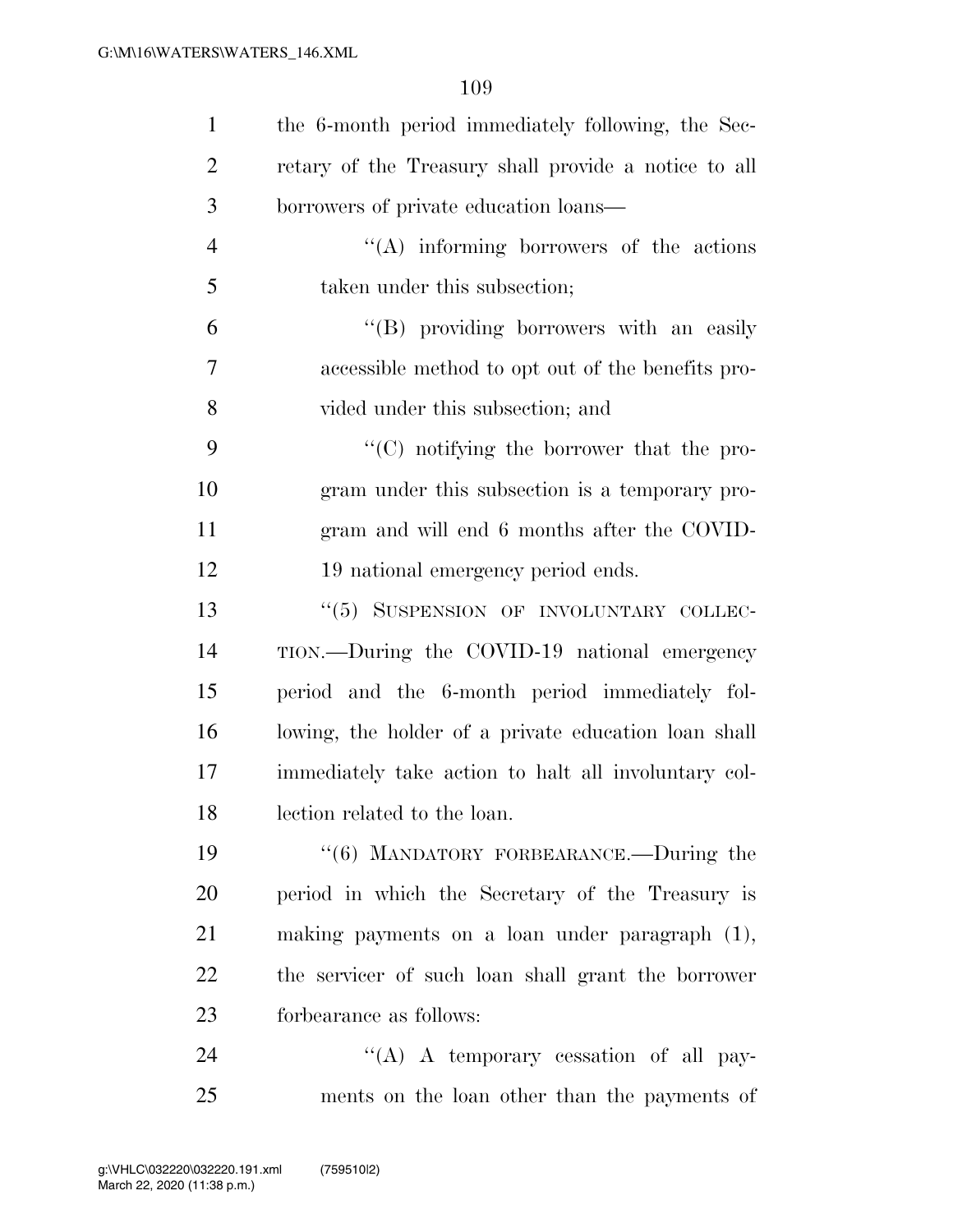the 6-month period immediately following, the Secretary of the Treasury shall provide a notice to all borrowers of private education loans—

"(A) informing borrowers of the actions taken under this subsection;

"(B) providing borrowers with an easily accessible method to opt out of the benefits provided under this subsection; and

"(C) notifying the borrower that the program under this subsection is a temporary program and will end 6 months after the COVID-19 national emergency period ends.

"(5) SUSPENSION OF INVOLUNTARY COLLECTION.—During the COVID-19 national emergency period and the 6-month period immediately following, the holder of a private education loan shall immediately take action to halt all involuntary collection related to the loan.

"(6) MANDATORY FORBEARANCE.—During the period in which the Secretary of the Treasury is making payments on a loan under paragraph (1), the servicer of such loan shall grant the borrower forbearance as follows:

"(A) A temporary cessation of all payments on the loan other than the payments of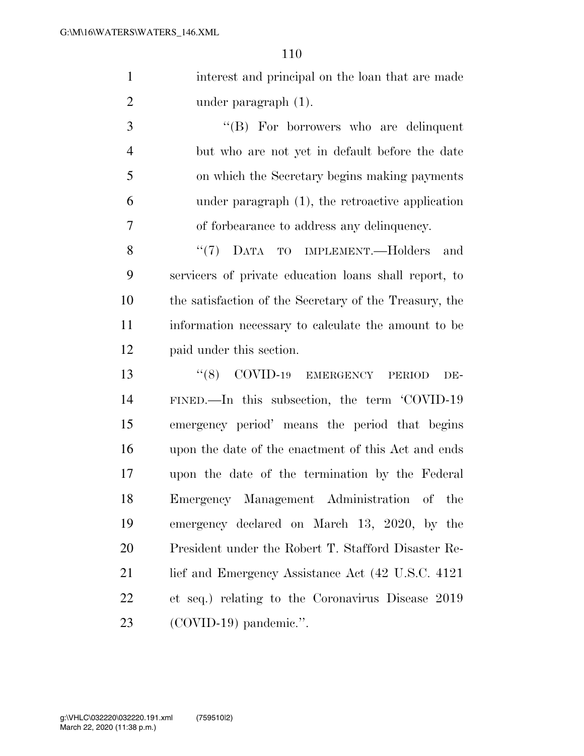interest and principal on the loan that are made under paragraph (1).

"(B) For borrowers who are delinquent but who are not yet in default before the date on which the Secretary begins making payments under paragraph (1), the retroactive application of forbearance to address any delinquency.

"(7) DATA TO IMPLEMENT.—Holders and servicers of private education loans shall report, to the satisfaction of the Secretary of the Treasury, the information necessary to calculate the amount to be paid under this section.

"(8) COVID-19 EMERGENCY PERIOD DEFINED.—In this subsection, the term 'COVID-19 emergency period' means the period that begins upon the date of the enactment of this Act and ends upon the date of the termination by the Federal Emergency Management Administration of the emergency declared on March 13, 2020, by the President under the Robert T. Stafford Disaster Relief and Emergency Assistance Act (42 U.S.C. 4121 et seq.) relating to the Coronavirus Disease 2019 (COVID-19) pandemic.".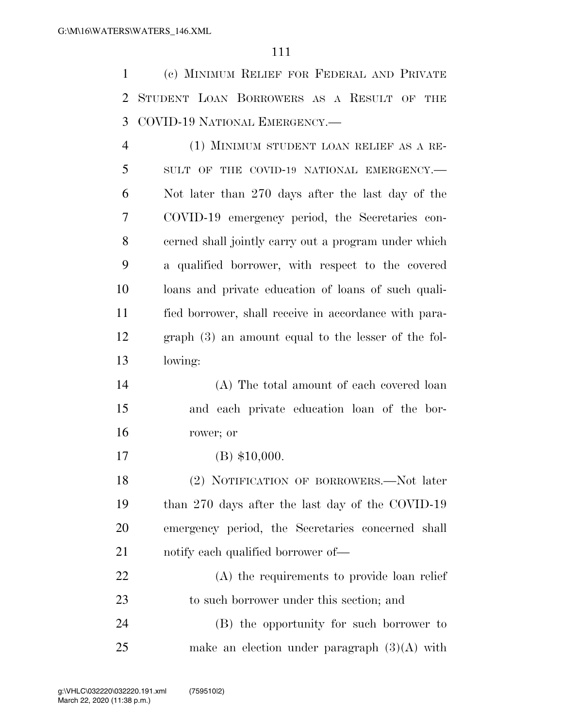(c) MINIMUM RELIEF FOR FEDERAL AND PRIVATE STUDENT LOAN BORROWERS AS A RESULT OF THE COVID-19 NATIONAL EMERGENCY.—

(1) MINIMUM STUDENT LOAN RELIEF AS A RESULT OF THE COVID-19 NATIONAL EMERGENCY.— Not later than 270 days after the last day of the COVID-19 emergency period, the Secretaries concerned shall jointly carry out a program under which a qualified borrower, with respect to the covered loans and private education of loans of such qualified borrower, shall receive in accordance with paragraph (3) an amount equal to the lesser of the following:

(A) The total amount of each covered loan and each private education loan of the borrower; or

(B) $10,000.

(2) NOTIFICATION OF BORROWERS.—Not later than 270 days after the last day of the COVID-19 emergency period, the Secretaries concerned shall notify each qualified borrower of—

(A) the requirements to provide loan relief to such borrower under this section; and

(B) the opportunity for such borrower to make an election under paragraph (3)(A) with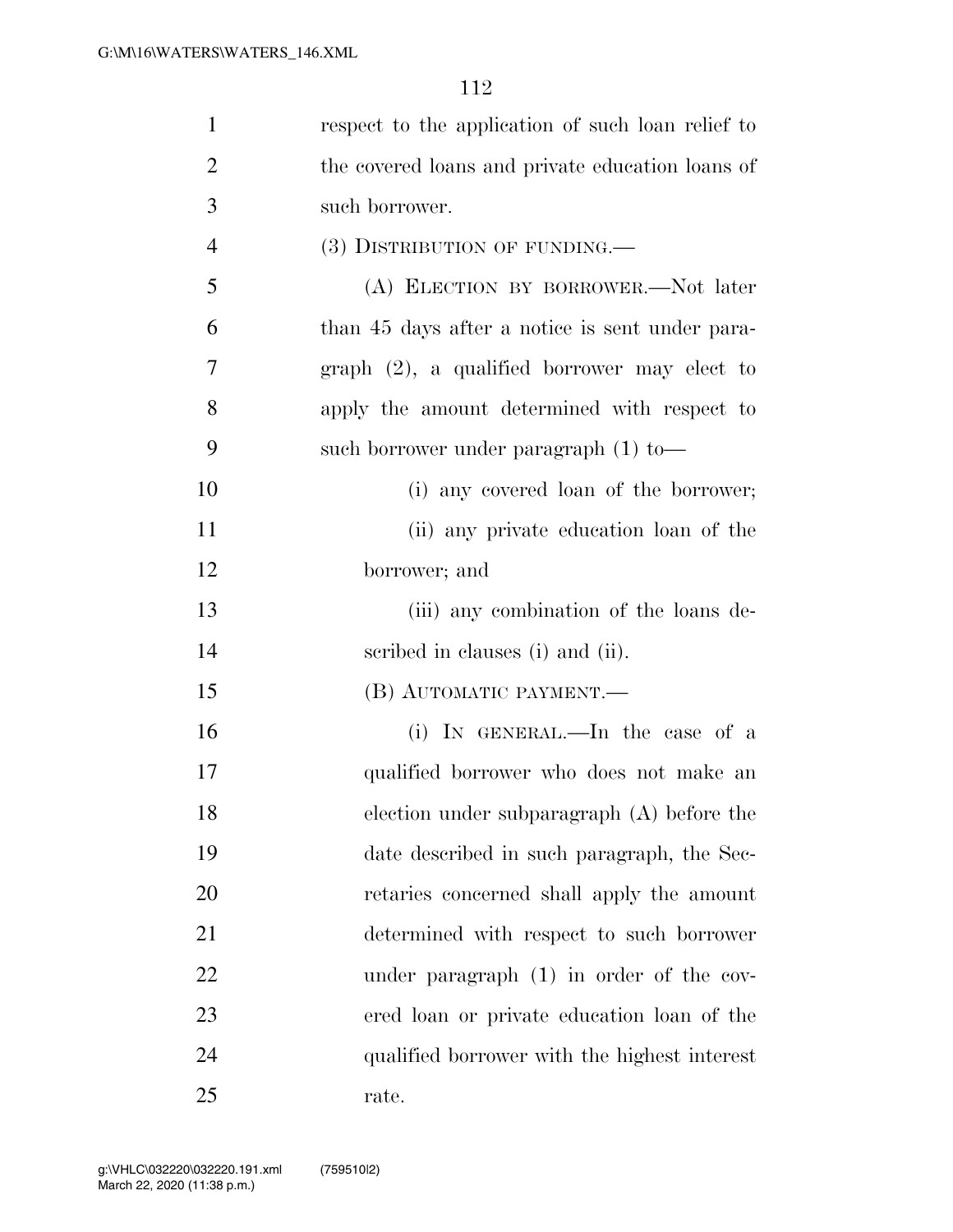respect to the application of such loan relief to the covered loans and private education loans of such borrower.

(3) DISTRIBUTION OF FUNDING.—

(A) ELECTION BY BORROWER.—Not later than 45 days after a notice is sent under paragraph (2), a qualified borrower may elect to apply the amount determined with respect to such borrower under paragraph (1) to—

(i) any covered loan of the borrower;

(ii) any private education loan of the borrower; and

(iii) any combination of the loans described in clauses (i) and (ii).

(B) AUTOMATIC PAYMENT.—

(i) IN GENERAL.—In the case of a qualified borrower who does not make an election under subparagraph (A) before the date described in such paragraph, the Secretaries concerned shall apply the amount determined with respect to such borrower under paragraph (1) in order of the covered loan or private education loan of the qualified borrower with the highest interest rate.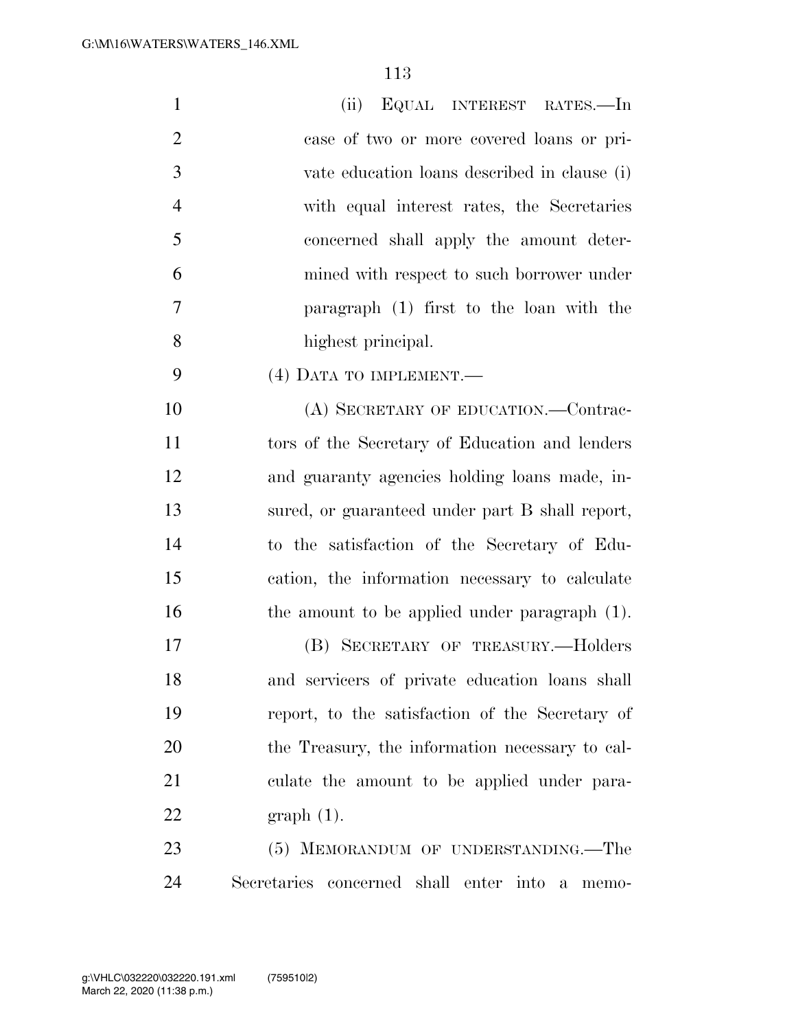(ii) EQUAL INTEREST RATES.—In case of two or more covered loans or private education loans described in clause (i) with equal interest rates, the Secretaries concerned shall apply the amount determined with respect to such borrower under paragraph (1) first to the loan with the highest principal.

(4) DATA TO IMPLEMENT.—

(A) SECRETARY OF EDUCATION.—Contractors of the Secretary of Education and lenders and guaranty agencies holding loans made, insured, or guaranteed under part B shall report, to the satisfaction of the Secretary of Education, the information necessary to calculate the amount to be applied under paragraph (1).

(B) SECRETARY OF TREASURY.—Holders and servicers of private education loans shall report, to the satisfaction of the Secretary of the Treasury, the information necessary to calculate the amount to be applied under paragraph (1).

(5) MEMORANDUM OF UNDERSTANDING.—The Secretaries concerned shall enter into a memo-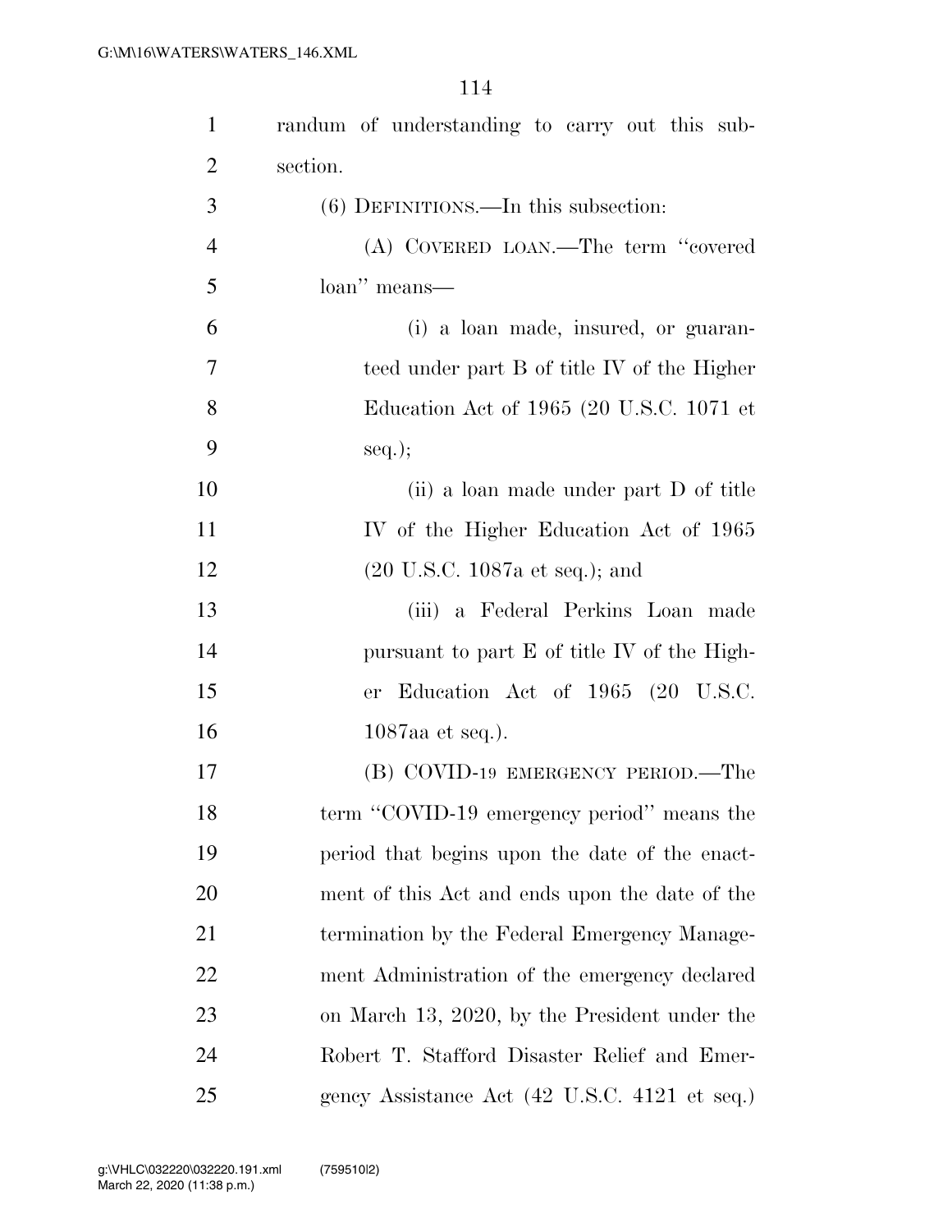randum of understanding to carry out this subsection.

(6) DEFINITIONS.—In this subsection:

(A) COVERED LOAN.—The term ''covered loan'' means—

(i) a loan made, insured, or guaranteed under part B of title IV of the Higher Education Act of 1965 (20 U.S.C. 1071 et seq.);

(ii) a loan made under part D of title IV of the Higher Education Act of 1965 (20 U.S.C. 1087a et seq.); and

(iii) a Federal Perkins Loan made pursuant to part E of title IV of the Higher Education Act of 1965 (20 U.S.C. 1087aa et seq.).

(B) COVID-19 EMERGENCY PERIOD.—The term ''COVID-19 emergency period'' means the period that begins upon the date of the enactment of this Act and ends upon the date of the termination by the Federal Emergency Management Administration of the emergency declared on March 13, 2020, by the President under the Robert T. Stafford Disaster Relief and Emergency Assistance Act (42 U.S.C. 4121 et seq.)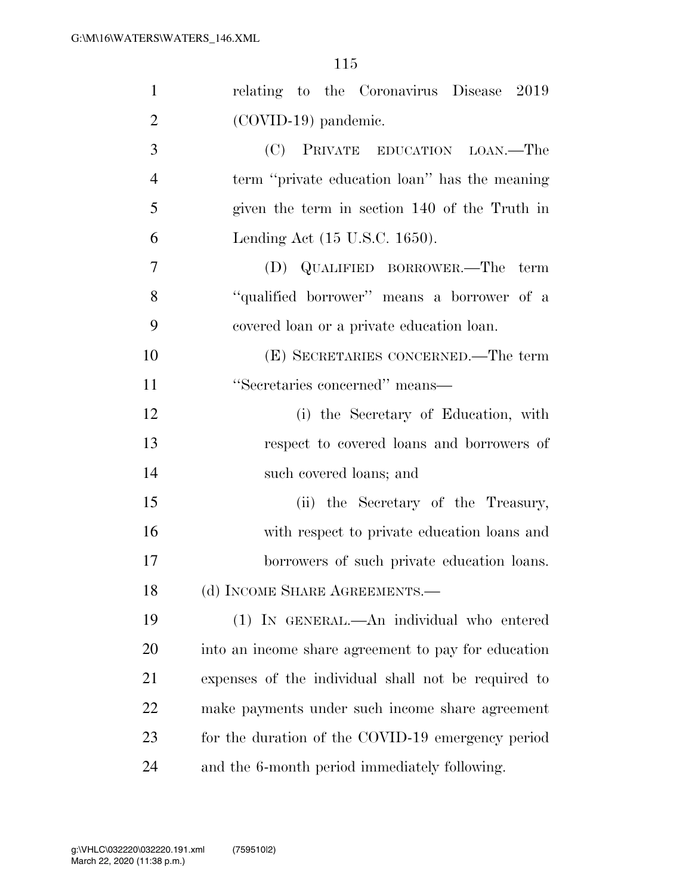relating to the Coronavirus Disease 2019 (COVID-19) pandemic.

(C) PRIVATE EDUCATION LOAN.—The term ''private education loan'' has the meaning given the term in section 140 of the Truth in Lending Act (15 U.S.C. 1650).

(D) QUALIFIED BORROWER.—The term ''qualified borrower'' means a borrower of a covered loan or a private education loan.

(E) SECRETARIES CONCERNED.—The term ''Secretaries concerned'' means—

(i) the Secretary of Education, with respect to covered loans and borrowers of such covered loans; and

(ii) the Secretary of the Treasury, with respect to private education loans and borrowers of such private education loans.

(d) INCOME SHARE AGREEMENTS.—

(1) IN GENERAL.—An individual who entered into an income share agreement to pay for education expenses of the individual shall not be required to make payments under such income share agreement for the duration of the COVID-19 emergency period and the 6-month period immediately following.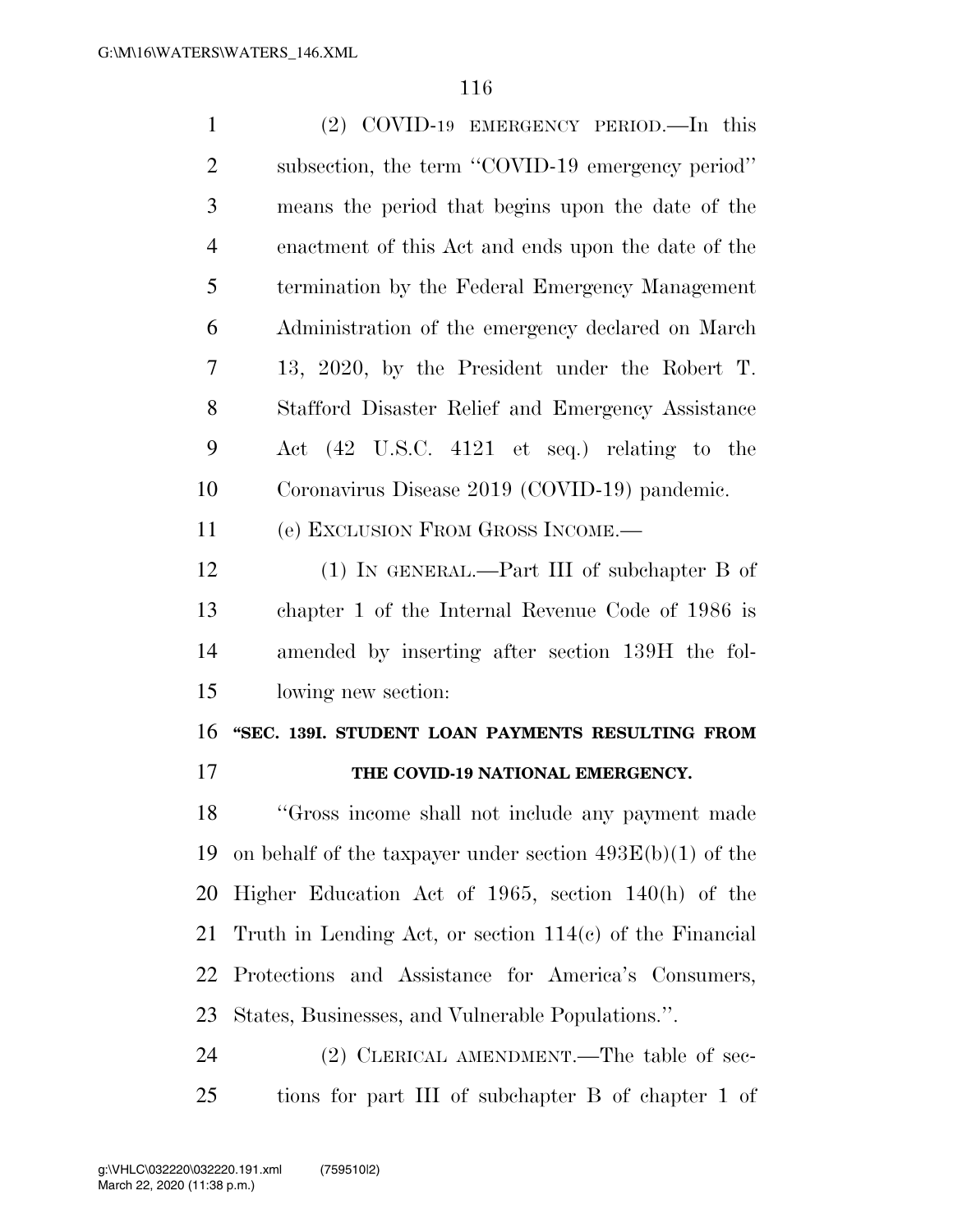(2) COVID-19 EMERGENCY PERIOD.—In this subsection, the term ''COVID-19 emergency period'' means the period that begins upon the date of the enactment of this Act and ends upon the date of the termination by the Federal Emergency Management Administration of the emergency declared on March 13, 2020, by the President under the Robert T. Stafford Disaster Relief and Emergency Assistance Act (42 U.S.C. 4121 et seq.) relating to the Coronavirus Disease 2019 (COVID-19) pandemic.

(e) EXCLUSION FROM GROSS INCOME.—

(1) IN GENERAL.—Part III of subchapter B of chapter 1 of the Internal Revenue Code of 1986 is amended by inserting after section 139H the following new section:

**''SEC. 139I. STUDENT LOAN PAYMENTS RESULTING FROM THE COVID-19 NATIONAL EMERGENCY.**

''Gross income shall not include any payment made on behalf of the taxpayer under section 493E(b)(1) of the Higher Education Act of 1965, section 140(h) of the Truth in Lending Act, or section 114(c) of the Financial Protections and Assistance for America's Consumers, States, Businesses, and Vulnerable Populations.''.

(2) CLERICAL AMENDMENT.—The table of sections for part III of subchapter B of chapter 1 of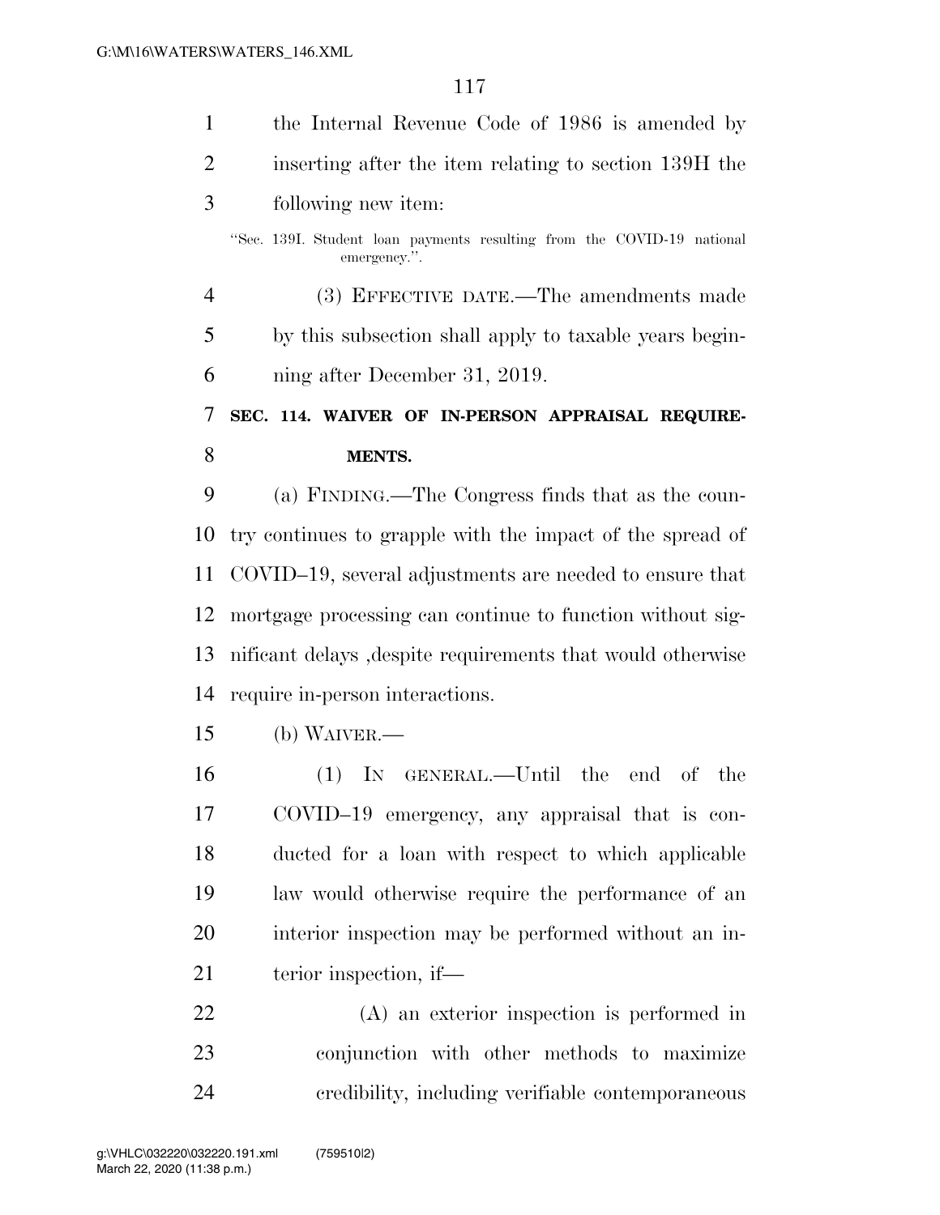the Internal Revenue Code of 1986 is amended by inserting after the item relating to section 139H the following new item:

"Sec. 139I. Student loan payments resulting from the COVID-19 national emergency.".

(3) EFFECTIVE DATE.—The amendments made by this subsection shall apply to taxable years beginning after December 31, 2019.

**SEC. 114. WAIVER OF IN-PERSON APPRAISAL REQUIREMENTS.**

(a) FINDING.—The Congress finds that as the country continues to grapple with the impact of the spread of COVID–19, several adjustments are needed to ensure that mortgage processing can continue to function without significant delays ,despite requirements that would otherwise require in-person interactions.

(b) WAIVER.—

(1) IN GENERAL.—Until the end of the COVID–19 emergency, any appraisal that is conducted for a loan with respect to which applicable law would otherwise require the performance of an interior inspection may be performed without an interior inspection, if—

(A) an exterior inspection is performed in conjunction with other methods to maximize credibility, including verifiable contemporaneous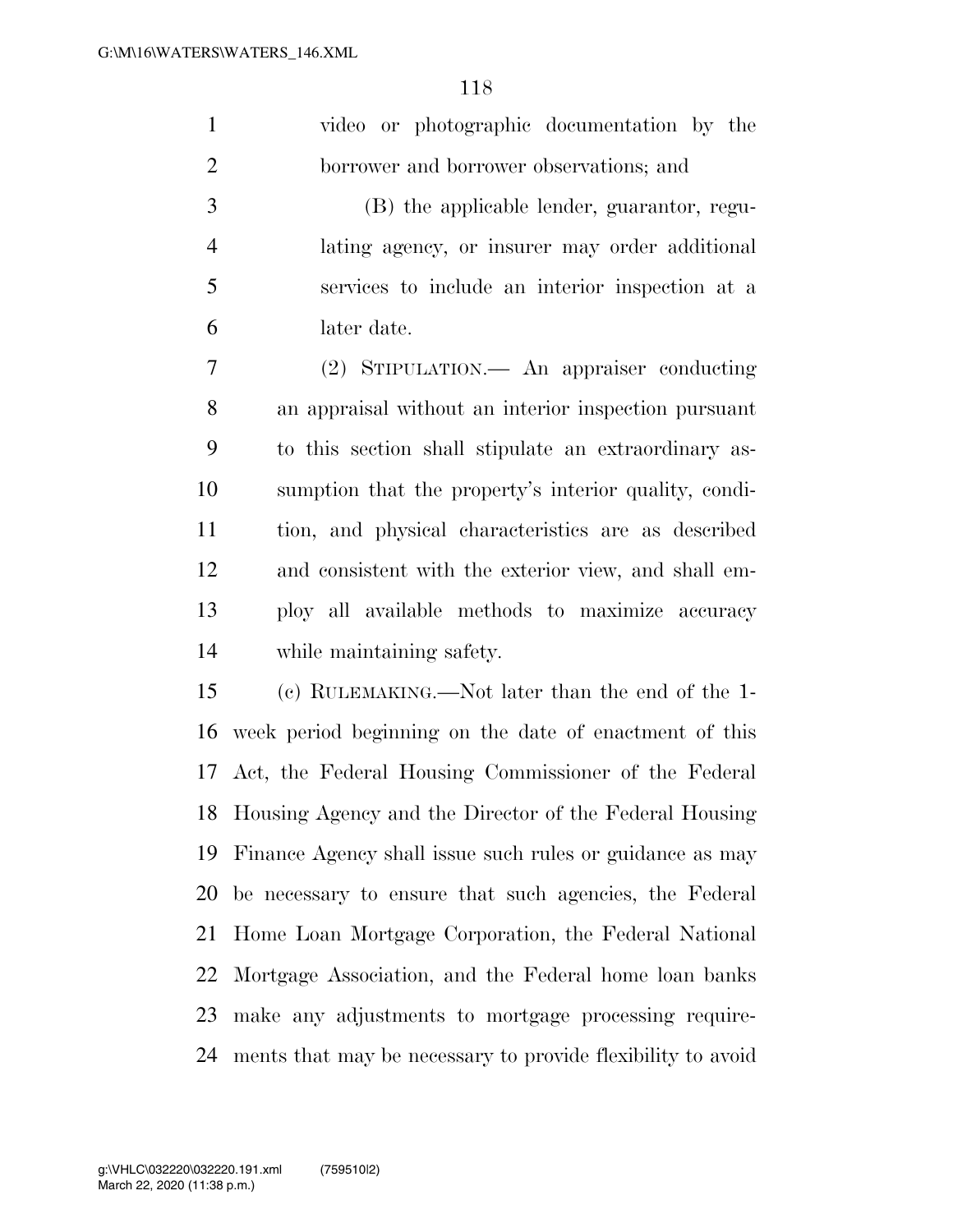video or photographic documentation by the borrower and borrower observations; and

(B) the applicable lender, guarantor, regulating agency, or insurer may order additional services to include an interior inspection at a later date.

(2) STIPULATION.— An appraiser conducting an appraisal without an interior inspection pursuant to this section shall stipulate an extraordinary assumption that the property's interior quality, condition, and physical characteristics are as described and consistent with the exterior view, and shall employ all available methods to maximize accuracy while maintaining safety.

(c) RULEMAKING.—Not later than the end of the 1-week period beginning on the date of enactment of this Act, the Federal Housing Commissioner of the Federal Housing Agency and the Director of the Federal Housing Finance Agency shall issue such rules or guidance as may be necessary to ensure that such agencies, the Federal Home Loan Mortgage Corporation, the Federal National Mortgage Association, and the Federal home loan banks make any adjustments to mortgage processing requirements that may be necessary to provide flexibility to avoid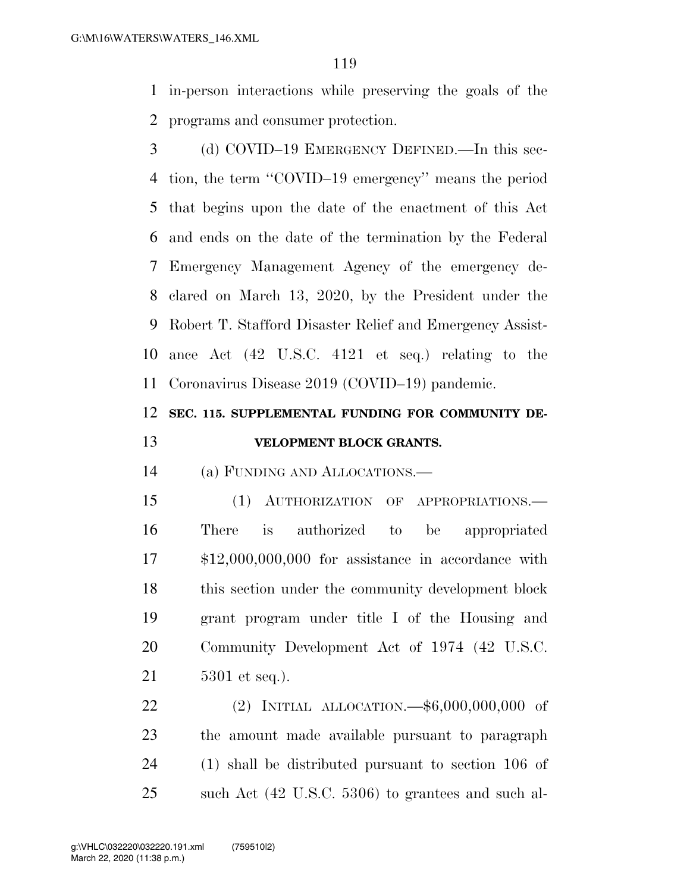in-person interactions while preserving the goals of the programs and consumer protection.

(d) COVID–19 EMERGENCY DEFINED.—In this section, the term ''COVID–19 emergency'' means the period that begins upon the date of the enactment of this Act and ends on the date of the termination by the Federal Emergency Management Agency of the emergency declared on March 13, 2020, by the President under the Robert T. Stafford Disaster Relief and Emergency Assistance Act (42 U.S.C. 4121 et seq.) relating to the Coronavirus Disease 2019 (COVID–19) pandemic.

**SEC. 115. SUPPLEMENTAL FUNDING FOR COMMUNITY DEVELOPMENT BLOCK GRANTS.**

(a) FUNDING AND ALLOCATIONS.—

(1) AUTHORIZATION OF APPROPRIATIONS.—There is authorized to be appropriated $12,000,000,000 for assistance in accordance with this section under the community development block grant program under title I of the Housing and Community Development Act of 1974 (42 U.S.C. 5301 et seq.).

(2) INITIAL ALLOCATION.—$6,000,000,000 of the amount made available pursuant to paragraph (1) shall be distributed pursuant to section 106 of such Act (42 U.S.C. 5306) to grantees and such al-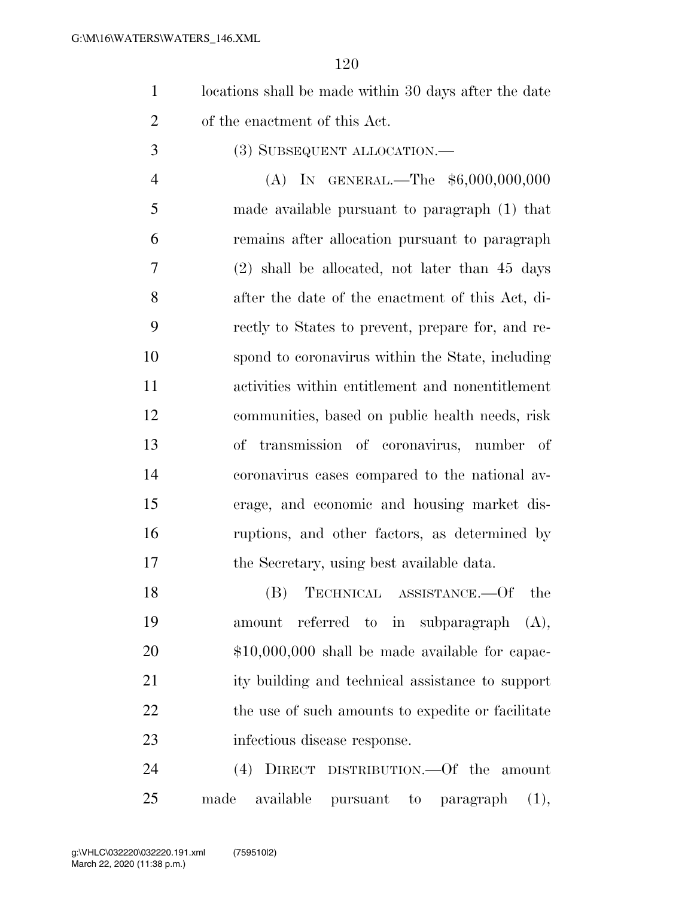locations shall be made within 30 days after the date of the enactment of this Act.

(3) SUBSEQUENT ALLOCATION.—

(A) IN GENERAL.—The $6,000,000,000 made available pursuant to paragraph (1) that remains after allocation pursuant to paragraph (2) shall be allocated, not later than 45 days after the date of the enactment of this Act, directly to States to prevent, prepare for, and respond to coronavirus within the State, including activities within entitlement and nonentitlement communities, based on public health needs, risk of transmission of coronavirus, number of coronavirus cases compared to the national average, and economic and housing market disruptions, and other factors, as determined by the Secretary, using best available data.

(B) TECHNICAL ASSISTANCE.—Of the amount referred to in subparagraph (A), $10,000,000 shall be made available for capacity building and technical assistance to support the use of such amounts to expedite or facilitate infectious disease response.

(4) DIRECT DISTRIBUTION.—Of the amount made available pursuant to paragraph (1),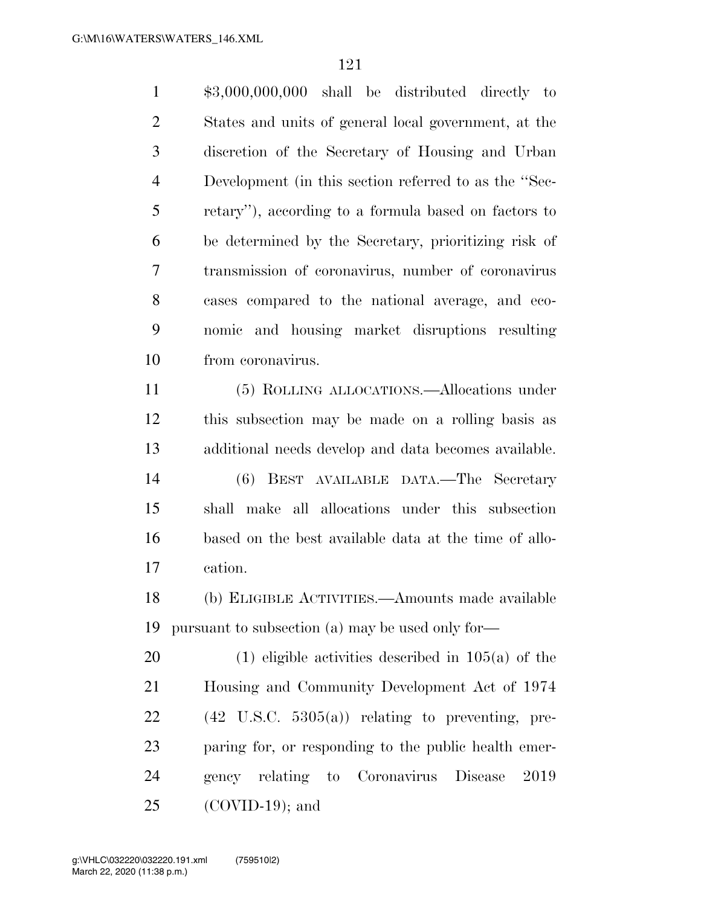$3,000,000,000 shall be distributed directly to States and units of general local government, at the discretion of the Secretary of Housing and Urban Development (in this section referred to as the ''Secretary''), according to a formula based on factors to be determined by the Secretary, prioritizing risk of transmission of coronavirus, number of coronavirus cases compared to the national average, and economic and housing market disruptions resulting from coronavirus.

(5) ROLLING ALLOCATIONS.—Allocations under this subsection may be made on a rolling basis as additional needs develop and data becomes available.

(6) BEST AVAILABLE DATA.—The Secretary shall make all allocations under this subsection based on the best available data at the time of allocation.

(b) ELIGIBLE ACTIVITIES.—Amounts made available pursuant to subsection (a) may be used only for—

(1) eligible activities described in 105(a) of the Housing and Community Development Act of 1974 (42 U.S.C. 5305(a)) relating to preventing, preparing for, or responding to the public health emergency relating to Coronavirus Disease 2019 (COVID-19); and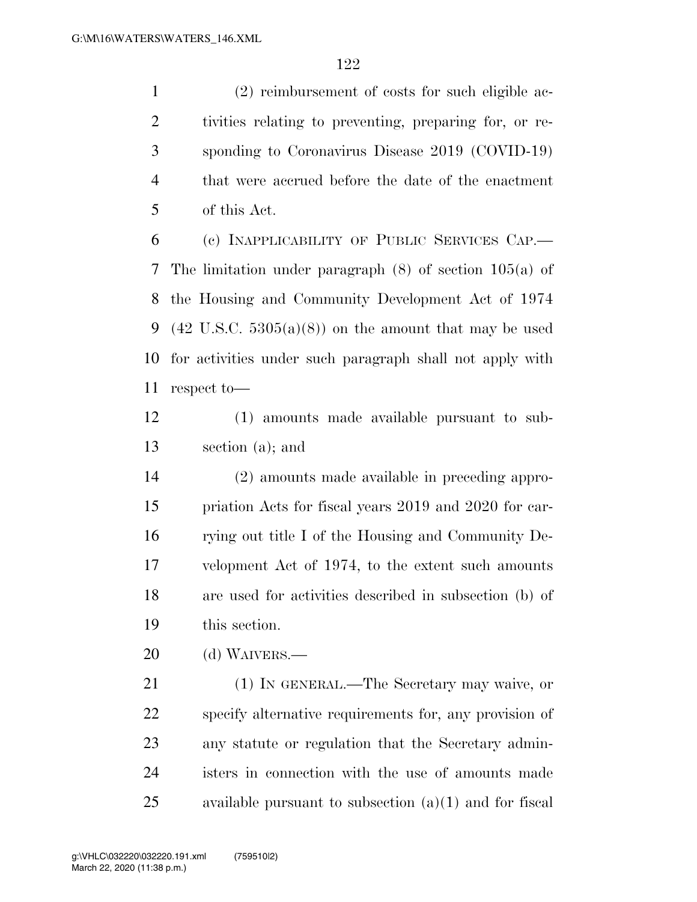(2) reimbursement of costs for such eligible activities relating to preventing, preparing for, or responding to Coronavirus Disease 2019 (COVID-19) that were accrued before the date of the enactment of this Act.

(c) INAPPLICABILITY OF PUBLIC SERVICES CAP.—The limitation under paragraph (8) of section 105(a) of the Housing and Community Development Act of 1974 (42 U.S.C. 5305(a)(8)) on the amount that may be used for activities under such paragraph shall not apply with respect to—

(1) amounts made available pursuant to subsection (a); and

(2) amounts made available in preceding appropriation Acts for fiscal years 2019 and 2020 for carrying out title I of the Housing and Community Development Act of 1974, to the extent such amounts are used for activities described in subsection (b) of this section.

(d) WAIVERS.—

(1) IN GENERAL.—The Secretary may waive, or specify alternative requirements for, any provision of any statute or regulation that the Secretary administers in connection with the use of amounts made available pursuant to subsection (a)(1) and for fiscal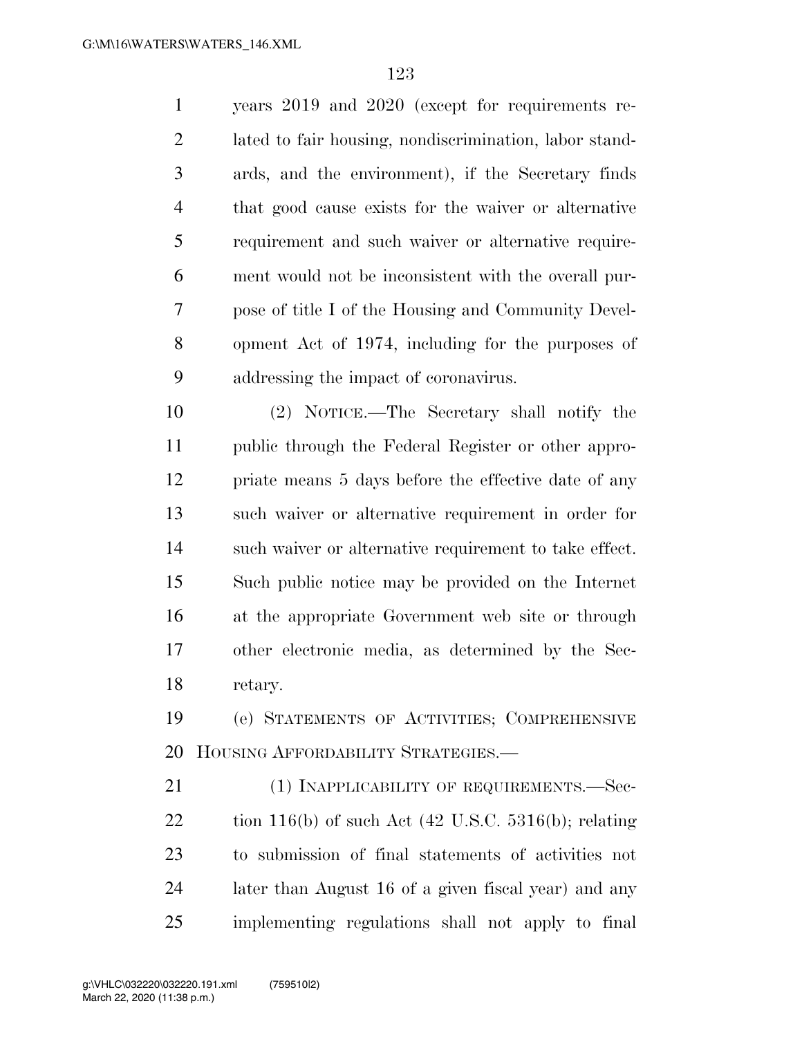years 2019 and 2020 (except for requirements related to fair housing, nondiscrimination, labor standards, and the environment), if the Secretary finds that good cause exists for the waiver or alternative requirement and such waiver or alternative requirement would not be inconsistent with the overall purpose of title I of the Housing and Community Development Act of 1974, including for the purposes of addressing the impact of coronavirus.

(2) NOTICE.—The Secretary shall notify the public through the Federal Register or other appropriate means 5 days before the effective date of any such waiver or alternative requirement in order for such waiver or alternative requirement to take effect. Such public notice may be provided on the Internet at the appropriate Government web site or through other electronic media, as determined by the Secretary.

(e) STATEMENTS OF ACTIVITIES; COMPREHENSIVE HOUSING AFFORDABILITY STRATEGIES.—

(1) INAPPLICABILITY OF REQUIREMENTS.—Section 116(b) of such Act (42 U.S.C. 5316(b); relating to submission of final statements of activities not later than August 16 of a given fiscal year) and any implementing regulations shall not apply to final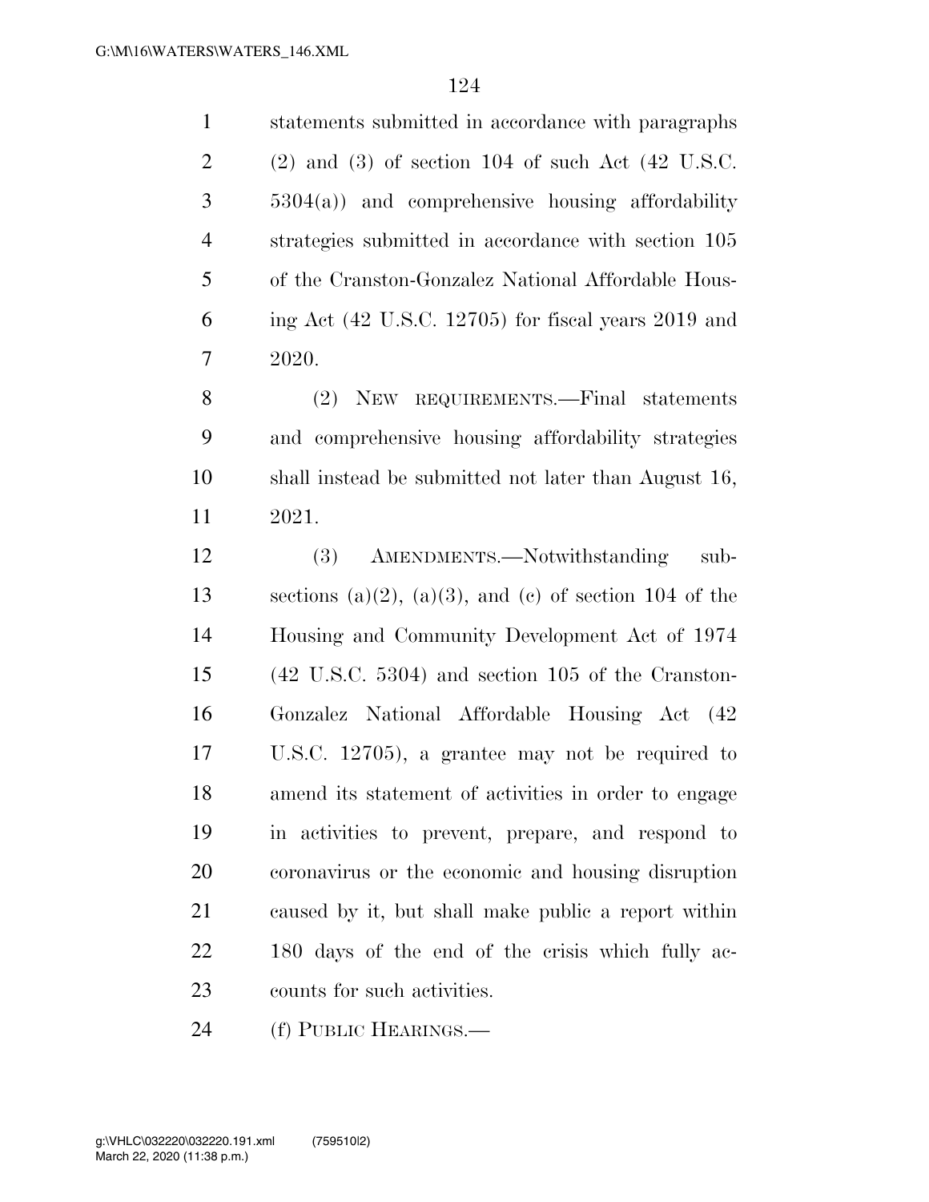statements submitted in accordance with paragraphs (2) and (3) of section 104 of such Act (42 U.S.C. 5304(a)) and comprehensive housing affordability strategies submitted in accordance with section 105 of the Cranston-Gonzalez National Affordable Housing Act (42 U.S.C. 12705) for fiscal years 2019 and 2020.

(2) NEW REQUIREMENTS.—Final statements and comprehensive housing affordability strategies shall instead be submitted not later than August 16, 2021.

(3) AMENDMENTS.—Notwithstanding subsections (a)(2), (a)(3), and (c) of section 104 of the Housing and Community Development Act of 1974 (42 U.S.C. 5304) and section 105 of the Cranston-Gonzalez National Affordable Housing Act (42 U.S.C. 12705), a grantee may not be required to amend its statement of activities in order to engage in activities to prevent, prepare, and respond to coronavirus or the economic and housing disruption caused by it, but shall make public a report within 180 days of the end of the crisis which fully accounts for such activities.

(f) PUBLIC HEARINGS.—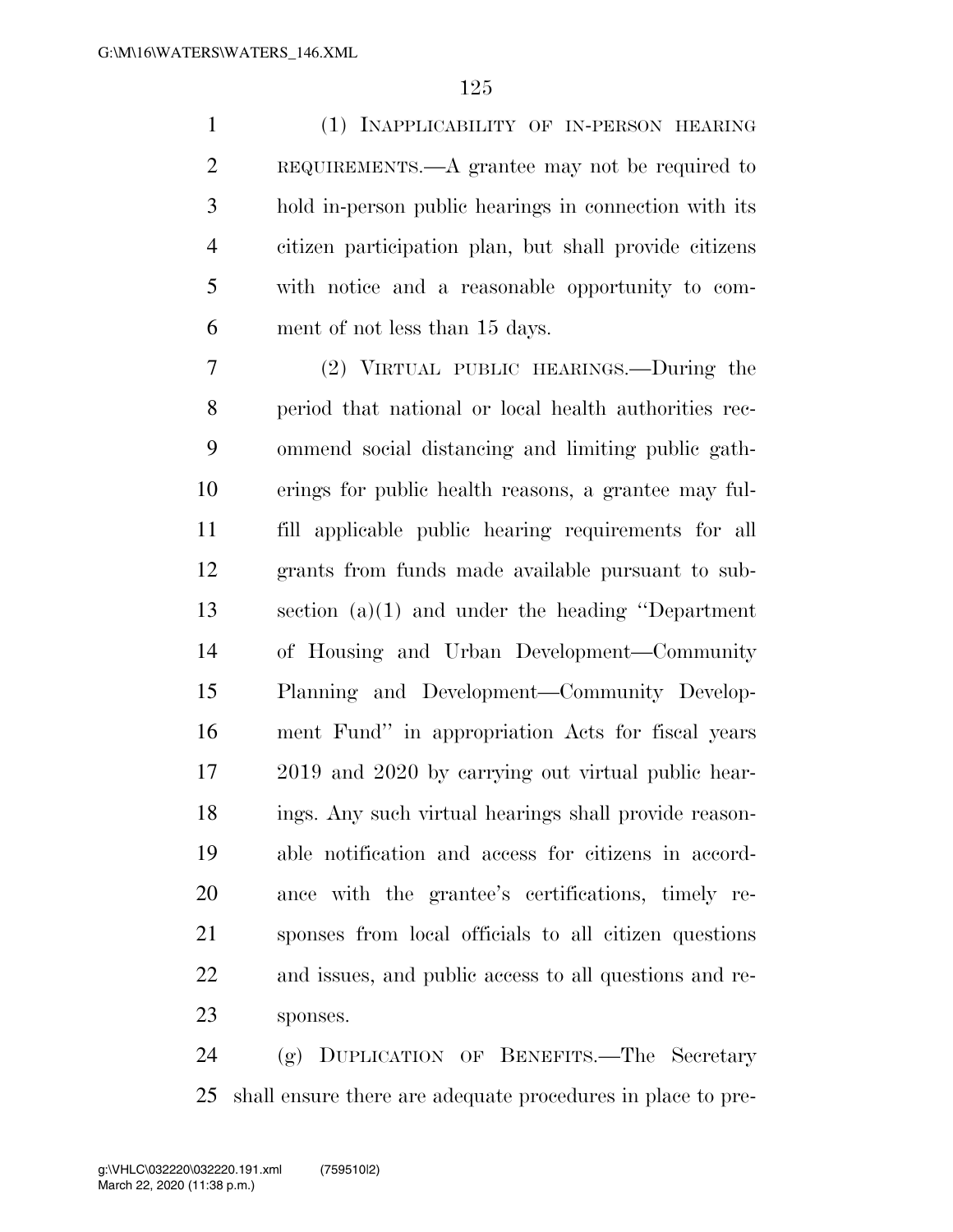(1) INAPPLICABILITY OF IN-PERSON HEARING REQUIREMENTS.—A grantee may not be required to hold in-person public hearings in connection with its citizen participation plan, but shall provide citizens with notice and a reasonable opportunity to comment of not less than 15 days.

(2) VIRTUAL PUBLIC HEARINGS.—During the period that national or local health authorities recommend social distancing and limiting public gatherings for public health reasons, a grantee may fulfill applicable public hearing requirements for all grants from funds made available pursuant to subsection (a)(1) and under the heading ''Department of Housing and Urban Development—Community Planning and Development—Community Development Fund'' in appropriation Acts for fiscal years 2019 and 2020 by carrying out virtual public hearings. Any such virtual hearings shall provide reasonable notification and access for citizens in accordance with the grantee's certifications, timely responses from local officials to all citizen questions and issues, and public access to all questions and responses.

(g) DUPLICATION OF BENEFITS.—The Secretary shall ensure there are adequate procedures in place to pre-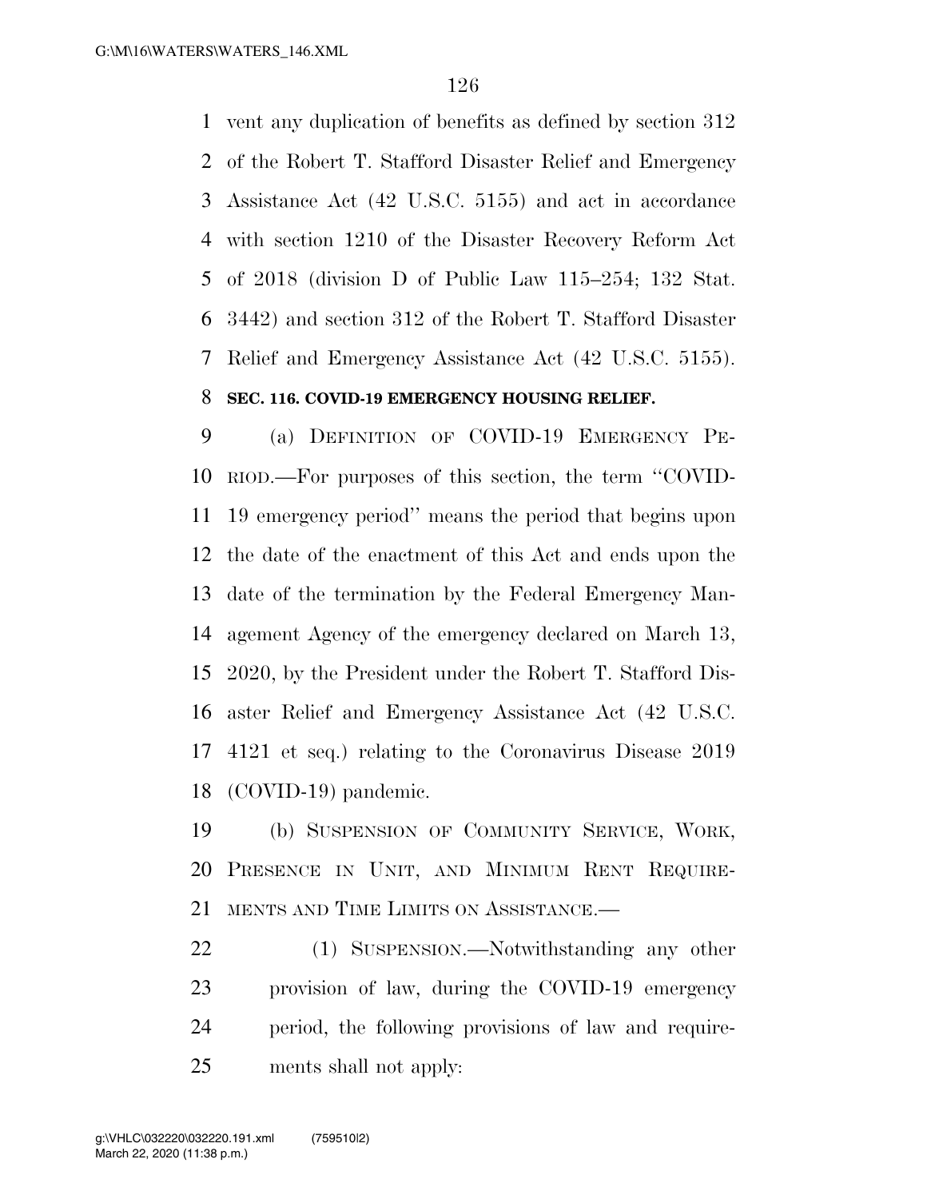vent any duplication of benefits as defined by section 312 of the Robert T. Stafford Disaster Relief and Emergency Assistance Act (42 U.S.C. 5155) and act in accordance with section 1210 of the Disaster Recovery Reform Act of 2018 (division D of Public Law 115–254; 132 Stat. 3442) and section 312 of the Robert T. Stafford Disaster Relief and Emergency Assistance Act (42 U.S.C. 5155).

**SEC. 116. COVID-19 EMERGENCY HOUSING RELIEF.**

(a) DEFINITION OF COVID-19 EMERGENCY PERIOD.—For purposes of this section, the term ''COVID-19 emergency period'' means the period that begins upon the date of the enactment of this Act and ends upon the date of the termination by the Federal Emergency Management Agency of the emergency declared on March 13, 2020, by the President under the Robert T. Stafford Disaster Relief and Emergency Assistance Act (42 U.S.C. 4121 et seq.) relating to the Coronavirus Disease 2019 (COVID-19) pandemic.

(b) SUSPENSION OF COMMUNITY SERVICE, WORK, PRESENCE IN UNIT, AND MINIMUM RENT REQUIREMENTS AND TIME LIMITS ON ASSISTANCE.—

(1) SUSPENSION.—Notwithstanding any other provision of law, during the COVID-19 emergency period, the following provisions of law and requirements shall not apply: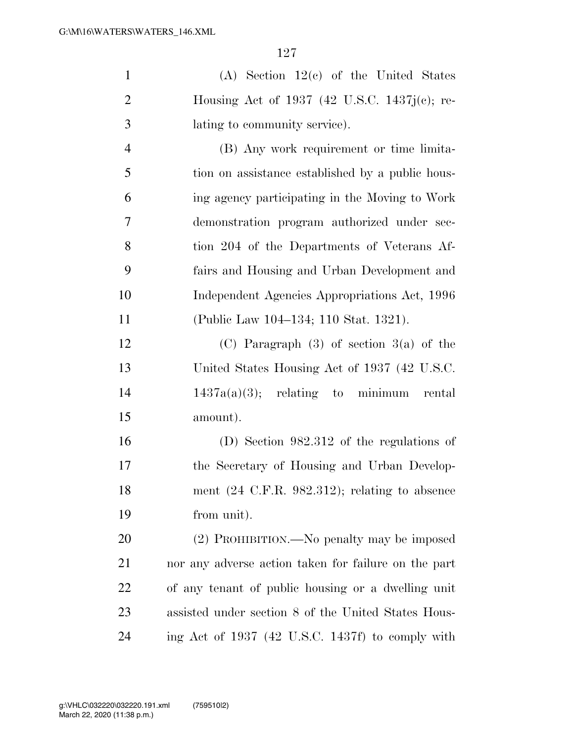(A) Section 12(c) of the United States Housing Act of 1937 (42 U.S.C. 1437j(c); relating to community service).

(B) Any work requirement or time limitation on assistance established by a public housing agency participating in the Moving to Work demonstration program authorized under section 204 of the Departments of Veterans Affairs and Housing and Urban Development and Independent Agencies Appropriations Act, 1996 (Public Law 104–134; 110 Stat. 1321).

(C) Paragraph (3) of section 3(a) of the United States Housing Act of 1937 (42 U.S.C. 1437a(a)(3); relating to minimum rental amount).

(D) Section 982.312 of the regulations of the Secretary of Housing and Urban Development (24 C.F.R. 982.312); relating to absence from unit).

(2) PROHIBITION.—No penalty may be imposed nor any adverse action taken for failure on the part of any tenant of public housing or a dwelling unit assisted under section 8 of the United States Housing Act of 1937 (42 U.S.C. 1437f) to comply with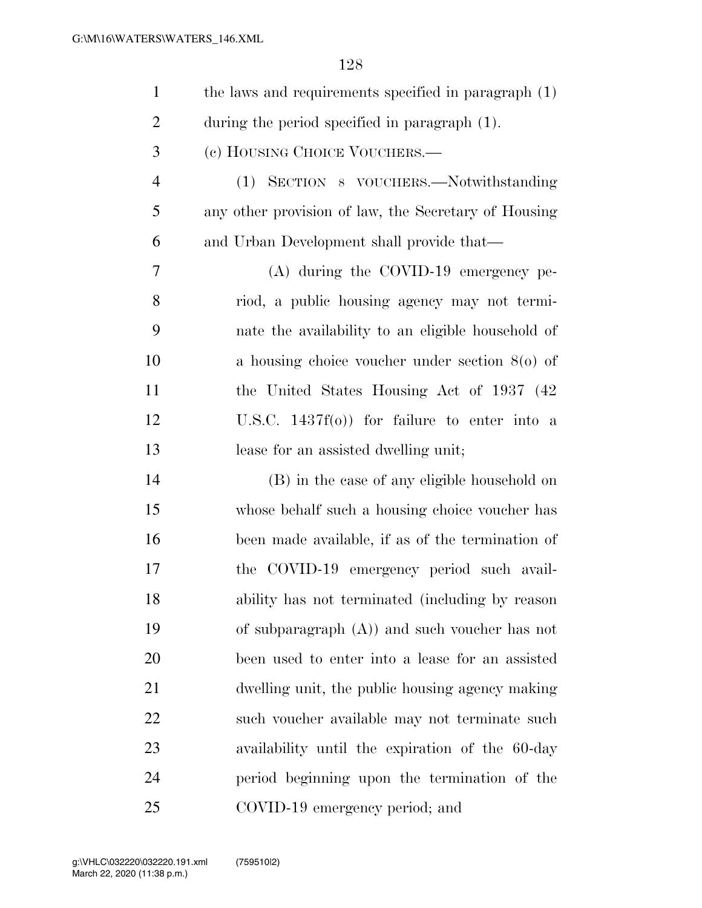the laws and requirements specified in paragraph (1) during the period specified in paragraph (1).

(c) HOUSING CHOICE VOUCHERS.—

(1) SECTION 8 VOUCHERS.—Notwithstanding any other provision of law, the Secretary of Housing and Urban Development shall provide that—

(A) during the COVID-19 emergency period, a public housing agency may not terminate the availability to an eligible household of a housing choice voucher under section 8(o) of the United States Housing Act of 1937 (42 U.S.C. 1437f(o)) for failure to enter into a lease for an assisted dwelling unit;

(B) in the case of any eligible household on whose behalf such a housing choice voucher has been made available, if as of the termination of the COVID-19 emergency period such availability has not terminated (including by reason of subparagraph (A)) and such voucher has not been used to enter into a lease for an assisted dwelling unit, the public housing agency making such voucher available may not terminate such availability until the expiration of the 60-day period beginning upon the termination of the COVID-19 emergency period; and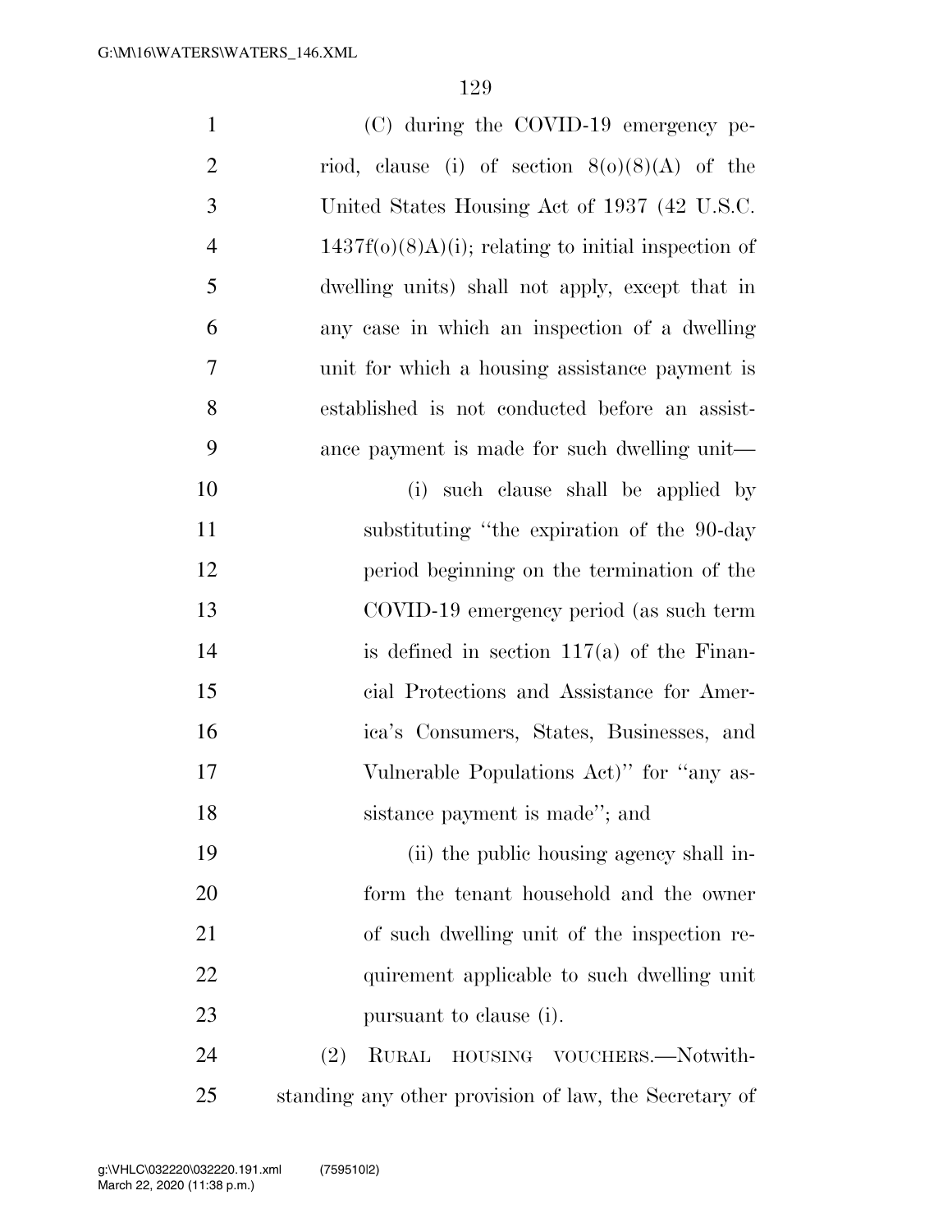(C) during the COVID-19 emergency period, clause (i) of section 8(o)(8)(A) of the United States Housing Act of 1937 (42 U.S.C. 1437f(o)(8)A)(i); relating to initial inspection of dwelling units) shall not apply, except that in any case in which an inspection of a dwelling unit for which a housing assistance payment is established is not conducted before an assistance payment is made for such dwelling unit—

(i) such clause shall be applied by substituting "the expiration of the 90-day period beginning on the termination of the COVID-19 emergency period (as such term is defined in section 117(a) of the Financial Protections and Assistance for America's Consumers, States, Businesses, and Vulnerable Populations Act)" for "any assistance payment is made"; and

(ii) the public housing agency shall inform the tenant household and the owner of such dwelling unit of the inspection requirement applicable to such dwelling unit pursuant to clause (i).

(2) RURAL HOUSING VOUCHERS.—Notwithstanding any other provision of law, the Secretary of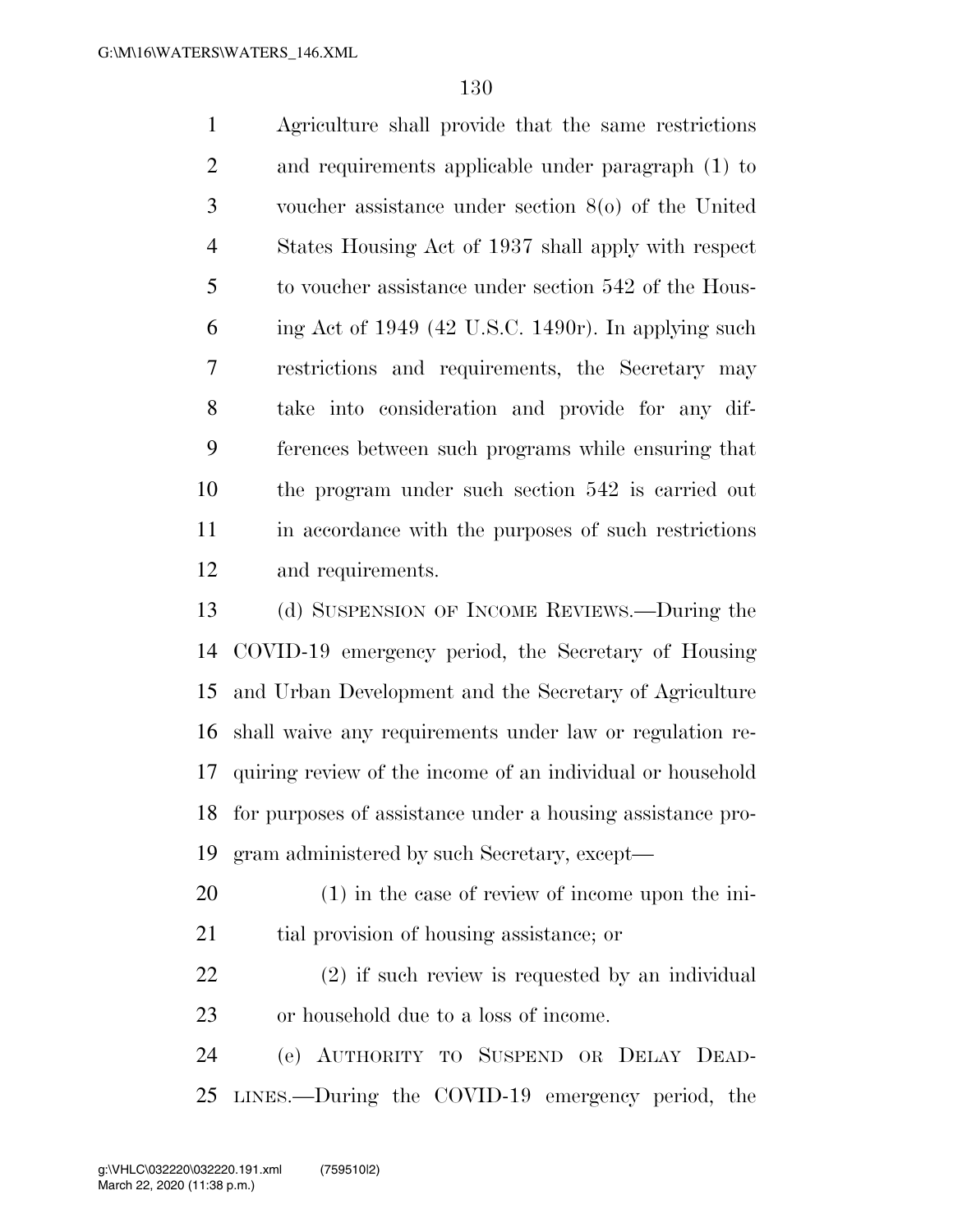Agriculture shall provide that the same restrictions and requirements applicable under paragraph (1) to voucher assistance under section 8(o) of the United States Housing Act of 1937 shall apply with respect to voucher assistance under section 542 of the Housing Act of 1949 (42 U.S.C. 1490r). In applying such restrictions and requirements, the Secretary may take into consideration and provide for any differences between such programs while ensuring that the program under such section 542 is carried out in accordance with the purposes of such restrictions and requirements.

(d) SUSPENSION OF INCOME REVIEWS.—During the COVID-19 emergency period, the Secretary of Housing and Urban Development and the Secretary of Agriculture shall waive any requirements under law or regulation requiring review of the income of an individual or household for purposes of assistance under a housing assistance program administered by such Secretary, except—

(1) in the case of review of income upon the initial provision of housing assistance; or

(2) if such review is requested by an individual or household due to a loss of income.

(e) AUTHORITY TO SUSPEND OR DELAY DEADLINES.—During the COVID-19 emergency period, the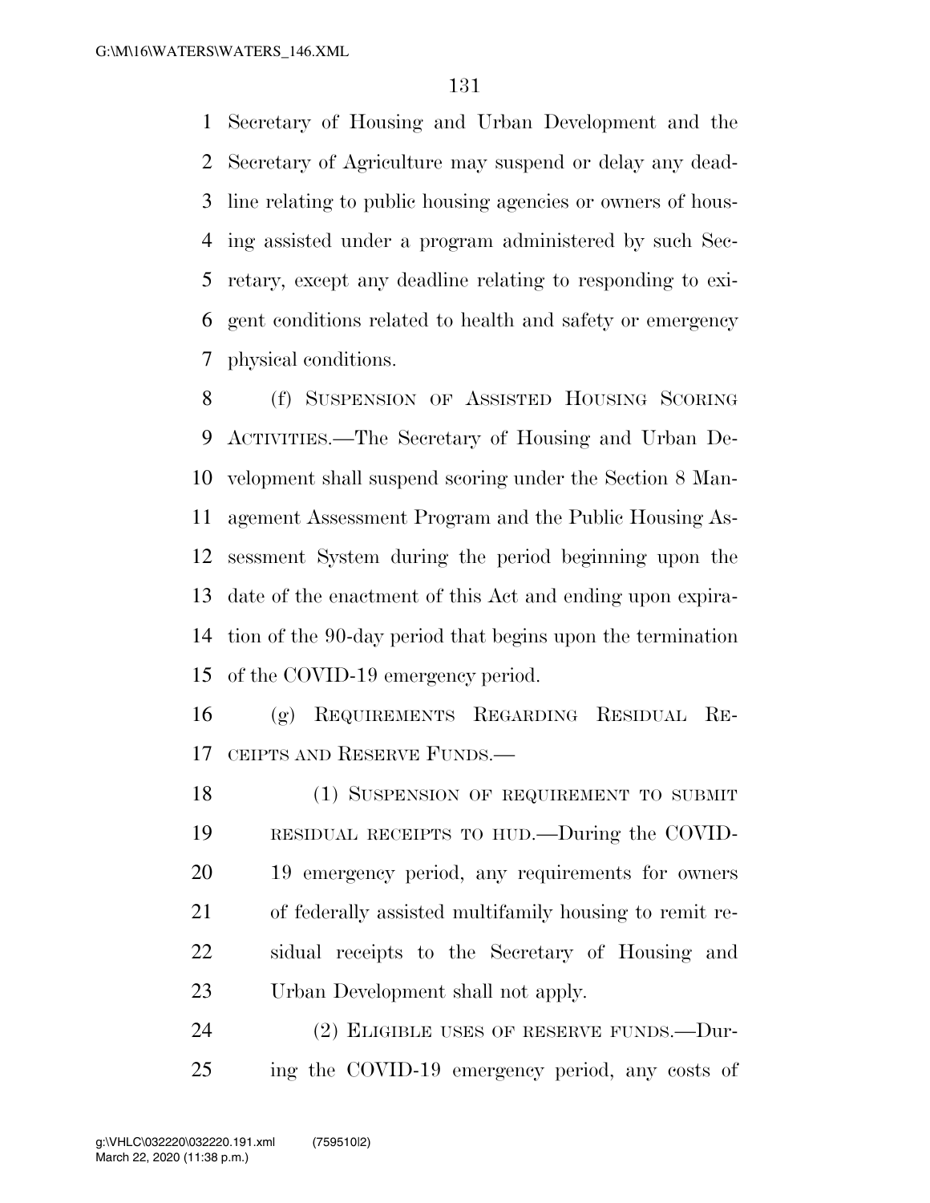Secretary of Housing and Urban Development and the Secretary of Agriculture may suspend or delay any deadline relating to public housing agencies or owners of housing assisted under a program administered by such Secretary, except any deadline relating to responding to exigent conditions related to health and safety or emergency physical conditions.

(f) SUSPENSION OF ASSISTED HOUSING SCORING ACTIVITIES.—The Secretary of Housing and Urban Development shall suspend scoring under the Section 8 Management Assessment Program and the Public Housing Assessment System during the period beginning upon the date of the enactment of this Act and ending upon expiration of the 90-day period that begins upon the termination of the COVID-19 emergency period.

(g) REQUIREMENTS REGARDING RESIDUAL RECEIPTS AND RESERVE FUNDS.—

(1) SUSPENSION OF REQUIREMENT TO SUBMIT RESIDUAL RECEIPTS TO HUD.—During the COVID-19 emergency period, any requirements for owners of federally assisted multifamily housing to remit residual receipts to the Secretary of Housing and Urban Development shall not apply.

(2) ELIGIBLE USES OF RESERVE FUNDS.—During the COVID-19 emergency period, any costs of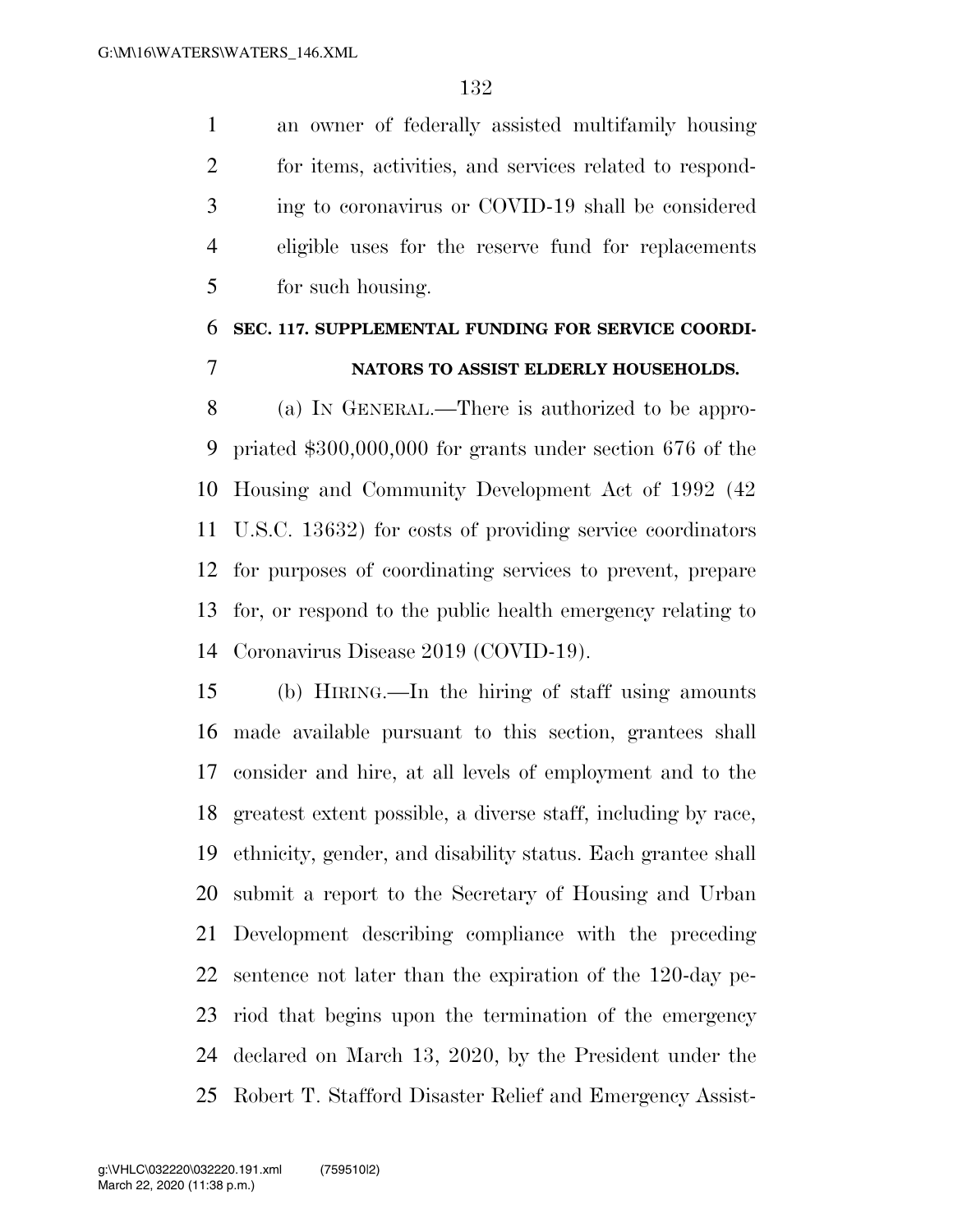an owner of federally assisted multifamily housing for items, activities, and services related to responding to coronavirus or COVID-19 shall be considered eligible uses for the reserve fund for replacements for such housing.

### SEC. 117. SUPPLEMENTAL FUNDING FOR SERVICE COORDINATORS TO ASSIST ELDERLY HOUSEHOLDS.

(a) IN GENERAL.—There is authorized to be appropriated $300,000,000 for grants under section 676 of the Housing and Community Development Act of 1992 (42 U.S.C. 13632) for costs of providing service coordinators for purposes of coordinating services to prevent, prepare for, or respond to the public health emergency relating to Coronavirus Disease 2019 (COVID-19).

(b) HIRING.—In the hiring of staff using amounts made available pursuant to this section, grantees shall consider and hire, at all levels of employment and to the greatest extent possible, a diverse staff, including by race, ethnicity, gender, and disability status. Each grantee shall submit a report to the Secretary of Housing and Urban Development describing compliance with the preceding sentence not later than the expiration of the 120-day period that begins upon the termination of the emergency declared on March 13, 2020, by the President under the Robert T. Stafford Disaster Relief and Emergency Assist-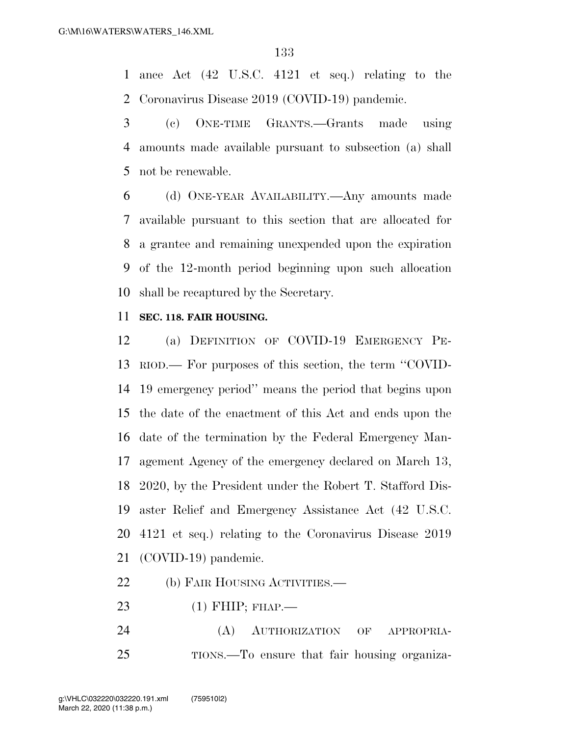ance Act (42 U.S.C. 4121 et seq.) relating to the Coronavirus Disease 2019 (COVID-19) pandemic.

(c) ONE-TIME GRANTS.—Grants made using amounts made available pursuant to subsection (a) shall not be renewable.

(d) ONE-YEAR AVAILABILITY.—Any amounts made available pursuant to this section that are allocated for a grantee and remaining unexpended upon the expiration of the 12-month period beginning upon such allocation shall be recaptured by the Secretary.

**SEC. 118. FAIR HOUSING.**

(a) DEFINITION OF COVID-19 EMERGENCY PERIOD.— For purposes of this section, the term ''COVID-19 emergency period'' means the period that begins upon the date of the enactment of this Act and ends upon the date of the termination by the Federal Emergency Management Agency of the emergency declared on March 13, 2020, by the President under the Robert T. Stafford Disaster Relief and Emergency Assistance Act (42 U.S.C. 4121 et seq.) relating to the Coronavirus Disease 2019 (COVID-19) pandemic.

(b) FAIR HOUSING ACTIVITIES.—

(1) FHIP; FHAP.—

(A) AUTHORIZATION OF APPROPRIATIONS.—To ensure that fair housing organiza-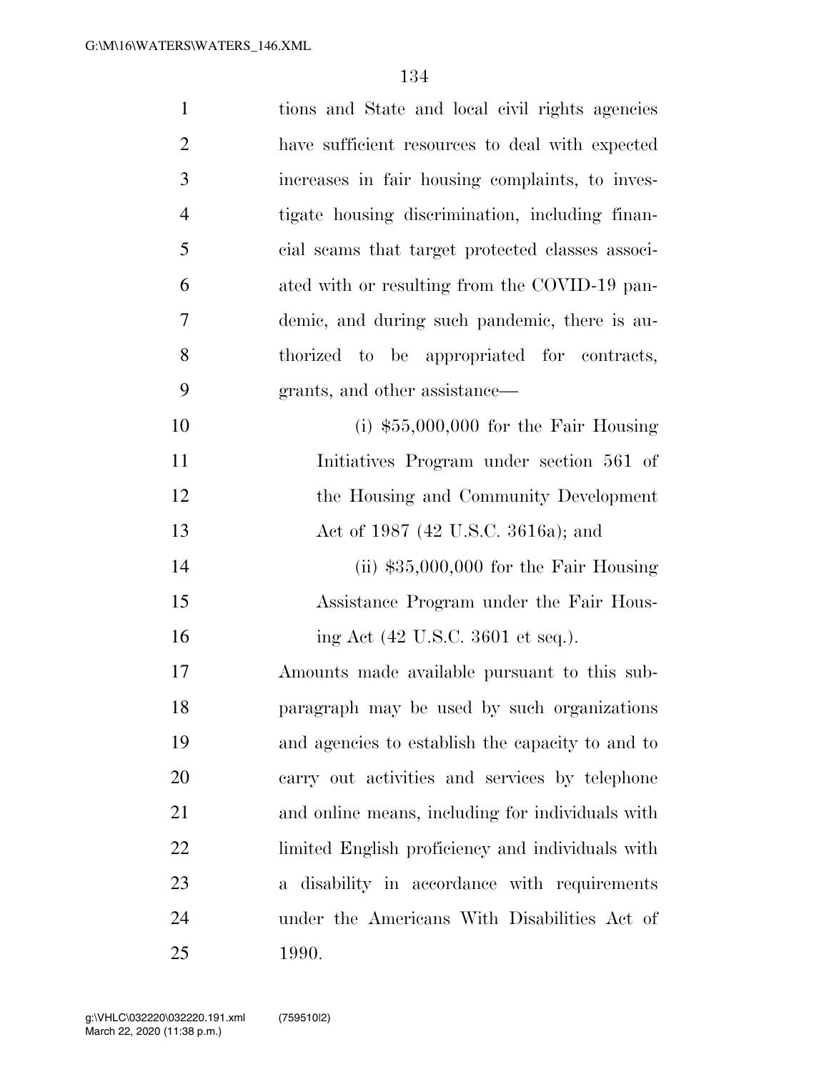tions and State and local civil rights agencies have sufficient resources to deal with expected increases in fair housing complaints, to investigate housing discrimination, including financial scams that target protected classes associated with or resulting from the COVID-19 pandemic, and during such pandemic, there is authorized to be appropriated for contracts, grants, and other assistance—

(i) $55,000,000 for the Fair Housing Initiatives Program under section 561 of the Housing and Community Development Act of 1987 (42 U.S.C. 3616a); and

(ii) $35,000,000 for the Fair Housing Assistance Program under the Fair Housing Act (42 U.S.C. 3601 et seq.).

Amounts made available pursuant to this subparagraph may be used by such organizations and agencies to establish the capacity to and to carry out activities and services by telephone and online means, including for individuals with limited English proficiency and individuals with a disability in accordance with requirements under the Americans With Disabilities Act of 1990.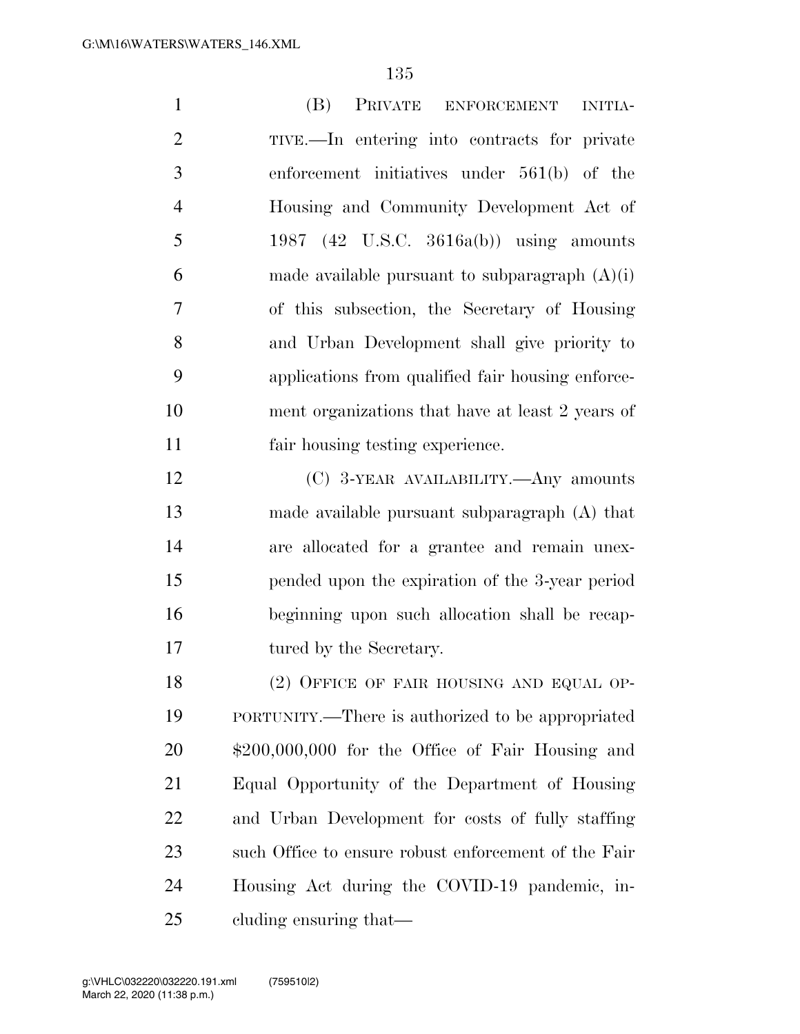(B) PRIVATE ENFORCEMENT INITIATIVE.—In entering into contracts for private enforcement initiatives under 561(b) of the Housing and Community Development Act of 1987 (42 U.S.C. 3616a(b)) using amounts made available pursuant to subparagraph (A)(i) of this subsection, the Secretary of Housing and Urban Development shall give priority to applications from qualified fair housing enforcement organizations that have at least 2 years of fair housing testing experience.

(C) 3-YEAR AVAILABILITY.—Any amounts made available pursuant subparagraph (A) that are allocated for a grantee and remain unexpended upon the expiration of the 3-year period beginning upon such allocation shall be recaptured by the Secretary.

(2) OFFICE OF FAIR HOUSING AND EQUAL OPPORTUNITY.—There is authorized to be appropriated $200,000,000 for the Office of Fair Housing and Equal Opportunity of the Department of Housing and Urban Development for costs of fully staffing such Office to ensure robust enforcement of the Fair Housing Act during the COVID-19 pandemic, including ensuring that—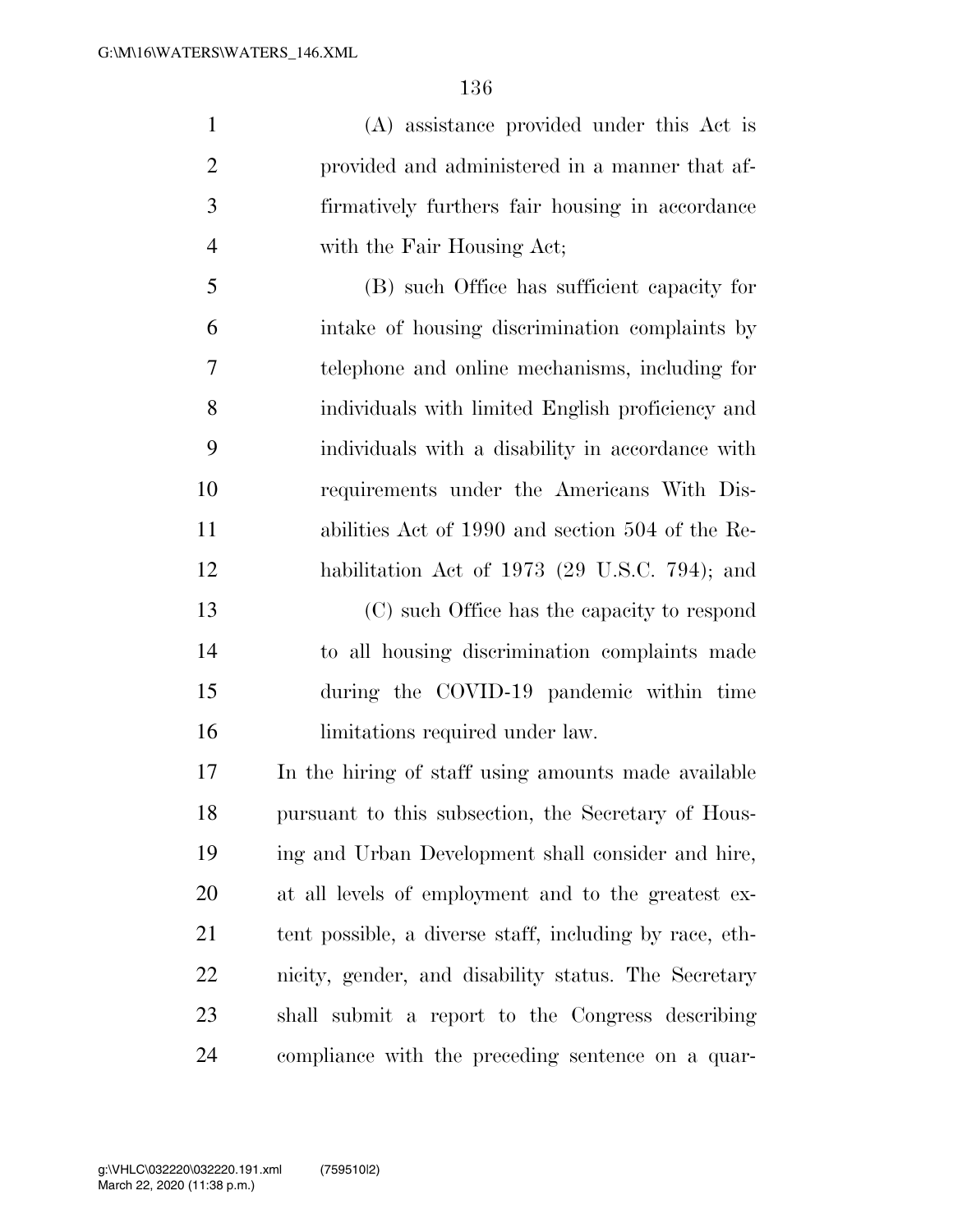(A) assistance provided under this Act is provided and administered in a manner that affirmatively furthers fair housing in accordance with the Fair Housing Act;

(B) such Office has sufficient capacity for intake of housing discrimination complaints by telephone and online mechanisms, including for individuals with limited English proficiency and individuals with a disability in accordance with requirements under the Americans With Disabilities Act of 1990 and section 504 of the Rehabilitation Act of 1973 (29 U.S.C. 794); and

(C) such Office has the capacity to respond to all housing discrimination complaints made during the COVID-19 pandemic within time limitations required under law.

In the hiring of staff using amounts made available pursuant to this subsection, the Secretary of Housing and Urban Development shall consider and hire, at all levels of employment and to the greatest extent possible, a diverse staff, including by race, ethnicity, gender, and disability status. The Secretary shall submit a report to the Congress describing compliance with the preceding sentence on a quar-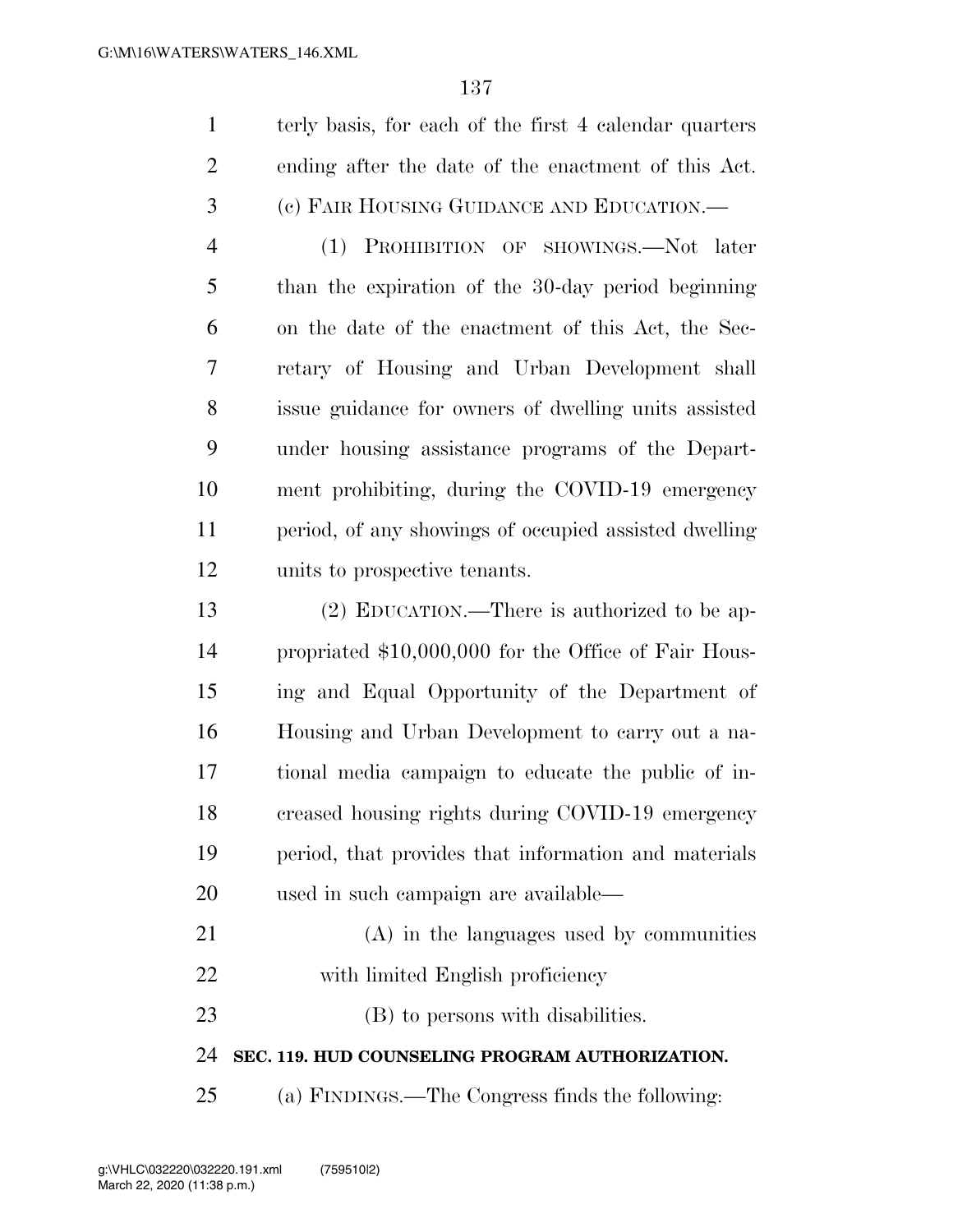terly basis, for each of the first 4 calendar quarters ending after the date of the enactment of this Act.

(c) FAIR HOUSING GUIDANCE AND EDUCATION.—

(1) PROHIBITION OF SHOWINGS.—Not later than the expiration of the 30-day period beginning on the date of the enactment of this Act, the Secretary of Housing and Urban Development shall issue guidance for owners of dwelling units assisted under housing assistance programs of the Department prohibiting, during the COVID-19 emergency period, of any showings of occupied assisted dwelling units to prospective tenants.

(2) EDUCATION.—There is authorized to be appropriated $10,000,000 for the Office of Fair Housing and Equal Opportunity of the Department of Housing and Urban Development to carry out a national media campaign to educate the public of increased housing rights during COVID-19 emergency period, that provides that information and materials used in such campaign are available—

(A) in the languages used by communities with limited English proficiency

(B) to persons with disabilities.

## SEC. 119. HUD COUNSELING PROGRAM AUTHORIZATION.

(a) FINDINGS.—The Congress finds the following: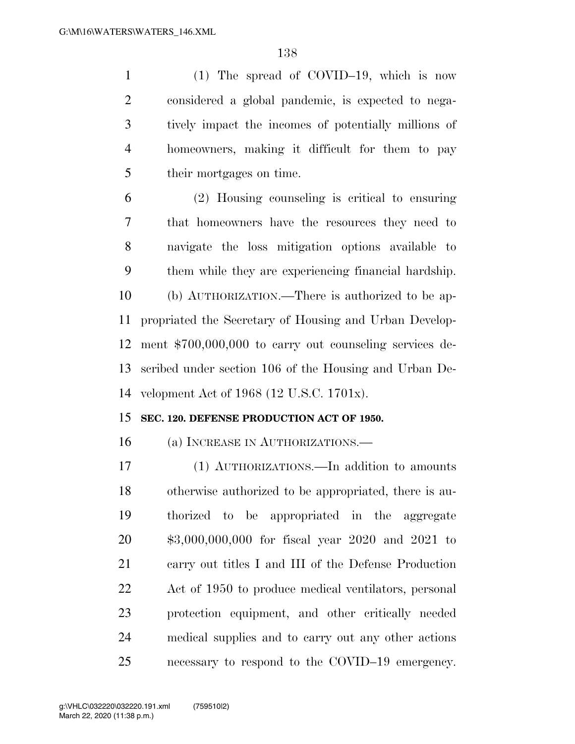(1) The spread of COVID–19, which is now considered a global pandemic, is expected to negatively impact the incomes of potentially millions of homeowners, making it difficult for them to pay their mortgages on time.

(2) Housing counseling is critical to ensuring that homeowners have the resources they need to navigate the loss mitigation options available to them while they are experiencing financial hardship.

(b) AUTHORIZATION.—There is authorized to be appropriated the Secretary of Housing and Urban Development $700,000,000 to carry out counseling services described under section 106 of the Housing and Urban Development Act of 1968 (12 U.S.C. 1701x).

**SEC. 120. DEFENSE PRODUCTION ACT OF 1950.**

(a) INCREASE IN AUTHORIZATIONS.—

(1) AUTHORIZATIONS.—In addition to amounts otherwise authorized to be appropriated, there is authorized to be appropriated in the aggregate $3,000,000,000 for fiscal year 2020 and 2021 to carry out titles I and III of the Defense Production Act of 1950 to produce medical ventilators, personal protection equipment, and other critically needed medical supplies and to carry out any other actions necessary to respond to the COVID–19 emergency.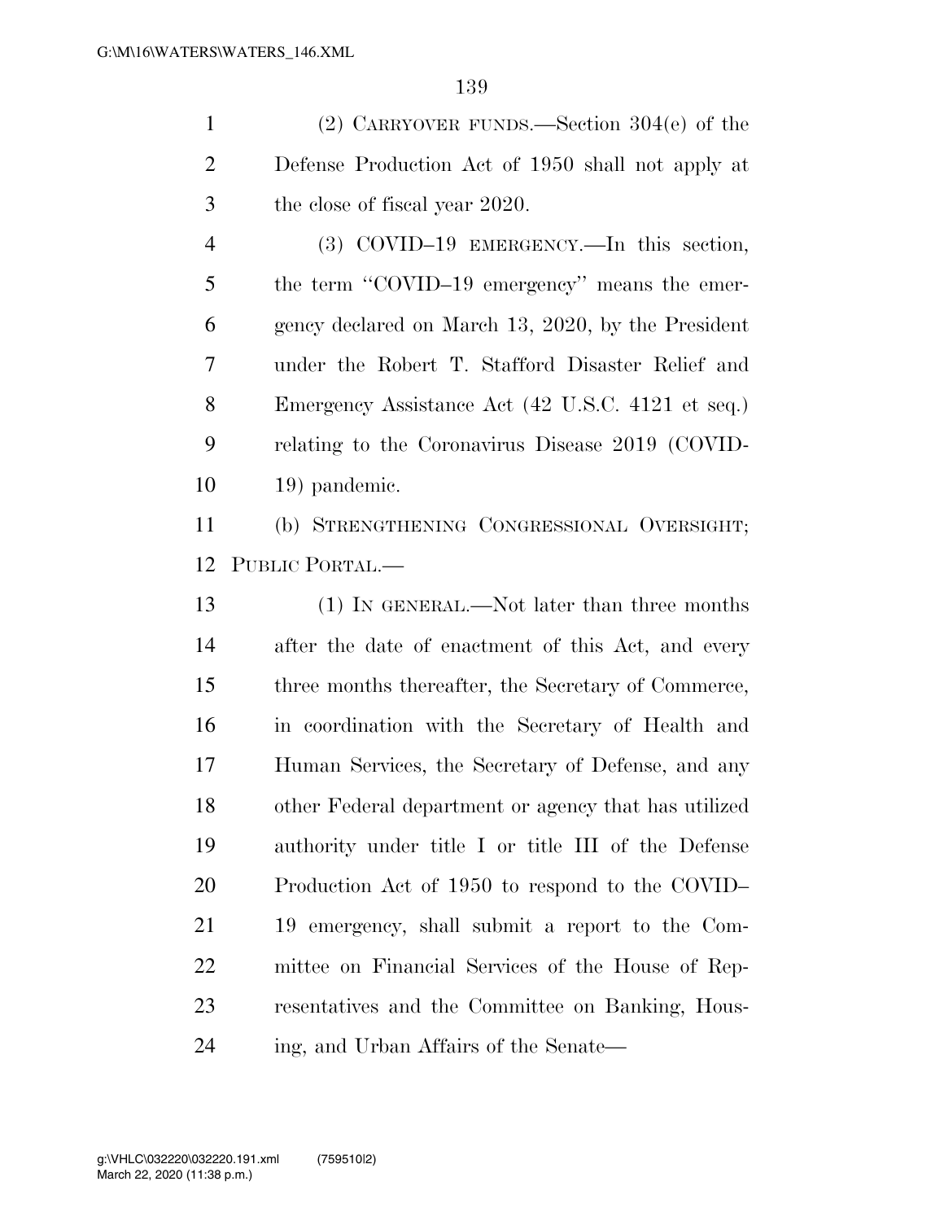(2) CARRYOVER FUNDS.—Section 304(e) of the Defense Production Act of 1950 shall not apply at the close of fiscal year 2020.

(3) COVID–19 EMERGENCY.—In this section, the term ''COVID–19 emergency'' means the emergency declared on March 13, 2020, by the President under the Robert T. Stafford Disaster Relief and Emergency Assistance Act (42 U.S.C. 4121 et seq.) relating to the Coronavirus Disease 2019 (COVID-19) pandemic.

(b) STRENGTHENING CONGRESSIONAL OVERSIGHT; PUBLIC PORTAL.—

(1) IN GENERAL.—Not later than three months after the date of enactment of this Act, and every three months thereafter, the Secretary of Commerce, in coordination with the Secretary of Health and Human Services, the Secretary of Defense, and any other Federal department or agency that has utilized authority under title I or title III of the Defense Production Act of 1950 to respond to the COVID–19 emergency, shall submit a report to the Committee on Financial Services of the House of Representatives and the Committee on Banking, Housing, and Urban Affairs of the Senate—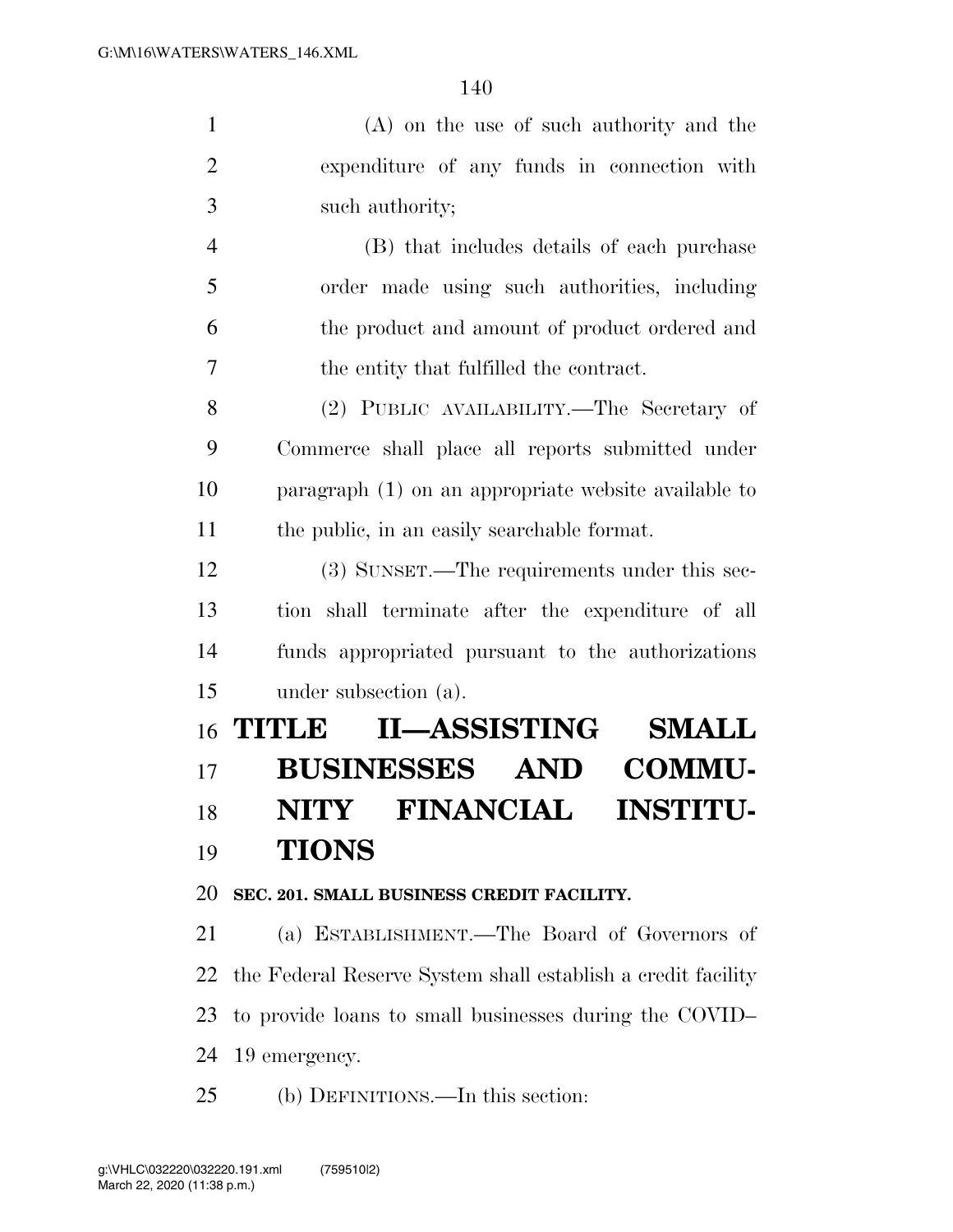(A) on the use of such authority and the expenditure of any funds in connection with such authority;

(B) that includes details of each purchase order made using such authorities, including the product and amount of product ordered and the entity that fulfilled the contract.

(2) PUBLIC AVAILABILITY.—The Secretary of Commerce shall place all reports submitted under paragraph (1) on an appropriate website available to the public, in an easily searchable format.

(3) SUNSET.—The requirements under this section shall terminate after the expenditure of all funds appropriated pursuant to the authorizations under subsection (a).

# TITLE II—ASSISTING SMALL BUSINESSES AND COMMUNITY FINANCIAL INSTITUTIONS

### SEC. 201. SMALL BUSINESS CREDIT FACILITY.

(a) ESTABLISHMENT.—The Board of Governors of the Federal Reserve System shall establish a credit facility to provide loans to small businesses during the COVID–19 emergency.

(b) DEFINITIONS.—In this section: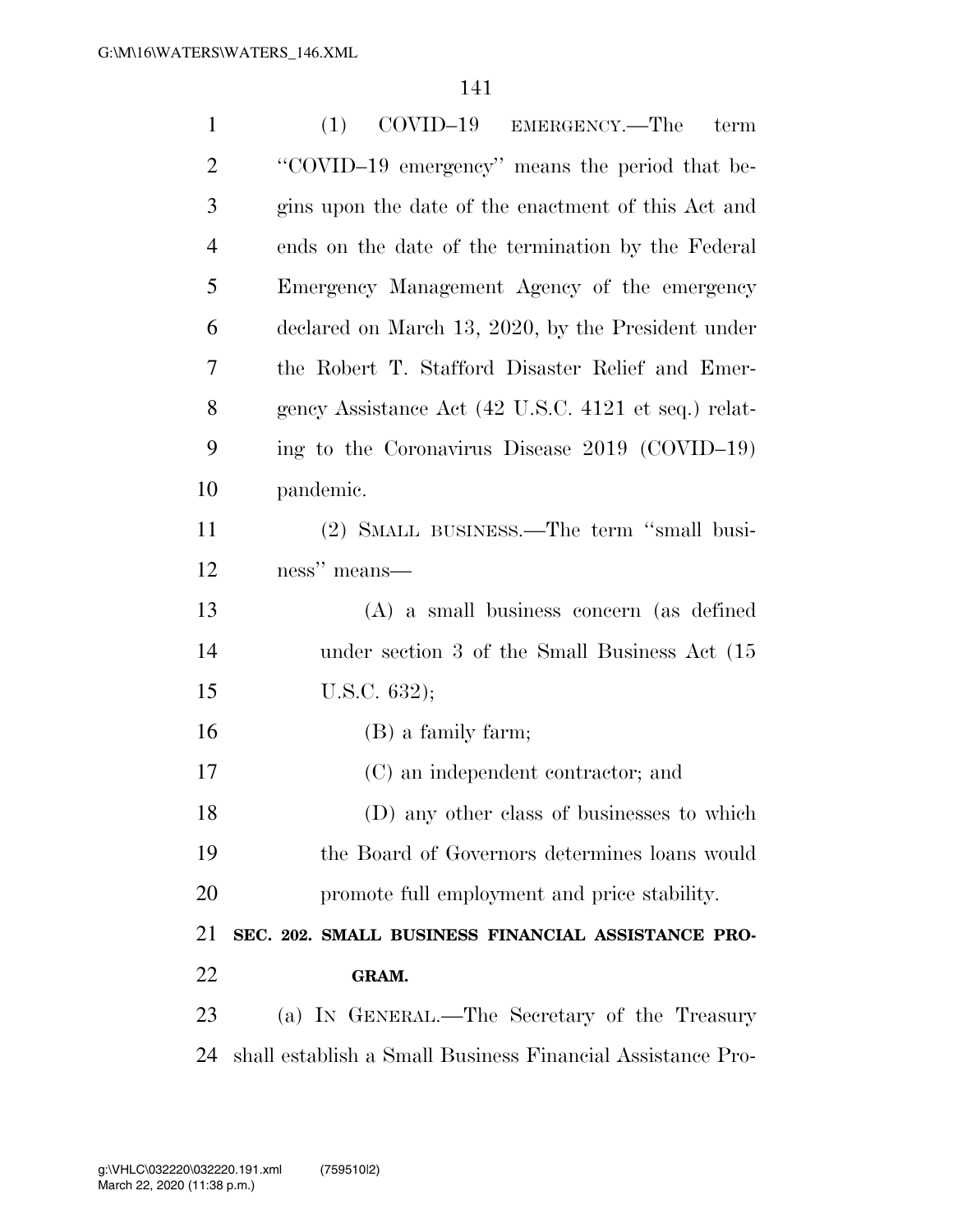(1) COVID–19 EMERGENCY.—The term "COVID–19 emergency" means the period that begins upon the date of the enactment of this Act and ends on the date of the termination by the Federal Emergency Management Agency of the emergency declared on March 13, 2020, by the President under the Robert T. Stafford Disaster Relief and Emergency Assistance Act (42 U.S.C. 4121 et seq.) relating to the Coronavirus Disease 2019 (COVID–19) pandemic.

(2) SMALL BUSINESS.—The term "small business" means—

(A) a small business concern (as defined under section 3 of the Small Business Act (15 U.S.C. 632);

(B) a family farm;

(C) an independent contractor; and

(D) any other class of businesses to which the Board of Governors determines loans would promote full employment and price stability.

**SEC. 202. SMALL BUSINESS FINANCIAL ASSISTANCE PROGRAM.**

(a) IN GENERAL.—The Secretary of the Treasury shall establish a Small Business Financial Assistance Pro-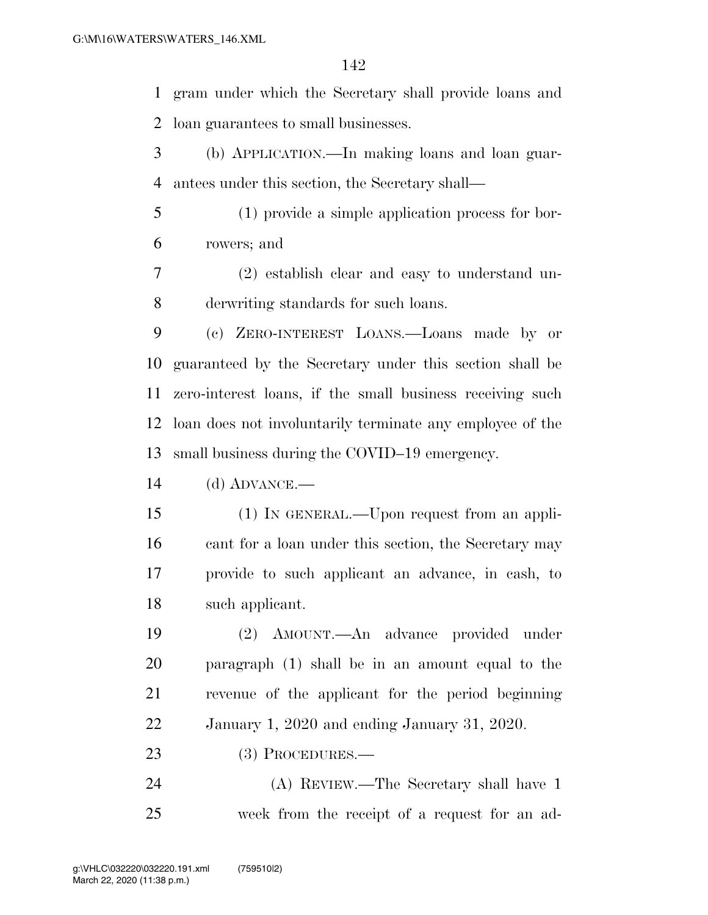gram under which the Secretary shall provide loans and loan guarantees to small businesses.

(b) APPLICATION.—In making loans and loan guarantees under this section, the Secretary shall—

(1) provide a simple application process for borrowers; and

(2) establish clear and easy to understand underwriting standards for such loans.

(c) ZERO-INTEREST LOANS.—Loans made by or guaranteed by the Secretary under this section shall be zero-interest loans, if the small business receiving such loan does not involuntarily terminate any employee of the small business during the COVID–19 emergency.

(d) ADVANCE.—

(1) IN GENERAL.—Upon request from an applicant for a loan under this section, the Secretary may provide to such applicant an advance, in cash, to such applicant.

(2) AMOUNT.—An advance provided under paragraph (1) shall be in an amount equal to the revenue of the applicant for the period beginning January 1, 2020 and ending January 31, 2020.

(3) PROCEDURES.—

(A) REVIEW.—The Secretary shall have 1 week from the receipt of a request for an ad-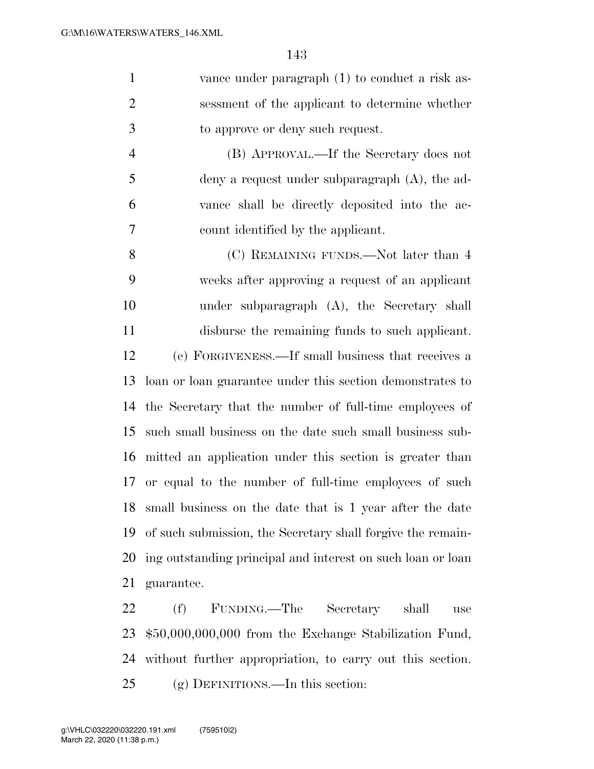vance under paragraph (1) to conduct a risk assessment of the applicant to determine whether to approve or deny such request.

(B) APPROVAL.—If the Secretary does not deny a request under subparagraph (A), the advance shall be directly deposited into the account identified by the applicant.

(C) REMAINING FUNDS.—Not later than 4 weeks after approving a request of an applicant under subparagraph (A), the Secretary shall disburse the remaining funds to such applicant.

(e) FORGIVENESS.—If small business that receives a loan or loan guarantee under this section demonstrates to the Secretary that the number of full-time employees of such small business on the date such small business submitted an application under this section is greater than or equal to the number of full-time employees of such small business on the date that is 1 year after the date of such submission, the Secretary shall forgive the remaining outstanding principal and interest on such loan or loan guarantee.

(f) FUNDING.—The Secretary shall use $50,000,000,000 from the Exchange Stabilization Fund, without further appropriation, to carry out this section.

(g) DEFINITIONS.—In this section: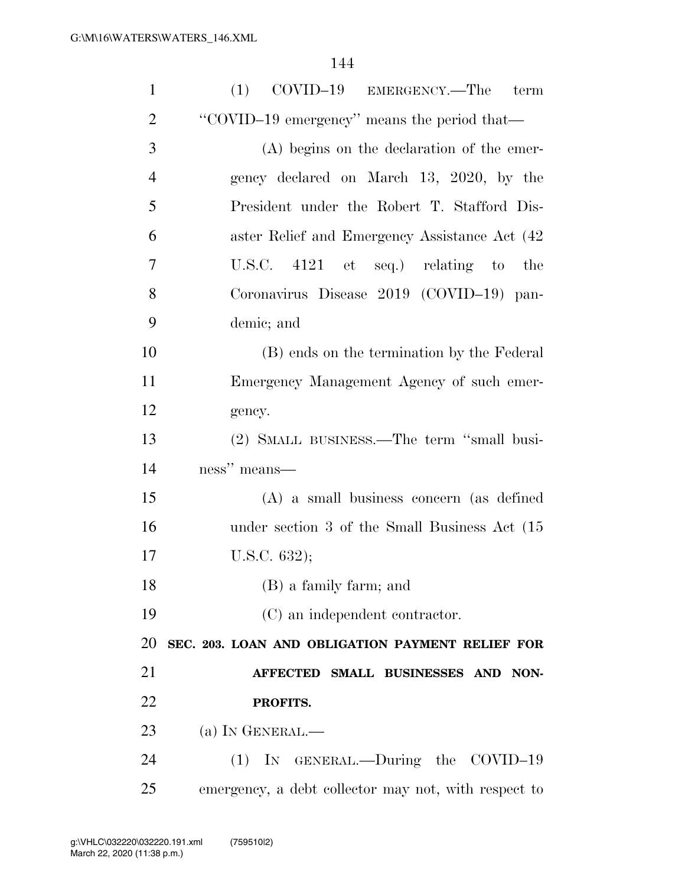(1) COVID–19 EMERGENCY.—The term "COVID–19 emergency" means the period that—

(A) begins on the declaration of the emergency declared on March 13, 2020, by the President under the Robert T. Stafford Disaster Relief and Emergency Assistance Act (42 U.S.C. 4121 et seq.) relating to the Coronavirus Disease 2019 (COVID–19) pandemic; and

(B) ends on the termination by the Federal Emergency Management Agency of such emergency.

(2) SMALL BUSINESS.—The term "small business" means—

(A) a small business concern (as defined under section 3 of the Small Business Act (15 U.S.C. 632);

(B) a family farm; and

(C) an independent contractor.

**SEC. 203. LOAN AND OBLIGATION PAYMENT RELIEF FOR AFFECTED SMALL BUSINESSES AND NON-PROFITS.**

(a) IN GENERAL.—

(1) IN GENERAL.—During the COVID–19 emergency, a debt collector may not, with respect to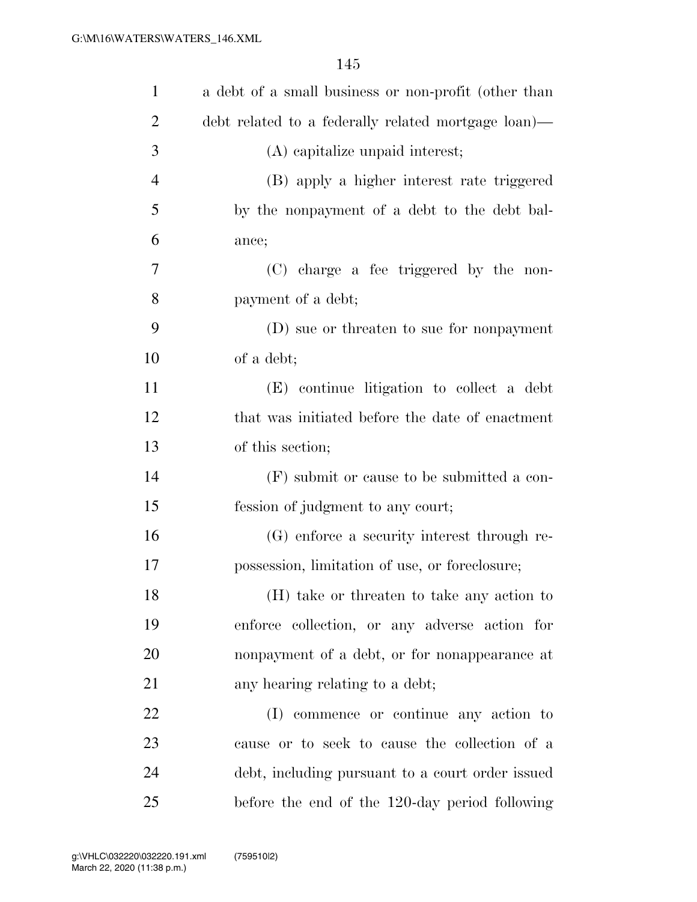a debt of a small business or non-profit (other than debt related to a federally related mortgage loan)—

(A) capitalize unpaid interest;

(B) apply a higher interest rate triggered by the nonpayment of a debt to the debt balance;

(C) charge a fee triggered by the nonpayment of a debt;

(D) sue or threaten to sue for nonpayment of a debt;

(E) continue litigation to collect a debt that was initiated before the date of enactment of this section;

(F) submit or cause to be submitted a confession of judgment to any court;

(G) enforce a security interest through repossession, limitation of use, or foreclosure;

(H) take or threaten to take any action to enforce collection, or any adverse action for nonpayment of a debt, or for nonappearance at any hearing relating to a debt;

(I) commence or continue any action to cause or to seek to cause the collection of a debt, including pursuant to a court order issued before the end of the 120-day period following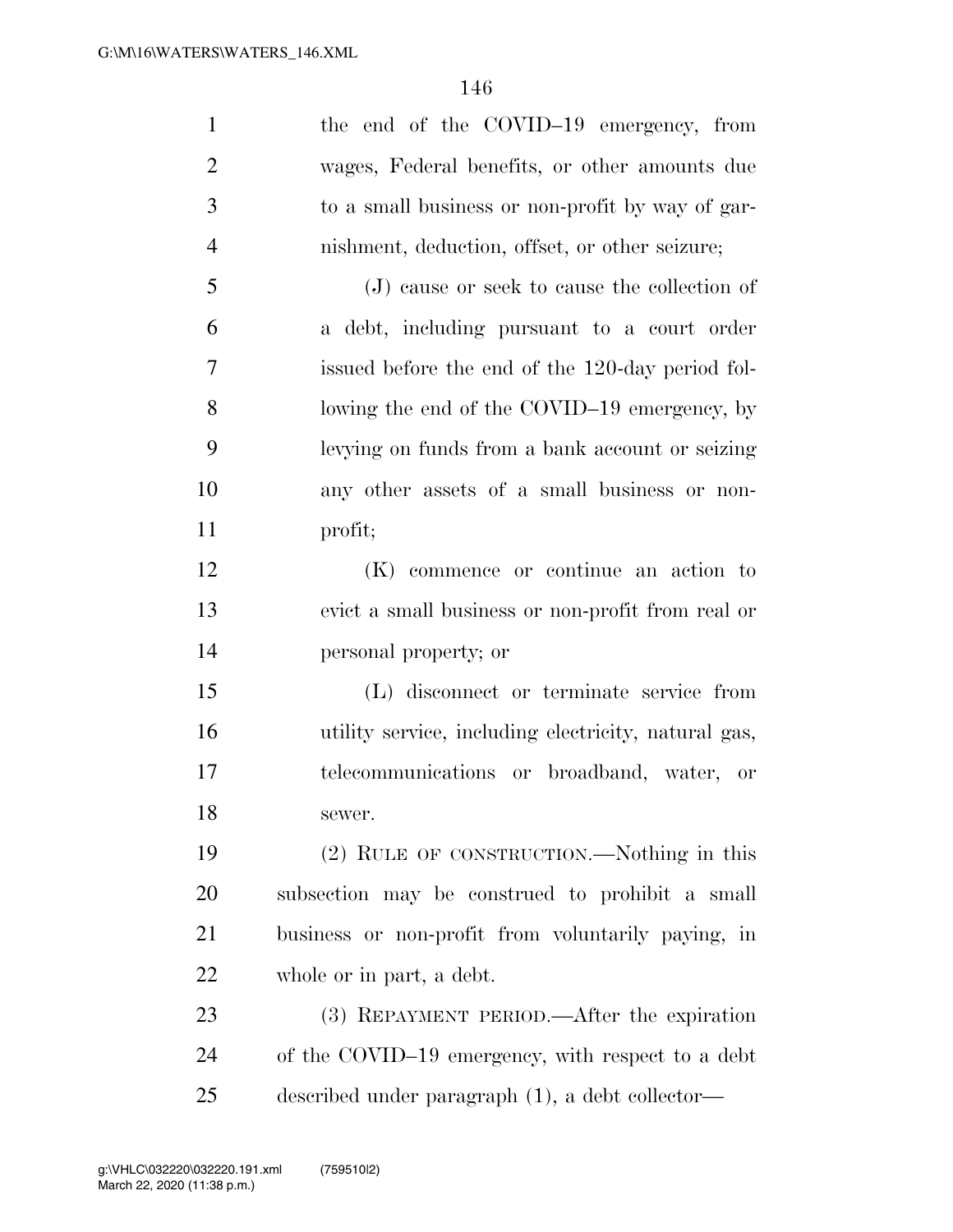the end of the COVID–19 emergency, from wages, Federal benefits, or other amounts due to a small business or non-profit by way of garnishment, deduction, offset, or other seizure;

(J) cause or seek to cause the collection of a debt, including pursuant to a court order issued before the end of the 120-day period following the end of the COVID–19 emergency, by levying on funds from a bank account or seizing any other assets of a small business or non-profit;

(K) commence or continue an action to evict a small business or non-profit from real or personal property; or

(L) disconnect or terminate service from utility service, including electricity, natural gas, telecommunications or broadband, water, or sewer.

(2) RULE OF CONSTRUCTION.—Nothing in this subsection may be construed to prohibit a small business or non-profit from voluntarily paying, in whole or in part, a debt.

(3) REPAYMENT PERIOD.—After the expiration of the COVID–19 emergency, with respect to a debt described under paragraph (1), a debt collector—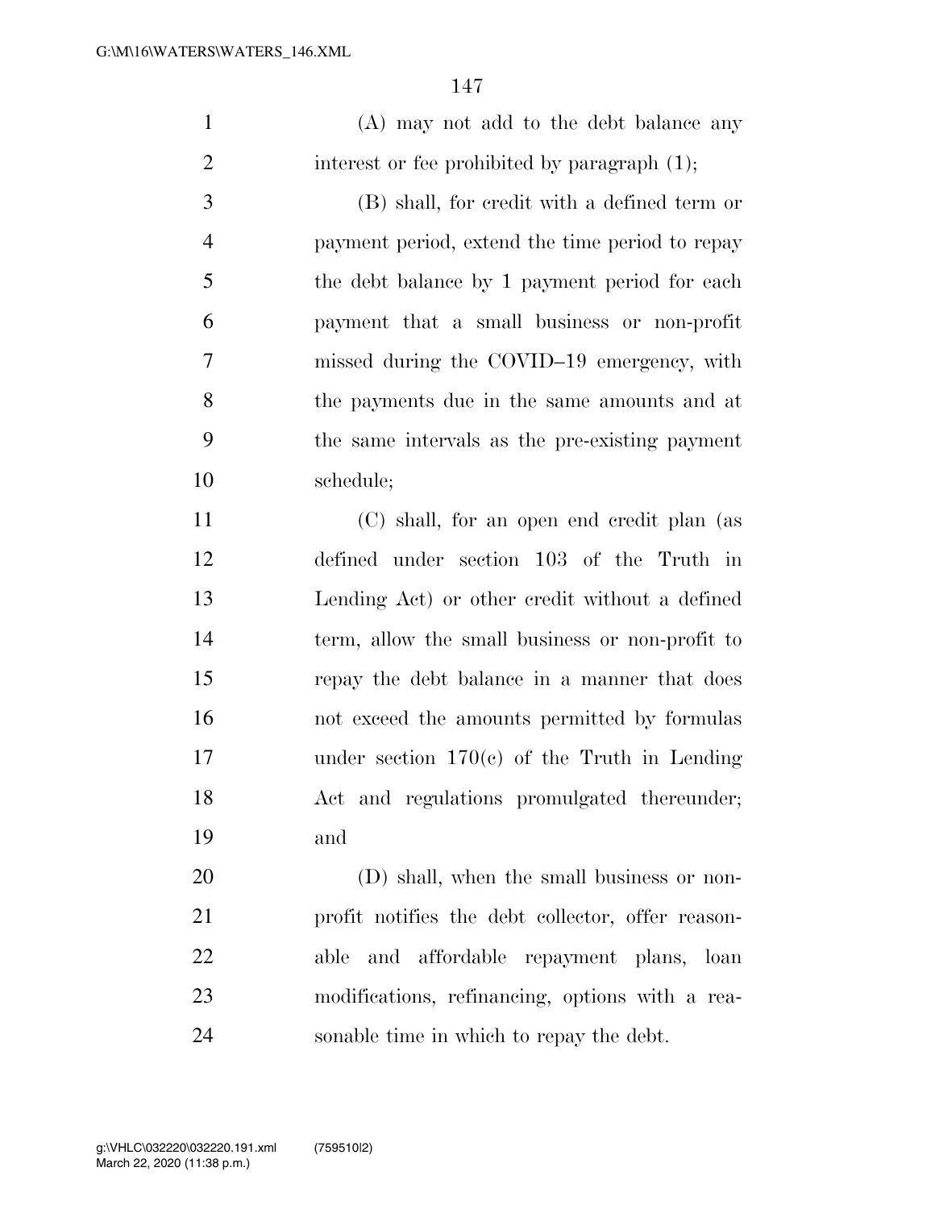(A) may not add to the debt balance any interest or fee prohibited by paragraph (1);

(B) shall, for credit with a defined term or payment period, extend the time period to repay the debt balance by 1 payment period for each payment that a small business or non-profit missed during the COVID–19 emergency, with the payments due in the same amounts and at the same intervals as the pre-existing payment schedule;

(C) shall, for an open end credit plan (as defined under section 103 of the Truth in Lending Act) or other credit without a defined term, allow the small business or non-profit to repay the debt balance in a manner that does not exceed the amounts permitted by formulas under section 170(c) of the Truth in Lending Act and regulations promulgated thereunder; and

(D) shall, when the small business or non-profit notifies the debt collector, offer reasonable and affordable repayment plans, loan modifications, refinancing, options with a reasonable time in which to repay the debt.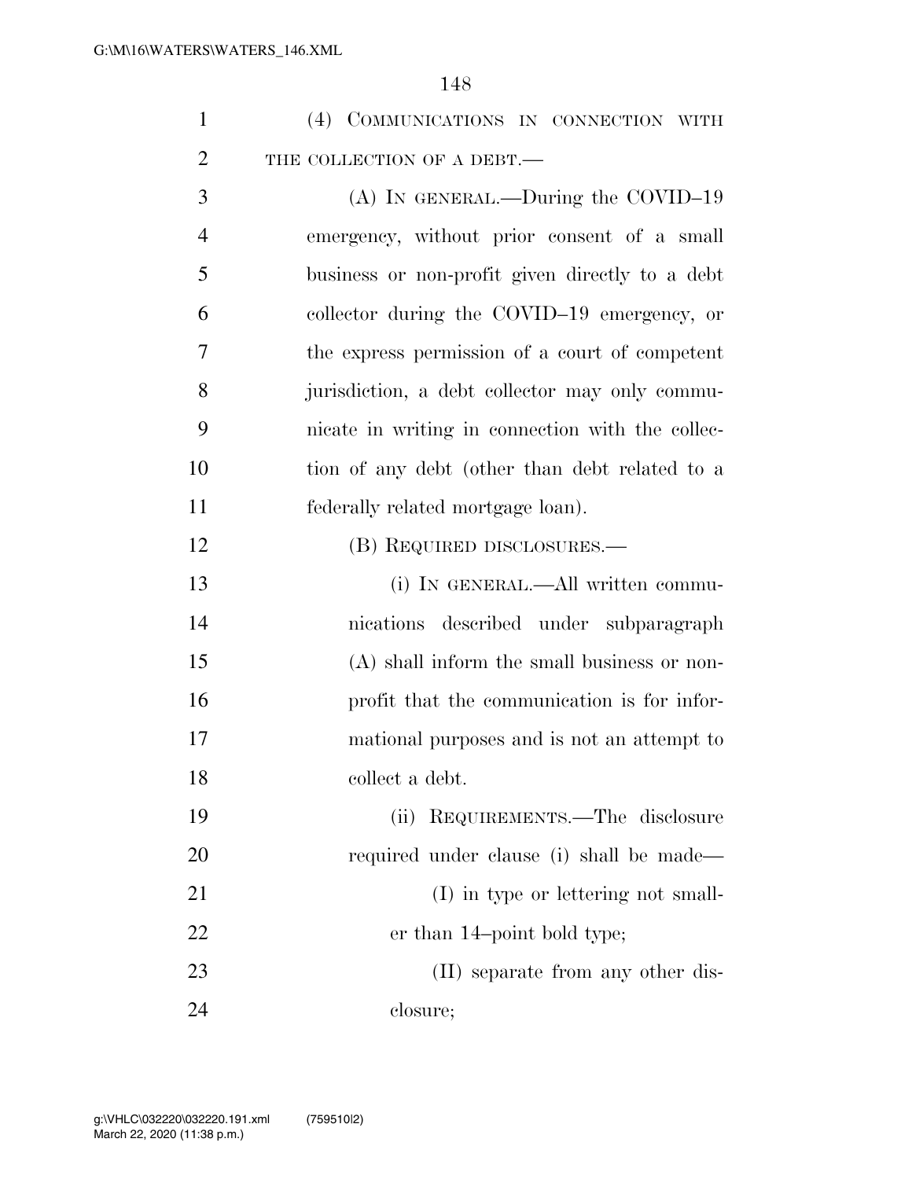(4) COMMUNICATIONS IN CONNECTION WITH THE COLLECTION OF A DEBT.—

(A) IN GENERAL.—During the COVID–19 emergency, without prior consent of a small business or non-profit given directly to a debt collector during the COVID–19 emergency, or the express permission of a court of competent jurisdiction, a debt collector may only communicate in writing in connection with the collection of any debt (other than debt related to a federally related mortgage loan).

(B) REQUIRED DISCLOSURES.—

(i) IN GENERAL.—All written communications described under subparagraph (A) shall inform the small business or non-profit that the communication is for informational purposes and is not an attempt to collect a debt.

(ii) REQUIREMENTS.—The disclosure required under clause (i) shall be made—

(I) in type or lettering not smaller than 14–point bold type;

(II) separate from any other disclosure;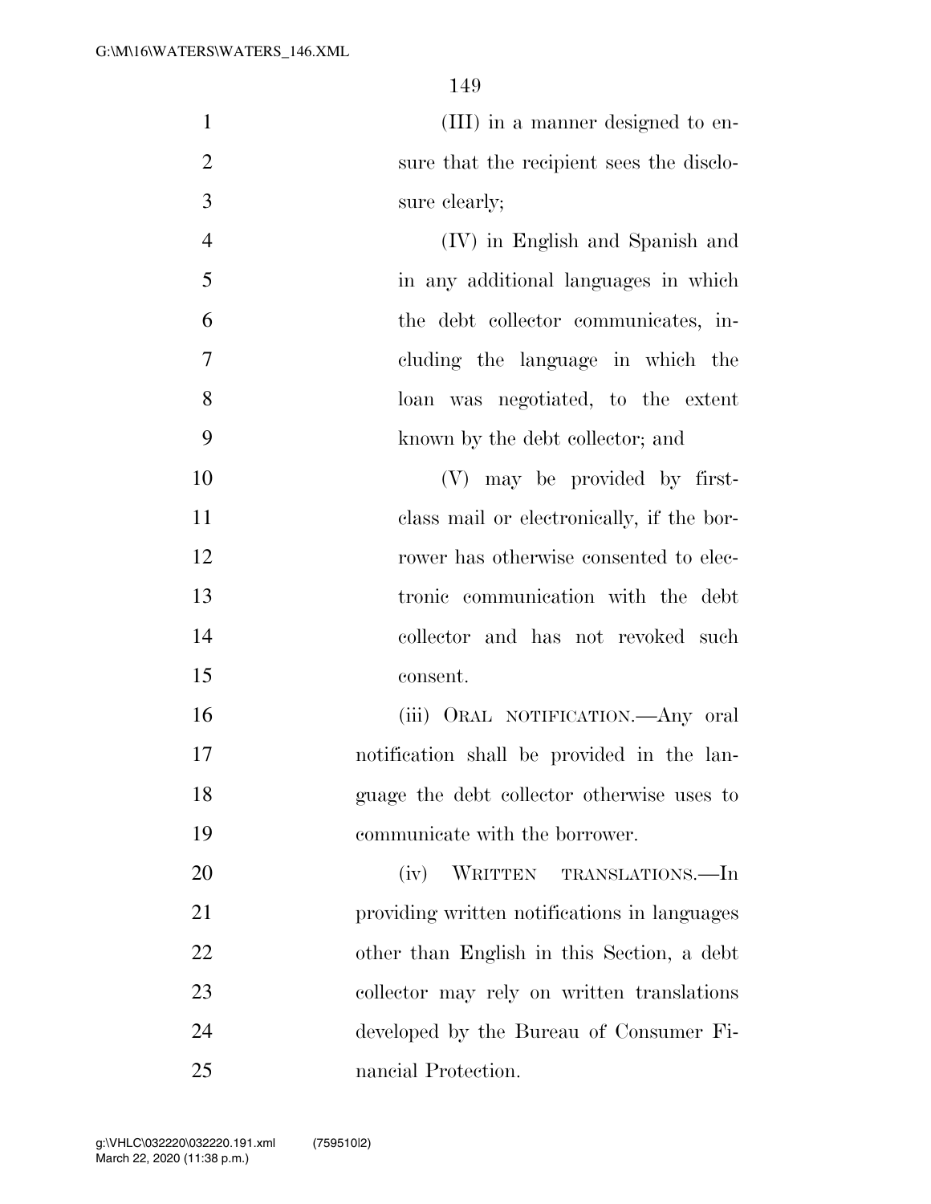(III) in a manner designed to ensure that the recipient sees the disclosure clearly;

(IV) in English and Spanish and in any additional languages in which the debt collector communicates, including the language in which the loan was negotiated, to the extent known by the debt collector; and

(V) may be provided by first-class mail or electronically, if the borrower has otherwise consented to electronic communication with the debt collector and has not revoked such consent.

(iii) ORAL NOTIFICATION.—Any oral notification shall be provided in the language the debt collector otherwise uses to communicate with the borrower.

(iv) WRITTEN TRANSLATIONS.—In providing written notifications in languages other than English in this Section, a debt collector may rely on written translations developed by the Bureau of Consumer Financial Protection.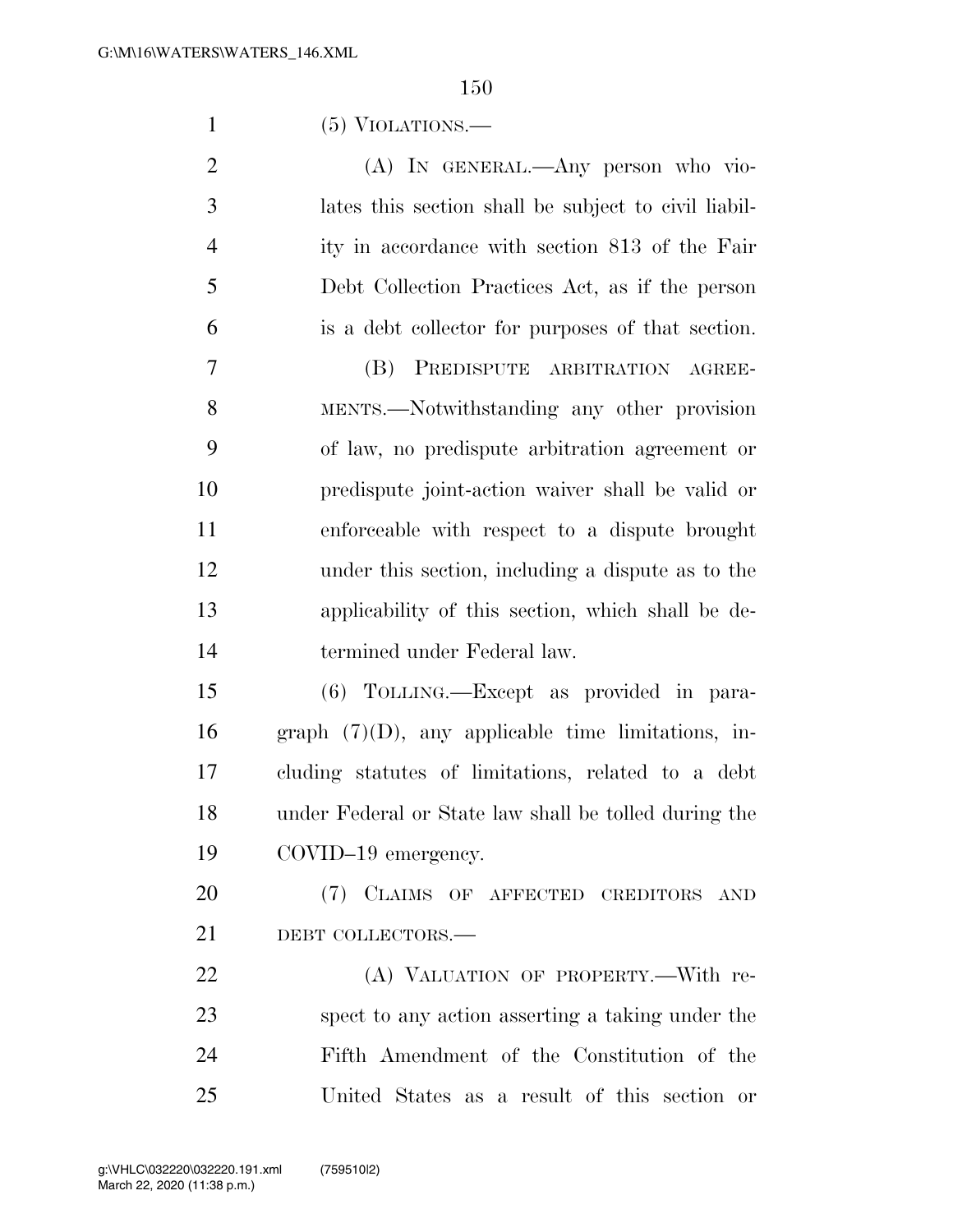(5) VIOLATIONS.—

(A) IN GENERAL.—Any person who violates this section shall be subject to civil liability in accordance with section 813 of the Fair Debt Collection Practices Act, as if the person is a debt collector for purposes of that section.

(B) PREDISPUTE ARBITRATION AGREEMENTS.—Notwithstanding any other provision of law, no predispute arbitration agreement or predispute joint-action waiver shall be valid or enforceable with respect to a dispute brought under this section, including a dispute as to the applicability of this section, which shall be determined under Federal law.

(6) TOLLING.—Except as provided in paragraph (7)(D), any applicable time limitations, including statutes of limitations, related to a debt under Federal or State law shall be tolled during the COVID–19 emergency.

(7) CLAIMS OF AFFECTED CREDITORS AND DEBT COLLECTORS.—

(A) VALUATION OF PROPERTY.—With respect to any action asserting a taking under the Fifth Amendment of the Constitution of the United States as a result of this section or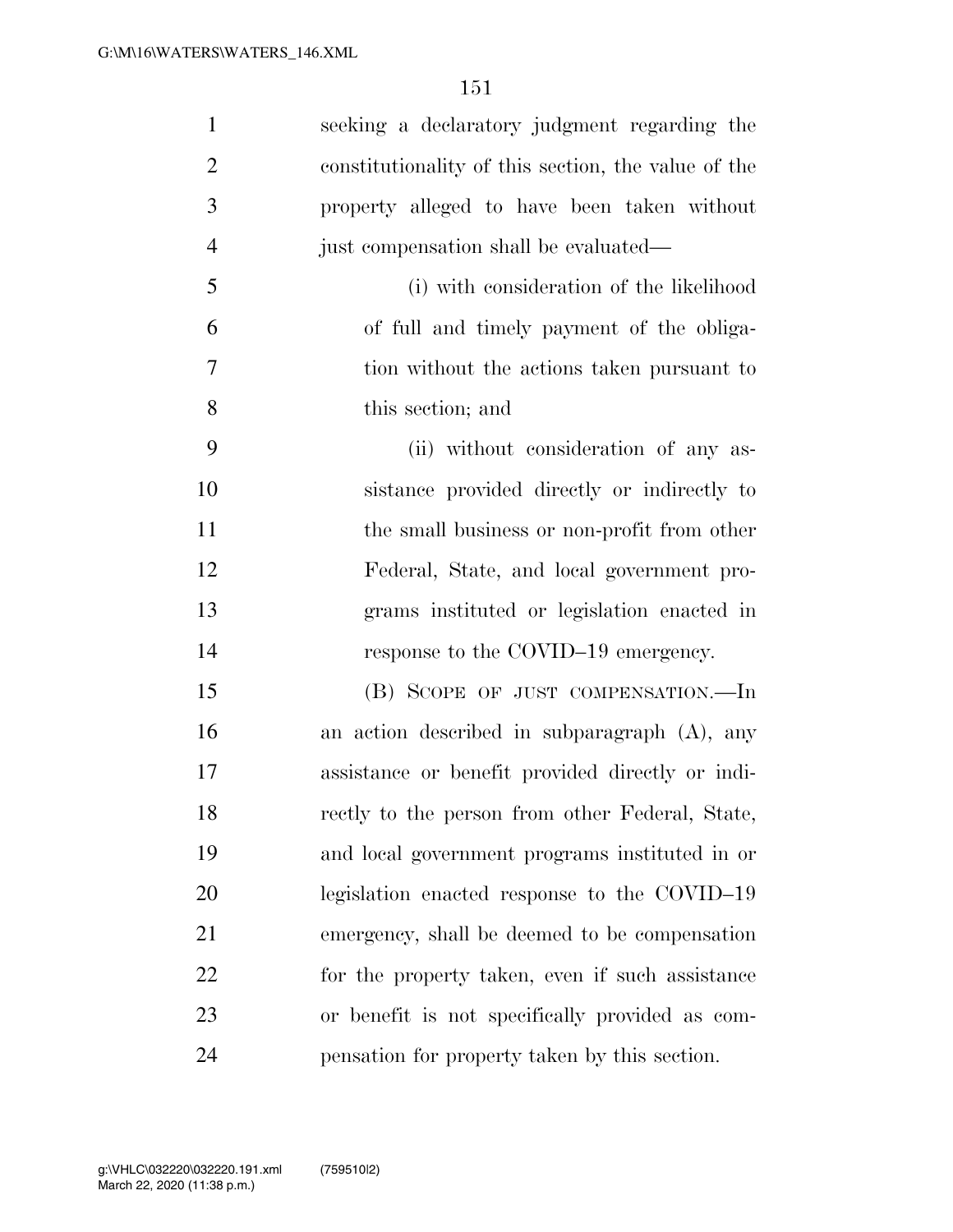seeking a declaratory judgment regarding the constitutionality of this section, the value of the property alleged to have been taken without just compensation shall be evaluated—

(i) with consideration of the likelihood of full and timely payment of the obligation without the actions taken pursuant to this section; and

(ii) without consideration of any assistance provided directly or indirectly to the small business or non-profit from other Federal, State, and local government programs instituted or legislation enacted in response to the COVID–19 emergency.

(B) SCOPE OF JUST COMPENSATION.—In an action described in subparagraph (A), any assistance or benefit provided directly or indirectly to the person from other Federal, State, and local government programs instituted in or legislation enacted response to the COVID–19 emergency, shall be deemed to be compensation for the property taken, even if such assistance or benefit is not specifically provided as compensation for property taken by this section.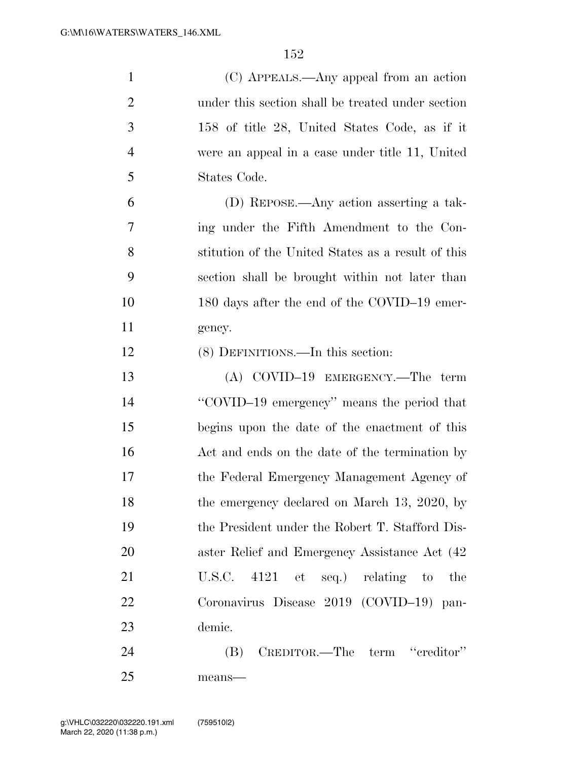(C) APPEALS.—Any appeal from an action under this section shall be treated under section 158 of title 28, United States Code, as if it were an appeal in a case under title 11, United States Code.

(D) REPOSE.—Any action asserting a taking under the Fifth Amendment to the Constitution of the United States as a result of this section shall be brought within not later than 180 days after the end of the COVID–19 emergency.

(8) DEFINITIONS.—In this section:

(A) COVID–19 EMERGENCY.—The term ''COVID–19 emergency'' means the period that begins upon the date of the enactment of this Act and ends on the date of the termination by the Federal Emergency Management Agency of the emergency declared on March 13, 2020, by the President under the Robert T. Stafford Disaster Relief and Emergency Assistance Act (42 U.S.C. 4121 et seq.) relating to the Coronavirus Disease 2019 (COVID–19) pandemic.

(B) CREDITOR.—The term ''creditor'' means—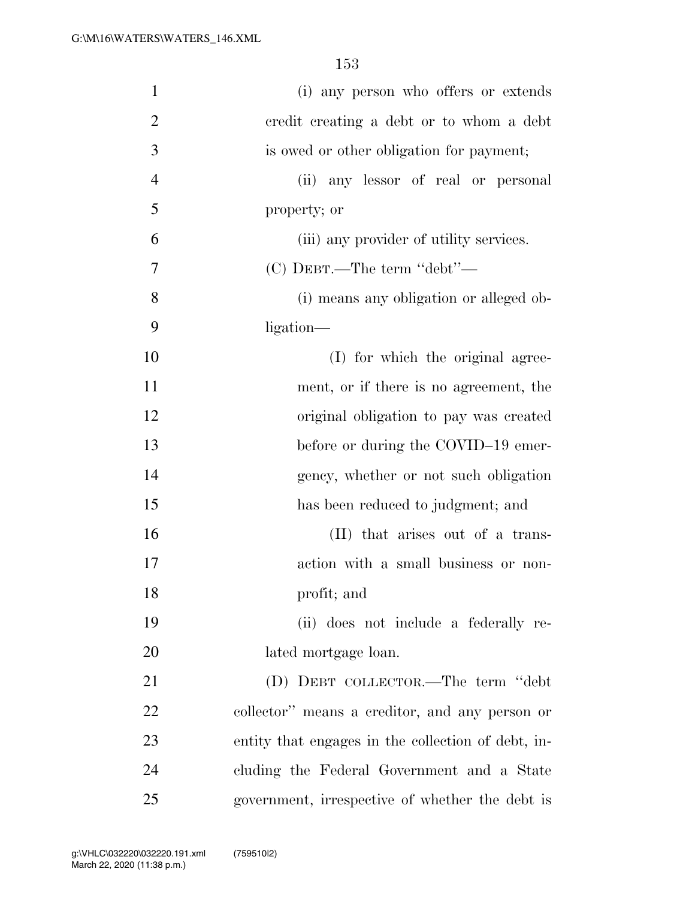(i) any person who offers or extends credit creating a debt or to whom a debt is owed or other obligation for payment;

(ii) any lessor of real or personal property; or

(iii) any provider of utility services.

(C) DEBT.—The term ''debt''—

(i) means any obligation or alleged obligation—

(I) for which the original agreement, or if there is no agreement, the original obligation to pay was created before or during the COVID–19 emergency, whether or not such obligation has been reduced to judgment; and

(II) that arises out of a transaction with a small business or nonprofit; and

(ii) does not include a federally related mortgage loan.

(D) DEBT COLLECTOR.—The term ''debt collector'' means a creditor, and any person or entity that engages in the collection of debt, including the Federal Government and a State government, irrespective of whether the debt is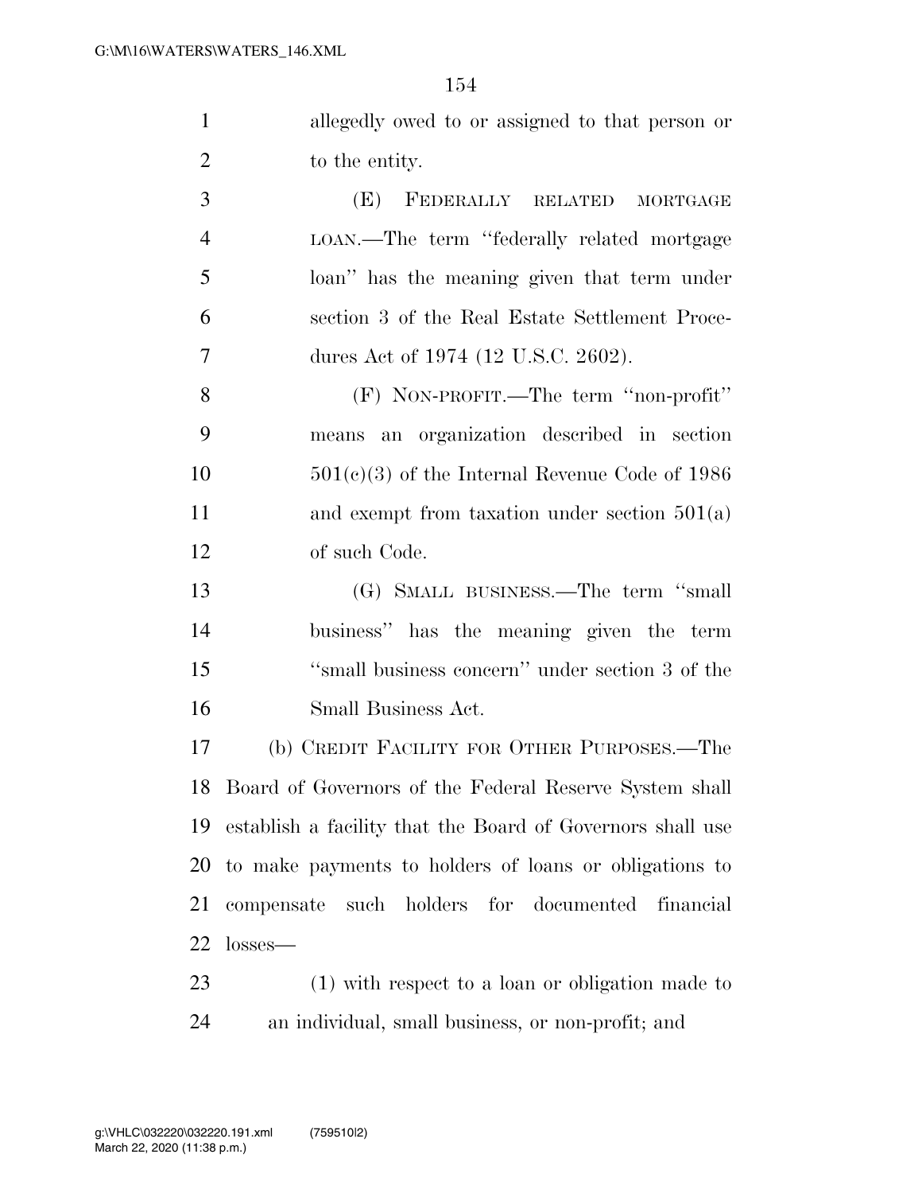allegedly owed to or assigned to that person or to the entity.

(E) FEDERALLY RELATED MORTGAGE LOAN.—The term ''federally related mortgage loan'' has the meaning given that term under section 3 of the Real Estate Settlement Procedures Act of 1974 (12 U.S.C. 2602).

(F) NON-PROFIT.—The term ''non-profit'' means an organization described in section 501(c)(3) of the Internal Revenue Code of 1986 and exempt from taxation under section 501(a) of such Code.

(G) SMALL BUSINESS.—The term ''small business'' has the meaning given the term ''small business concern'' under section 3 of the Small Business Act.

(b) CREDIT FACILITY FOR OTHER PURPOSES.—The Board of Governors of the Federal Reserve System shall establish a facility that the Board of Governors shall use to make payments to holders of loans or obligations to compensate such holders for documented financial losses—

(1) with respect to a loan or obligation made to an individual, small business, or non-profit; and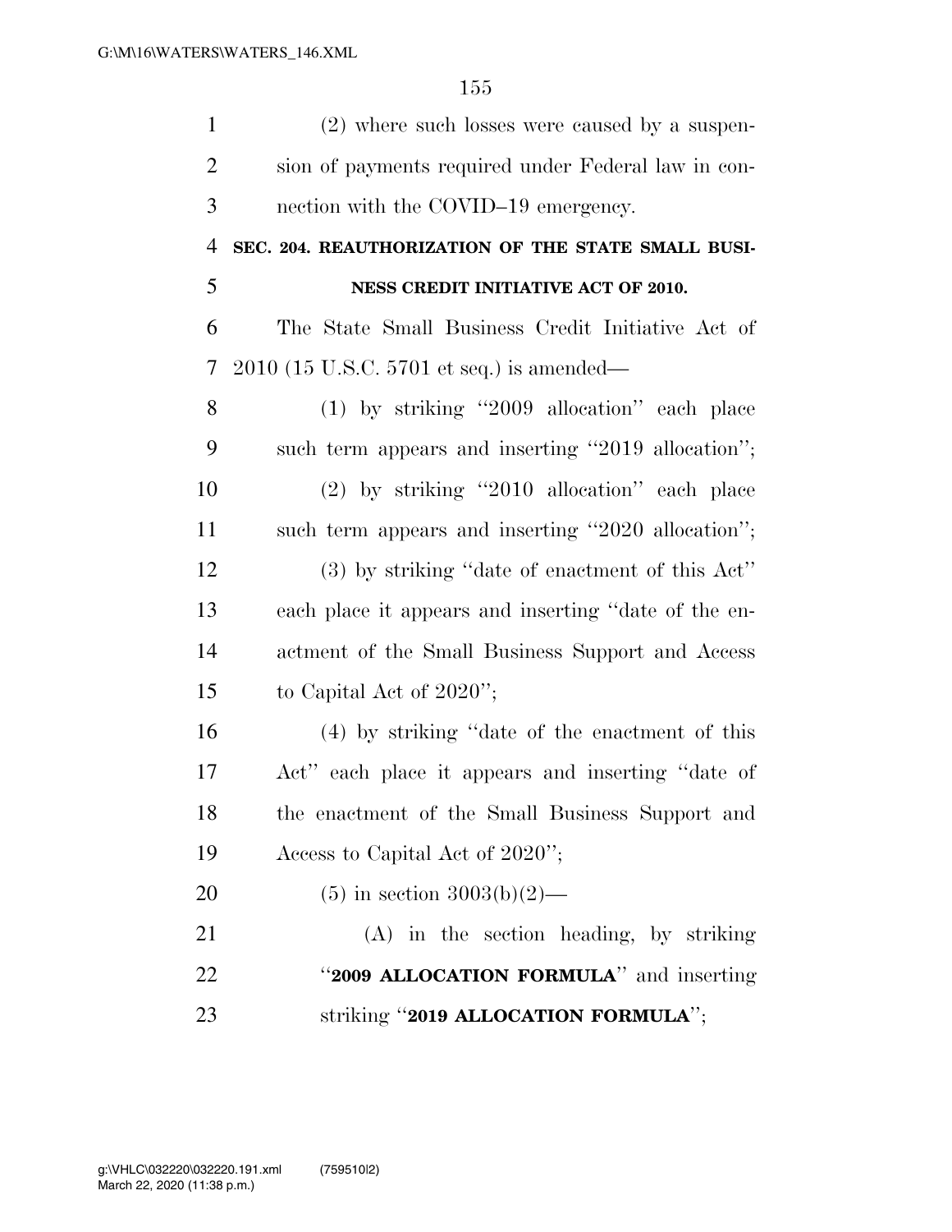(2) where such losses were caused by a suspension of payments required under Federal law in connection with the COVID–19 emergency.

**SEC. 204. REAUTHORIZATION OF THE STATE SMALL BUSINESS CREDIT INITIATIVE ACT OF 2010.**

The State Small Business Credit Initiative Act of 2010 (15 U.S.C. 5701 et seq.) is amended—

(1) by striking ''2009 allocation'' each place such term appears and inserting ''2019 allocation'';

(2) by striking ''2010 allocation'' each place such term appears and inserting ''2020 allocation'';

(3) by striking ''date of enactment of this Act'' each place it appears and inserting ''date of the enactment of the Small Business Support and Access to Capital Act of 2020'';

(4) by striking ''date of the enactment of this Act'' each place it appears and inserting ''date of the enactment of the Small Business Support and Access to Capital Act of 2020'';

(5) in section 3003(b)(2)—

(A) in the section heading, by striking ''**2009 ALLOCATION FORMULA**'' and inserting striking ''**2019 ALLOCATION FORMULA**'';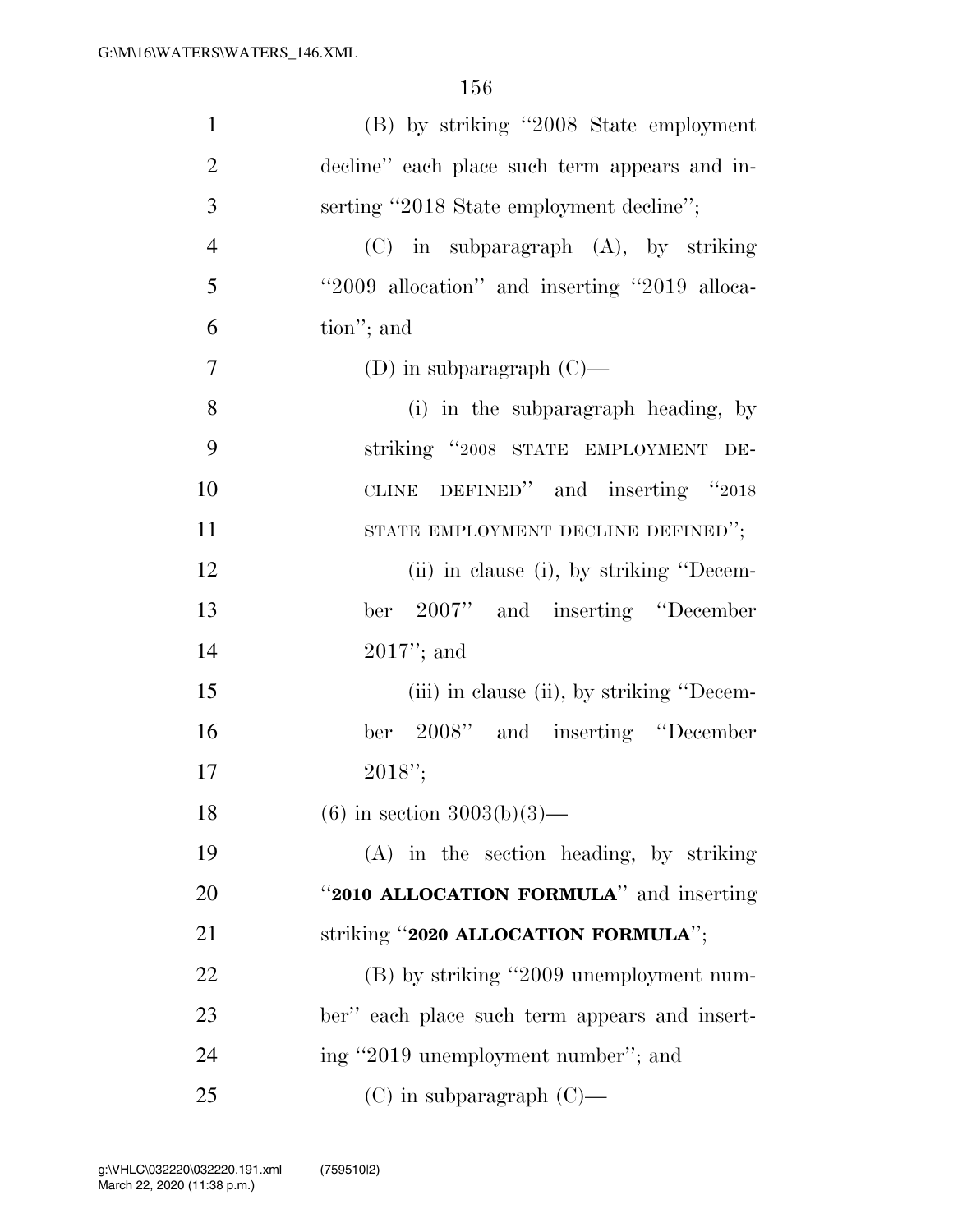(B) by striking "2008 State employment decline" each place such term appears and inserting "2018 State employment decline";

(C) in subparagraph (A), by striking "2009 allocation" and inserting "2019 allocation"; and

(D) in subparagraph (C)—

(i) in the subparagraph heading, by striking "2008 STATE EMPLOYMENT DECLINE DEFINED" and inserting "2018 STATE EMPLOYMENT DECLINE DEFINED";

(ii) in clause (i), by striking "December 2007" and inserting "December 2017"; and

(iii) in clause (ii), by striking "December 2008" and inserting "December 2018";

(6) in section 3003(b)(3)—

(A) in the section heading, by striking "**2010 ALLOCATION FORMULA**" and inserting striking "**2020 ALLOCATION FORMULA**";

(B) by striking "2009 unemployment number" each place such term appears and inserting "2019 unemployment number"; and

(C) in subparagraph (C)—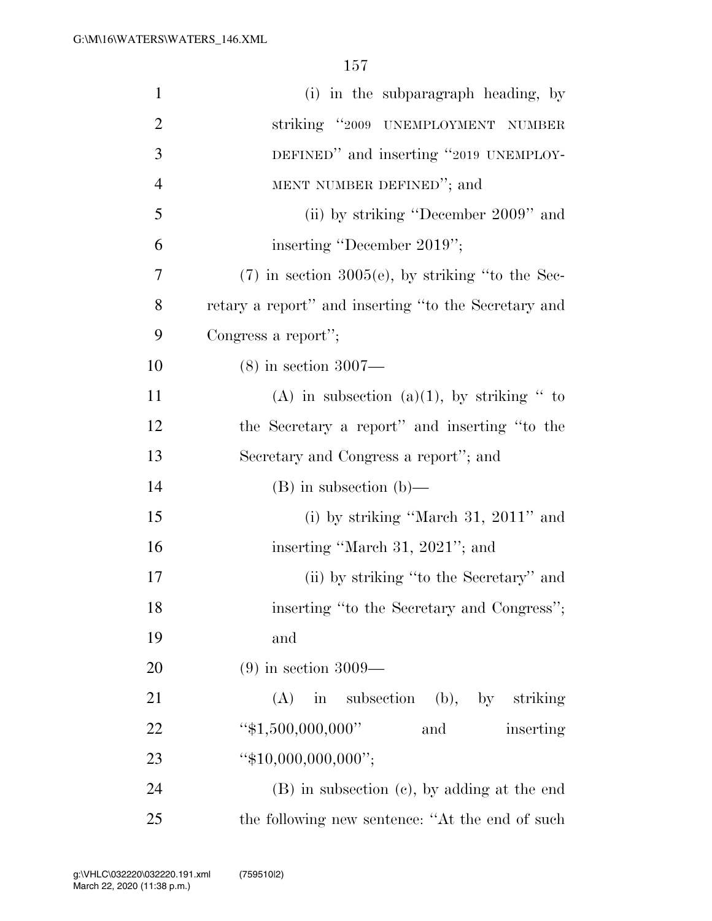(i) in the subparagraph heading, by striking "2009 UNEMPLOYMENT NUMBER DEFINED" and inserting "2019 UNEMPLOYMENT NUMBER DEFINED"; and

(ii) by striking "December 2009" and inserting "December 2019";

(7) in section 3005(e), by striking "to the Secretary a report" and inserting "to the Secretary and Congress a report";

(8) in section 3007—

(A) in subsection (a)(1), by striking " to the Secretary a report" and inserting "to the Secretary and Congress a report"; and

(B) in subsection (b)—

(i) by striking "March 31, 2011" and inserting "March 31, 2021"; and

(ii) by striking "to the Secretary" and inserting "to the Secretary and Congress"; and

(9) in section 3009—

(A) in subsection (b), by striking "$1,500,000,000" and inserting "$10,000,000,000";

(B) in subsection (c), by adding at the end the following new sentence: "At the end of such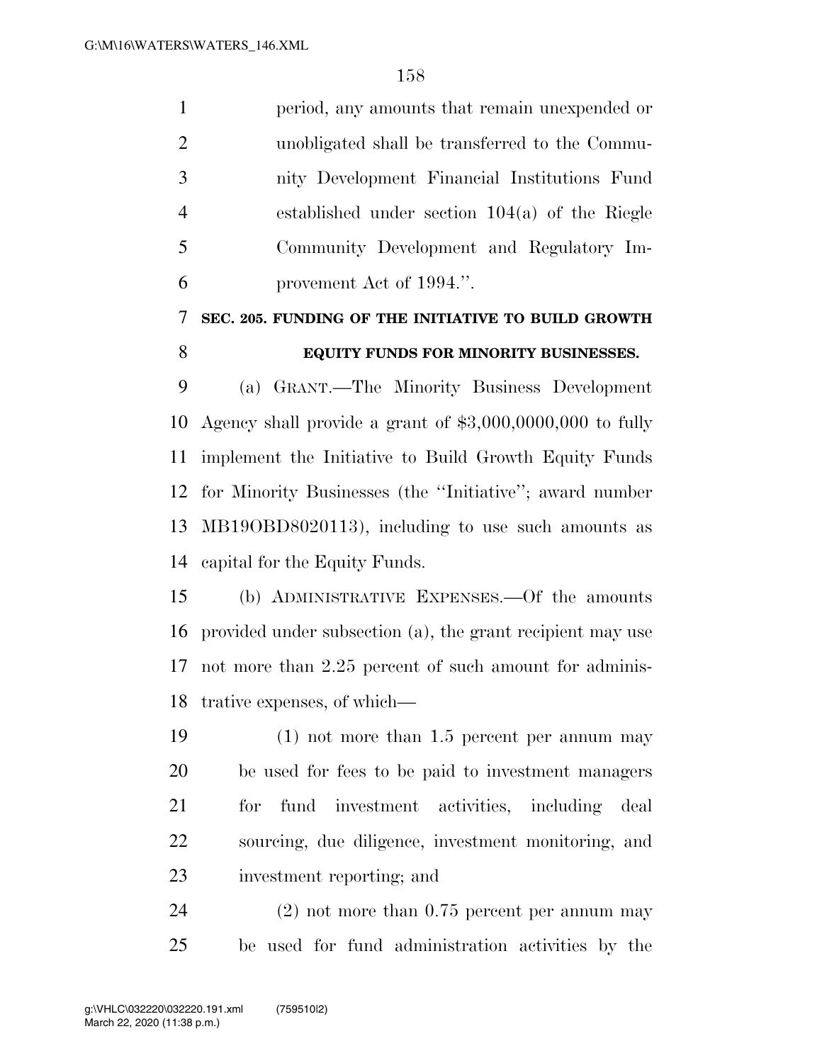period, any amounts that remain unexpended or unobligated shall be transferred to the Community Development Financial Institutions Fund established under section 104(a) of the Riegle Community Development and Regulatory Improvement Act of 1994.''.

**SEC. 205. FUNDING OF THE INITIATIVE TO BUILD GROWTH EQUITY FUNDS FOR MINORITY BUSINESSES.**

(a) GRANT.—The Minority Business Development Agency shall provide a grant of $3,000,0000,000 to fully implement the Initiative to Build Growth Equity Funds for Minority Businesses (the ''Initiative''; award number MB19OBD8020113), including to use such amounts as capital for the Equity Funds.

(b) ADMINISTRATIVE EXPENSES.—Of the amounts provided under subsection (a), the grant recipient may use not more than 2.25 percent of such amount for administrative expenses, of which—

(1) not more than 1.5 percent per annum may be used for fees to be paid to investment managers for fund investment activities, including deal sourcing, due diligence, investment monitoring, and investment reporting; and

(2) not more than 0.75 percent per annum may be used for fund administration activities by the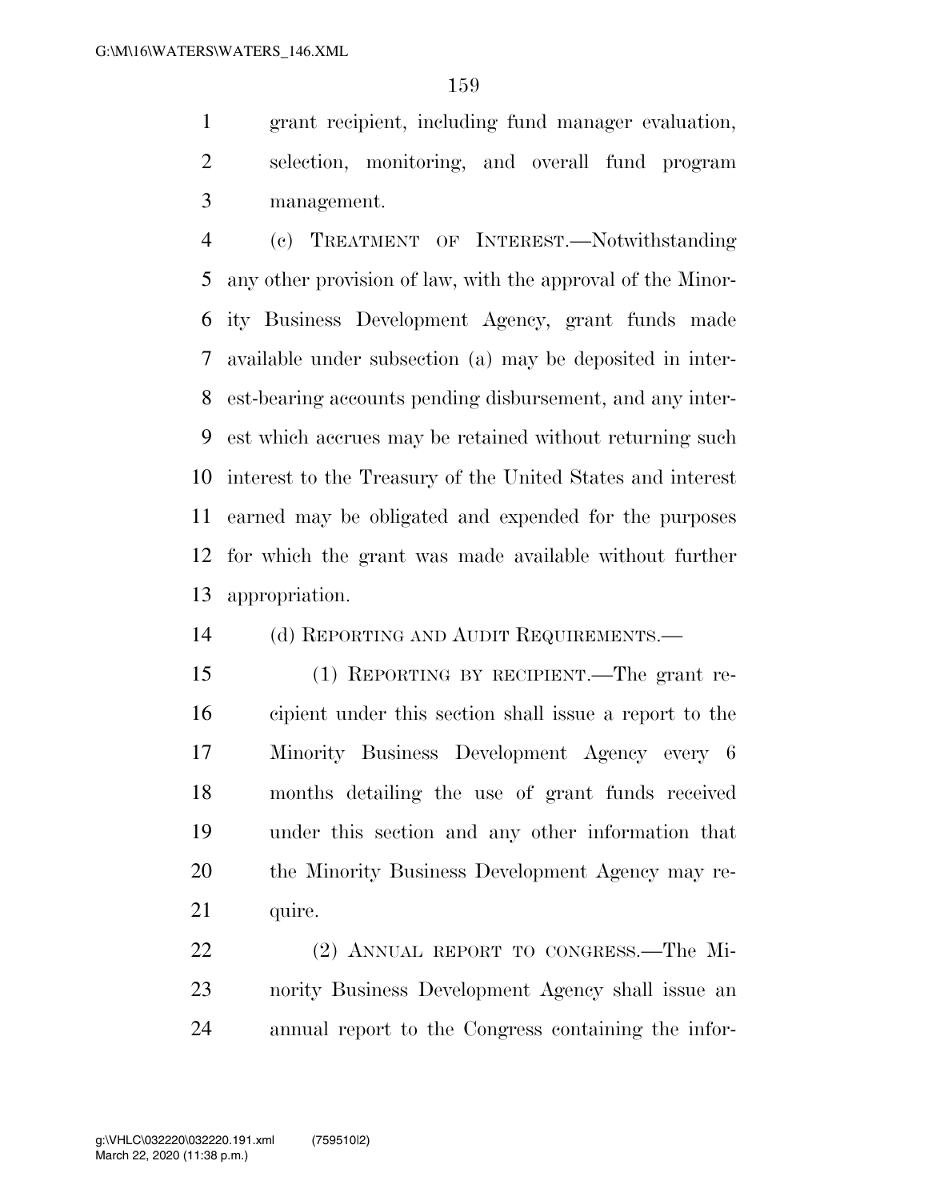grant recipient, including fund manager evaluation, selection, monitoring, and overall fund program management.

(c) TREATMENT OF INTEREST.—Notwithstanding any other provision of law, with the approval of the Minority Business Development Agency, grant funds made available under subsection (a) may be deposited in interest-bearing accounts pending disbursement, and any interest which accrues may be retained without returning such interest to the Treasury of the United States and interest earned may be obligated and expended for the purposes for which the grant was made available without further appropriation.

(d) REPORTING AND AUDIT REQUIREMENTS.—

(1) REPORTING BY RECIPIENT.—The grant recipient under this section shall issue a report to the Minority Business Development Agency every 6 months detailing the use of grant funds received under this section and any other information that the Minority Business Development Agency may require.

(2) ANNUAL REPORT TO CONGRESS.—The Minority Business Development Agency shall issue an annual report to the Congress containing the infor-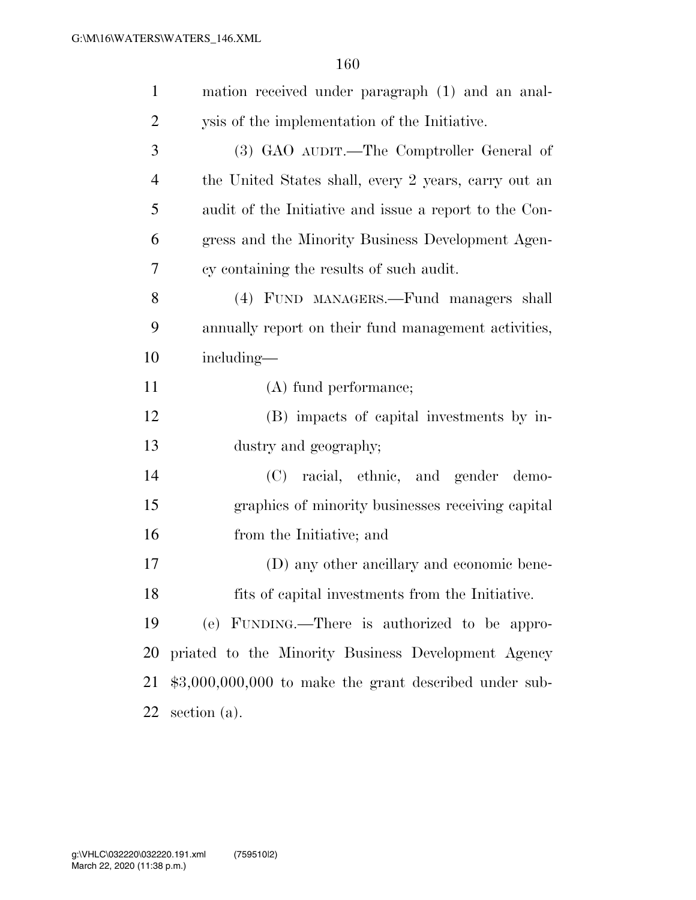mation received under paragraph (1) and an analysis of the implementation of the Initiative.

(3) GAO AUDIT.—The Comptroller General of the United States shall, every 2 years, carry out an audit of the Initiative and issue a report to the Congress and the Minority Business Development Agency containing the results of such audit.

(4) FUND MANAGERS.—Fund managers shall annually report on their fund management activities, including—

(A) fund performance;

(B) impacts of capital investments by industry and geography;

(C) racial, ethnic, and gender demographics of minority businesses receiving capital from the Initiative; and

(D) any other ancillary and economic benefits of capital investments from the Initiative.

(e) FUNDING.—There is authorized to be appropriated to the Minority Business Development Agency $3,000,000,000 to make the grant described under subsection (a).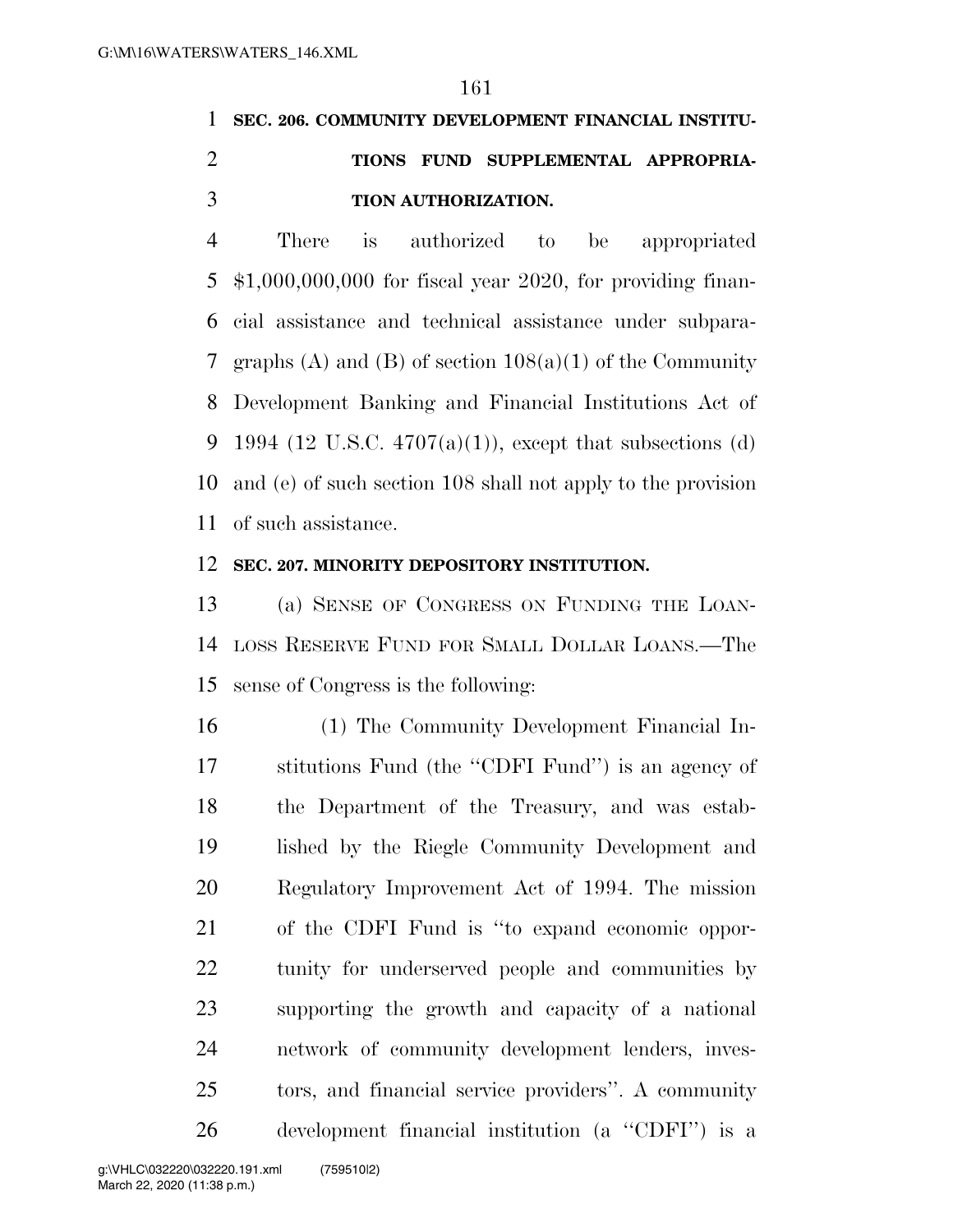**SEC. 206. COMMUNITY DEVELOPMENT FINANCIAL INSTITUTIONS FUND SUPPLEMENTAL APPROPRIATION AUTHORIZATION.**

There is authorized to be appropriated $1,000,000,000 for fiscal year 2020, for providing financial assistance and technical assistance under subparagraphs (A) and (B) of section 108(a)(1) of the Community Development Banking and Financial Institutions Act of 1994 (12 U.S.C. 4707(a)(1)), except that subsections (d) and (e) of such section 108 shall not apply to the provision of such assistance.

**SEC. 207. MINORITY DEPOSITORY INSTITUTION.**

(a) SENSE OF CONGRESS ON FUNDING THE LOAN-LOSS RESERVE FUND FOR SMALL DOLLAR LOANS.—The sense of Congress is the following:

(1) The Community Development Financial Institutions Fund (the "CDFI Fund") is an agency of the Department of the Treasury, and was established by the Riegle Community Development and Regulatory Improvement Act of 1994. The mission of the CDFI Fund is "to expand economic opportunity for underserved people and communities by supporting the growth and capacity of a national network of community development lenders, investors, and financial service providers". A community development financial institution (a "CDFI") is a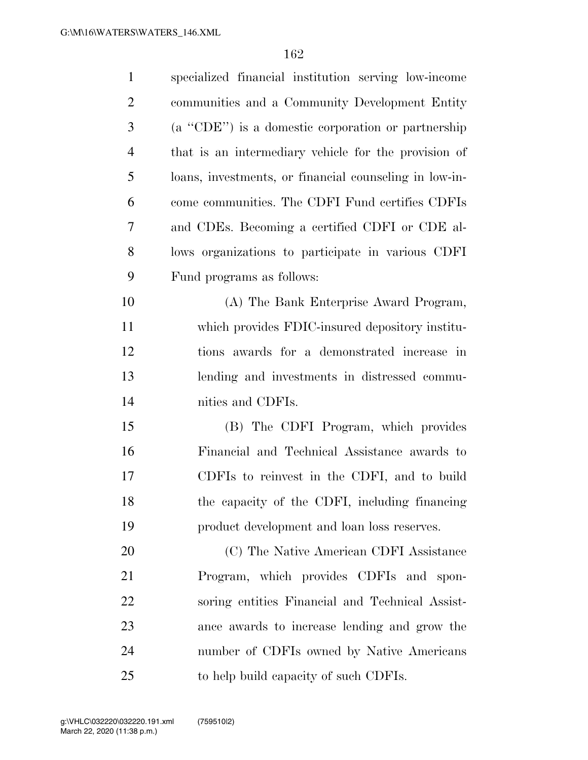specialized financial institution serving low-income communities and a Community Development Entity (a "CDE") is a domestic corporation or partnership that is an intermediary vehicle for the provision of loans, investments, or financial counseling in low-income communities. The CDFI Fund certifies CDFIs and CDEs. Becoming a certified CDFI or CDE allows organizations to participate in various CDFI Fund programs as follows:

(A) The Bank Enterprise Award Program, which provides FDIC-insured depository institutions awards for a demonstrated increase in lending and investments in distressed communities and CDFIs.

(B) The CDFI Program, which provides Financial and Technical Assistance awards to CDFIs to reinvest in the CDFI, and to build the capacity of the CDFI, including financing product development and loan loss reserves.

(C) The Native American CDFI Assistance Program, which provides CDFIs and sponsoring entities Financial and Technical Assistance awards to increase lending and grow the number of CDFIs owned by Native Americans to help build capacity of such CDFIs.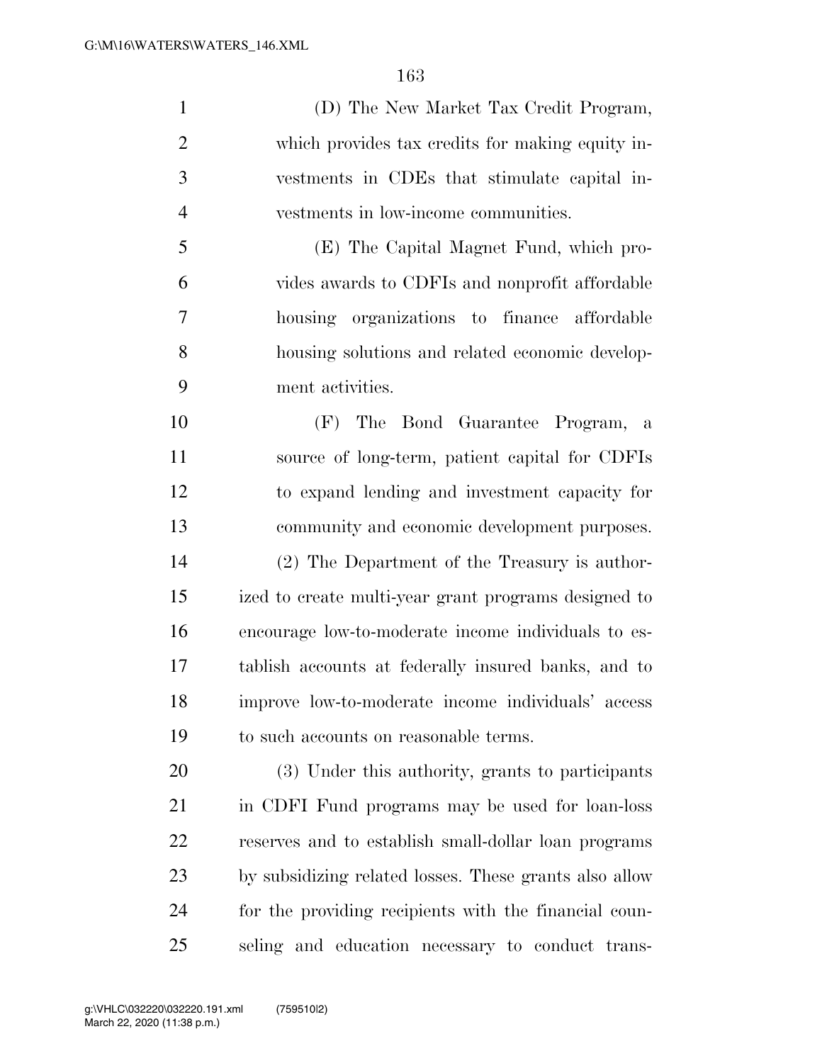(D) The New Market Tax Credit Program, which provides tax credits for making equity investments in CDEs that stimulate capital investments in low-income communities.

(E) The Capital Magnet Fund, which provides awards to CDFIs and nonprofit affordable housing organizations to finance affordable housing solutions and related economic development activities.

(F) The Bond Guarantee Program, a source of long-term, patient capital for CDFIs to expand lending and investment capacity for community and economic development purposes.

(2) The Department of the Treasury is authorized to create multi-year grant programs designed to encourage low-to-moderate income individuals to establish accounts at federally insured banks, and to improve low-to-moderate income individuals' access to such accounts on reasonable terms.

(3) Under this authority, grants to participants in CDFI Fund programs may be used for loan-loss reserves and to establish small-dollar loan programs by subsidizing related losses. These grants also allow for the providing recipients with the financial counseling and education necessary to conduct trans-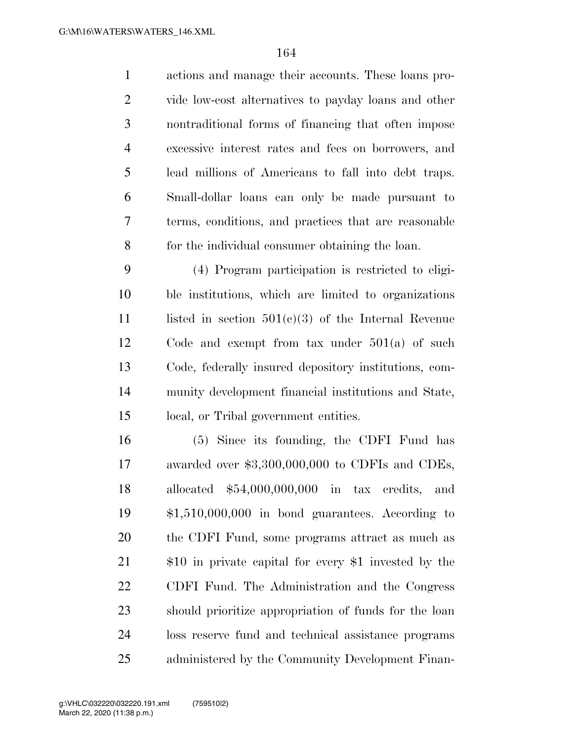actions and manage their accounts. These loans provide low-cost alternatives to payday loans and other nontraditional forms of financing that often impose excessive interest rates and fees on borrowers, and lead millions of Americans to fall into debt traps. Small-dollar loans can only be made pursuant to terms, conditions, and practices that are reasonable for the individual consumer obtaining the loan.

(4) Program participation is restricted to eligible institutions, which are limited to organizations listed in section 501(c)(3) of the Internal Revenue Code and exempt from tax under 501(a) of such Code, federally insured depository institutions, community development financial institutions and State, local, or Tribal government entities.

(5) Since its founding, the CDFI Fund has awarded over $3,300,000,000 to CDFIs and CDEs, allocated $54,000,000,000 in tax credits, and $1,510,000,000 in bond guarantees. According to the CDFI Fund, some programs attract as much as $10 in private capital for every $1 invested by the CDFI Fund. The Administration and the Congress should prioritize appropriation of funds for the loan loss reserve fund and technical assistance programs administered by the Community Development Finan-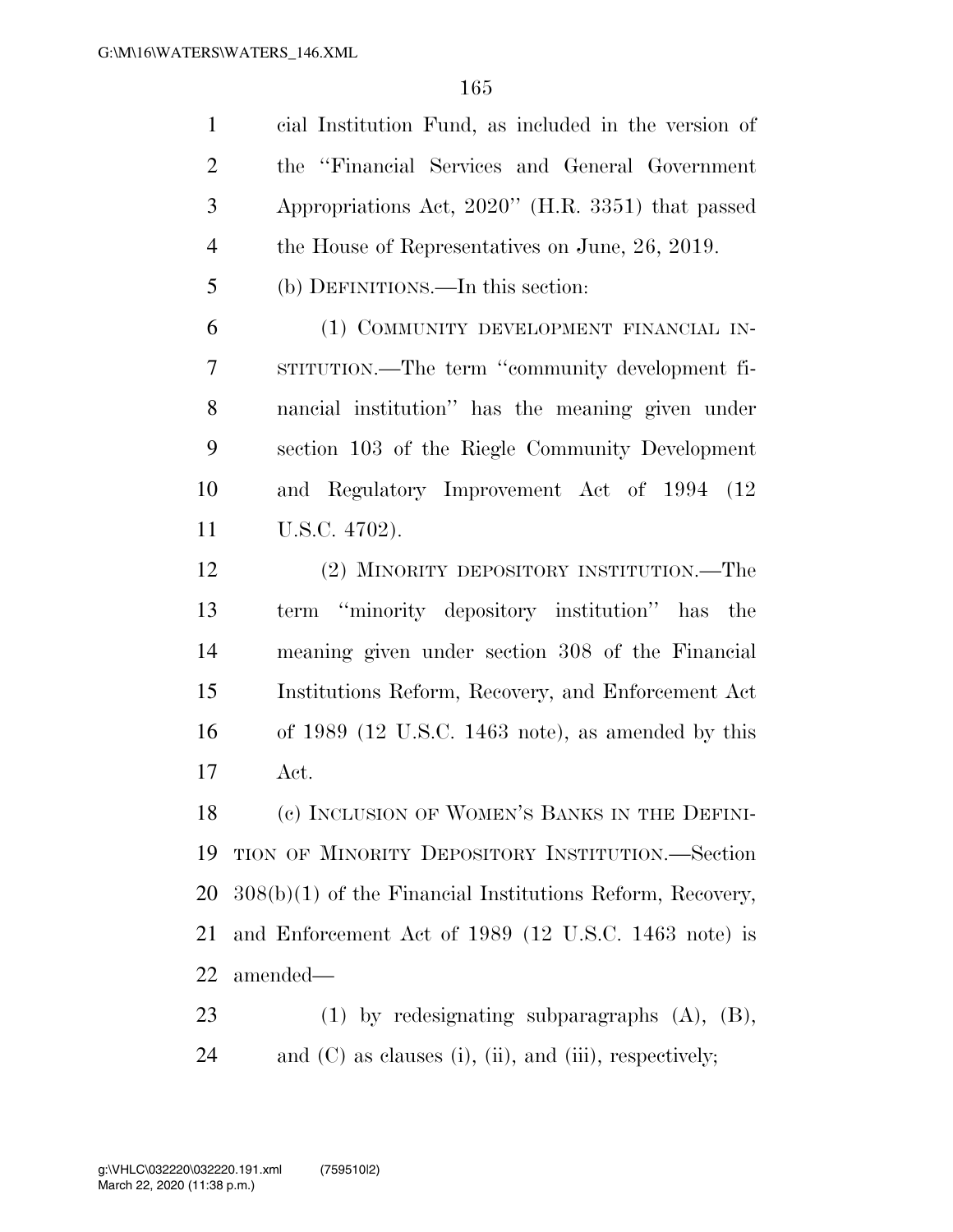cial Institution Fund, as included in the version of the ''Financial Services and General Government Appropriations Act, 2020'' (H.R. 3351) that passed the House of Representatives on June, 26, 2019.

(b) DEFINITIONS.—In this section:

(1) COMMUNITY DEVELOPMENT FINANCIAL INSTITUTION.—The term ''community development financial institution'' has the meaning given under section 103 of the Riegle Community Development and Regulatory Improvement Act of 1994 (12 U.S.C. 4702).

(2) MINORITY DEPOSITORY INSTITUTION.—The term ''minority depository institution'' has the meaning given under section 308 of the Financial Institutions Reform, Recovery, and Enforcement Act of 1989 (12 U.S.C. 1463 note), as amended by this Act.

(c) INCLUSION OF WOMEN'S BANKS IN THE DEFINITION OF MINORITY DEPOSITORY INSTITUTION.—Section 308(b)(1) of the Financial Institutions Reform, Recovery, and Enforcement Act of 1989 (12 U.S.C. 1463 note) is amended—

(1) by redesignating subparagraphs (A), (B), and (C) as clauses (i), (ii), and (iii), respectively;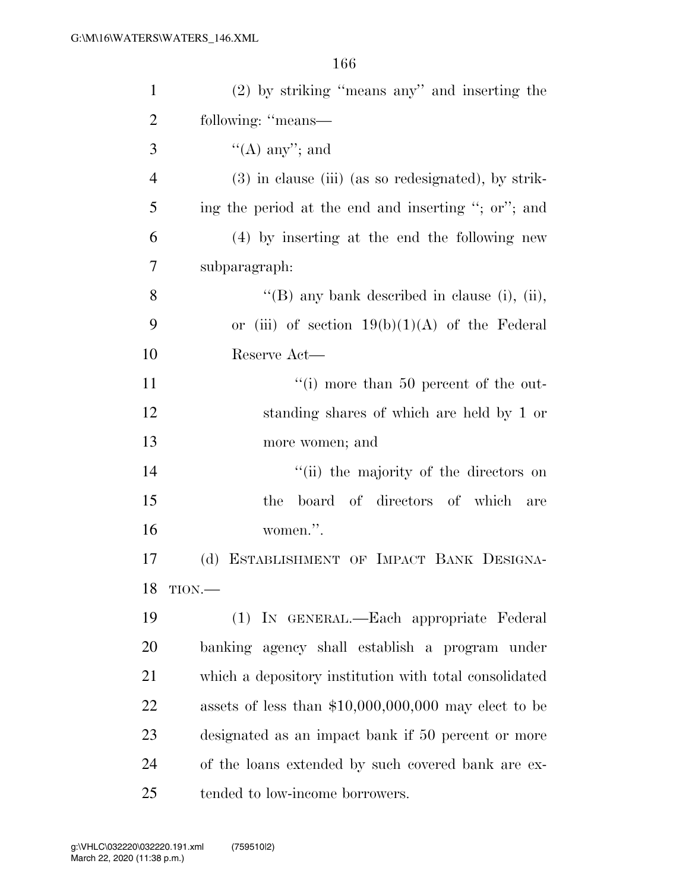(2) by striking "means any" and inserting the following: "means—

"(A) any"; and

(3) in clause (iii) (as so redesignated), by striking the period at the end and inserting "; or"; and

(4) by inserting at the end the following new subparagraph:

"(B) any bank described in clause (i), (ii), or (iii) of section 19(b)(1)(A) of the Federal Reserve Act—

"(i) more than 50 percent of the outstanding shares of which are held by 1 or more women; and

"(ii) the majority of the directors on the board of directors of which are women.".

(d) ESTABLISHMENT OF IMPACT BANK DESIGNATION.—

(1) IN GENERAL.—Each appropriate Federal banking agency shall establish a program under which a depository institution with total consolidated assets of less than $10,000,000,000 may elect to be designated as an impact bank if 50 percent or more of the loans extended by such covered bank are extended to low-income borrowers.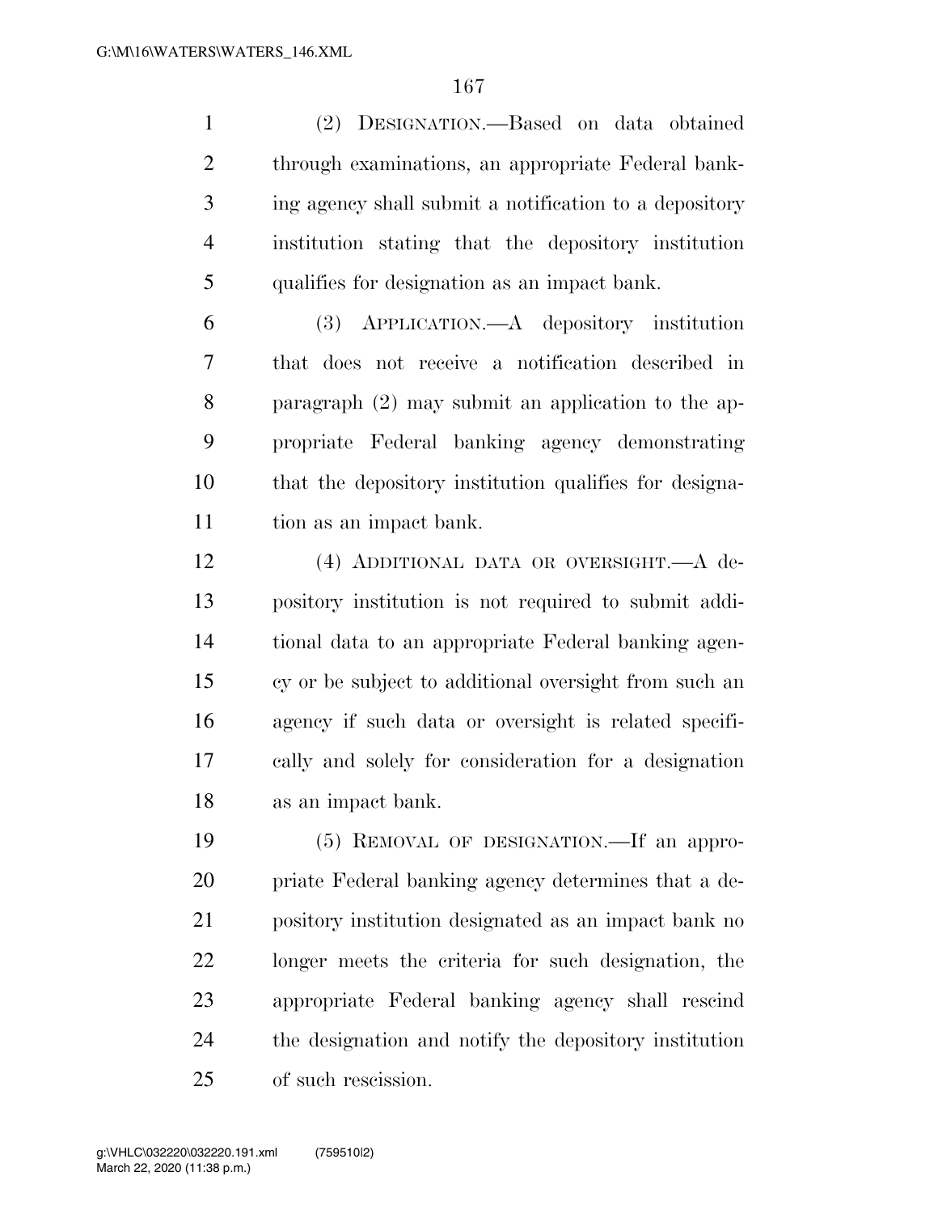(2) DESIGNATION.—Based on data obtained through examinations, an appropriate Federal banking agency shall submit a notification to a depository institution stating that the depository institution qualifies for designation as an impact bank.

(3) APPLICATION.—A depository institution that does not receive a notification described in paragraph (2) may submit an application to the appropriate Federal banking agency demonstrating that the depository institution qualifies for designation as an impact bank.

(4) ADDITIONAL DATA OR OVERSIGHT.—A depository institution is not required to submit additional data to an appropriate Federal banking agency or be subject to additional oversight from such an agency if such data or oversight is related specifically and solely for consideration for a designation as an impact bank.

(5) REMOVAL OF DESIGNATION.—If an appropriate Federal banking agency determines that a depository institution designated as an impact bank no longer meets the criteria for such designation, the appropriate Federal banking agency shall rescind the designation and notify the depository institution of such rescission.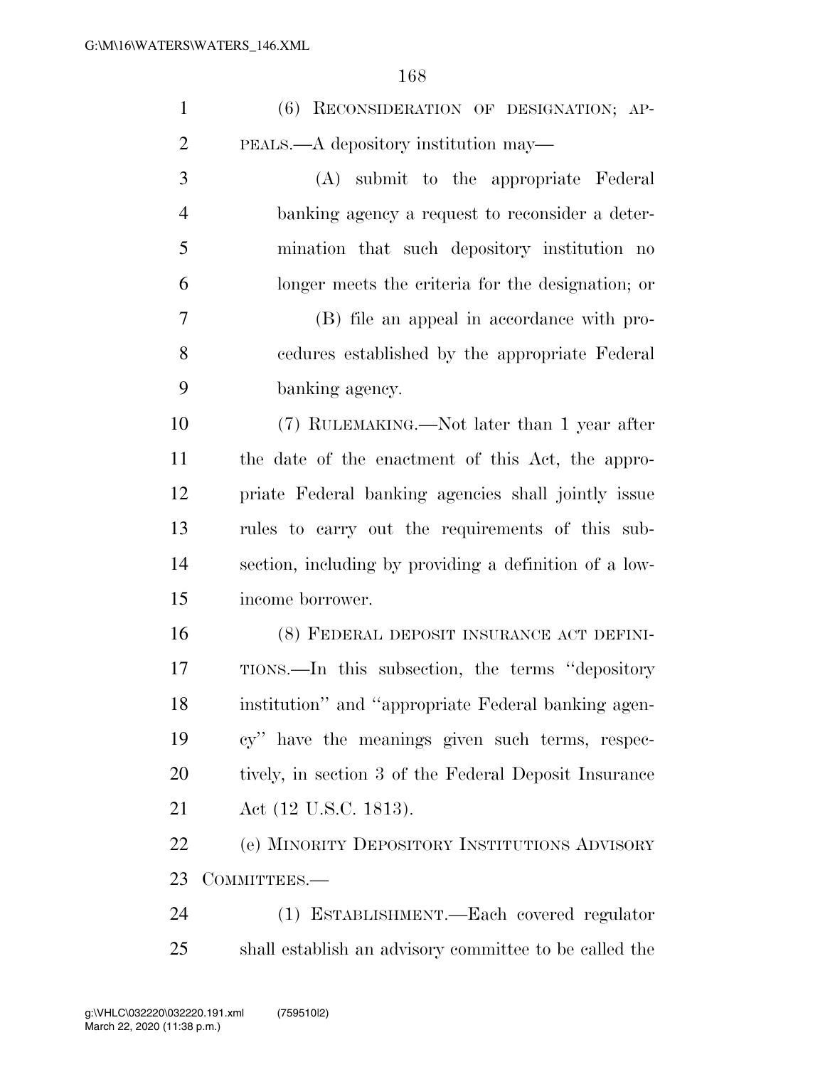(6) RECONSIDERATION OF DESIGNATION; APPEALS.—A depository institution may—

(A) submit to the appropriate Federal banking agency a request to reconsider a determination that such depository institution no longer meets the criteria for the designation; or

(B) file an appeal in accordance with procedures established by the appropriate Federal banking agency.

(7) RULEMAKING.—Not later than 1 year after the date of the enactment of this Act, the appropriate Federal banking agencies shall jointly issue rules to carry out the requirements of this subsection, including by providing a definition of a low-income borrower.

(8) FEDERAL DEPOSIT INSURANCE ACT DEFINITIONS.—In this subsection, the terms ''depository institution'' and ''appropriate Federal banking agency'' have the meanings given such terms, respectively, in section 3 of the Federal Deposit Insurance Act (12 U.S.C. 1813).

(e) MINORITY DEPOSITORY INSTITUTIONS ADVISORY COMMITTEES.—

(1) ESTABLISHMENT.—Each covered regulator shall establish an advisory committee to be called the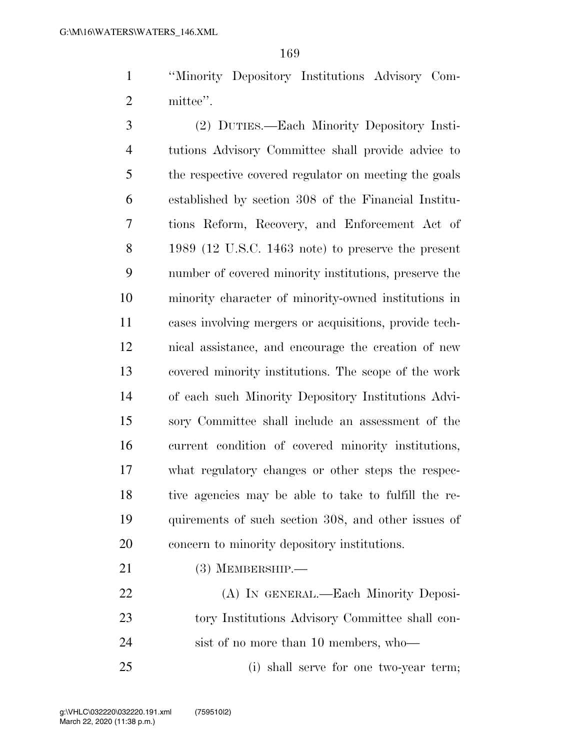"Minority Depository Institutions Advisory Committee".

(2) DUTIES.—Each Minority Depository Institutions Advisory Committee shall provide advice to the respective covered regulator on meeting the goals established by section 308 of the Financial Institutions Reform, Recovery, and Enforcement Act of 1989 (12 U.S.C. 1463 note) to preserve the present number of covered minority institutions, preserve the minority character of minority-owned institutions in cases involving mergers or acquisitions, provide technical assistance, and encourage the creation of new covered minority institutions. The scope of the work of each such Minority Depository Institutions Advisory Committee shall include an assessment of the current condition of covered minority institutions, what regulatory changes or other steps the respective agencies may be able to take to fulfill the requirements of such section 308, and other issues of concern to minority depository institutions.

(3) MEMBERSHIP.—

(A) IN GENERAL.—Each Minority Depository Institutions Advisory Committee shall consist of no more than 10 members, who—

(i) shall serve for one two-year term;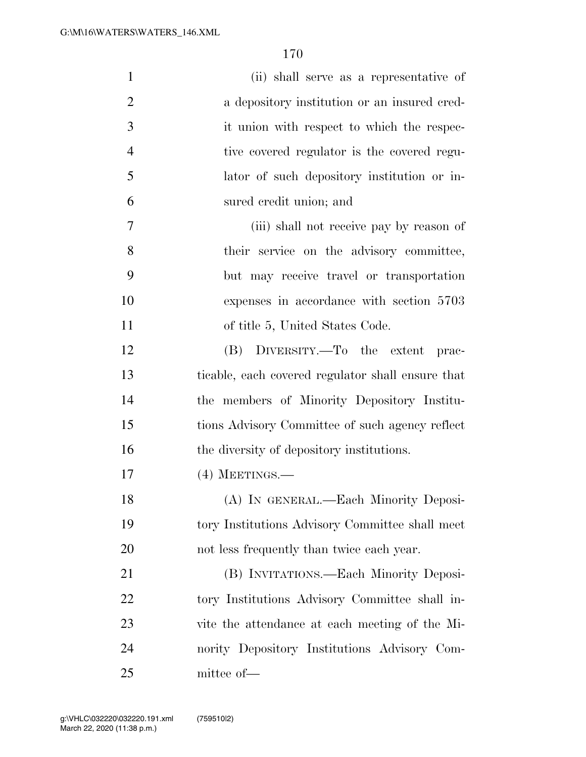(ii) shall serve as a representative of a depository institution or an insured credit union with respect to which the respective covered regulator is the covered regulator of such depository institution or insured credit union; and

(iii) shall not receive pay by reason of their service on the advisory committee, but may receive travel or transportation expenses in accordance with section 5703 of title 5, United States Code.

(B) DIVERSITY.—To the extent practicable, each covered regulator shall ensure that the members of Minority Depository Institutions Advisory Committee of such agency reflect the diversity of depository institutions.

(4) MEETINGS.—

(A) IN GENERAL.—Each Minority Depository Institutions Advisory Committee shall meet not less frequently than twice each year.

(B) INVITATIONS.—Each Minority Depository Institutions Advisory Committee shall invite the attendance at each meeting of the Minority Depository Institutions Advisory Committee of—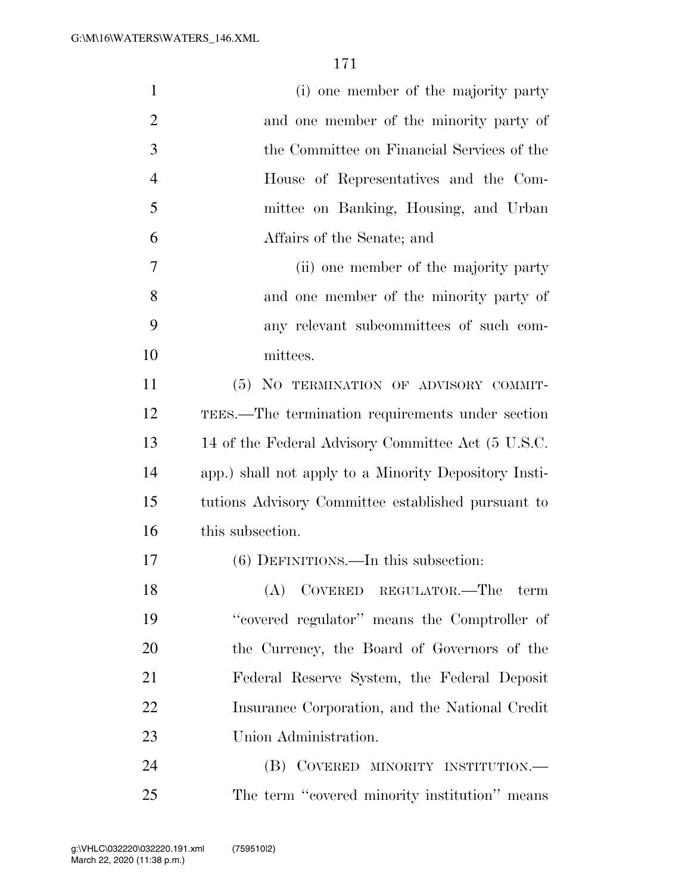(i) one member of the majority party and one member of the minority party of the Committee on Financial Services of the House of Representatives and the Committee on Banking, Housing, and Urban Affairs of the Senate; and

(ii) one member of the majority party and one member of the minority party of any relevant subcommittees of such committees.

(5) NO TERMINATION OF ADVISORY COMMITTEES.—The termination requirements under section 14 of the Federal Advisory Committee Act (5 U.S.C. app.) shall not apply to a Minority Depository Institutions Advisory Committee established pursuant to this subsection.

(6) DEFINITIONS.—In this subsection:

(A) COVERED REGULATOR.—The term ''covered regulator'' means the Comptroller of the Currency, the Board of Governors of the Federal Reserve System, the Federal Deposit Insurance Corporation, and the National Credit Union Administration.

(B) COVERED MINORITY INSTITUTION.— The term ''covered minority institution'' means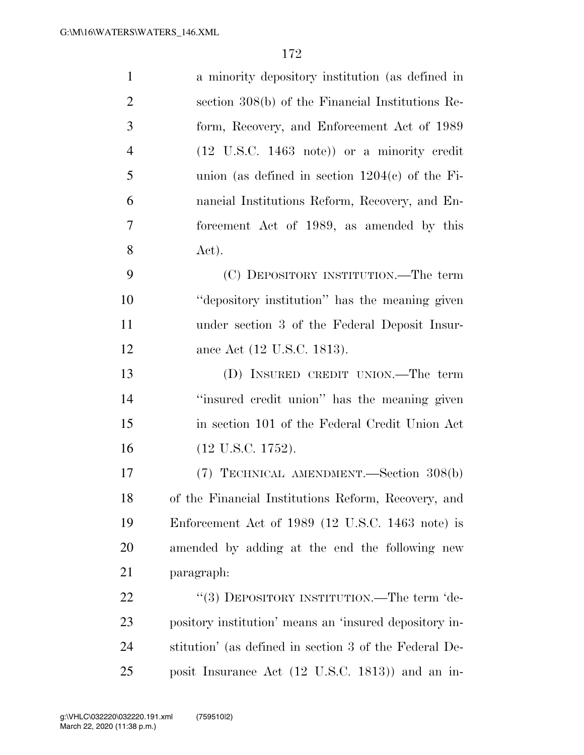a minority depository institution (as defined in section 308(b) of the Financial Institutions Reform, Recovery, and Enforcement Act of 1989 (12 U.S.C. 1463 note)) or a minority credit union (as defined in section 1204(c) of the Financial Institutions Reform, Recovery, and Enforcement Act of 1989, as amended by this Act).

(C) DEPOSITORY INSTITUTION.—The term ''depository institution'' has the meaning given under section 3 of the Federal Deposit Insurance Act (12 U.S.C. 1813).

(D) INSURED CREDIT UNION.—The term ''insured credit union'' has the meaning given in section 101 of the Federal Credit Union Act (12 U.S.C. 1752).

(7) TECHNICAL AMENDMENT.—Section 308(b) of the Financial Institutions Reform, Recovery, and Enforcement Act of 1989 (12 U.S.C. 1463 note) is amended by adding at the end the following new paragraph:

''(3) DEPOSITORY INSTITUTION.—The term 'depository institution' means an 'insured depository institution' (as defined in section 3 of the Federal Deposit Insurance Act (12 U.S.C. 1813)) and an in-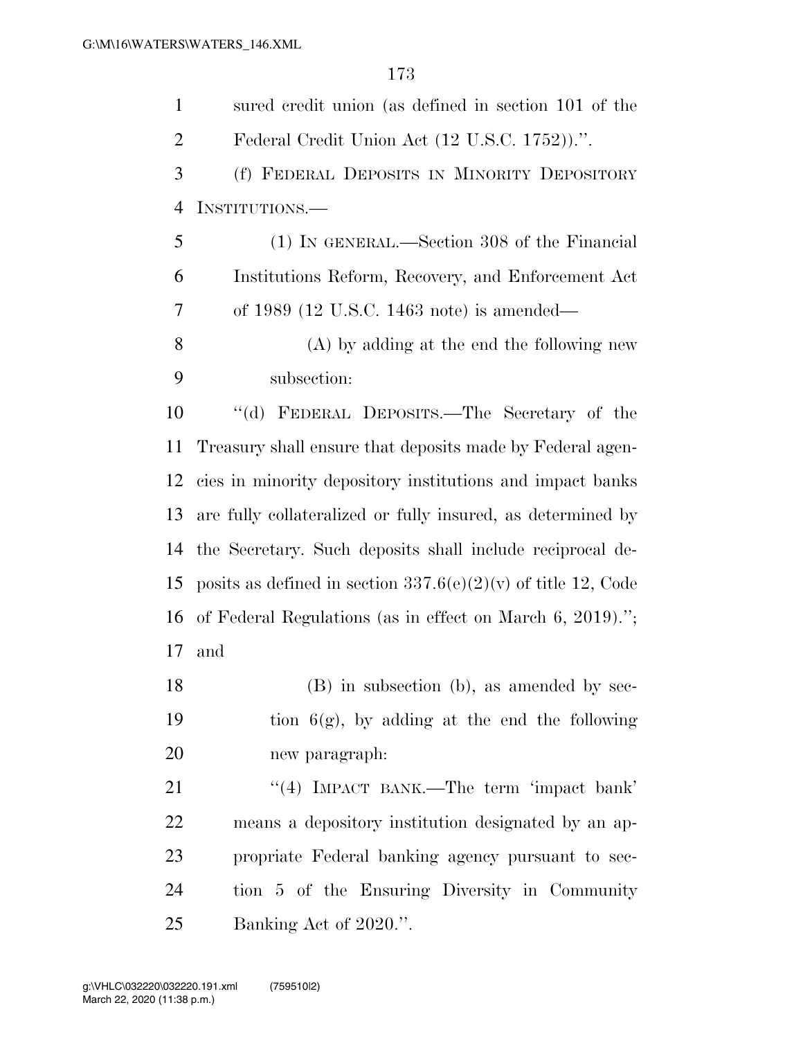sured credit union (as defined in section 101 of the Federal Credit Union Act (12 U.S.C. 1752)).''.

(f) FEDERAL DEPOSITS IN MINORITY DEPOSITORY INSTITUTIONS.—

(1) IN GENERAL.—Section 308 of the Financial Institutions Reform, Recovery, and Enforcement Act of 1989 (12 U.S.C. 1463 note) is amended—

(A) by adding at the end the following new subsection:

''(d) FEDERAL DEPOSITS.—The Secretary of the Treasury shall ensure that deposits made by Federal agencies in minority depository institutions and impact banks are fully collateralized or fully insured, as determined by the Secretary. Such deposits shall include reciprocal deposits as defined in section 337.6(e)(2)(v) of title 12, Code of Federal Regulations (as in effect on March 6, 2019).''; and

(B) in subsection (b), as amended by section 6(g), by adding at the end the following new paragraph:

''(4) IMPACT BANK.—The term 'impact bank' means a depository institution designated by an appropriate Federal banking agency pursuant to section 5 of the Ensuring Diversity in Community Banking Act of 2020.''.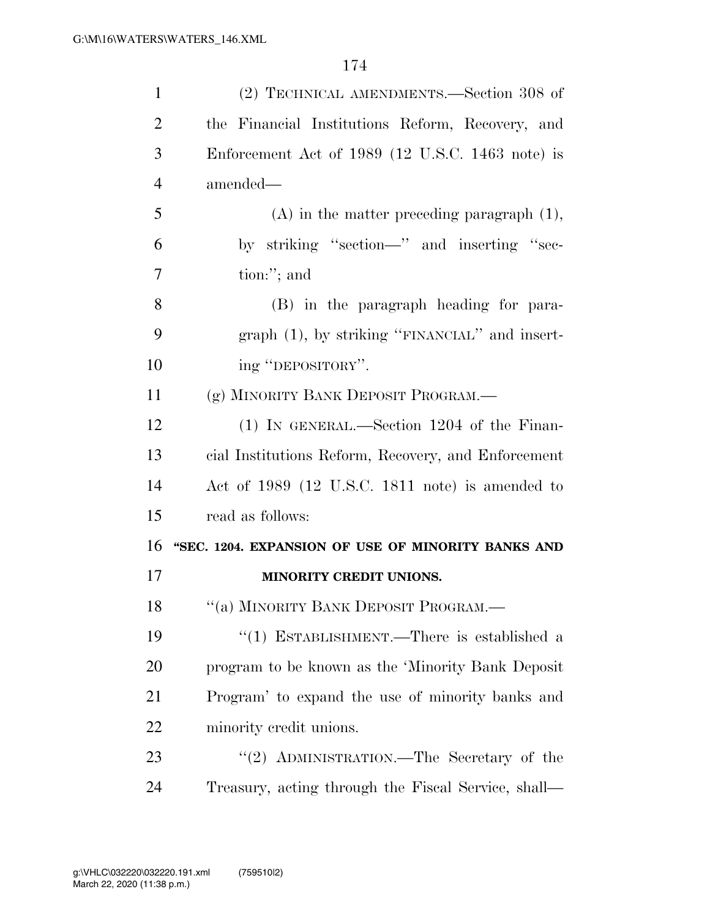(2) TECHNICAL AMENDMENTS.—Section 308 of the Financial Institutions Reform, Recovery, and Enforcement Act of 1989 (12 U.S.C. 1463 note) is amended—

(A) in the matter preceding paragraph (1), by striking ''section—'' and inserting ''section:''; and

(B) in the paragraph heading for paragraph (1), by striking ''FINANCIAL'' and inserting ''DEPOSITORY''.

(g) MINORITY BANK DEPOSIT PROGRAM.—

(1) IN GENERAL.—Section 1204 of the Financial Institutions Reform, Recovery, and Enforcement Act of 1989 (12 U.S.C. 1811 note) is amended to read as follows:

**''SEC. 1204. EXPANSION OF USE OF MINORITY BANKS AND MINORITY CREDIT UNIONS.**

''(a) MINORITY BANK DEPOSIT PROGRAM.—

''(1) ESTABLISHMENT.—There is established a program to be known as the 'Minority Bank Deposit Program' to expand the use of minority banks and minority credit unions.

''(2) ADMINISTRATION.—The Secretary of the Treasury, acting through the Fiscal Service, shall—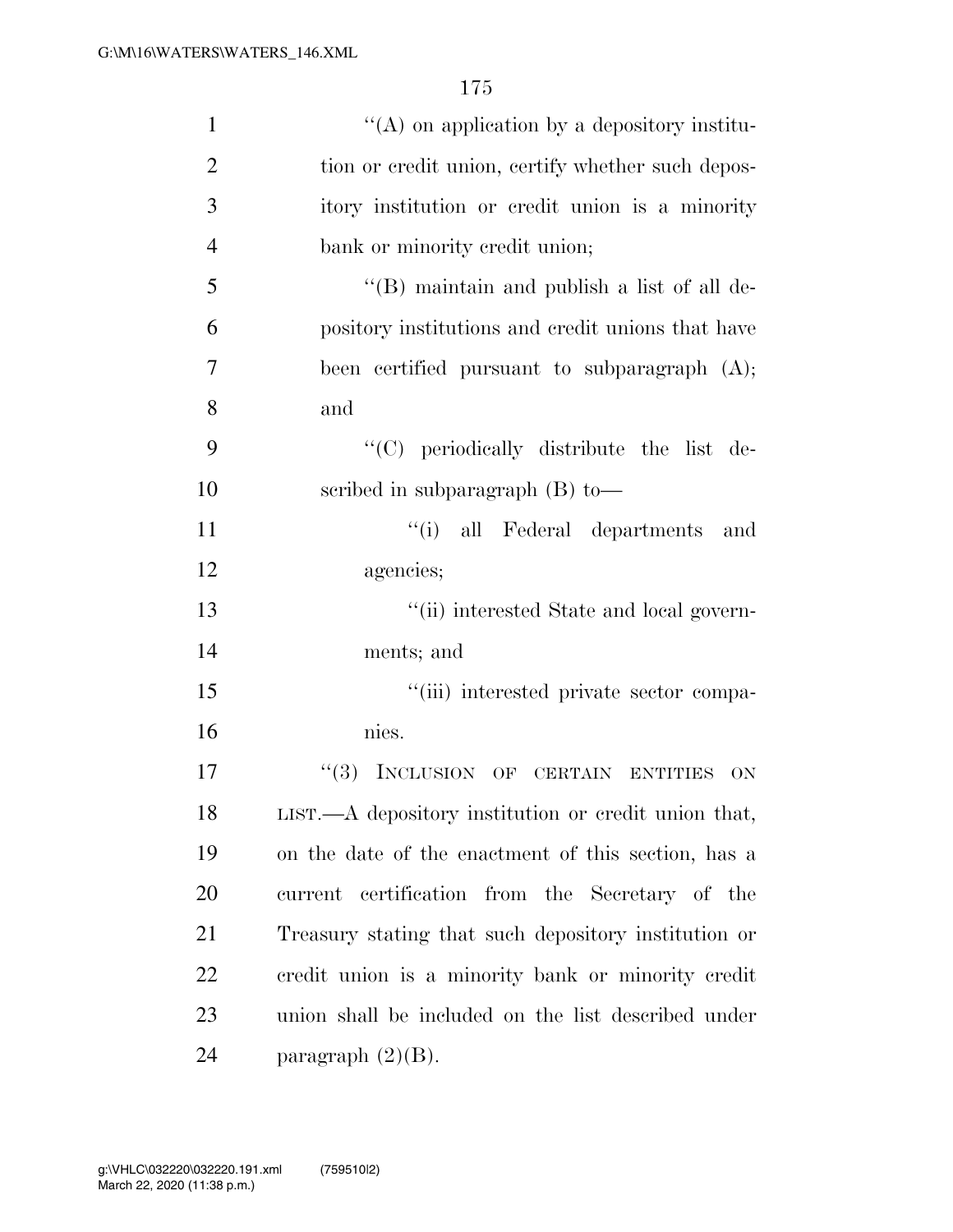''(A) on application by a depository institution or credit union, certify whether such depository institution or credit union is a minority bank or minority credit union;

''(B) maintain and publish a list of all depository institutions and credit unions that have been certified pursuant to subparagraph (A); and

''(C) periodically distribute the list described in subparagraph (B) to—

''(i) all Federal departments and agencies;

''(ii) interested State and local governments; and

''(iii) interested private sector companies.

''(3) INCLUSION OF CERTAIN ENTITIES ON LIST.—A depository institution or credit union that, on the date of the enactment of this section, has a current certification from the Secretary of the Treasury stating that such depository institution or credit union is a minority bank or minority credit union shall be included on the list described under paragraph (2)(B).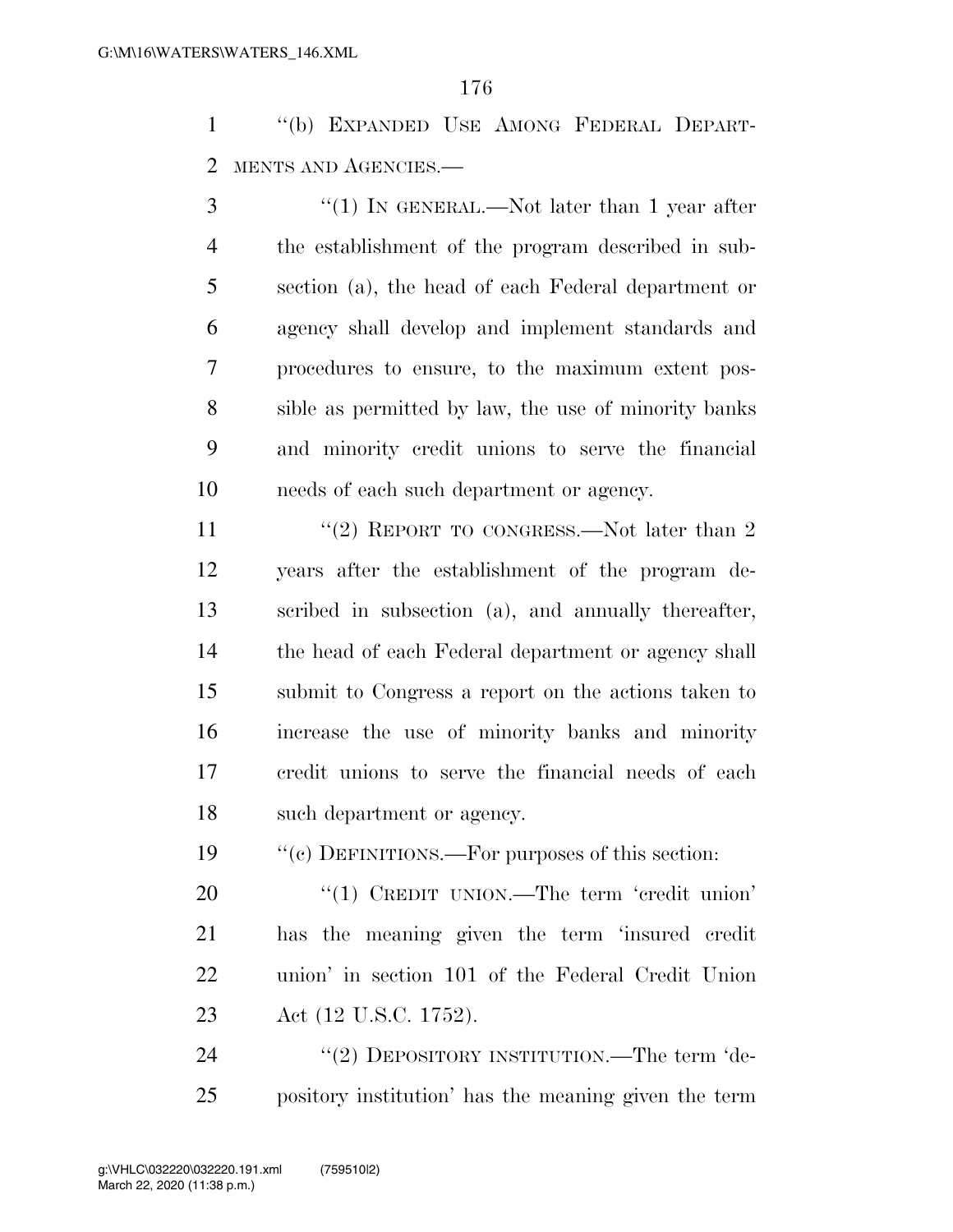"(b) EXPANDED USE AMONG FEDERAL DEPARTMENTS AND AGENCIES.—

"(1) IN GENERAL.—Not later than 1 year after the establishment of the program described in subsection (a), the head of each Federal department or agency shall develop and implement standards and procedures to ensure, to the maximum extent possible as permitted by law, the use of minority banks and minority credit unions to serve the financial needs of each such department or agency.

"(2) REPORT TO CONGRESS.—Not later than 2 years after the establishment of the program described in subsection (a), and annually thereafter, the head of each Federal department or agency shall submit to Congress a report on the actions taken to increase the use of minority banks and minority credit unions to serve the financial needs of each such department or agency.

"(c) DEFINITIONS.—For purposes of this section:

"(1) CREDIT UNION.—The term 'credit union' has the meaning given the term 'insured credit union' in section 101 of the Federal Credit Union Act (12 U.S.C. 1752).

"(2) DEPOSITORY INSTITUTION.—The term 'depository institution' has the meaning given the term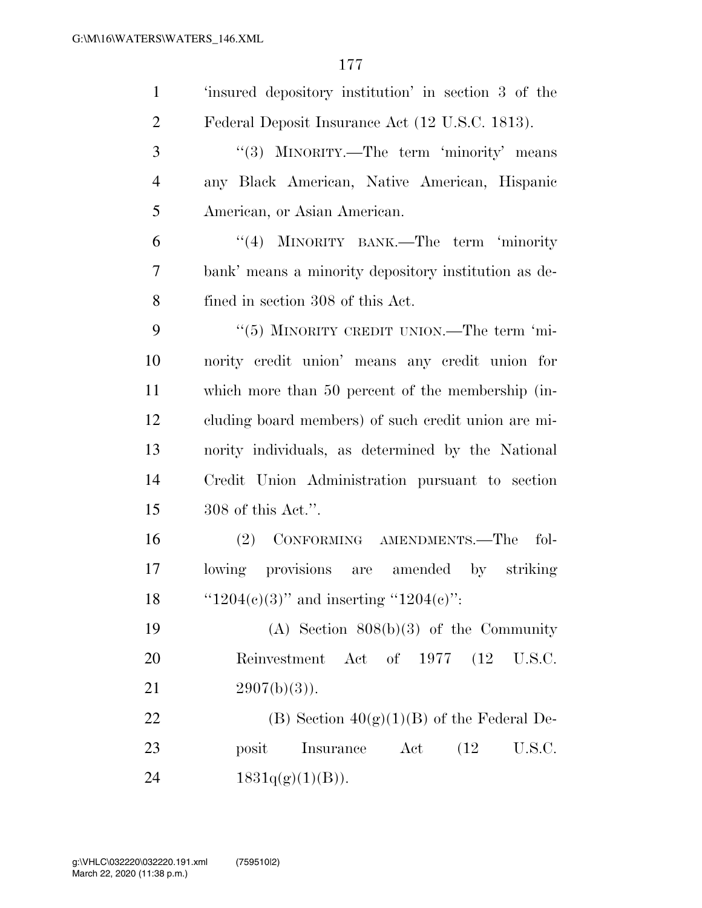'insured depository institution' in section 3 of the Federal Deposit Insurance Act (12 U.S.C. 1813).

"(3) MINORITY.—The term 'minority' means any Black American, Native American, Hispanic American, or Asian American.

"(4) MINORITY BANK.—The term 'minority bank' means a minority depository institution as defined in section 308 of this Act.

"(5) MINORITY CREDIT UNION.—The term 'minority credit union' means any credit union for which more than 50 percent of the membership (including board members) of such credit union are minority individuals, as determined by the National Credit Union Administration pursuant to section 308 of this Act.".

(2) CONFORMING AMENDMENTS.—The following provisions are amended by striking "1204(c)(3)" and inserting "1204(c)":

(A) Section 808(b)(3) of the Community Reinvestment Act of 1977 (12 U.S.C. 2907(b)(3)).

(B) Section 40(g)(1)(B) of the Federal Deposit Insurance Act (12 U.S.C. 1831q(g)(1)(B)).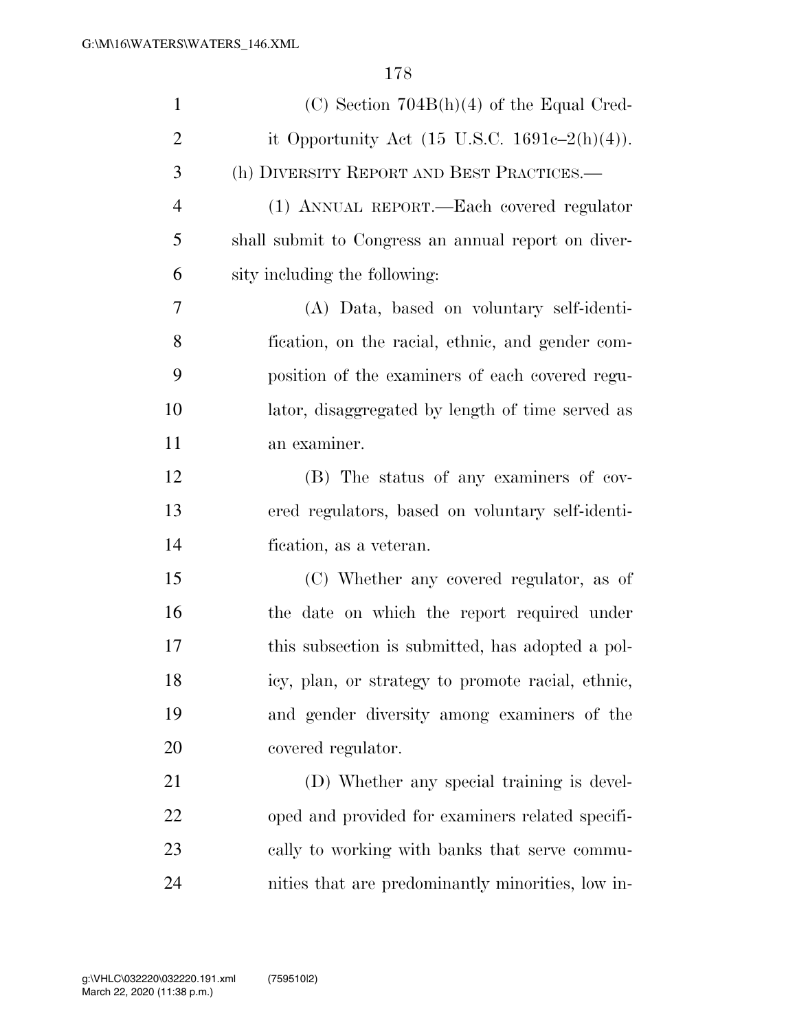(C) Section 704B(h)(4) of the Equal Credit Opportunity Act (15 U.S.C. 1691c–2(h)(4)).

(h) DIVERSITY REPORT AND BEST PRACTICES.—

(1) ANNUAL REPORT.—Each covered regulator shall submit to Congress an annual report on diversity including the following:

(A) Data, based on voluntary self-identification, on the racial, ethnic, and gender composition of the examiners of each covered regulator, disaggregated by length of time served as an examiner.

(B) The status of any examiners of covered regulators, based on voluntary self-identification, as a veteran.

(C) Whether any covered regulator, as of the date on which the report required under this subsection is submitted, has adopted a policy, plan, or strategy to promote racial, ethnic, and gender diversity among examiners of the covered regulator.

(D) Whether any special training is developed and provided for examiners related specifically to working with banks that serve communities that are predominantly minorities, low in-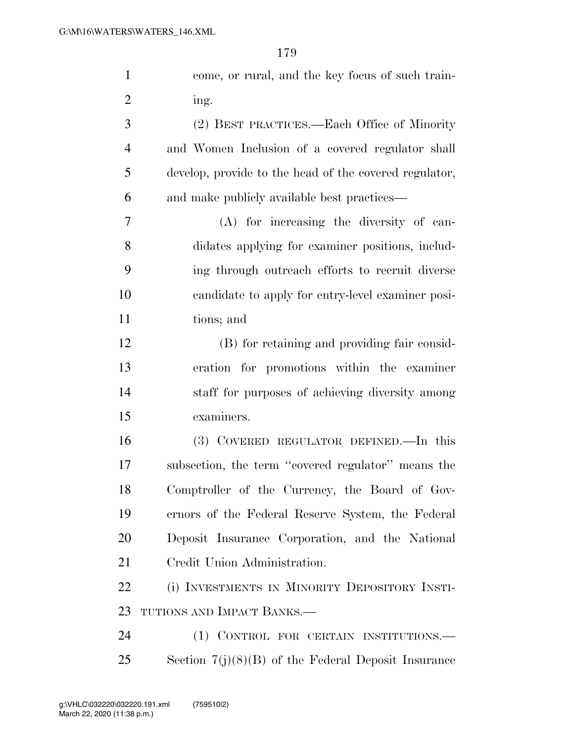come, or rural, and the key focus of such training.

(2) BEST PRACTICES.—Each Office of Minority and Women Inclusion of a covered regulator shall develop, provide to the head of the covered regulator, and make publicly available best practices—

(A) for increasing the diversity of candidates applying for examiner positions, including through outreach efforts to recruit diverse candidate to apply for entry-level examiner positions; and

(B) for retaining and providing fair consideration for promotions within the examiner staff for purposes of achieving diversity among examiners.

(3) COVERED REGULATOR DEFINED.—In this subsection, the term ''covered regulator'' means the Comptroller of the Currency, the Board of Governors of the Federal Reserve System, the Federal Deposit Insurance Corporation, and the National Credit Union Administration.

(i) INVESTMENTS IN MINORITY DEPOSITORY INSTITUTIONS AND IMPACT BANKS.—

(1) CONTROL FOR CERTAIN INSTITUTIONS.—Section 7(j)(8)(B) of the Federal Deposit Insurance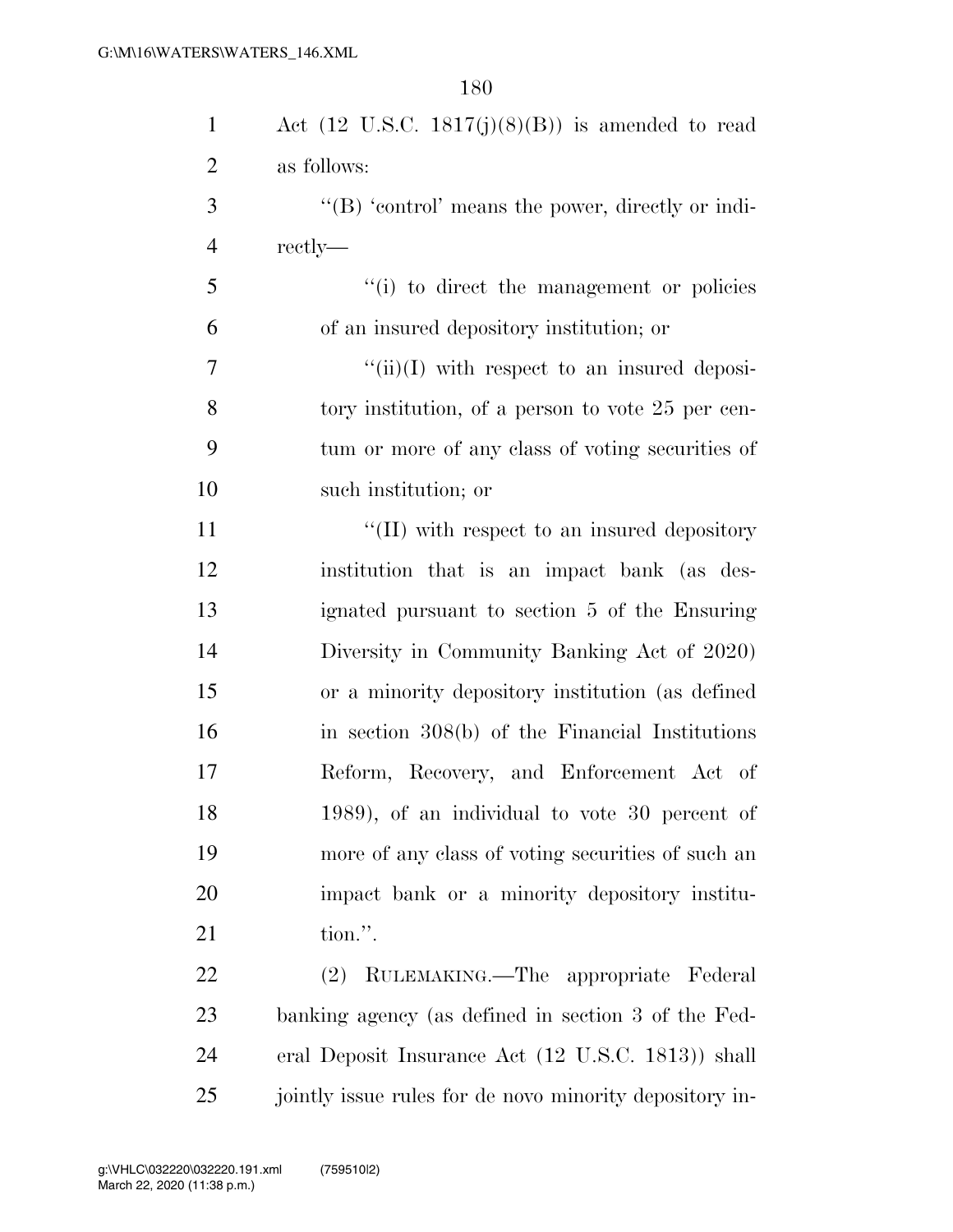Act (12 U.S.C. 1817(j)(8)(B)) is amended to read as follows:

"(B) 'control' means the power, directly or indirectly—

"(i) to direct the management or policies of an insured depository institution; or

"(ii)(I) with respect to an insured depository institution, of a person to vote 25 per centum or more of any class of voting securities of such institution; or

"(II) with respect to an insured depository institution that is an impact bank (as designated pursuant to section 5 of the Ensuring Diversity in Community Banking Act of 2020) or a minority depository institution (as defined in section 308(b) of the Financial Institutions Reform, Recovery, and Enforcement Act of 1989), of an individual to vote 30 percent of more of any class of voting securities of such an impact bank or a minority depository institution.".

(2) RULEMAKING.—The appropriate Federal banking agency (as defined in section 3 of the Federal Deposit Insurance Act (12 U.S.C. 1813)) shall jointly issue rules for de novo minority depository in-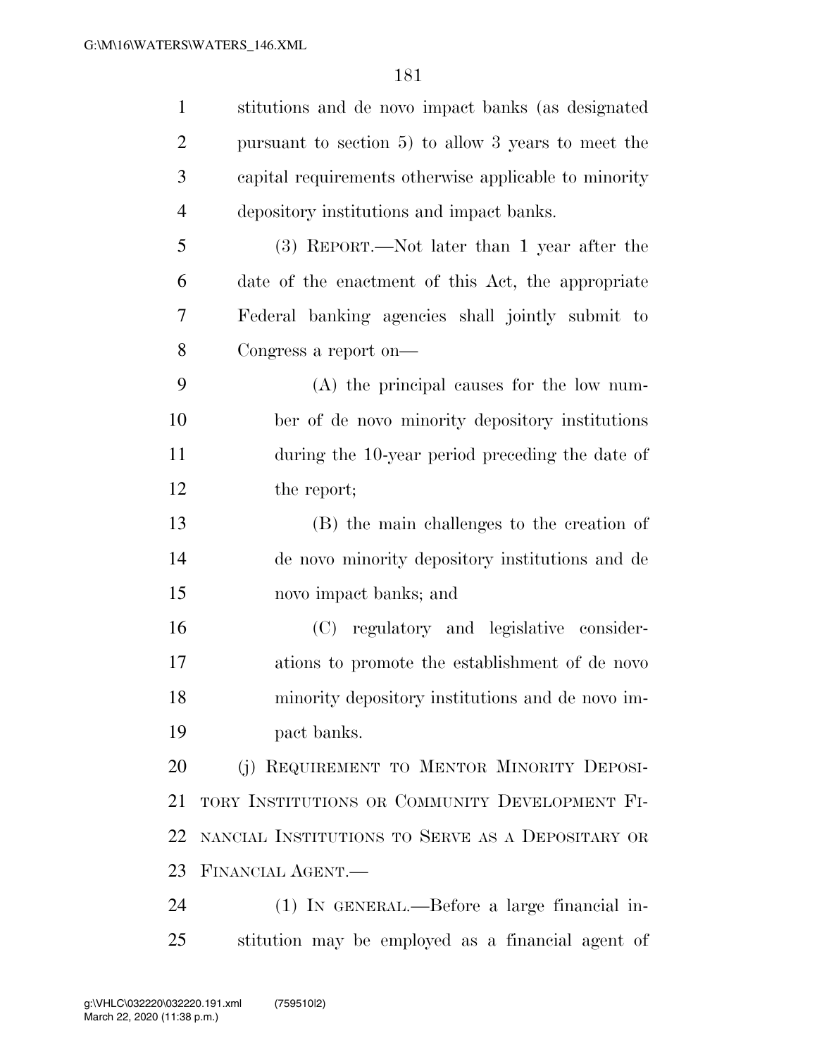stitutions and de novo impact banks (as designated pursuant to section 5) to allow 3 years to meet the capital requirements otherwise applicable to minority depository institutions and impact banks.

(3) REPORT.—Not later than 1 year after the date of the enactment of this Act, the appropriate Federal banking agencies shall jointly submit to Congress a report on—

(A) the principal causes for the low number of de novo minority depository institutions during the 10-year period preceding the date of the report;

(B) the main challenges to the creation of de novo minority depository institutions and de novo impact banks; and

(C) regulatory and legislative considerations to promote the establishment of de novo minority depository institutions and de novo impact banks.

(j) REQUIREMENT TO MENTOR MINORITY DEPOSITORY INSTITUTIONS OR COMMUNITY DEVELOPMENT FINANCIAL INSTITUTIONS TO SERVE AS A DEPOSITARY OR FINANCIAL AGENT.—

(1) IN GENERAL.—Before a large financial institution may be employed as a financial agent of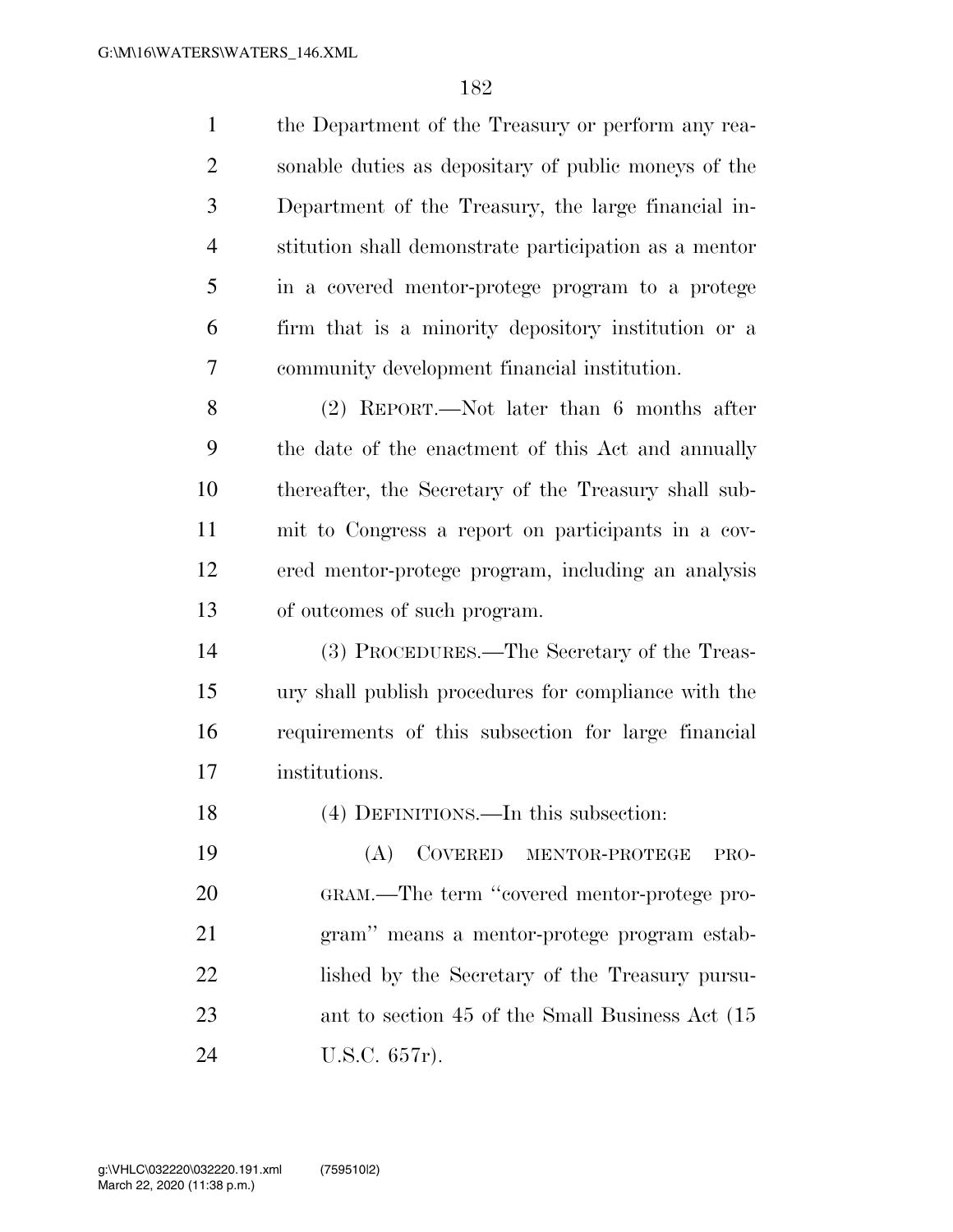the Department of the Treasury or perform any reasonable duties as depositary of public moneys of the Department of the Treasury, the large financial institution shall demonstrate participation as a mentor in a covered mentor-protege program to a protege firm that is a minority depository institution or a community development financial institution.

(2) REPORT.—Not later than 6 months after the date of the enactment of this Act and annually thereafter, the Secretary of the Treasury shall submit to Congress a report on participants in a covered mentor-protege program, including an analysis of outcomes of such program.

(3) PROCEDURES.—The Secretary of the Treasury shall publish procedures for compliance with the requirements of this subsection for large financial institutions.

(4) DEFINITIONS.—In this subsection:

(A) COVERED MENTOR-PROTEGE PROGRAM.—The term "covered mentor-protege program" means a mentor-protege program established by the Secretary of the Treasury pursuant to section 45 of the Small Business Act (15 U.S.C. 657r).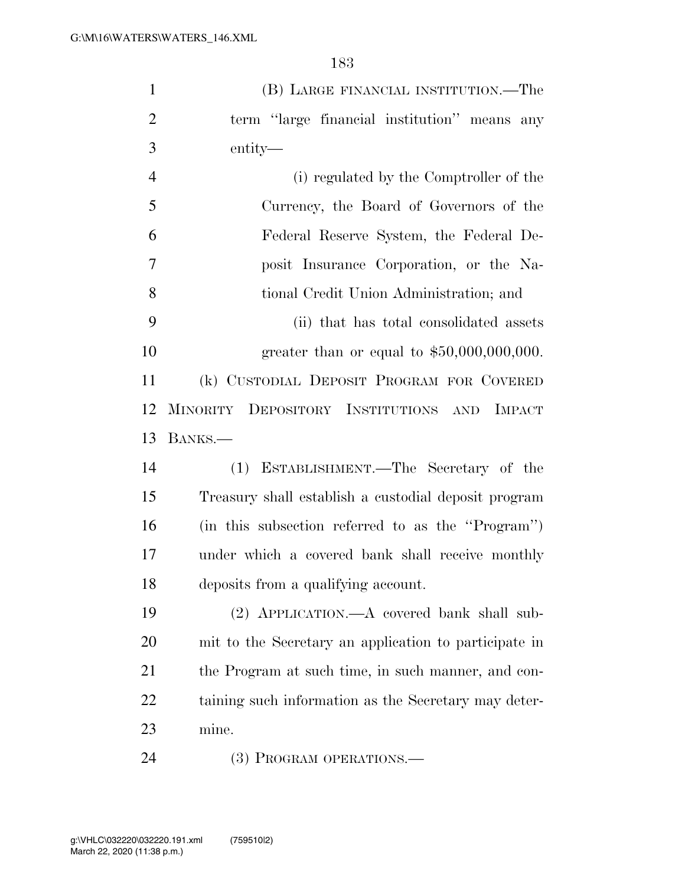(B) LARGE FINANCIAL INSTITUTION.—The term ''large financial institution'' means any entity—

(i) regulated by the Comptroller of the Currency, the Board of Governors of the Federal Reserve System, the Federal Deposit Insurance Corporation, or the National Credit Union Administration; and

(ii) that has total consolidated assets greater than or equal to $50,000,000,000.

(k) CUSTODIAL DEPOSIT PROGRAM FOR COVERED MINORITY DEPOSITORY INSTITUTIONS AND IMPACT BANKS.—

(1) ESTABLISHMENT.—The Secretary of the Treasury shall establish a custodial deposit program (in this subsection referred to as the ''Program'') under which a covered bank shall receive monthly deposits from a qualifying account.

(2) APPLICATION.—A covered bank shall submit to the Secretary an application to participate in the Program at such time, in such manner, and containing such information as the Secretary may determine.

(3) PROGRAM OPERATIONS.—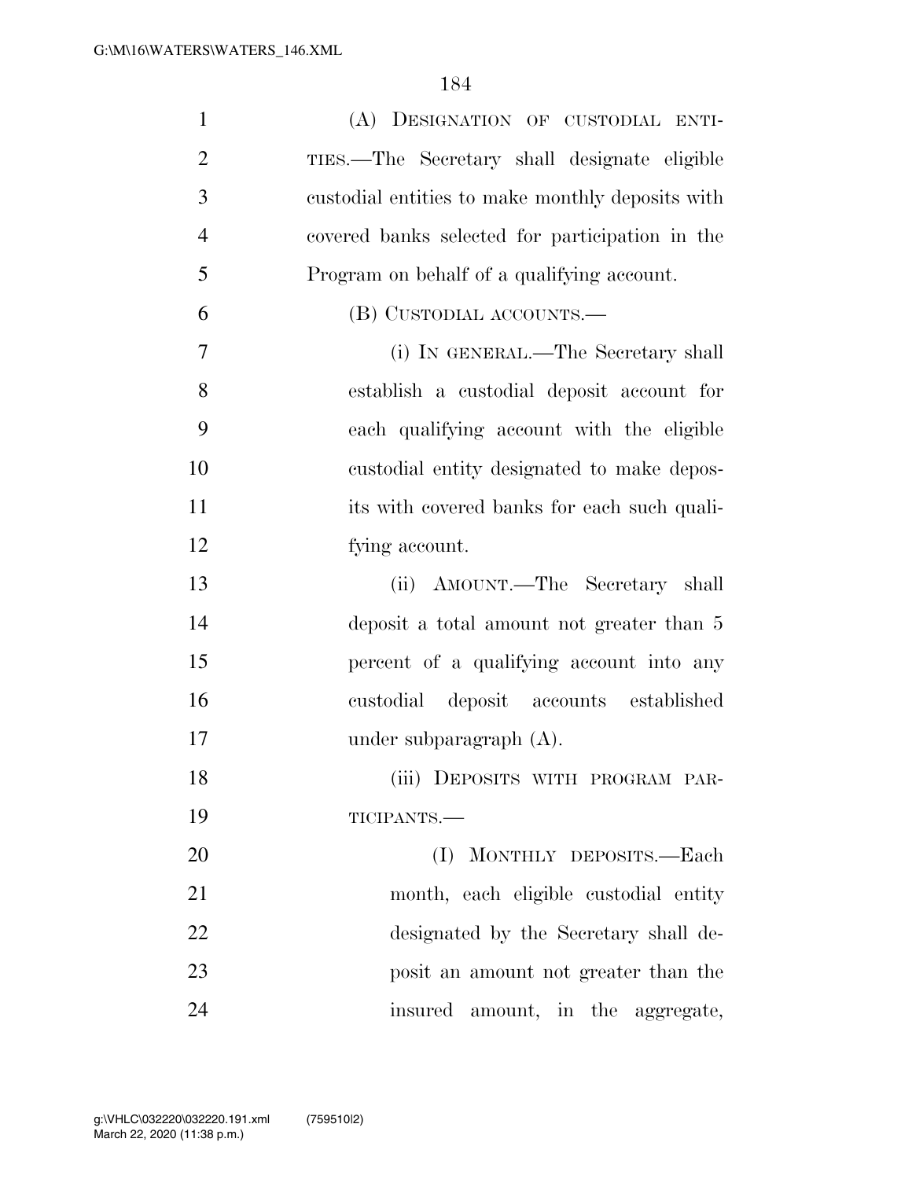(A) DESIGNATION OF CUSTODIAL ENTITIES.—The Secretary shall designate eligible custodial entities to make monthly deposits with covered banks selected for participation in the Program on behalf of a qualifying account.

(B) CUSTODIAL ACCOUNTS.—

(i) IN GENERAL.—The Secretary shall establish a custodial deposit account for each qualifying account with the eligible custodial entity designated to make deposits with covered banks for each such qualifying account.

(ii) AMOUNT.—The Secretary shall deposit a total amount not greater than 5 percent of a qualifying account into any custodial deposit accounts established under subparagraph (A).

(iii) DEPOSITS WITH PROGRAM PARTICIPANTS.—

(I) MONTHLY DEPOSITS.—Each month, each eligible custodial entity designated by the Secretary shall deposit an amount not greater than the insured amount, in the aggregate,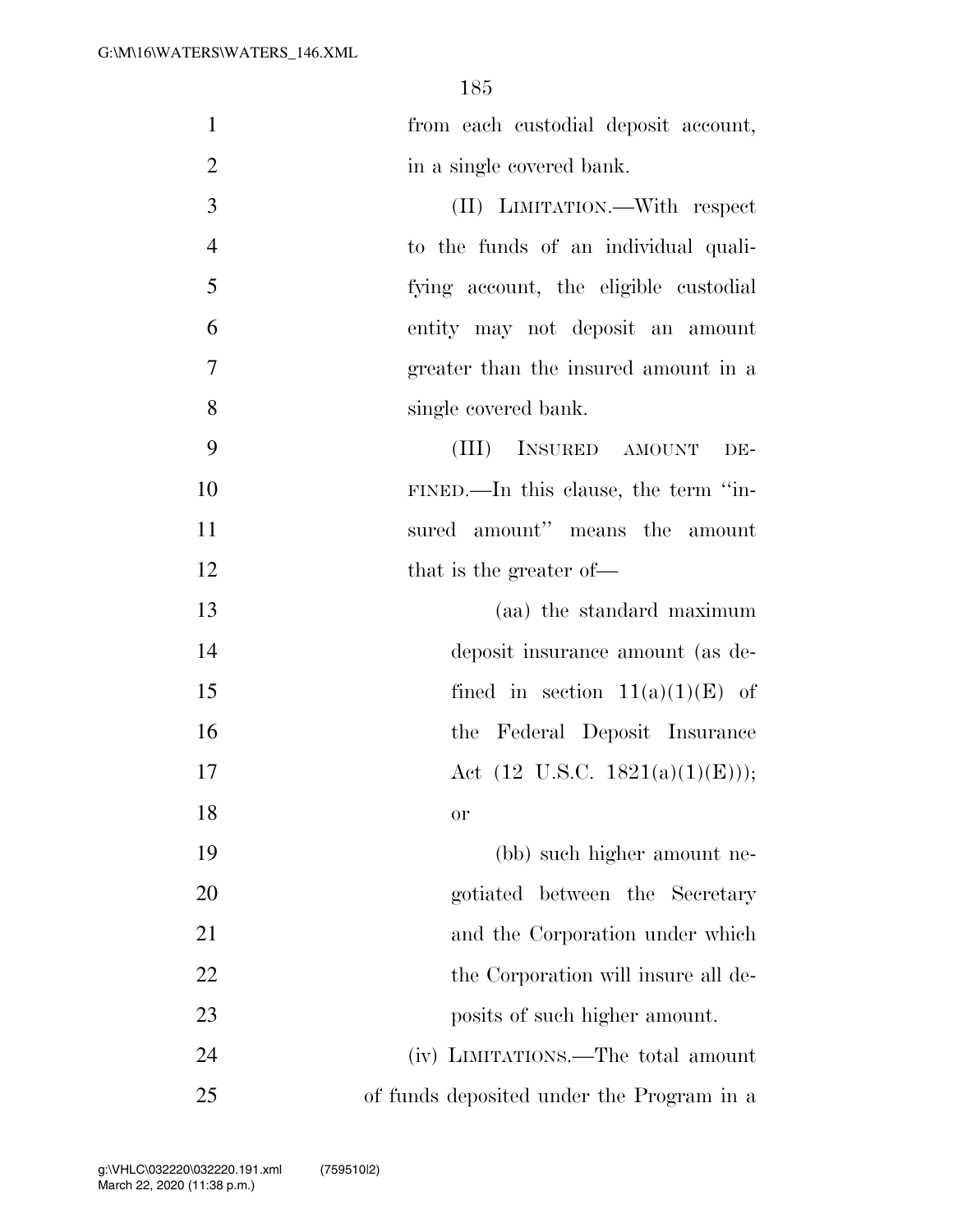from each custodial deposit account, in a single covered bank.

(II) LIMITATION.—With respect to the funds of an individual qualifying account, the eligible custodial entity may not deposit an amount greater than the insured amount in a single covered bank.

(III) INSURED AMOUNT DEFINED.—In this clause, the term "insured amount" means the amount that is the greater of—

(aa) the standard maximum deposit insurance amount (as defined in section 11(a)(1)(E) of the Federal Deposit Insurance Act (12 U.S.C. 1821(a)(1)(E))); or

(bb) such higher amount negotiated between the Secretary and the Corporation under which the Corporation will insure all deposits of such higher amount.

(iv) LIMITATIONS.—The total amount of funds deposited under the Program in a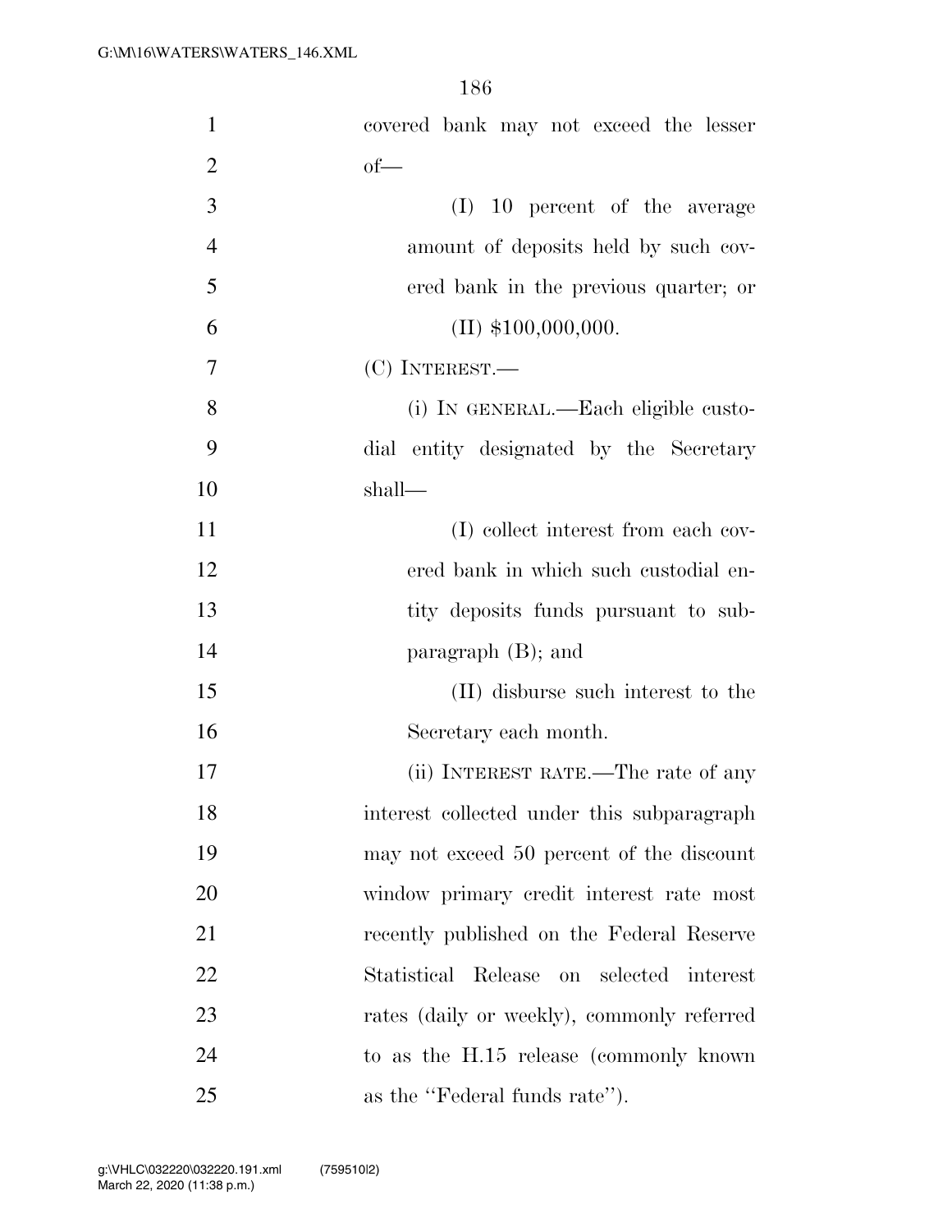covered bank may not exceed the lesser of—

(I) 10 percent of the average amount of deposits held by such covered bank in the previous quarter; or

(II) $100,000,000.

(C) INTEREST.—

(i) IN GENERAL.—Each eligible custodial entity designated by the Secretary shall—

(I) collect interest from each covered bank in which such custodial entity deposits funds pursuant to subparagraph (B); and

(II) disburse such interest to the Secretary each month.

(ii) INTEREST RATE.—The rate of any interest collected under this subparagraph may not exceed 50 percent of the discount window primary credit interest rate most recently published on the Federal Reserve Statistical Release on selected interest rates (daily or weekly), commonly referred to as the H.15 release (commonly known as the ''Federal funds rate'').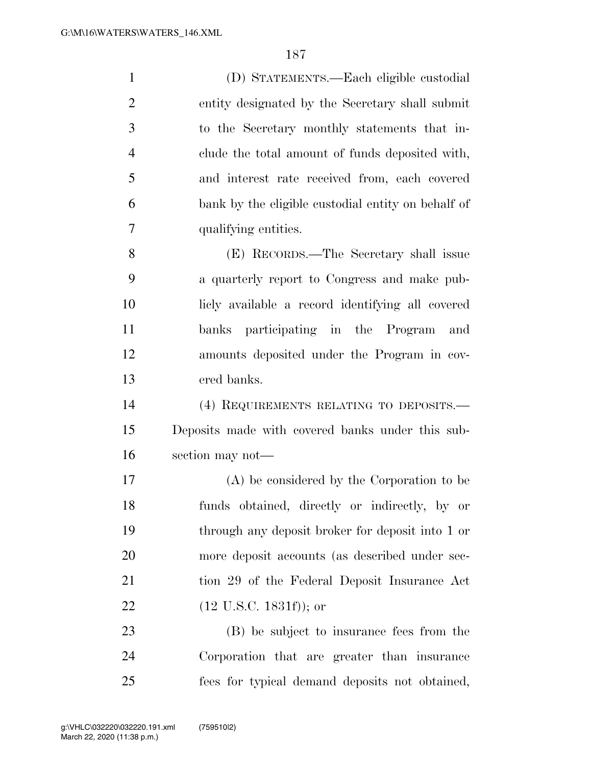(D) STATEMENTS.—Each eligible custodial entity designated by the Secretary shall submit to the Secretary monthly statements that include the total amount of funds deposited with, and interest rate received from, each covered bank by the eligible custodial entity on behalf of qualifying entities.

(E) RECORDS.—The Secretary shall issue a quarterly report to Congress and make publicly available a record identifying all covered banks participating in the Program and amounts deposited under the Program in covered banks.

(4) REQUIREMENTS RELATING TO DEPOSITS.— Deposits made with covered banks under this subsection may not—

(A) be considered by the Corporation to be funds obtained, directly or indirectly, by or through any deposit broker for deposit into 1 or more deposit accounts (as described under section 29 of the Federal Deposit Insurance Act (12 U.S.C. 1831f)); or

(B) be subject to insurance fees from the Corporation that are greater than insurance fees for typical demand deposits not obtained,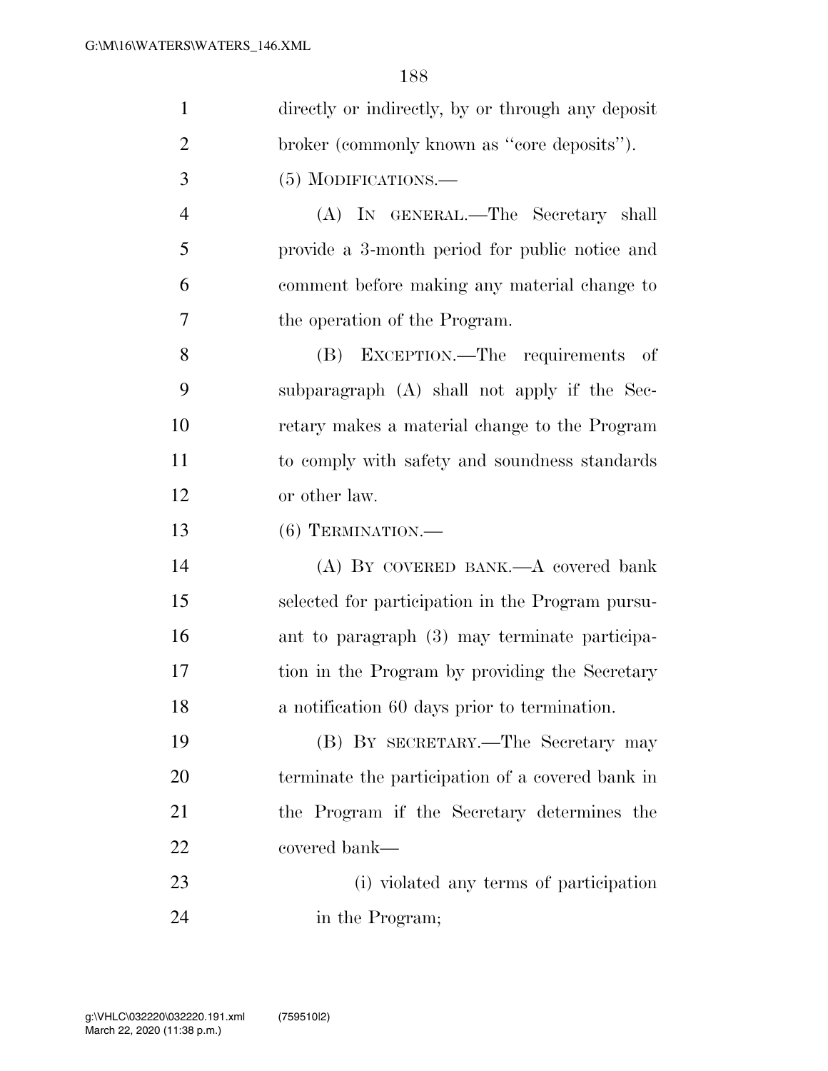directly or indirectly, by or through any deposit broker (commonly known as "core deposits").

(5) MODIFICATIONS.—

(A) IN GENERAL.—The Secretary shall provide a 3-month period for public notice and comment before making any material change to the operation of the Program.

(B) EXCEPTION.—The requirements of subparagraph (A) shall not apply if the Secretary makes a material change to the Program to comply with safety and soundness standards or other law.

(6) TERMINATION.—

(A) BY COVERED BANK.—A covered bank selected for participation in the Program pursuant to paragraph (3) may terminate participation in the Program by providing the Secretary a notification 60 days prior to termination.

(B) BY SECRETARY.—The Secretary may terminate the participation of a covered bank in the Program if the Secretary determines the covered bank—

(i) violated any terms of participation in the Program;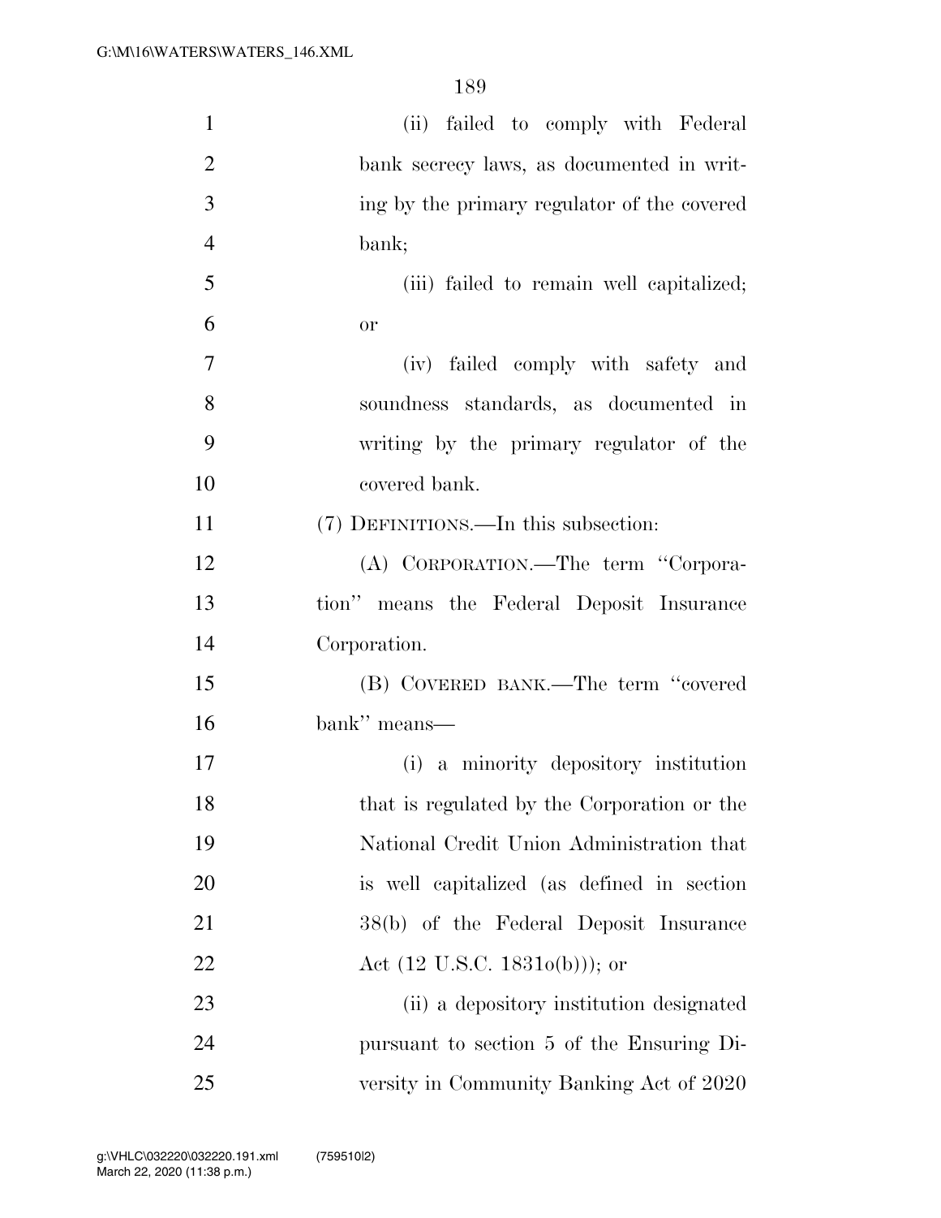(ii) failed to comply with Federal bank secrecy laws, as documented in writing by the primary regulator of the covered bank;

(iii) failed to remain well capitalized; or

(iv) failed comply with safety and soundness standards, as documented in writing by the primary regulator of the covered bank.

(7) DEFINITIONS.—In this subsection:

(A) CORPORATION.—The term ''Corporation'' means the Federal Deposit Insurance Corporation.

(B) COVERED BANK.—The term ''covered bank'' means—

(i) a minority depository institution that is regulated by the Corporation or the National Credit Union Administration that is well capitalized (as defined in section 38(b) of the Federal Deposit Insurance Act (12 U.S.C. 1831o(b))); or

(ii) a depository institution designated pursuant to section 5 of the Ensuring Diversity in Community Banking Act of 2020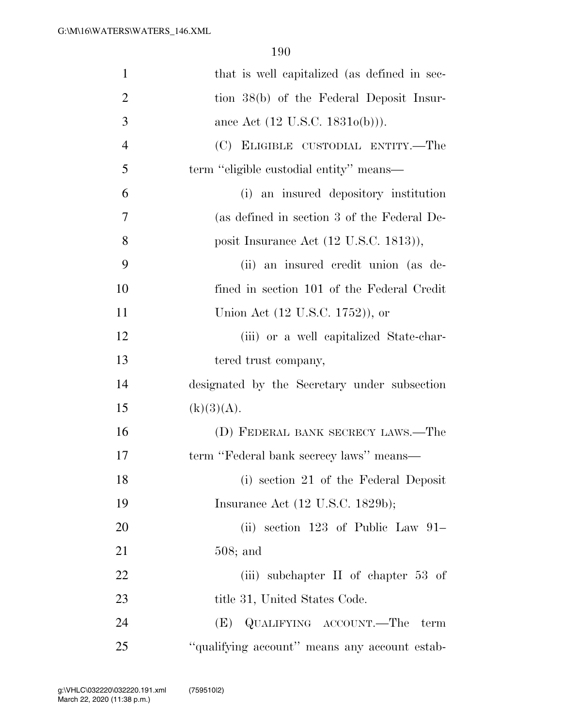that is well capitalized (as defined in section 38(b) of the Federal Deposit Insurance Act (12 U.S.C. 1831o(b))).

(C) ELIGIBLE CUSTODIAL ENTITY.—The term ''eligible custodial entity'' means—

(i) an insured depository institution (as defined in section 3 of the Federal Deposit Insurance Act (12 U.S.C. 1813)),

(ii) an insured credit union (as defined in section 101 of the Federal Credit Union Act (12 U.S.C. 1752)), or

(iii) or a well capitalized State-chartered trust company,

designated by the Secretary under subsection (k)(3)(A).

(D) FEDERAL BANK SECRECY LAWS.—The term ''Federal bank secrecy laws'' means—

(i) section 21 of the Federal Deposit Insurance Act (12 U.S.C. 1829b);

(ii) section 123 of Public Law 91–508; and

(iii) subchapter II of chapter 53 of title 31, United States Code.

(E) QUALIFYING ACCOUNT.—The term ''qualifying account'' means any account estab-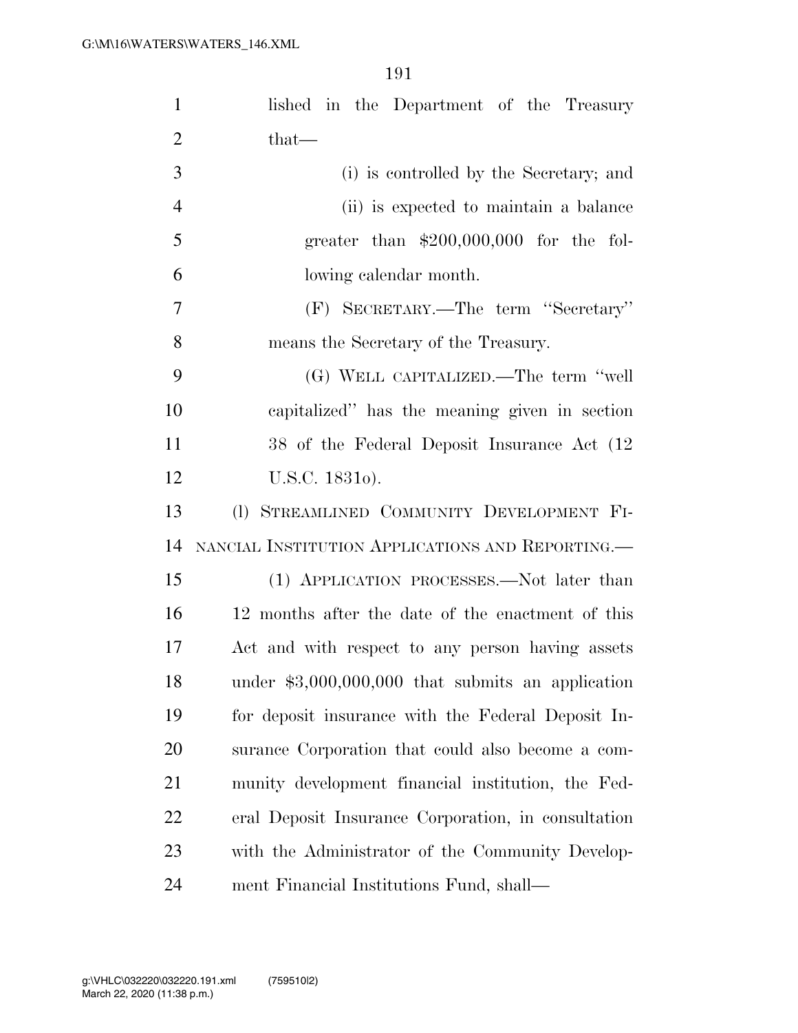lished in the Department of the Treasury that—

(i) is controlled by the Secretary; and

(ii) is expected to maintain a balance greater than $200,000,000 for the following calendar month.

(F) SECRETARY.—The term ''Secretary'' means the Secretary of the Treasury.

(G) WELL CAPITALIZED.—The term ''well capitalized'' has the meaning given in section 38 of the Federal Deposit Insurance Act (12 U.S.C. 1831o).

(l) STREAMLINED COMMUNITY DEVELOPMENT FINANCIAL INSTITUTION APPLICATIONS AND REPORTING.—

(1) APPLICATION PROCESSES.—Not later than 12 months after the date of the enactment of this Act and with respect to any person having assets under $3,000,000,000 that submits an application for deposit insurance with the Federal Deposit Insurance Corporation that could also become a community development financial institution, the Federal Deposit Insurance Corporation, in consultation with the Administrator of the Community Development Financial Institutions Fund, shall—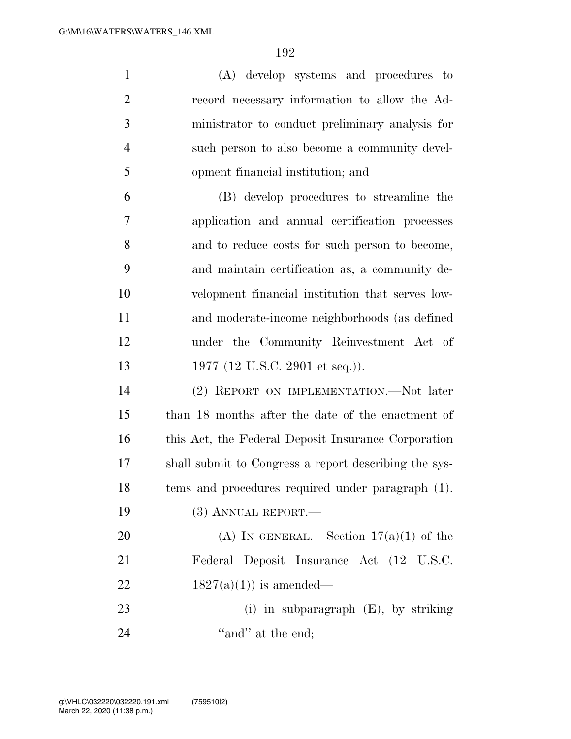(A) develop systems and procedures to record necessary information to allow the Administrator to conduct preliminary analysis for such person to also become a community development financial institution; and

(B) develop procedures to streamline the application and annual certification processes and to reduce costs for such person to become, and maintain certification as, a community development financial institution that serves low- and moderate-income neighborhoods (as defined under the Community Reinvestment Act of 1977 (12 U.S.C. 2901 et seq.)).

(2) REPORT ON IMPLEMENTATION.—Not later than 18 months after the date of the enactment of this Act, the Federal Deposit Insurance Corporation shall submit to Congress a report describing the systems and procedures required under paragraph (1).

(3) ANNUAL REPORT.—

(A) IN GENERAL.—Section 17(a)(1) of the Federal Deposit Insurance Act (12 U.S.C. 1827(a)(1)) is amended—

(i) in subparagraph (E), by striking "and" at the end;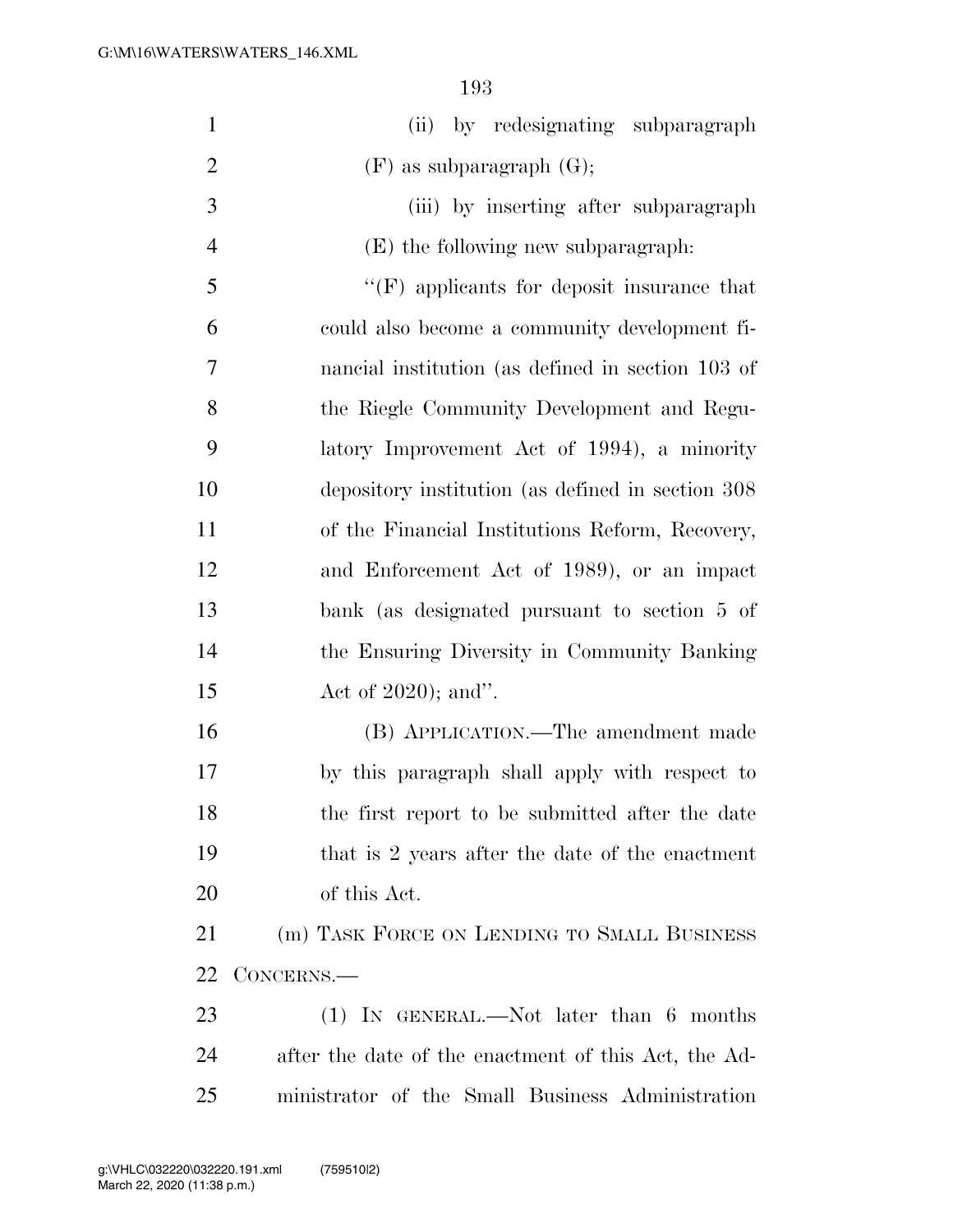(ii) by redesignating subparagraph (F) as subparagraph (G);

(iii) by inserting after subparagraph (E) the following new subparagraph:

"(F) applicants for deposit insurance that could also become a community development financial institution (as defined in section 103 of the Riegle Community Development and Regulatory Improvement Act of 1994), a minority depository institution (as defined in section 308 of the Financial Institutions Reform, Recovery, and Enforcement Act of 1989), or an impact bank (as designated pursuant to section 5 of the Ensuring Diversity in Community Banking Act of 2020); and".

(B) APPLICATION.—The amendment made by this paragraph shall apply with respect to the first report to be submitted after the date that is 2 years after the date of the enactment of this Act.

(m) TASK FORCE ON LENDING TO SMALL BUSINESS CONCERNS.—

(1) IN GENERAL.—Not later than 6 months after the date of the enactment of this Act, the Administrator of the Small Business Administration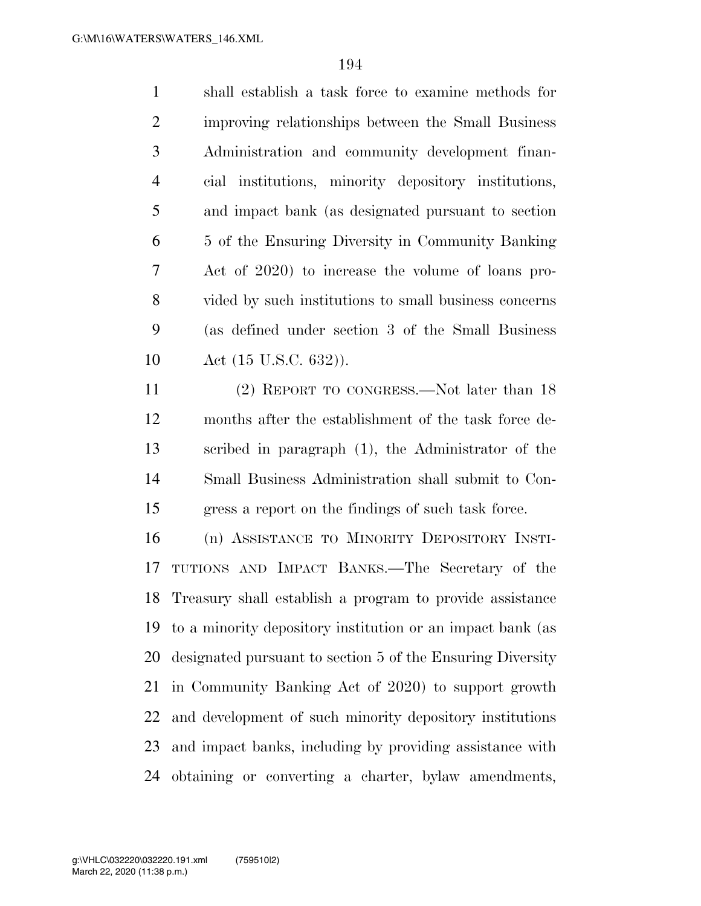shall establish a task force to examine methods for improving relationships between the Small Business Administration and community development financial institutions, minority depository institutions, and impact bank (as designated pursuant to section 5 of the Ensuring Diversity in Community Banking Act of 2020) to increase the volume of loans provided by such institutions to small business concerns (as defined under section 3 of the Small Business Act (15 U.S.C. 632)).

(2) REPORT TO CONGRESS.—Not later than 18 months after the establishment of the task force described in paragraph (1), the Administrator of the Small Business Administration shall submit to Congress a report on the findings of such task force.

(n) ASSISTANCE TO MINORITY DEPOSITORY INSTITUTIONS AND IMPACT BANKS.—The Secretary of the Treasury shall establish a program to provide assistance to a minority depository institution or an impact bank (as designated pursuant to section 5 of the Ensuring Diversity in Community Banking Act of 2020) to support growth and development of such minority depository institutions and impact banks, including by providing assistance with obtaining or converting a charter, bylaw amendments,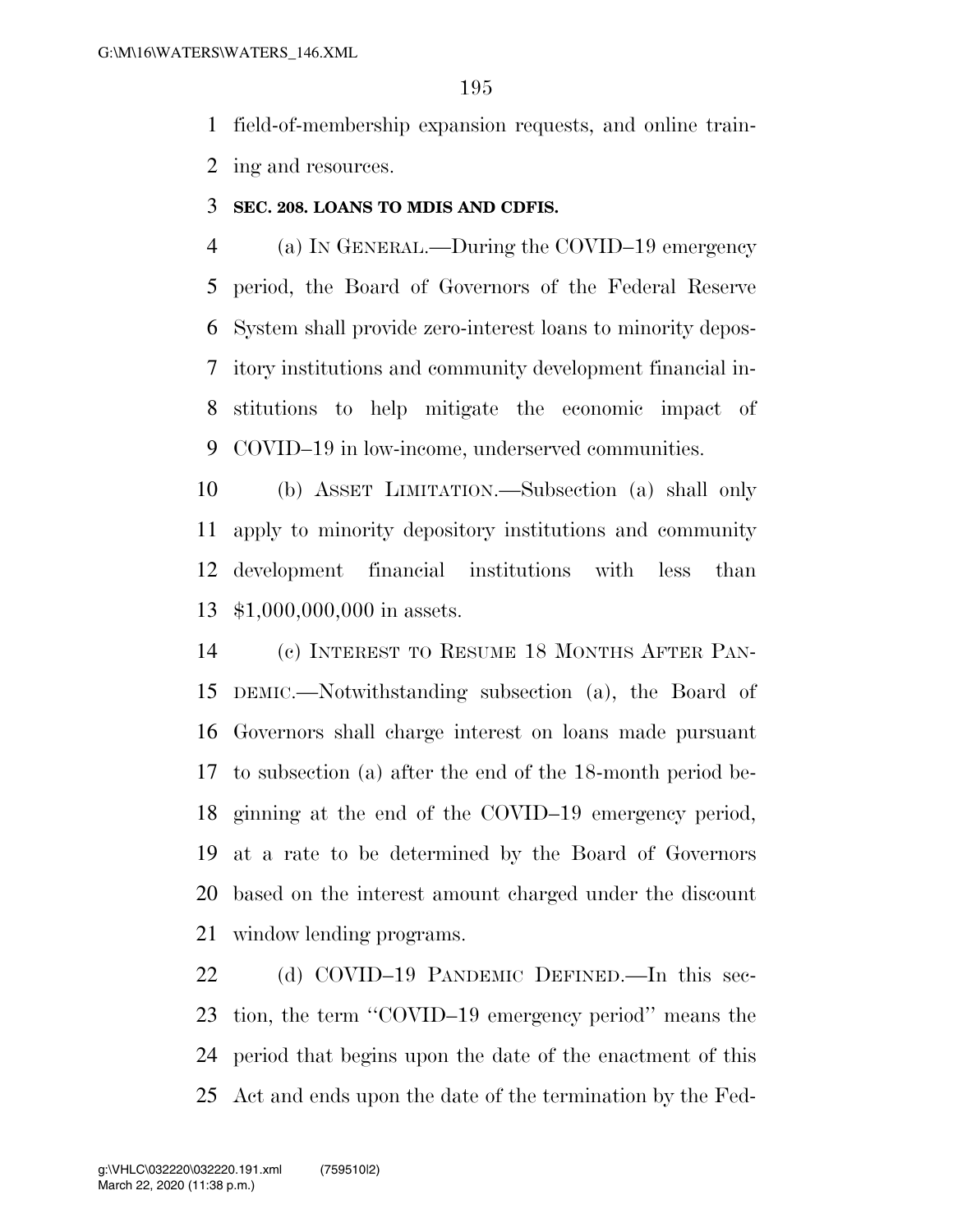field-of-membership expansion requests, and online training and resources.

### SEC. 208. LOANS TO MDIS AND CDFIS.

(a) IN GENERAL.—During the COVID–19 emergency period, the Board of Governors of the Federal Reserve System shall provide zero-interest loans to minority depository institutions and community development financial institutions to help mitigate the economic impact of COVID–19 in low-income, underserved communities.

(b) ASSET LIMITATION.—Subsection (a) shall only apply to minority depository institutions and community development financial institutions with less than $1,000,000,000 in assets.

(c) INTEREST TO RESUME 18 MONTHS AFTER PANDEMIC.—Notwithstanding subsection (a), the Board of Governors shall charge interest on loans made pursuant to subsection (a) after the end of the 18-month period beginning at the end of the COVID–19 emergency period, at a rate to be determined by the Board of Governors based on the interest amount charged under the discount window lending programs.

(d) COVID–19 PANDEMIC DEFINED.—In this section, the term ''COVID–19 emergency period'' means the period that begins upon the date of the enactment of this Act and ends upon the date of the termination by the Fed-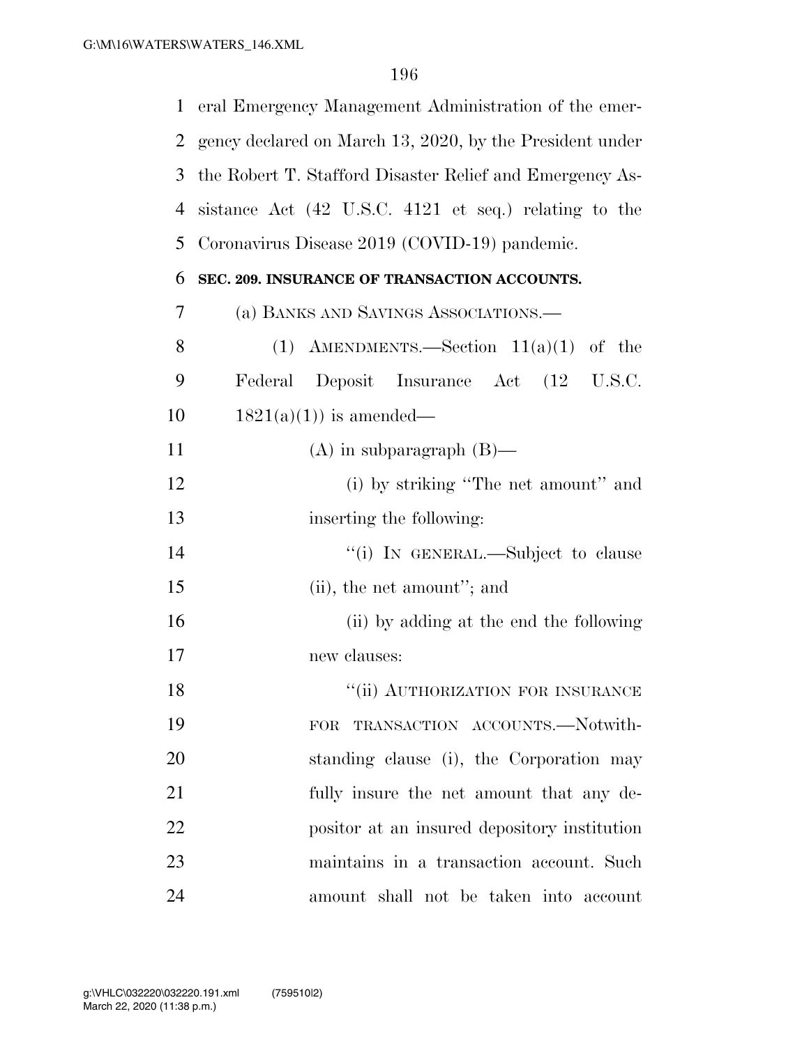eral Emergency Management Administration of the emergency declared on March 13, 2020, by the President under the Robert T. Stafford Disaster Relief and Emergency Assistance Act (42 U.S.C. 4121 et seq.) relating to the Coronavirus Disease 2019 (COVID-19) pandemic.

**SEC. 209. INSURANCE OF TRANSACTION ACCOUNTS.**

(a) BANKS AND SAVINGS ASSOCIATIONS.—

(1) AMENDMENTS.—Section 11(a)(1) of the Federal Deposit Insurance Act (12 U.S.C. 1821(a)(1)) is amended—

(A) in subparagraph (B)—

(i) by striking "The net amount" and inserting the following:

"(i) IN GENERAL.—Subject to clause (ii), the net amount"; and

(ii) by adding at the end the following new clauses:

"(ii) AUTHORIZATION FOR INSURANCE FOR TRANSACTION ACCOUNTS.—Notwithstanding clause (i), the Corporation may fully insure the net amount that any depositor at an insured depository institution maintains in a transaction account. Such amount shall not be taken into account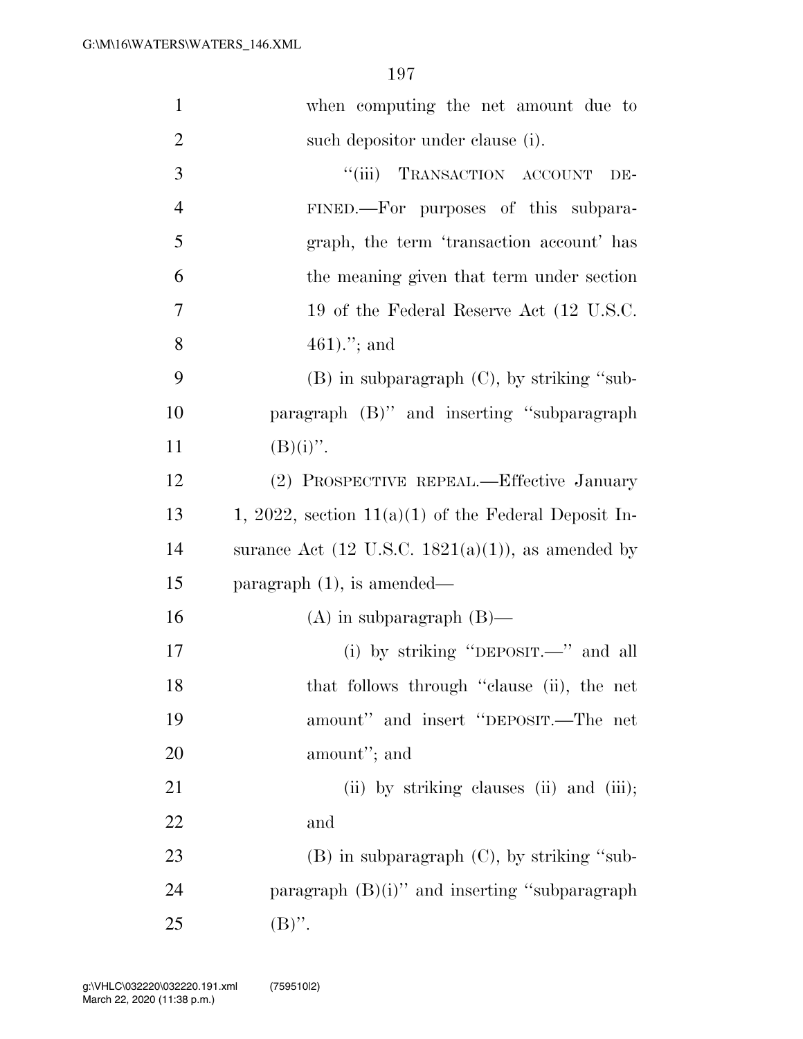when computing the net amount due to such depositor under clause (i).

"(iii) TRANSACTION ACCOUNT DEFINED.—For purposes of this subparagraph, the term 'transaction account' has the meaning given that term under section 19 of the Federal Reserve Act (12 U.S.C. 461)."; and

(B) in subparagraph (C), by striking "subparagraph (B)" and inserting "subparagraph (B)(i)".

(2) PROSPECTIVE REPEAL.—Effective January 1, 2022, section 11(a)(1) of the Federal Deposit Insurance Act (12 U.S.C. 1821(a)(1)), as amended by paragraph (1), is amended—

(A) in subparagraph (B)—

(i) by striking "DEPOSIT.—" and all that follows through "clause (ii), the net amount" and insert "DEPOSIT.—The net amount"; and

(ii) by striking clauses (ii) and (iii); and

(B) in subparagraph (C), by striking "subparagraph (B)(i)" and inserting "subparagraph (B)".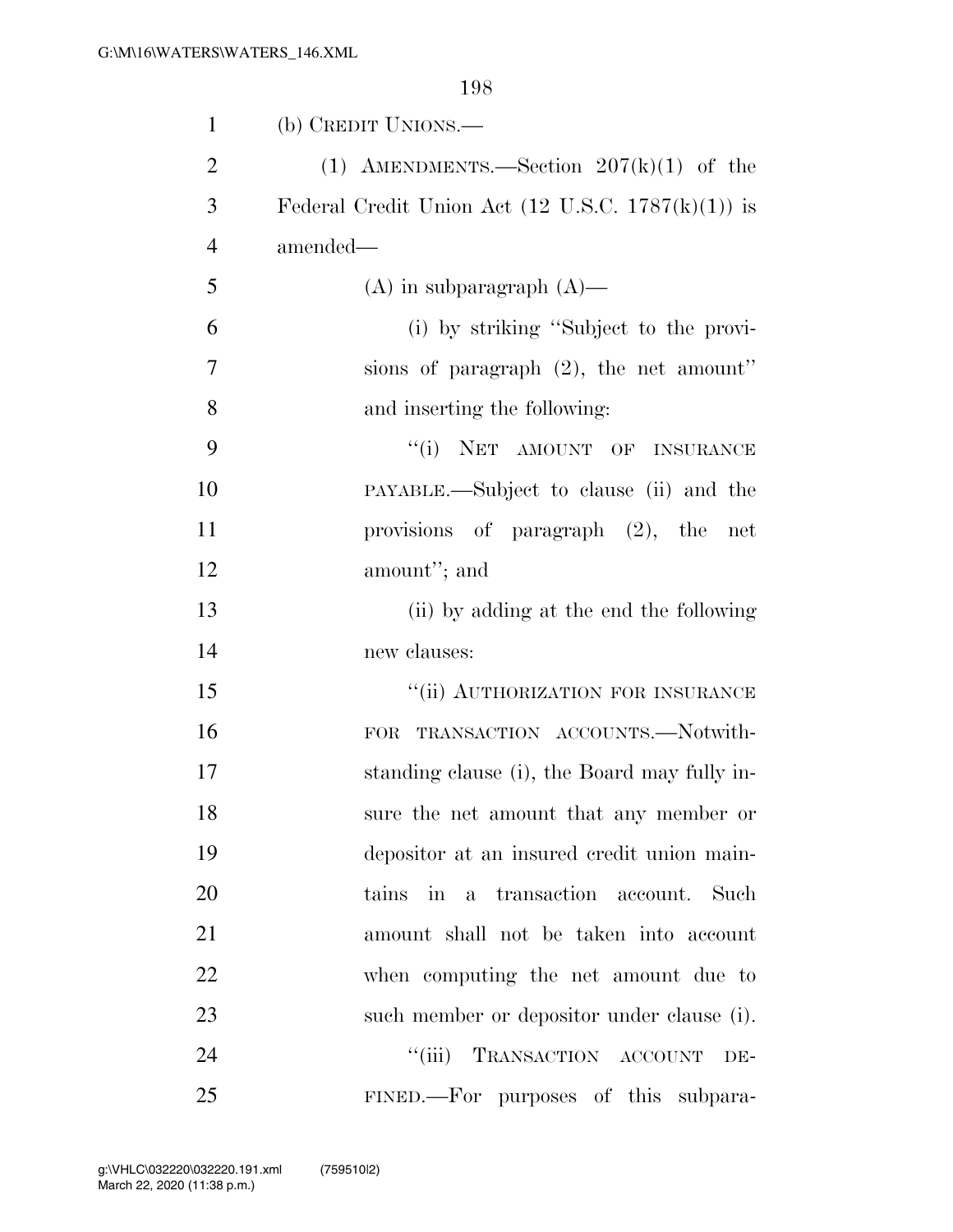(b) CREDIT UNIONS.—

(1) AMENDMENTS.—Section 207(k)(1) of the Federal Credit Union Act (12 U.S.C. 1787(k)(1)) is amended—

(A) in subparagraph (A)—

(i) by striking "Subject to the provisions of paragraph (2), the net amount" and inserting the following:

"(i) NET AMOUNT OF INSURANCE PAYABLE.—Subject to clause (ii) and the provisions of paragraph (2), the net amount"; and

(ii) by adding at the end the following new clauses:

"(ii) AUTHORIZATION FOR INSURANCE FOR TRANSACTION ACCOUNTS.—Notwithstanding clause (i), the Board may fully insure the net amount that any member or depositor at an insured credit union maintains in a transaction account. Such amount shall not be taken into account when computing the net amount due to such member or depositor under clause (i).

"(iii) TRANSACTION ACCOUNT DEFINED.—For purposes of this subpara-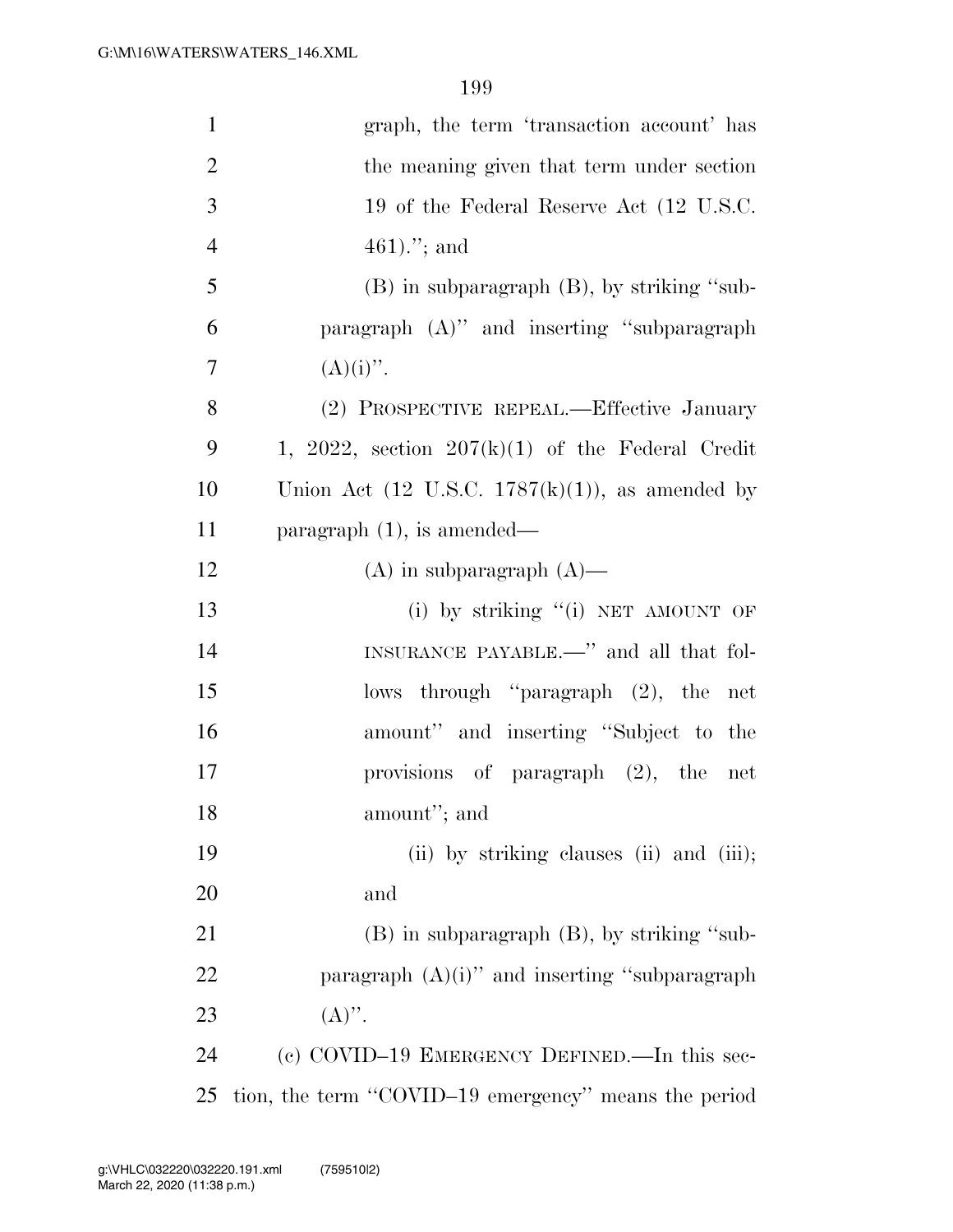graph, the term 'transaction account' has the meaning given that term under section 19 of the Federal Reserve Act (12 U.S.C. 461)."; and

(B) in subparagraph (B), by striking "subparagraph (A)" and inserting "subparagraph (A)(i)".

(2) PROSPECTIVE REPEAL.—Effective January 1, 2022, section 207(k)(1) of the Federal Credit Union Act (12 U.S.C. 1787(k)(1)), as amended by paragraph (1), is amended—

(A) in subparagraph (A)—

(i) by striking "(i) NET AMOUNT OF INSURANCE PAYABLE.—" and all that follows through "paragraph (2), the net amount" and inserting "Subject to the provisions of paragraph (2), the net amount"; and

(ii) by striking clauses (ii) and (iii); and

(B) in subparagraph (B), by striking "subparagraph (A)(i)" and inserting "subparagraph (A)".

(c) COVID–19 EMERGENCY DEFINED.—In this section, the term "COVID–19 emergency" means the period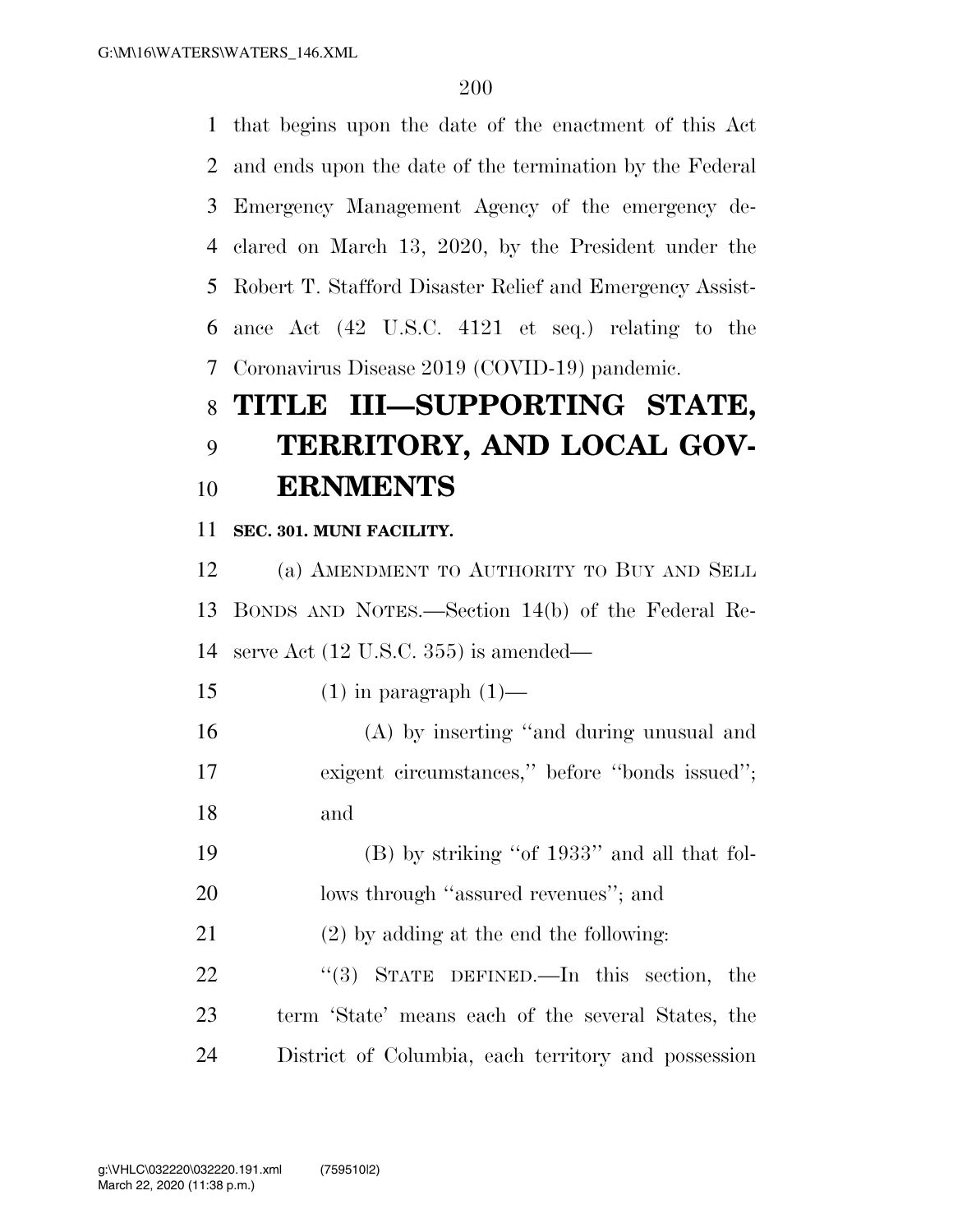that begins upon the date of the enactment of this Act and ends upon the date of the termination by the Federal Emergency Management Agency of the emergency declared on March 13, 2020, by the President under the Robert T. Stafford Disaster Relief and Emergency Assistance Act (42 U.S.C. 4121 et seq.) relating to the Coronavirus Disease 2019 (COVID-19) pandemic.

# TITLE III—SUPPORTING STATE, TERRITORY, AND LOCAL GOVERNMENTS

**SEC. 301. MUNI FACILITY.**

(a) AMENDMENT TO AUTHORITY TO BUY AND SELL BONDS AND NOTES.—Section 14(b) of the Federal Reserve Act (12 U.S.C. 355) is amended—

(1) in paragraph (1)—

(A) by inserting "and during unusual and exigent circumstances," before "bonds issued"; and

(B) by striking "of 1933" and all that follows through "assured revenues"; and

(2) by adding at the end the following:

"(3) STATE DEFINED.—In this section, the term 'State' means each of the several States, the District of Columbia, each territory and possession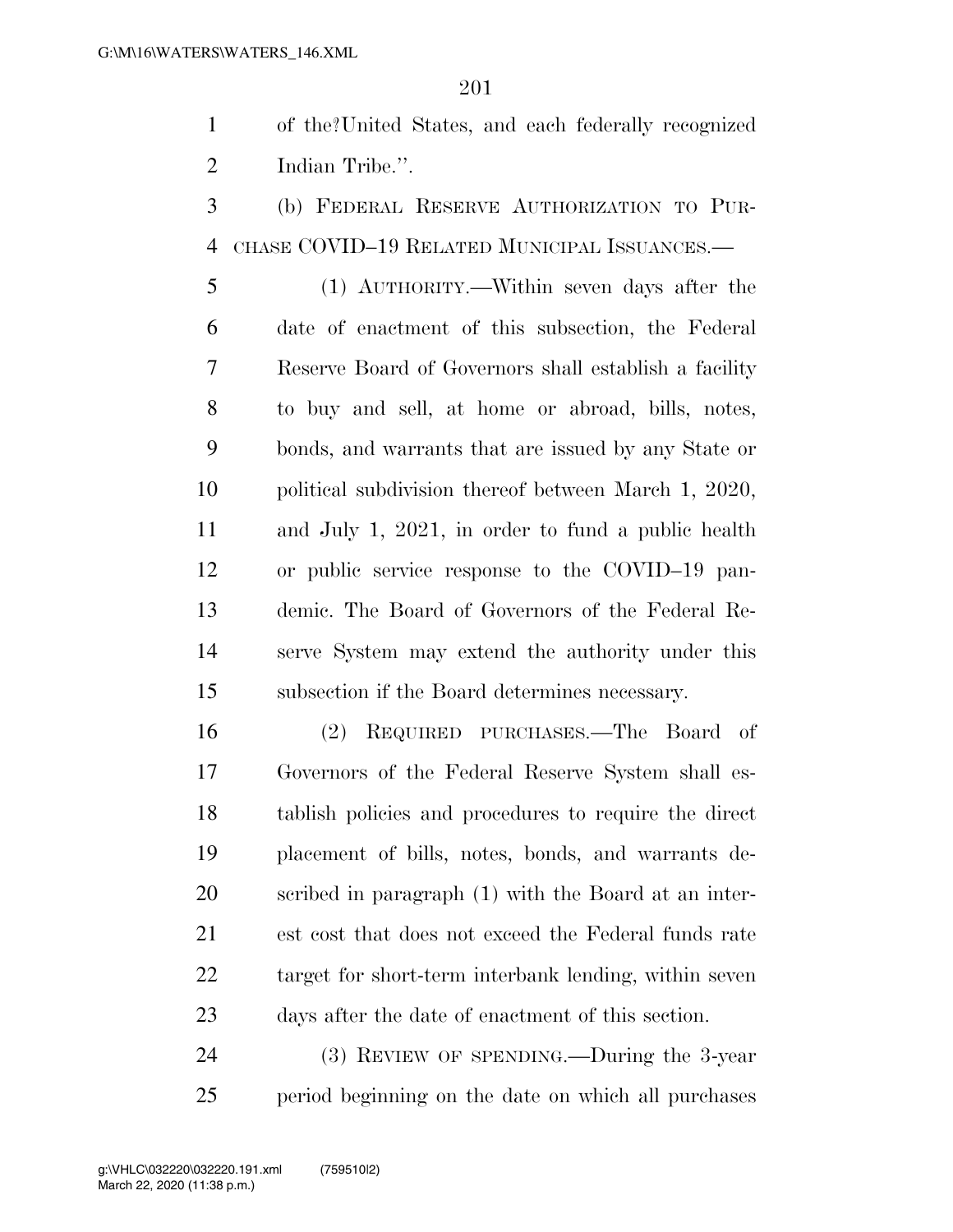of the?United States, and each federally recognized Indian Tribe.''.

(b) FEDERAL RESERVE AUTHORIZATION TO PURCHASE COVID–19 RELATED MUNICIPAL ISSUANCES.—

(1) AUTHORITY.—Within seven days after the date of enactment of this subsection, the Federal Reserve Board of Governors shall establish a facility to buy and sell, at home or abroad, bills, notes, bonds, and warrants that are issued by any State or political subdivision thereof between March 1, 2020, and July 1, 2021, in order to fund a public health or public service response to the COVID–19 pandemic. The Board of Governors of the Federal Reserve System may extend the authority under this subsection if the Board determines necessary.

(2) REQUIRED PURCHASES.—The Board of Governors of the Federal Reserve System shall establish policies and procedures to require the direct placement of bills, notes, bonds, and warrants described in paragraph (1) with the Board at an interest cost that does not exceed the Federal funds rate target for short-term interbank lending, within seven days after the date of enactment of this section.

(3) REVIEW OF SPENDING.—During the 3-year period beginning on the date on which all purchases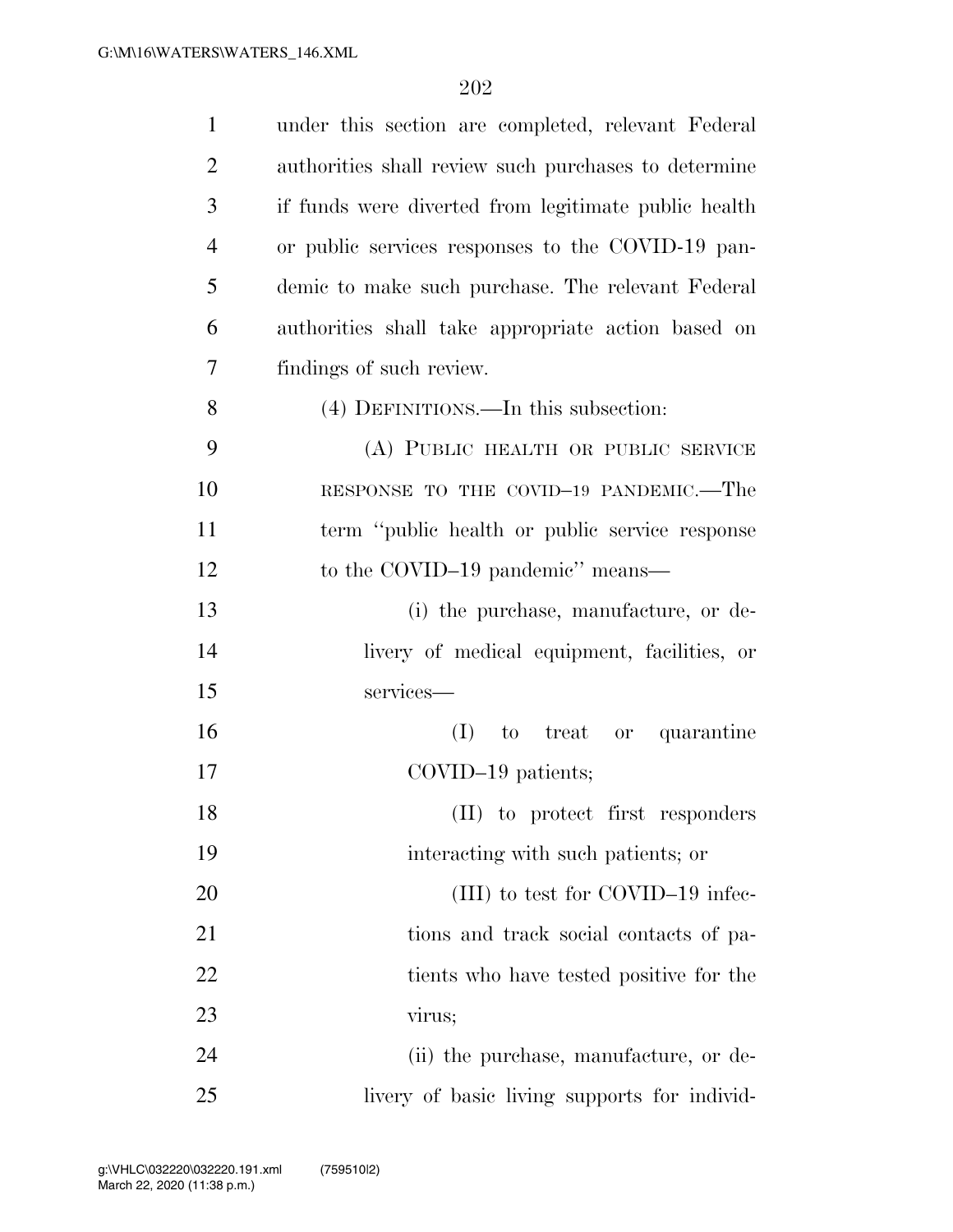under this section are completed, relevant Federal authorities shall review such purchases to determine if funds were diverted from legitimate public health or public services responses to the COVID-19 pandemic to make such purchase. The relevant Federal authorities shall take appropriate action based on findings of such review.

(4) DEFINITIONS.—In this subsection:

(A) PUBLIC HEALTH OR PUBLIC SERVICE RESPONSE TO THE COVID–19 PANDEMIC.—The term ''public health or public service response to the COVID–19 pandemic'' means—

(i) the purchase, manufacture, or delivery of medical equipment, facilities, or services—

(I) to treat or quarantine COVID–19 patients;

(II) to protect first responders interacting with such patients; or

(III) to test for COVID–19 infections and track social contacts of patients who have tested positive for the virus;

(ii) the purchase, manufacture, or delivery of basic living supports for individ-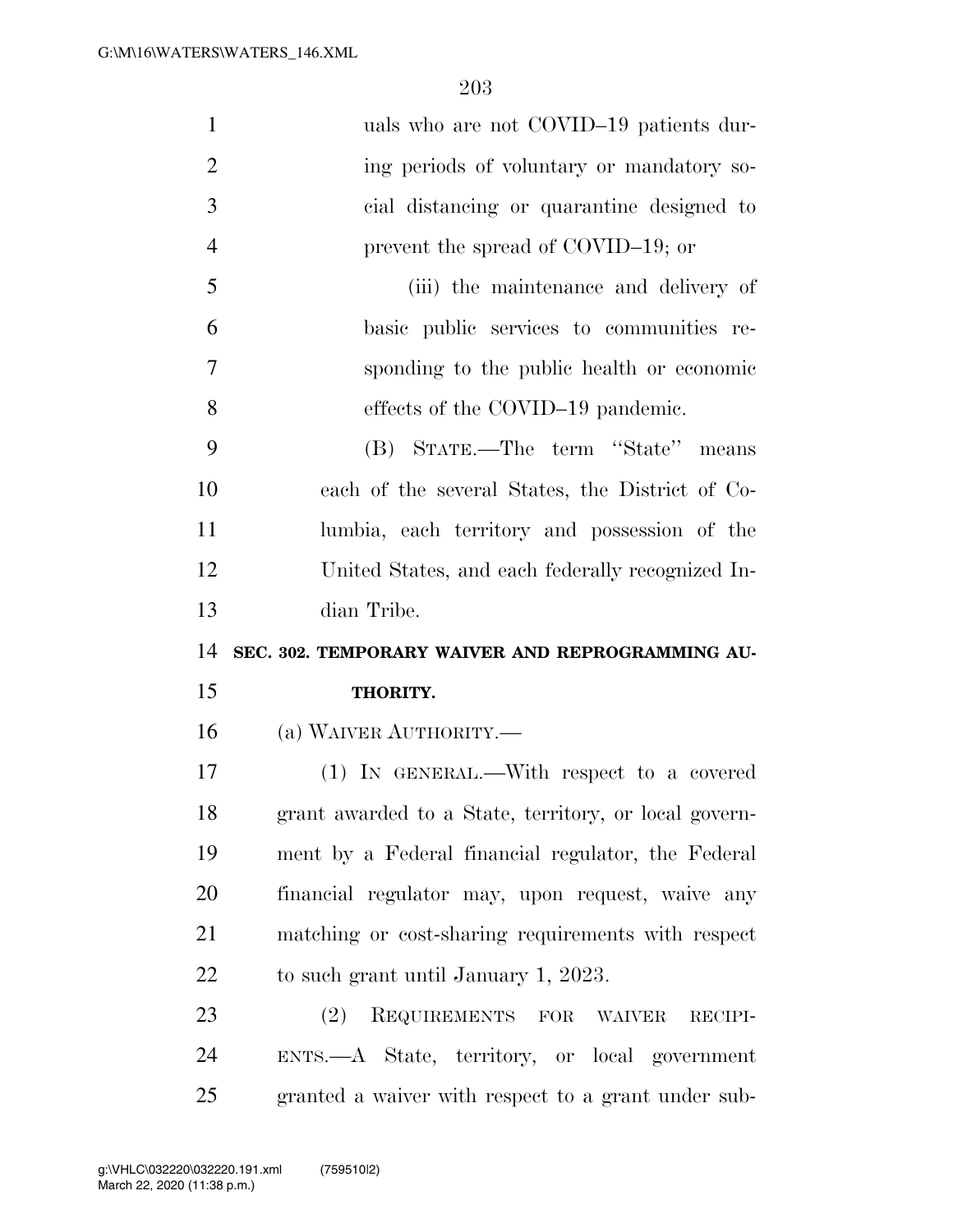uals who are not COVID–19 patients during periods of voluntary or mandatory social distancing or quarantine designed to prevent the spread of COVID–19; or

(iii) the maintenance and delivery of basic public services to communities responding to the public health or economic effects of the COVID–19 pandemic.

(B) STATE.—The term "State" means each of the several States, the District of Columbia, each territory and possession of the United States, and each federally recognized Indian Tribe.

**SEC. 302. TEMPORARY WAIVER AND REPROGRAMMING AUTHORITY.**

(a) WAIVER AUTHORITY.—

(1) IN GENERAL.—With respect to a covered grant awarded to a State, territory, or local government by a Federal financial regulator, the Federal financial regulator may, upon request, waive any matching or cost-sharing requirements with respect to such grant until January 1, 2023.

(2) REQUIREMENTS FOR WAIVER RECIPIENTS.—A State, territory, or local government granted a waiver with respect to a grant under sub-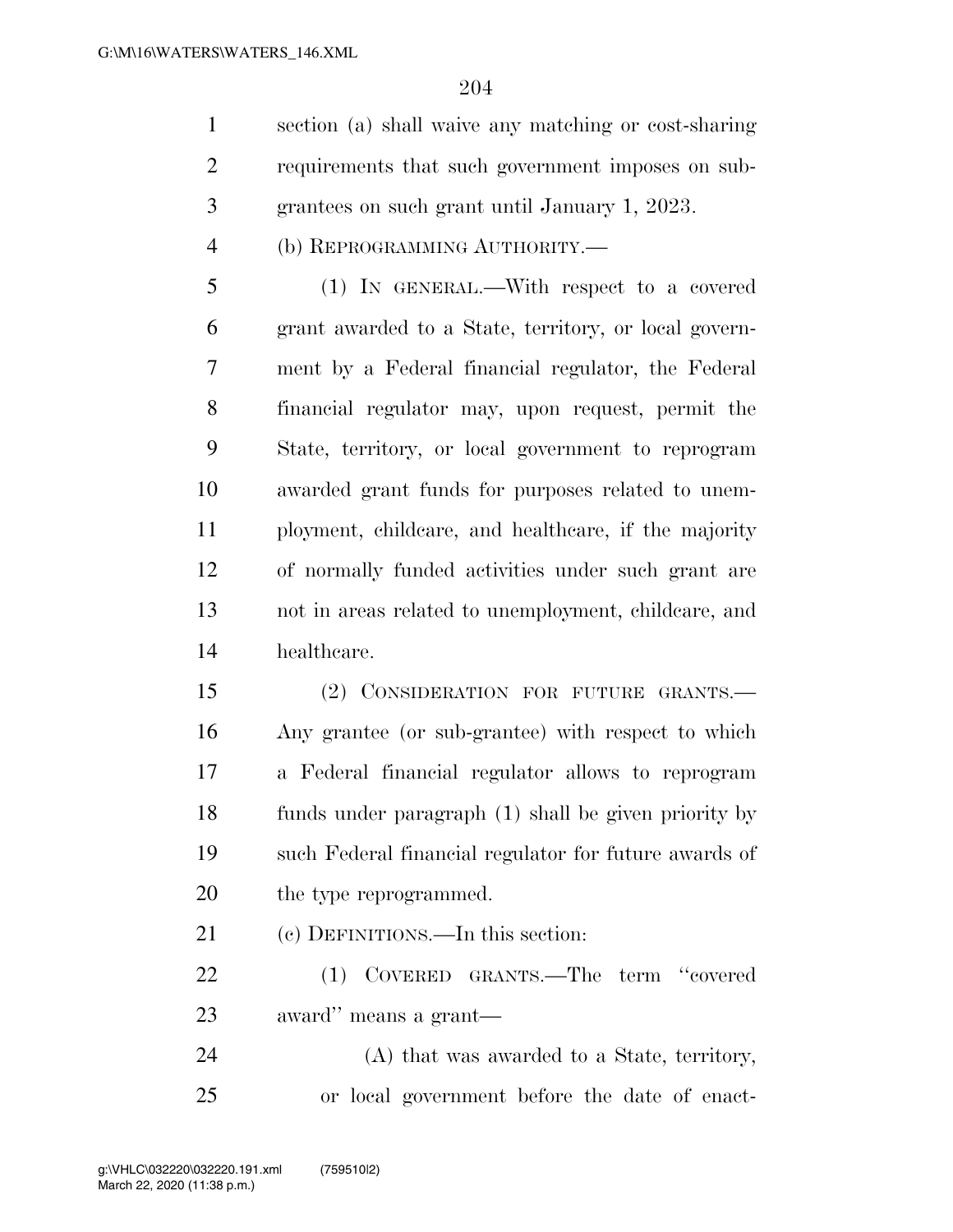section (a) shall waive any matching or cost-sharing requirements that such government imposes on sub-grantees on such grant until January 1, 2023.

(b) REPROGRAMMING AUTHORITY.—

(1) IN GENERAL.—With respect to a covered grant awarded to a State, territory, or local government by a Federal financial regulator, the Federal financial regulator may, upon request, permit the State, territory, or local government to reprogram awarded grant funds for purposes related to unemployment, childcare, and healthcare, if the majority of normally funded activities under such grant are not in areas related to unemployment, childcare, and healthcare.

(2) CONSIDERATION FOR FUTURE GRANTS.—Any grantee (or sub-grantee) with respect to which a Federal financial regulator allows to reprogram funds under paragraph (1) shall be given priority by such Federal financial regulator for future awards of the type reprogrammed.

(c) DEFINITIONS.—In this section:

(1) COVERED GRANTS.—The term "covered award" means a grant—

(A) that was awarded to a State, territory, or local government before the date of enact-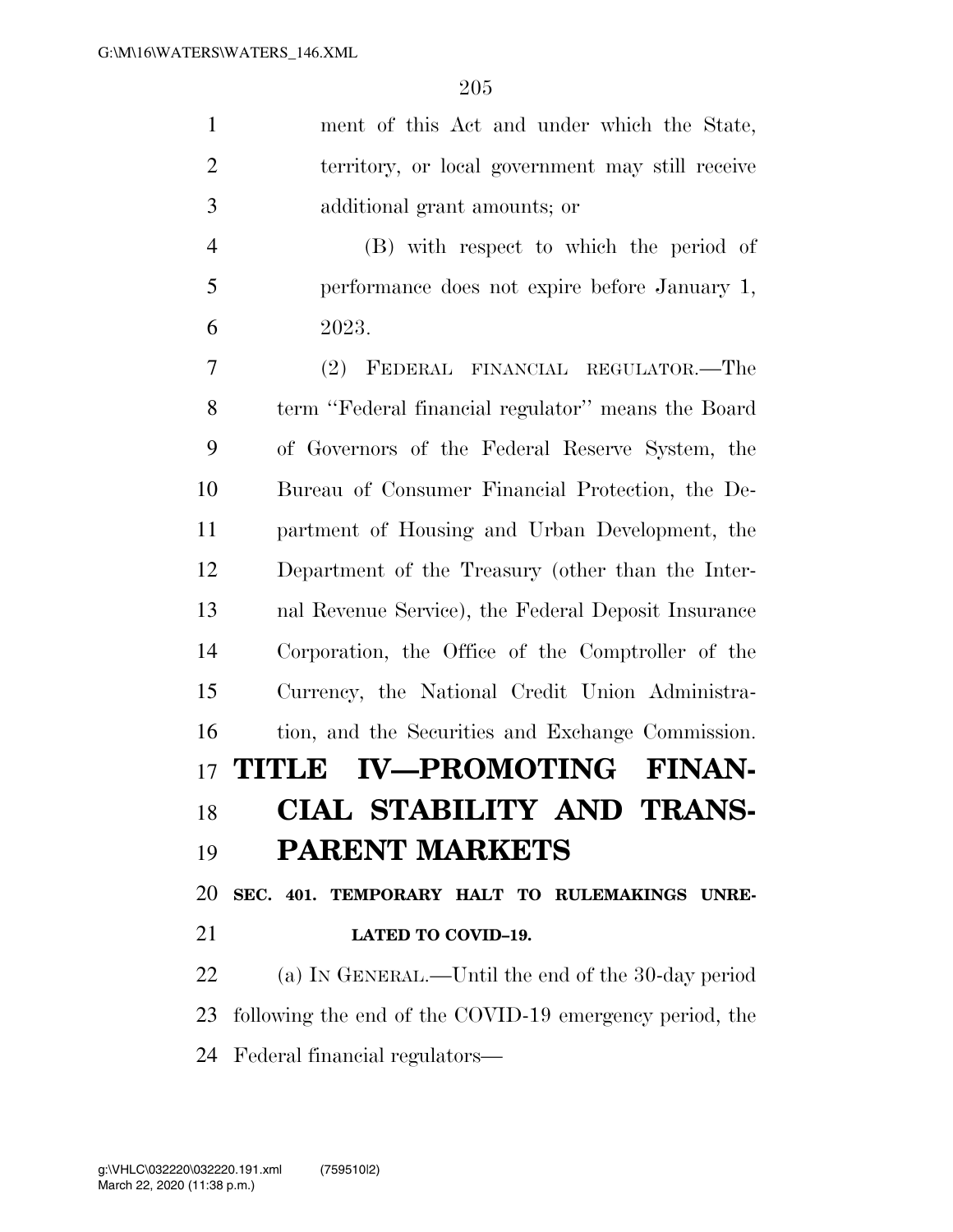ment of this Act and under which the State, territory, or local government may still receive additional grant amounts; or

(B) with respect to which the period of performance does not expire before January 1, 2023.

(2) FEDERAL FINANCIAL REGULATOR.—The term ''Federal financial regulator'' means the Board of Governors of the Federal Reserve System, the Bureau of Consumer Financial Protection, the Department of Housing and Urban Development, the Department of the Treasury (other than the Internal Revenue Service), the Federal Deposit Insurance Corporation, the Office of the Comptroller of the Currency, the National Credit Union Administration, and the Securities and Exchange Commission.

# TITLE IV—PROMOTING FINANCIAL STABILITY AND TRANSPARENT MARKETS

## SEC. 401. TEMPORARY HALT TO RULEMAKINGS UNRELATED TO COVID–19.

(a) IN GENERAL.—Until the end of the 30-day period following the end of the COVID-19 emergency period, the Federal financial regulators—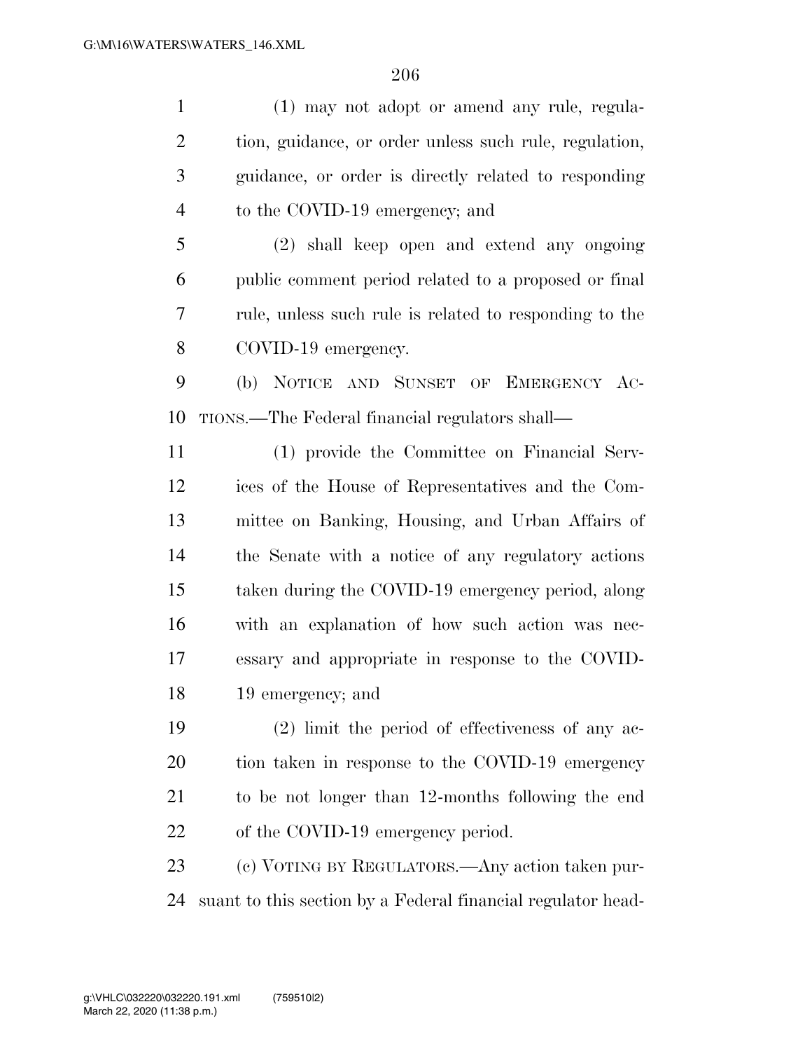(1) may not adopt or amend any rule, regulation, guidance, or order unless such rule, regulation, guidance, or order is directly related to responding to the COVID-19 emergency; and

(2) shall keep open and extend any ongoing public comment period related to a proposed or final rule, unless such rule is related to responding to the COVID-19 emergency.

(b) NOTICE AND SUNSET OF EMERGENCY ACTIONS.—The Federal financial regulators shall—

(1) provide the Committee on Financial Services of the House of Representatives and the Committee on Banking, Housing, and Urban Affairs of the Senate with a notice of any regulatory actions taken during the COVID-19 emergency period, along with an explanation of how such action was necessary and appropriate in response to the COVID-19 emergency; and

(2) limit the period of effectiveness of any action taken in response to the COVID-19 emergency to be not longer than 12-months following the end of the COVID-19 emergency period.

(c) VOTING BY REGULATORS.—Any action taken pursuant to this section by a Federal financial regulator head-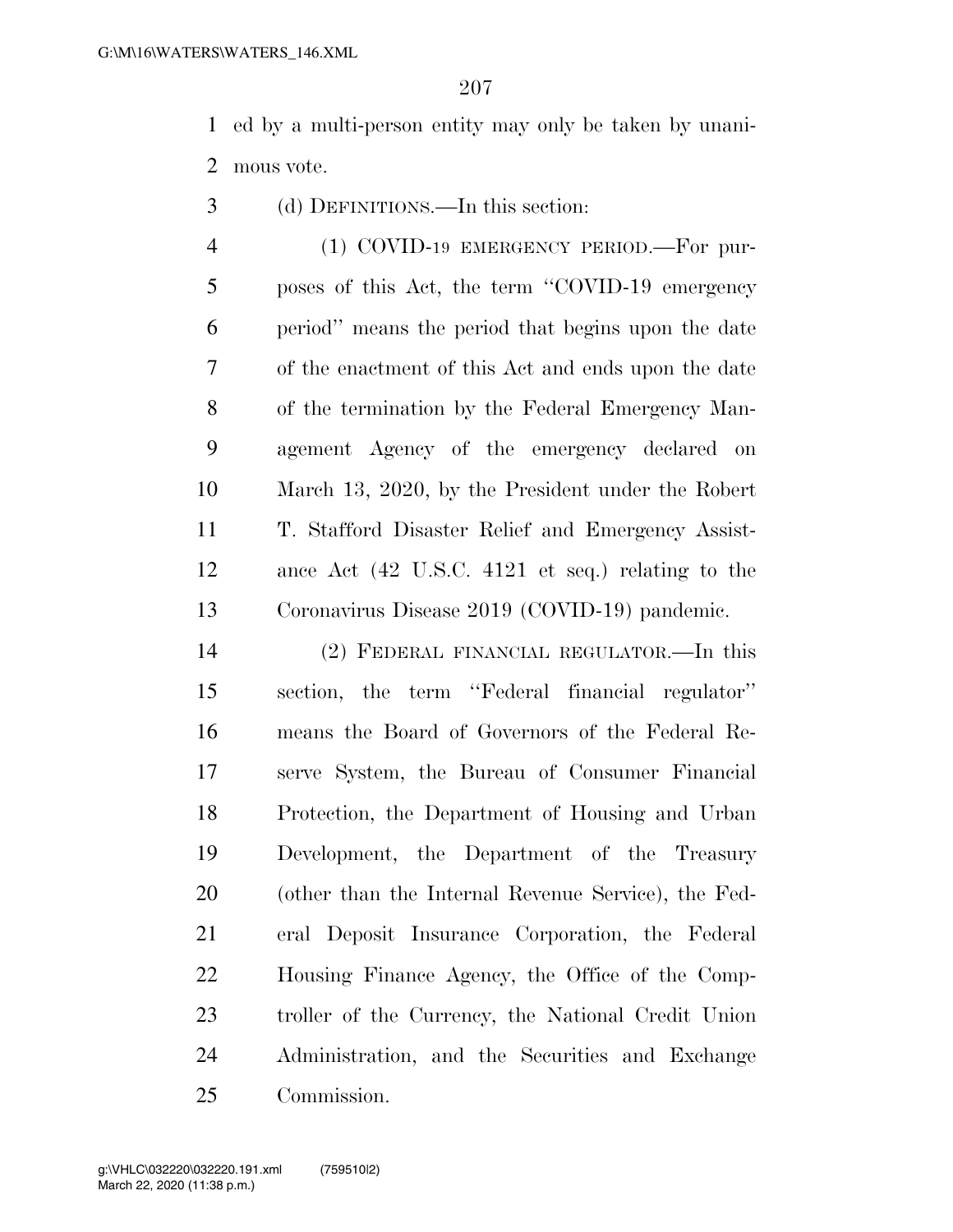ed by a multi-person entity may only be taken by unanimous vote.

(d) DEFINITIONS.—In this section:

(1) COVID-19 EMERGENCY PERIOD.—For purposes of this Act, the term "COVID-19 emergency period" means the period that begins upon the date of the enactment of this Act and ends upon the date of the termination by the Federal Emergency Management Agency of the emergency declared on March 13, 2020, by the President under the Robert T. Stafford Disaster Relief and Emergency Assistance Act (42 U.S.C. 4121 et seq.) relating to the Coronavirus Disease 2019 (COVID-19) pandemic.

(2) FEDERAL FINANCIAL REGULATOR.—In this section, the term "Federal financial regulator" means the Board of Governors of the Federal Reserve System, the Bureau of Consumer Financial Protection, the Department of Housing and Urban Development, the Department of the Treasury (other than the Internal Revenue Service), the Federal Deposit Insurance Corporation, the Federal Housing Finance Agency, the Office of the Comptroller of the Currency, the National Credit Union Administration, and the Securities and Exchange Commission.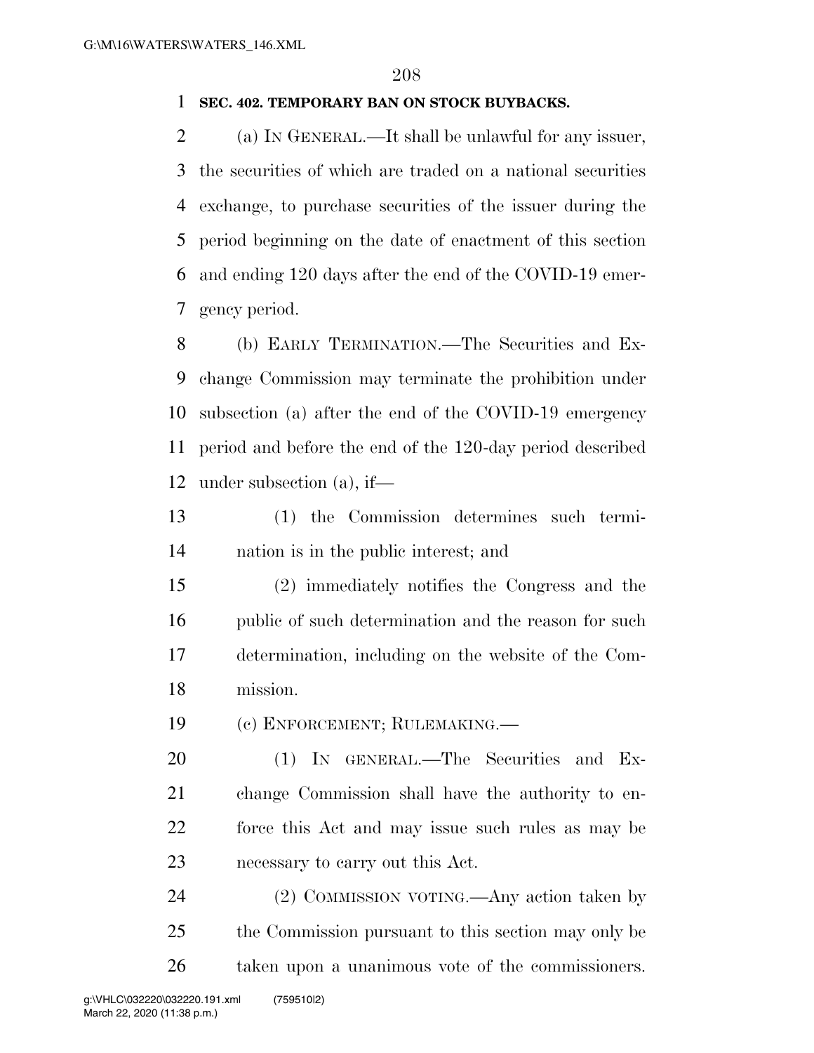**SEC. 402. TEMPORARY BAN ON STOCK BUYBACKS.**

(a) IN GENERAL.—It shall be unlawful for any issuer, the securities of which are traded on a national securities exchange, to purchase securities of the issuer during the period beginning on the date of enactment of this section and ending 120 days after the end of the COVID-19 emergency period.

(b) EARLY TERMINATION.—The Securities and Exchange Commission may terminate the prohibition under subsection (a) after the end of the COVID-19 emergency period and before the end of the 120-day period described under subsection (a), if—

(1) the Commission determines such termination is in the public interest; and

(2) immediately notifies the Congress and the public of such determination and the reason for such determination, including on the website of the Commission.

(c) ENFORCEMENT; RULEMAKING.—

(1) IN GENERAL.—The Securities and Exchange Commission shall have the authority to enforce this Act and may issue such rules as may be necessary to carry out this Act.

(2) COMMISSION VOTING.—Any action taken by the Commission pursuant to this section may only be taken upon a unanimous vote of the commissioners.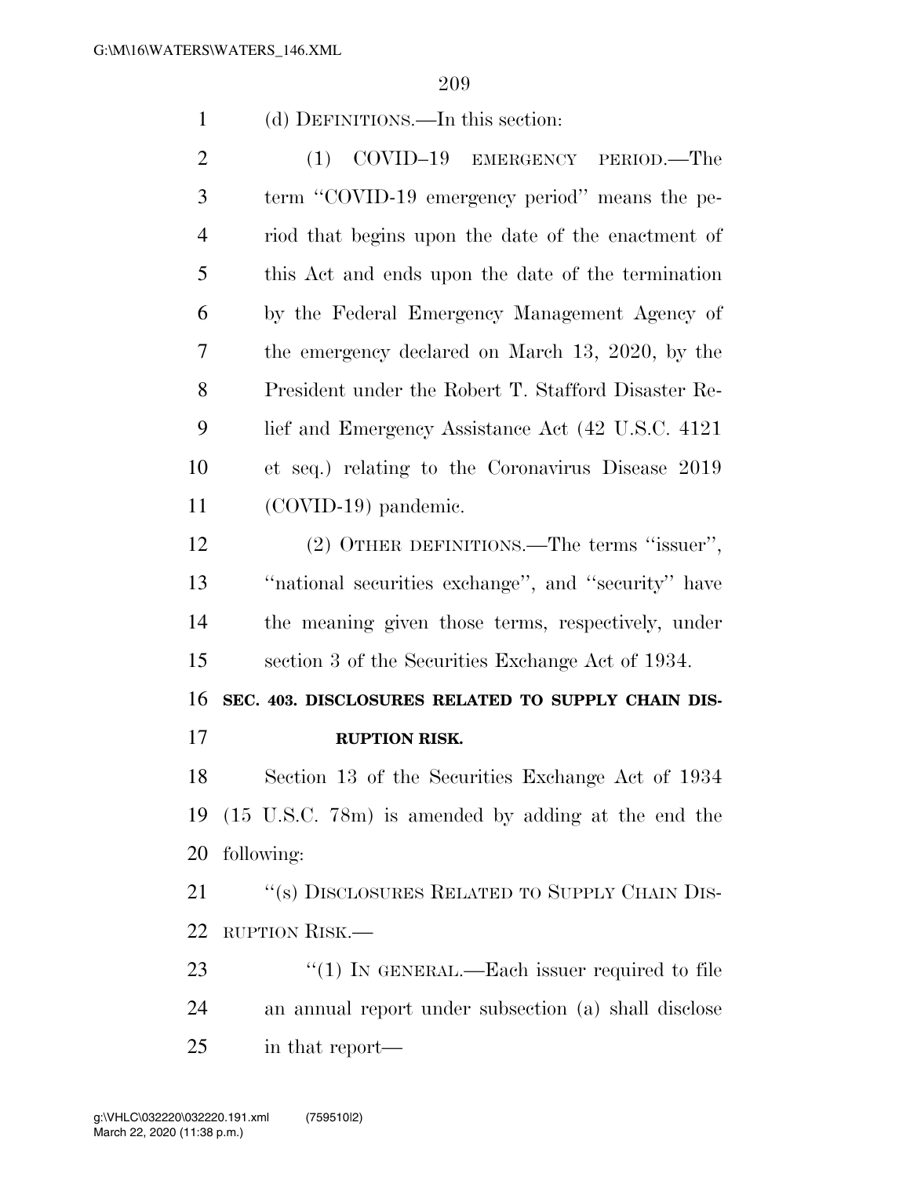(d) DEFINITIONS.—In this section:

(1) COVID–19 EMERGENCY PERIOD.—The term ''COVID-19 emergency period'' means the period that begins upon the date of the enactment of this Act and ends upon the date of the termination by the Federal Emergency Management Agency of the emergency declared on March 13, 2020, by the President under the Robert T. Stafford Disaster Relief and Emergency Assistance Act (42 U.S.C. 4121 et seq.) relating to the Coronavirus Disease 2019 (COVID-19) pandemic.

(2) OTHER DEFINITIONS.—The terms ''issuer'', ''national securities exchange'', and ''security'' have the meaning given those terms, respectively, under section 3 of the Securities Exchange Act of 1934.

**SEC. 403. DISCLOSURES RELATED TO SUPPLY CHAIN DISRUPTION RISK.**

Section 13 of the Securities Exchange Act of 1934 (15 U.S.C. 78m) is amended by adding at the end the following:

''(s) DISCLOSURES RELATED TO SUPPLY CHAIN DISRUPTION RISK.—

''(1) IN GENERAL.—Each issuer required to file an annual report under subsection (a) shall disclose in that report—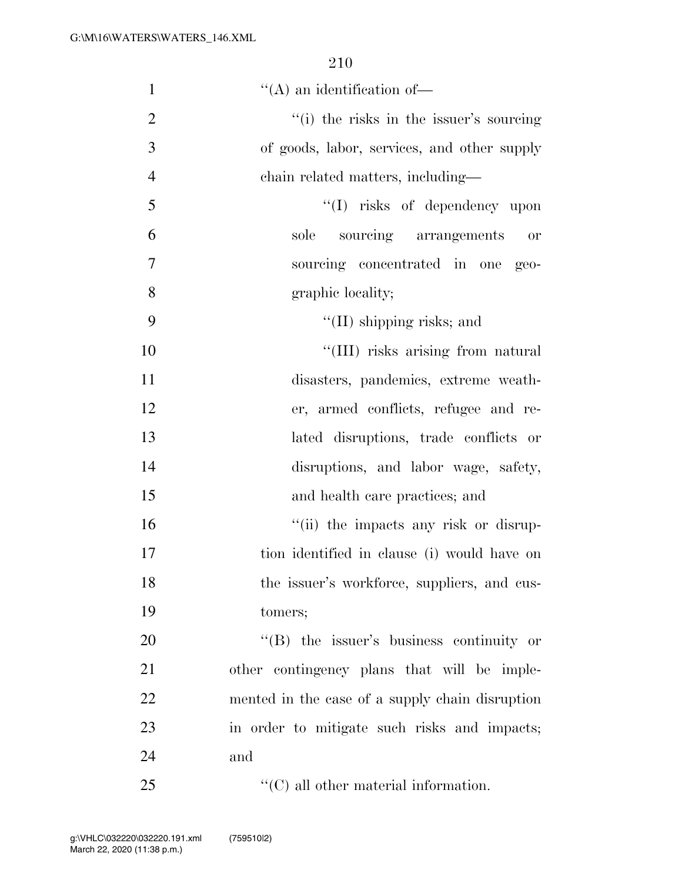''(A) an identification of—

''(i) the risks in the issuer's sourcing of goods, labor, services, and other supply chain related matters, including—

''(I) risks of dependency upon sole sourcing arrangements or sourcing concentrated in one geographic locality;

''(II) shipping risks; and

''(III) risks arising from natural disasters, pandemics, extreme weather, armed conflicts, refugee and related disruptions, trade conflicts or disruptions, and labor wage, safety, and health care practices; and

''(ii) the impacts any risk or disruption identified in clause (i) would have on the issuer's workforce, suppliers, and customers;

''(B) the issuer's business continuity or other contingency plans that will be implemented in the case of a supply chain disruption in order to mitigate such risks and impacts; and

''(C) all other material information.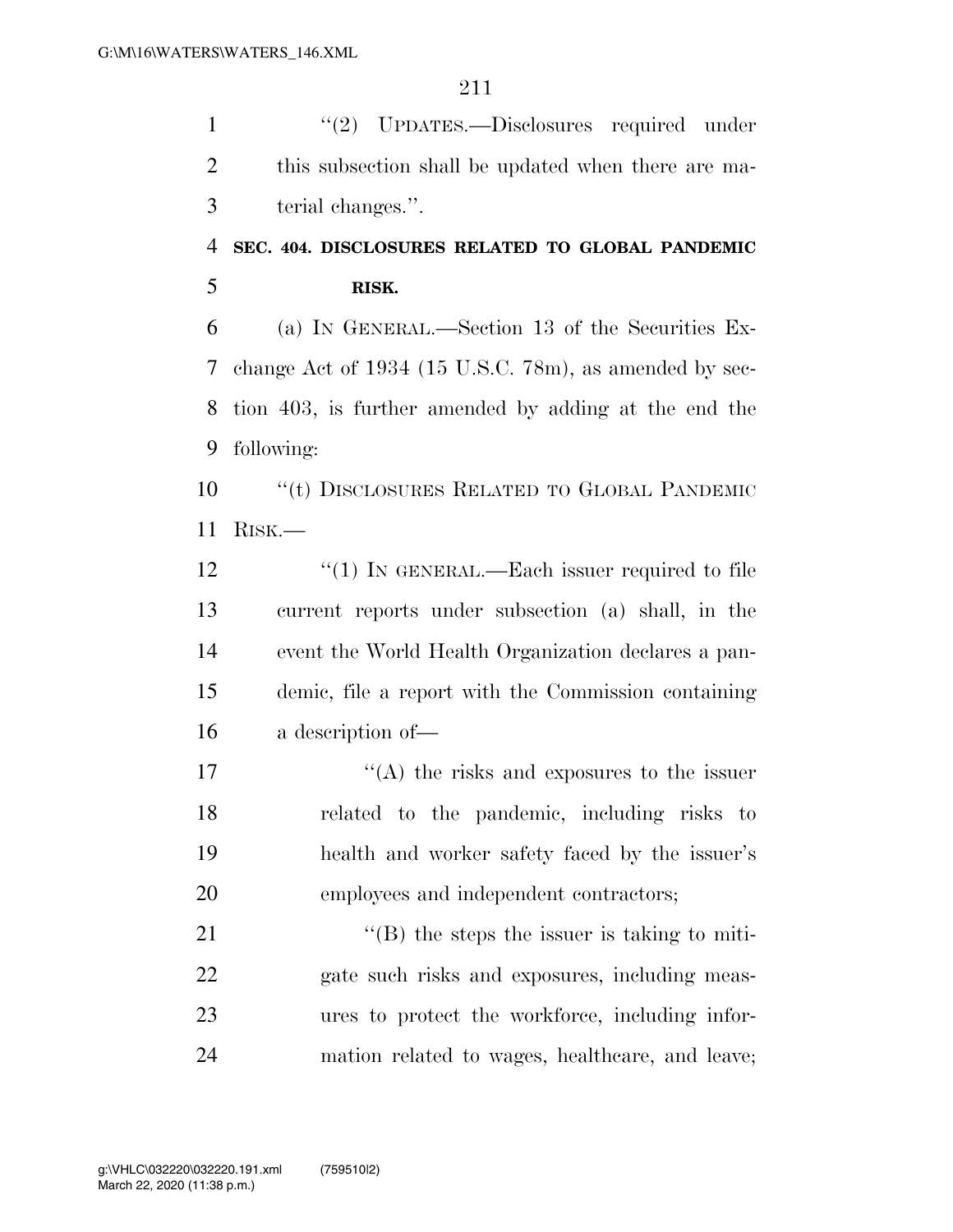''(2) UPDATES.—Disclosures required under this subsection shall be updated when there are material changes.''.

**SEC. 404. DISCLOSURES RELATED TO GLOBAL PANDEMIC RISK.**

(a) IN GENERAL.—Section 13 of the Securities Exchange Act of 1934 (15 U.S.C. 78m), as amended by section 403, is further amended by adding at the end the following:

''(t) DISCLOSURES RELATED TO GLOBAL PANDEMIC RISK.—

''(1) IN GENERAL.—Each issuer required to file current reports under subsection (a) shall, in the event the World Health Organization declares a pandemic, file a report with the Commission containing a description of—

''(A) the risks and exposures to the issuer related to the pandemic, including risks to health and worker safety faced by the issuer's employees and independent contractors;

''(B) the steps the issuer is taking to mitigate such risks and exposures, including measures to protect the workforce, including information related to wages, healthcare, and leave;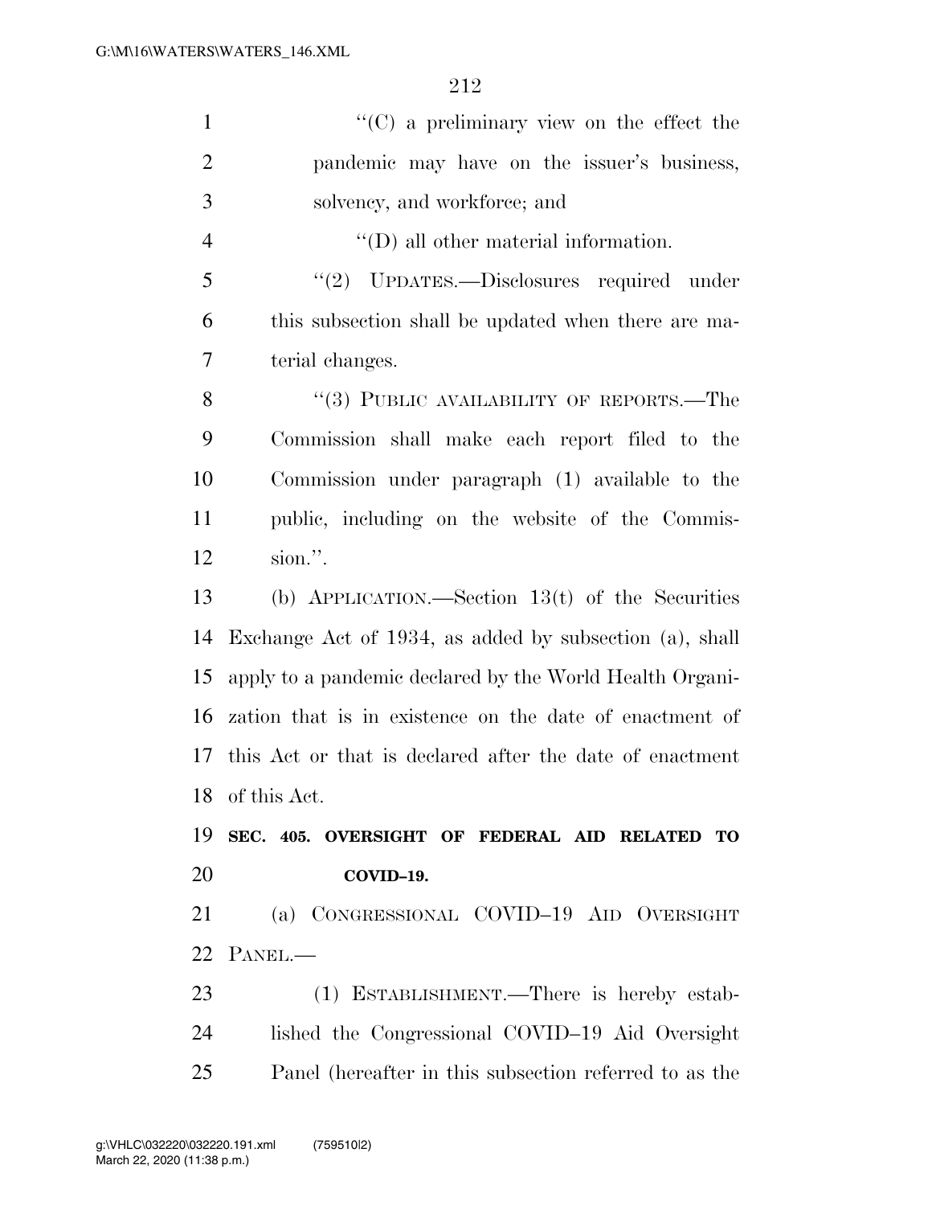"(C) a preliminary view on the effect the pandemic may have on the issuer's business, solvency, and workforce; and

"(D) all other material information.

"(2) UPDATES.—Disclosures required under this subsection shall be updated when there are material changes.

"(3) PUBLIC AVAILABILITY OF REPORTS.—The Commission shall make each report filed to the Commission under paragraph (1) available to the public, including on the website of the Commission.".

(b) APPLICATION.—Section 13(t) of the Securities Exchange Act of 1934, as added by subsection (a), shall apply to a pandemic declared by the World Health Organization that is in existence on the date of enactment of this Act or that is declared after the date of enactment of this Act.

**SEC. 405. OVERSIGHT OF FEDERAL AID RELATED TO COVID–19.**

(a) CONGRESSIONAL COVID–19 AID OVERSIGHT PANEL.—

(1) ESTABLISHMENT.—There is hereby established the Congressional COVID–19 Aid Oversight Panel (hereafter in this subsection referred to as the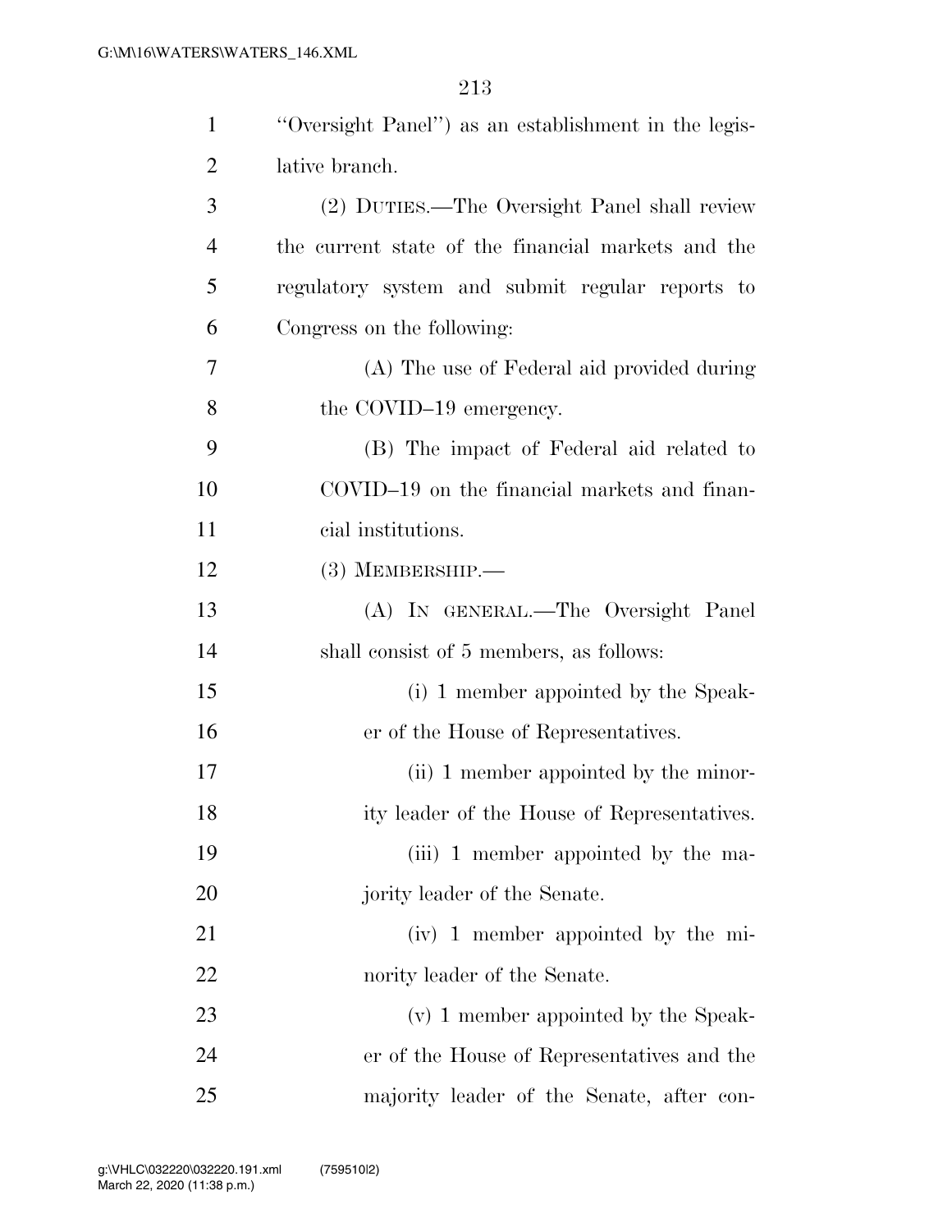"Oversight Panel") as an establishment in the legislative branch.

(2) DUTIES.—The Oversight Panel shall review the current state of the financial markets and the regulatory system and submit regular reports to Congress on the following:

(A) The use of Federal aid provided during the COVID–19 emergency.

(B) The impact of Federal aid related to COVID–19 on the financial markets and financial institutions.

(3) MEMBERSHIP.—

(A) IN GENERAL.—The Oversight Panel shall consist of 5 members, as follows:

(i) 1 member appointed by the Speaker of the House of Representatives.

(ii) 1 member appointed by the minority leader of the House of Representatives.

(iii) 1 member appointed by the majority leader of the Senate.

(iv) 1 member appointed by the minority leader of the Senate.

(v) 1 member appointed by the Speaker of the House of Representatives and the majority leader of the Senate, after con-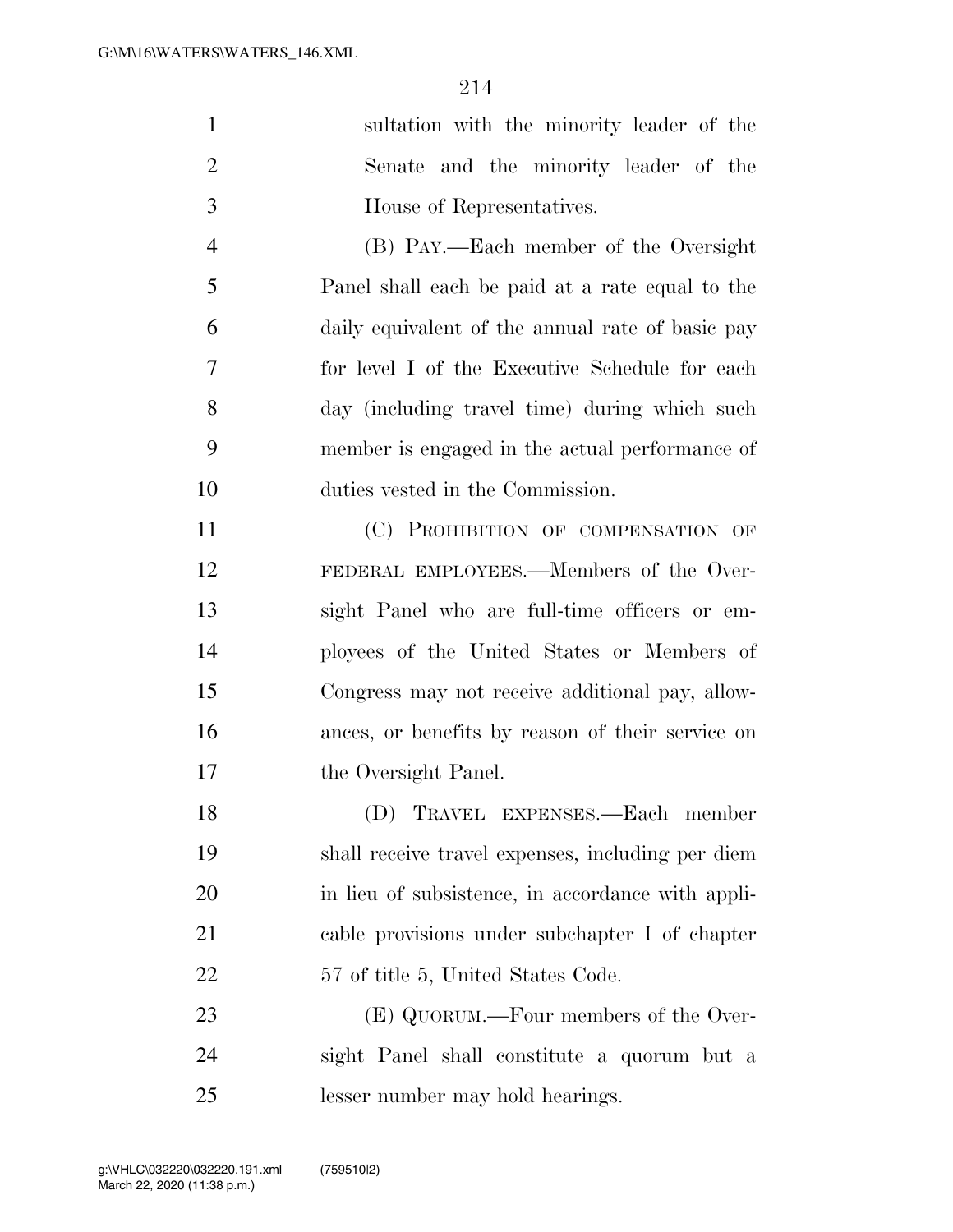sultation with the minority leader of the Senate and the minority leader of the House of Representatives.

(B) PAY.—Each member of the Oversight Panel shall each be paid at a rate equal to the daily equivalent of the annual rate of basic pay for level I of the Executive Schedule for each day (including travel time) during which such member is engaged in the actual performance of duties vested in the Commission.

(C) PROHIBITION OF COMPENSATION OF FEDERAL EMPLOYEES.—Members of the Oversight Panel who are full-time officers or employees of the United States or Members of Congress may not receive additional pay, allowances, or benefits by reason of their service on the Oversight Panel.

(D) TRAVEL EXPENSES.—Each member shall receive travel expenses, including per diem in lieu of subsistence, in accordance with applicable provisions under subchapter I of chapter 57 of title 5, United States Code.

(E) QUORUM.—Four members of the Oversight Panel shall constitute a quorum but a lesser number may hold hearings.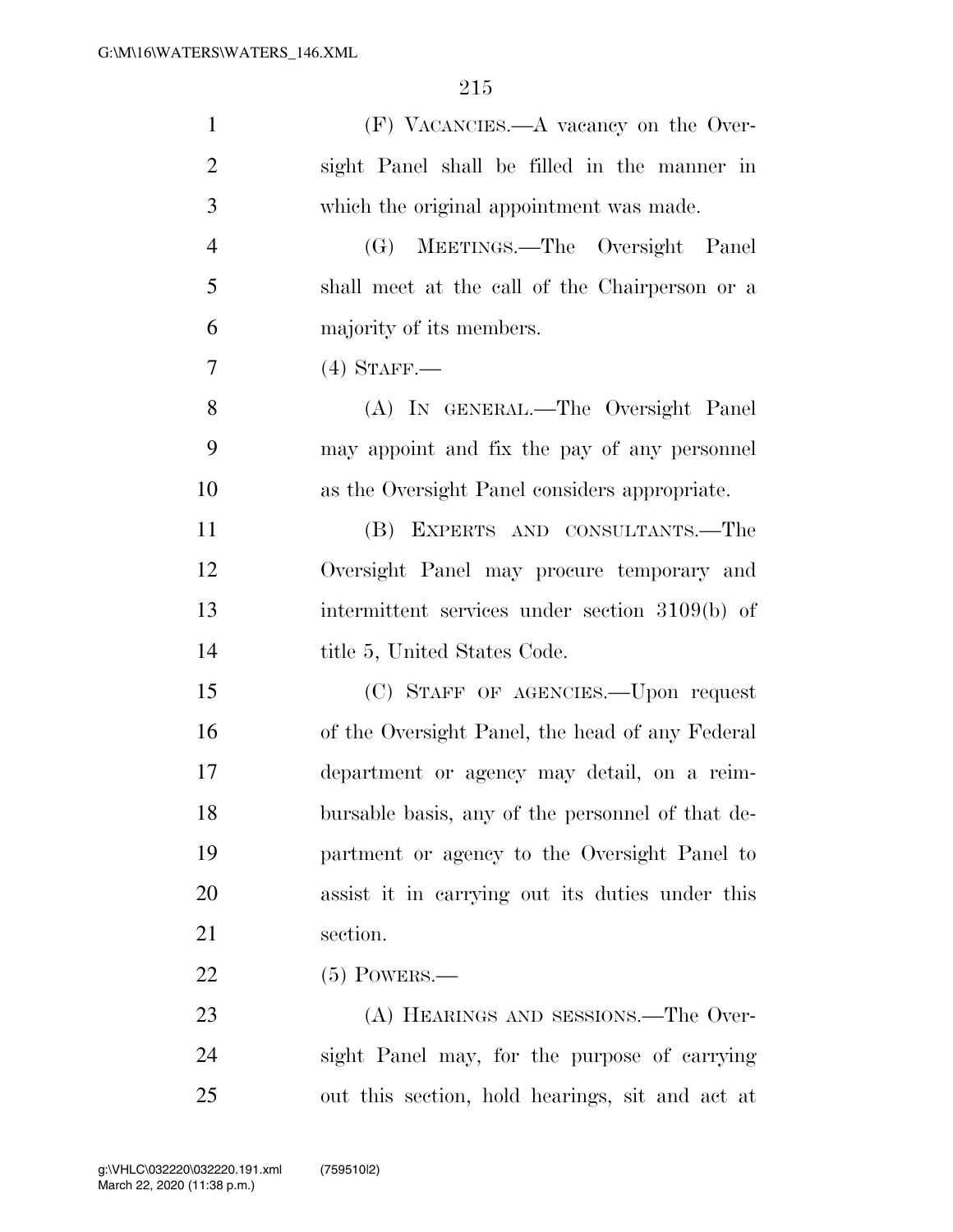(F) VACANCIES.—A vacancy on the Oversight Panel shall be filled in the manner in which the original appointment was made.

(G) MEETINGS.—The Oversight Panel shall meet at the call of the Chairperson or a majority of its members.

(4) STAFF.—

(A) IN GENERAL.—The Oversight Panel may appoint and fix the pay of any personnel as the Oversight Panel considers appropriate.

(B) EXPERTS AND CONSULTANTS.—The Oversight Panel may procure temporary and intermittent services under section 3109(b) of title 5, United States Code.

(C) STAFF OF AGENCIES.—Upon request of the Oversight Panel, the head of any Federal department or agency may detail, on a reimbursable basis, any of the personnel of that department or agency to the Oversight Panel to assist it in carrying out its duties under this section.

(5) POWERS.—

(A) HEARINGS AND SESSIONS.—The Oversight Panel may, for the purpose of carrying out this section, hold hearings, sit and act at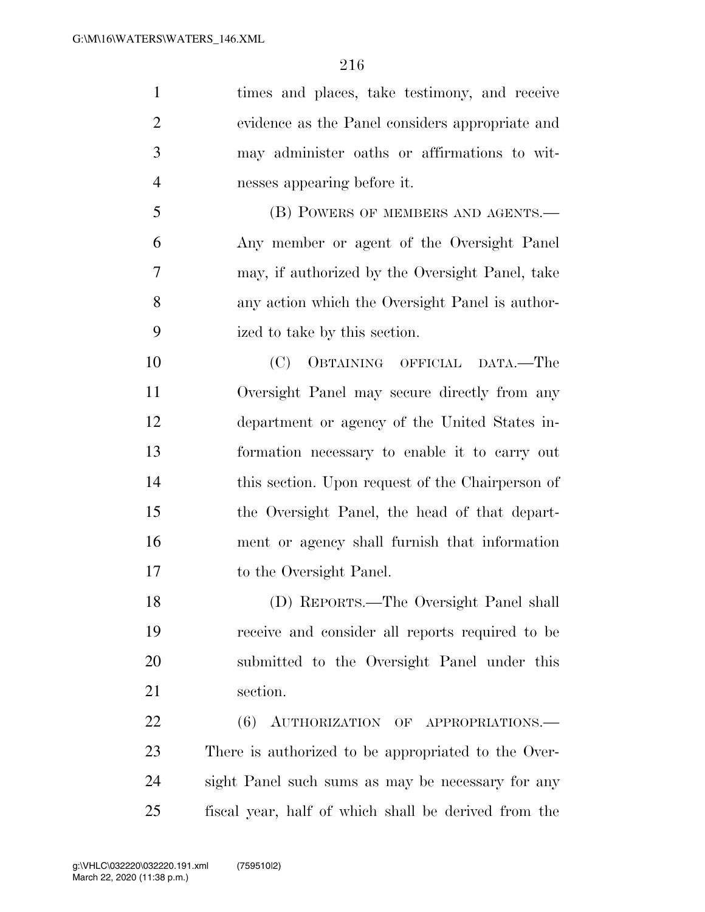times and places, take testimony, and receive evidence as the Panel considers appropriate and may administer oaths or affirmations to witnesses appearing before it.

(B) POWERS OF MEMBERS AND AGENTS.—Any member or agent of the Oversight Panel may, if authorized by the Oversight Panel, take any action which the Oversight Panel is authorized to take by this section.

(C) OBTAINING OFFICIAL DATA.—The Oversight Panel may secure directly from any department or agency of the United States information necessary to enable it to carry out this section. Upon request of the Chairperson of the Oversight Panel, the head of that department or agency shall furnish that information to the Oversight Panel.

(D) REPORTS.—The Oversight Panel shall receive and consider all reports required to be submitted to the Oversight Panel under this section.

(6) AUTHORIZATION OF APPROPRIATIONS.—There is authorized to be appropriated to the Oversight Panel such sums as may be necessary for any fiscal year, half of which shall be derived from the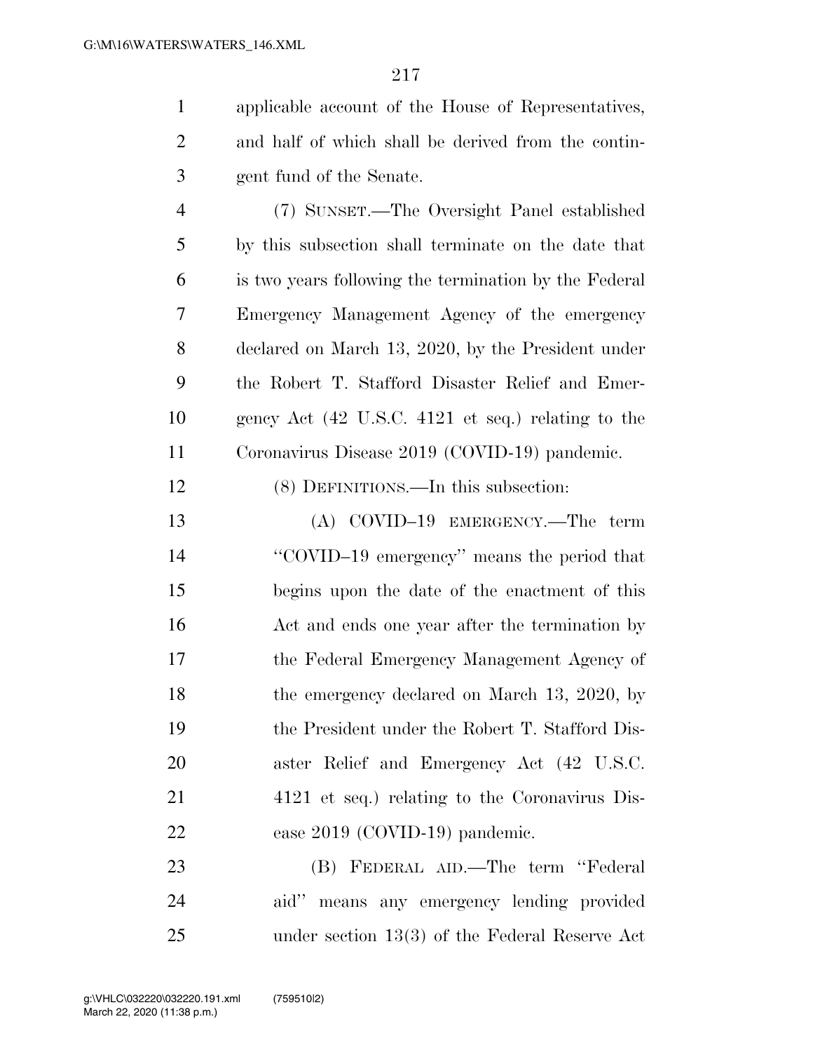applicable account of the House of Representatives, and half of which shall be derived from the contingent fund of the Senate.

(7) SUNSET.—The Oversight Panel established by this subsection shall terminate on the date that is two years following the termination by the Federal Emergency Management Agency of the emergency declared on March 13, 2020, by the President under the Robert T. Stafford Disaster Relief and Emergency Act (42 U.S.C. 4121 et seq.) relating to the Coronavirus Disease 2019 (COVID-19) pandemic.

(8) DEFINITIONS.—In this subsection:

(A) COVID–19 EMERGENCY.—The term ''COVID–19 emergency'' means the period that begins upon the date of the enactment of this Act and ends one year after the termination by the Federal Emergency Management Agency of the emergency declared on March 13, 2020, by the President under the Robert T. Stafford Disaster Relief and Emergency Act (42 U.S.C. 4121 et seq.) relating to the Coronavirus Disease 2019 (COVID-19) pandemic.

(B) FEDERAL AID.—The term ''Federal aid'' means any emergency lending provided under section 13(3) of the Federal Reserve Act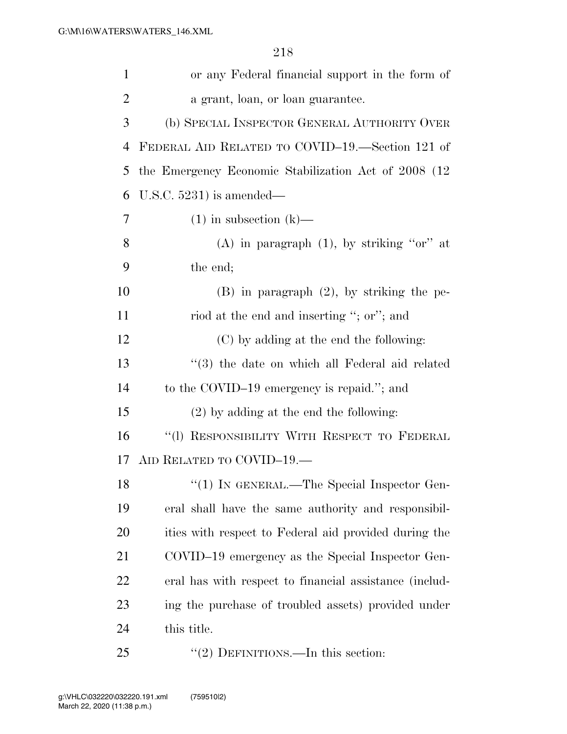or any Federal financial support in the form of a grant, loan, or loan guarantee.

(b) SPECIAL INSPECTOR GENERAL AUTHORITY OVER FEDERAL AID RELATED TO COVID–19.—Section 121 of the Emergency Economic Stabilization Act of 2008 (12 U.S.C. 5231) is amended—

(1) in subsection (k)—

(A) in paragraph (1), by striking "or" at the end;

(B) in paragraph (2), by striking the period at the end and inserting "; or"; and

(C) by adding at the end the following:

"(3) the date on which all Federal aid related to the COVID–19 emergency is repaid."; and

(2) by adding at the end the following:

"(l) RESPONSIBILITY WITH RESPECT TO FEDERAL AID RELATED TO COVID–19.—

"(1) IN GENERAL.—The Special Inspector General shall have the same authority and responsibilities with respect to Federal aid provided during the COVID–19 emergency as the Special Inspector General has with respect to financial assistance (including the purchase of troubled assets) provided under this title.

"(2) DEFINITIONS.—In this section: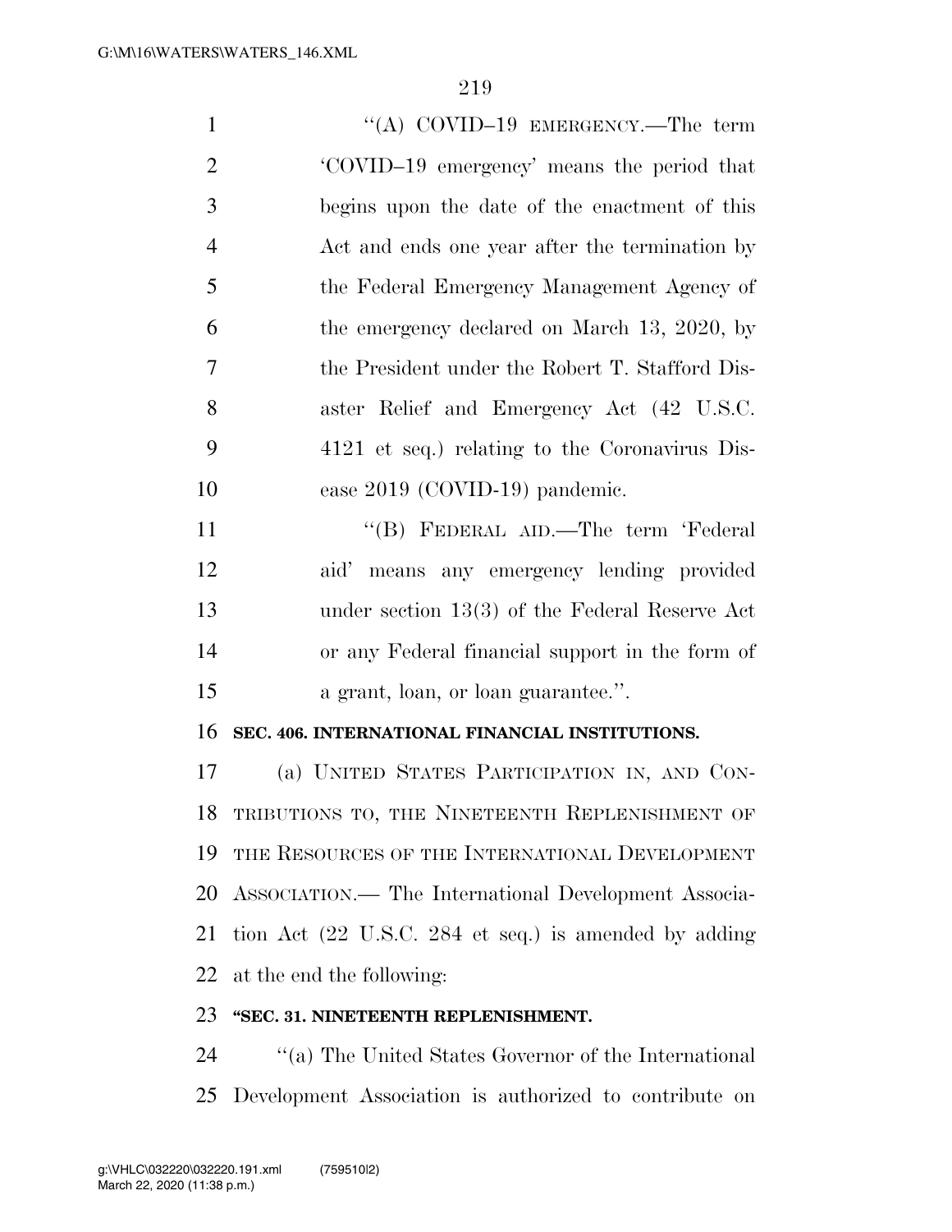"(A) COVID–19 EMERGENCY.—The term 'COVID–19 emergency' means the period that begins upon the date of the enactment of this Act and ends one year after the termination by the Federal Emergency Management Agency of the emergency declared on March 13, 2020, by the President under the Robert T. Stafford Disaster Relief and Emergency Act (42 U.S.C. 4121 et seq.) relating to the Coronavirus Disease 2019 (COVID-19) pandemic.

"(B) FEDERAL AID.—The term 'Federal aid' means any emergency lending provided under section 13(3) of the Federal Reserve Act or any Federal financial support in the form of a grant, loan, or loan guarantee.".

**SEC. 406. INTERNATIONAL FINANCIAL INSTITUTIONS.**

(a) UNITED STATES PARTICIPATION IN, AND CONTRIBUTIONS TO, THE NINETEENTH REPLENISHMENT OF THE RESOURCES OF THE INTERNATIONAL DEVELOPMENT ASSOCIATION.— The International Development Association Act (22 U.S.C. 284 et seq.) is amended by adding at the end the following:

**"SEC. 31. NINETEENTH REPLENISHMENT.**

"(a) The United States Governor of the International Development Association is authorized to contribute on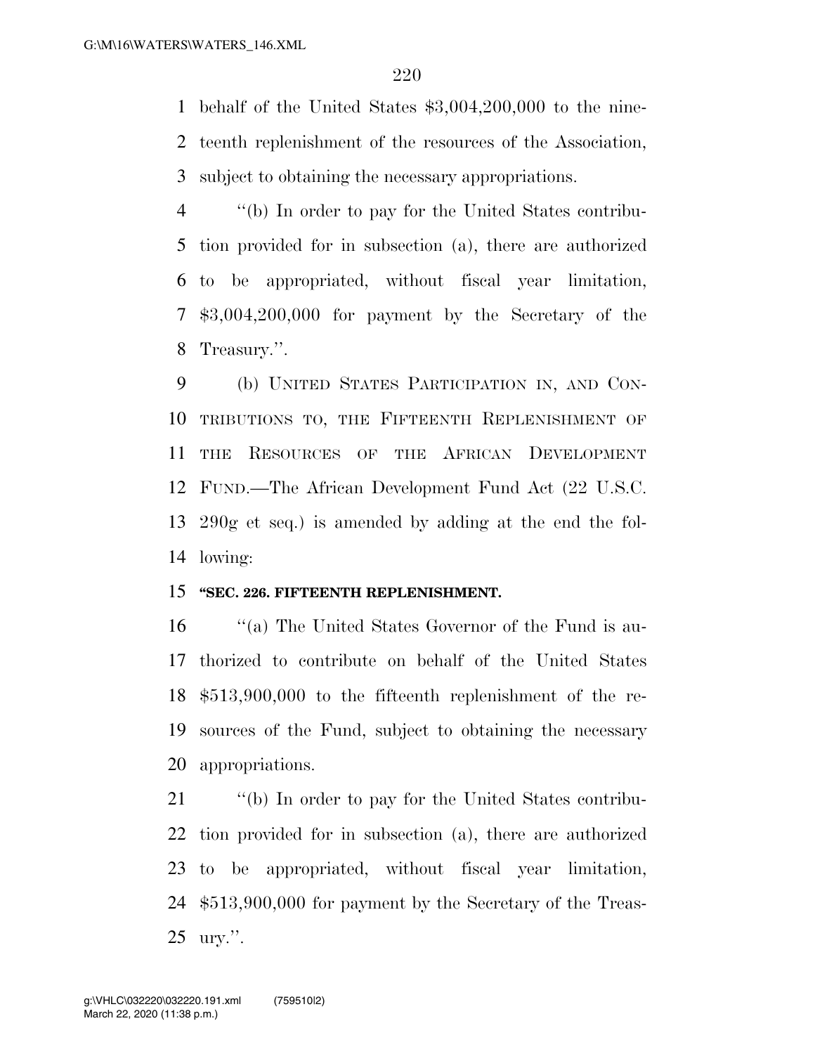behalf of the United States $3,004,200,000 to the nineteenth replenishment of the resources of the Association, subject to obtaining the necessary appropriations.

''(b) In order to pay for the United States contribution provided for in subsection (a), there are authorized to be appropriated, without fiscal year limitation, $3,004,200,000 for payment by the Secretary of the Treasury.''.

(b) UNITED STATES PARTICIPATION IN, AND CONTRIBUTIONS TO, THE FIFTEENTH REPLENISHMENT OF THE RESOURCES OF THE AFRICAN DEVELOPMENT FUND.—The African Development Fund Act (22 U.S.C. 290g et seq.) is amended by adding at the end the following:

**''SEC. 226. FIFTEENTH REPLENISHMENT.**

''(a) The United States Governor of the Fund is authorized to contribute on behalf of the United States $513,900,000 to the fifteenth replenishment of the resources of the Fund, subject to obtaining the necessary appropriations.

''(b) In order to pay for the United States contribution provided for in subsection (a), there are authorized to be appropriated, without fiscal year limitation, $513,900,000 for payment by the Secretary of the Treasury.''.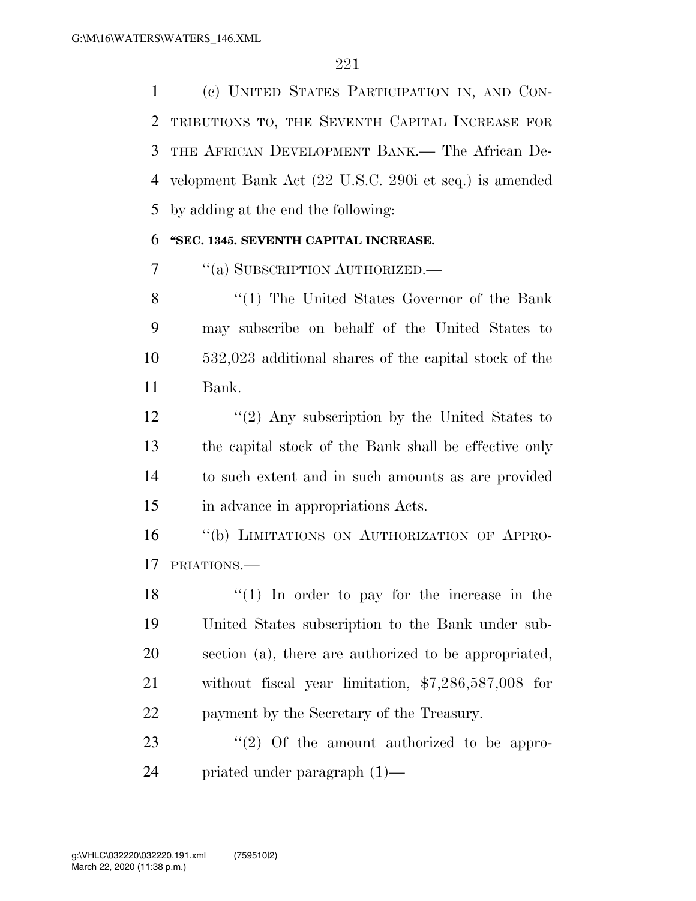(c) UNITED STATES PARTICIPATION IN, AND CONTRIBUTIONS TO, THE SEVENTH CAPITAL INCREASE FOR THE AFRICAN DEVELOPMENT BANK.— The African Development Bank Act (22 U.S.C. 290i et seq.) is amended by adding at the end the following:

**"SEC. 1345. SEVENTH CAPITAL INCREASE.**

"(a) SUBSCRIPTION AUTHORIZED.—

"(1) The United States Governor of the Bank may subscribe on behalf of the United States to 532,023 additional shares of the capital stock of the Bank.

"(2) Any subscription by the United States to the capital stock of the Bank shall be effective only to such extent and in such amounts as are provided in advance in appropriations Acts.

"(b) LIMITATIONS ON AUTHORIZATION OF APPROPRIATIONS.—

"(1) In order to pay for the increase in the United States subscription to the Bank under subsection (a), there are authorized to be appropriated, without fiscal year limitation, $7,286,587,008 for payment by the Secretary of the Treasury.

"(2) Of the amount authorized to be appropriated under paragraph (1)—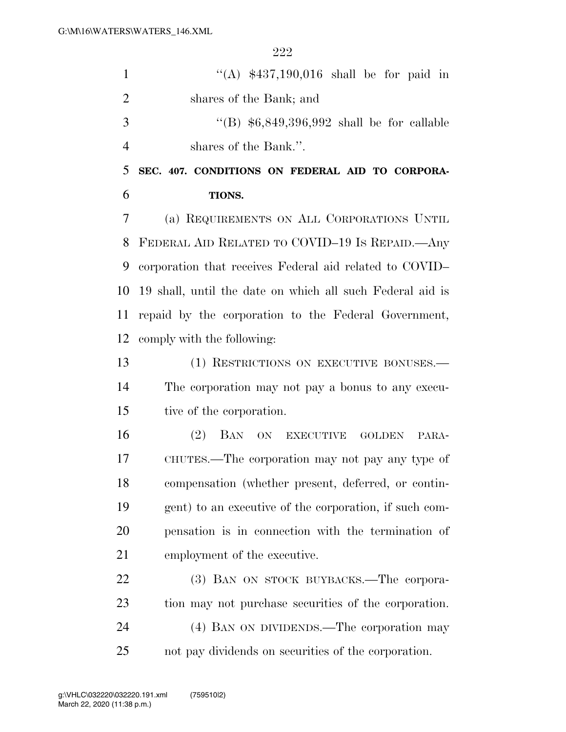"(A) $437,190,016 shall be for paid in shares of the Bank; and

"(B) $6,849,396,992 shall be for callable shares of the Bank.".

**SEC. 407. CONDITIONS ON FEDERAL AID TO CORPORATIONS.**

(a) REQUIREMENTS ON ALL CORPORATIONS UNTIL FEDERAL AID RELATED TO COVID–19 IS REPAID.—Any corporation that receives Federal aid related to COVID–19 shall, until the date on which all such Federal aid is repaid by the corporation to the Federal Government, comply with the following:

(1) RESTRICTIONS ON EXECUTIVE BONUSES.—The corporation may not pay a bonus to any executive of the corporation.

(2) BAN ON EXECUTIVE GOLDEN PARACHUTES.—The corporation may not pay any type of compensation (whether present, deferred, or contingent) to an executive of the corporation, if such compensation is in connection with the termination of employment of the executive.

(3) BAN ON STOCK BUYBACKS.—The corporation may not purchase securities of the corporation.

(4) BAN ON DIVIDENDS.—The corporation may not pay dividends on securities of the corporation.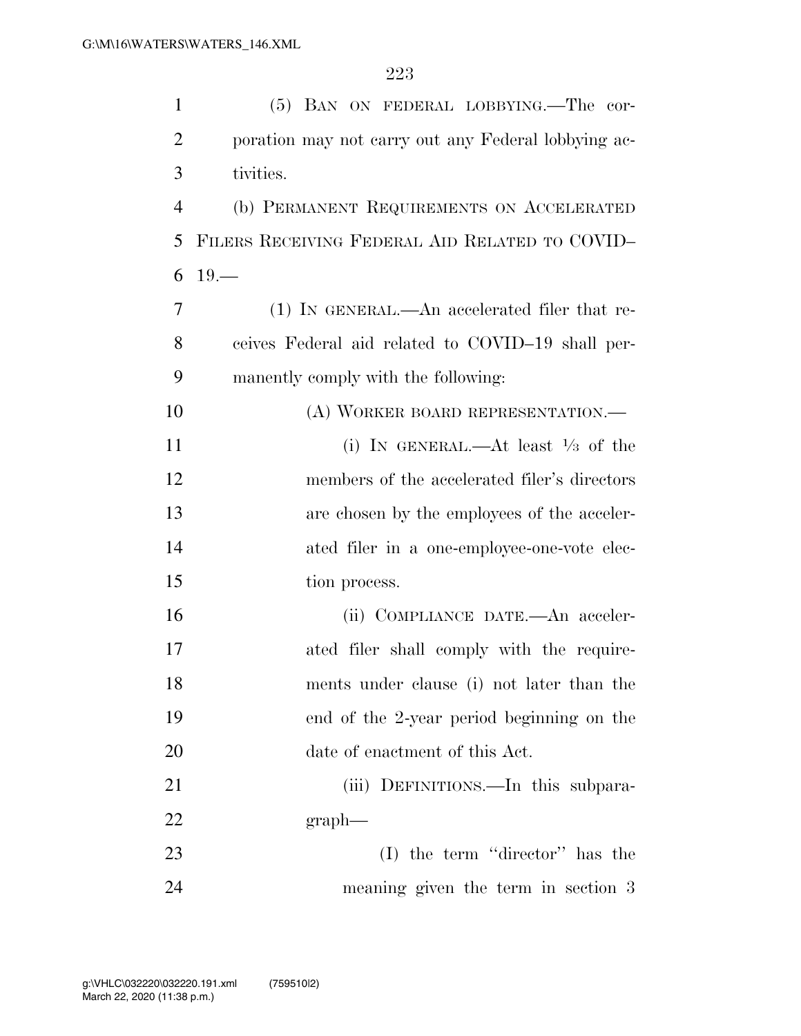(5) BAN ON FEDERAL LOBBYING.—The corporation may not carry out any Federal lobbying activities.

(b) PERMANENT REQUIREMENTS ON ACCELERATED FILERS RECEIVING FEDERAL AID RELATED TO COVID–19.—

(1) IN GENERAL.—An accelerated filer that receives Federal aid related to COVID–19 shall permanently comply with the following:

(A) WORKER BOARD REPRESENTATION.—

(i) IN GENERAL.—At least ⅓ of the members of the accelerated filer's directors are chosen by the employees of the accelerated filer in a one-employee-one-vote election process.

(ii) COMPLIANCE DATE.—An accelerated filer shall comply with the requirements under clause (i) not later than the end of the 2-year period beginning on the date of enactment of this Act.

(iii) DEFINITIONS.—In this subparagraph—

(I) the term ''director'' has the meaning given the term in section 3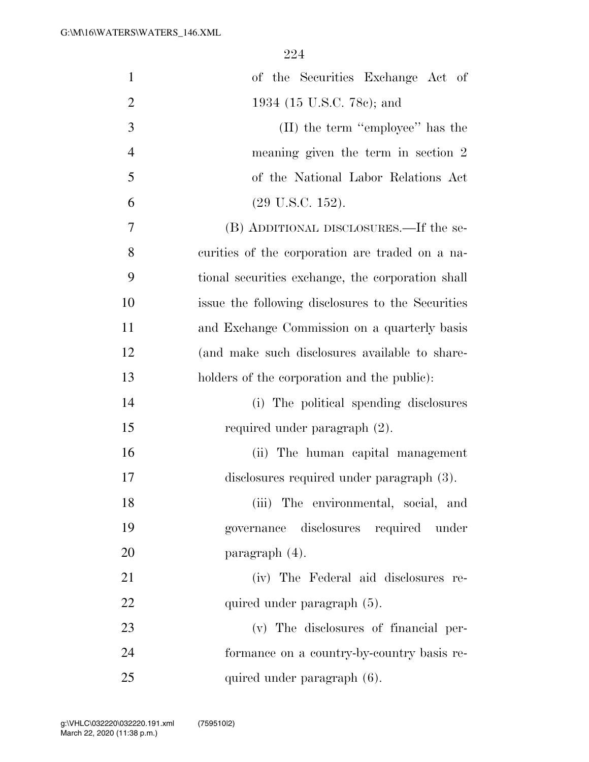of the Securities Exchange Act of 1934 (15 U.S.C. 78c); and

(II) the term ''employee'' has the meaning given the term in section 2 of the National Labor Relations Act (29 U.S.C. 152).

(B) ADDITIONAL DISCLOSURES.—If the securities of the corporation are traded on a national securities exchange, the corporation shall issue the following disclosures to the Securities and Exchange Commission on a quarterly basis (and make such disclosures available to shareholders of the corporation and the public):

(i) The political spending disclosures required under paragraph (2).

(ii) The human capital management disclosures required under paragraph (3).

(iii) The environmental, social, and governance disclosures required under paragraph (4).

(iv) The Federal aid disclosures required under paragraph (5).

(v) The disclosures of financial performance on a country-by-country basis required under paragraph (6).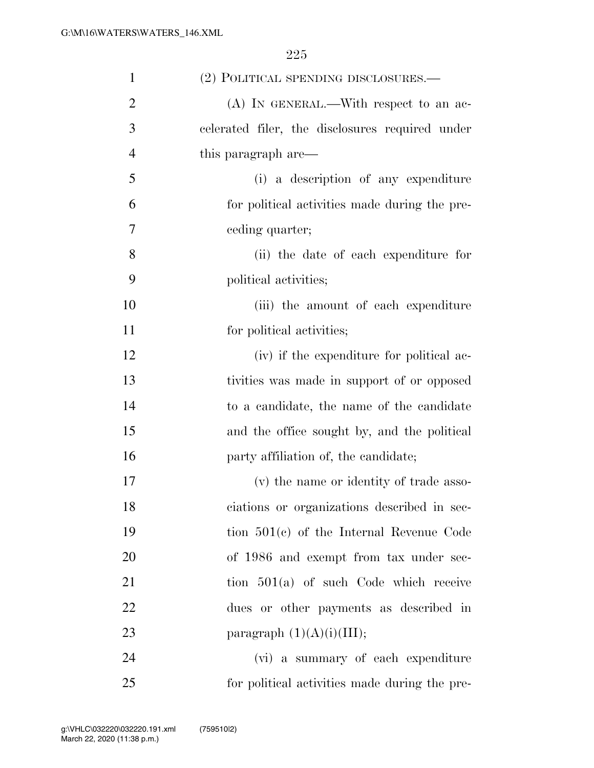(2) POLITICAL SPENDING DISCLOSURES.—

(A) IN GENERAL.—With respect to an accelerated filer, the disclosures required under this paragraph are—

(i) a description of any expenditure for political activities made during the preceding quarter;

(ii) the date of each expenditure for political activities;

(iii) the amount of each expenditure for political activities;

(iv) if the expenditure for political activities was made in support of or opposed to a candidate, the name of the candidate and the office sought by, and the political party affiliation of, the candidate;

(v) the name or identity of trade associations or organizations described in section 501(c) of the Internal Revenue Code of 1986 and exempt from tax under section 501(a) of such Code which receive dues or other payments as described in paragraph (1)(A)(i)(III);

(vi) a summary of each expenditure for political activities made during the pre-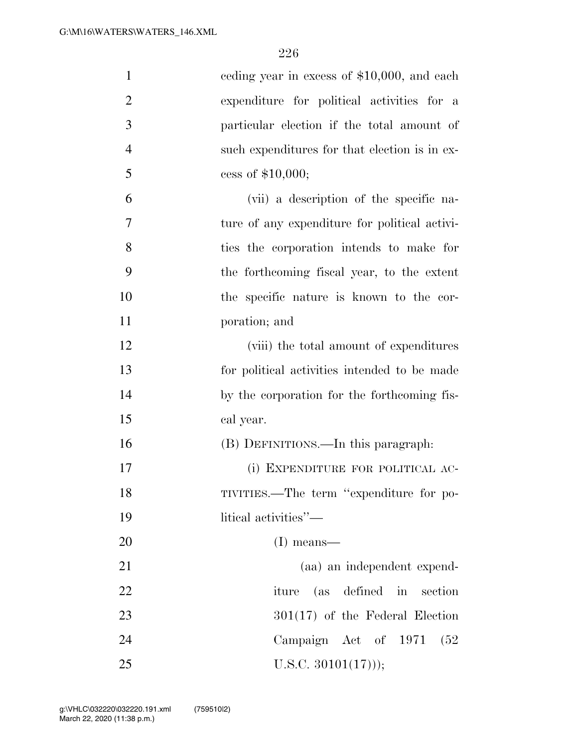ceding year in excess of $10,000, and each expenditure for political activities for a particular election if the total amount of such expenditures for that election is in excess of $10,000;

(vii) a description of the specific nature of any expenditure for political activities the corporation intends to make for the forthcoming fiscal year, to the extent the specific nature is known to the corporation; and

(viii) the total amount of expenditures for political activities intended to be made by the corporation for the forthcoming fiscal year.

(B) DEFINITIONS.—In this paragraph:

(i) EXPENDITURE FOR POLITICAL ACTIVITIES.—The term "expenditure for political activities"—

(I) means—

(aa) an independent expenditure (as defined in section 301(17) of the Federal Election Campaign Act of 1971 (52 U.S.C. 30101(17)));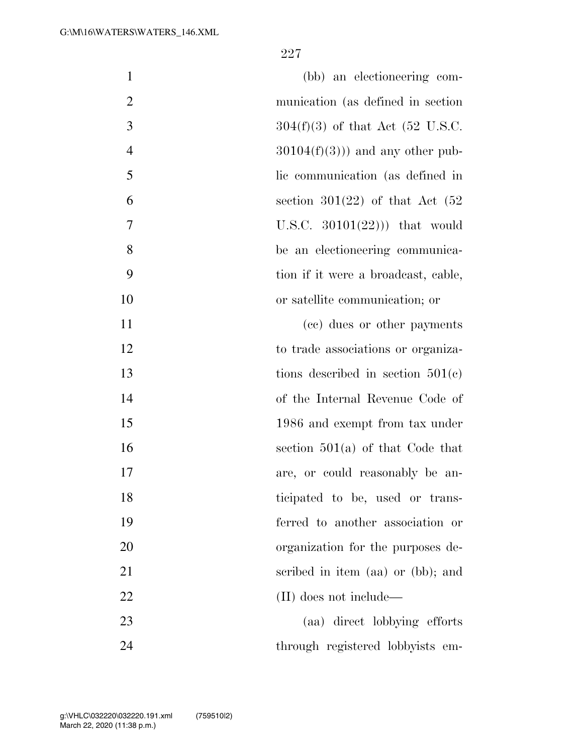(bb) an electioneering communication (as defined in section 304(f)(3) of that Act (52 U.S.C. 30104(f)(3))) and any other public communication (as defined in section 301(22) of that Act (52 U.S.C. 30101(22))) that would be an electioneering communication if it were a broadcast, cable, or satellite communication; or

(cc) dues or other payments to trade associations or organizations described in section 501(c) of the Internal Revenue Code of 1986 and exempt from tax under section 501(a) of that Code that are, or could reasonably be anticipated to be, used or transferred to another association or organization for the purposes described in item (aa) or (bb); and

(II) does not include—

(aa) direct lobbying efforts through registered lobbyists em-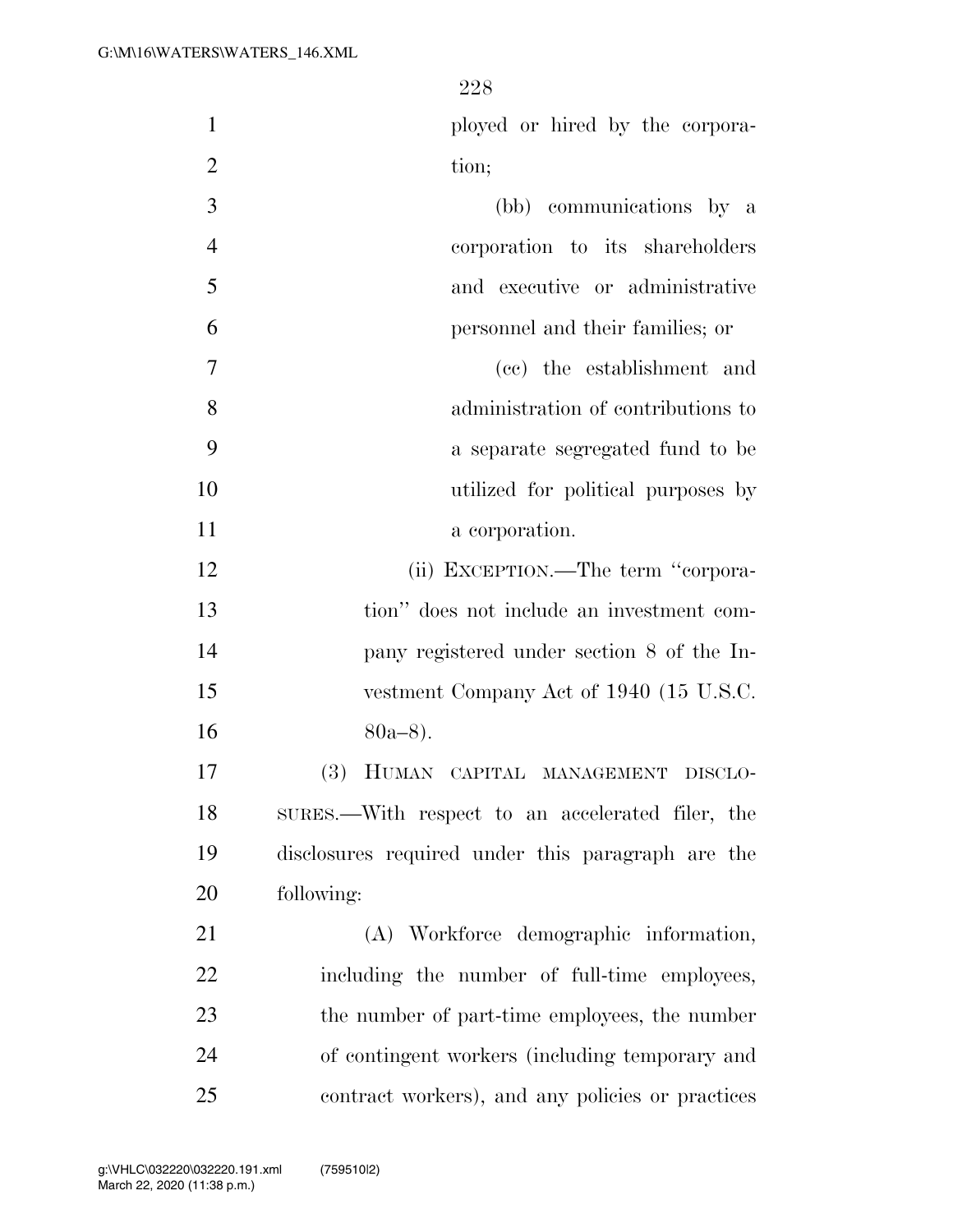ployed or hired by the corporation;

(bb) communications by a corporation to its shareholders and executive or administrative personnel and their families; or

(cc) the establishment and administration of contributions to a separate segregated fund to be utilized for political purposes by a corporation.

(ii) EXCEPTION.—The term "corporation" does not include an investment company registered under section 8 of the Investment Company Act of 1940 (15 U.S.C. 80a–8).

(3) HUMAN CAPITAL MANAGEMENT DISCLOSURES.—With respect to an accelerated filer, the disclosures required under this paragraph are the following:

(A) Workforce demographic information, including the number of full-time employees, the number of part-time employees, the number of contingent workers (including temporary and contract workers), and any policies or practices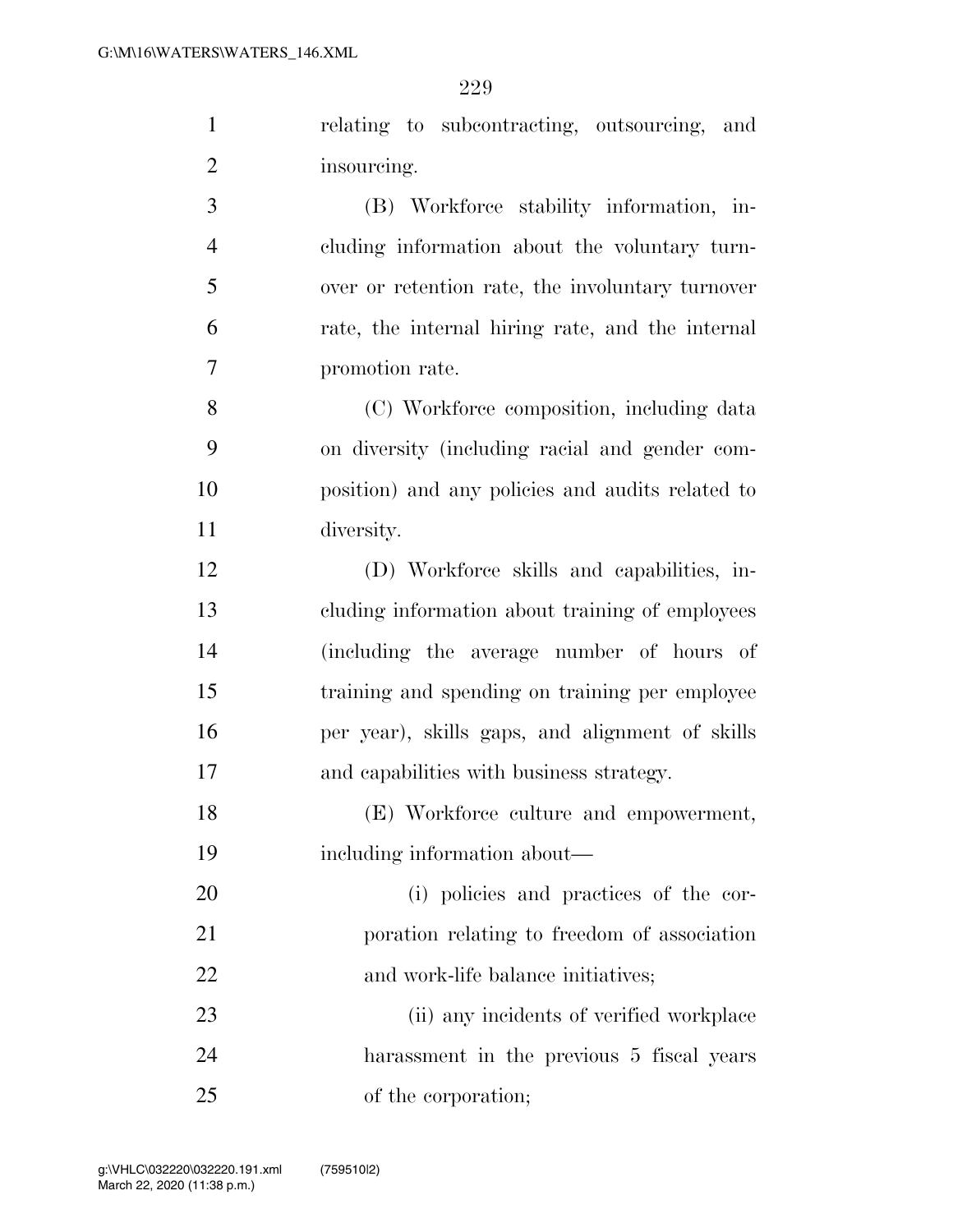relating to subcontracting, outsourcing, and insourcing.

(B) Workforce stability information, including information about the voluntary turnover or retention rate, the involuntary turnover rate, the internal hiring rate, and the internal promotion rate.

(C) Workforce composition, including data on diversity (including racial and gender composition) and any policies and audits related to diversity.

(D) Workforce skills and capabilities, including information about training of employees (including the average number of hours of training and spending on training per employee per year), skills gaps, and alignment of skills and capabilities with business strategy.

(E) Workforce culture and empowerment, including information about—

(i) policies and practices of the corporation relating to freedom of association and work-life balance initiatives;

(ii) any incidents of verified workplace harassment in the previous 5 fiscal years of the corporation;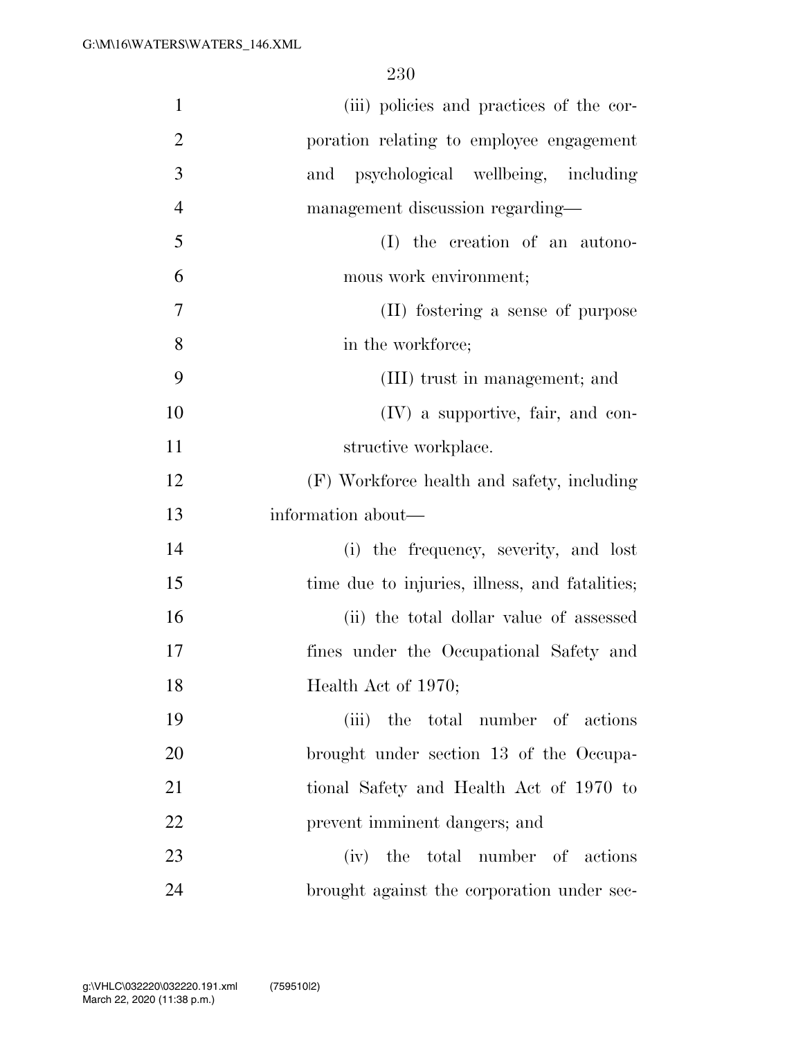(iii) policies and practices of the corporation relating to employee engagement and psychological wellbeing, including management discussion regarding—

(I) the creation of an autonomous work environment;

(II) fostering a sense of purpose in the workforce;

(III) trust in management; and

(IV) a supportive, fair, and constructive workplace.

(F) Workforce health and safety, including information about—

(i) the frequency, severity, and lost time due to injuries, illness, and fatalities;

(ii) the total dollar value of assessed fines under the Occupational Safety and Health Act of 1970;

(iii) the total number of actions brought under section 13 of the Occupational Safety and Health Act of 1970 to prevent imminent dangers; and

(iv) the total number of actions brought against the corporation under sec-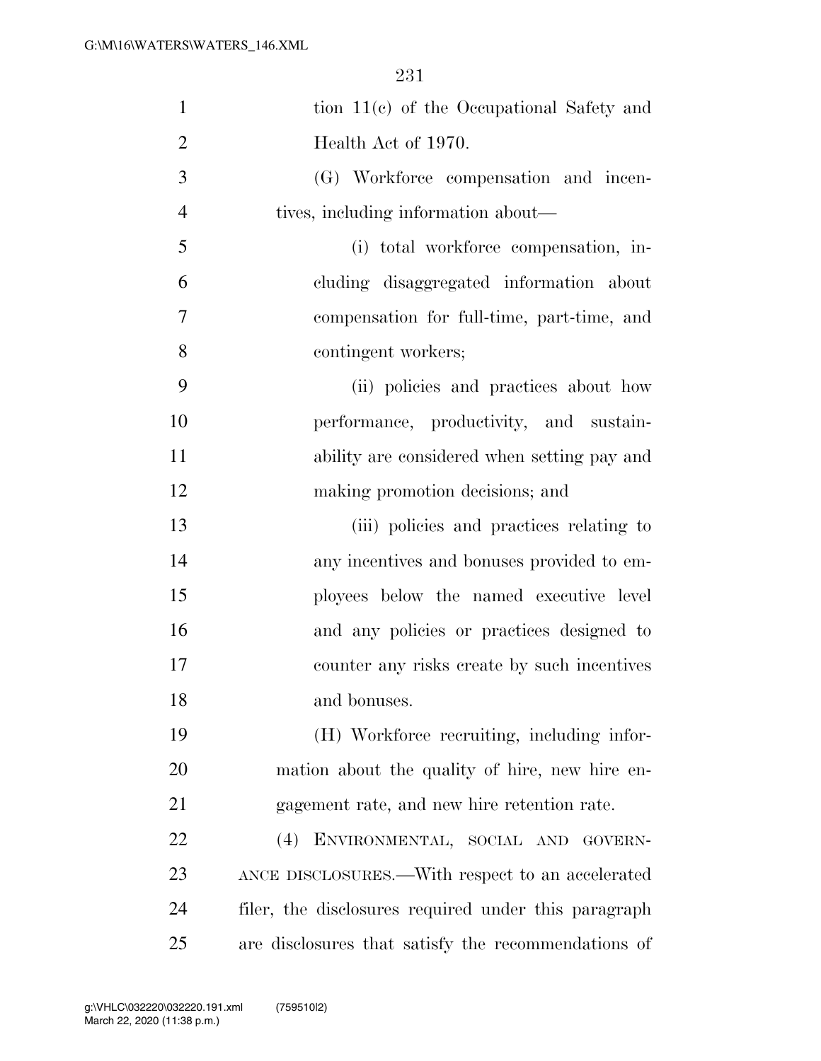tion 11(c) of the Occupational Safety and Health Act of 1970.

(G) Workforce compensation and incentives, including information about—

(i) total workforce compensation, including disaggregated information about compensation for full-time, part-time, and contingent workers;

(ii) policies and practices about how performance, productivity, and sustainability are considered when setting pay and making promotion decisions; and

(iii) policies and practices relating to any incentives and bonuses provided to employees below the named executive level and any policies or practices designed to counter any risks create by such incentives and bonuses.

(H) Workforce recruiting, including information about the quality of hire, new hire engagement rate, and new hire retention rate.

(4) ENVIRONMENTAL, SOCIAL AND GOVERNANCE DISCLOSURES.—With respect to an accelerated filer, the disclosures required under this paragraph are disclosures that satisfy the recommendations of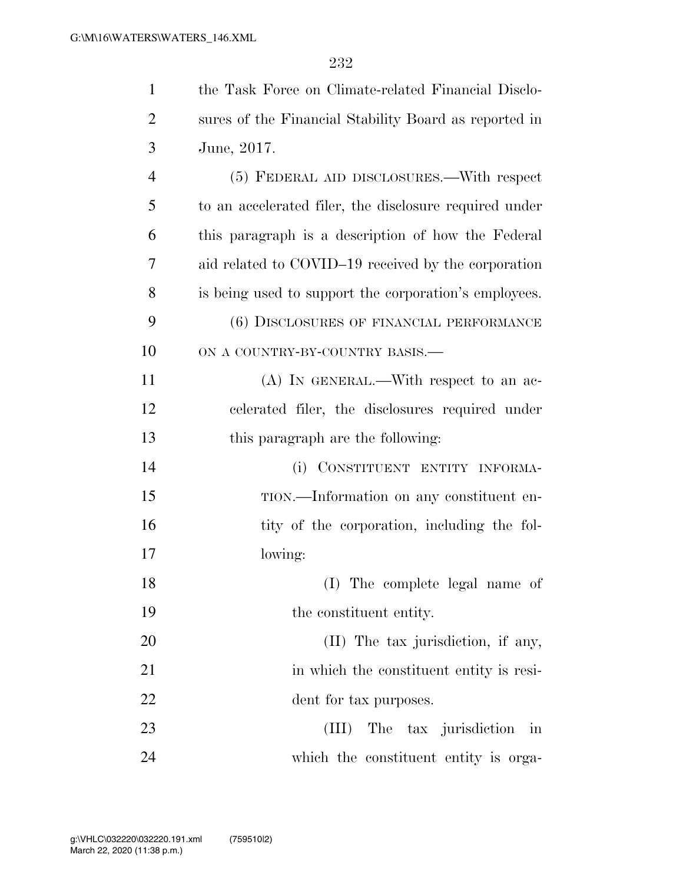the Task Force on Climate-related Financial Disclosures of the Financial Stability Board as reported in June, 2017.

(5) FEDERAL AID DISCLOSURES.—With respect to an accelerated filer, the disclosure required under this paragraph is a description of how the Federal aid related to COVID–19 received by the corporation is being used to support the corporation's employees.

(6) DISCLOSURES OF FINANCIAL PERFORMANCE ON A COUNTRY-BY-COUNTRY BASIS.—

(A) IN GENERAL.—With respect to an accelerated filer, the disclosures required under this paragraph are the following:

(i) CONSTITUENT ENTITY INFORMATION.—Information on any constituent entity of the corporation, including the following:

(I) The complete legal name of the constituent entity.

(II) The tax jurisdiction, if any, in which the constituent entity is resident for tax purposes.

(III) The tax jurisdiction in which the constituent entity is orga-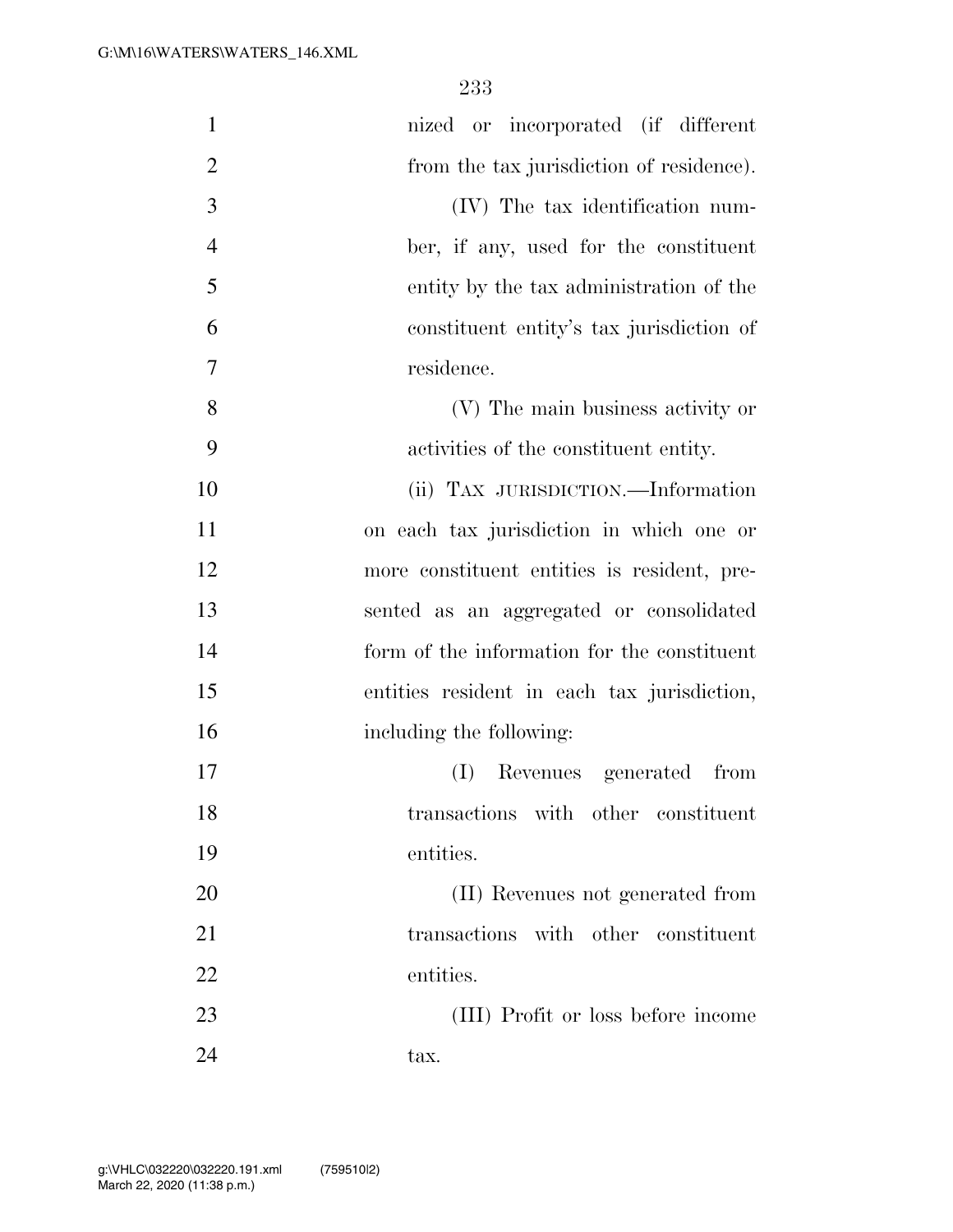nized or incorporated (if different from the tax jurisdiction of residence).

(IV) The tax identification number, if any, used for the constituent entity by the tax administration of the constituent entity's tax jurisdiction of residence.

(V) The main business activity or activities of the constituent entity.

(ii) TAX JURISDICTION.—Information on each tax jurisdiction in which one or more constituent entities is resident, presented as an aggregated or consolidated form of the information for the constituent entities resident in each tax jurisdiction, including the following:

(I) Revenues generated from transactions with other constituent entities.

(II) Revenues not generated from transactions with other constituent entities.

(III) Profit or loss before income tax.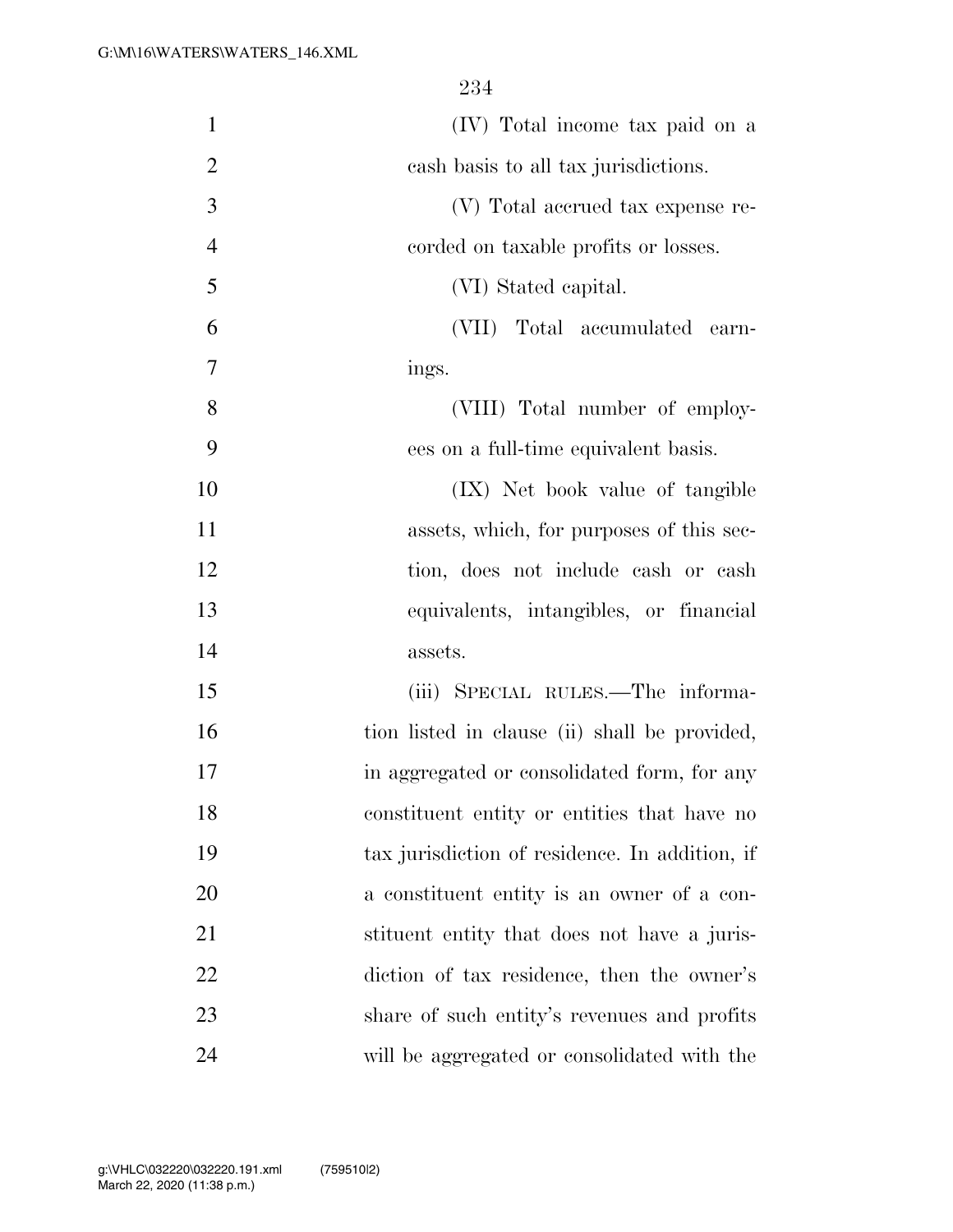(IV) Total income tax paid on a cash basis to all tax jurisdictions.

(V) Total accrued tax expense recorded on taxable profits or losses.

(VI) Stated capital.

(VII) Total accumulated earnings.

(VIII) Total number of employees on a full-time equivalent basis.

(IX) Net book value of tangible assets, which, for purposes of this section, does not include cash or cash equivalents, intangibles, or financial assets.

(iii) SPECIAL RULES.—The information listed in clause (ii) shall be provided, in aggregated or consolidated form, for any constituent entity or entities that have no tax jurisdiction of residence. In addition, if a constituent entity is an owner of a constituent entity that does not have a jurisdiction of tax residence, then the owner's share of such entity's revenues and profits will be aggregated or consolidated with the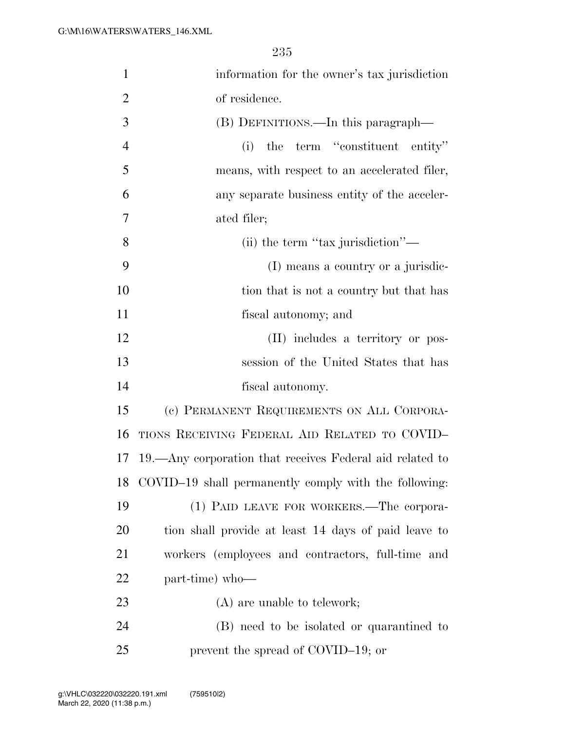information for the owner's tax jurisdiction of residence.

(B) DEFINITIONS.—In this paragraph—

(i) the term "constituent entity" means, with respect to an accelerated filer, any separate business entity of the accelerated filer;

(ii) the term "tax jurisdiction"—

(I) means a country or a jurisdiction that is not a country but that has fiscal autonomy; and

(II) includes a territory or possession of the United States that has fiscal autonomy.

(c) PERMANENT REQUIREMENTS ON ALL CORPORATIONS RECEIVING FEDERAL AID RELATED TO COVID–19.—Any corporation that receives Federal aid related to COVID–19 shall permanently comply with the following:

(1) PAID LEAVE FOR WORKERS.—The corporation shall provide at least 14 days of paid leave to workers (employees and contractors, full-time and part-time) who—

(A) are unable to telework;

(B) need to be isolated or quarantined to prevent the spread of COVID–19; or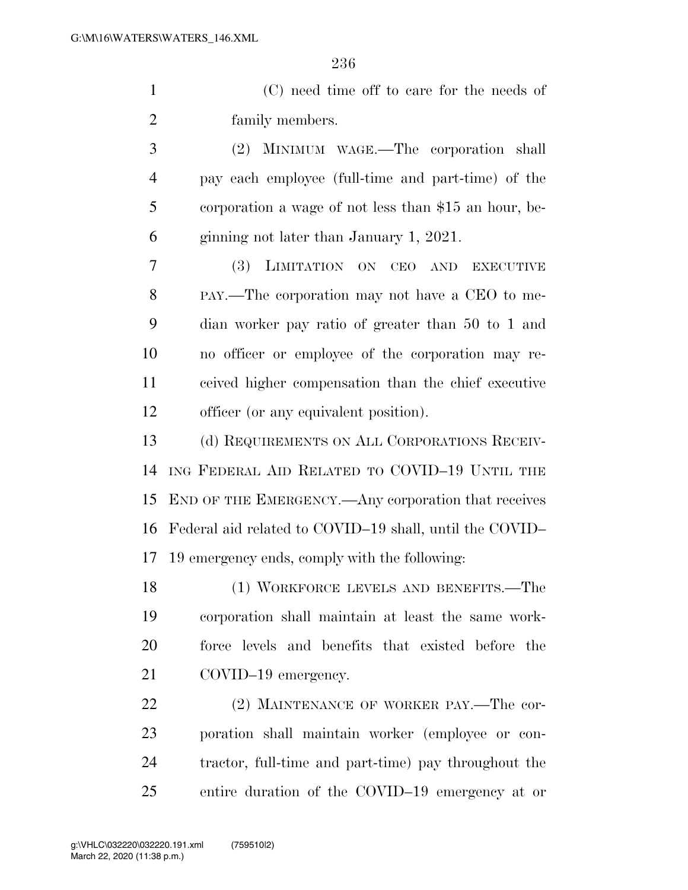(C) need time off to care for the needs of family members.

(2) MINIMUM WAGE.—The corporation shall pay each employee (full-time and part-time) of the corporation a wage of not less than $15 an hour, beginning not later than January 1, 2021.

(3) LIMITATION ON CEO AND EXECUTIVE PAY.—The corporation may not have a CEO to median worker pay ratio of greater than 50 to 1 and no officer or employee of the corporation may received higher compensation than the chief executive officer (or any equivalent position).

(d) REQUIREMENTS ON ALL CORPORATIONS RECEIVING FEDERAL AID RELATED TO COVID–19 UNTIL THE END OF THE EMERGENCY.—Any corporation that receives Federal aid related to COVID–19 shall, until the COVID–19 emergency ends, comply with the following:

(1) WORKFORCE LEVELS AND BENEFITS.—The corporation shall maintain at least the same workforce levels and benefits that existed before the COVID–19 emergency.

(2) MAINTENANCE OF WORKER PAY.—The corporation shall maintain worker (employee or contractor, full-time and part-time) pay throughout the entire duration of the COVID–19 emergency at or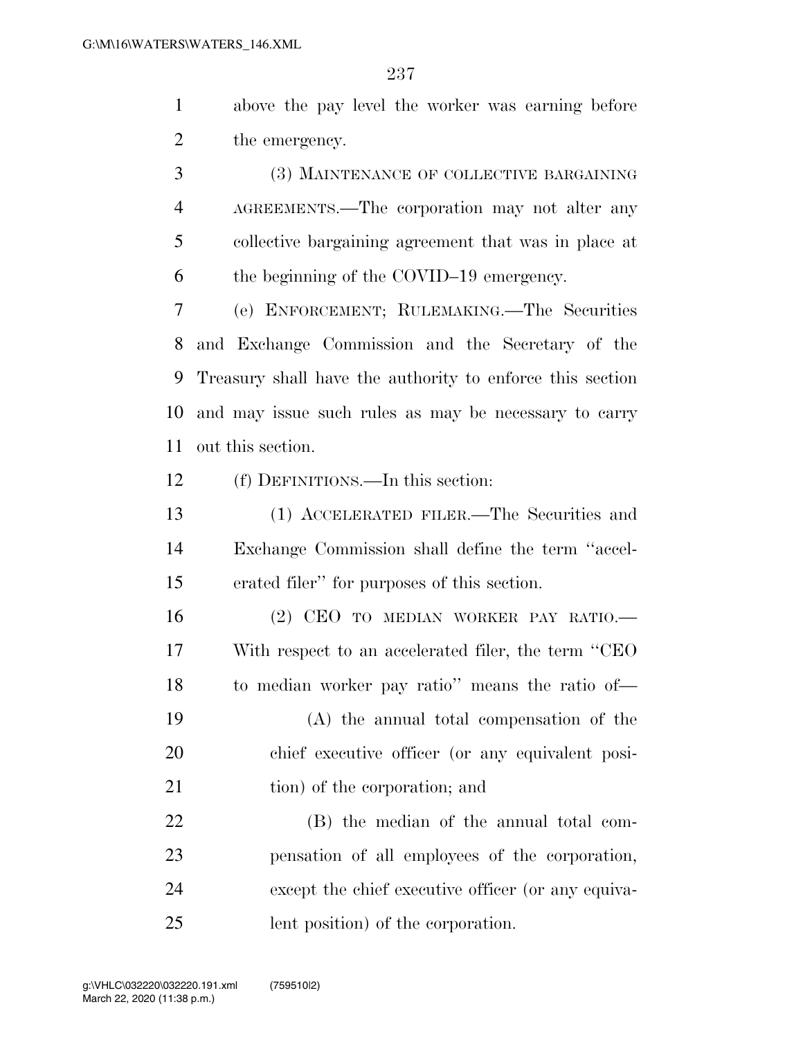above the pay level the worker was earning before the emergency.

(3) MAINTENANCE OF COLLECTIVE BARGAINING AGREEMENTS.—The corporation may not alter any collective bargaining agreement that was in place at the beginning of the COVID–19 emergency.

(e) ENFORCEMENT; RULEMAKING.—The Securities and Exchange Commission and the Secretary of the Treasury shall have the authority to enforce this section and may issue such rules as may be necessary to carry out this section.

(f) DEFINITIONS.—In this section:

(1) ACCELERATED FILER.—The Securities and Exchange Commission shall define the term ''accelerated filer'' for purposes of this section.

(2) CEO TO MEDIAN WORKER PAY RATIO.—With respect to an accelerated filer, the term ''CEO to median worker pay ratio'' means the ratio of—

(A) the annual total compensation of the chief executive officer (or any equivalent position) of the corporation; and

(B) the median of the annual total compensation of all employees of the corporation, except the chief executive officer (or any equivalent position) of the corporation.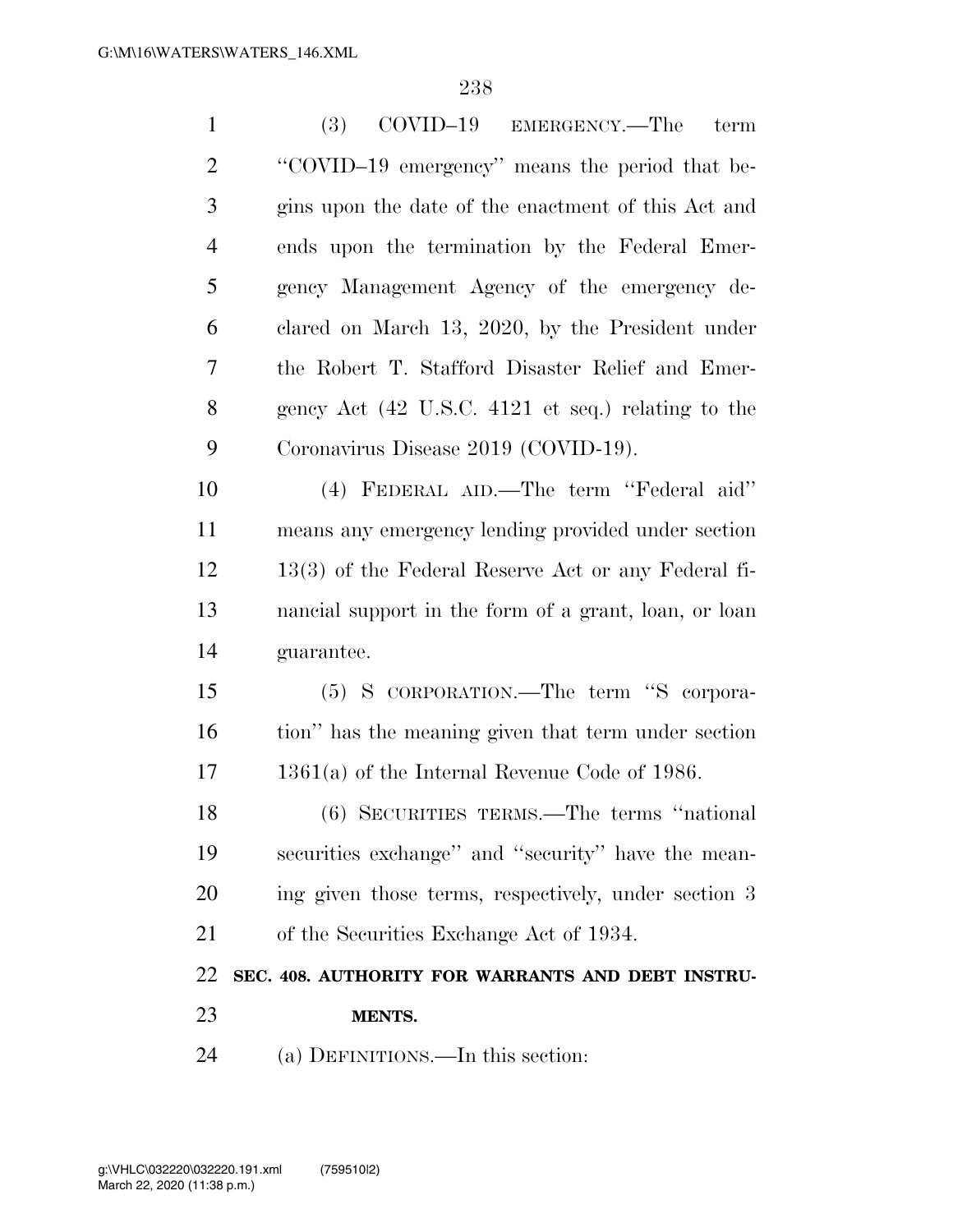(3) COVID–19 EMERGENCY.—The term ''COVID–19 emergency'' means the period that begins upon the date of the enactment of this Act and ends upon the termination by the Federal Emergency Management Agency of the emergency declared on March 13, 2020, by the President under the Robert T. Stafford Disaster Relief and Emergency Act (42 U.S.C. 4121 et seq.) relating to the Coronavirus Disease 2019 (COVID-19).

(4) FEDERAL AID.—The term ''Federal aid'' means any emergency lending provided under section 13(3) of the Federal Reserve Act or any Federal financial support in the form of a grant, loan, or loan guarantee.

(5) S CORPORATION.—The term ''S corporation'' has the meaning given that term under section 1361(a) of the Internal Revenue Code of 1986.

(6) SECURITIES TERMS.—The terms ''national securities exchange'' and ''security'' have the meaning given those terms, respectively, under section 3 of the Securities Exchange Act of 1934.

**SEC. 408. AUTHORITY FOR WARRANTS AND DEBT INSTRUMENTS.**

(a) DEFINITIONS.—In this section: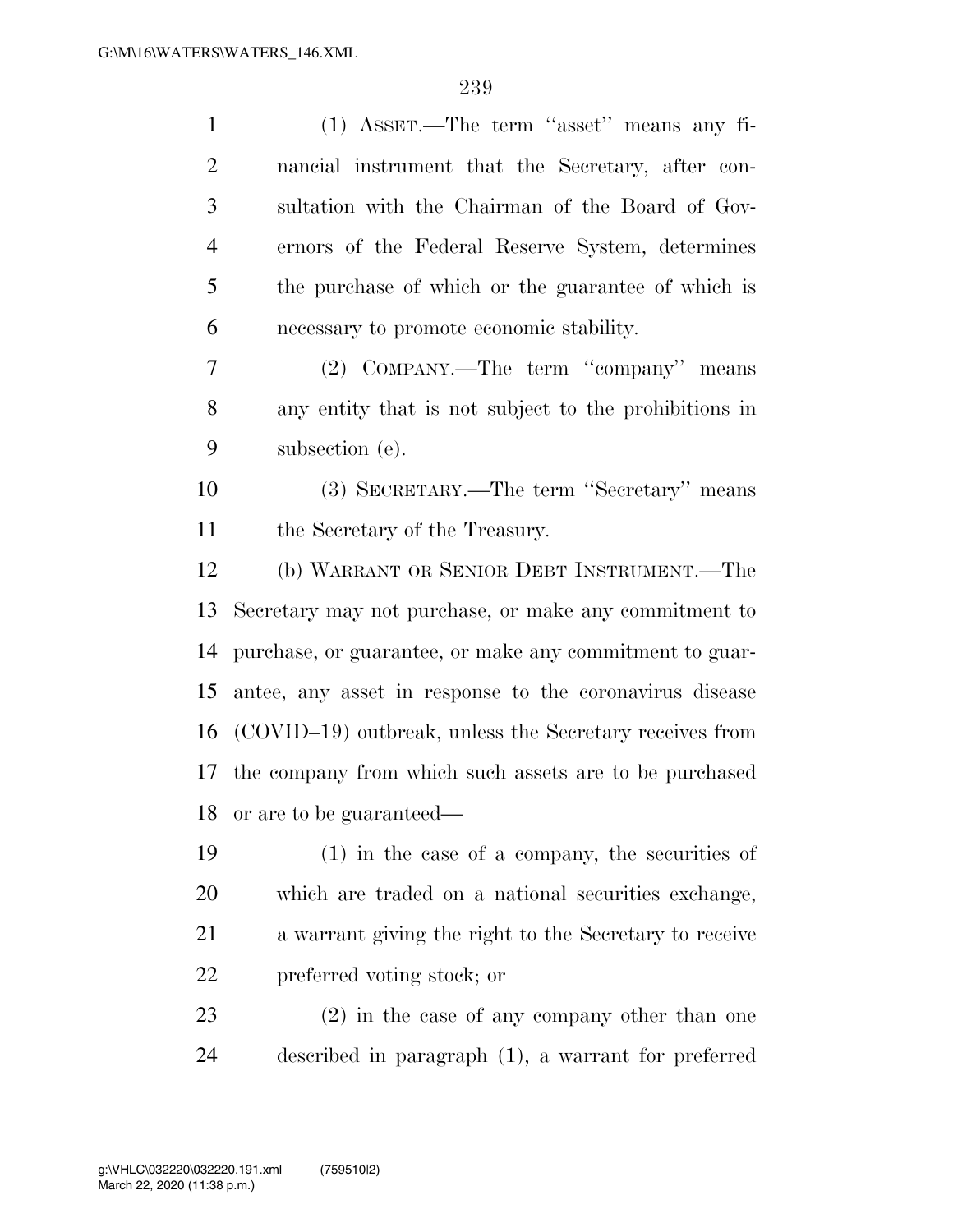(1) ASSET.—The term ''asset'' means any financial instrument that the Secretary, after consultation with the Chairman of the Board of Governors of the Federal Reserve System, determines the purchase of which or the guarantee of which is necessary to promote economic stability.

(2) COMPANY.—The term ''company'' means any entity that is not subject to the prohibitions in subsection (e).

(3) SECRETARY.—The term ''Secretary'' means the Secretary of the Treasury.

(b) WARRANT OR SENIOR DEBT INSTRUMENT.—The Secretary may not purchase, or make any commitment to purchase, or guarantee, or make any commitment to guarantee, any asset in response to the coronavirus disease (COVID–19) outbreak, unless the Secretary receives from the company from which such assets are to be purchased or are to be guaranteed—

(1) in the case of a company, the securities of which are traded on a national securities exchange, a warrant giving the right to the Secretary to receive preferred voting stock; or

(2) in the case of any company other than one described in paragraph (1), a warrant for preferred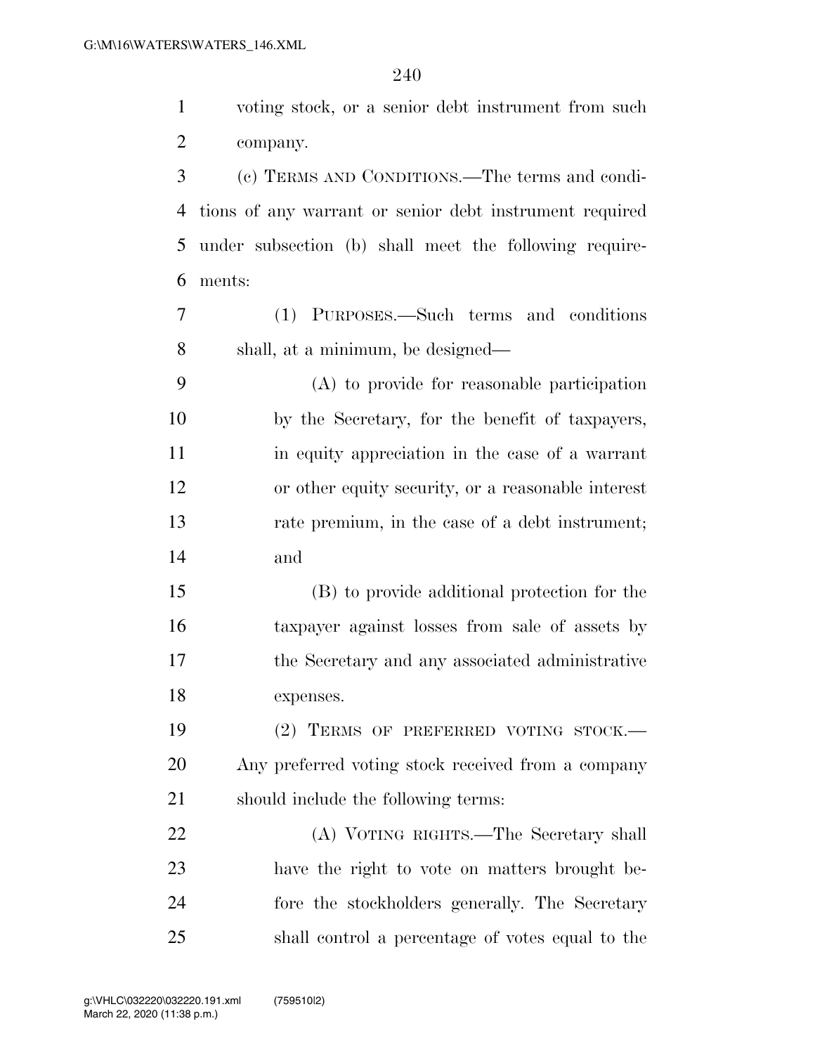voting stock, or a senior debt instrument from such company.

(c) TERMS AND CONDITIONS.—The terms and conditions of any warrant or senior debt instrument required under subsection (b) shall meet the following requirements:

(1) PURPOSES.—Such terms and conditions shall, at a minimum, be designed—

(A) to provide for reasonable participation by the Secretary, for the benefit of taxpayers, in equity appreciation in the case of a warrant or other equity security, or a reasonable interest rate premium, in the case of a debt instrument; and

(B) to provide additional protection for the taxpayer against losses from sale of assets by the Secretary and any associated administrative expenses.

(2) TERMS OF PREFERRED VOTING STOCK.—Any preferred voting stock received from a company should include the following terms:

(A) VOTING RIGHTS.—The Secretary shall have the right to vote on matters brought before the stockholders generally. The Secretary shall control a percentage of votes equal to the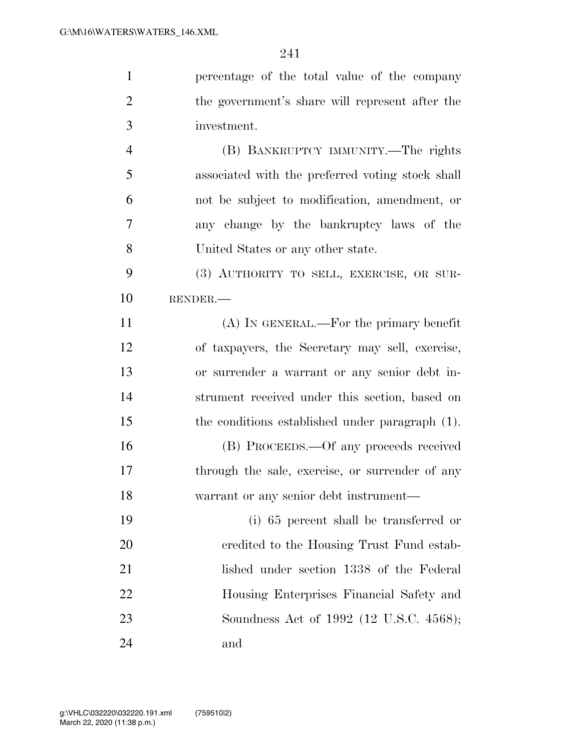percentage of the total value of the company the government's share will represent after the investment.

(B) BANKRUPTCY IMMUNITY.—The rights associated with the preferred voting stock shall not be subject to modification, amendment, or any change by the bankruptcy laws of the United States or any other state.

(3) AUTHORITY TO SELL, EXERCISE, OR SURRENDER.—

(A) IN GENERAL.—For the primary benefit of taxpayers, the Secretary may sell, exercise, or surrender a warrant or any senior debt instrument received under this section, based on the conditions established under paragraph (1).

(B) PROCEEDS.—Of any proceeds received through the sale, exercise, or surrender of any warrant or any senior debt instrument—

(i) 65 percent shall be transferred or credited to the Housing Trust Fund established under section 1338 of the Federal Housing Enterprises Financial Safety and Soundness Act of 1992 (12 U.S.C. 4568); and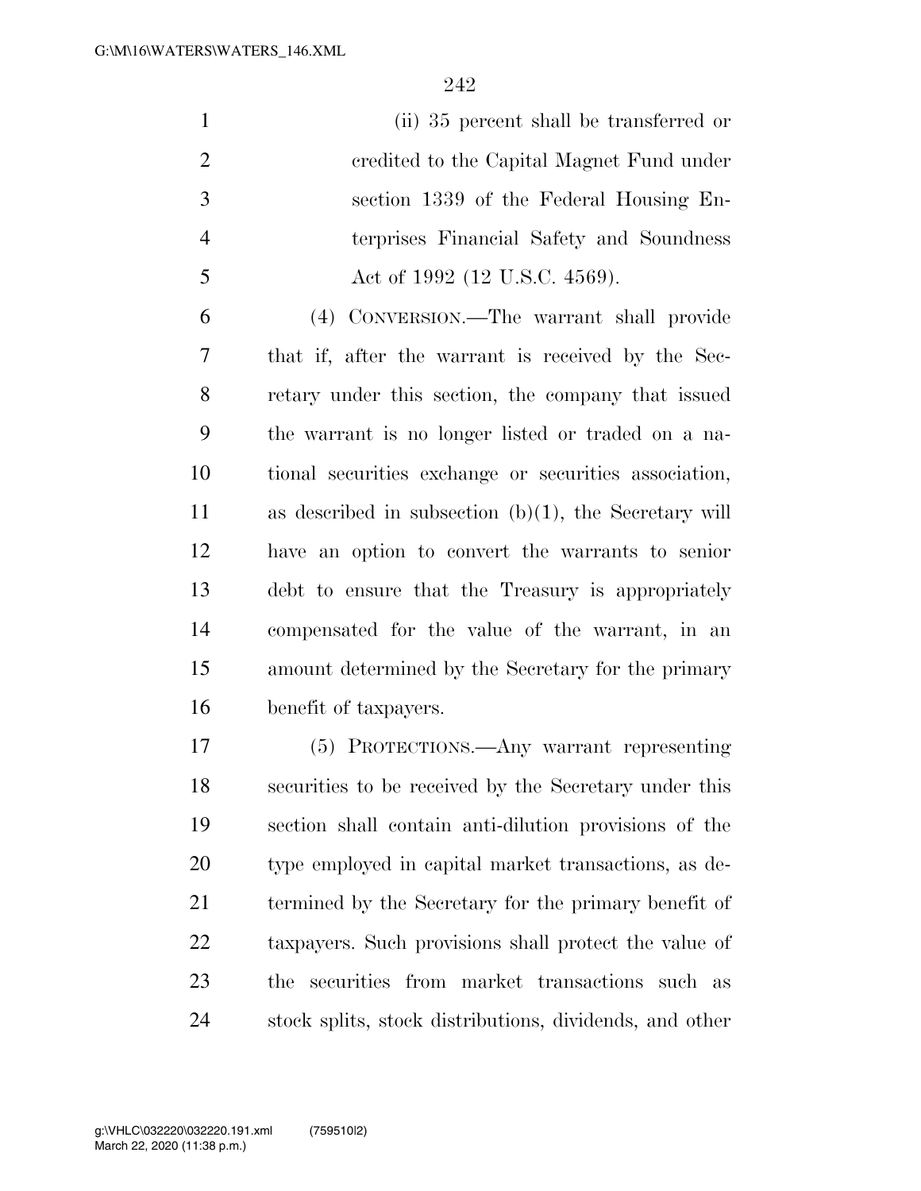(ii) 35 percent shall be transferred or credited to the Capital Magnet Fund under section 1339 of the Federal Housing Enterprises Financial Safety and Soundness Act of 1992 (12 U.S.C. 4569).

(4) CONVERSION.—The warrant shall provide that if, after the warrant is received by the Secretary under this section, the company that issued the warrant is no longer listed or traded on a national securities exchange or securities association, as described in subsection (b)(1), the Secretary will have an option to convert the warrants to senior debt to ensure that the Treasury is appropriately compensated for the value of the warrant, in an amount determined by the Secretary for the primary benefit of taxpayers.

(5) PROTECTIONS.—Any warrant representing securities to be received by the Secretary under this section shall contain anti-dilution provisions of the type employed in capital market transactions, as determined by the Secretary for the primary benefit of taxpayers. Such provisions shall protect the value of the securities from market transactions such as stock splits, stock distributions, dividends, and other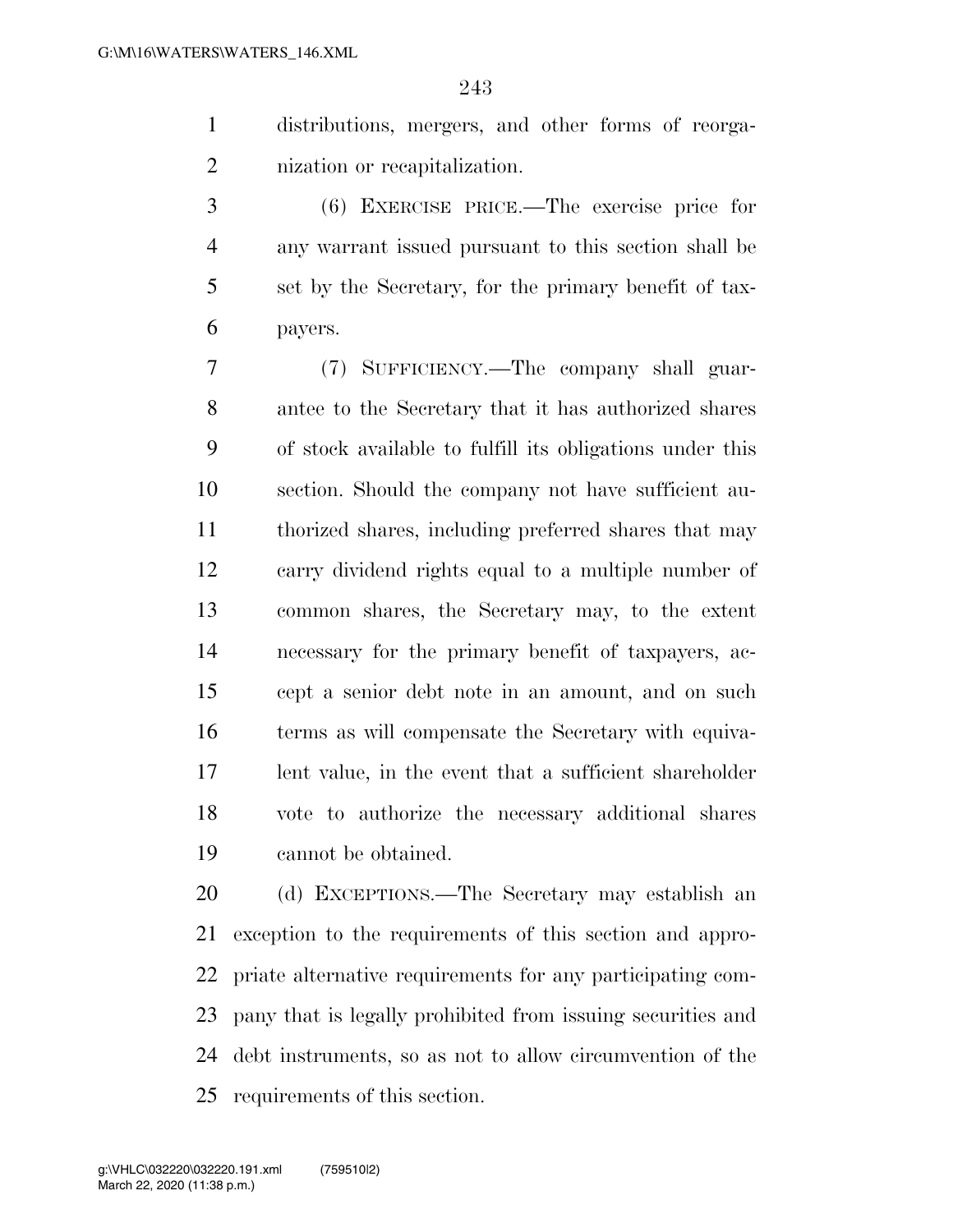distributions, mergers, and other forms of reorganization or recapitalization.

(6) EXERCISE PRICE.—The exercise price for any warrant issued pursuant to this section shall be set by the Secretary, for the primary benefit of taxpayers.

(7) SUFFICIENCY.—The company shall guarantee to the Secretary that it has authorized shares of stock available to fulfill its obligations under this section. Should the company not have sufficient authorized shares, including preferred shares that may carry dividend rights equal to a multiple number of common shares, the Secretary may, to the extent necessary for the primary benefit of taxpayers, accept a senior debt note in an amount, and on such terms as will compensate the Secretary with equivalent value, in the event that a sufficient shareholder vote to authorize the necessary additional shares cannot be obtained.

(d) EXCEPTIONS.—The Secretary may establish an exception to the requirements of this section and appropriate alternative requirements for any participating company that is legally prohibited from issuing securities and debt instruments, so as not to allow circumvention of the requirements of this section.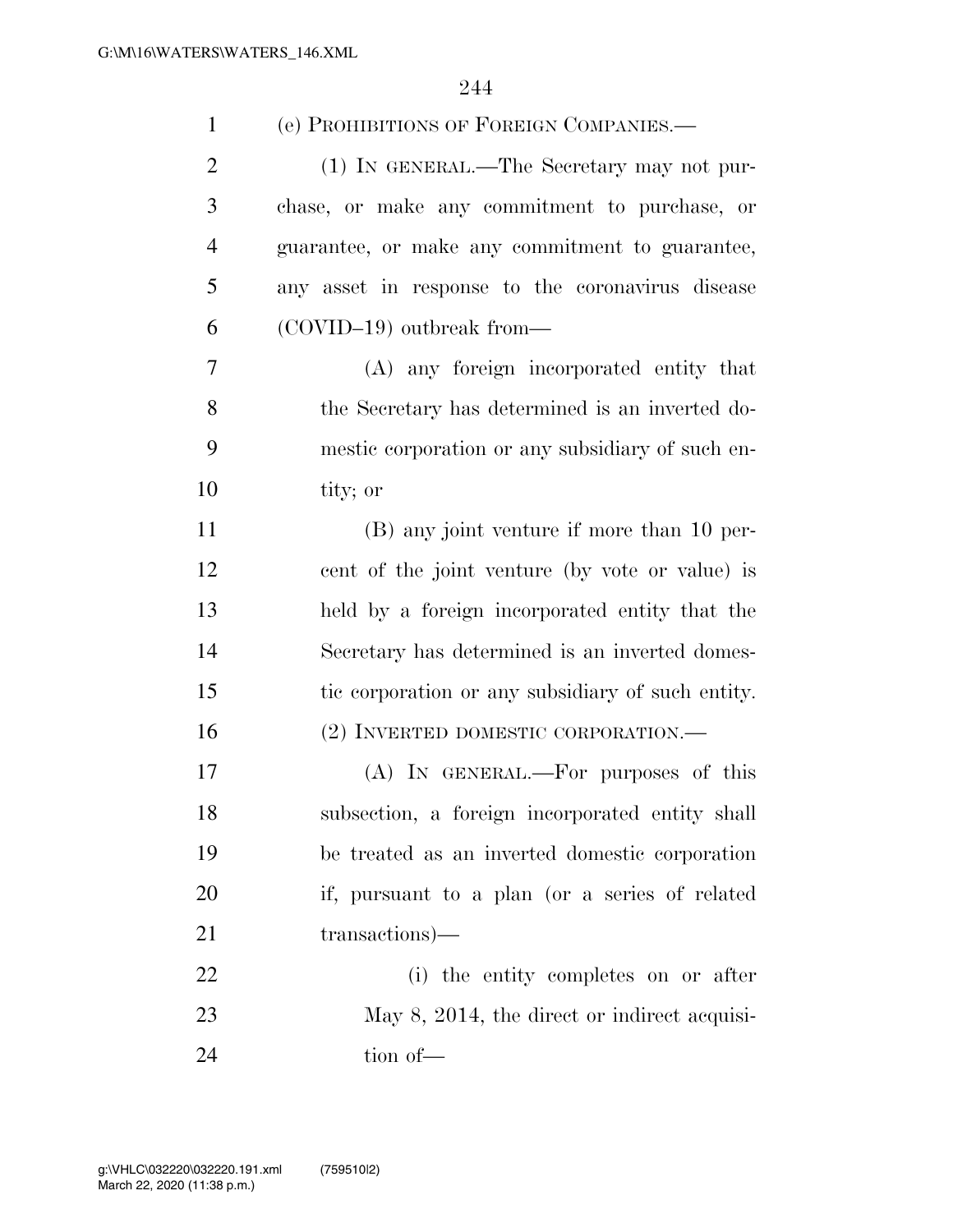(e) PROHIBITIONS OF FOREIGN COMPANIES.—

(1) IN GENERAL.—The Secretary may not purchase, or make any commitment to purchase, or guarantee, or make any commitment to guarantee, any asset in response to the coronavirus disease (COVID–19) outbreak from—

(A) any foreign incorporated entity that the Secretary has determined is an inverted domestic corporation or any subsidiary of such entity; or

(B) any joint venture if more than 10 percent of the joint venture (by vote or value) is held by a foreign incorporated entity that the Secretary has determined is an inverted domestic corporation or any subsidiary of such entity.

(2) INVERTED DOMESTIC CORPORATION.—

(A) IN GENERAL.—For purposes of this subsection, a foreign incorporated entity shall be treated as an inverted domestic corporation if, pursuant to a plan (or a series of related transactions)—

(i) the entity completes on or after May 8, 2014, the direct or indirect acquisition of—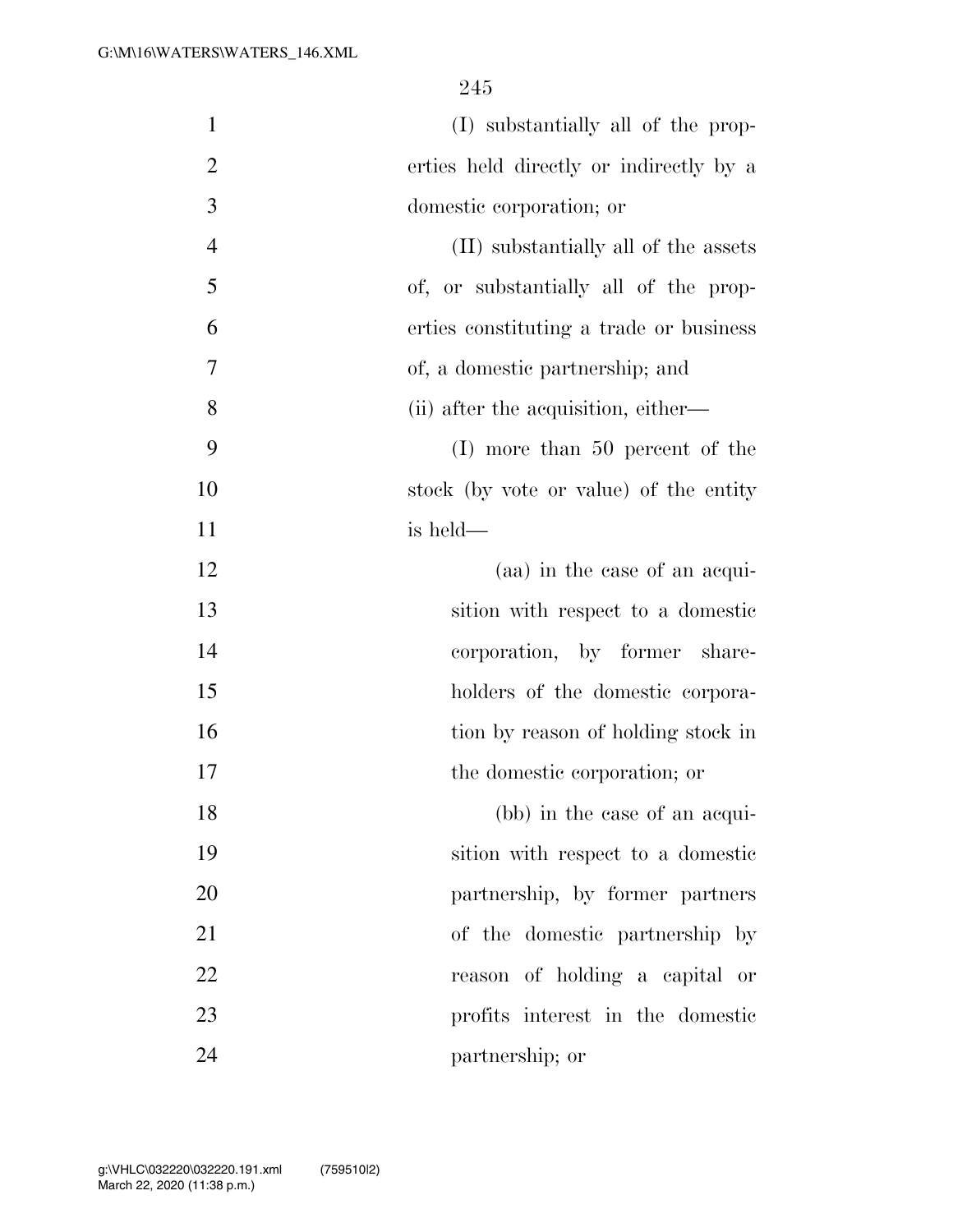(I) substantially all of the properties held directly or indirectly by a domestic corporation; or

(II) substantially all of the assets of, or substantially all of the properties constituting a trade or business of, a domestic partnership; and

(ii) after the acquisition, either—

(I) more than 50 percent of the stock (by vote or value) of the entity is held—

(aa) in the case of an acquisition with respect to a domestic corporation, by former shareholders of the domestic corporation by reason of holding stock in the domestic corporation; or

(bb) in the case of an acquisition with respect to a domestic partnership, by former partners of the domestic partnership by reason of holding a capital or profits interest in the domestic partnership; or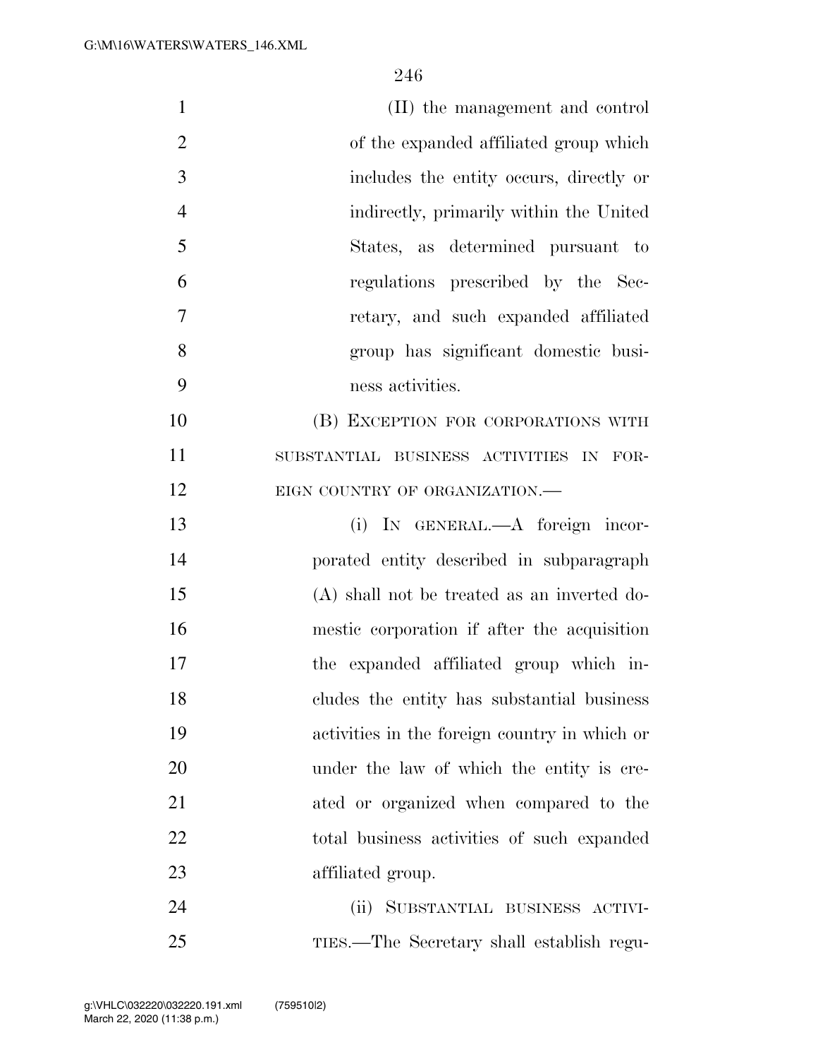(II) the management and control of the expanded affiliated group which includes the entity occurs, directly or indirectly, primarily within the United States, as determined pursuant to regulations prescribed by the Secretary, and such expanded affiliated group has significant domestic business activities.

(B) EXCEPTION FOR CORPORATIONS WITH SUBSTANTIAL BUSINESS ACTIVITIES IN FOREIGN COUNTRY OF ORGANIZATION.—

(i) IN GENERAL.—A foreign incorporated entity described in subparagraph (A) shall not be treated as an inverted domestic corporation if after the acquisition the expanded affiliated group which includes the entity has substantial business activities in the foreign country in which or under the law of which the entity is created or organized when compared to the total business activities of such expanded affiliated group.

(ii) SUBSTANTIAL BUSINESS ACTIVITIES.—The Secretary shall establish regu-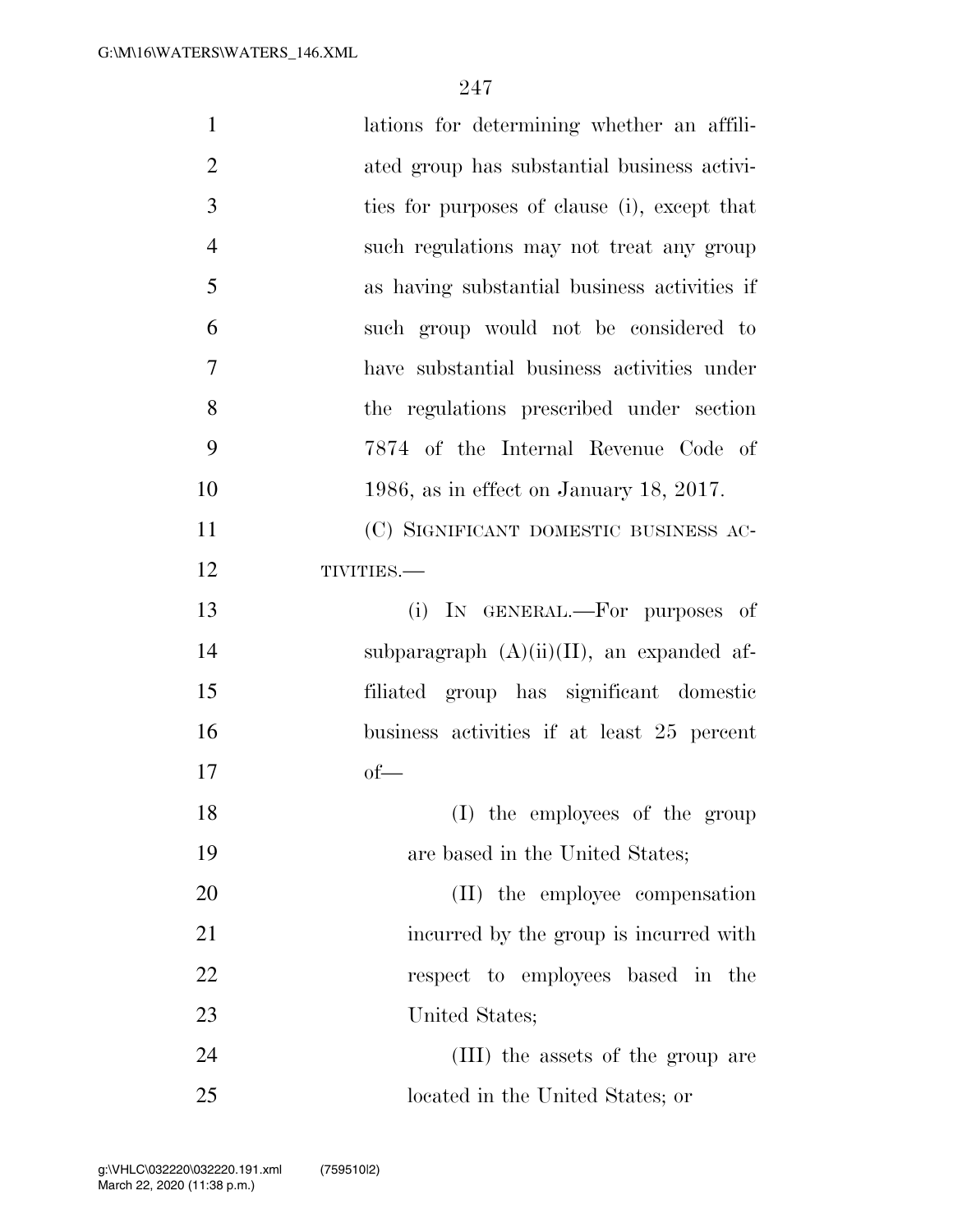lations for determining whether an affiliated group has substantial business activities for purposes of clause (i), except that such regulations may not treat any group as having substantial business activities if such group would not be considered to have substantial business activities under the regulations prescribed under section 7874 of the Internal Revenue Code of 1986, as in effect on January 18, 2017.

(C) SIGNIFICANT DOMESTIC BUSINESS ACTIVITIES.—

(i) IN GENERAL.—For purposes of subparagraph (A)(ii)(II), an expanded affiliated group has significant domestic business activities if at least 25 percent of—

(I) the employees of the group are based in the United States;

(II) the employee compensation incurred by the group is incurred with respect to employees based in the United States;

(III) the assets of the group are located in the United States; or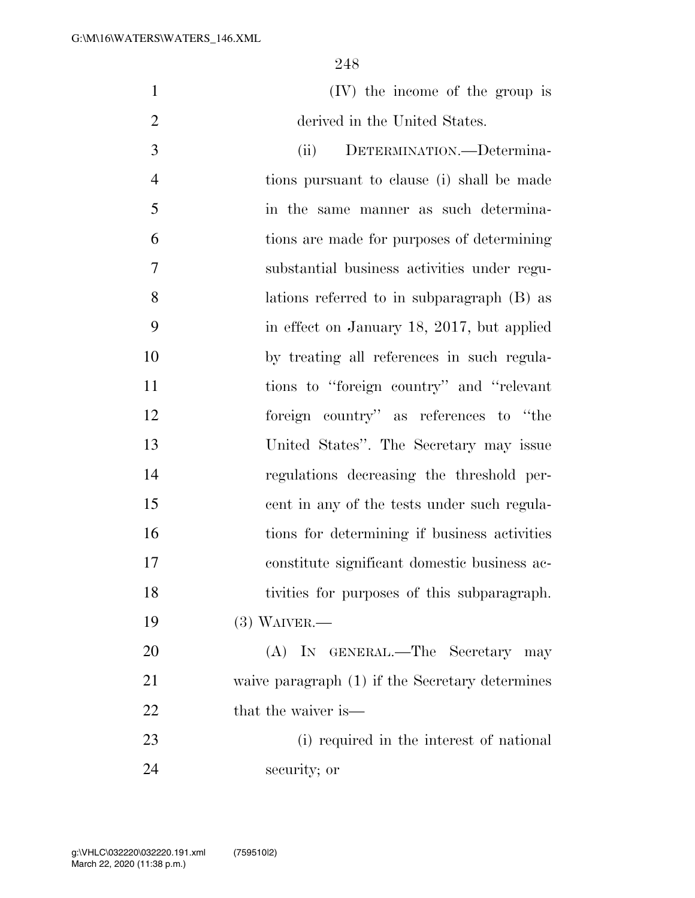(IV) the income of the group is derived in the United States.

(ii) DETERMINATION.—Determinations pursuant to clause (i) shall be made in the same manner as such determinations are made for purposes of determining substantial business activities under regulations referred to in subparagraph (B) as in effect on January 18, 2017, but applied by treating all references in such regulations to ''foreign country'' and ''relevant foreign country'' as references to ''the United States''. The Secretary may issue regulations decreasing the threshold percent in any of the tests under such regulations for determining if business activities constitute significant domestic business activities for purposes of this subparagraph.

(3) WAIVER.—

(A) IN GENERAL.—The Secretary may waive paragraph (1) if the Secretary determines that the waiver is—

(i) required in the interest of national security; or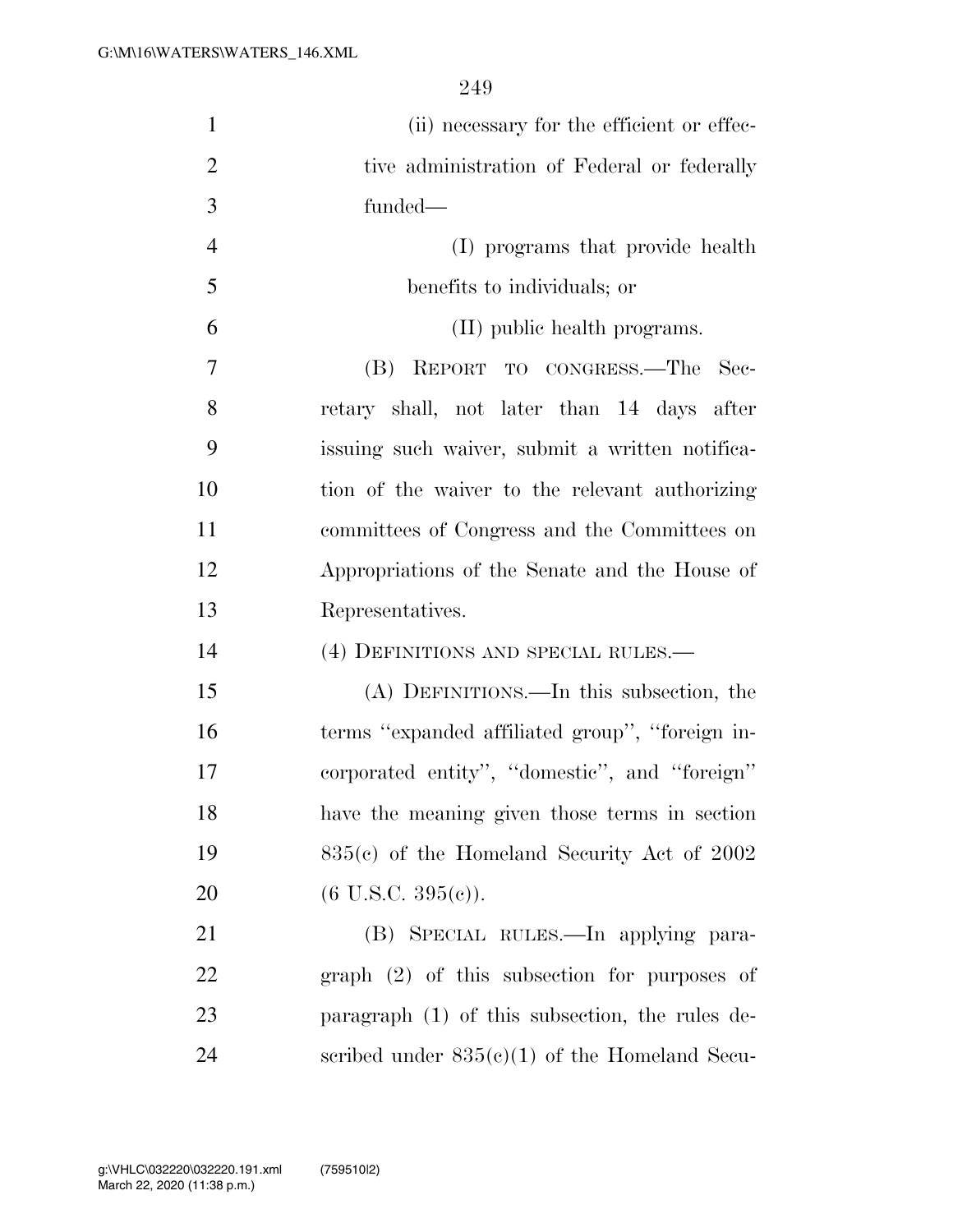(ii) necessary for the efficient or effective administration of Federal or federally funded—

(I) programs that provide health benefits to individuals; or

(II) public health programs.

(B) REPORT TO CONGRESS.—The Secretary shall, not later than 14 days after issuing such waiver, submit a written notification of the waiver to the relevant authorizing committees of Congress and the Committees on Appropriations of the Senate and the House of Representatives.

(4) DEFINITIONS AND SPECIAL RULES.—

(A) DEFINITIONS.—In this subsection, the terms ''expanded affiliated group'', ''foreign incorporated entity'', ''domestic'', and ''foreign'' have the meaning given those terms in section 835(c) of the Homeland Security Act of 2002 (6 U.S.C. 395(c)).

(B) SPECIAL RULES.—In applying paragraph (2) of this subsection for purposes of paragraph (1) of this subsection, the rules described under 835(c)(1) of the Homeland Secu-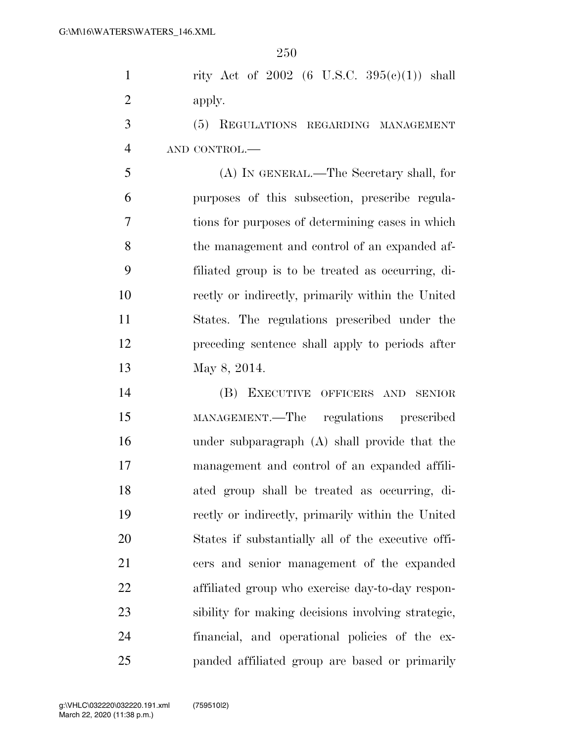rity Act of 2002 (6 U.S.C. 395(c)(1)) shall apply.

(5) REGULATIONS REGARDING MANAGEMENT AND CONTROL.—

(A) IN GENERAL.—The Secretary shall, for purposes of this subsection, prescribe regulations for purposes of determining cases in which the management and control of an expanded affiliated group is to be treated as occurring, directly or indirectly, primarily within the United States. The regulations prescribed under the preceding sentence shall apply to periods after May 8, 2014.

(B) EXECUTIVE OFFICERS AND SENIOR MANAGEMENT.—The regulations prescribed under subparagraph (A) shall provide that the management and control of an expanded affiliated group shall be treated as occurring, directly or indirectly, primarily within the United States if substantially all of the executive officers and senior management of the expanded affiliated group who exercise day-to-day responsibility for making decisions involving strategic, financial, and operational policies of the expanded affiliated group are based or primarily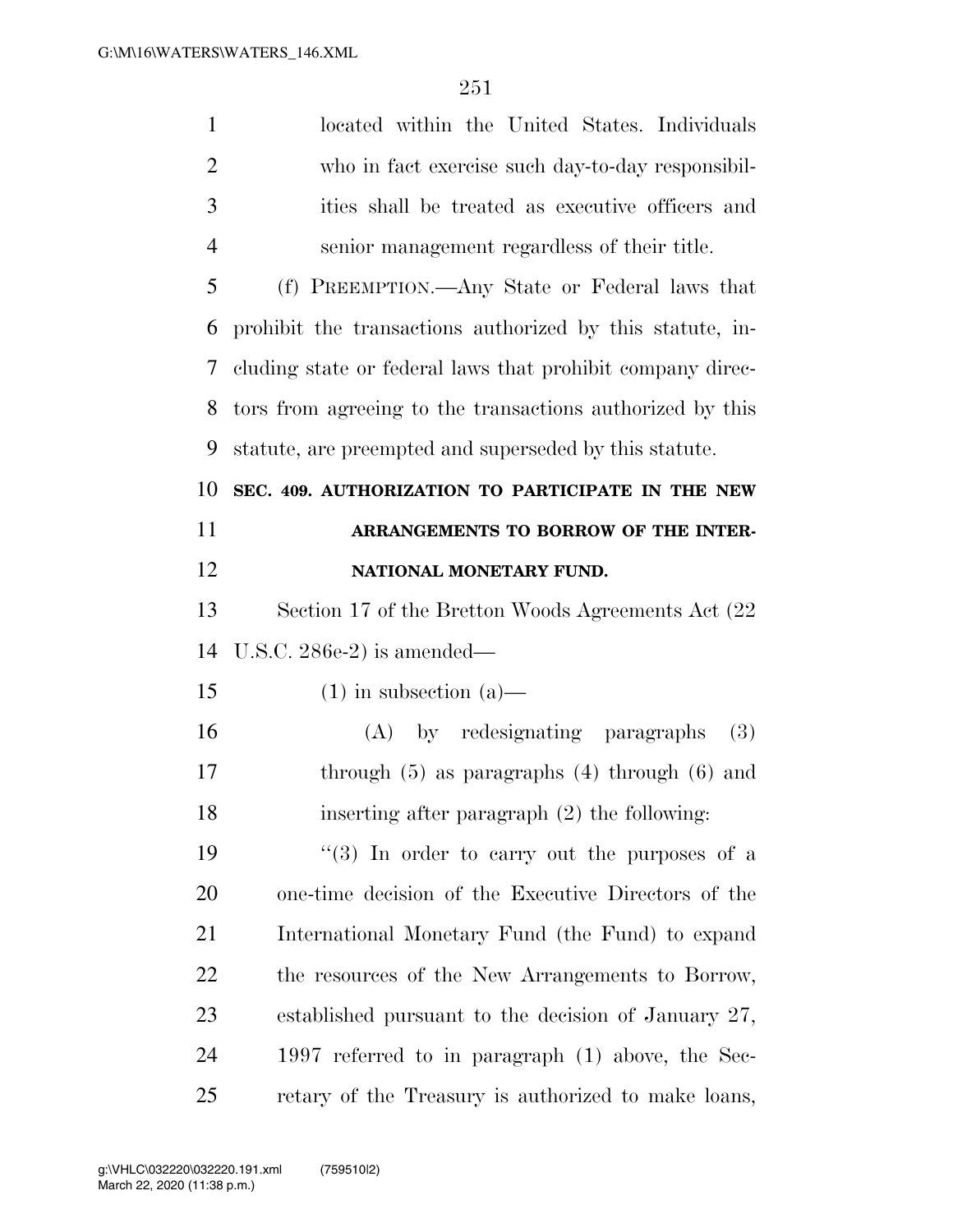located within the United States. Individuals who in fact exercise such day-to-day responsibilities shall be treated as executive officers and senior management regardless of their title.

(f) PREEMPTION.—Any State or Federal laws that prohibit the transactions authorized by this statute, including state or federal laws that prohibit company directors from agreeing to the transactions authorized by this statute, are preempted and superseded by this statute.

**SEC. 409. AUTHORIZATION TO PARTICIPATE IN THE NEW ARRANGEMENTS TO BORROW OF THE INTERNATIONAL MONETARY FUND.**

Section 17 of the Bretton Woods Agreements Act (22 U.S.C. 286e-2) is amended—

(1) in subsection (a)—

(A) by redesignating paragraphs (3) through (5) as paragraphs (4) through (6) and inserting after paragraph (2) the following:

"(3) In order to carry out the purposes of a one-time decision of the Executive Directors of the International Monetary Fund (the Fund) to expand the resources of the New Arrangements to Borrow, established pursuant to the decision of January 27, 1997 referred to in paragraph (1) above, the Secretary of the Treasury is authorized to make loans,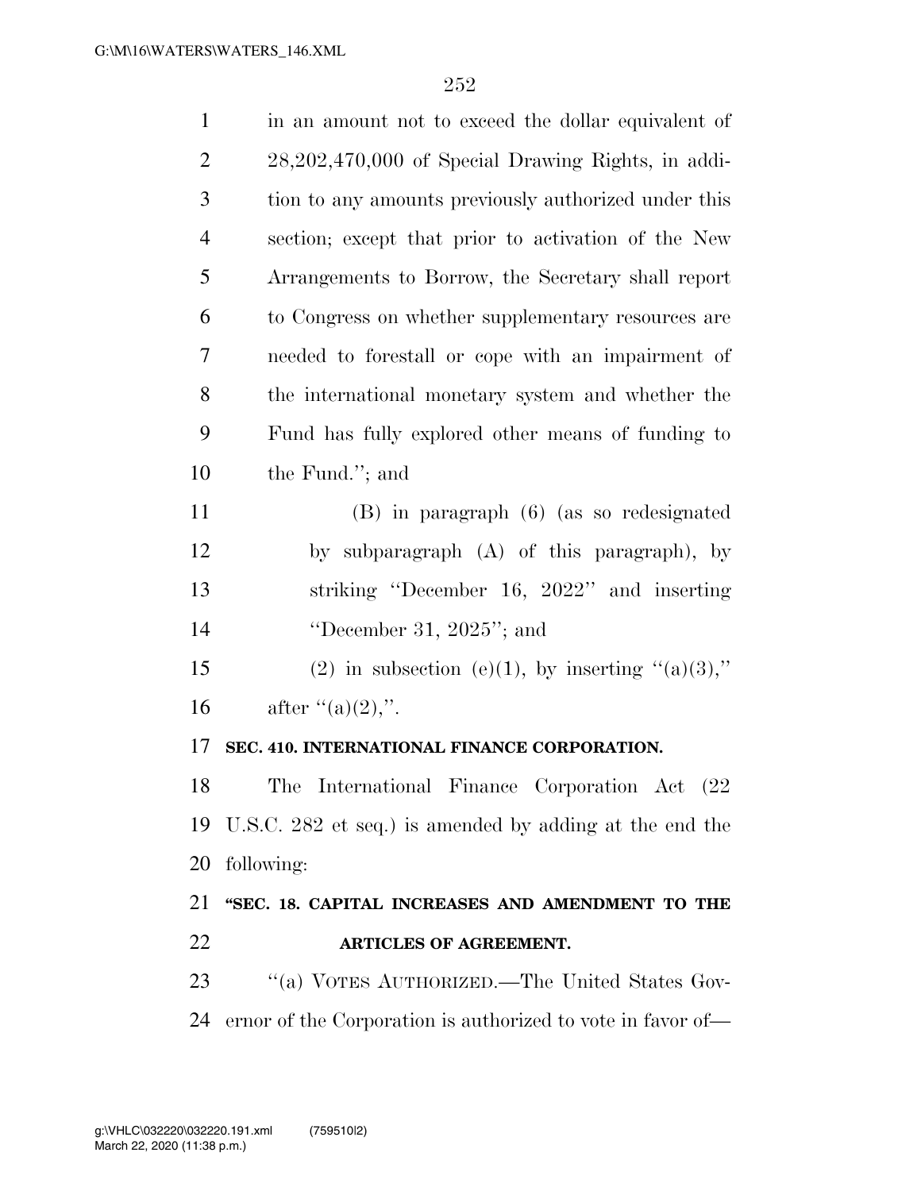in an amount not to exceed the dollar equivalent of 28,202,470,000 of Special Drawing Rights, in addition to any amounts previously authorized under this section; except that prior to activation of the New Arrangements to Borrow, the Secretary shall report to Congress on whether supplementary resources are needed to forestall or cope with an impairment of the international monetary system and whether the Fund has fully explored other means of funding to the Fund.''; and

(B) in paragraph (6) (as so redesignated by subparagraph (A) of this paragraph), by striking ''December 16, 2022'' and inserting ''December 31, 2025''; and

(2) in subsection (e)(1), by inserting ''(a)(3),'' after ''(a)(2),''.

**SEC. 410. INTERNATIONAL FINANCE CORPORATION.**

The International Finance Corporation Act (22 U.S.C. 282 et seq.) is amended by adding at the end the following:

**''SEC. 18. CAPITAL INCREASES AND AMENDMENT TO THE ARTICLES OF AGREEMENT.**

''(a) VOTES AUTHORIZED.—The United States Governor of the Corporation is authorized to vote in favor of—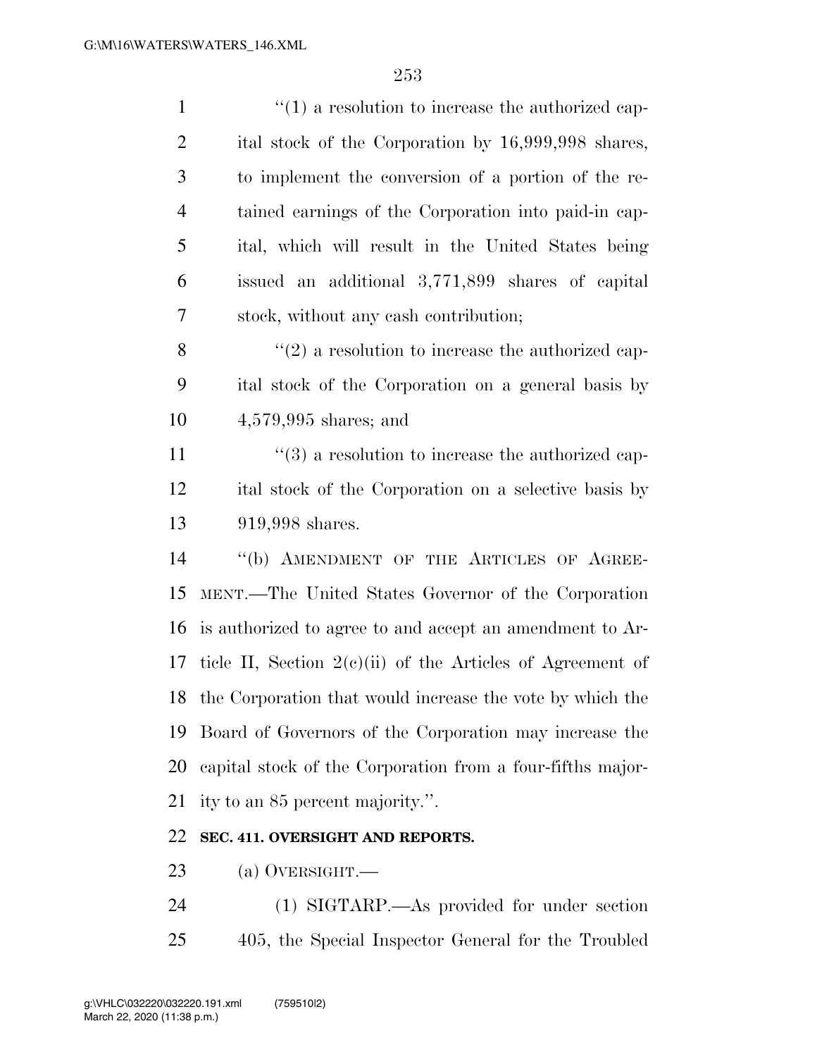"(1) a resolution to increase the authorized capital stock of the Corporation by 16,999,998 shares, to implement the conversion of a portion of the retained earnings of the Corporation into paid-in capital, which will result in the United States being issued an additional 3,771,899 shares of capital stock, without any cash contribution;

"(2) a resolution to increase the authorized capital stock of the Corporation on a general basis by 4,579,995 shares; and

"(3) a resolution to increase the authorized capital stock of the Corporation on a selective basis by 919,998 shares.

"(b) AMENDMENT OF THE ARTICLES OF AGREEMENT.—The United States Governor of the Corporation is authorized to agree to and accept an amendment to Article II, Section 2(c)(ii) of the Articles of Agreement of the Corporation that would increase the vote by which the Board of Governors of the Corporation may increase the capital stock of the Corporation from a four-fifths majority to an 85 percent majority.".

**SEC. 411. OVERSIGHT AND REPORTS.**

(a) OVERSIGHT.—

(1) SIGTARP.—As provided for under section 405, the Special Inspector General for the Troubled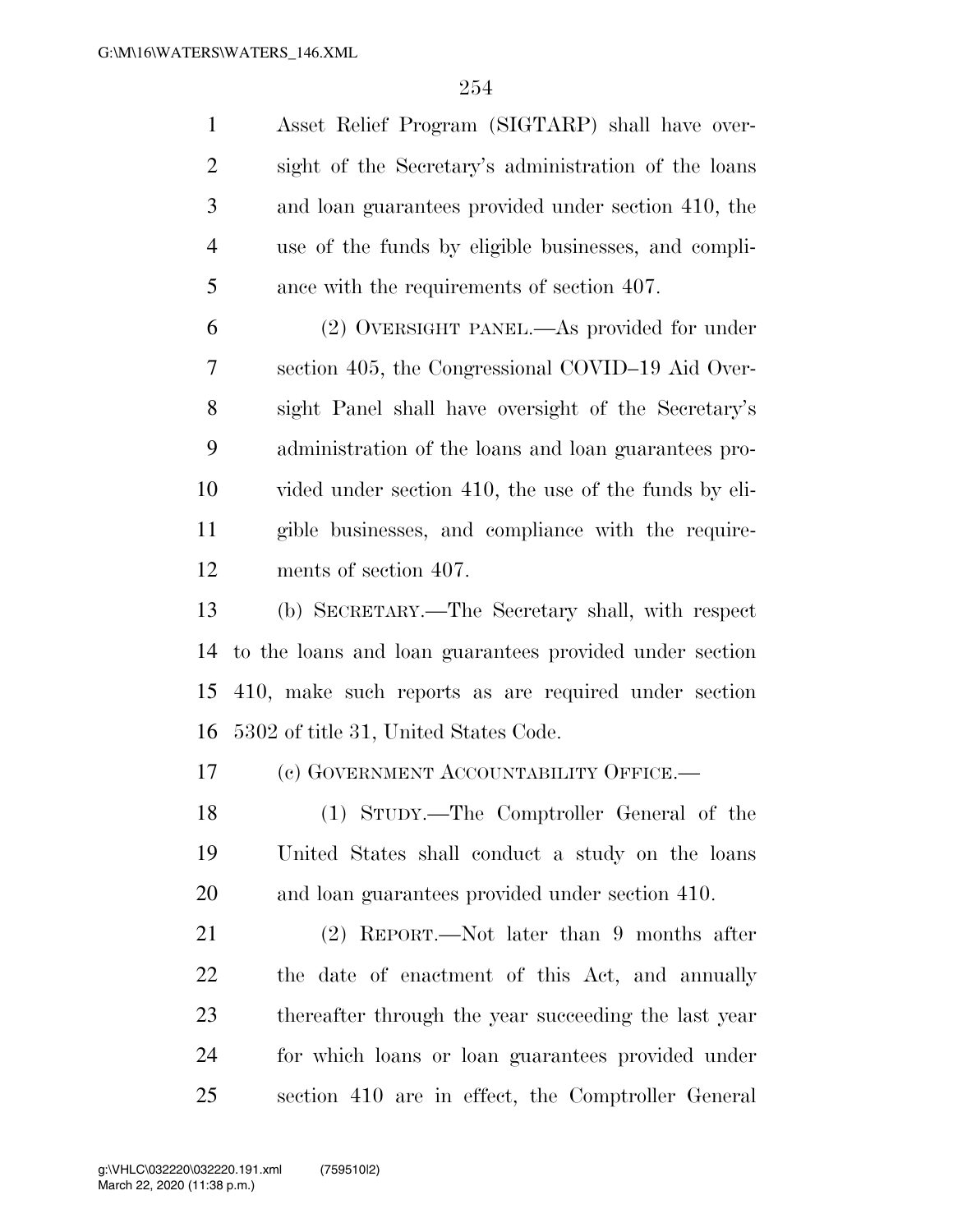Asset Relief Program (SIGTARP) shall have oversight of the Secretary's administration of the loans and loan guarantees provided under section 410, the use of the funds by eligible businesses, and compliance with the requirements of section 407.

(2) OVERSIGHT PANEL.—As provided for under section 405, the Congressional COVID–19 Aid Oversight Panel shall have oversight of the Secretary's administration of the loans and loan guarantees provided under section 410, the use of the funds by eligible businesses, and compliance with the requirements of section 407.

(b) SECRETARY.—The Secretary shall, with respect to the loans and loan guarantees provided under section 410, make such reports as are required under section 5302 of title 31, United States Code.

(c) GOVERNMENT ACCOUNTABILITY OFFICE.—

(1) STUDY.—The Comptroller General of the United States shall conduct a study on the loans and loan guarantees provided under section 410.

(2) REPORT.—Not later than 9 months after the date of enactment of this Act, and annually thereafter through the year succeeding the last year for which loans or loan guarantees provided under section 410 are in effect, the Comptroller General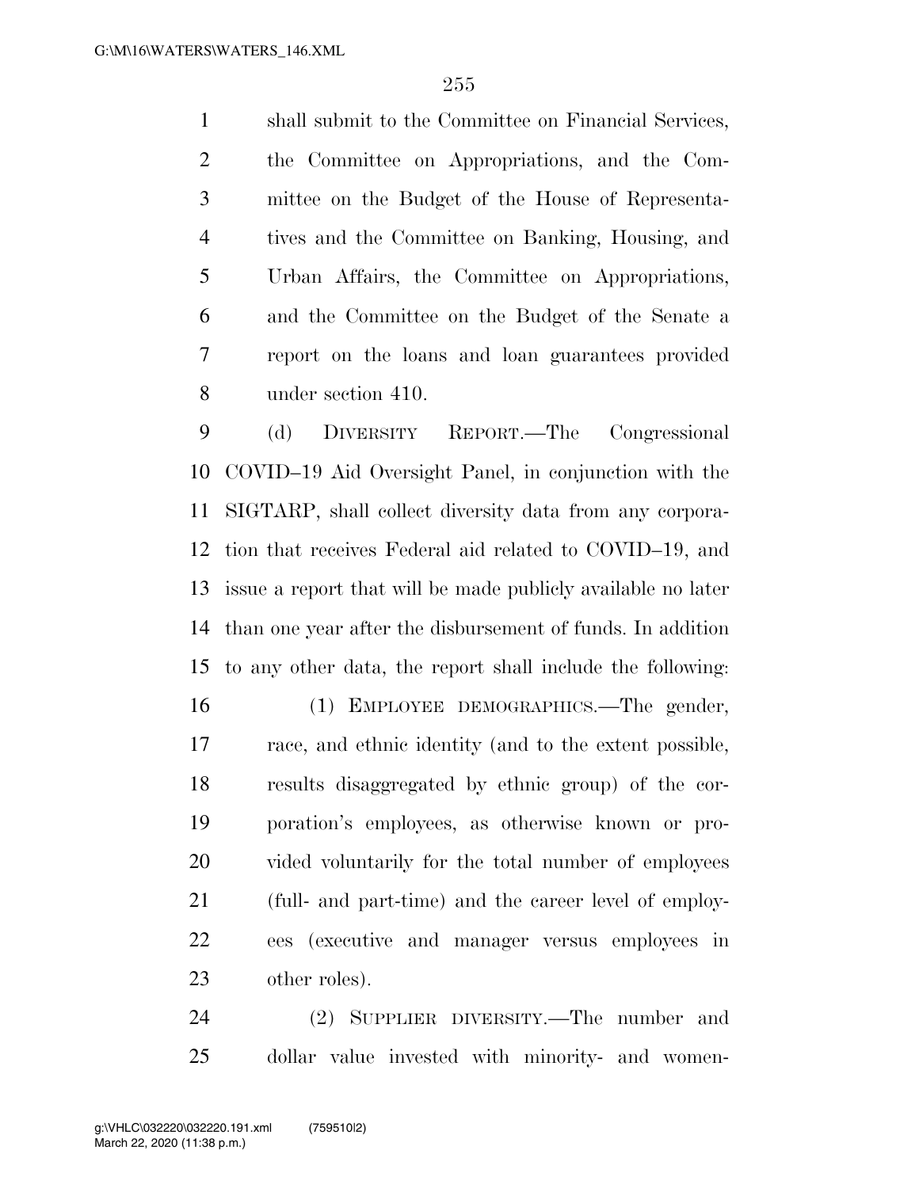shall submit to the Committee on Financial Services, the Committee on Appropriations, and the Committee on the Budget of the House of Representatives and the Committee on Banking, Housing, and Urban Affairs, the Committee on Appropriations, and the Committee on the Budget of the Senate a report on the loans and loan guarantees provided under section 410.

(d) DIVERSITY REPORT.—The Congressional COVID–19 Aid Oversight Panel, in conjunction with the SIGTARP, shall collect diversity data from any corporation that receives Federal aid related to COVID–19, and issue a report that will be made publicly available no later than one year after the disbursement of funds. In addition to any other data, the report shall include the following:

(1) EMPLOYEE DEMOGRAPHICS.—The gender, race, and ethnic identity (and to the extent possible, results disaggregated by ethnic group) of the corporation's employees, as otherwise known or provided voluntarily for the total number of employees (full- and part-time) and the career level of employees (executive and manager versus employees in other roles).

(2) SUPPLIER DIVERSITY.—The number and dollar value invested with minority- and women-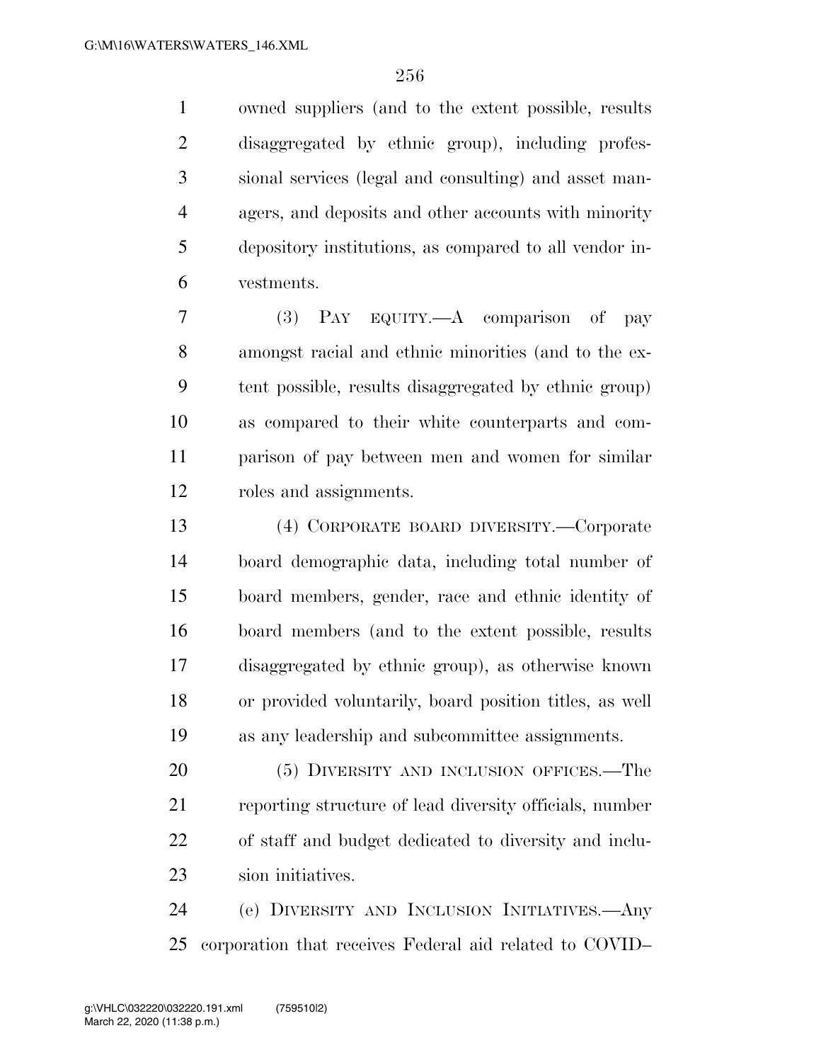owned suppliers (and to the extent possible, results disaggregated by ethnic group), including professional services (legal and consulting) and asset managers, and deposits and other accounts with minority depository institutions, as compared to all vendor investments.

(3) PAY EQUITY.—A comparison of pay amongst racial and ethnic minorities (and to the extent possible, results disaggregated by ethnic group) as compared to their white counterparts and comparison of pay between men and women for similar roles and assignments.

(4) CORPORATE BOARD DIVERSITY.—Corporate board demographic data, including total number of board members, gender, race and ethnic identity of board members (and to the extent possible, results disaggregated by ethnic group), as otherwise known or provided voluntarily, board position titles, as well as any leadership and subcommittee assignments.

(5) DIVERSITY AND INCLUSION OFFICES.—The reporting structure of lead diversity officials, number of staff and budget dedicated to diversity and inclusion initiatives.

(e) DIVERSITY AND INCLUSION INITIATIVES.—Any corporation that receives Federal aid related to COVID–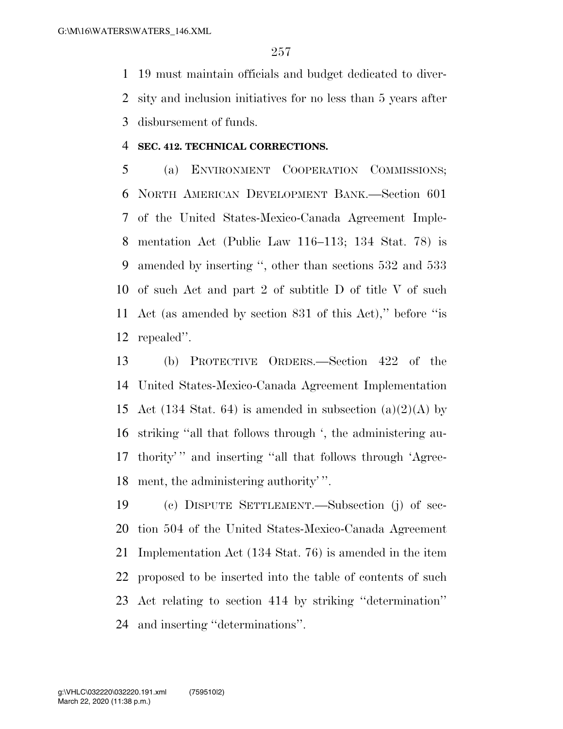19 must maintain officials and budget dedicated to diversity and inclusion initiatives for no less than 5 years after disbursement of funds.

**SEC. 412. TECHNICAL CORRECTIONS.**

(a) ENVIRONMENT COOPERATION COMMISSIONS; NORTH AMERICAN DEVELOPMENT BANK.—Section 601 of the United States-Mexico-Canada Agreement Implementation Act (Public Law 116–113; 134 Stat. 78) is amended by inserting '', other than sections 532 and 533 of such Act and part 2 of subtitle D of title V of such Act (as amended by section 831 of this Act),'' before ''is repealed''.

(b) PROTECTIVE ORDERS.—Section 422 of the United States-Mexico-Canada Agreement Implementation Act (134 Stat. 64) is amended in subsection (a)(2)(A) by striking ''all that follows through ', the administering authority' '' and inserting ''all that follows through 'Agreement, the administering authority' ''.

(c) DISPUTE SETTLEMENT.—Subsection (j) of section 504 of the United States-Mexico-Canada Agreement Implementation Act (134 Stat. 76) is amended in the item proposed to be inserted into the table of contents of such Act relating to section 414 by striking ''determination'' and inserting ''determinations''.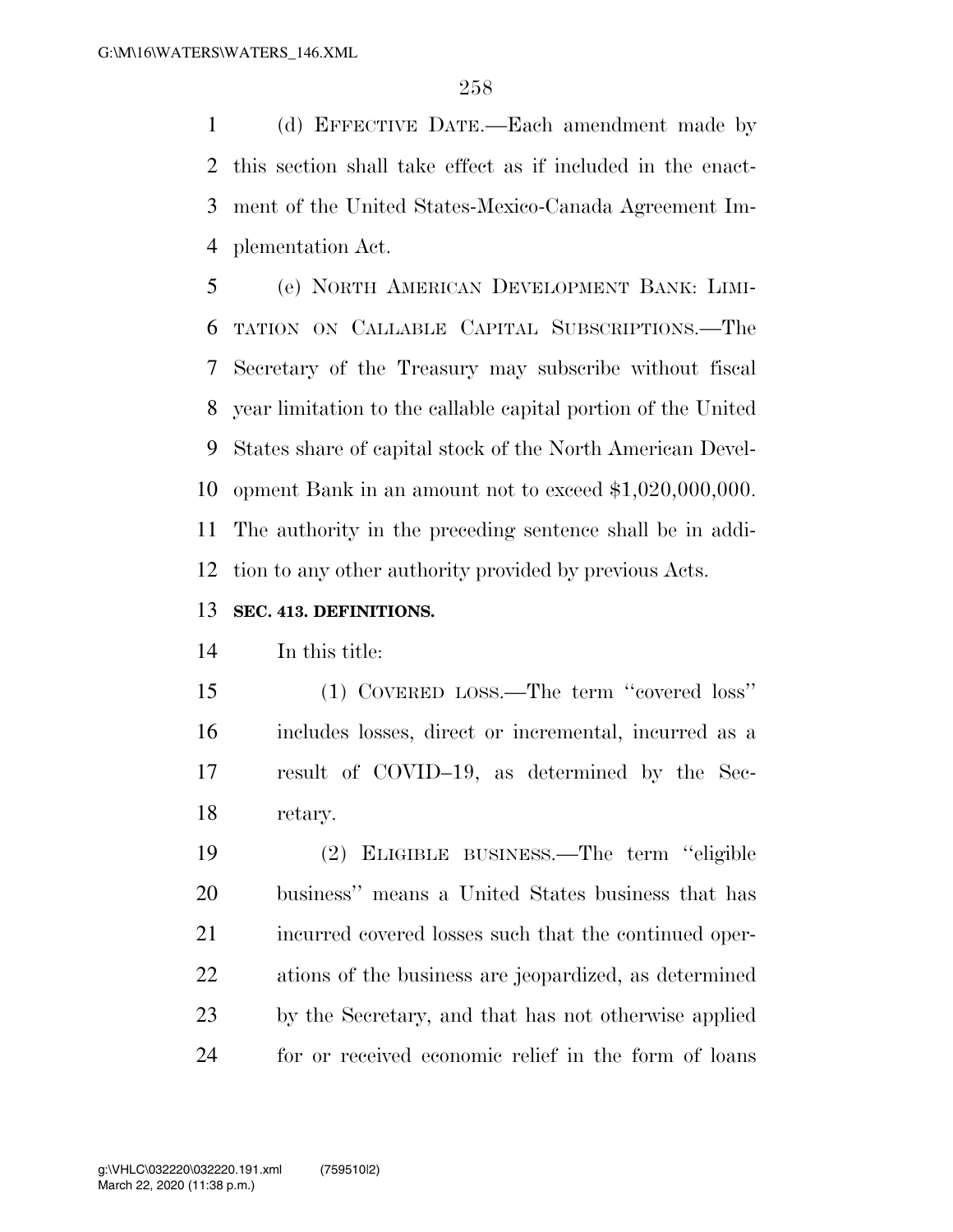(d) EFFECTIVE DATE.—Each amendment made by this section shall take effect as if included in the enactment of the United States-Mexico-Canada Agreement Implementation Act.

(e) NORTH AMERICAN DEVELOPMENT BANK: LIMITATION ON CALLABLE CAPITAL SUBSCRIPTIONS.—The Secretary of the Treasury may subscribe without fiscal year limitation to the callable capital portion of the United States share of capital stock of the North American Development Bank in an amount not to exceed $1,020,000,000. The authority in the preceding sentence shall be in addition to any other authority provided by previous Acts.

**SEC. 413. DEFINITIONS.**

In this title:

(1) COVERED LOSS.—The term ''covered loss'' includes losses, direct or incremental, incurred as a result of COVID–19, as determined by the Secretary.

(2) ELIGIBLE BUSINESS.—The term ''eligible business'' means a United States business that has incurred covered losses such that the continued operations of the business are jeopardized, as determined by the Secretary, and that has not otherwise applied for or received economic relief in the form of loans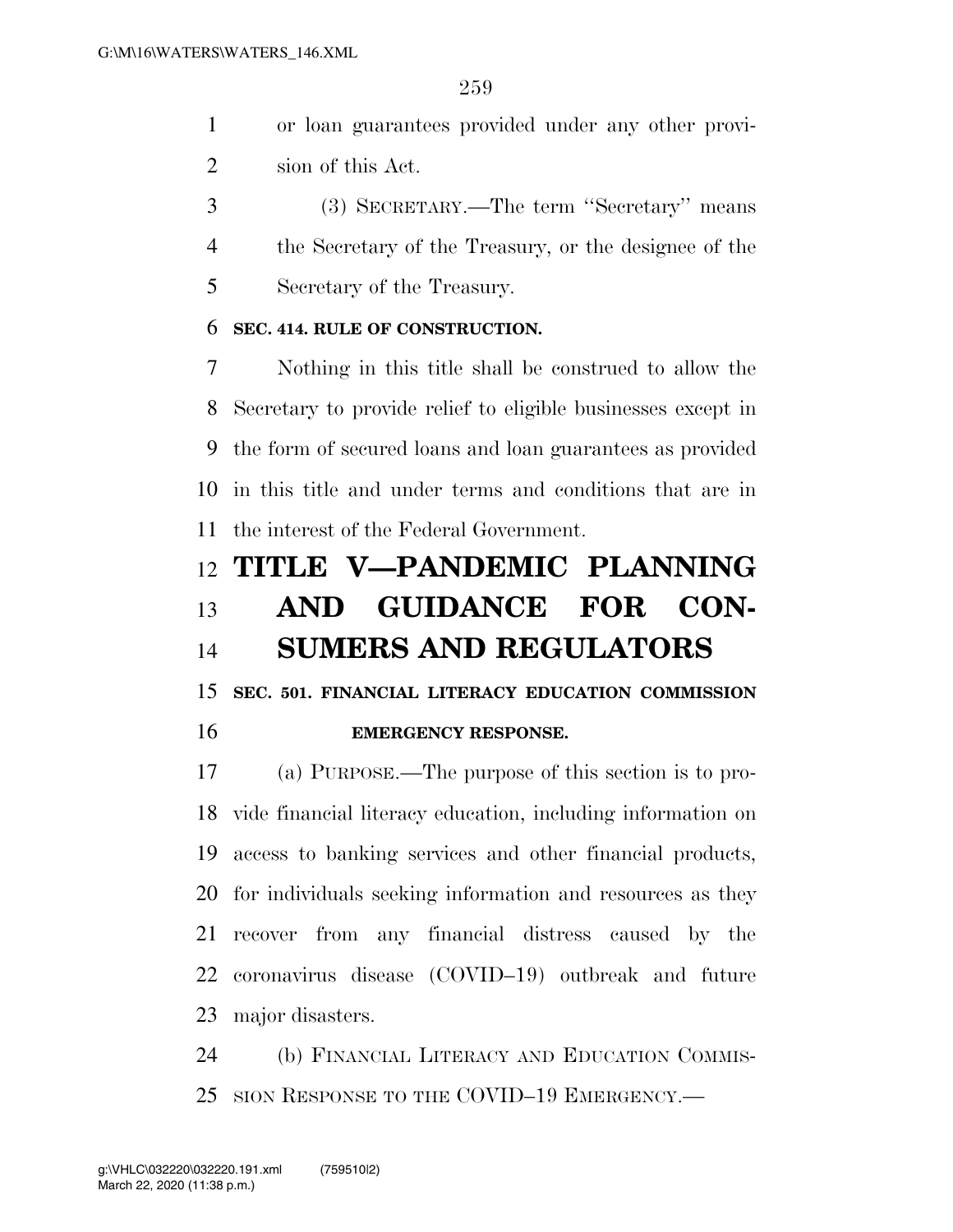or loan guarantees provided under any other provision of this Act.

(3) SECRETARY.—The term "Secretary" means the Secretary of the Treasury, or the designee of the Secretary of the Treasury.

**SEC. 414. RULE OF CONSTRUCTION.**

Nothing in this title shall be construed to allow the Secretary to provide relief to eligible businesses except in the form of secured loans and loan guarantees as provided in this title and under terms and conditions that are in the interest of the Federal Government.

# TITLE V—PANDEMIC PLANNING AND GUIDANCE FOR CONSUMERS AND REGULATORS

**SEC. 501. FINANCIAL LITERACY EDUCATION COMMISSION EMERGENCY RESPONSE.**

(a) PURPOSE.—The purpose of this section is to provide financial literacy education, including information on access to banking services and other financial products, for individuals seeking information and resources as they recover from any financial distress caused by the coronavirus disease (COVID–19) outbreak and future major disasters.

(b) FINANCIAL LITERACY AND EDUCATION COMMISSION RESPONSE TO THE COVID–19 EMERGENCY.—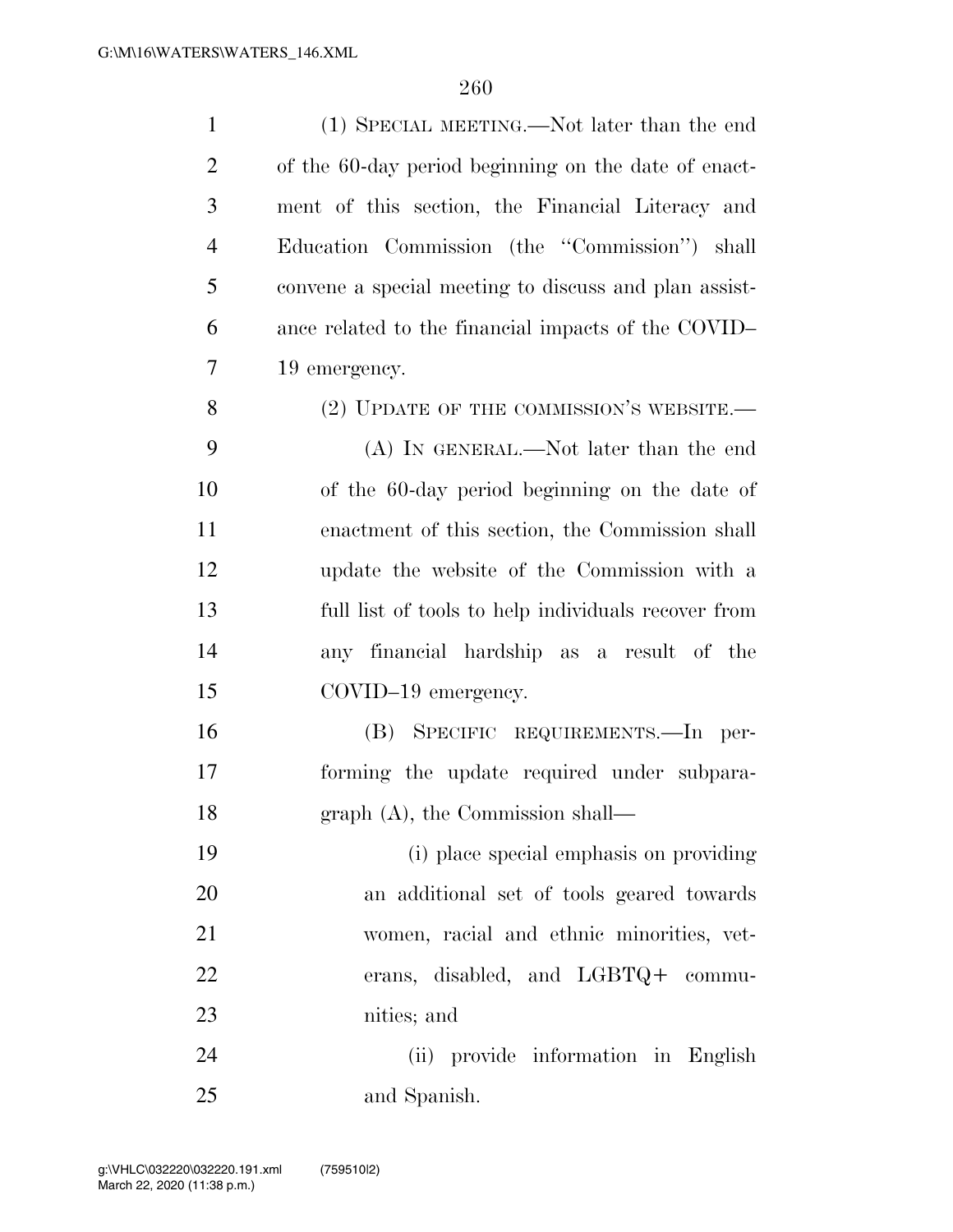(1) SPECIAL MEETING.—Not later than the end of the 60-day period beginning on the date of enactment of this section, the Financial Literacy and Education Commission (the ''Commission'') shall convene a special meeting to discuss and plan assistance related to the financial impacts of the COVID–19 emergency.

(2) UPDATE OF THE COMMISSION'S WEBSITE.—

(A) IN GENERAL.—Not later than the end of the 60-day period beginning on the date of enactment of this section, the Commission shall update the website of the Commission with a full list of tools to help individuals recover from any financial hardship as a result of the COVID–19 emergency.

(B) SPECIFIC REQUIREMENTS.—In performing the update required under subparagraph (A), the Commission shall—

(i) place special emphasis on providing an additional set of tools geared towards women, racial and ethnic minorities, veterans, disabled, and LGBTQ+ communities; and

(ii) provide information in English and Spanish.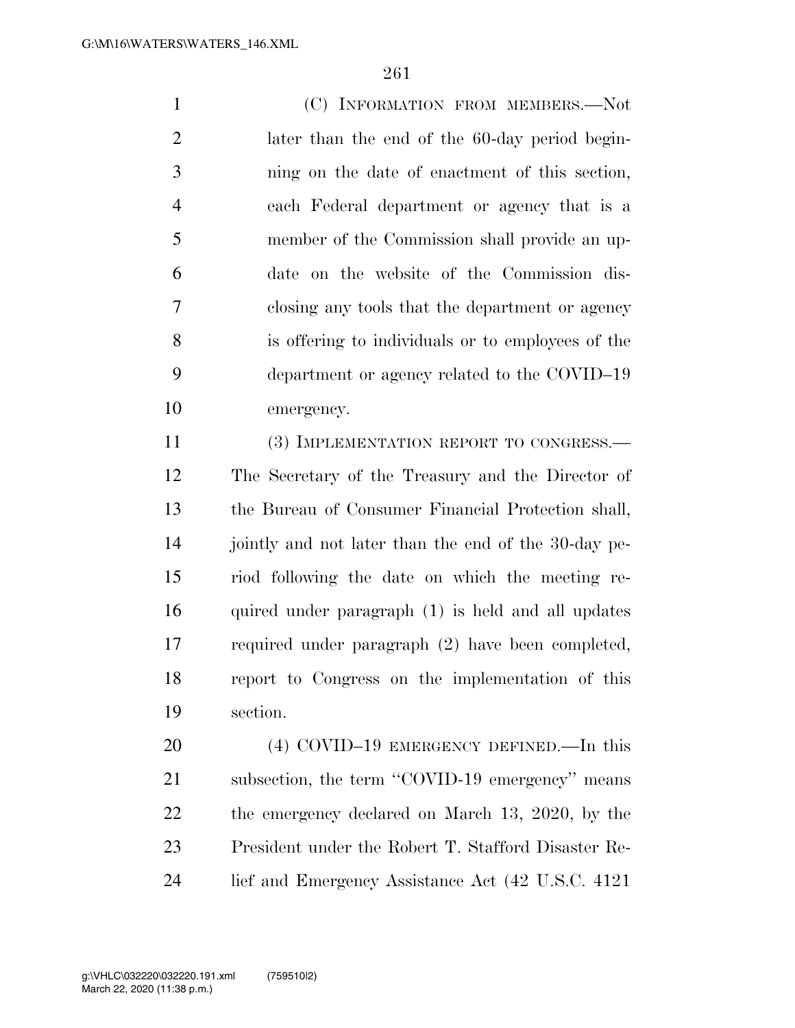(C) INFORMATION FROM MEMBERS.—Not later than the end of the 60-day period beginning on the date of enactment of this section, each Federal department or agency that is a member of the Commission shall provide an update on the website of the Commission disclosing any tools that the department or agency is offering to individuals or to employees of the department or agency related to the COVID–19 emergency.

(3) IMPLEMENTATION REPORT TO CONGRESS.—The Secretary of the Treasury and the Director of the Bureau of Consumer Financial Protection shall, jointly and not later than the end of the 30-day period following the date on which the meeting required under paragraph (1) is held and all updates required under paragraph (2) have been completed, report to Congress on the implementation of this section.

(4) COVID–19 EMERGENCY DEFINED.—In this subsection, the term "COVID-19 emergency" means the emergency declared on March 13, 2020, by the President under the Robert T. Stafford Disaster Relief and Emergency Assistance Act (42 U.S.C. 4121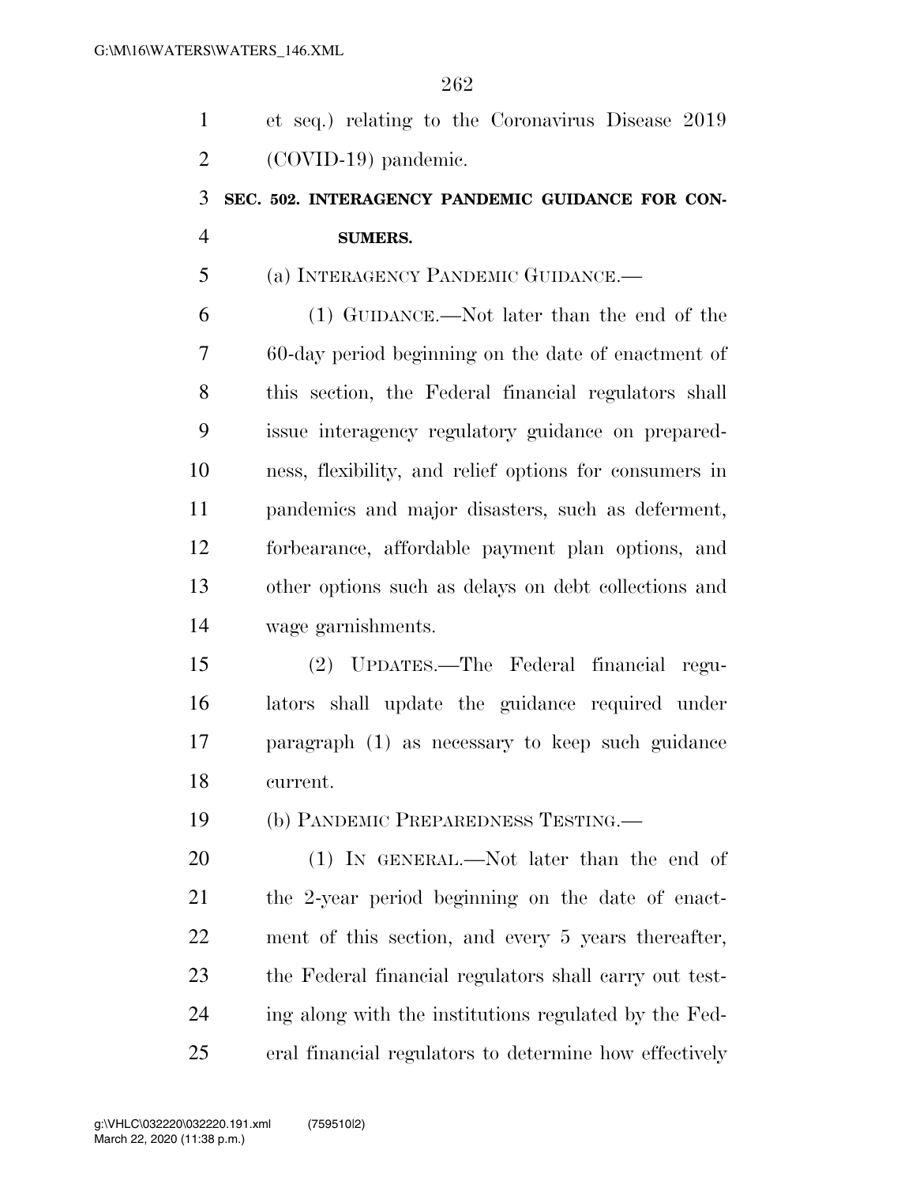et seq.) relating to the Coronavirus Disease 2019 (COVID-19) pandemic.

**SEC. 502. INTERAGENCY PANDEMIC GUIDANCE FOR CONSUMERS.**

(a) INTERAGENCY PANDEMIC GUIDANCE.—

(1) GUIDANCE.—Not later than the end of the 60-day period beginning on the date of enactment of this section, the Federal financial regulators shall issue interagency regulatory guidance on preparedness, flexibility, and relief options for consumers in pandemics and major disasters, such as deferment, forbearance, affordable payment plan options, and other options such as delays on debt collections and wage garnishments.

(2) UPDATES.—The Federal financial regulators shall update the guidance required under paragraph (1) as necessary to keep such guidance current.

(b) PANDEMIC PREPAREDNESS TESTING.—

(1) IN GENERAL.—Not later than the end of the 2-year period beginning on the date of enactment of this section, and every 5 years thereafter, the Federal financial regulators shall carry out testing along with the institutions regulated by the Federal financial regulators to determine how effectively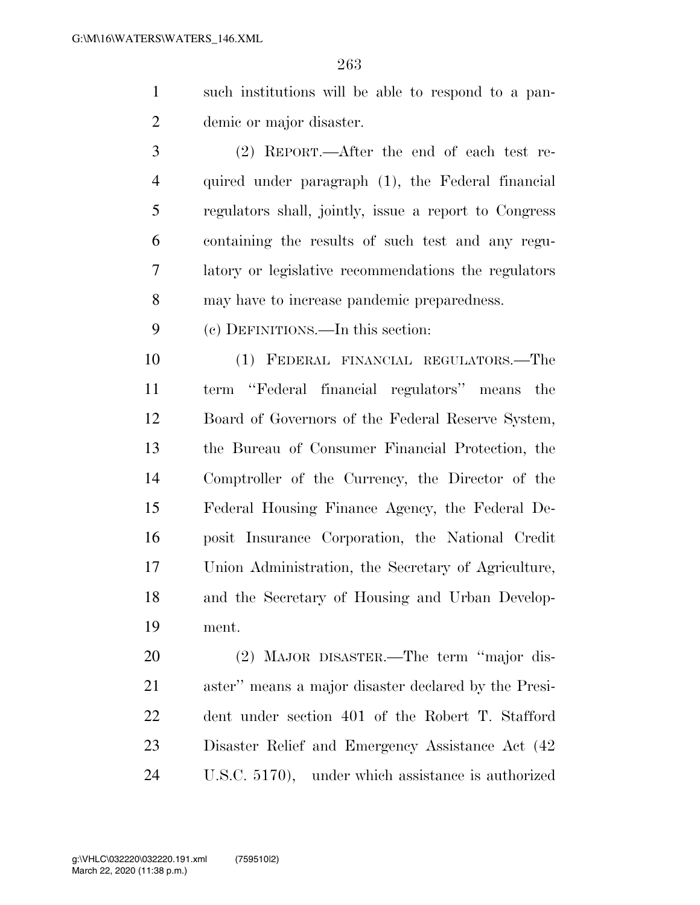such institutions will be able to respond to a pandemic or major disaster.

(2) REPORT.—After the end of each test required under paragraph (1), the Federal financial regulators shall, jointly, issue a report to Congress containing the results of such test and any regulatory or legislative recommendations the regulators may have to increase pandemic preparedness.

(c) DEFINITIONS.—In this section:

(1) FEDERAL FINANCIAL REGULATORS.—The term "Federal financial regulators" means the Board of Governors of the Federal Reserve System, the Bureau of Consumer Financial Protection, the Comptroller of the Currency, the Director of the Federal Housing Finance Agency, the Federal Deposit Insurance Corporation, the National Credit Union Administration, the Secretary of Agriculture, and the Secretary of Housing and Urban Development.

(2) MAJOR DISASTER.—The term "major disaster" means a major disaster declared by the President under section 401 of the Robert T. Stafford Disaster Relief and Emergency Assistance Act (42 U.S.C. 5170), under which assistance is authorized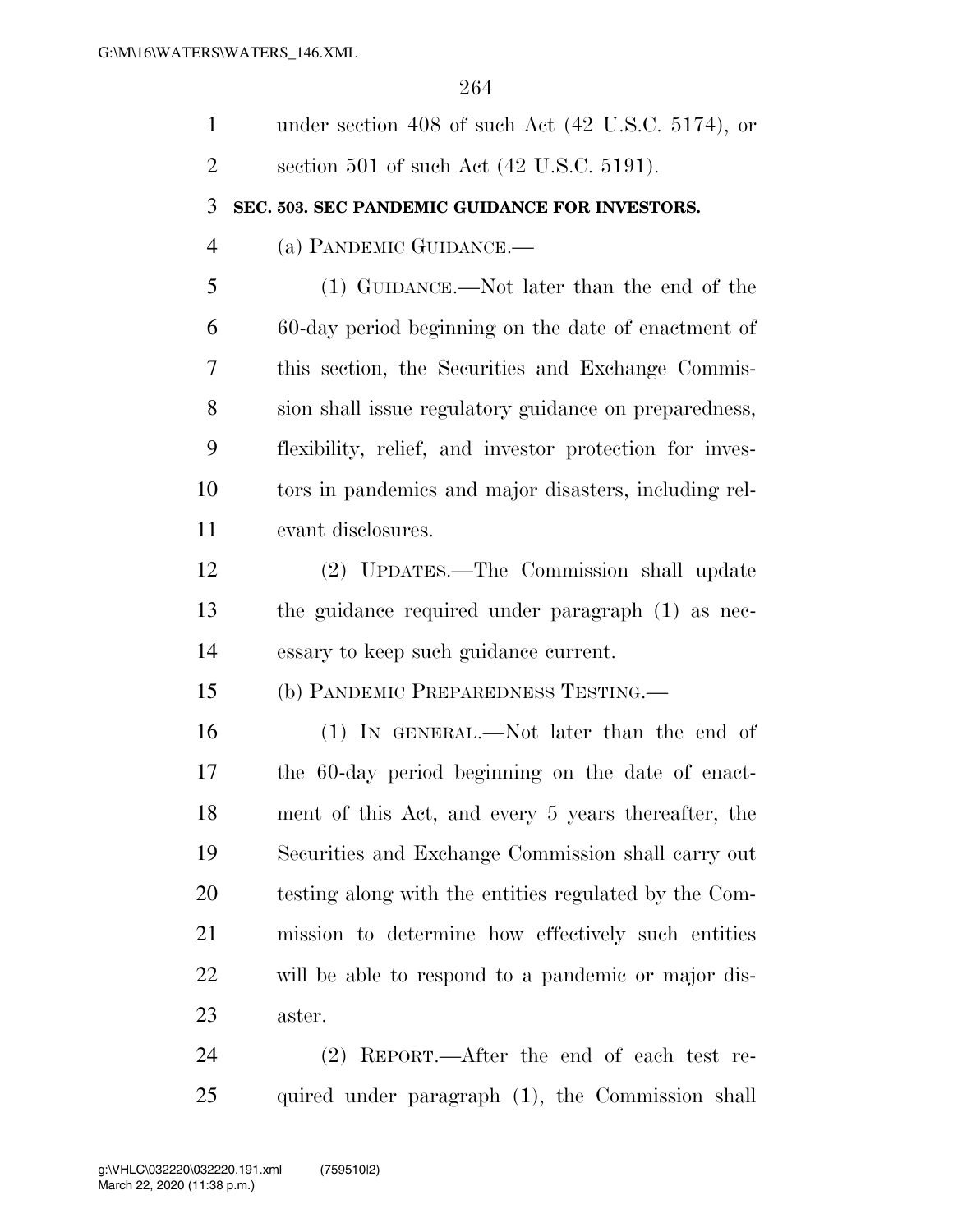under section 408 of such Act (42 U.S.C. 5174), or section 501 of such Act (42 U.S.C. 5191).

### SEC. 503. SEC PANDEMIC GUIDANCE FOR INVESTORS.

(a) PANDEMIC GUIDANCE.—

(1) GUIDANCE.—Not later than the end of the 60-day period beginning on the date of enactment of this section, the Securities and Exchange Commission shall issue regulatory guidance on preparedness, flexibility, relief, and investor protection for investors in pandemics and major disasters, including relevant disclosures.

(2) UPDATES.—The Commission shall update the guidance required under paragraph (1) as necessary to keep such guidance current.

(b) PANDEMIC PREPAREDNESS TESTING.—

(1) IN GENERAL.—Not later than the end of the 60-day period beginning on the date of enactment of this Act, and every 5 years thereafter, the Securities and Exchange Commission shall carry out testing along with the entities regulated by the Commission to determine how effectively such entities will be able to respond to a pandemic or major disaster.

(2) REPORT.—After the end of each test required under paragraph (1), the Commission shall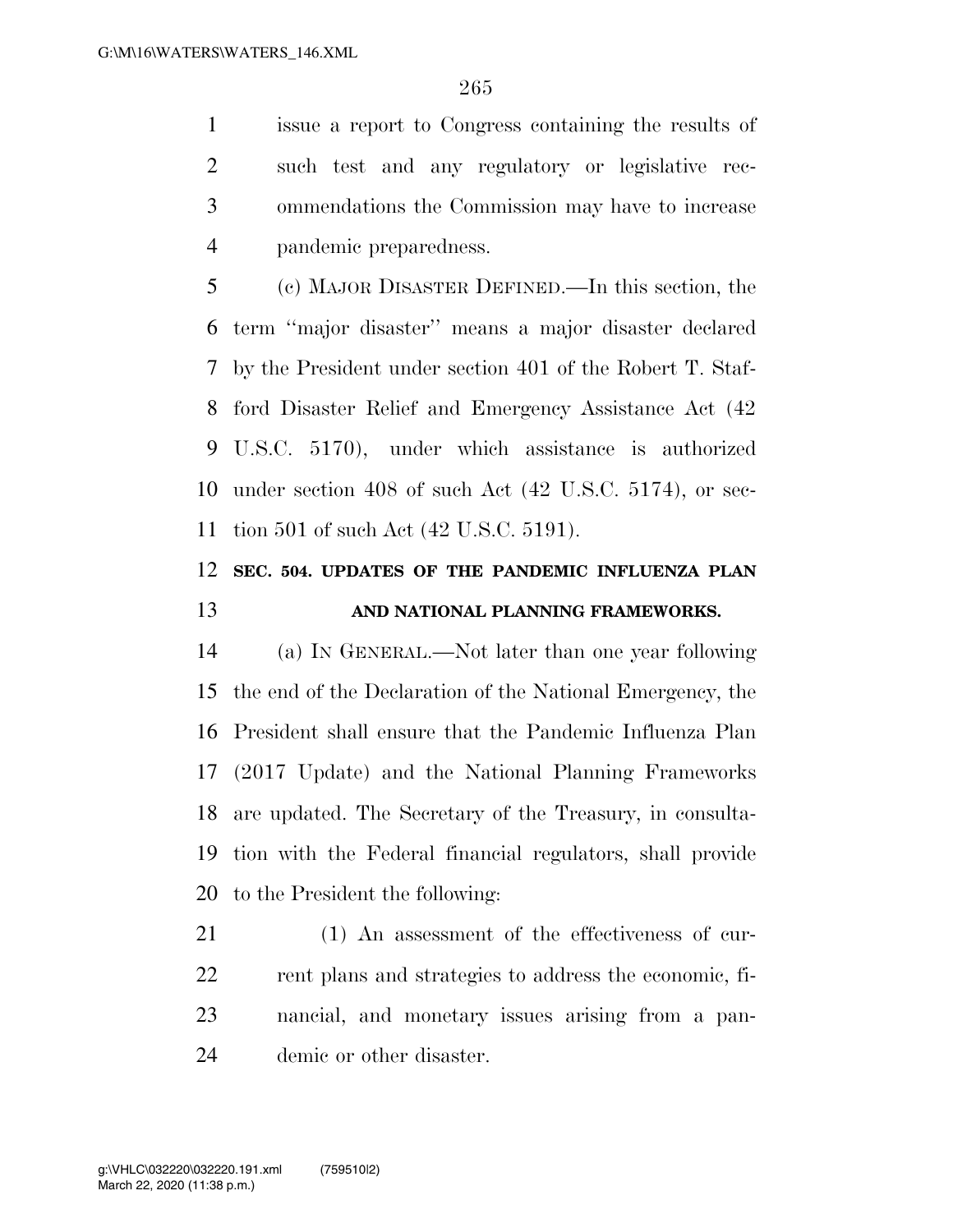issue a report to Congress containing the results of such test and any regulatory or legislative recommendations the Commission may have to increase pandemic preparedness.

(c) MAJOR DISASTER DEFINED.—In this section, the term ''major disaster'' means a major disaster declared by the President under section 401 of the Robert T. Stafford Disaster Relief and Emergency Assistance Act (42 U.S.C. 5170), under which assistance is authorized under section 408 of such Act (42 U.S.C. 5174), or section 501 of such Act (42 U.S.C. 5191).

**SEC. 504. UPDATES OF THE PANDEMIC INFLUENZA PLAN AND NATIONAL PLANNING FRAMEWORKS.**

(a) IN GENERAL.—Not later than one year following the end of the Declaration of the National Emergency, the President shall ensure that the Pandemic Influenza Plan (2017 Update) and the National Planning Frameworks are updated. The Secretary of the Treasury, in consultation with the Federal financial regulators, shall provide to the President the following:

(1) An assessment of the effectiveness of current plans and strategies to address the economic, financial, and monetary issues arising from a pandemic or other disaster.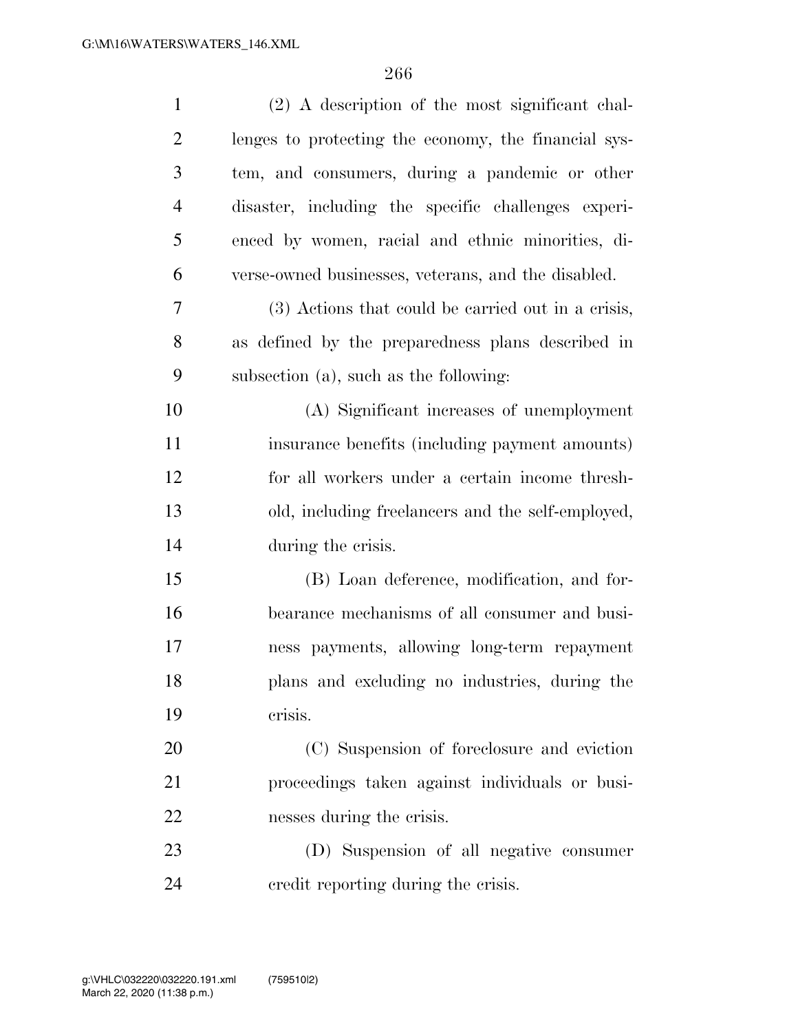(2) A description of the most significant challenges to protecting the economy, the financial system, and consumers, during a pandemic or other disaster, including the specific challenges experienced by women, racial and ethnic minorities, diverse-owned businesses, veterans, and the disabled.

(3) Actions that could be carried out in a crisis, as defined by the preparedness plans described in subsection (a), such as the following:

(A) Significant increases of unemployment insurance benefits (including payment amounts) for all workers under a certain income threshold, including freelancers and the self-employed, during the crisis.

(B) Loan deference, modification, and forbearance mechanisms of all consumer and business payments, allowing long-term repayment plans and excluding no industries, during the crisis.

(C) Suspension of foreclosure and eviction proceedings taken against individuals or businesses during the crisis.

(D) Suspension of all negative consumer credit reporting during the crisis.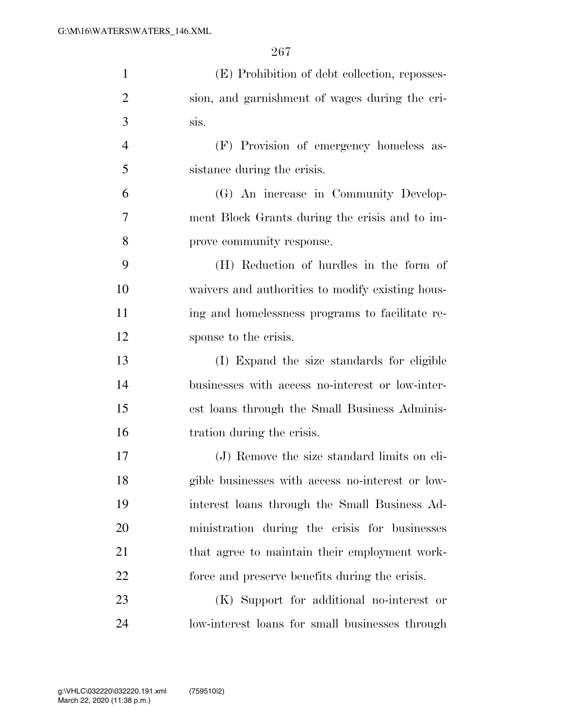(E) Prohibition of debt collection, repossession, and garnishment of wages during the crisis.

(F) Provision of emergency homeless assistance during the crisis.

(G) An increase in Community Development Block Grants during the crisis and to improve community response.

(H) Reduction of hurdles in the form of waivers and authorities to modify existing housing and homelessness programs to facilitate response to the crisis.

(I) Expand the size standards for eligible businesses with access no-interest or low-interest loans through the Small Business Administration during the crisis.

(J) Remove the size standard limits on eligible businesses with access no-interest or low-interest loans through the Small Business Administration during the crisis for businesses that agree to maintain their employment workforce and preserve benefits during the crisis.

(K) Support for additional no-interest or low-interest loans for small businesses through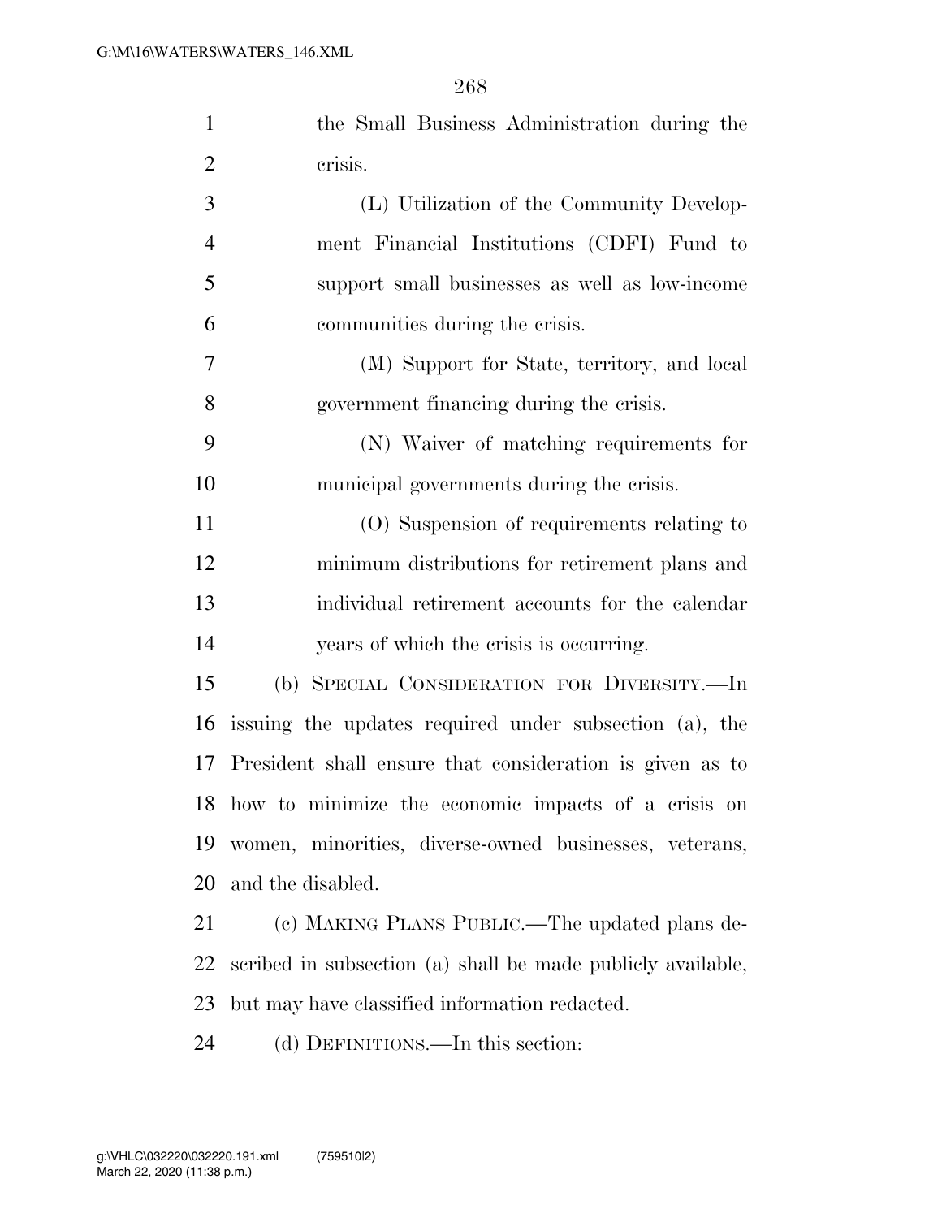the Small Business Administration during the crisis.

(L) Utilization of the Community Development Financial Institutions (CDFI) Fund to support small businesses as well as low-income communities during the crisis.

(M) Support for State, territory, and local government financing during the crisis.

(N) Waiver of matching requirements for municipal governments during the crisis.

(O) Suspension of requirements relating to minimum distributions for retirement plans and individual retirement accounts for the calendar years of which the crisis is occurring.

(b) SPECIAL CONSIDERATION FOR DIVERSITY.—In issuing the updates required under subsection (a), the President shall ensure that consideration is given as to how to minimize the economic impacts of a crisis on women, minorities, diverse-owned businesses, veterans, and the disabled.

(c) MAKING PLANS PUBLIC.—The updated plans described in subsection (a) shall be made publicly available, but may have classified information redacted.

(d) DEFINITIONS.—In this section: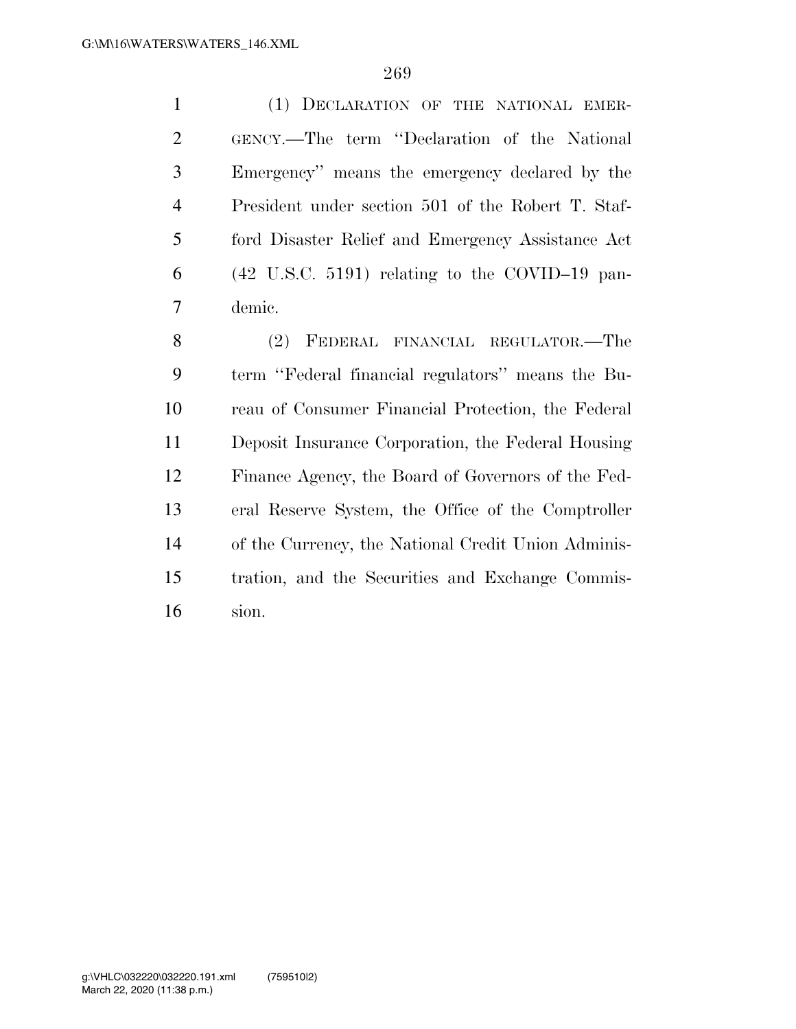(1) DECLARATION OF THE NATIONAL EMERGENCY.—The term ''Declaration of the National Emergency'' means the emergency declared by the President under section 501 of the Robert T. Stafford Disaster Relief and Emergency Assistance Act (42 U.S.C. 5191) relating to the COVID–19 pandemic.

(2) FEDERAL FINANCIAL REGULATOR.—The term ''Federal financial regulators'' means the Bureau of Consumer Financial Protection, the Federal Deposit Insurance Corporation, the Federal Housing Finance Agency, the Board of Governors of the Federal Reserve System, the Office of the Comptroller of the Currency, the National Credit Union Administration, and the Securities and Exchange Commission.